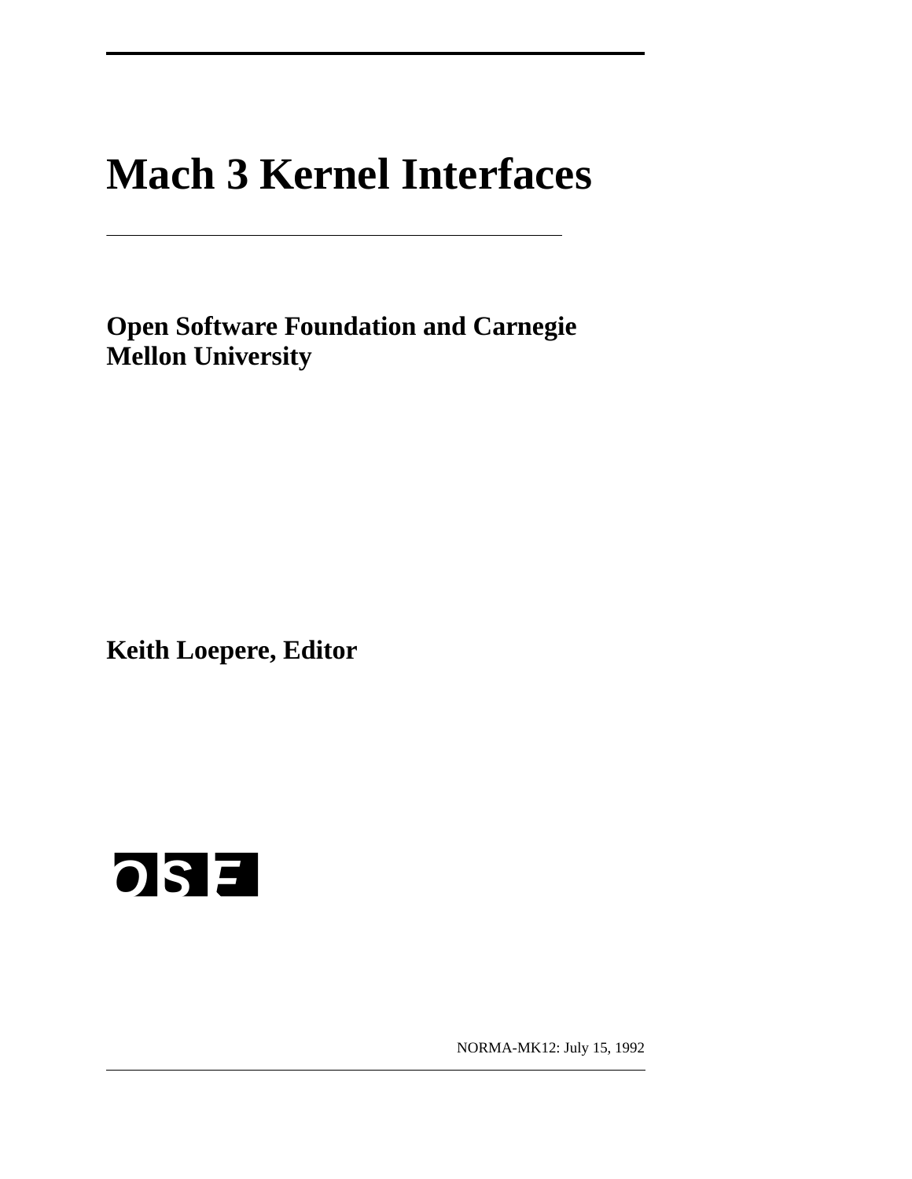# Mach 3 Kernel Interfaces

**Open Software Foundation and Carnegie Mellon University**

**Keith Loepere, Editor**

OSF

NORMA-MK12: July 15, 1992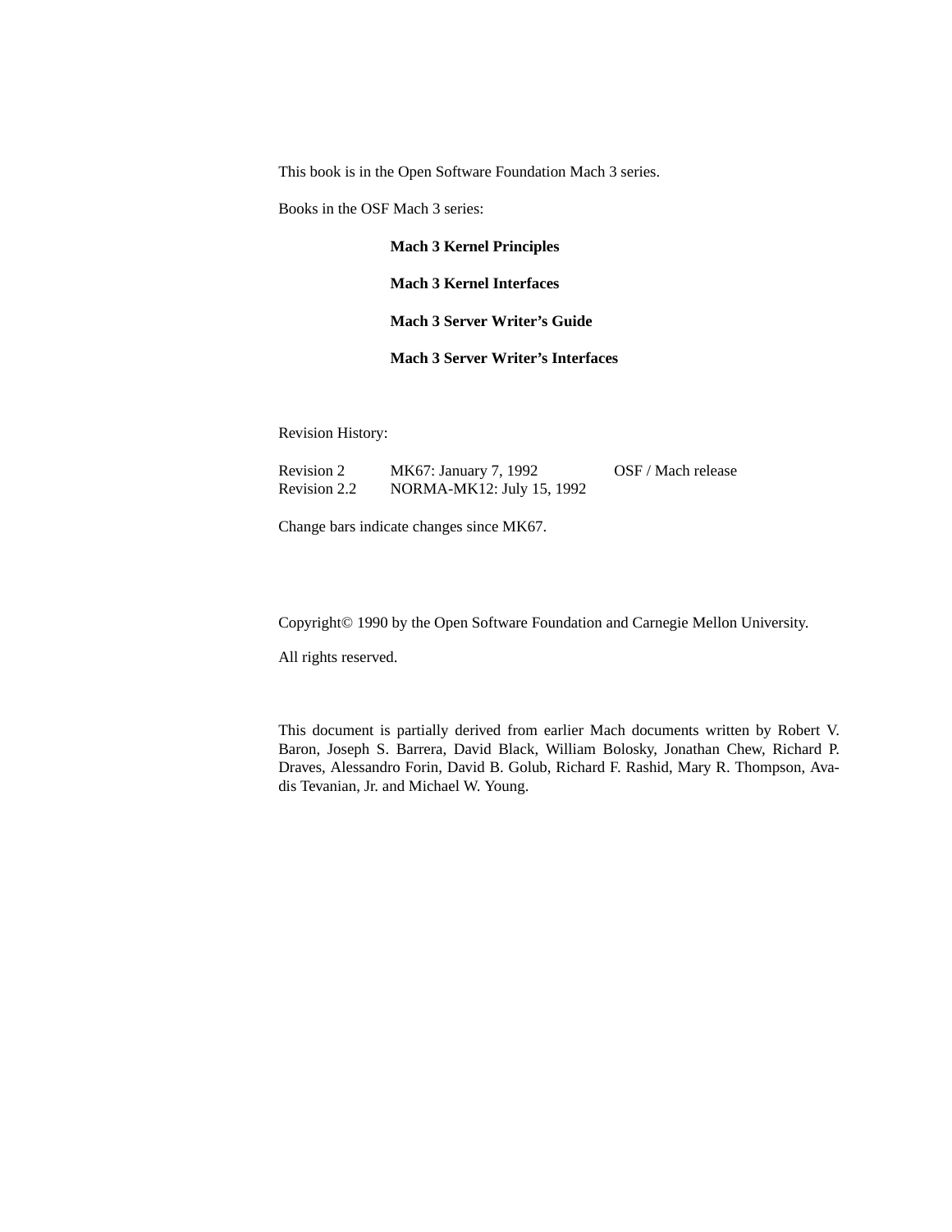This book is in the Open Software Foundation Mach 3 series.

Books in the OSF Mach 3 series:

**Mach 3 Kernel Principles**

**Mach 3 Kernel Interfaces**

**Mach 3 Server Writer's Guide**

**Mach 3 Server Writer's Interfaces**

Revision History:

| | | |
|---|---|---|
| Revision 2 | MK67: January 7, 1992 | OSF / Mach release |
| Revision 2.2 | NORMA-MK12: July 15, 1992 | |

Change bars indicate changes since MK67.

Copyright© 1990 by the Open Software Foundation and Carnegie Mellon University.

All rights reserved.

This document is partially derived from earlier Mach documents written by Robert V. Baron, Joseph S. Barrera, David Black, William Bolosky, Jonathan Chew, Richard P. Draves, Alessandro Forin, David B. Golub, Richard F. Rashid, Mary R. Thompson, Avadis Tevanian, Jr. and Michael W. Young.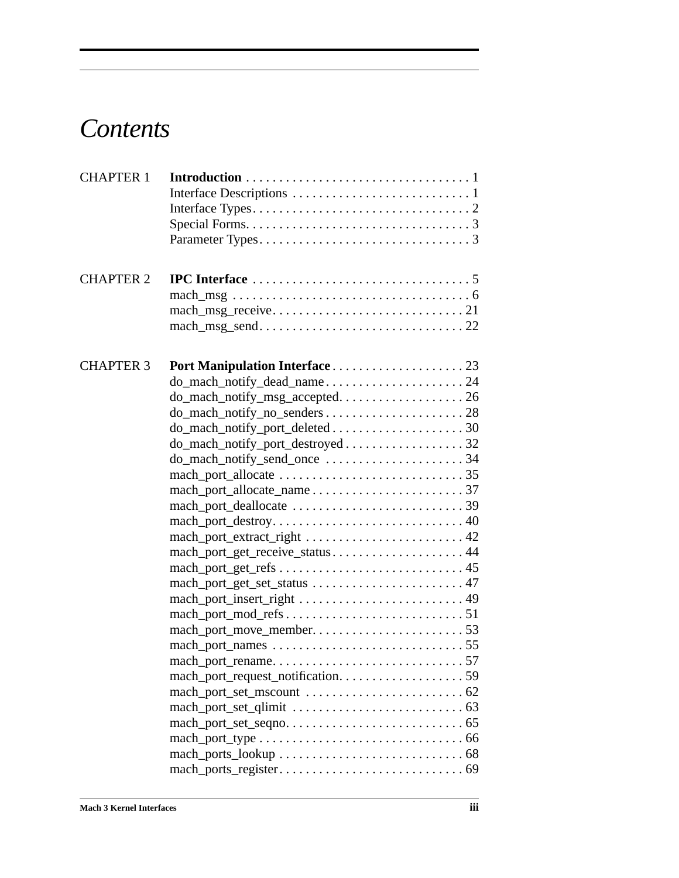# Contents

| | | |
|---|---|---|
| CHAPTER 1 | **Introduction** | 1 |
| | Interface Descriptions | 1 |
| | Interface Types | 2 |
| | Special Forms | 3 |
| | Parameter Types | 3 |
| CHAPTER 2 | **IPC Interface** | 5 |
| | mach_msg | 6 |
| | mach_msg_receive | 21 |
| | mach_msg_send | 22 |
| CHAPTER 3 | **Port Manipulation Interface** | 23 |
| | do_mach_notify_dead_name | 24 |
| | do_mach_notify_msg_accepted | 26 |
| | do_mach_notify_no_senders | 28 |
| | do_mach_notify_port_deleted | 30 |
| | do_mach_notify_port_destroyed | 32 |
| | do_mach_notify_send_once | 34 |
| | mach_port_allocate | 35 |
| | mach_port_allocate_name | 37 |
| | mach_port_deallocate | 39 |
| | mach_port_destroy | 40 |
| | mach_port_extract_right | 42 |
| | mach_port_get_receive_status | 44 |
| | mach_port_get_refs | 45 |
| | mach_port_get_set_status | 47 |
| | mach_port_insert_right | 49 |
| | mach_port_mod_refs | 51 |
| | mach_port_move_member | 53 |
| | mach_port_names | 55 |
| | mach_port_rename | 57 |
| | mach_port_request_notification | 59 |
| | mach_port_set_mscount | 62 |
| | mach_port_set_qlimit | 63 |
| | mach_port_set_seqno | 65 |
| | mach_port_type | 66 |
| | mach_ports_lookup | 68 |
| | mach_ports_register | 69 |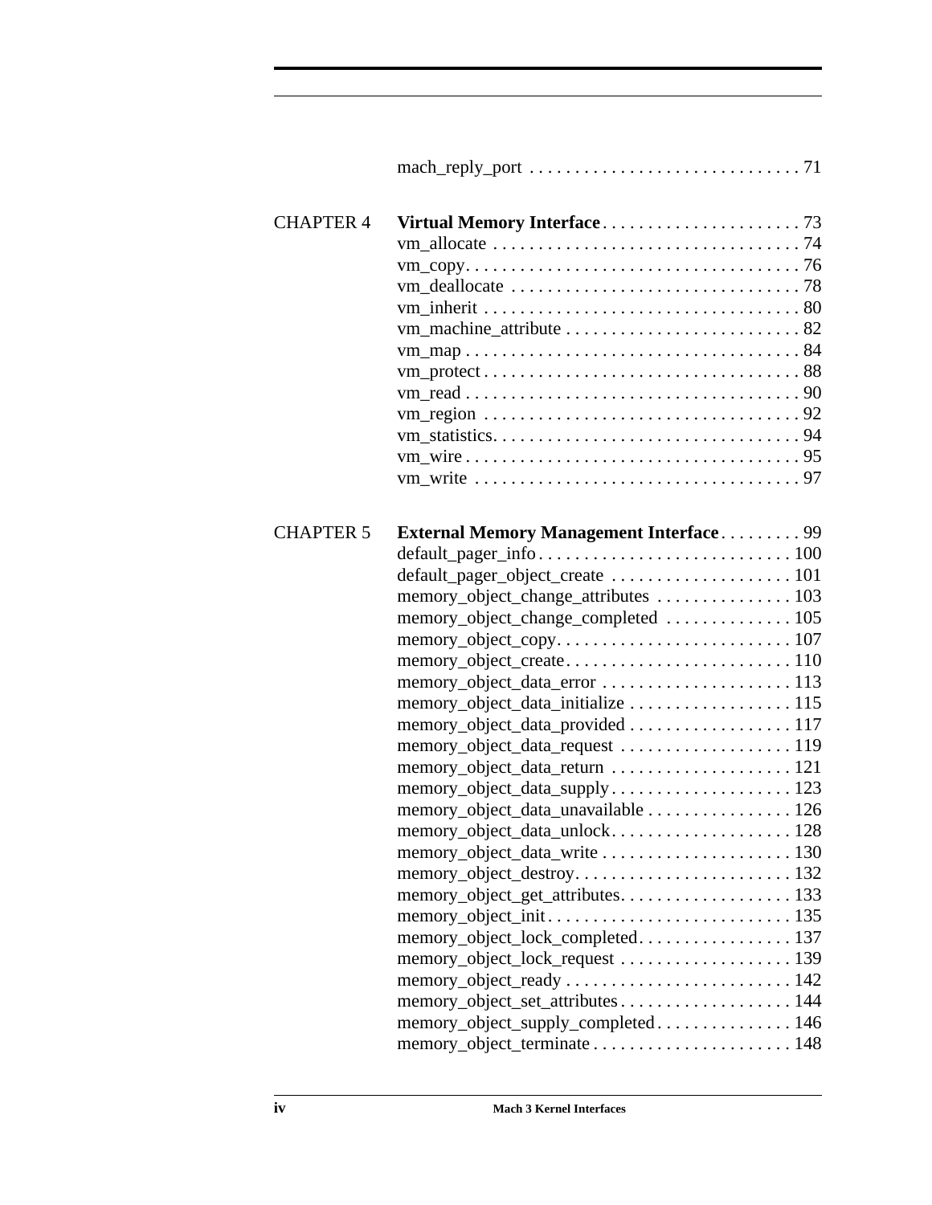mach_reply_port . . . . . . . . . . . . . . . . . . . . . . . . . . . . . . 71

CHAPTER 4 **Virtual Memory Interface** . . . . . . . . . . . . . . . . . . . . . . 73

vm_allocate . . . . . . . . . . . . . . . . . . . . . . . . . . . . . . . . . . 74
vm_copy. . . . . . . . . . . . . . . . . . . . . . . . . . . . . . . . . . . . . 76
vm_deallocate . . . . . . . . . . . . . . . . . . . . . . . . . . . . . . . . 78
vm_inherit . . . . . . . . . . . . . . . . . . . . . . . . . . . . . . . . . . . 80
vm_machine_attribute . . . . . . . . . . . . . . . . . . . . . . . . . . 82
vm_map . . . . . . . . . . . . . . . . . . . . . . . . . . . . . . . . . . . . . 84
vm_protect . . . . . . . . . . . . . . . . . . . . . . . . . . . . . . . . . . . 88
vm_read . . . . . . . . . . . . . . . . . . . . . . . . . . . . . . . . . . . . . 90
vm_region . . . . . . . . . . . . . . . . . . . . . . . . . . . . . . . . . . . 92
vm_statistics. . . . . . . . . . . . . . . . . . . . . . . . . . . . . . . . . . 94
vm_wire . . . . . . . . . . . . . . . . . . . . . . . . . . . . . . . . . . . . . 95
vm_write . . . . . . . . . . . . . . . . . . . . . . . . . . . . . . . . . . . . 97

CHAPTER 5 **External Memory Management Interface** . . . . . . . . . 99

default_pager_info . . . . . . . . . . . . . . . . . . . . . . . . . . . . 100
default_pager_object_create . . . . . . . . . . . . . . . . . . . . 101
memory_object_change_attributes . . . . . . . . . . . . . . . 103
memory_object_change_completed . . . . . . . . . . . . . . 105
memory_object_copy. . . . . . . . . . . . . . . . . . . . . . . . . . 107
memory_object_create. . . . . . . . . . . . . . . . . . . . . . . . . 110
memory_object_data_error . . . . . . . . . . . . . . . . . . . . . 113
memory_object_data_initialize . . . . . . . . . . . . . . . . . . 115
memory_object_data_provided . . . . . . . . . . . . . . . . . . 117
memory_object_data_request . . . . . . . . . . . . . . . . . . . 119
memory_object_data_return . . . . . . . . . . . . . . . . . . . . 121
memory_object_data_supply. . . . . . . . . . . . . . . . . . . . 123
memory_object_data_unavailable . . . . . . . . . . . . . . . . 126
memory_object_data_unlock. . . . . . . . . . . . . . . . . . . . 128
memory_object_data_write . . . . . . . . . . . . . . . . . . . . . 130
memory_object_destroy. . . . . . . . . . . . . . . . . . . . . . . . 132
memory_object_get_attributes. . . . . . . . . . . . . . . . . . . 133
memory_object_init . . . . . . . . . . . . . . . . . . . . . . . . . . . 135
memory_object_lock_completed. . . . . . . . . . . . . . . . . 137
memory_object_lock_request . . . . . . . . . . . . . . . . . . . 139
memory_object_ready . . . . . . . . . . . . . . . . . . . . . . . . . 142
memory_object_set_attributes . . . . . . . . . . . . . . . . . . . 144
memory_object_supply_completed. . . . . . . . . . . . . . . 146
memory_object_terminate . . . . . . . . . . . . . . . . . . . . . . 148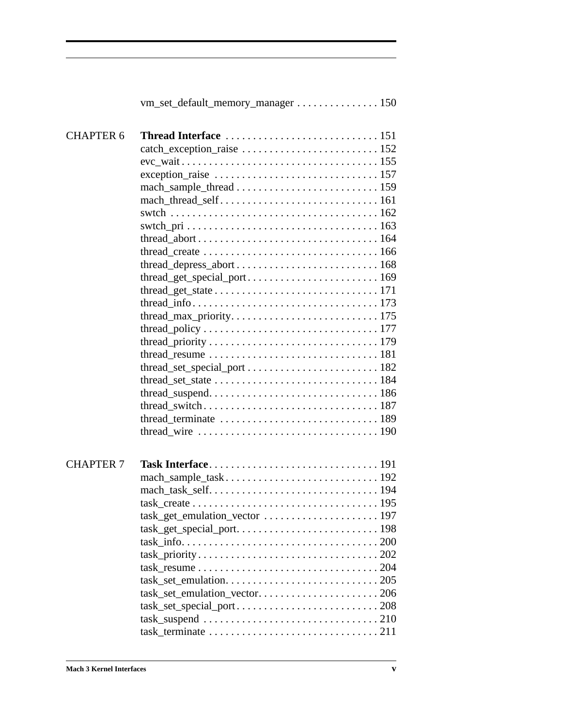vm_set_default_memory_manager . . . . . . . . . . . . . . . 150

CHAPTER 6 **Thread Interface** . . . . . . . . . . . . . . . . . . . . . . . . . . . . 151

catch_exception_raise . . . . . . . . . . . . . . . . . . . . . . . . . 152
evc_wait . . . . . . . . . . . . . . . . . . . . . . . . . . . . . . . . . . . . 155
exception_raise . . . . . . . . . . . . . . . . . . . . . . . . . . . . . . 157
mach_sample_thread . . . . . . . . . . . . . . . . . . . . . . . . . . 159
mach_thread_self . . . . . . . . . . . . . . . . . . . . . . . . . . . . . 161
swtch . . . . . . . . . . . . . . . . . . . . . . . . . . . . . . . . . . . . . . 162
swtch_pri . . . . . . . . . . . . . . . . . . . . . . . . . . . . . . . . . . . 163
thread_abort . . . . . . . . . . . . . . . . . . . . . . . . . . . . . . . . . 164
thread_create . . . . . . . . . . . . . . . . . . . . . . . . . . . . . . . . 166
thread_depress_abort . . . . . . . . . . . . . . . . . . . . . . . . . . 168
thread_get_special_port . . . . . . . . . . . . . . . . . . . . . . . . . 169
thread_get_state . . . . . . . . . . . . . . . . . . . . . . . . . . . . . . 171
thread_info . . . . . . . . . . . . . . . . . . . . . . . . . . . . . . . . . . 173
thread_max_priority . . . . . . . . . . . . . . . . . . . . . . . . . . . . 175
thread_policy . . . . . . . . . . . . . . . . . . . . . . . . . . . . . . . . 177
thread_priority . . . . . . . . . . . . . . . . . . . . . . . . . . . . . . . 179
thread_resume . . . . . . . . . . . . . . . . . . . . . . . . . . . . . . . 181
thread_set_special_port . . . . . . . . . . . . . . . . . . . . . . . . 182
thread_set_state . . . . . . . . . . . . . . . . . . . . . . . . . . . . . . 184
thread_suspend . . . . . . . . . . . . . . . . . . . . . . . . . . . . . . . 186
thread_switch . . . . . . . . . . . . . . . . . . . . . . . . . . . . . . . . 187
thread_terminate . . . . . . . . . . . . . . . . . . . . . . . . . . . . . 189
thread_wire . . . . . . . . . . . . . . . . . . . . . . . . . . . . . . . . . 190

CHAPTER 7 **Task Interface** . . . . . . . . . . . . . . . . . . . . . . . . . . . . . . 191

mach_sample_task . . . . . . . . . . . . . . . . . . . . . . . . . . . . 192
mach_task_self . . . . . . . . . . . . . . . . . . . . . . . . . . . . . . . 194
task_create . . . . . . . . . . . . . . . . . . . . . . . . . . . . . . . . . . 195
task_get_emulation_vector . . . . . . . . . . . . . . . . . . . . . 197
task_get_special_port . . . . . . . . . . . . . . . . . . . . . . . . . . 198
task_info . . . . . . . . . . . . . . . . . . . . . . . . . . . . . . . . . . . . 200
task_priority . . . . . . . . . . . . . . . . . . . . . . . . . . . . . . . . . 202
task_resume . . . . . . . . . . . . . . . . . . . . . . . . . . . . . . . . . 204
task_set_emulation . . . . . . . . . . . . . . . . . . . . . . . . . . . . 205
task_set_emulation_vector . . . . . . . . . . . . . . . . . . . . . . 206
task_set_special_port . . . . . . . . . . . . . . . . . . . . . . . . . . 208
task_suspend . . . . . . . . . . . . . . . . . . . . . . . . . . . . . . . . 210
task_terminate . . . . . . . . . . . . . . . . . . . . . . . . . . . . . . . 211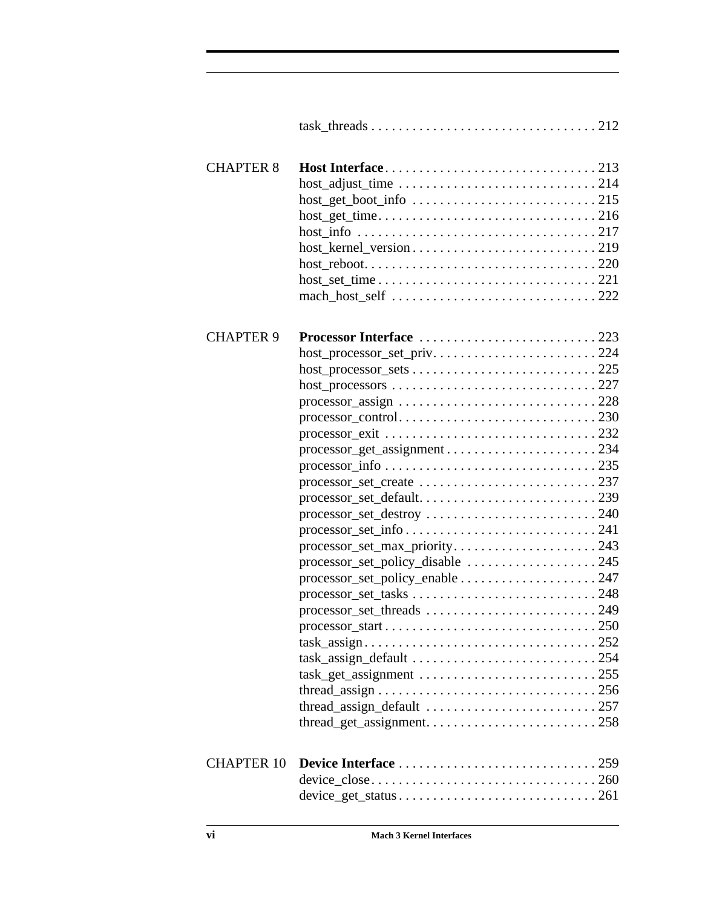task_threads . . . . . . . . . . . . . . . . . . . . . . . . . . . . . . . . 212

CHAPTER 8 **Host Interface** . . . . . . . . . . . . . . . . . . . . . . . . . . . . . . . 213

host_adjust_time . . . . . . . . . . . . . . . . . . . . . . . . . . . . . 214
host_get_boot_info . . . . . . . . . . . . . . . . . . . . . . . . . . . 215
host_get_time . . . . . . . . . . . . . . . . . . . . . . . . . . . . . . . . 216
host_info . . . . . . . . . . . . . . . . . . . . . . . . . . . . . . . . . . . 217
host_kernel_version . . . . . . . . . . . . . . . . . . . . . . . . . . . 219
host_reboot . . . . . . . . . . . . . . . . . . . . . . . . . . . . . . . . . . 220
host_set_time . . . . . . . . . . . . . . . . . . . . . . . . . . . . . . . . 221
mach_host_self . . . . . . . . . . . . . . . . . . . . . . . . . . . . . . 222

CHAPTER 9 **Processor Interface** . . . . . . . . . . . . . . . . . . . . . . . . . . 223

host_processor_set_priv . . . . . . . . . . . . . . . . . . . . . . . . 224
host_processor_sets . . . . . . . . . . . . . . . . . . . . . . . . . . . 225
host_processors . . . . . . . . . . . . . . . . . . . . . . . . . . . . . . 227
processor_assign . . . . . . . . . . . . . . . . . . . . . . . . . . . . . 228
processor_control . . . . . . . . . . . . . . . . . . . . . . . . . . . . . 230
processor_exit . . . . . . . . . . . . . . . . . . . . . . . . . . . . . . . 232
processor_get_assignment . . . . . . . . . . . . . . . . . . . . . . 234
processor_info . . . . . . . . . . . . . . . . . . . . . . . . . . . . . . . 235
processor_set_create . . . . . . . . . . . . . . . . . . . . . . . . . . 237
processor_set_default . . . . . . . . . . . . . . . . . . . . . . . . . . 239
processor_set_destroy . . . . . . . . . . . . . . . . . . . . . . . . . 240
processor_set_info . . . . . . . . . . . . . . . . . . . . . . . . . . . . 241
processor_set_max_priority . . . . . . . . . . . . . . . . . . . . . 243
processor_set_policy_disable . . . . . . . . . . . . . . . . . . . 245
processor_set_policy_enable . . . . . . . . . . . . . . . . . . . . 247
processor_set_tasks . . . . . . . . . . . . . . . . . . . . . . . . . . . 248
processor_set_threads . . . . . . . . . . . . . . . . . . . . . . . . . 249
processor_start . . . . . . . . . . . . . . . . . . . . . . . . . . . . . . . 250
task_assign . . . . . . . . . . . . . . . . . . . . . . . . . . . . . . . . . . 252
task_assign_default . . . . . . . . . . . . . . . . . . . . . . . . . . . 254
task_get_assignment . . . . . . . . . . . . . . . . . . . . . . . . . . 255
thread_assign . . . . . . . . . . . . . . . . . . . . . . . . . . . . . . . . 256
thread_assign_default . . . . . . . . . . . . . . . . . . . . . . . . . 257
thread_get_assignment . . . . . . . . . . . . . . . . . . . . . . . . . 258

CHAPTER 10 **Device Interface** . . . . . . . . . . . . . . . . . . . . . . . . . . . . 259

device_close . . . . . . . . . . . . . . . . . . . . . . . . . . . . . . . . . 260
device_get_status . . . . . . . . . . . . . . . . . . . . . . . . . . . . . 261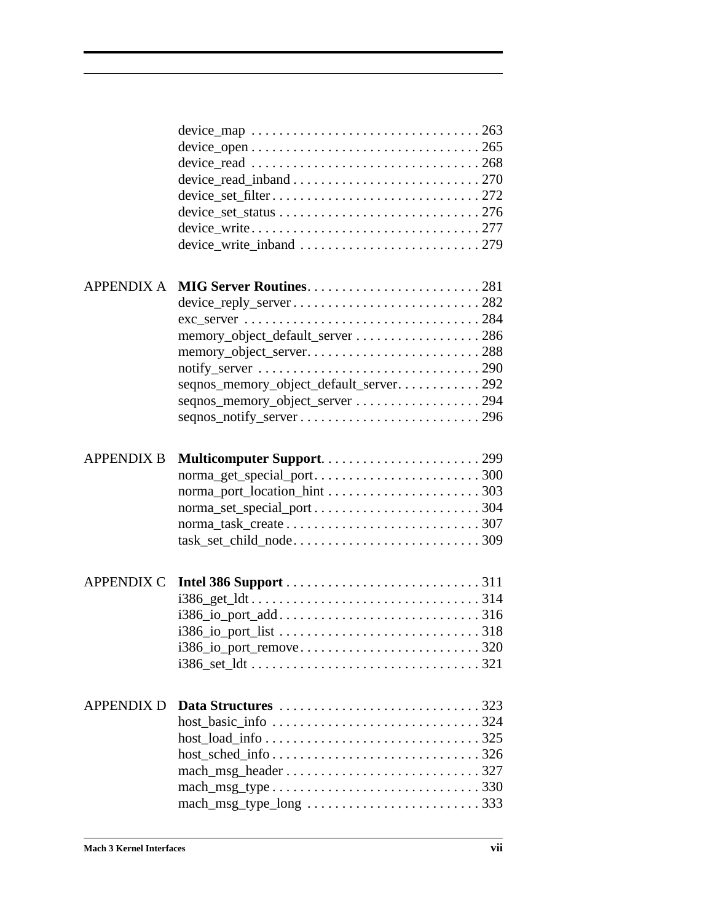| | | |
|---|---|---|
| | device_map | 263 |
| | device_open | 265 |
| | device_read | 268 |
| | device_read_inband | 270 |
| | device_set_filter | 272 |
| | device_set_status | 276 |
| | device_write | 277 |
| | device_write_inband | 279 |
| APPENDIX A | **MIG Server Routines** | 281 |
| | device_reply_server | 282 |
| | exc_server | 284 |
| | memory_object_default_server | 286 |
| | memory_object_server | 288 |
| | notify_server | 290 |
| | seqnos_memory_object_default_server | 292 |
| | seqnos_memory_object_server | 294 |
| | seqnos_notify_server | 296 |
| APPENDIX B | **Multicomputer Support** | 299 |
| | norma_get_special_port | 300 |
| | norma_port_location_hint | 303 |
| | norma_set_special_port | 304 |
| | norma_task_create | 307 |
| | task_set_child_node | 309 |
| APPENDIX C | **Intel 386 Support** | 311 |
| | i386_get_ldt | 314 |
| | i386_io_port_add | 316 |
| | i386_io_port_list | 318 |
| | i386_io_port_remove | 320 |
| | i386_set_ldt | 321 |
| APPENDIX D | **Data Structures** | 323 |
| | host_basic_info | 324 |
| | host_load_info | 325 |
| | host_sched_info | 326 |
| | mach_msg_header | 327 |
| | mach_msg_type | 330 |
| | mach_msg_type_long | 333 |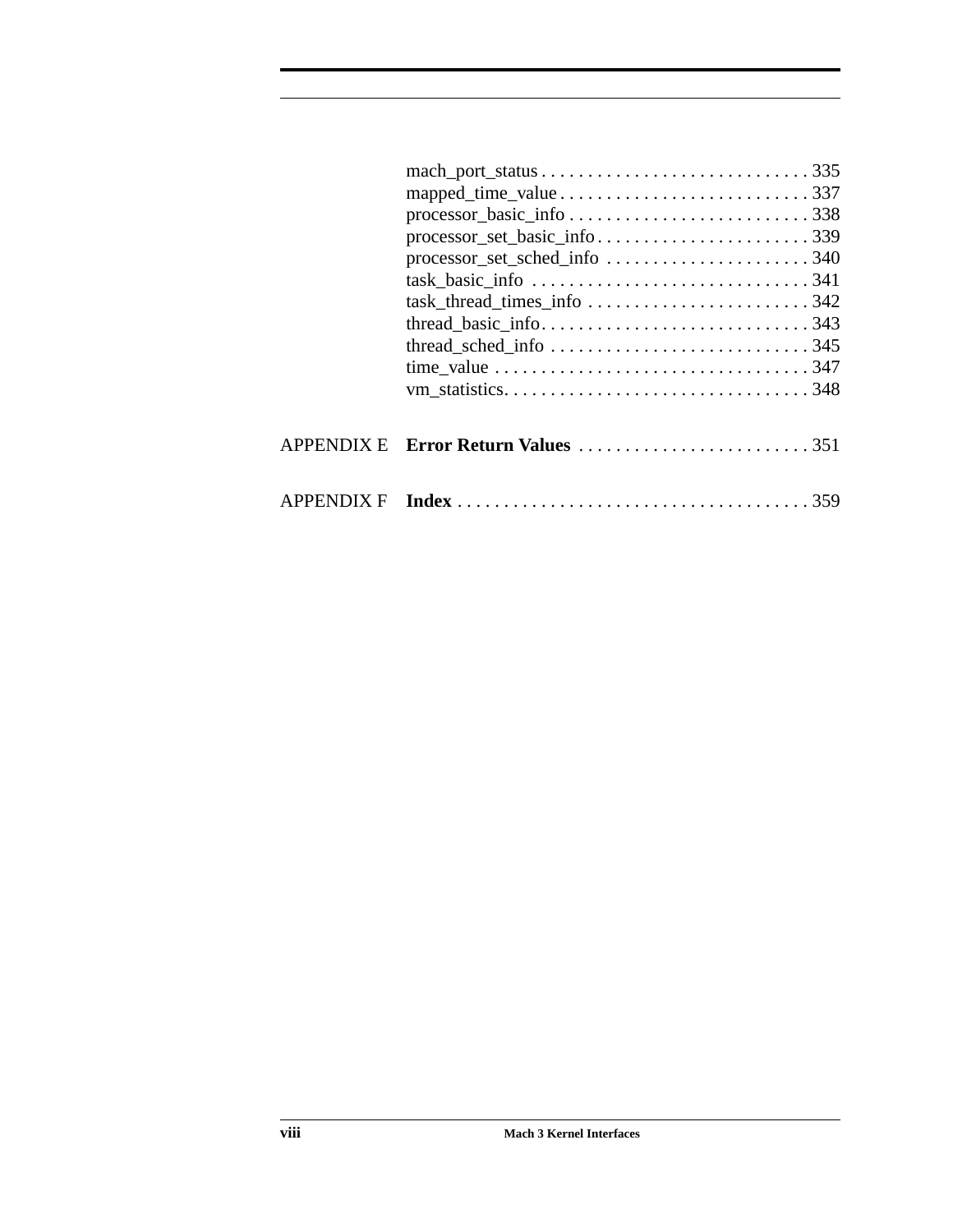mach_port_status . . . . . . . . . . . . . . . . . . . . . . . . . . . . . 335
mapped_time_value . . . . . . . . . . . . . . . . . . . . . . . . . . . 337
processor_basic_info . . . . . . . . . . . . . . . . . . . . . . . . . . 338
processor_set_basic_info . . . . . . . . . . . . . . . . . . . . . . . 339
processor_set_sched_info . . . . . . . . . . . . . . . . . . . . . . 340
task_basic_info . . . . . . . . . . . . . . . . . . . . . . . . . . . . . 341
task_thread_times_info . . . . . . . . . . . . . . . . . . . . . . . . 342
thread_basic_info . . . . . . . . . . . . . . . . . . . . . . . . . . . . 343
thread_sched_info . . . . . . . . . . . . . . . . . . . . . . . . . . . 345
time_value . . . . . . . . . . . . . . . . . . . . . . . . . . . . . . . . . 347
vm_statistics . . . . . . . . . . . . . . . . . . . . . . . . . . . . . . . . 348

APPENDIX E **Error Return Values** . . . . . . . . . . . . . . . . . . . . . . . . . 351

APPENDIX F **Index** . . . . . . . . . . . . . . . . . . . . . . . . . . . . . . . . . . . . . 359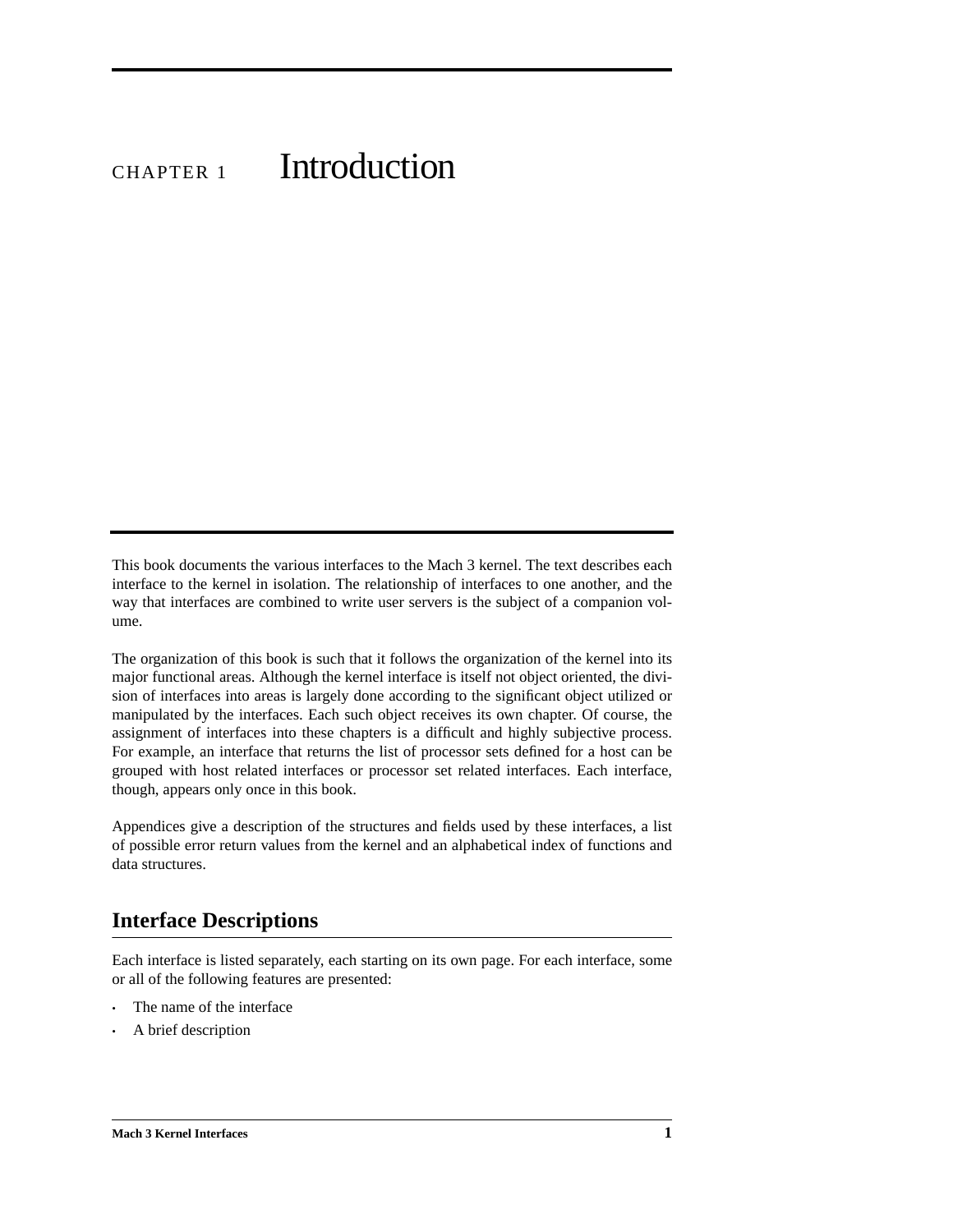# CHAPTER 1 Introduction

This book documents the various interfaces to the Mach 3 kernel. The text describes each interface to the kernel in isolation. The relationship of interfaces to one another, and the way that interfaces are combined to write user servers is the subject of a companion volume.

The organization of this book is such that it follows the organization of the kernel into its major functional areas. Although the kernel interface is itself not object oriented, the division of interfaces into areas is largely done according to the significant object utilized or manipulated by the interfaces. Each such object receives its own chapter. Of course, the assignment of interfaces into these chapters is a difficult and highly subjective process. For example, an interface that returns the list of processor sets defined for a host can be grouped with host related interfaces or processor set related interfaces. Each interface, though, appears only once in this book.

Appendices give a description of the structures and fields used by these interfaces, a list of possible error return values from the kernel and an alphabetical index of functions and data structures.

## Interface Descriptions

Each interface is listed separately, each starting on its own page. For each interface, some or all of the following features are presented:

- The name of the interface
- A brief description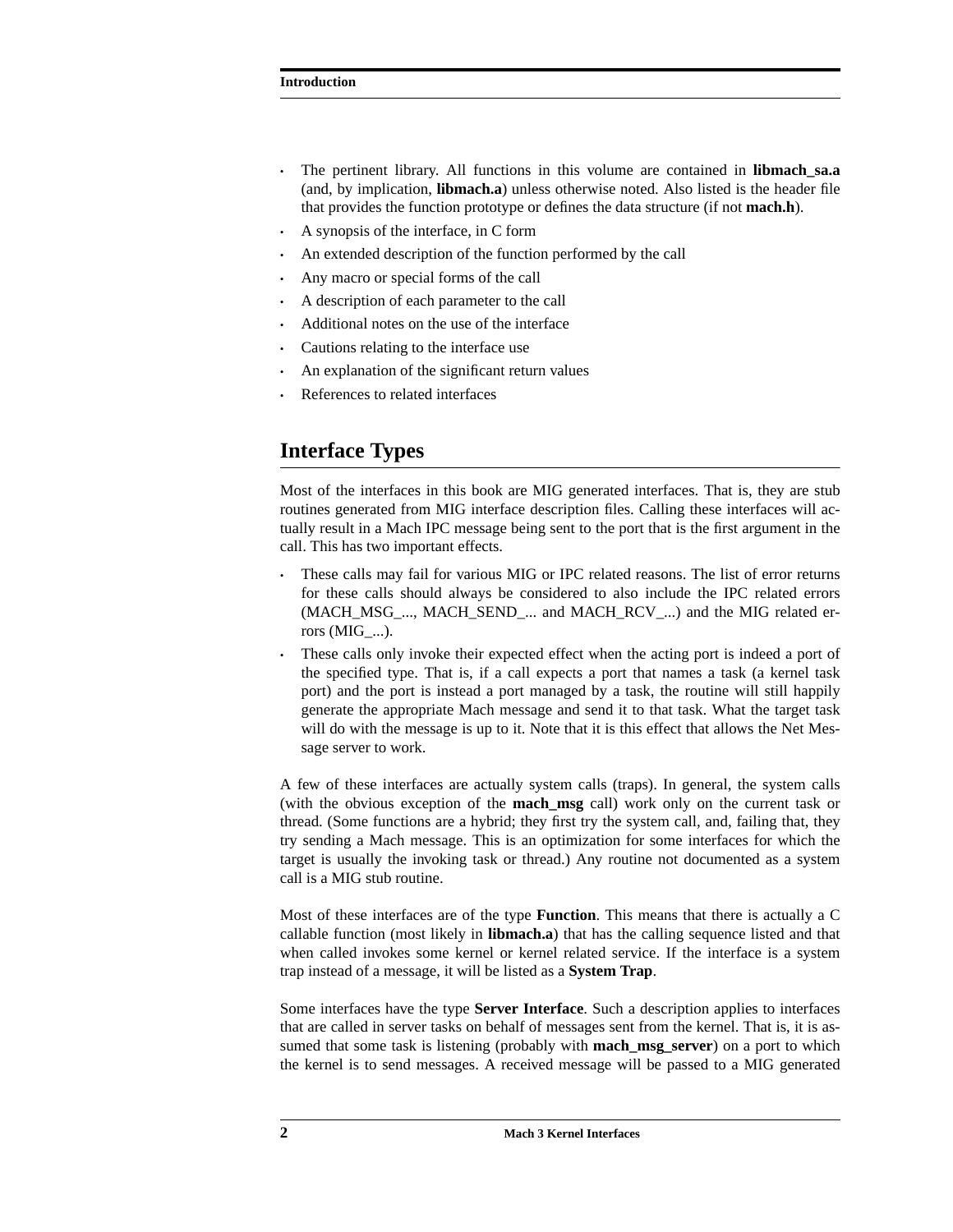- The pertinent library. All functions in this volume are contained in **libmach_sa.a** (and, by implication, **libmach.a**) unless otherwise noted. Also listed is the header file that provides the function prototype or defines the data structure (if not **mach.h**).
- A synopsis of the interface, in C form
- An extended description of the function performed by the call
- Any macro or special forms of the call
- A description of each parameter to the call
- Additional notes on the use of the interface
- Cautions relating to the interface use
- An explanation of the significant return values
- References to related interfaces

## Interface Types

Most of the interfaces in this book are MIG generated interfaces. That is, they are stub routines generated from MIG interface description files. Calling these interfaces will actually result in a Mach IPC message being sent to the port that is the first argument in the call. This has two important effects.

- These calls may fail for various MIG or IPC related reasons. The list of error returns for these calls should always be considered to also include the IPC related errors (MACH_MSG_..., MACH_SEND_... and MACH_RCV_...) and the MIG related errors (MIG_...).
- These calls only invoke their expected effect when the acting port is indeed a port of the specified type. That is, if a call expects a port that names a task (a kernel task port) and the port is instead a port managed by a task, the routine will still happily generate the appropriate Mach message and send it to that task. What the target task will do with the message is up to it. Note that it is this effect that allows the Net Message server to work.

A few of these interfaces are actually system calls (traps). In general, the system calls (with the obvious exception of the **mach_msg** call) work only on the current task or thread. (Some functions are a hybrid; they first try the system call, and, failing that, they try sending a Mach message. This is an optimization for some interfaces for which the target is usually the invoking task or thread.) Any routine not documented as a system call is a MIG stub routine.

Most of these interfaces are of the type **Function**. This means that there is actually a C callable function (most likely in **libmach.a**) that has the calling sequence listed and that when called invokes some kernel or kernel related service. If the interface is a system trap instead of a message, it will be listed as a **System Trap**.

Some interfaces have the type **Server Interface**. Such a description applies to interfaces that are called in server tasks on behalf of messages sent from the kernel. That is, it is assumed that some task is listening (probably with **mach_msg_server**) on a port to which the kernel is to send messages. A received message will be passed to a MIG generated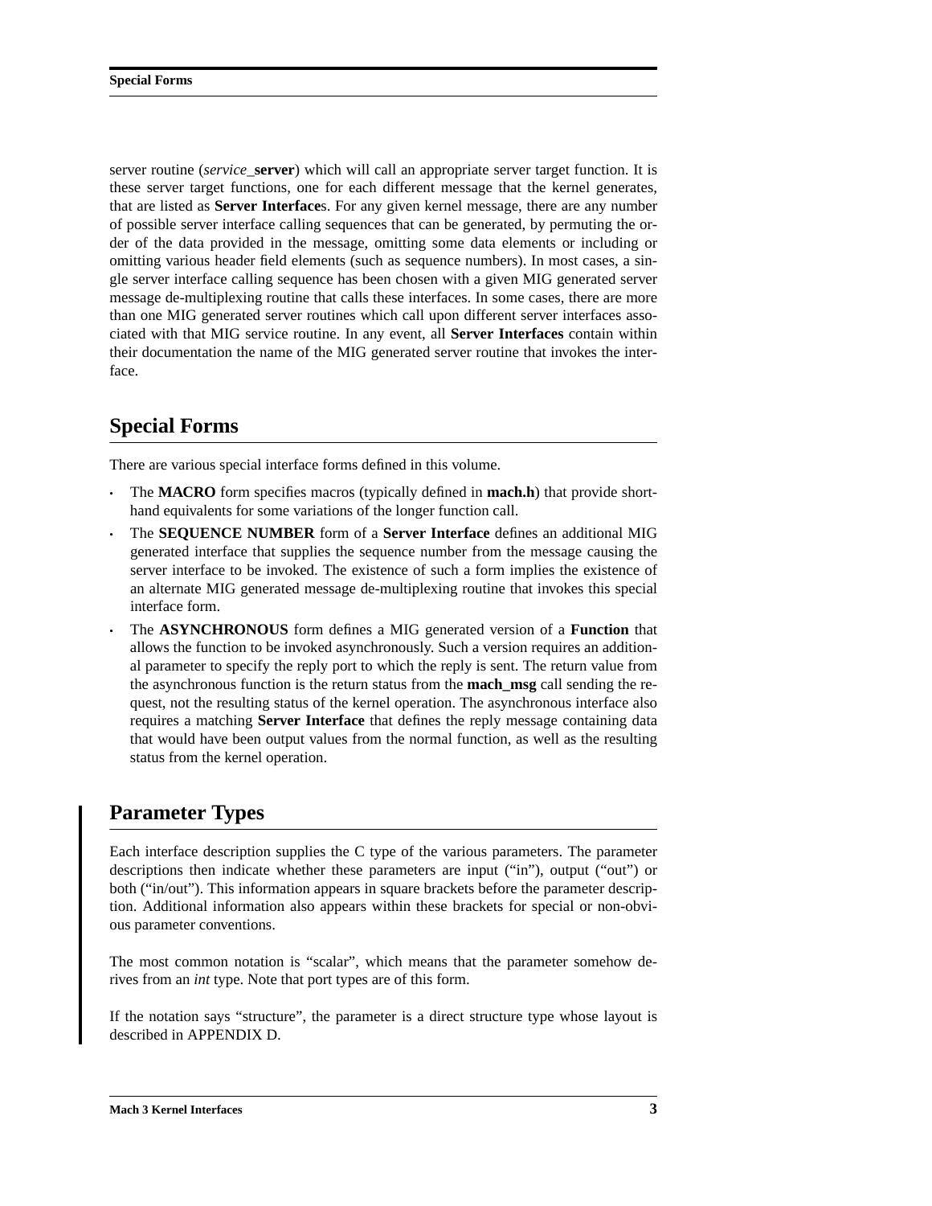server routine (*service*_**server**) which will call an appropriate server target function. It is these server target functions, one for each different message that the kernel generates, that are listed as **Server Interface**s. For any given kernel message, there are any number of possible server interface calling sequences that can be generated, by permuting the order of the data provided in the message, omitting some data elements or including or omitting various header field elements (such as sequence numbers). In most cases, a single server interface calling sequence has been chosen with a given MIG generated server message de-multiplexing routine that calls these interfaces. In some cases, there are more than one MIG generated server routines which call upon different server interfaces associated with that MIG service routine. In any event, all **Server Interfaces** contain within their documentation the name of the MIG generated server routine that invokes the interface.

## Special Forms

There are various special interface forms defined in this volume.

- The **MACRO** form specifies macros (typically defined in **mach.h**) that provide shorthand equivalents for some variations of the longer function call.
- The **SEQUENCE NUMBER** form of a **Server Interface** defines an additional MIG generated interface that supplies the sequence number from the message causing the server interface to be invoked. The existence of such a form implies the existence of an alternate MIG generated message de-multiplexing routine that invokes this special interface form.
- The **ASYNCHRONOUS** form defines a MIG generated version of a **Function** that allows the function to be invoked asynchronously. Such a version requires an additional parameter to specify the reply port to which the reply is sent. The return value from the asynchronous function is the return status from the **mach_msg** call sending the request, not the resulting status of the kernel operation. The asynchronous interface also requires a matching **Server Interface** that defines the reply message containing data that would have been output values from the normal function, as well as the resulting status from the kernel operation.

## Parameter Types

Each interface description supplies the C type of the various parameters. The parameter descriptions then indicate whether these parameters are input (“in”), output (“out”) or both (“in/out”). This information appears in square brackets before the parameter description. Additional information also appears within these brackets for special or non-obvious parameter conventions.

The most common notation is “scalar”, which means that the parameter somehow derives from an *int* type. Note that port types are of this form.

If the notation says “structure”, the parameter is a direct structure type whose layout is described in APPENDIX D.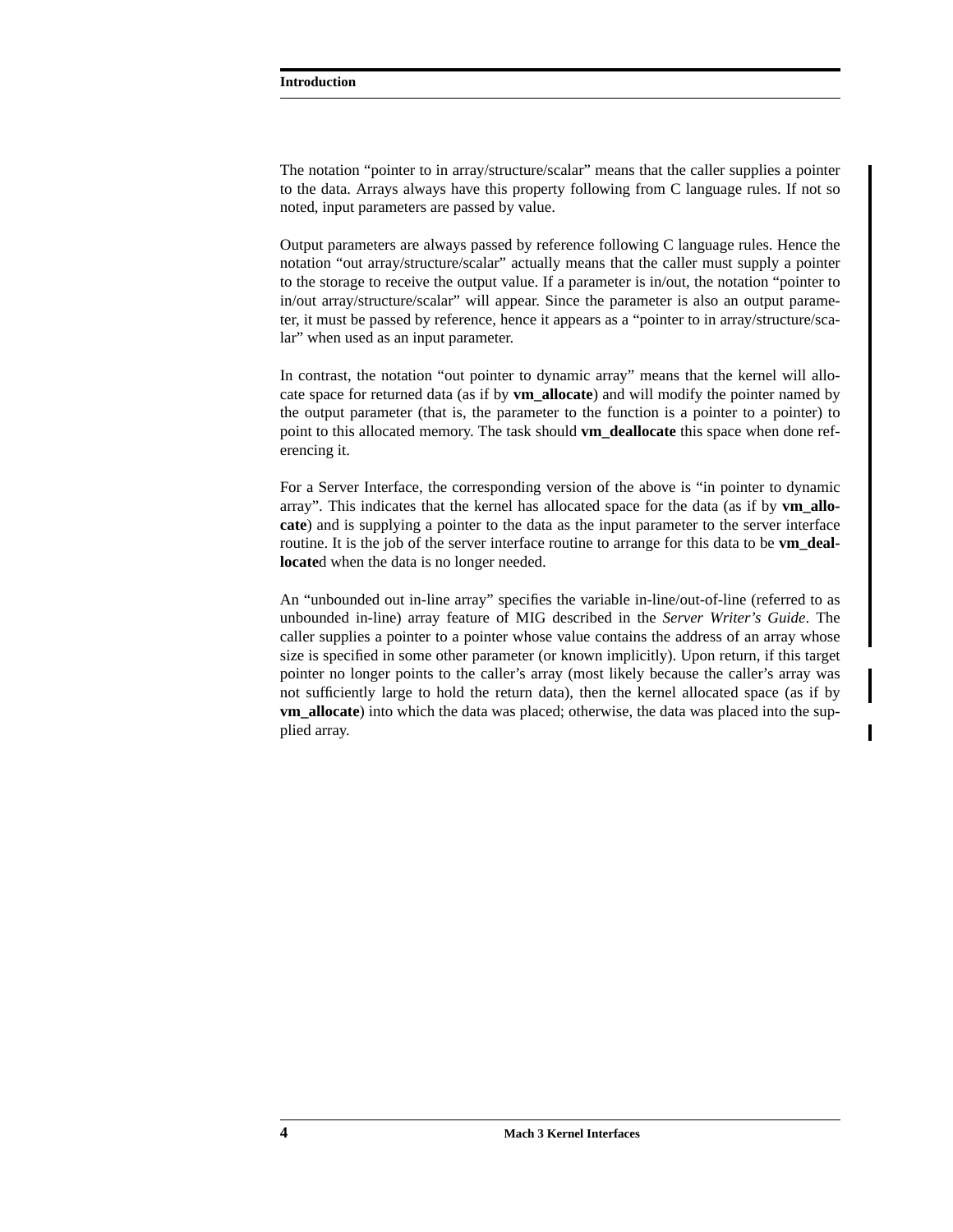The notation “pointer to in array/structure/scalar” means that the caller supplies a pointer to the data. Arrays always have this property following from C language rules. If not so noted, input parameters are passed by value.

Output parameters are always passed by reference following C language rules. Hence the notation “out array/structure/scalar” actually means that the caller must supply a pointer to the storage to receive the output value. If a parameter is in/out, the notation “pointer to in/out array/structure/scalar” will appear. Since the parameter is also an output parameter, it must be passed by reference, hence it appears as a “pointer to in array/structure/scalar” when used as an input parameter.

In contrast, the notation “out pointer to dynamic array” means that the kernel will allocate space for returned data (as if by **vm_allocate**) and will modify the pointer named by the output parameter (that is, the parameter to the function is a pointer to a pointer) to point to this allocated memory. The task should **vm_deallocate** this space when done referencing it.

For a Server Interface, the corresponding version of the above is “in pointer to dynamic array”. This indicates that the kernel has allocated space for the data (as if by **vm_allocate**) and is supplying a pointer to the data as the input parameter to the server interface routine. It is the job of the server interface routine to arrange for this data to be **vm_deallocate**d when the data is no longer needed.

An “unbounded out in-line array” specifies the variable in-line/out-of-line (referred to as unbounded in-line) array feature of MIG described in the *Server Writer’s Guide*. The caller supplies a pointer to a pointer whose value contains the address of an array whose size is specified in some other parameter (or known implicitly). Upon return, if this target pointer no longer points to the caller’s array (most likely because the caller’s array was not sufficiently large to hold the return data), then the kernel allocated space (as if by **vm_allocate**) into which the data was placed; otherwise, the data was placed into the supplied array.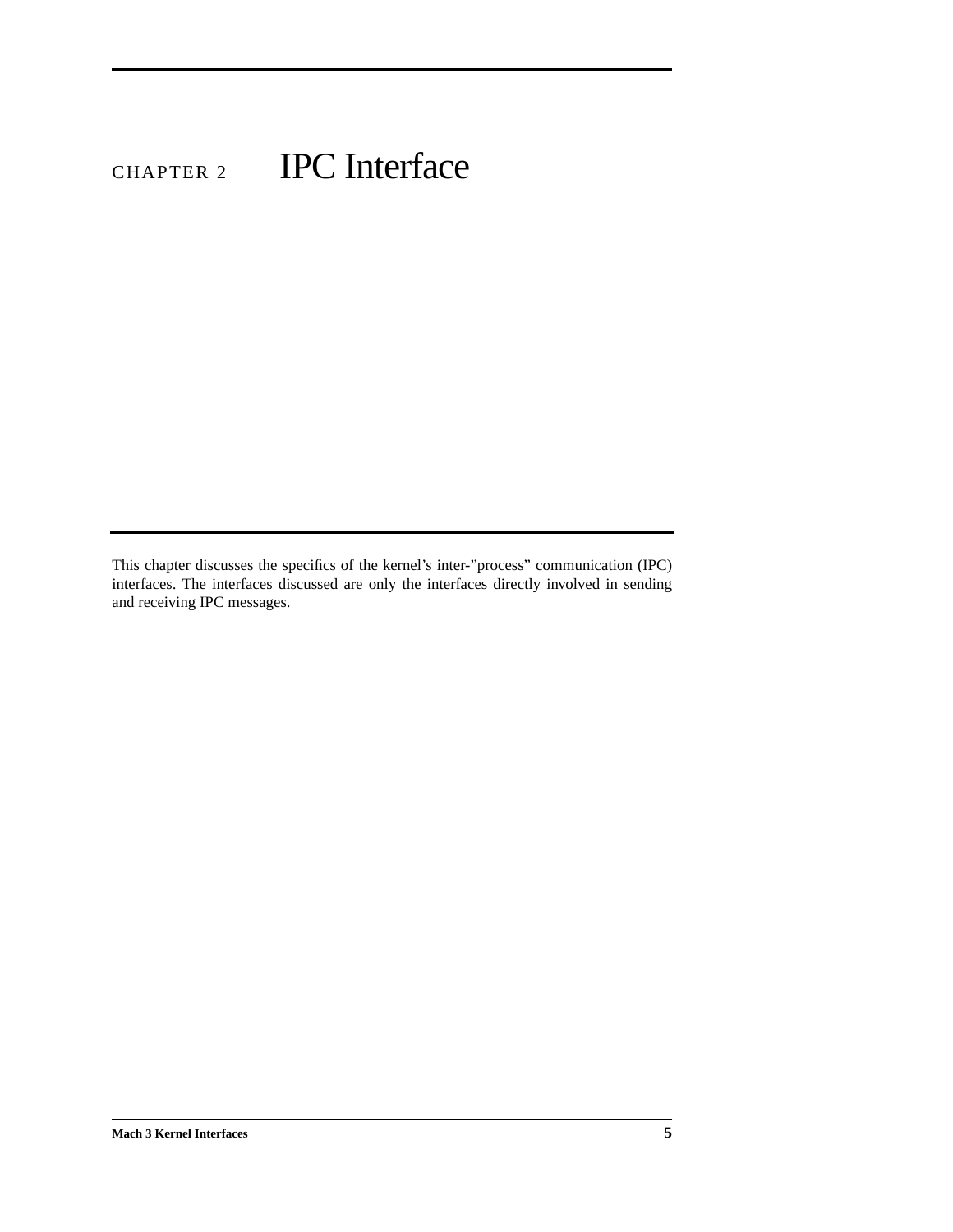# CHAPTER 2 IPC Interface

This chapter discusses the specifics of the kernel's inter-"process" communication (IPC) interfaces. The interfaces discussed are only the interfaces directly involved in sending and receiving IPC messages.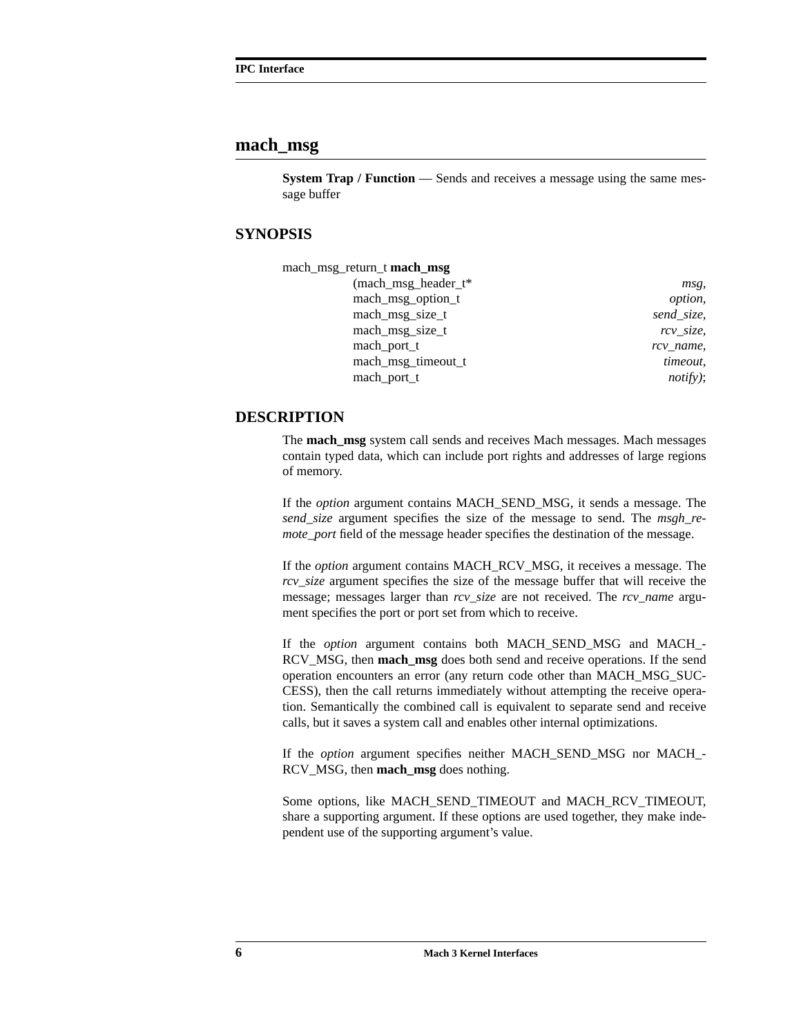## mach_msg

**System Trap / Function** — Sends and receives a message using the same message buffer

### SYNOPSIS

```
mach_msg_return_t mach_msg
                (mach_msg_header_t*                    msg,
                 mach_msg_option_t                     option,
                 mach_msg_size_t                       send_size,
                 mach_msg_size_t                       rcv_size,
                 mach_port_t                           rcv_name,
                 mach_msg_timeout_t                    timeout,
                 mach_port_t                           notify);
```

### DESCRIPTION

The **mach_msg** system call sends and receives Mach messages. Mach messages contain typed data, which can include port rights and addresses of large regions of memory.

If the *option* argument contains MACH_SEND_MSG, it sends a message. The *send_size* argument specifies the size of the message to send. The *msgh_remote_port* field of the message header specifies the destination of the message.

If the *option* argument contains MACH_RCV_MSG, it receives a message. The *rcv_size* argument specifies the size of the message buffer that will receive the message; messages larger than *rcv_size* are not received. The *rcv_name* argument specifies the port or port set from which to receive.

If the *option* argument contains both MACH_SEND_MSG and MACH_RCV_MSG, then **mach_msg** does both send and receive operations. If the send operation encounters an error (any return code other than MACH_MSG_SUCCESS), then the call returns immediately without attempting the receive operation. Semantically the combined call is equivalent to separate send and receive calls, but it saves a system call and enables other internal optimizations.

If the *option* argument specifies neither MACH_SEND_MSG nor MACH_RCV_MSG, then **mach_msg** does nothing.

Some options, like MACH_SEND_TIMEOUT and MACH_RCV_TIMEOUT, share a supporting argument. If these options are used together, they make independent use of the supporting argument's value.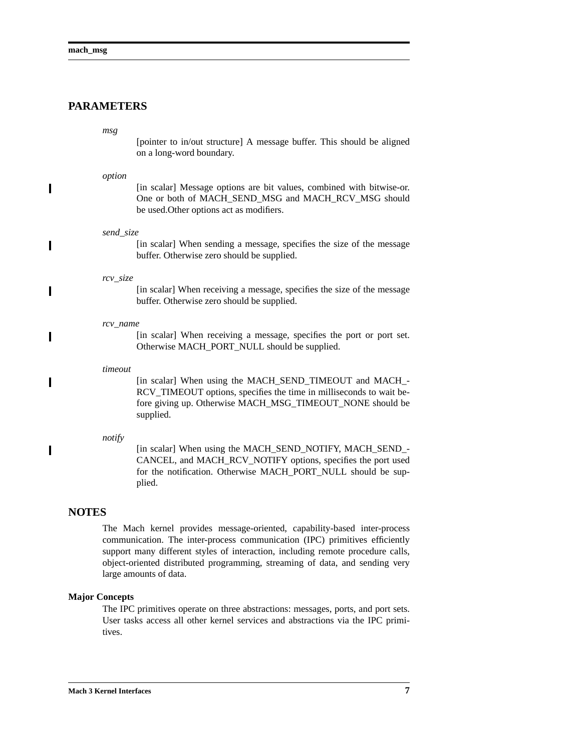## PARAMETERS

*msg*

[pointer to in/out structure] A message buffer. This should be aligned on a long-word boundary.

*option*

[in scalar] Message options are bit values, combined with bitwise-or. One or both of MACH_SEND_MSG and MACH_RCV_MSG should be used.Other options act as modifiers.

*send_size*

[in scalar] When sending a message, specifies the size of the message buffer. Otherwise zero should be supplied.

*rcv_size*

[in scalar] When receiving a message, specifies the size of the message buffer. Otherwise zero should be supplied.

*rcv_name*

[in scalar] When receiving a message, specifies the port or port set. Otherwise MACH_PORT_NULL should be supplied.

*timeout*

[in scalar] When using the MACH_SEND_TIMEOUT and MACH_RCV_TIMEOUT options, specifies the time in milliseconds to wait before giving up. Otherwise MACH_MSG_TIMEOUT_NONE should be supplied.

*notify*

[in scalar] When using the MACH_SEND_NOTIFY, MACH_SEND_CANCEL, and MACH_RCV_NOTIFY options, specifies the port used for the notification. Otherwise MACH_PORT_NULL should be supplied.

## NOTES

The Mach kernel provides message-oriented, capability-based inter-process communication. The inter-process communication (IPC) primitives efficiently support many different styles of interaction, including remote procedure calls, object-oriented distributed programming, streaming of data, and sending very large amounts of data.

### Major Concepts

The IPC primitives operate on three abstractions: messages, ports, and port sets. User tasks access all other kernel services and abstractions via the IPC primitives.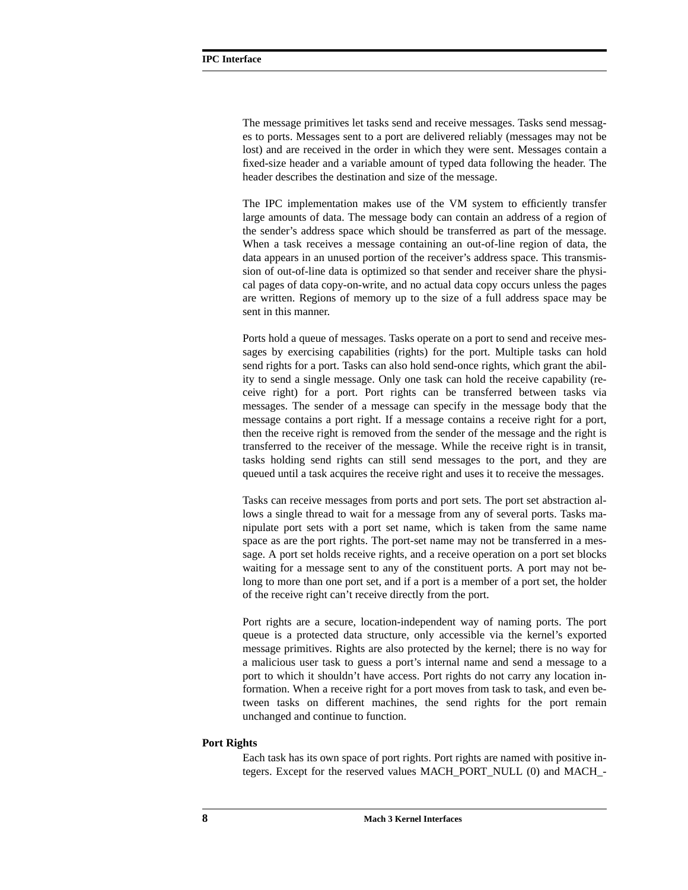The message primitives let tasks send and receive messages. Tasks send messages to ports. Messages sent to a port are delivered reliably (messages may not be lost) and are received in the order in which they were sent. Messages contain a fixed-size header and a variable amount of typed data following the header. The header describes the destination and size of the message.

The IPC implementation makes use of the VM system to efficiently transfer large amounts of data. The message body can contain an address of a region of the sender's address space which should be transferred as part of the message. When a task receives a message containing an out-of-line region of data, the data appears in an unused portion of the receiver's address space. This transmission of out-of-line data is optimized so that sender and receiver share the physical pages of data copy-on-write, and no actual data copy occurs unless the pages are written. Regions of memory up to the size of a full address space may be sent in this manner.

Ports hold a queue of messages. Tasks operate on a port to send and receive messages by exercising capabilities (rights) for the port. Multiple tasks can hold send rights for a port. Tasks can also hold send-once rights, which grant the ability to send a single message. Only one task can hold the receive capability (receive right) for a port. Port rights can be transferred between tasks via messages. The sender of a message can specify in the message body that the message contains a port right. If a message contains a receive right for a port, then the receive right is removed from the sender of the message and the right is transferred to the receiver of the message. While the receive right is in transit, tasks holding send rights can still send messages to the port, and they are queued until a task acquires the receive right and uses it to receive the messages.

Tasks can receive messages from ports and port sets. The port set abstraction allows a single thread to wait for a message from any of several ports. Tasks manipulate port sets with a port set name, which is taken from the same name space as are the port rights. The port-set name may not be transferred in a message. A port set holds receive rights, and a receive operation on a port set blocks waiting for a message sent to any of the constituent ports. A port may not belong to more than one port set, and if a port is a member of a port set, the holder of the receive right can't receive directly from the port.

Port rights are a secure, location-independent way of naming ports. The port queue is a protected data structure, only accessible via the kernel's exported message primitives. Rights are also protected by the kernel; there is no way for a malicious user task to guess a port's internal name and send a message to a port to which it shouldn't have access. Port rights do not carry any location information. When a receive right for a port moves from task to task, and even between tasks on different machines, the send rights for the port remain unchanged and continue to function.

## Port Rights

Each task has its own space of port rights. Port rights are named with positive integers. Except for the reserved values MACH_PORT_NULL (0) and MACH_-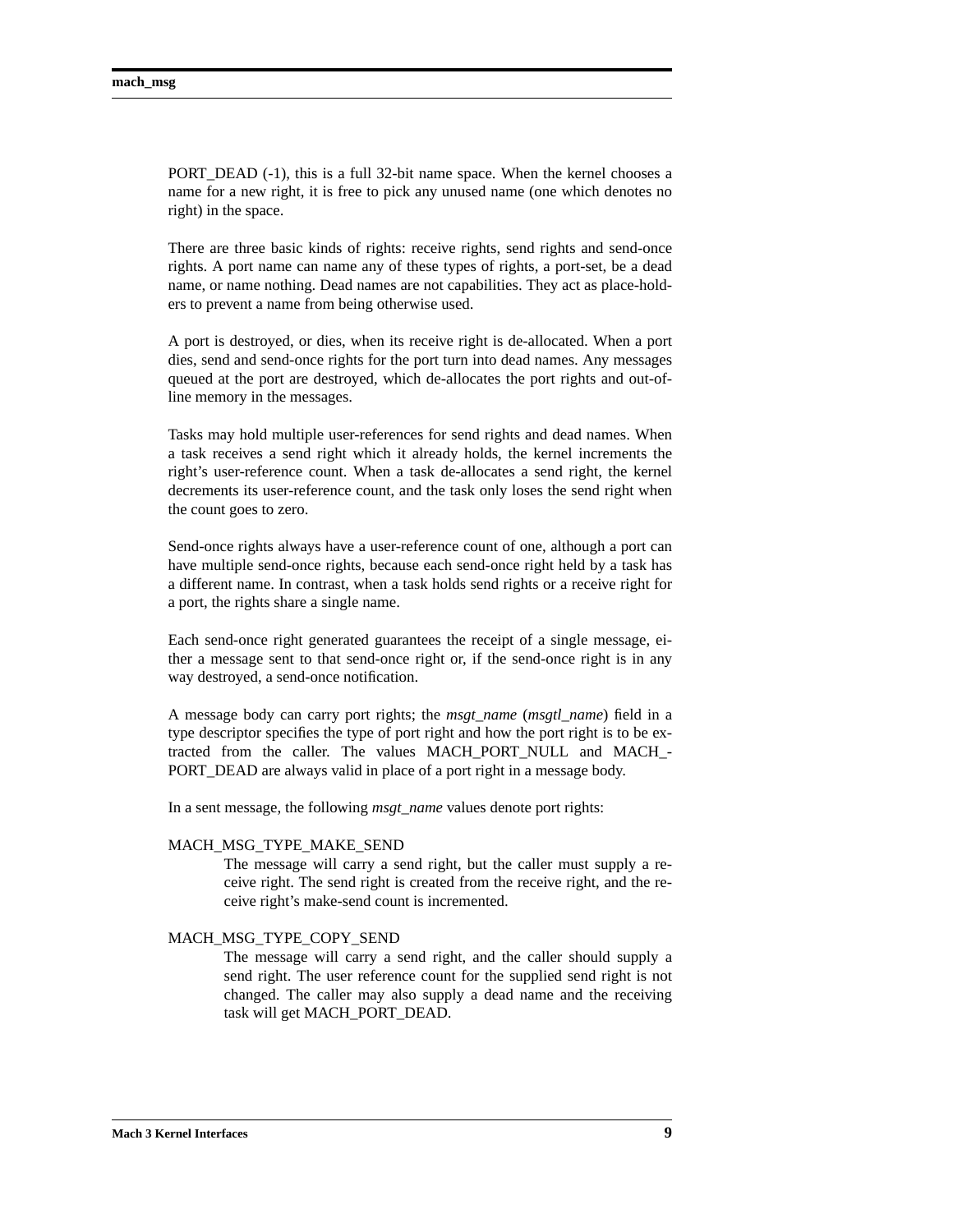PORT_DEAD (-1), this is a full 32-bit name space. When the kernel chooses a name for a new right, it is free to pick any unused name (one which denotes no right) in the space.

There are three basic kinds of rights: receive rights, send rights and send-once rights. A port name can name any of these types of rights, a port-set, be a dead name, or name nothing. Dead names are not capabilities. They act as place-holders to prevent a name from being otherwise used.

A port is destroyed, or dies, when its receive right is de-allocated. When a port dies, send and send-once rights for the port turn into dead names. Any messages queued at the port are destroyed, which de-allocates the port rights and out-of-line memory in the messages.

Tasks may hold multiple user-references for send rights and dead names. When a task receives a send right which it already holds, the kernel increments the right's user-reference count. When a task de-allocates a send right, the kernel decrements its user-reference count, and the task only loses the send right when the count goes to zero.

Send-once rights always have a user-reference count of one, although a port can have multiple send-once rights, because each send-once right held by a task has a different name. In contrast, when a task holds send rights or a receive right for a port, the rights share a single name.

Each send-once right generated guarantees the receipt of a single message, either a message sent to that send-once right or, if the send-once right is in any way destroyed, a send-once notification.

A message body can carry port rights; the *msgt_name* (*msgtl_name*) field in a type descriptor specifies the type of port right and how the port right is to be extracted from the caller. The values MACH_PORT_NULL and MACH_PORT_DEAD are always valid in place of a port right in a message body.

In a sent message, the following *msgt_name* values denote port rights:

MACH_MSG_TYPE_MAKE_SEND
: The message will carry a send right, but the caller must supply a receive right. The send right is created from the receive right, and the receive right's make-send count is incremented.

MACH_MSG_TYPE_COPY_SEND
: The message will carry a send right, and the caller should supply a send right. The user reference count for the supplied send right is not changed. The caller may also supply a dead name and the receiving task will get MACH_PORT_DEAD.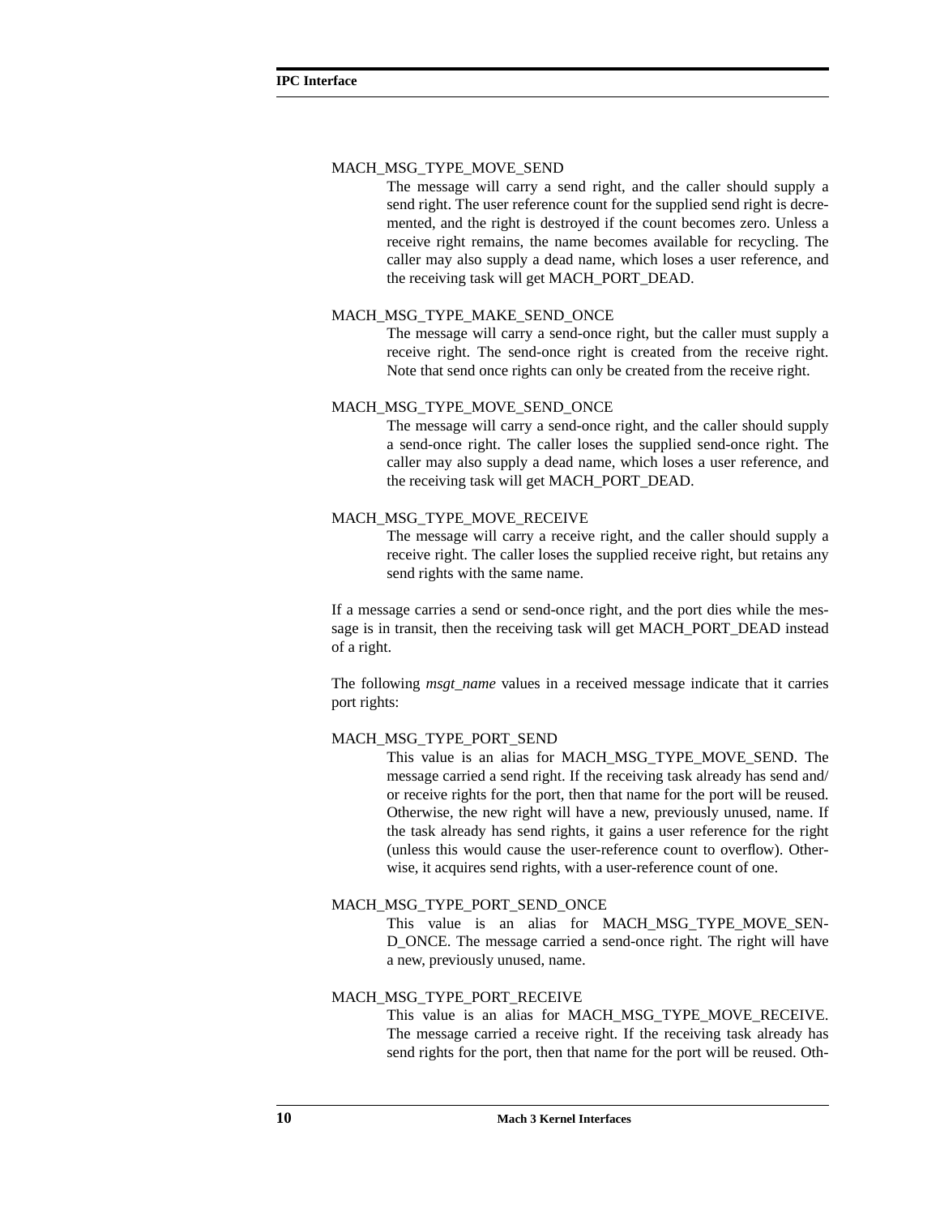MACH_MSG_TYPE_MOVE_SEND

The message will carry a send right, and the caller should supply a send right. The user reference count for the supplied send right is decremented, and the right is destroyed if the count becomes zero. Unless a receive right remains, the name becomes available for recycling. The caller may also supply a dead name, which loses a user reference, and the receiving task will get MACH_PORT_DEAD.

MACH_MSG_TYPE_MAKE_SEND_ONCE

The message will carry a send-once right, but the caller must supply a receive right. The send-once right is created from the receive right. Note that send once rights can only be created from the receive right.

MACH_MSG_TYPE_MOVE_SEND_ONCE

The message will carry a send-once right, and the caller should supply a send-once right. The caller loses the supplied send-once right. The caller may also supply a dead name, which loses a user reference, and the receiving task will get MACH_PORT_DEAD.

MACH_MSG_TYPE_MOVE_RECEIVE

The message will carry a receive right, and the caller should supply a receive right. The caller loses the supplied receive right, but retains any send rights with the same name.

If a message carries a send or send-once right, and the port dies while the message is in transit, then the receiving task will get MACH_PORT_DEAD instead of a right.

The following *msgt_name* values in a received message indicate that it carries port rights:

MACH_MSG_TYPE_PORT_SEND

This value is an alias for MACH_MSG_TYPE_MOVE_SEND. The message carried a send right. If the receiving task already has send and/or receive rights for the port, then that name for the port will be reused. Otherwise, the new right will have a new, previously unused, name. If the task already has send rights, it gains a user reference for the right (unless this would cause the user-reference count to overflow). Otherwise, it acquires send rights, with a user-reference count of one.

MACH_MSG_TYPE_PORT_SEND_ONCE

This value is an alias for MACH_MSG_TYPE_MOVE_SEND_ONCE. The message carried a send-once right. The right will have a new, previously unused, name.

MACH_MSG_TYPE_PORT_RECEIVE

This value is an alias for MACH_MSG_TYPE_MOVE_RECEIVE. The message carried a receive right. If the receiving task already has send rights for the port, then that name for the port will be reused. Oth-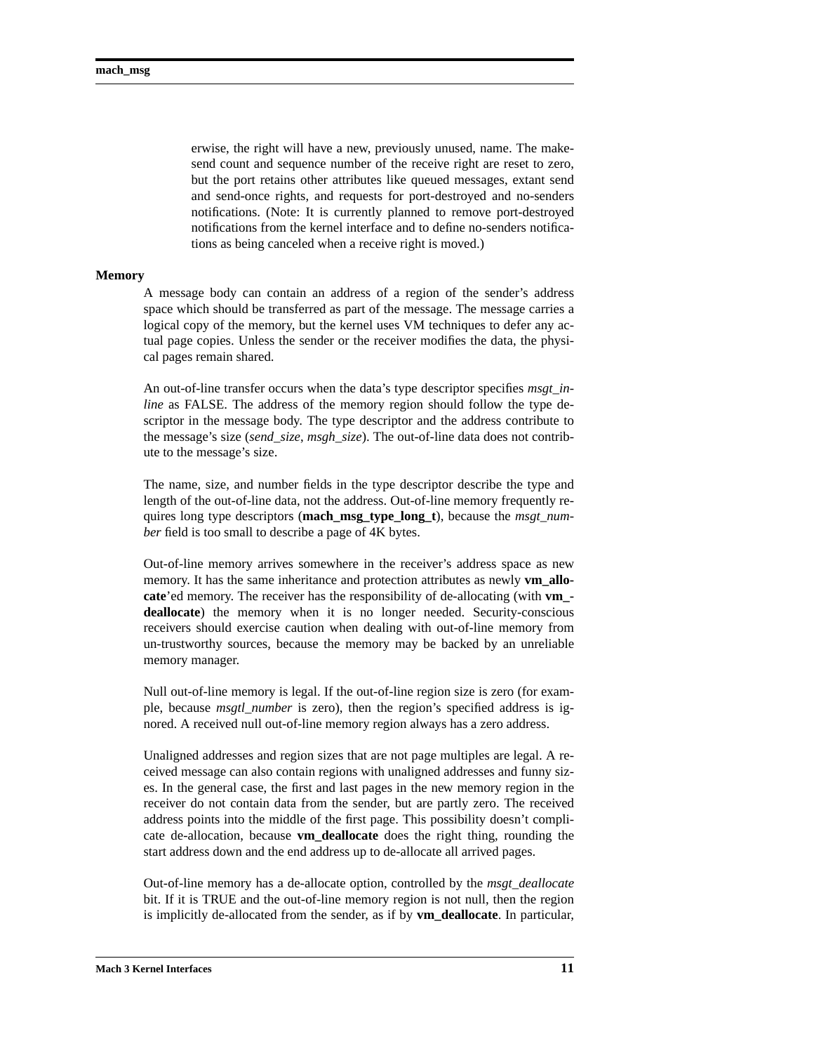erwise, the right will have a new, previously unused, name. The make-send count and sequence number of the receive right are reset to zero, but the port retains other attributes like queued messages, extant send and send-once rights, and requests for port-destroyed and no-senders notifications. (Note: It is currently planned to remove port-destroyed notifications from the kernel interface and to define no-senders notifications as being canceled when a receive right is moved.)

**Memory**

A message body can contain an address of a region of the sender's address space which should be transferred as part of the message. The message carries a logical copy of the memory, but the kernel uses VM techniques to defer any actual page copies. Unless the sender or the receiver modifies the data, the physical pages remain shared.

An out-of-line transfer occurs when the data's type descriptor specifies *msgt_inline* as FALSE. The address of the memory region should follow the type descriptor in the message body. The type descriptor and the address contribute to the message's size (*send_size*, *msgh_size*). The out-of-line data does not contribute to the message's size.

The name, size, and number fields in the type descriptor describe the type and length of the out-of-line data, not the address. Out-of-line memory frequently requires long type descriptors (**mach_msg_type_long_t**), because the *msgt_number* field is too small to describe a page of 4K bytes.

Out-of-line memory arrives somewhere in the receiver's address space as new memory. It has the same inheritance and protection attributes as newly **vm_allocate**'ed memory. The receiver has the responsibility of de-allocating (with **vm_deallocate**) the memory when it is no longer needed. Security-conscious receivers should exercise caution when dealing with out-of-line memory from un-trustworthy sources, because the memory may be backed by an unreliable memory manager.

Null out-of-line memory is legal. If the out-of-line region size is zero (for example, because *msgtl_number* is zero), then the region's specified address is ignored. A received null out-of-line memory region always has a zero address.

Unaligned addresses and region sizes that are not page multiples are legal. A received message can also contain regions with unaligned addresses and funny sizes. In the general case, the first and last pages in the new memory region in the receiver do not contain data from the sender, but are partly zero. The received address points into the middle of the first page. This possibility doesn't complicate de-allocation, because **vm_deallocate** does the right thing, rounding the start address down and the end address up to de-allocate all arrived pages.

Out-of-line memory has a de-allocate option, controlled by the *msgt_deallocate* bit. If it is TRUE and the out-of-line memory region is not null, then the region is implicitly de-allocated from the sender, as if by **vm_deallocate**. In particular,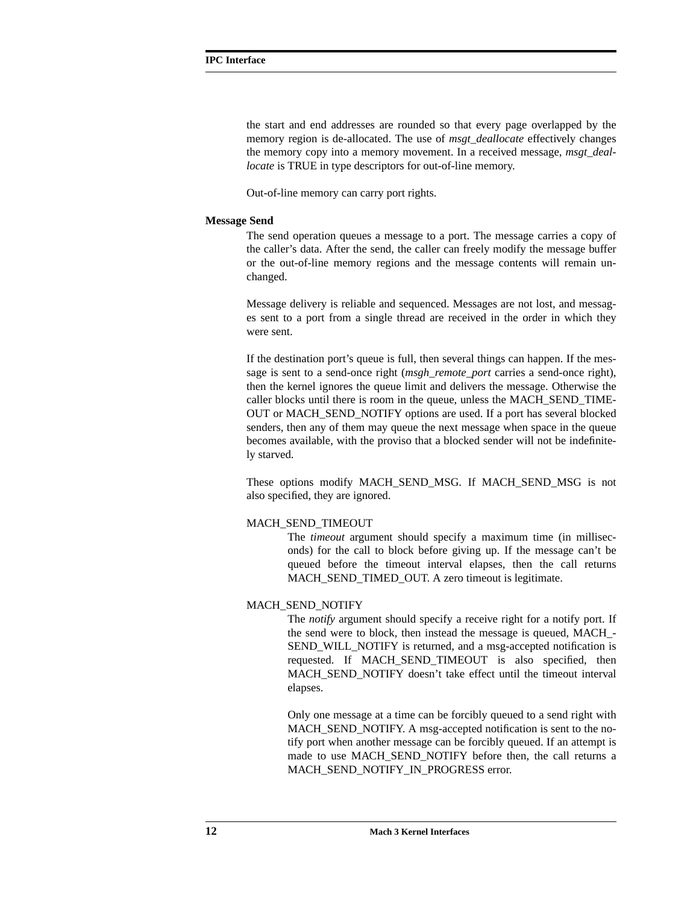the start and end addresses are rounded so that every page overlapped by the memory region is de-allocated. The use of *msgt_deallocate* effectively changes the memory copy into a memory movement. In a received message, *msgt_deallocate* is TRUE in type descriptors for out-of-line memory.

Out-of-line memory can carry port rights.

### Message Send

The send operation queues a message to a port. The message carries a copy of the caller's data. After the send, the caller can freely modify the message buffer or the out-of-line memory regions and the message contents will remain unchanged.

Message delivery is reliable and sequenced. Messages are not lost, and messages sent to a port from a single thread are received in the order in which they were sent.

If the destination port's queue is full, then several things can happen. If the message is sent to a send-once right (*msgh_remote_port* carries a send-once right), then the kernel ignores the queue limit and delivers the message. Otherwise the caller blocks until there is room in the queue, unless the MACH_SEND_TIMEOUT or MACH_SEND_NOTIFY options are used. If a port has several blocked senders, then any of them may queue the next message when space in the queue becomes available, with the proviso that a blocked sender will not be indefinitely starved.

These options modify MACH_SEND_MSG. If MACH_SEND_MSG is not also specified, they are ignored.

MACH_SEND_TIMEOUT

The *timeout* argument should specify a maximum time (in milliseconds) for the call to block before giving up. If the message can't be queued before the timeout interval elapses, then the call returns MACH_SEND_TIMED_OUT. A zero timeout is legitimate.

MACH_SEND_NOTIFY

The *notify* argument should specify a receive right for a notify port. If the send were to block, then instead the message is queued, MACH_SEND_WILL_NOTIFY is returned, and a msg-accepted notification is requested. If MACH_SEND_TIMEOUT is also specified, then MACH_SEND_NOTIFY doesn't take effect until the timeout interval elapses.

Only one message at a time can be forcibly queued to a send right with MACH_SEND_NOTIFY. A msg-accepted notification is sent to the notify port when another message can be forcibly queued. If an attempt is made to use MACH_SEND_NOTIFY before then, the call returns a MACH_SEND_NOTIFY_IN_PROGRESS error.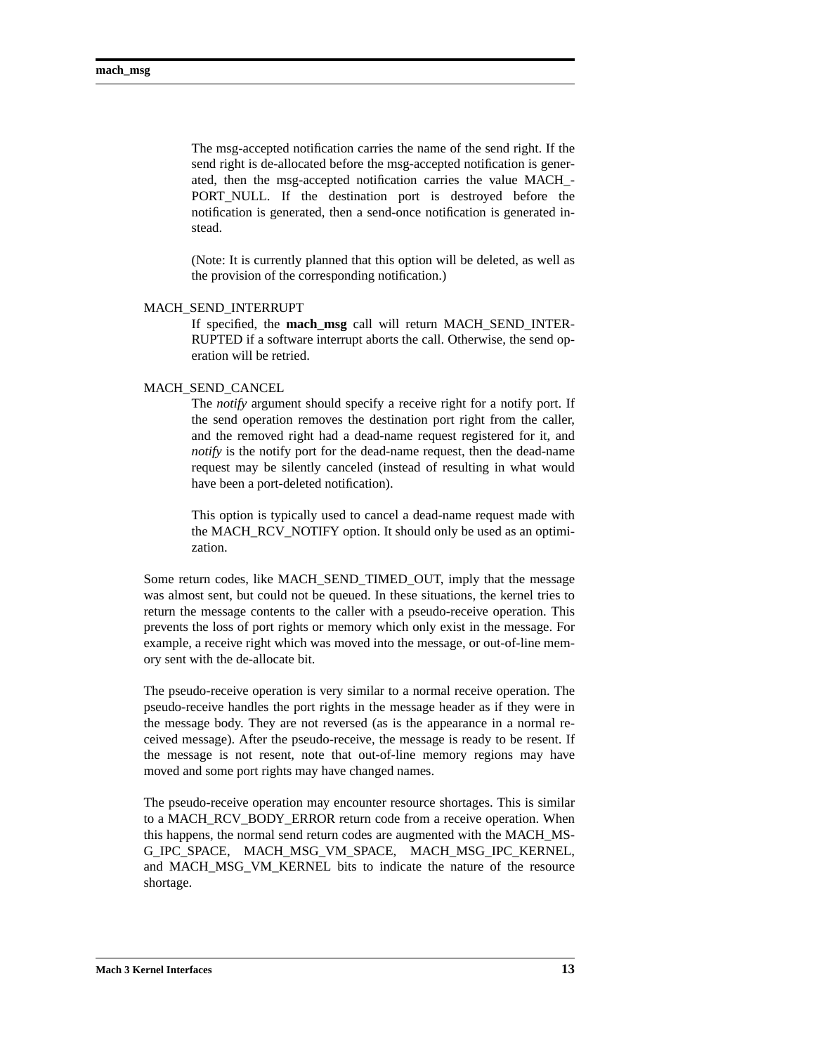The msg-accepted notification carries the name of the send right. If the send right is de-allocated before the msg-accepted notification is generated, then the msg-accepted notification carries the value MACH_PORT_NULL. If the destination port is destroyed before the notification is generated, then a send-once notification is generated instead.

(Note: It is currently planned that this option will be deleted, as well as the provision of the corresponding notification.)

MACH_SEND_INTERRUPT
: If specified, the **mach_msg** call will return MACH_SEND_INTERRUPTED if a software interrupt aborts the call. Otherwise, the send operation will be retried.

MACH_SEND_CANCEL
: The *notify* argument should specify a receive right for a notify port. If the send operation removes the destination port right from the caller, and the removed right had a dead-name request registered for it, and *notify* is the notify port for the dead-name request, then the dead-name request may be silently canceled (instead of resulting in what would have been a port-deleted notification).

This option is typically used to cancel a dead-name request made with the MACH_RCV_NOTIFY option. It should only be used as an optimization.

Some return codes, like MACH_SEND_TIMED_OUT, imply that the message was almost sent, but could not be queued. In these situations, the kernel tries to return the message contents to the caller with a pseudo-receive operation. This prevents the loss of port rights or memory which only exist in the message. For example, a receive right which was moved into the message, or out-of-line memory sent with the de-allocate bit.

The pseudo-receive operation is very similar to a normal receive operation. The pseudo-receive handles the port rights in the message header as if they were in the message body. They are not reversed (as is the appearance in a normal received message). After the pseudo-receive, the message is ready to be resent. If the message is not resent, note that out-of-line memory regions may have moved and some port rights may have changed names.

The pseudo-receive operation may encounter resource shortages. This is similar to a MACH_RCV_BODY_ERROR return code from a receive operation. When this happens, the normal send return codes are augmented with the MACH_MSG_IPC_SPACE, MACH_MSG_VM_SPACE, MACH_MSG_IPC_KERNEL, and MACH_MSG_VM_KERNEL bits to indicate the nature of the resource shortage.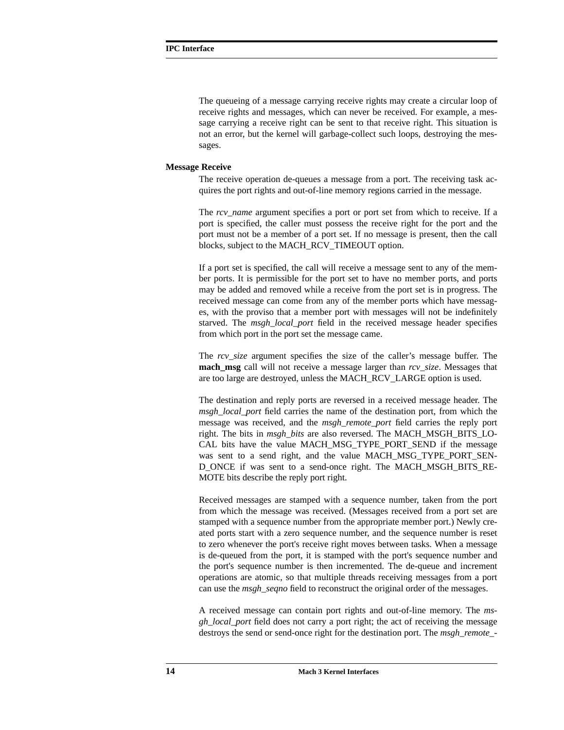The queueing of a message carrying receive rights may create a circular loop of receive rights and messages, which can never be received. For example, a message carrying a receive right can be sent to that receive right. This situation is not an error, but the kernel will garbage-collect such loops, destroying the messages.

**Message Receive**

The receive operation de-queues a message from a port. The receiving task acquires the port rights and out-of-line memory regions carried in the message.

The *rcv_name* argument specifies a port or port set from which to receive. If a port is specified, the caller must possess the receive right for the port and the port must not be a member of a port set. If no message is present, then the call blocks, subject to the MACH_RCV_TIMEOUT option.

If a port set is specified, the call will receive a message sent to any of the member ports. It is permissible for the port set to have no member ports, and ports may be added and removed while a receive from the port set is in progress. The received message can come from any of the member ports which have messages, with the proviso that a member port with messages will not be indefinitely starved. The *msgh_local_port* field in the received message header specifies from which port in the port set the message came.

The *rcv_size* argument specifies the size of the caller's message buffer. The **mach_msg** call will not receive a message larger than *rcv_size*. Messages that are too large are destroyed, unless the MACH_RCV_LARGE option is used.

The destination and reply ports are reversed in a received message header. The *msgh_local_port* field carries the name of the destination port, from which the message was received, and the *msgh_remote_port* field carries the reply port right. The bits in *msgh_bits* are also reversed. The MACH_MSGH_BITS_LOCAL bits have the value MACH_MSG_TYPE_PORT_SEND if the message was sent to a send right, and the value MACH_MSG_TYPE_PORT_SEND_ONCE if was sent to a send-once right. The MACH_MSGH_BITS_REMOTE bits describe the reply port right.

Received messages are stamped with a sequence number, taken from the port from which the message was received. (Messages received from a port set are stamped with a sequence number from the appropriate member port.) Newly created ports start with a zero sequence number, and the sequence number is reset to zero whenever the port's receive right moves between tasks. When a message is de-queued from the port, it is stamped with the port's sequence number and the port's sequence number is then incremented. The de-queue and increment operations are atomic, so that multiple threads receiving messages from a port can use the *msgh_seqno* field to reconstruct the original order of the messages.

A received message can contain port rights and out-of-line memory. The *msgh_local_port* field does not carry a port right; the act of receiving the message destroys the send or send-once right for the destination port. The *msgh_remote_*-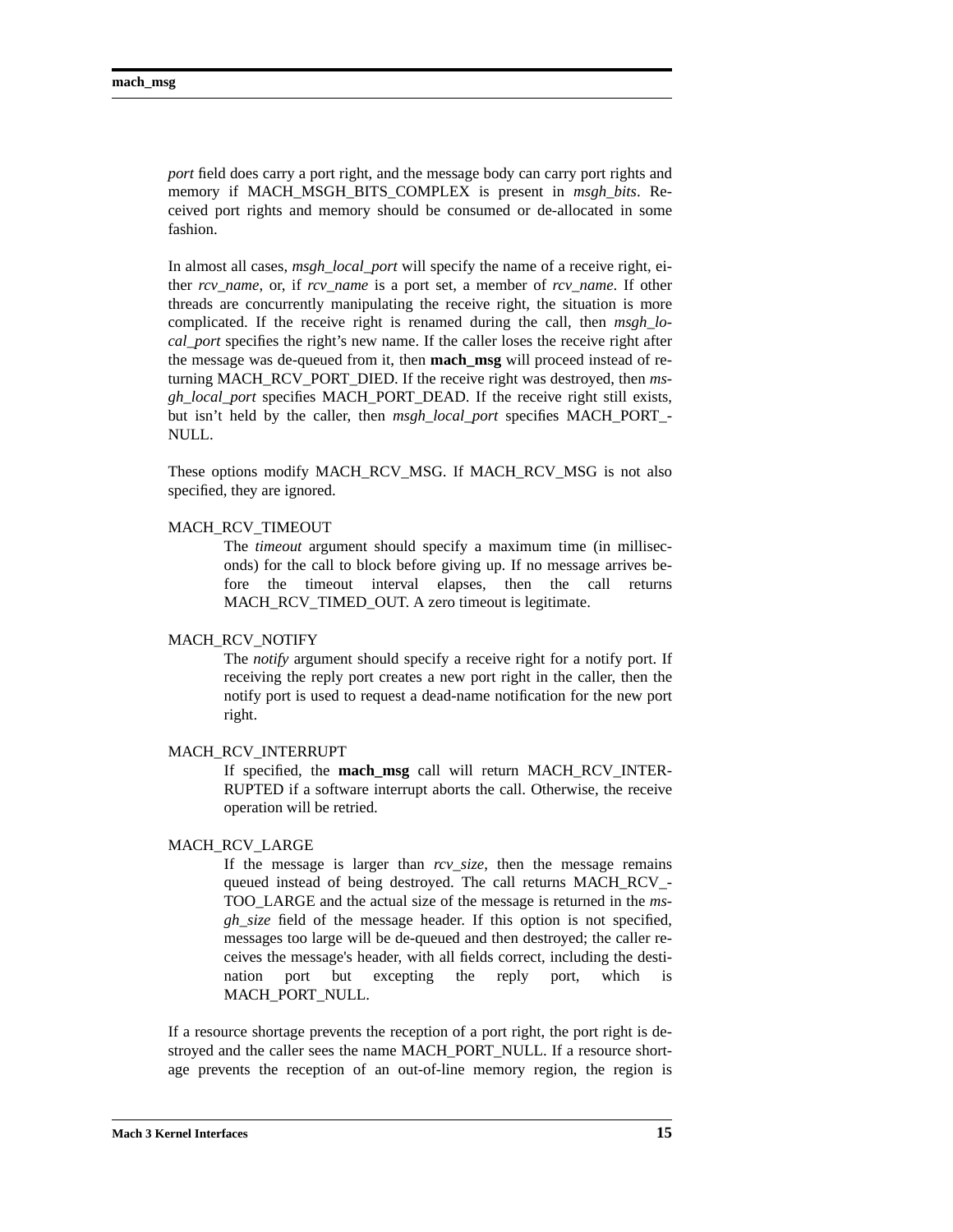*port* field does carry a port right, and the message body can carry port rights and memory if MACH_MSGH_BITS_COMPLEX is present in *msgh_bits*. Received port rights and memory should be consumed or de-allocated in some fashion.

In almost all cases, *msgh_local_port* will specify the name of a receive right, either *rcv_name*, or, if *rcv_name* is a port set, a member of *rcv_name*. If other threads are concurrently manipulating the receive right, the situation is more complicated. If the receive right is renamed during the call, then *msgh_local_port* specifies the right's new name. If the caller loses the receive right after the message was de-queued from it, then **mach_msg** will proceed instead of returning MACH_RCV_PORT_DIED. If the receive right was destroyed, then *msgh_local_port* specifies MACH_PORT_DEAD. If the receive right still exists, but isn't held by the caller, then *msgh_local_port* specifies MACH_PORT_NULL.

These options modify MACH_RCV_MSG. If MACH_RCV_MSG is not also specified, they are ignored.

MACH_RCV_TIMEOUT
: The *timeout* argument should specify a maximum time (in milliseconds) for the call to block before giving up. If no message arrives before the timeout interval elapses, then the call returns MACH_RCV_TIMED_OUT. A zero timeout is legitimate.

MACH_RCV_NOTIFY
: The *notify* argument should specify a receive right for a notify port. If receiving the reply port creates a new port right in the caller, then the notify port is used to request a dead-name notification for the new port right.

MACH_RCV_INTERRUPT
: If specified, the **mach_msg** call will return MACH_RCV_INTERRUPTED if a software interrupt aborts the call. Otherwise, the receive operation will be retried.

MACH_RCV_LARGE
: If the message is larger than *rcv_size*, then the message remains queued instead of being destroyed. The call returns MACH_RCV_TOO_LARGE and the actual size of the message is returned in the *msgh_size* field of the message header. If this option is not specified, messages too large will be de-queued and then destroyed; the caller receives the message's header, with all fields correct, including the destination port but excepting the reply port, which is MACH_PORT_NULL.

If a resource shortage prevents the reception of a port right, the port right is destroyed and the caller sees the name MACH_PORT_NULL. If a resource shortage prevents the reception of an out-of-line memory region, the region is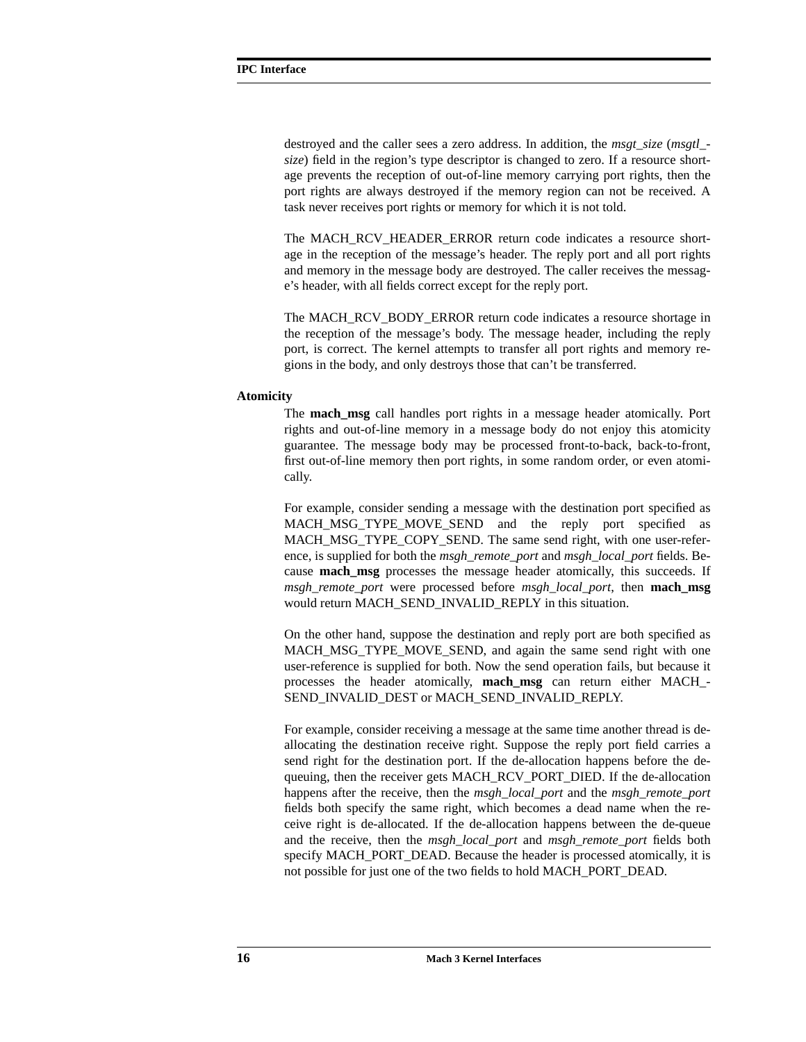destroyed and the caller sees a zero address. In addition, the *msgt_size* (*msgtl_size*) field in the region's type descriptor is changed to zero. If a resource shortage prevents the reception of out-of-line memory carrying port rights, then the port rights are always destroyed if the memory region can not be received. A task never receives port rights or memory for which it is not told.

The MACH_RCV_HEADER_ERROR return code indicates a resource shortage in the reception of the message's header. The reply port and all port rights and memory in the message body are destroyed. The caller receives the message's header, with all fields correct except for the reply port.

The MACH_RCV_BODY_ERROR return code indicates a resource shortage in the reception of the message's body. The message header, including the reply port, is correct. The kernel attempts to transfer all port rights and memory regions in the body, and only destroys those that can't be transferred.

**Atomicity**

The **mach_msg** call handles port rights in a message header atomically. Port rights and out-of-line memory in a message body do not enjoy this atomicity guarantee. The message body may be processed front-to-back, back-to-front, first out-of-line memory then port rights, in some random order, or even atomically.

For example, consider sending a message with the destination port specified as MACH_MSG_TYPE_MOVE_SEND and the reply port specified as MACH_MSG_TYPE_COPY_SEND. The same send right, with one user-reference, is supplied for both the *msgh_remote_port* and *msgh_local_port* fields. Because **mach_msg** processes the message header atomically, this succeeds. If *msgh_remote_port* were processed before *msgh_local_port*, then **mach_msg** would return MACH_SEND_INVALID_REPLY in this situation.

On the other hand, suppose the destination and reply port are both specified as MACH_MSG_TYPE_MOVE_SEND, and again the same send right with one user-reference is supplied for both. Now the send operation fails, but because it processes the header atomically, **mach_msg** can return either MACH_SEND_INVALID_DEST or MACH_SEND_INVALID_REPLY.

For example, consider receiving a message at the same time another thread is de-allocating the destination receive right. Suppose the reply port field carries a send right for the destination port. If the de-allocation happens before the de-queuing, then the receiver gets MACH_RCV_PORT_DIED. If the de-allocation happens after the receive, then the *msgh_local_port* and the *msgh_remote_port* fields both specify the same right, which becomes a dead name when the receive right is de-allocated. If the de-allocation happens between the de-queue and the receive, then the *msgh_local_port* and *msgh_remote_port* fields both specify MACH_PORT_DEAD. Because the header is processed atomically, it is not possible for just one of the two fields to hold MACH_PORT_DEAD.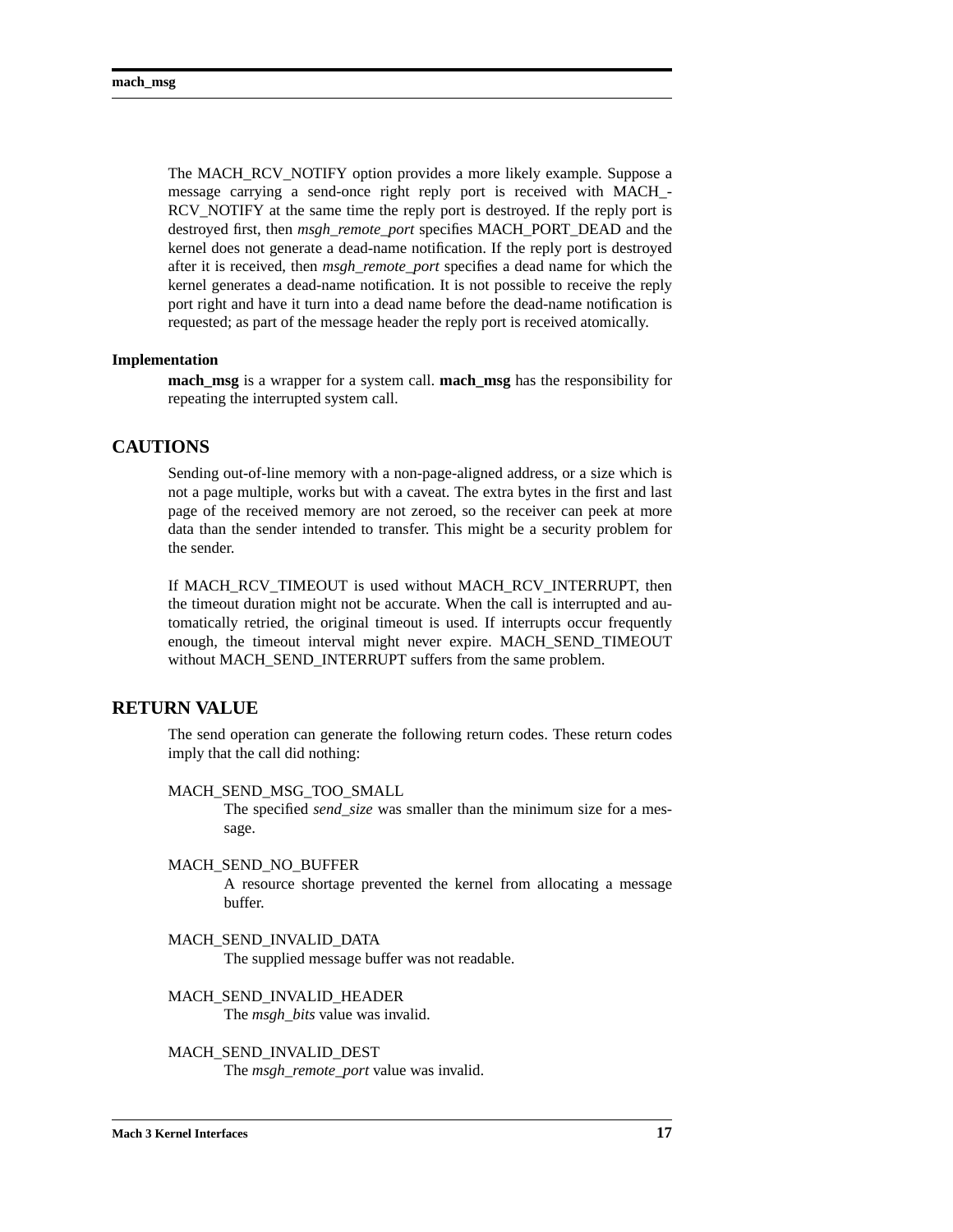The MACH_RCV_NOTIFY option provides a more likely example. Suppose a message carrying a send-once right reply port is received with MACH_RCV_NOTIFY at the same time the reply port is destroyed. If the reply port is destroyed first, then *msgh_remote_port* specifies MACH_PORT_DEAD and the kernel does not generate a dead-name notification. If the reply port is destroyed after it is received, then *msgh_remote_port* specifies a dead name for which the kernel generates a dead-name notification. It is not possible to receive the reply port right and have it turn into a dead name before the dead-name notification is requested; as part of the message header the reply port is received atomically.

### Implementation

**mach_msg** is a wrapper for a system call. **mach_msg** has the responsibility for repeating the interrupted system call.

## CAUTIONS

Sending out-of-line memory with a non-page-aligned address, or a size which is not a page multiple, works but with a caveat. The extra bytes in the first and last page of the received memory are not zeroed, so the receiver can peek at more data than the sender intended to transfer. This might be a security problem for the sender.

If MACH_RCV_TIMEOUT is used without MACH_RCV_INTERRUPT, then the timeout duration might not be accurate. When the call is interrupted and automatically retried, the original timeout is used. If interrupts occur frequently enough, the timeout interval might never expire. MACH_SEND_TIMEOUT without MACH_SEND_INTERRUPT suffers from the same problem.

## RETURN VALUE

The send operation can generate the following return codes. These return codes imply that the call did nothing:

MACH_SEND_MSG_TOO_SMALL
: The specified *send_size* was smaller than the minimum size for a message.

MACH_SEND_NO_BUFFER
: A resource shortage prevented the kernel from allocating a message buffer.

MACH_SEND_INVALID_DATA
: The supplied message buffer was not readable.

MACH_SEND_INVALID_HEADER
: The *msgh_bits* value was invalid.

MACH_SEND_INVALID_DEST
: The *msgh_remote_port* value was invalid.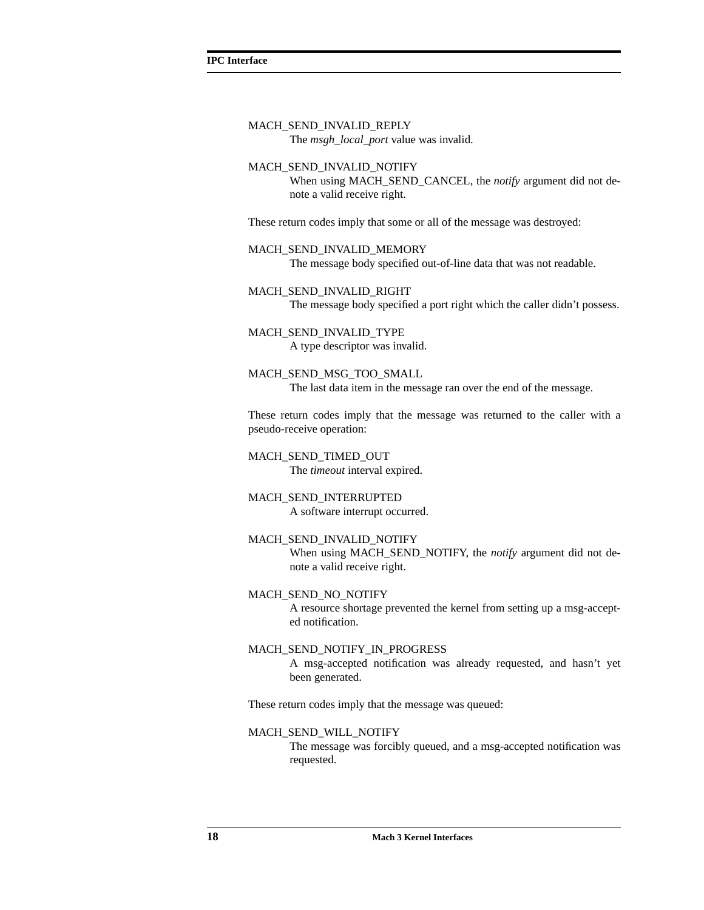MACH_SEND_INVALID_REPLY

The *msgh_local_port* value was invalid.

MACH_SEND_INVALID_NOTIFY

When using MACH_SEND_CANCEL, the *notify* argument did not denote a valid receive right.

These return codes imply that some or all of the message was destroyed:

MACH_SEND_INVALID_MEMORY

The message body specified out-of-line data that was not readable.

MACH_SEND_INVALID_RIGHT

The message body specified a port right which the caller didn't possess.

MACH_SEND_INVALID_TYPE

A type descriptor was invalid.

MACH_SEND_MSG_TOO_SMALL

The last data item in the message ran over the end of the message.

These return codes imply that the message was returned to the caller with a pseudo-receive operation:

MACH_SEND_TIMED_OUT

The *timeout* interval expired.

MACH_SEND_INTERRUPTED

A software interrupt occurred.

MACH_SEND_INVALID_NOTIFY

When using MACH_SEND_NOTIFY, the *notify* argument did not denote a valid receive right.

MACH_SEND_NO_NOTIFY

A resource shortage prevented the kernel from setting up a msg-accepted notification.

MACH_SEND_NOTIFY_IN_PROGRESS

A msg-accepted notification was already requested, and hasn't yet been generated.

These return codes imply that the message was queued:

MACH_SEND_WILL_NOTIFY

The message was forcibly queued, and a msg-accepted notification was requested.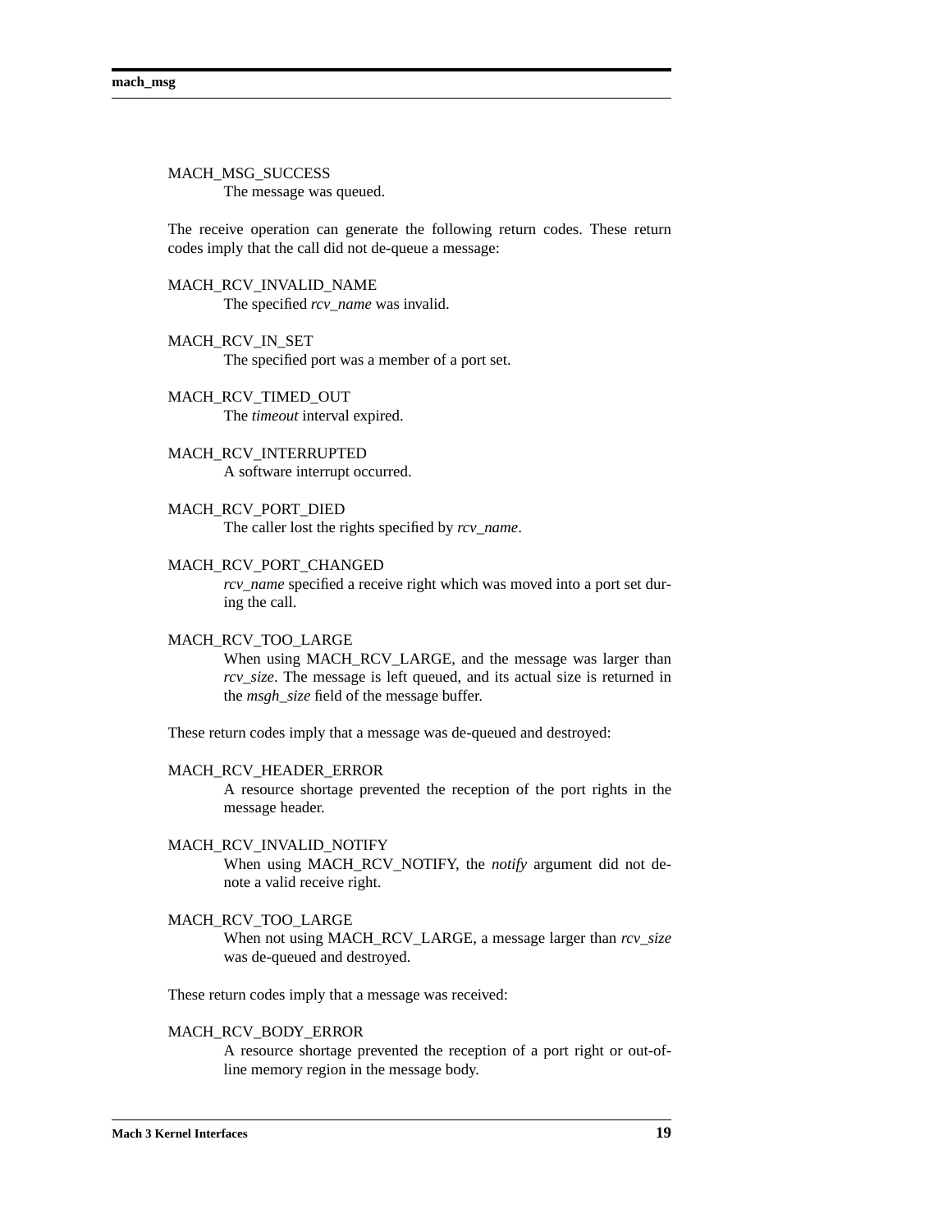MACH_MSG_SUCCESS
: The message was queued.

The receive operation can generate the following return codes. These return codes imply that the call did not de-queue a message:

MACH_RCV_INVALID_NAME
: The specified *rcv_name* was invalid.

MACH_RCV_IN_SET
: The specified port was a member of a port set.

MACH_RCV_TIMED_OUT
: The *timeout* interval expired.

MACH_RCV_INTERRUPTED
: A software interrupt occurred.

MACH_RCV_PORT_DIED
: The caller lost the rights specified by *rcv_name*.

MACH_RCV_PORT_CHANGED
: *rcv_name* specified a receive right which was moved into a port set during the call.

MACH_RCV_TOO_LARGE
: When using MACH_RCV_LARGE, and the message was larger than *rcv_size*. The message is left queued, and its actual size is returned in the *msgh_size* field of the message buffer.

These return codes imply that a message was de-queued and destroyed:

MACH_RCV_HEADER_ERROR
: A resource shortage prevented the reception of the port rights in the message header.

MACH_RCV_INVALID_NOTIFY
: When using MACH_RCV_NOTIFY, the *notify* argument did not denote a valid receive right.

MACH_RCV_TOO_LARGE
: When not using MACH_RCV_LARGE, a message larger than *rcv_size* was de-queued and destroyed.

These return codes imply that a message was received:

MACH_RCV_BODY_ERROR
: A resource shortage prevented the reception of a port right or out-of-line memory region in the message body.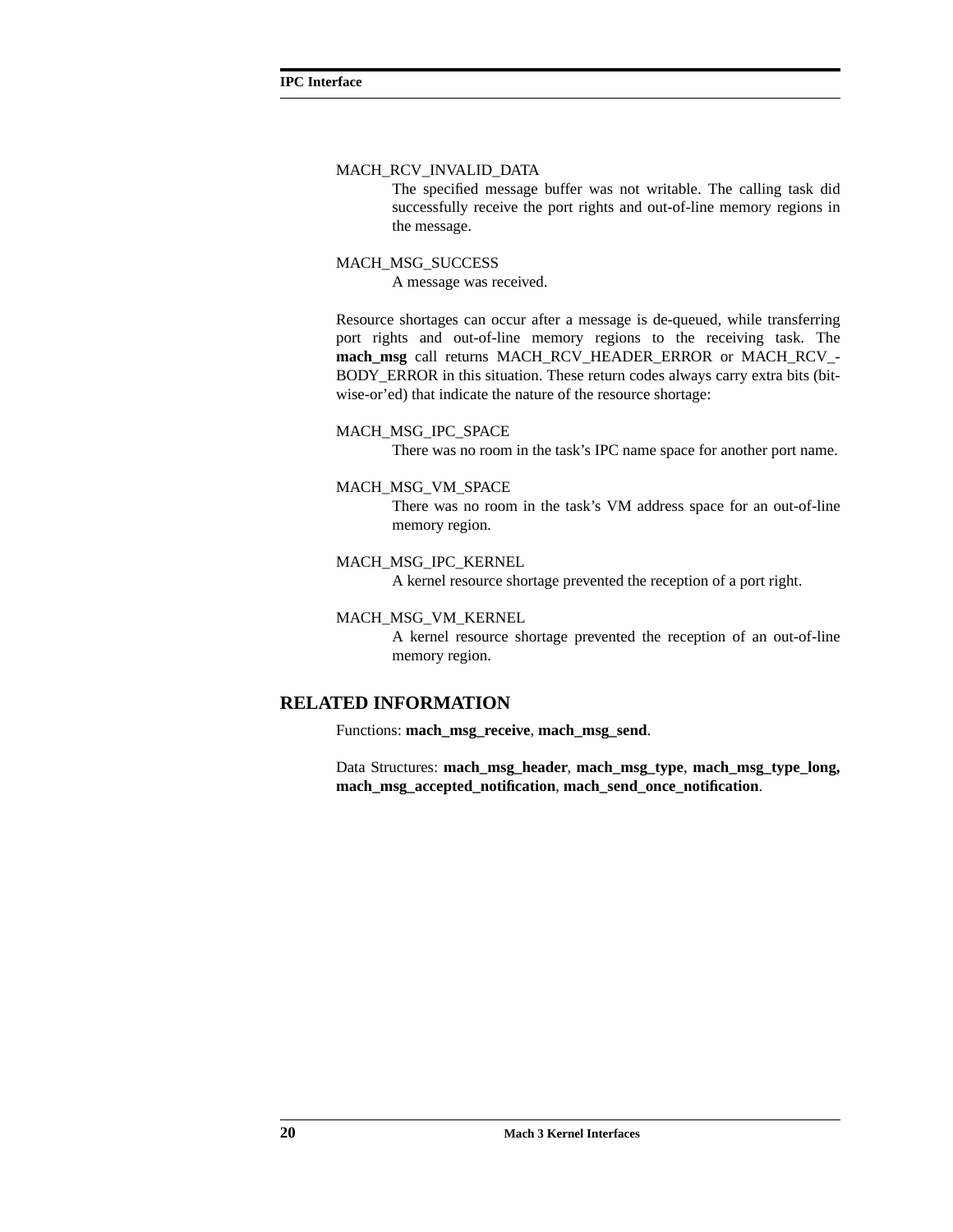MACH_RCV_INVALID_DATA
: The specified message buffer was not writable. The calling task did successfully receive the port rights and out-of-line memory regions in the message.

MACH_MSG_SUCCESS
: A message was received.

Resource shortages can occur after a message is de-queued, while transferring port rights and out-of-line memory regions to the receiving task. The **mach_msg** call returns MACH_RCV_HEADER_ERROR or MACH_RCV_BODY_ERROR in this situation. These return codes always carry extra bits (bit-wise-or'ed) that indicate the nature of the resource shortage:

MACH_MSG_IPC_SPACE
: There was no room in the task's IPC name space for another port name.

MACH_MSG_VM_SPACE
: There was no room in the task's VM address space for an out-of-line memory region.

MACH_MSG_IPC_KERNEL
: A kernel resource shortage prevented the reception of a port right.

MACH_MSG_VM_KERNEL
: A kernel resource shortage prevented the reception of an out-of-line memory region.

## RELATED INFORMATION

Functions: **mach_msg_receive**, **mach_msg_send**.

Data Structures: **mach_msg_header**, **mach_msg_type**, **mach_msg_type_long, mach_msg_accepted_notification**, **mach_send_once_notification**.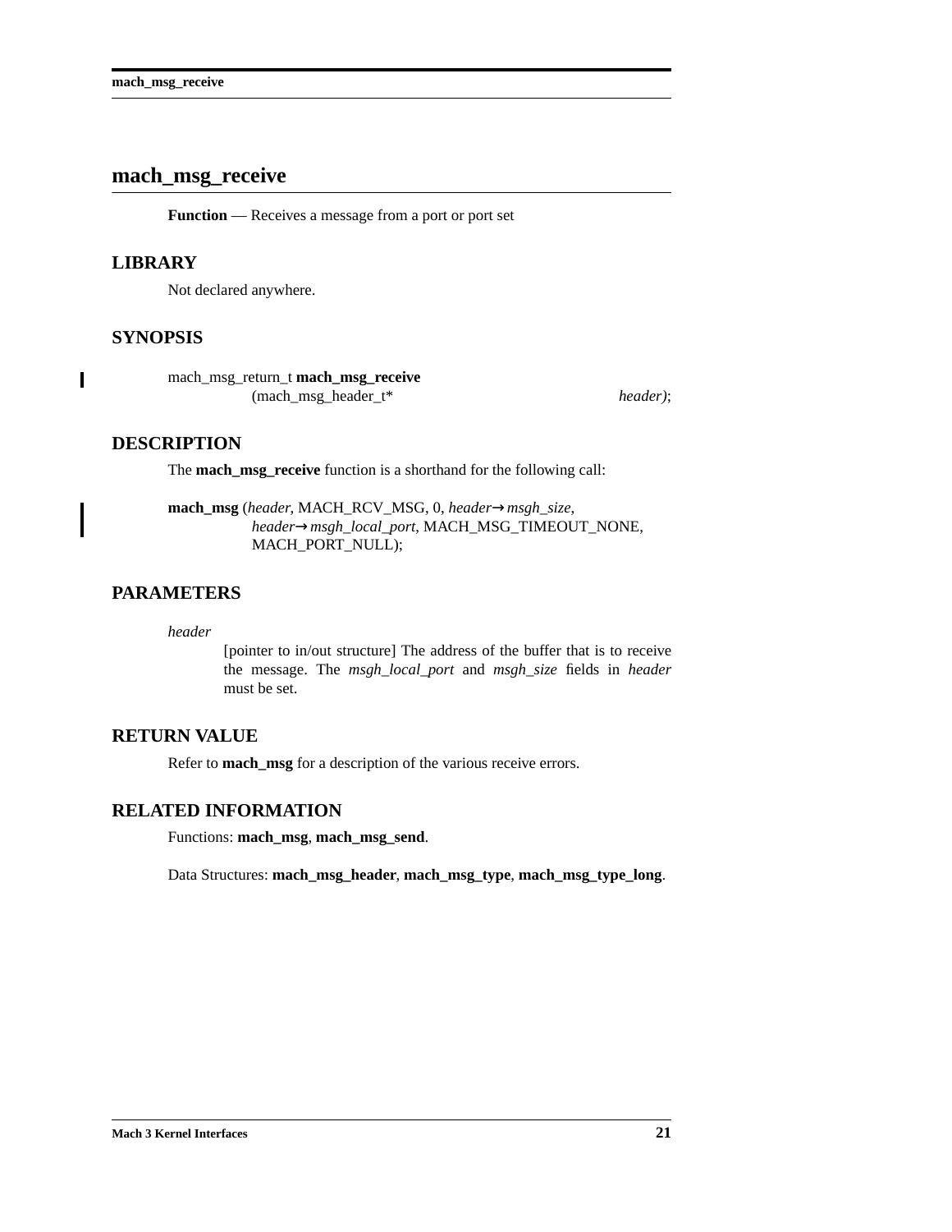# mach_msg_receive

**Function** — Receives a message from a port or port set

## LIBRARY

Not declared anywhere.

## SYNOPSIS

```
mach_msg_return_t mach_msg_receive
        (mach_msg_header_t*                    header);
```

## DESCRIPTION

The **mach_msg_receive** function is a shorthand for the following call:

**mach_msg** (*header*, MACH_RCV_MSG, 0, *header*→*msgh_size*,
*header*→*msgh_local_port*, MACH_MSG_TIMEOUT_NONE,
MACH_PORT_NULL);

## PARAMETERS

*header*
: [pointer to in/out structure] The address of the buffer that is to receive the message. The *msgh_local_port* and *msgh_size* fields in *header* must be set.

## RETURN VALUE

Refer to **mach_msg** for a description of the various receive errors.

## RELATED INFORMATION

Functions: **mach_msg**, **mach_msg_send**.

Data Structures: **mach_msg_header**, **mach_msg_type**, **mach_msg_type_long**.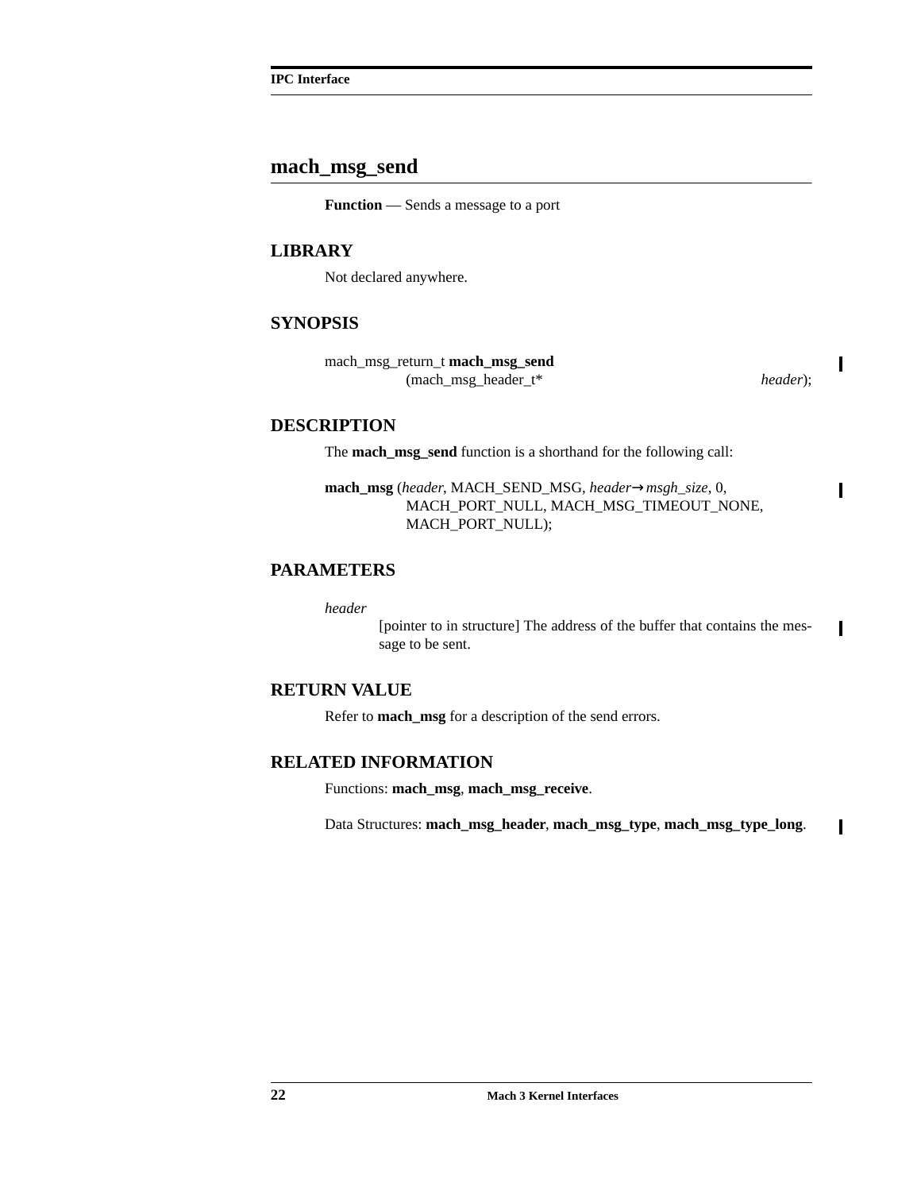## mach_msg_send

**Function** — Sends a message to a port

### LIBRARY

Not declared anywhere.

### SYNOPSIS

```
mach_msg_return_t mach_msg_send
        (mach_msg_header_t*                         header);
```

### DESCRIPTION

The **mach_msg_send** function is a shorthand for the following call:

**mach_msg** (*header*, MACH_SEND_MSG, *header*→*msgh_size*, 0,
MACH_PORT_NULL, MACH_MSG_TIMEOUT_NONE,
MACH_PORT_NULL);

### PARAMETERS

*header*
: [pointer to in structure] The address of the buffer that contains the message to be sent.

### RETURN VALUE

Refer to **mach_msg** for a description of the send errors.

### RELATED INFORMATION

Functions: **mach_msg**, **mach_msg_receive**.

Data Structures: **mach_msg_header**, **mach_msg_type**, **mach_msg_type_long**.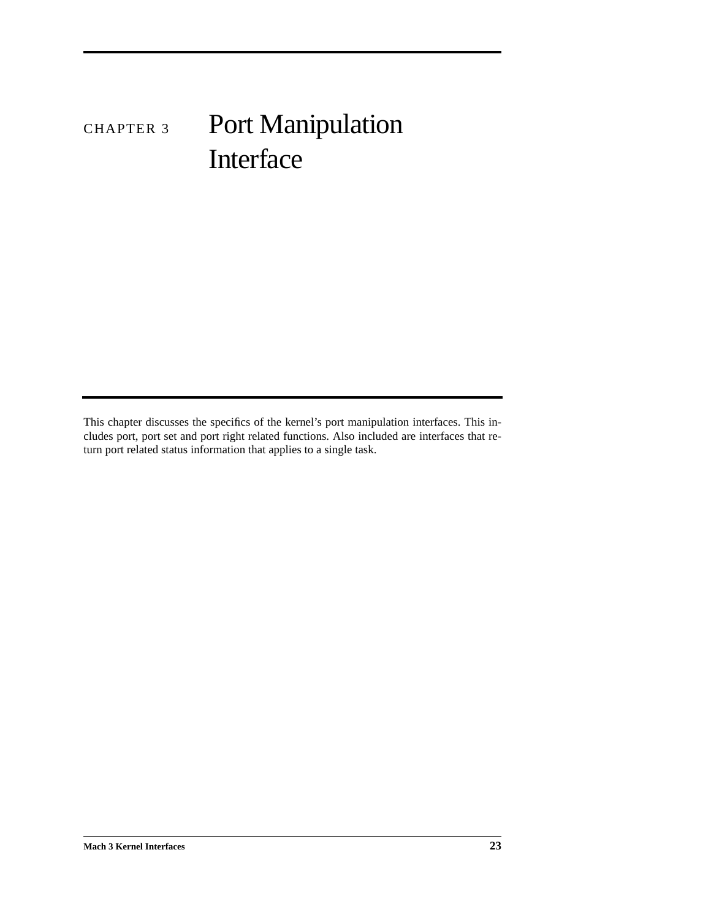# CHAPTER 3 Port Manipulation Interface

This chapter discusses the specifics of the kernel's port manipulation interfaces. This includes port, port set and port right related functions. Also included are interfaces that return port related status information that applies to a single task.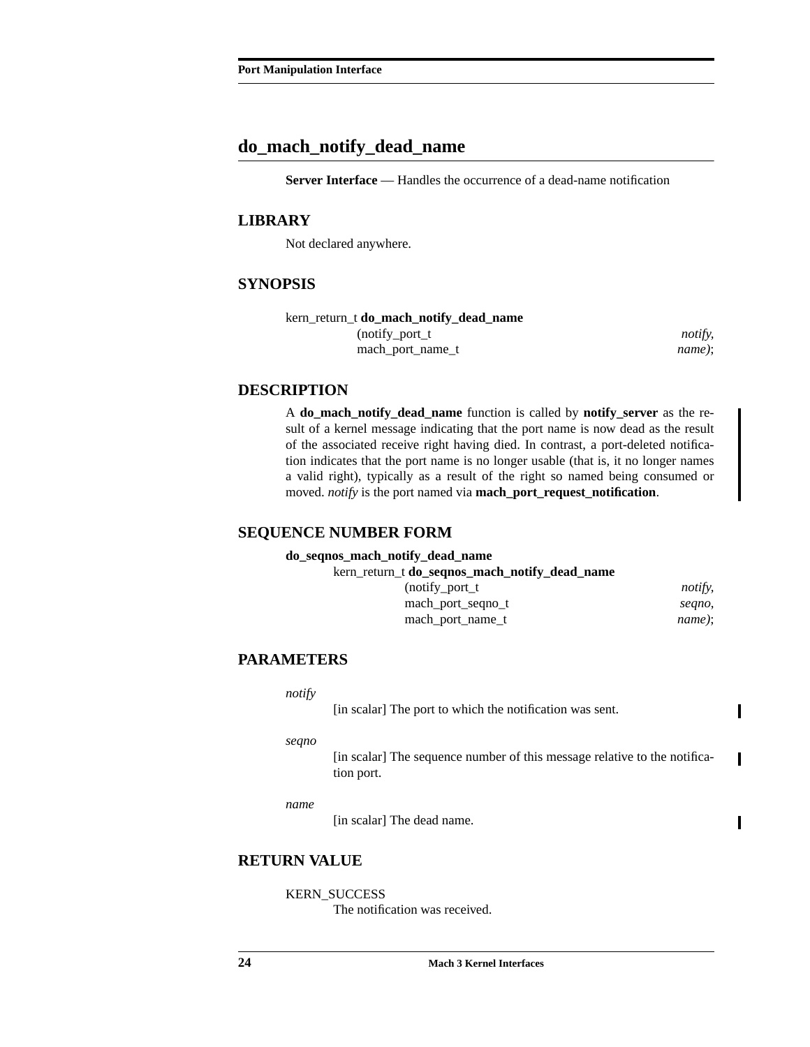## do_mach_notify_dead_name

**Server Interface** — Handles the occurrence of a dead-name notification

### LIBRARY

Not declared anywhere.

### SYNOPSIS

```
kern_return_t do_mach_notify_dead_name
                (notify_port_t                notify,
                 mach_port_name_t             name);
```

### DESCRIPTION

A **do_mach_notify_dead_name** function is called by **notify_server** as the result of a kernel message indicating that the port name is now dead as the result of the associated receive right having died. In contrast, a port-deleted notification indicates that the port name is no longer usable (that is, it no longer names a valid right), typically as a result of the right so named being consumed or moved. *notify* is the port named via **mach_port_request_notification**.

### SEQUENCE NUMBER FORM

**do_seqnos_mach_notify_dead_name**

```
kern_return_t do_seqnos_mach_notify_dead_name
                (notify_port_t                notify,
                 mach_port_seqno_t            seqno,
                 mach_port_name_t             name);
```

### PARAMETERS

*notify*
: [in scalar] The port to which the notification was sent.

*seqno*
: [in scalar] The sequence number of this message relative to the notification port.

*name*
: [in scalar] The dead name.

### RETURN VALUE

KERN_SUCCESS
: The notification was received.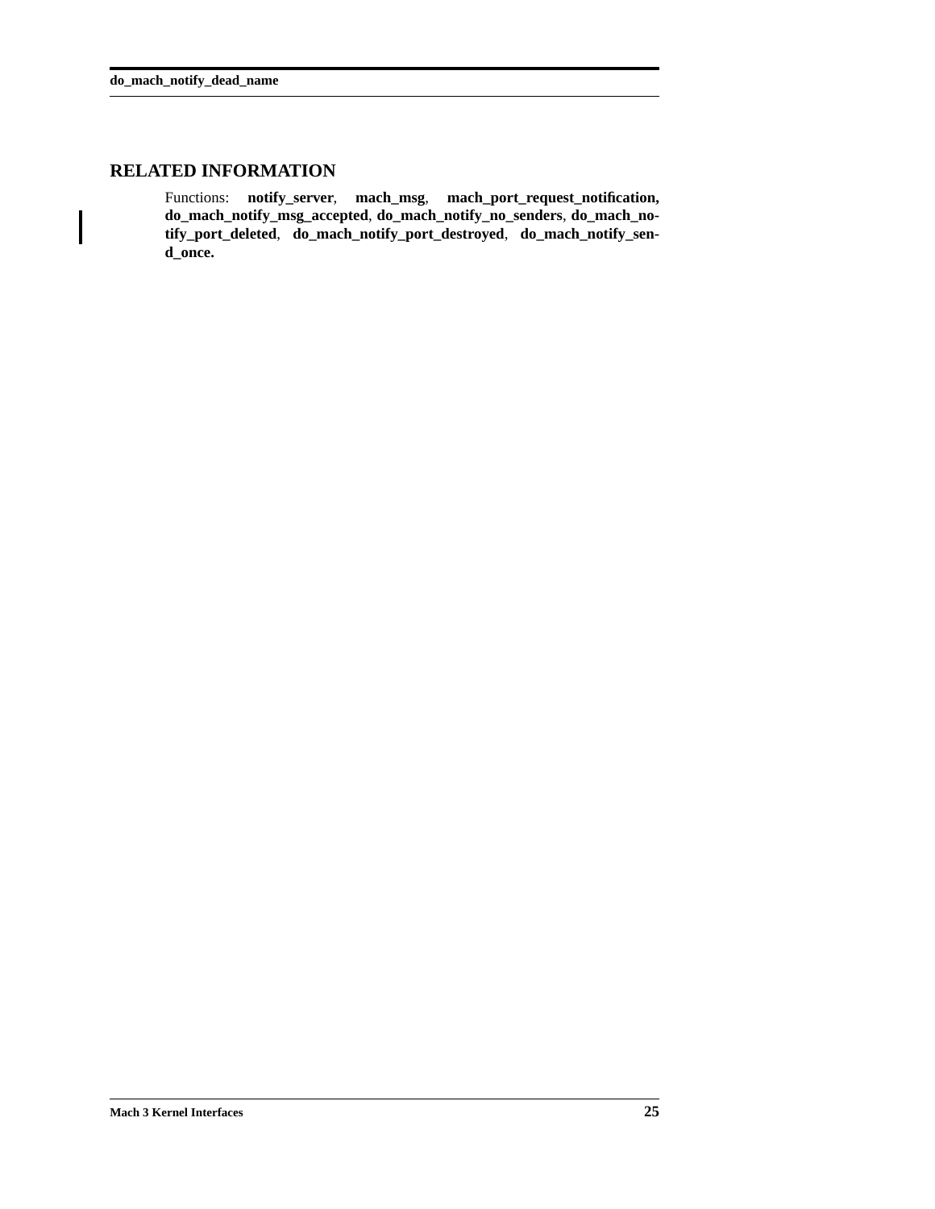## RELATED INFORMATION

Functions: **notify_server**, **mach_msg**, **mach_port_request_notification,** **do_mach_notify_msg_accepted**, **do_mach_notify_no_senders**, **do_mach_notify_port_deleted**, **do_mach_notify_port_destroyed**, **do_mach_notify_send_once.**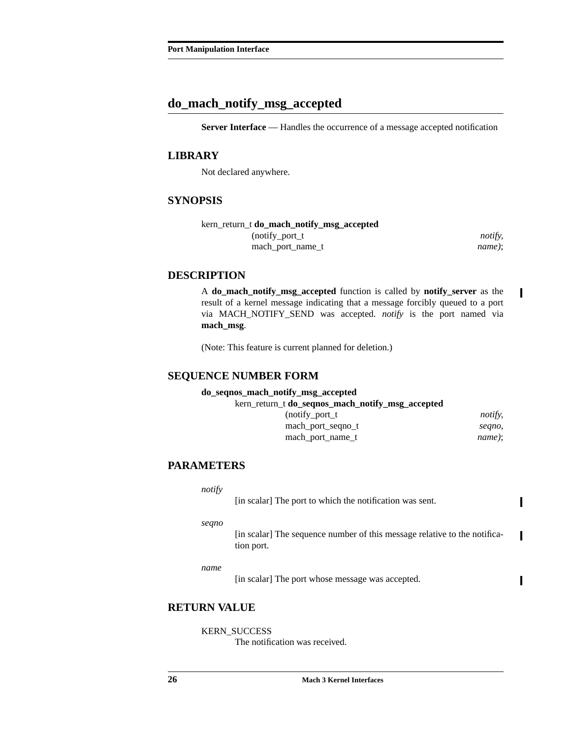# do_mach_notify_msg_accepted

**Server Interface** — Handles the occurrence of a message accepted notification

## LIBRARY

Not declared anywhere.

## SYNOPSIS

```
kern_return_t do_mach_notify_msg_accepted
              (notify_port_t                    notify,
               mach_port_name_t                   name);
```

## DESCRIPTION

A **do_mach_notify_msg_accepted** function is called by **notify_server** as the result of a kernel message indicating that a message forcibly queued to a port via MACH_NOTIFY_SEND was accepted. *notify* is the port named via **mach_msg**.

(Note: This feature is current planned for deletion.)

## SEQUENCE NUMBER FORM

**do_seqnos_mach_notify_msg_accepted**

```
kern_return_t do_seqnos_mach_notify_msg_accepted
              (notify_port_t                    notify,
               mach_port_seqno_t                 seqno,
               mach_port_name_t                   name);
```

## PARAMETERS

*notify*
: [in scalar] The port to which the notification was sent.

*seqno*
: [in scalar] The sequence number of this message relative to the notification port.

*name*
: [in scalar] The port whose message was accepted.

## RETURN VALUE

KERN_SUCCESS
: The notification was received.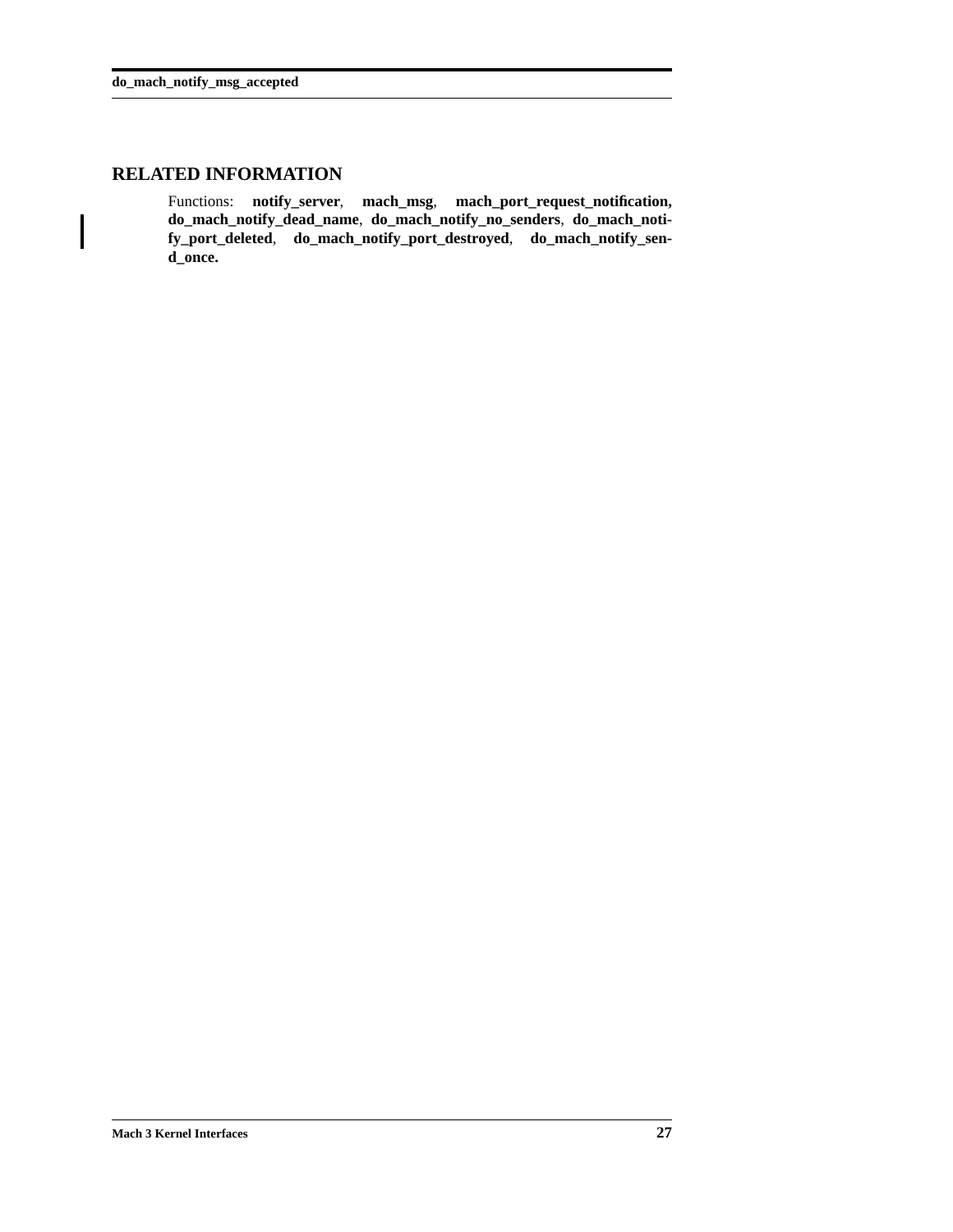## RELATED INFORMATION

Functions: **notify_server**, **mach_msg**, **mach_port_request_notification, do_mach_notify_dead_name**, **do_mach_notify_no_senders**, **do_mach_notify_port_deleted**, **do_mach_notify_port_destroyed**, **do_mach_notify_send_once.**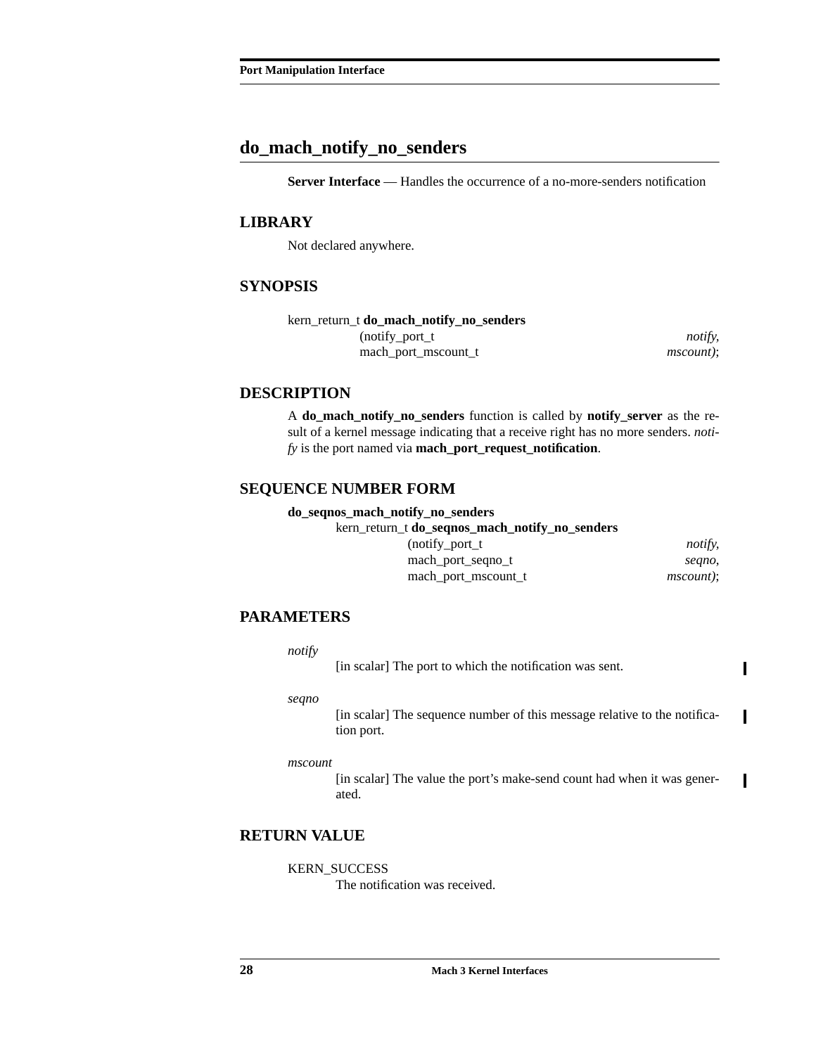# do_mach_notify_no_senders

**Server Interface** — Handles the occurrence of a no-more-senders notification

## LIBRARY

Not declared anywhere.

## SYNOPSIS

```
kern_return_t do_mach_notify_no_senders
                (notify_port_t                    notify,
                 mach_port_mscount_t              mscount);
```

## DESCRIPTION

A **do_mach_notify_no_senders** function is called by **notify_server** as the result of a kernel message indicating that a receive right has no more senders. *notify* is the port named via **mach_port_request_notification**.

## SEQUENCE NUMBER FORM

**do_seqnos_mach_notify_no_senders**

```
kern_return_t do_seqnos_mach_notify_no_senders
                (notify_port_t                    notify,
                 mach_port_seqno_t                seqno,
                 mach_port_mscount_t              mscount);
```

## PARAMETERS

*notify*
: [in scalar] The port to which the notification was sent.

*seqno*
: [in scalar] The sequence number of this message relative to the notification port.

*mscount*
: [in scalar] The value the port's make-send count had when it was generated.

## RETURN VALUE

KERN_SUCCESS
: The notification was received.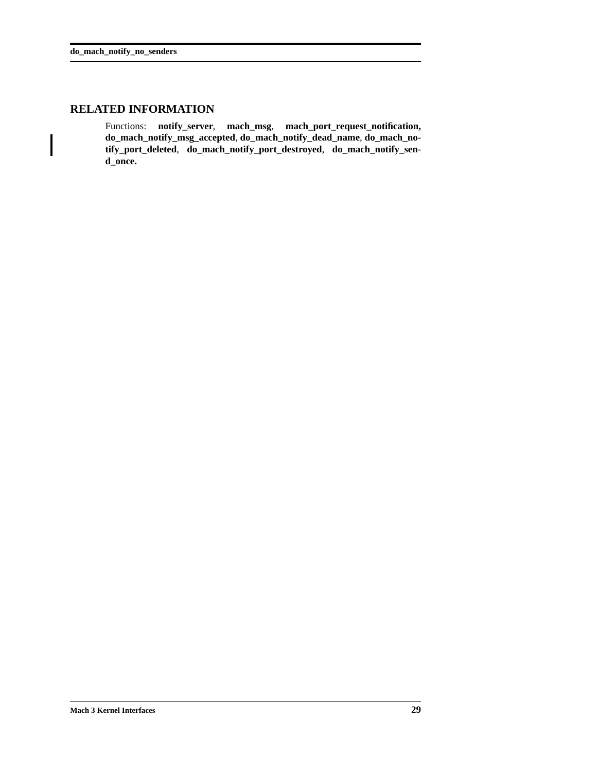## RELATED INFORMATION

Functions: **notify_server**, **mach_msg**, **mach_port_request_notification**, **do_mach_notify_msg_accepted**, **do_mach_notify_dead_name**, **do_mach_notify_port_deleted**, **do_mach_notify_port_destroyed**, **do_mach_notify_send_once.**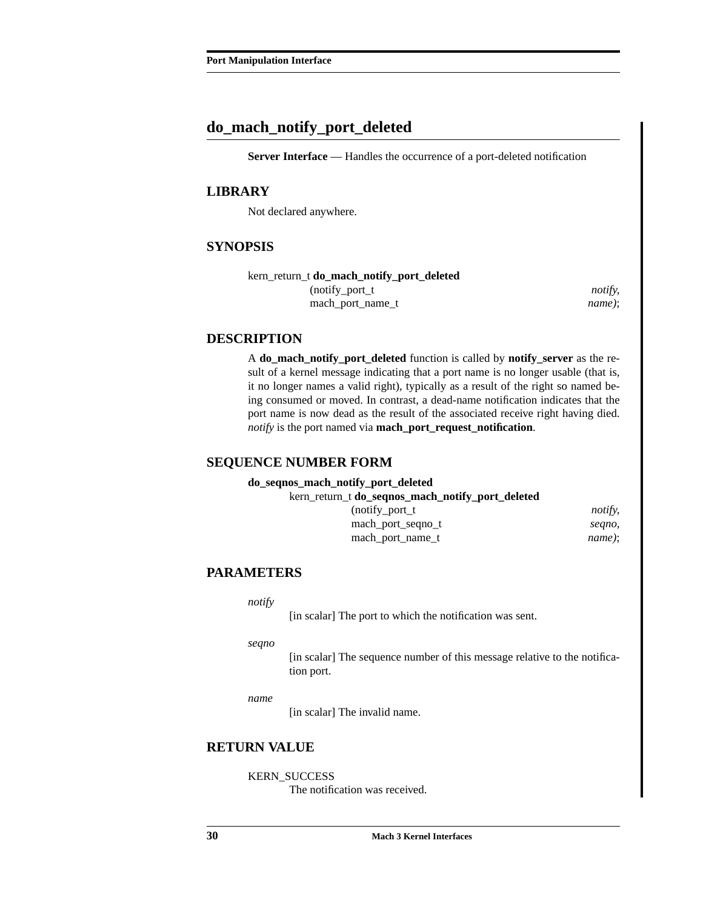## do_mach_notify_port_deleted

**Server Interface** — Handles the occurrence of a port-deleted notification

### LIBRARY

Not declared anywhere.

### SYNOPSIS

```
kern_return_t do_mach_notify_port_deleted
                (notify_port_t                    notify,
                 mach_port_name_t                 name);
```

### DESCRIPTION

A **do_mach_notify_port_deleted** function is called by **notify_server** as the result of a kernel message indicating that a port name is no longer usable (that is, it no longer names a valid right), typically as a result of the right so named being consumed or moved. In contrast, a dead-name notification indicates that the port name is now dead as the result of the associated receive right having died. *notify* is the port named via **mach_port_request_notification**.

### SEQUENCE NUMBER FORM

**do_seqnos_mach_notify_port_deleted**

```
kern_return_t do_seqnos_mach_notify_port_deleted
                (notify_port_t                    notify,
                 mach_port_seqno_t                seqno,
                 mach_port_name_t                 name);
```

### PARAMETERS

*notify*
: [in scalar] The port to which the notification was sent.

*seqno*
: [in scalar] The sequence number of this message relative to the notification port.

*name*
: [in scalar] The invalid name.

### RETURN VALUE

KERN_SUCCESS
: The notification was received.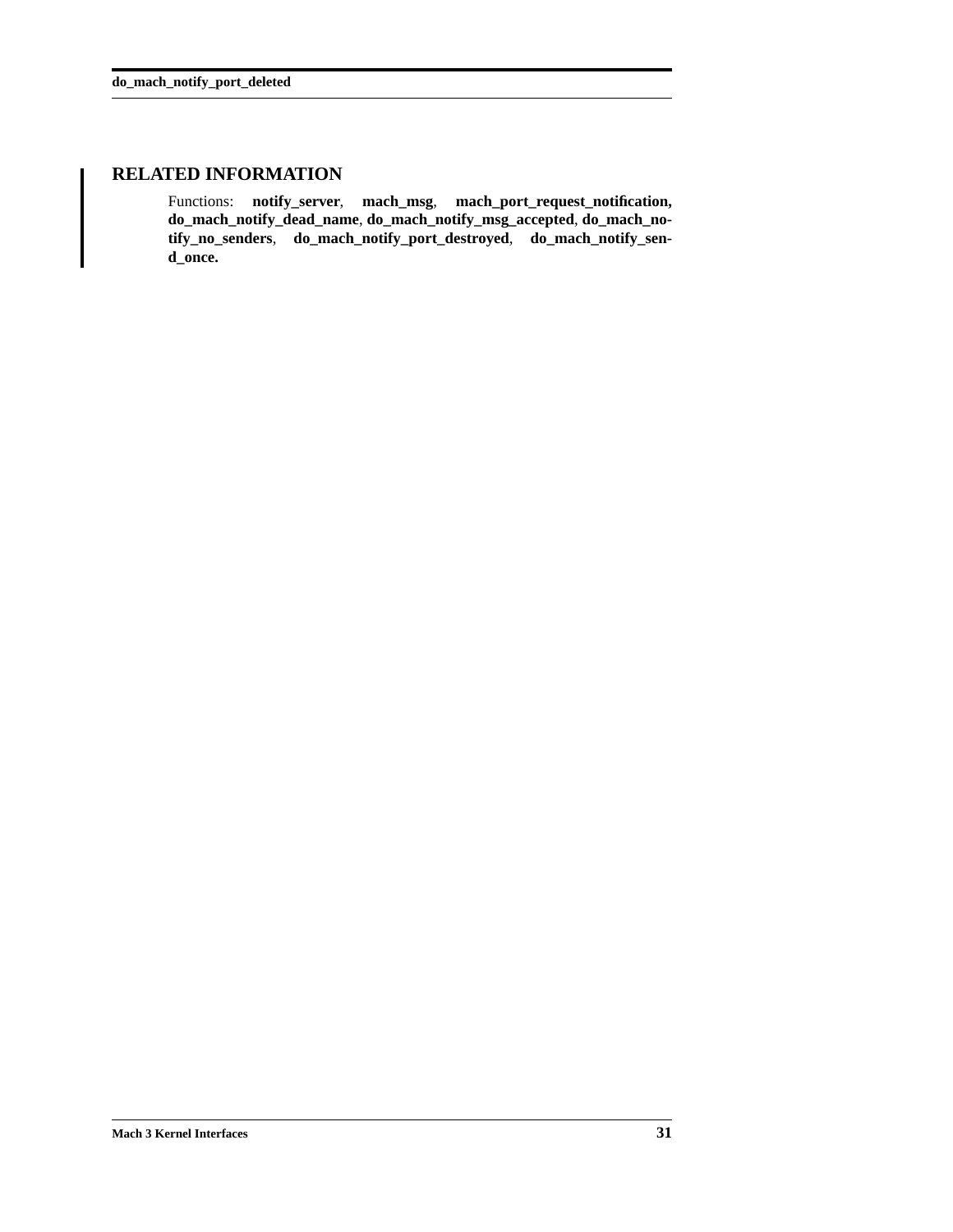## RELATED INFORMATION

Functions: **notify_server**, **mach_msg**, **mach_port_request_notification, do_mach_notify_dead_name**, **do_mach_notify_msg_accepted**, **do_mach_notify_no_senders**, **do_mach_notify_port_destroyed**, **do_mach_notify_send_once.**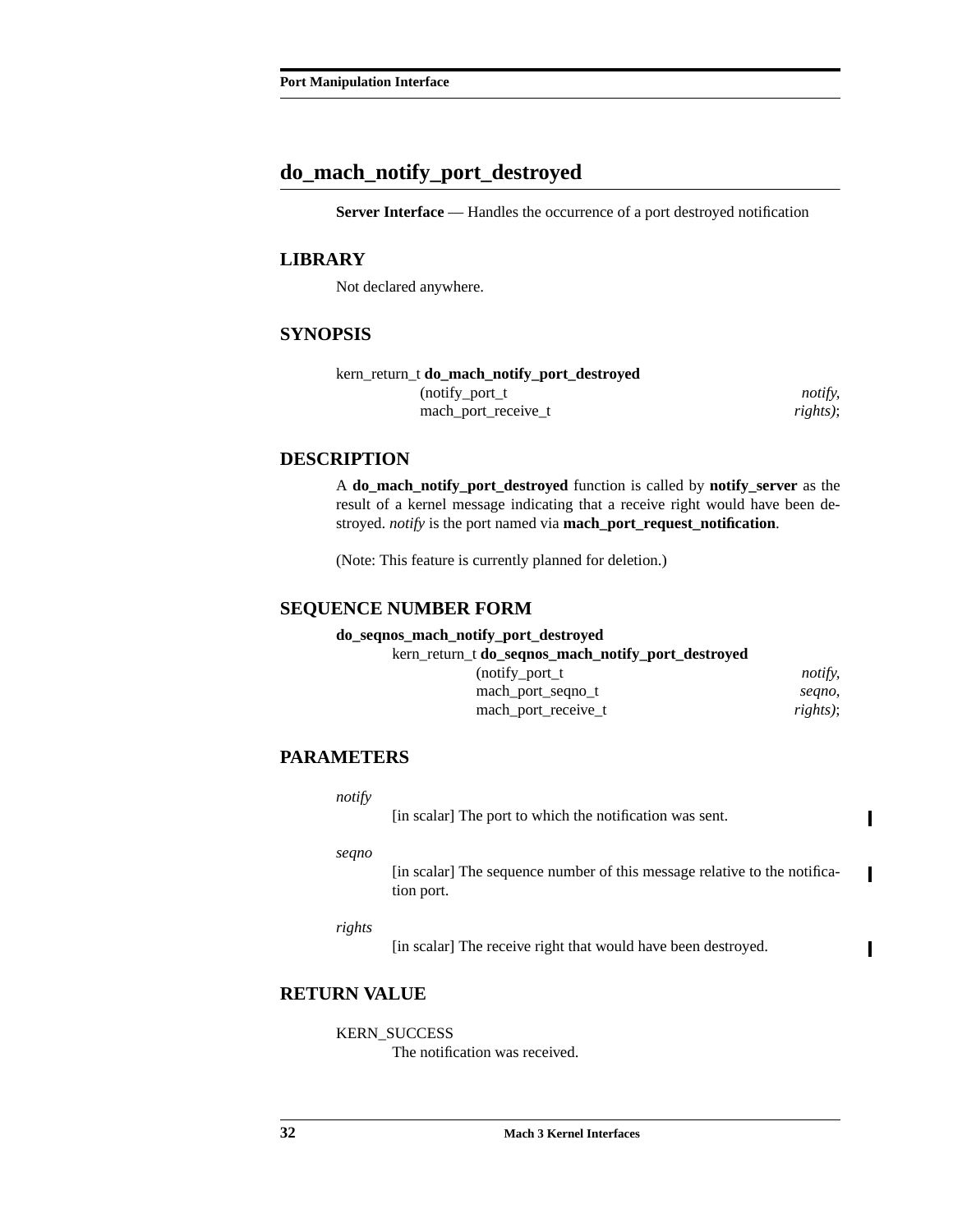## do_mach_notify_port_destroyed

**Server Interface** — Handles the occurrence of a port destroyed notification

### LIBRARY

Not declared anywhere.

### SYNOPSIS

```
kern_return_t do_mach_notify_port_destroyed
                (notify_port_t                    notify,
                 mach_port_receive_t              rights);
```

### DESCRIPTION

A **do_mach_notify_port_destroyed** function is called by **notify_server** as the result of a kernel message indicating that a receive right would have been destroyed. *notify* is the port named via **mach_port_request_notification**.

(Note: This feature is currently planned for deletion.)

### SEQUENCE NUMBER FORM

**do_seqnos_mach_notify_port_destroyed**

```
kern_return_t do_seqnos_mach_notify_port_destroyed
                (notify_port_t                    notify,
                 mach_port_seqno_t                seqno,
                 mach_port_receive_t              rights);
```

### PARAMETERS

*notify*
: [in scalar] The port to which the notification was sent.

*seqno*
: [in scalar] The sequence number of this message relative to the notification port.

*rights*
: [in scalar] The receive right that would have been destroyed.

### RETURN VALUE

KERN_SUCCESS
: The notification was received.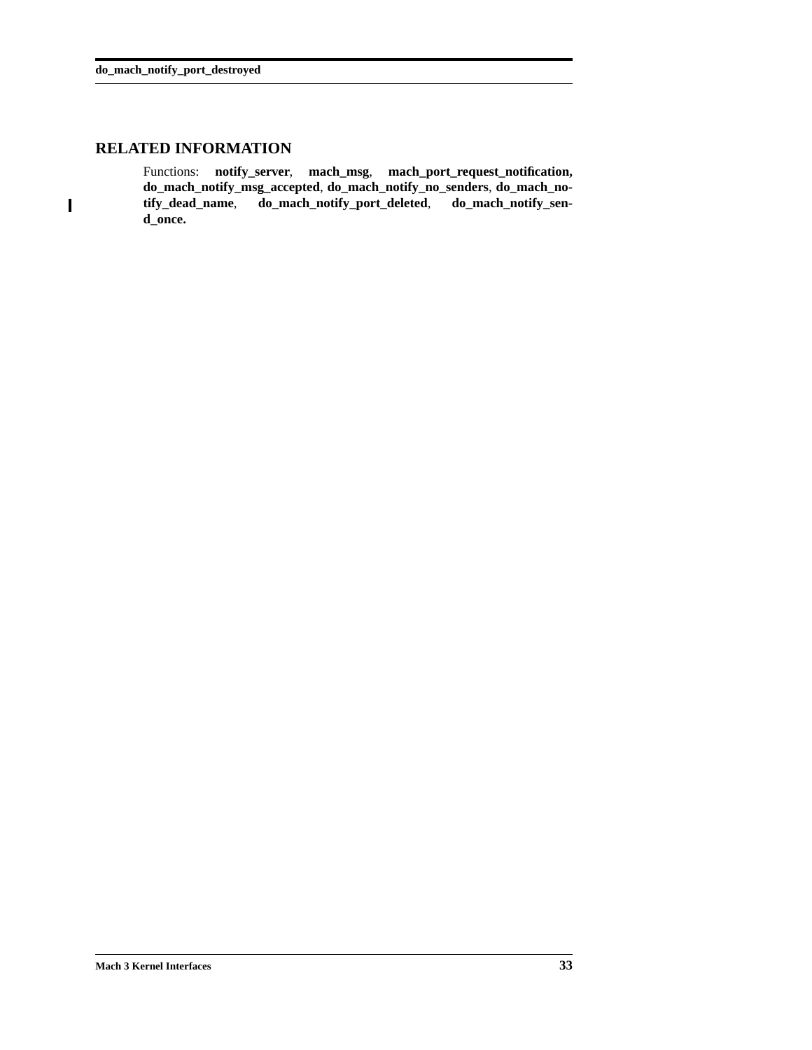## RELATED INFORMATION

Functions: **notify_server**, **mach_msg**, **mach_port_request_notification, do_mach_notify_msg_accepted**, **do_mach_notify_no_senders**, **do_mach_notify_dead_name**, **do_mach_notify_port_deleted**, **do_mach_notify_send_once.**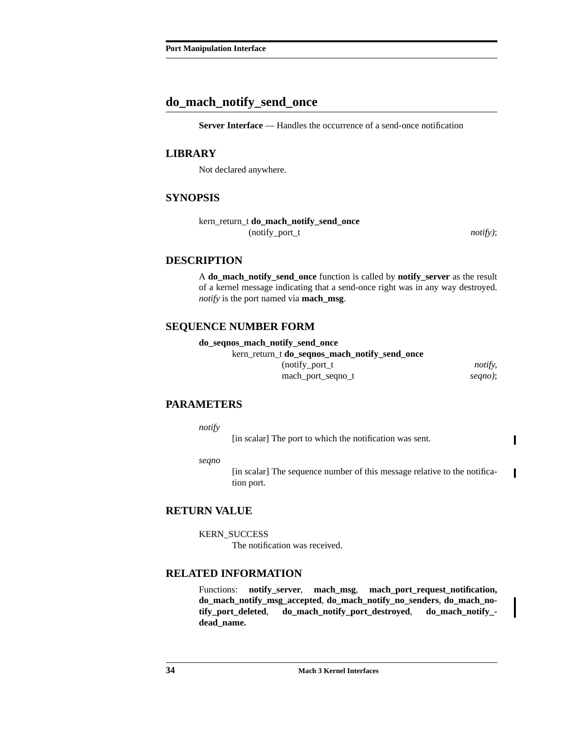## do_mach_notify_send_once

**Server Interface** — Handles the occurrence of a send-once notification

### LIBRARY

Not declared anywhere.

### SYNOPSIS

```
kern_return_t do_mach_notify_send_once
        (notify_port_t                                  notify);
```

### DESCRIPTION

A **do_mach_notify_send_once** function is called by **notify_server** as the result of a kernel message indicating that a send-once right was in any way destroyed. *notify* is the port named via **mach_msg**.

### SEQUENCE NUMBER FORM

**do_seqnos_mach_notify_send_once**

```
kern_return_t do_seqnos_mach_notify_send_once
        (notify_port_t                                  notify,
         mach_port_seqno_t                              seqno);
```

### PARAMETERS

*notify*
: [in scalar] The port to which the notification was sent.

*seqno*
: [in scalar] The sequence number of this message relative to the notification port.

### RETURN VALUE

KERN_SUCCESS
: The notification was received.

### RELATED INFORMATION

Functions: **notify_server**, **mach_msg**, **mach_port_request_notification, do_mach_notify_msg_accepted**, **do_mach_notify_no_senders**, **do_mach_notify_port_deleted**, **do_mach_notify_port_destroyed**, **do_mach_notify_dead_name.**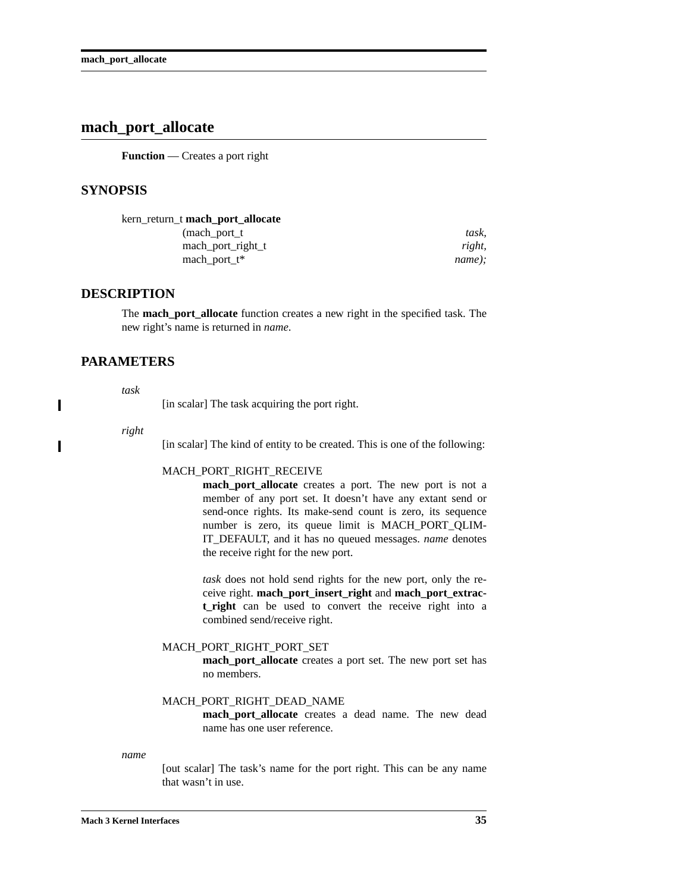## mach_port_allocate

**Function** — Creates a port right

### SYNOPSIS

```
kern_return_t mach_port_allocate
                (mach_port_t                task,
                 mach_port_right_t          right,
                 mach_port_t*               name);
```

### DESCRIPTION

The **mach_port_allocate** function creates a new right in the specified task. The new right's name is returned in *name*.

### PARAMETERS

*task*
: [in scalar] The task acquiring the port right.

*right*
: [in scalar] The kind of entity to be created. This is one of the following:

    MACH_PORT_RIGHT_RECEIVE
    : **mach_port_allocate** creates a port. The new port is not a member of any port set. It doesn't have any extant send or send-once rights. Its make-send count is zero, its sequence number is zero, its queue limit is MACH_PORT_QLIMIT_DEFAULT, and it has no queued messages. *name* denotes the receive right for the new port.

        *task* does not hold send rights for the new port, only the receive right. **mach_port_insert_right** and **mach_port_extract_right** can be used to convert the receive right into a combined send/receive right.

    MACH_PORT_RIGHT_PORT_SET
    : **mach_port_allocate** creates a port set. The new port set has no members.

    MACH_PORT_RIGHT_DEAD_NAME
    : **mach_port_allocate** creates a dead name. The new dead name has one user reference.

*name*
: [out scalar] The task's name for the port right. This can be any name that wasn't in use.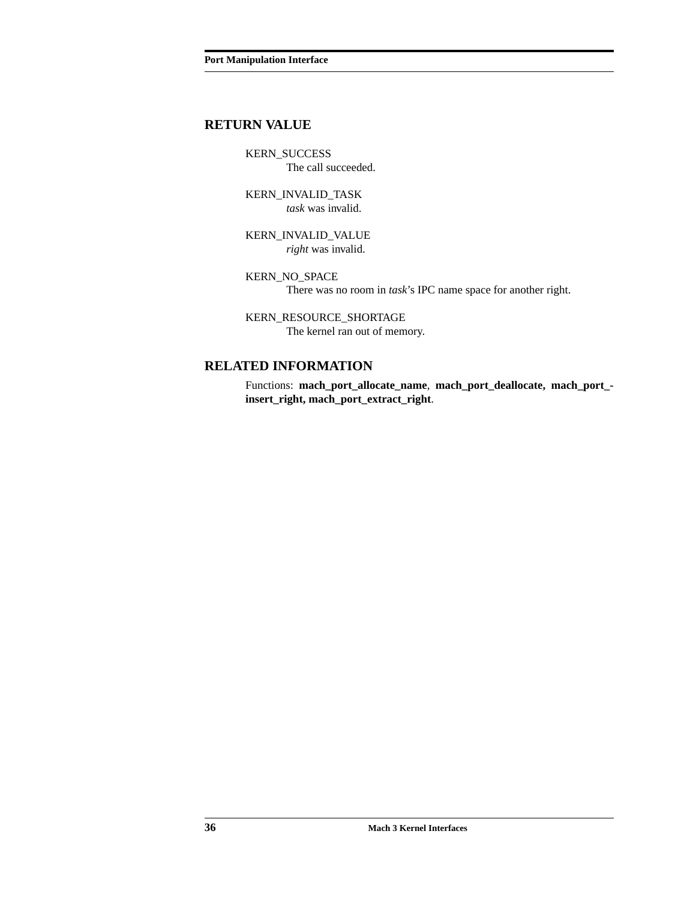## RETURN VALUE

KERN_SUCCESS
The call succeeded.

KERN_INVALID_TASK
*task* was invalid.

KERN_INVALID_VALUE
*right* was invalid.

KERN_NO_SPACE
There was no room in *task*'s IPC name space for another right.

KERN_RESOURCE_SHORTAGE
The kernel ran out of memory.

## RELATED INFORMATION

Functions: **mach_port_allocate_name**, **mach_port_deallocate, mach_port_insert_right, mach_port_extract_right**.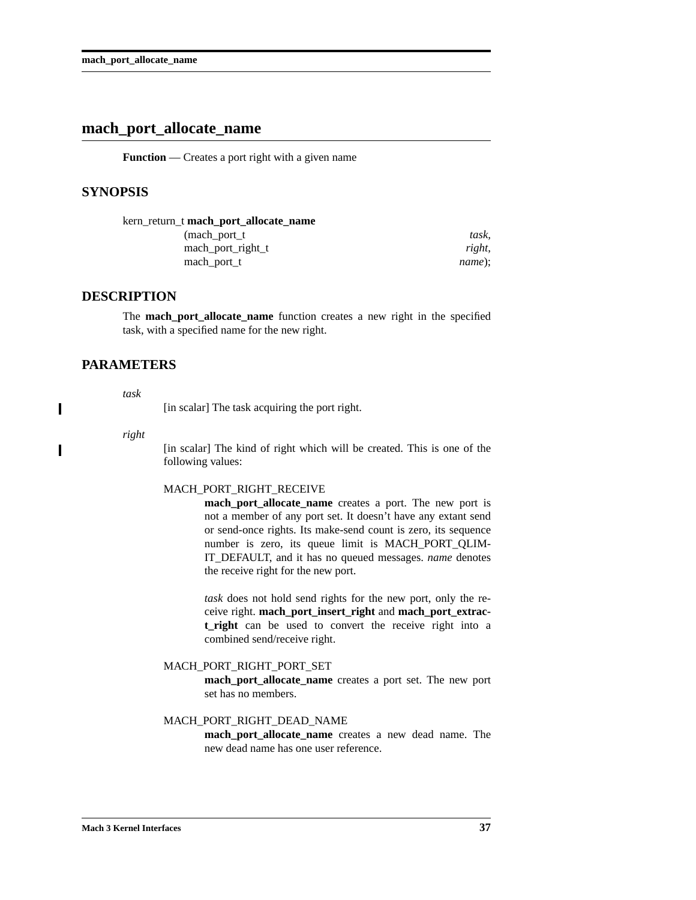# mach_port_allocate_name

**Function** — Creates a port right with a given name

## SYNOPSIS

```
kern_return_t mach_port_allocate_name
                (mach_port_t                task,
                 mach_port_right_t          right,
                 mach_port_t                name);
```

## DESCRIPTION

The **mach_port_allocate_name** function creates a new right in the specified task, with a specified name for the new right.

## PARAMETERS

*task*
: [in scalar] The task acquiring the port right.

*right*
: [in scalar] The kind of right which will be created. This is one of the following values:

  MACH_PORT_RIGHT_RECEIVE
  : **mach_port_allocate_name** creates a port. The new port is not a member of any port set. It doesn't have any extant send or send-once rights. Its make-send count is zero, its sequence number is zero, its queue limit is MACH_PORT_QLIMIT_DEFAULT, and it has no queued messages. *name* denotes the receive right for the new port.

    *task* does not hold send rights for the new port, only the receive right. **mach_port_insert_right** and **mach_port_extract_right** can be used to convert the receive right into a combined send/receive right.

  MACH_PORT_RIGHT_PORT_SET
  : **mach_port_allocate_name** creates a port set. The new port set has no members.

  MACH_PORT_RIGHT_DEAD_NAME
  : **mach_port_allocate_name** creates a new dead name. The new dead name has one user reference.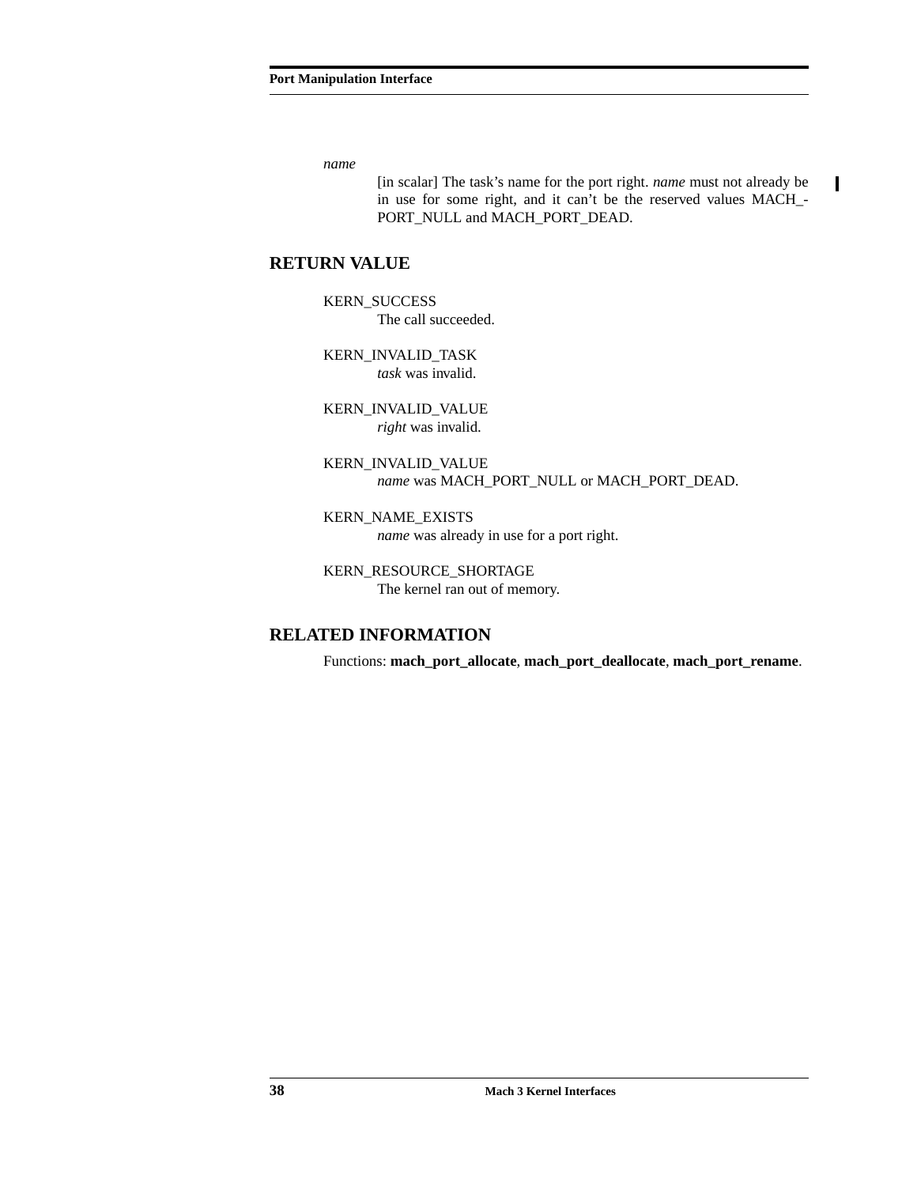*name*

[in scalar] The task's name for the port right. *name* must not already be in use for some right, and it can't be the reserved values MACH_PORT_NULL and MACH_PORT_DEAD.

## RETURN VALUE

KERN_SUCCESS
The call succeeded.

KERN_INVALID_TASK
*task* was invalid.

KERN_INVALID_VALUE
*right* was invalid.

KERN_INVALID_VALUE
*name* was MACH_PORT_NULL or MACH_PORT_DEAD.

KERN_NAME_EXISTS
*name* was already in use for a port right.

KERN_RESOURCE_SHORTAGE
The kernel ran out of memory.

## RELATED INFORMATION

Functions: **mach_port_allocate**, **mach_port_deallocate**, **mach_port_rename**.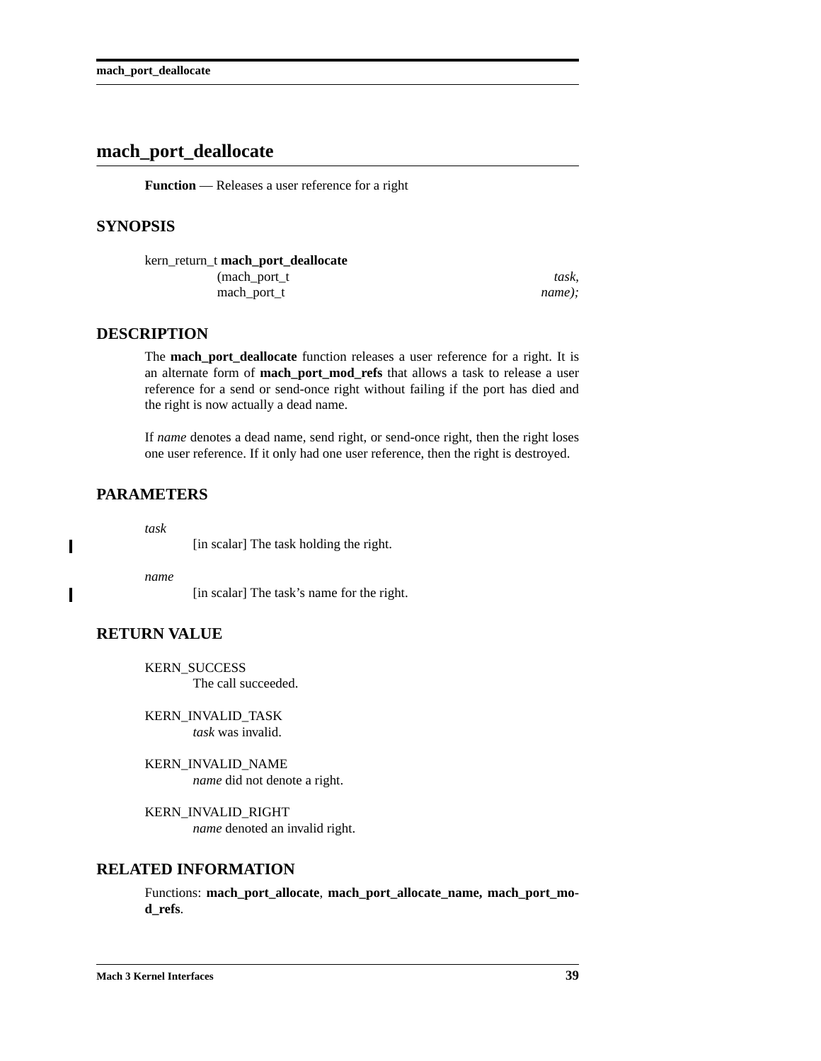# mach_port_deallocate

**Function** — Releases a user reference for a right

## SYNOPSIS

```
kern_return_t mach_port_deallocate
                (mach_port_t                task,
                 mach_port_t                name);
```

## DESCRIPTION

The **mach_port_deallocate** function releases a user reference for a right. It is an alternate form of **mach_port_mod_refs** that allows a task to release a user reference for a send or send-once right without failing if the port has died and the right is now actually a dead name.

If *name* denotes a dead name, send right, or send-once right, then the right loses one user reference. If it only had one user reference, then the right is destroyed.

## PARAMETERS

*task*
: [in scalar] The task holding the right.

*name*
: [in scalar] The task's name for the right.

## RETURN VALUE

KERN_SUCCESS
: The call succeeded.

KERN_INVALID_TASK
: *task* was invalid.

KERN_INVALID_NAME
: *name* did not denote a right.

KERN_INVALID_RIGHT
: *name* denoted an invalid right.

## RELATED INFORMATION

Functions: **mach_port_allocate**, **mach_port_allocate_name, mach_port_mod_refs**.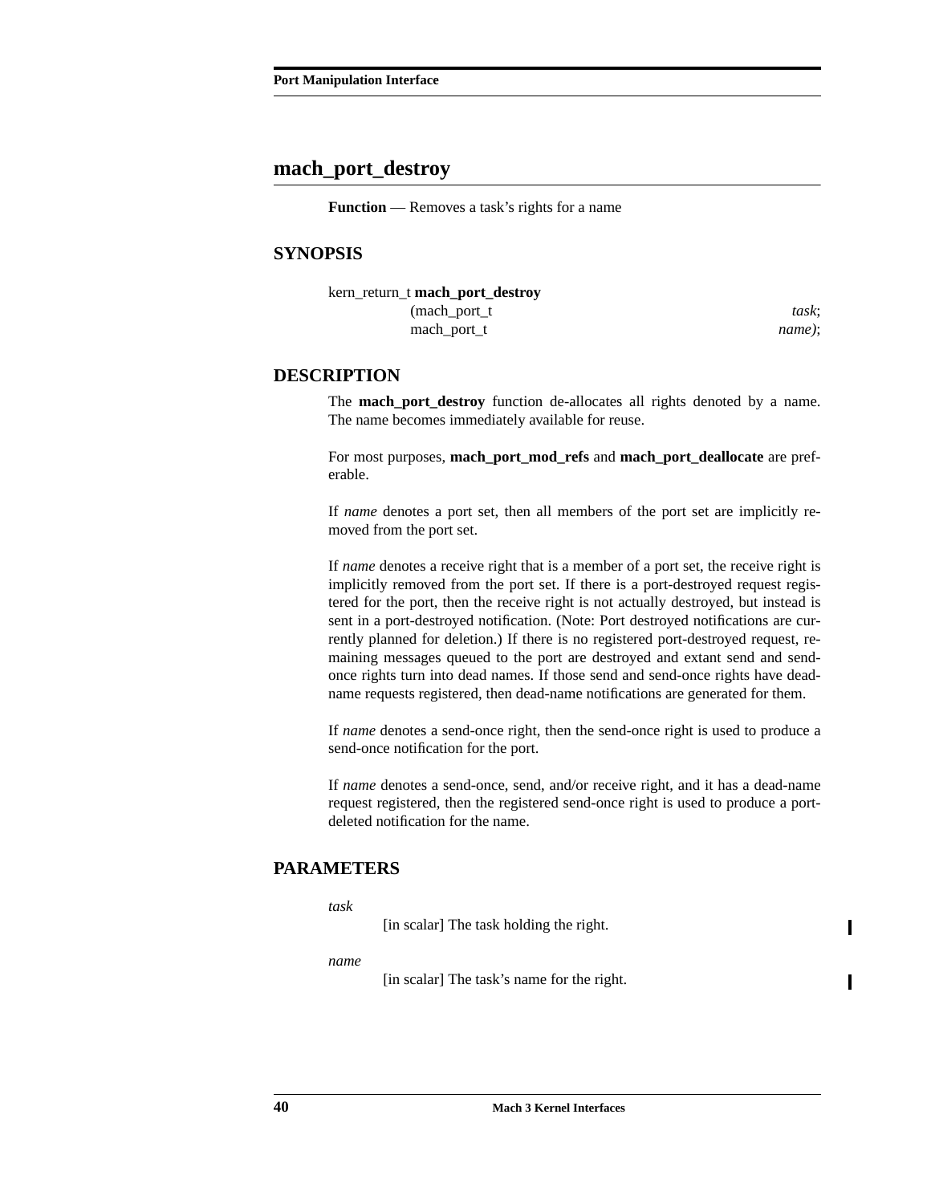# mach_port_destroy

**Function** — Removes a task's rights for a name

## SYNOPSIS

```
kern_return_t mach_port_destroy
        (mach_port_t                    task;
         mach_port_t                    name);
```

## DESCRIPTION

The **mach_port_destroy** function de-allocates all rights denoted by a name. The name becomes immediately available for reuse.

For most purposes, **mach_port_mod_refs** and **mach_port_deallocate** are preferable.

If *name* denotes a port set, then all members of the port set are implicitly removed from the port set.

If *name* denotes a receive right that is a member of a port set, the receive right is implicitly removed from the port set. If there is a port-destroyed request registered for the port, then the receive right is not actually destroyed, but instead is sent in a port-destroyed notification. (Note: Port destroyed notifications are currently planned for deletion.) If there is no registered port-destroyed request, remaining messages queued to the port are destroyed and extant send and send-once rights turn into dead names. If those send and send-once rights have dead-name requests registered, then dead-name notifications are generated for them.

If *name* denotes a send-once right, then the send-once right is used to produce a send-once notification for the port.

If *name* denotes a send-once, send, and/or receive right, and it has a dead-name request registered, then the registered send-once right is used to produce a port-deleted notification for the name.

## PARAMETERS

*task*

[in scalar] The task holding the right.

*name*

[in scalar] The task's name for the right.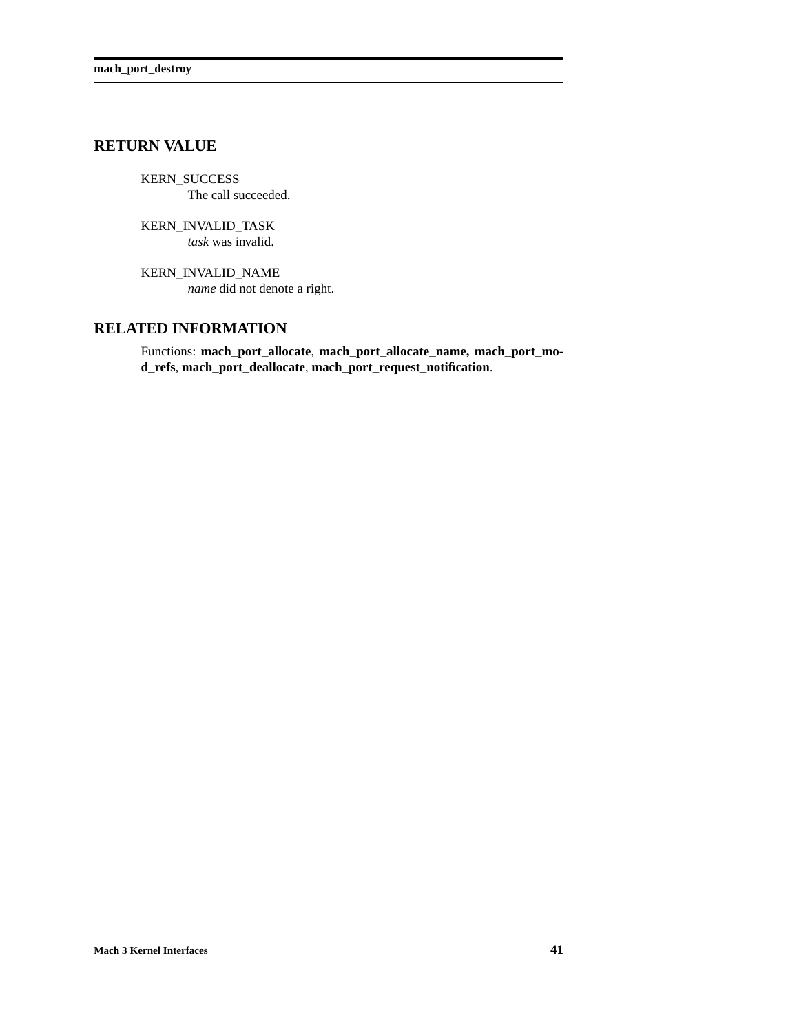## RETURN VALUE

KERN_SUCCESS
  The call succeeded.

KERN_INVALID_TASK
  *task* was invalid.

KERN_INVALID_NAME
  *name* did not denote a right.

## RELATED INFORMATION

Functions: **mach_port_allocate**, **mach_port_allocate_name, mach_port_mod_refs**, **mach_port_deallocate**, **mach_port_request_notification**.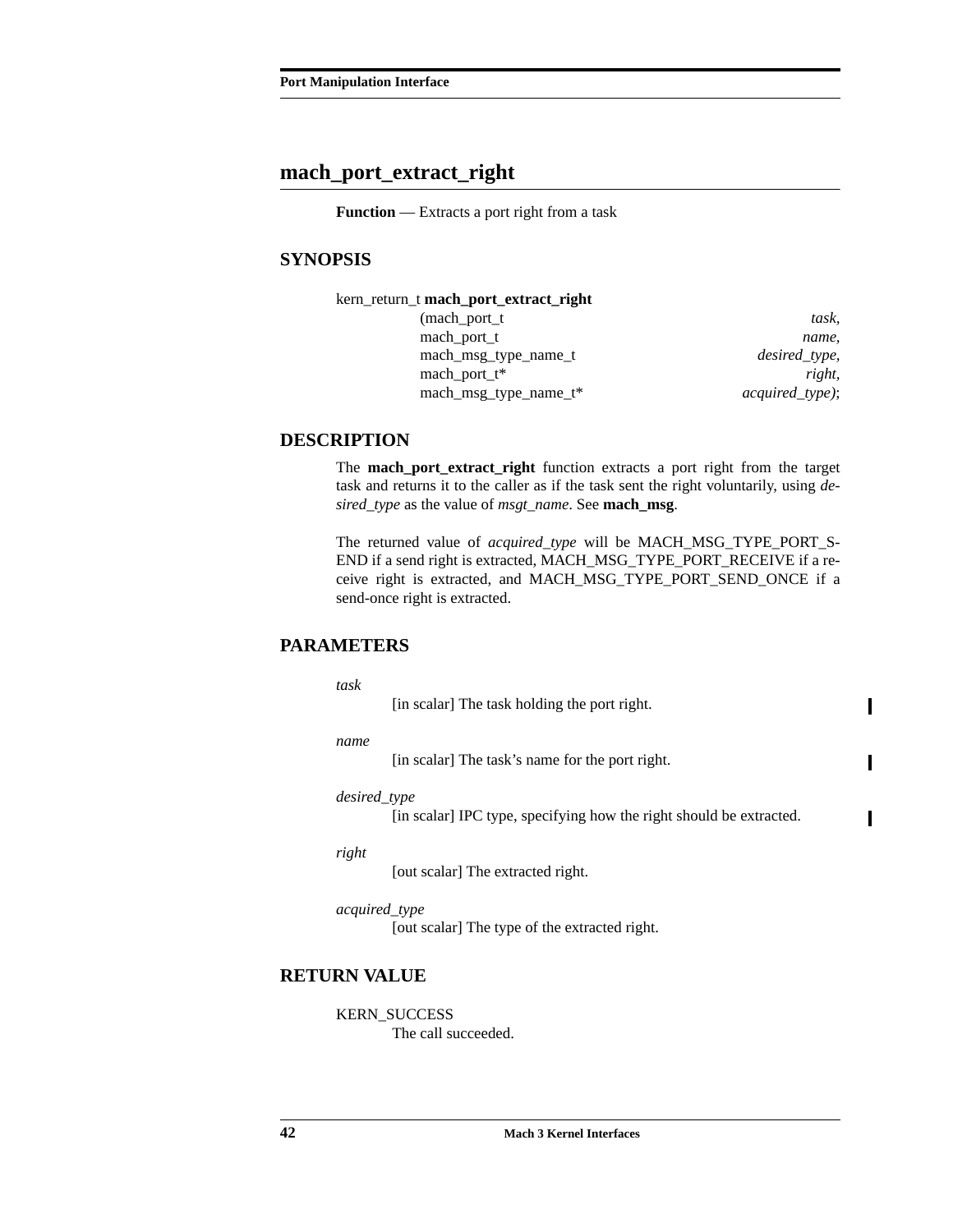## mach_port_extract_right

**Function** — Extracts a port right from a task

### SYNOPSIS

```
kern_return_t mach_port_extract_right
                (mach_port_t                    task,
                 mach_port_t                    name,
                 mach_msg_type_name_t           desired_type,
                 mach_port_t*                   right,
                 mach_msg_type_name_t*          acquired_type);
```

### DESCRIPTION

The **mach_port_extract_right** function extracts a port right from the target task and returns it to the caller as if the task sent the right voluntarily, using *desired_type* as the value of *msgt_name*. See **mach_msg**.

The returned value of *acquired_type* will be MACH_MSG_TYPE_PORT_SEND if a send right is extracted, MACH_MSG_TYPE_PORT_RECEIVE if a receive right is extracted, and MACH_MSG_TYPE_PORT_SEND_ONCE if a send-once right is extracted.

### PARAMETERS

*task*
: [in scalar] The task holding the port right.

*name*
: [in scalar] The task's name for the port right.

*desired_type*
: [in scalar] IPC type, specifying how the right should be extracted.

*right*
: [out scalar] The extracted right.

*acquired_type*
: [out scalar] The type of the extracted right.

### RETURN VALUE

KERN_SUCCESS
: The call succeeded.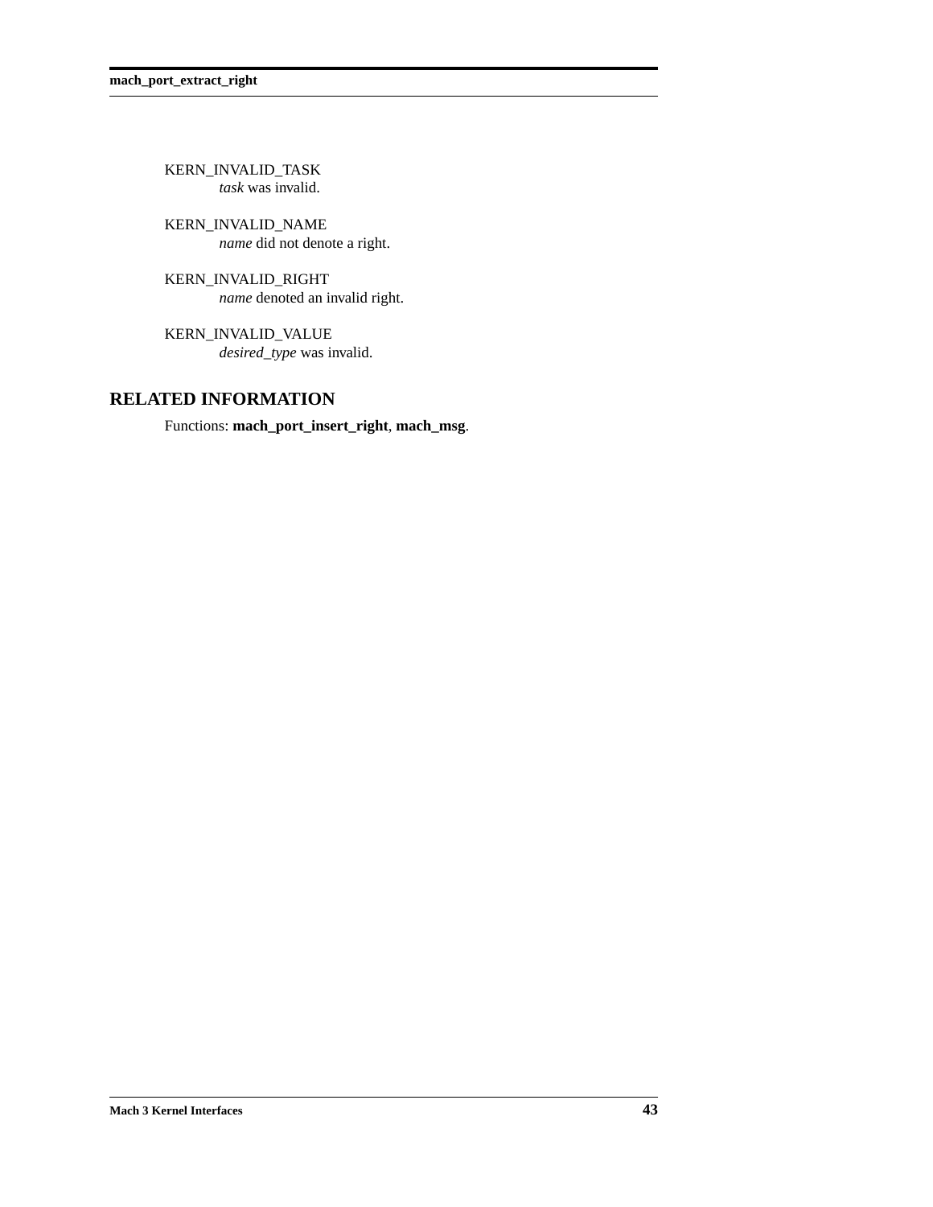KERN_INVALID_TASK
: *task* was invalid.

KERN_INVALID_NAME
: *name* did not denote a right.

KERN_INVALID_RIGHT
: *name* denoted an invalid right.

KERN_INVALID_VALUE
: *desired_type* was invalid.

## RELATED INFORMATION

Functions: **mach_port_insert_right**, **mach_msg**.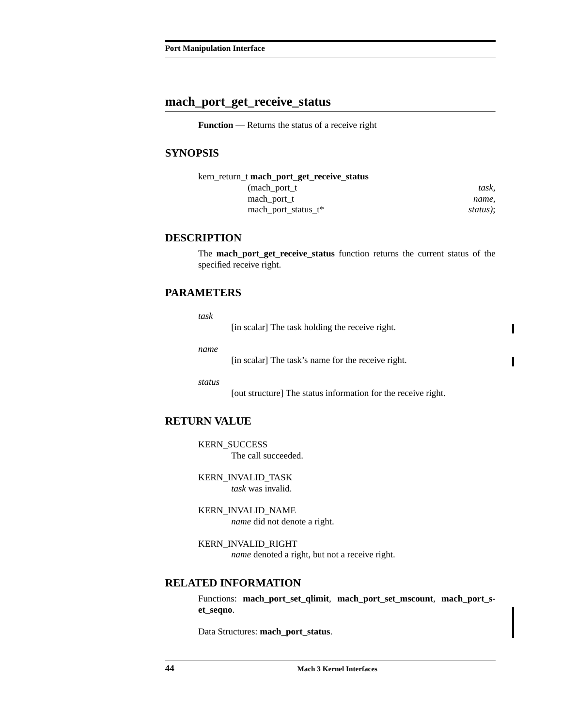## mach_port_get_receive_status

**Function** — Returns the status of a receive right

### SYNOPSIS

```
kern_return_t mach_port_get_receive_status
                (mach_port_t                    task,
                 mach_port_t                    name,
                 mach_port_status_t*            status);
```

### DESCRIPTION

The **mach_port_get_receive_status** function returns the current status of the specified receive right.

### PARAMETERS

*task*
: [in scalar] The task holding the receive right.

*name*
: [in scalar] The task's name for the receive right.

*status*
: [out structure] The status information for the receive right.

### RETURN VALUE

KERN_SUCCESS
: The call succeeded.

KERN_INVALID_TASK
: *task* was invalid.

KERN_INVALID_NAME
: *name* did not denote a right.

KERN_INVALID_RIGHT
: *name* denoted a right, but not a receive right.

### RELATED INFORMATION

Functions: **mach_port_set_qlimit**, **mach_port_set_mscount**, **mach_port_set_seqno**.

Data Structures: **mach_port_status**.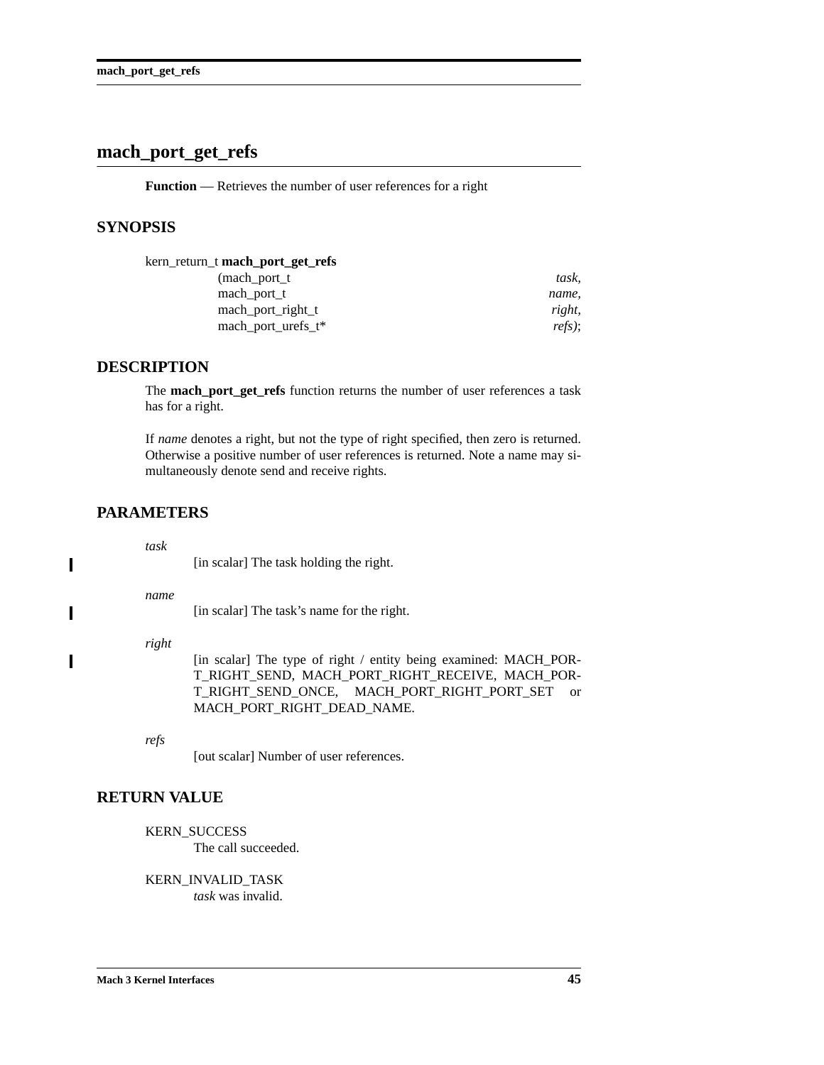## mach_port_get_refs

**Function** — Retrieves the number of user references for a right

### SYNOPSIS

```
kern_return_t mach_port_get_refs
                (mach_port_t                    task,
                 mach_port_t                    name,
                 mach_port_right_t              right,
                 mach_port_urefs_t*             refs);
```

### DESCRIPTION

The **mach_port_get_refs** function returns the number of user references a task has for a right.

If *name* denotes a right, but not the type of right specified, then zero is returned. Otherwise a positive number of user references is returned. Note a name may simultaneously denote send and receive rights.

### PARAMETERS

*task*
: [in scalar] The task holding the right.

*name*
: [in scalar] The task's name for the right.

*right*
: [in scalar] The type of right / entity being examined: MACH_PORT_RIGHT_SEND, MACH_PORT_RIGHT_RECEIVE, MACH_PORT_RIGHT_SEND_ONCE, MACH_PORT_RIGHT_PORT_SET or MACH_PORT_RIGHT_DEAD_NAME.

*refs*
: [out scalar] Number of user references.

### RETURN VALUE

KERN_SUCCESS
: The call succeeded.

KERN_INVALID_TASK
: *task* was invalid.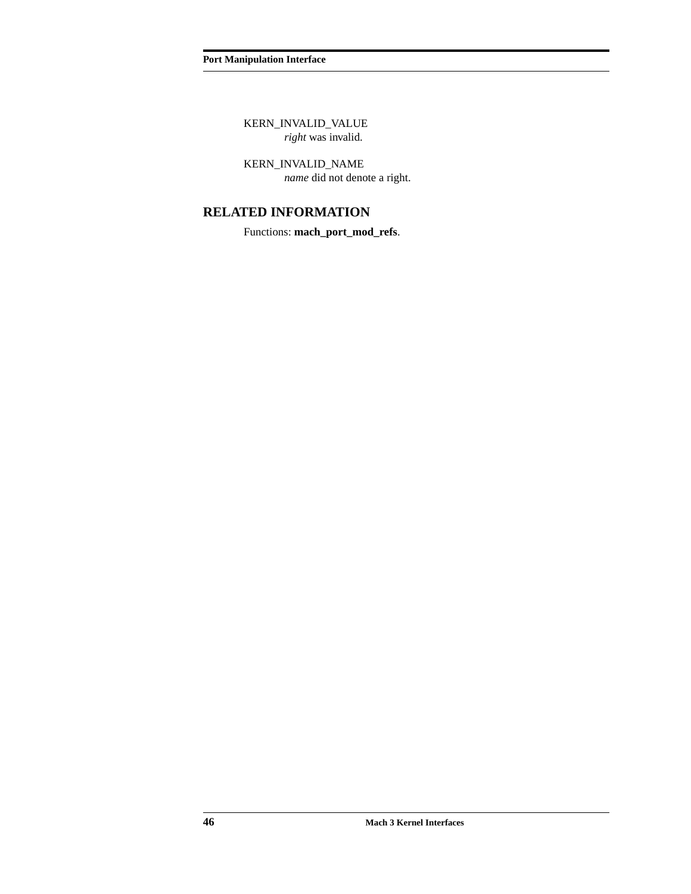KERN_INVALID_VALUE
*right* was invalid.

KERN_INVALID_NAME
*name* did not denote a right.

## RELATED INFORMATION

Functions: **mach_port_mod_refs**.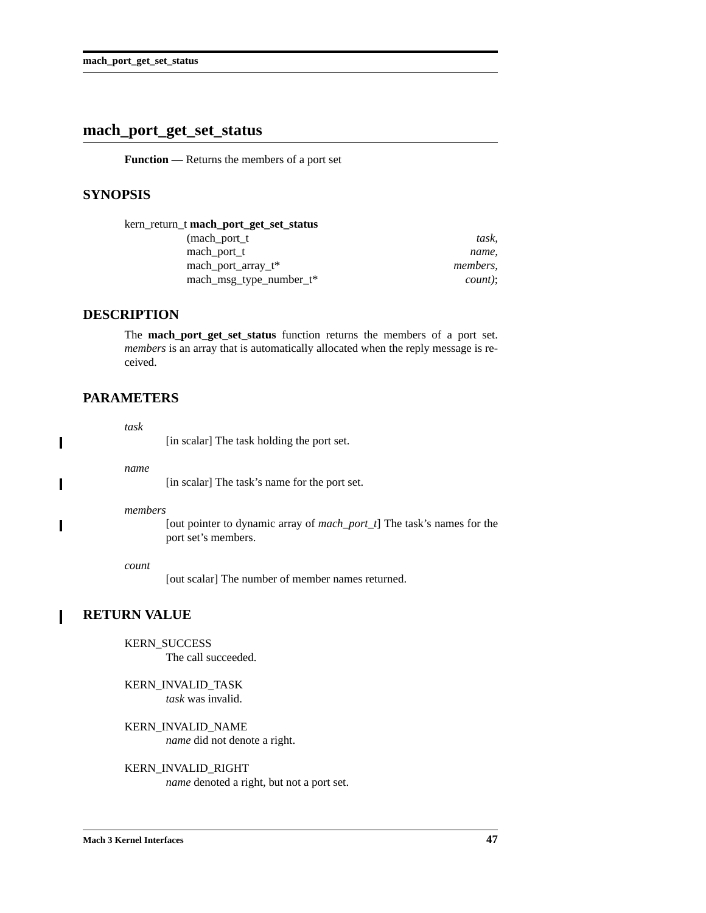## mach_port_get_set_status

**Function** — Returns the members of a port set

### SYNOPSIS

```
kern_return_t mach_port_get_set_status
                (mach_port_t                    task,
                 mach_port_t                    name,
                 mach_port_array_t*             members,
                 mach_msg_type_number_t*        count);
```

### DESCRIPTION

The **mach_port_get_set_status** function returns the members of a port set. *members* is an array that is automatically allocated when the reply message is received.

### PARAMETERS

*task*
: [in scalar] The task holding the port set.

*name*
: [in scalar] The task's name for the port set.

*members*
: [out pointer to dynamic array of *mach_port_t*] The task's names for the port set's members.

*count*
: [out scalar] The number of member names returned.

### RETURN VALUE

KERN_SUCCESS
: The call succeeded.

KERN_INVALID_TASK
: *task* was invalid.

KERN_INVALID_NAME
: *name* did not denote a right.

KERN_INVALID_RIGHT
: *name* denoted a right, but not a port set.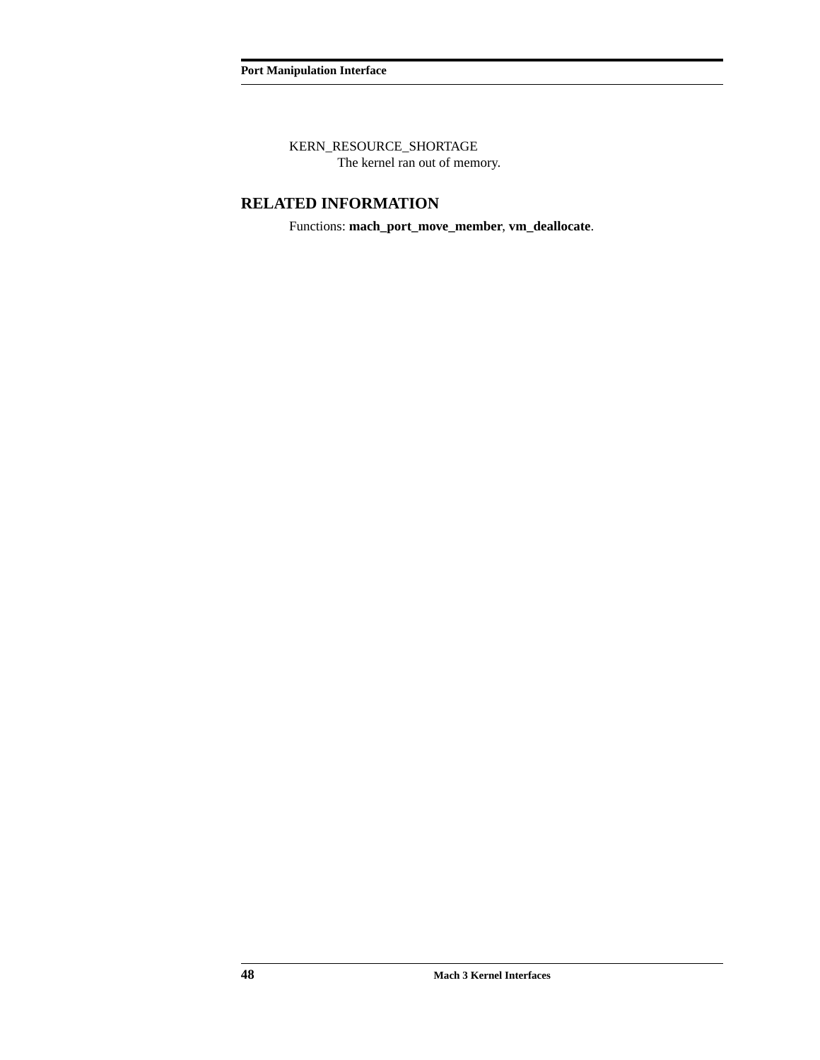KERN_RESOURCE_SHORTAGE
    The kernel ran out of memory.

## RELATED INFORMATION

Functions: **mach_port_move_member**, **vm_deallocate**.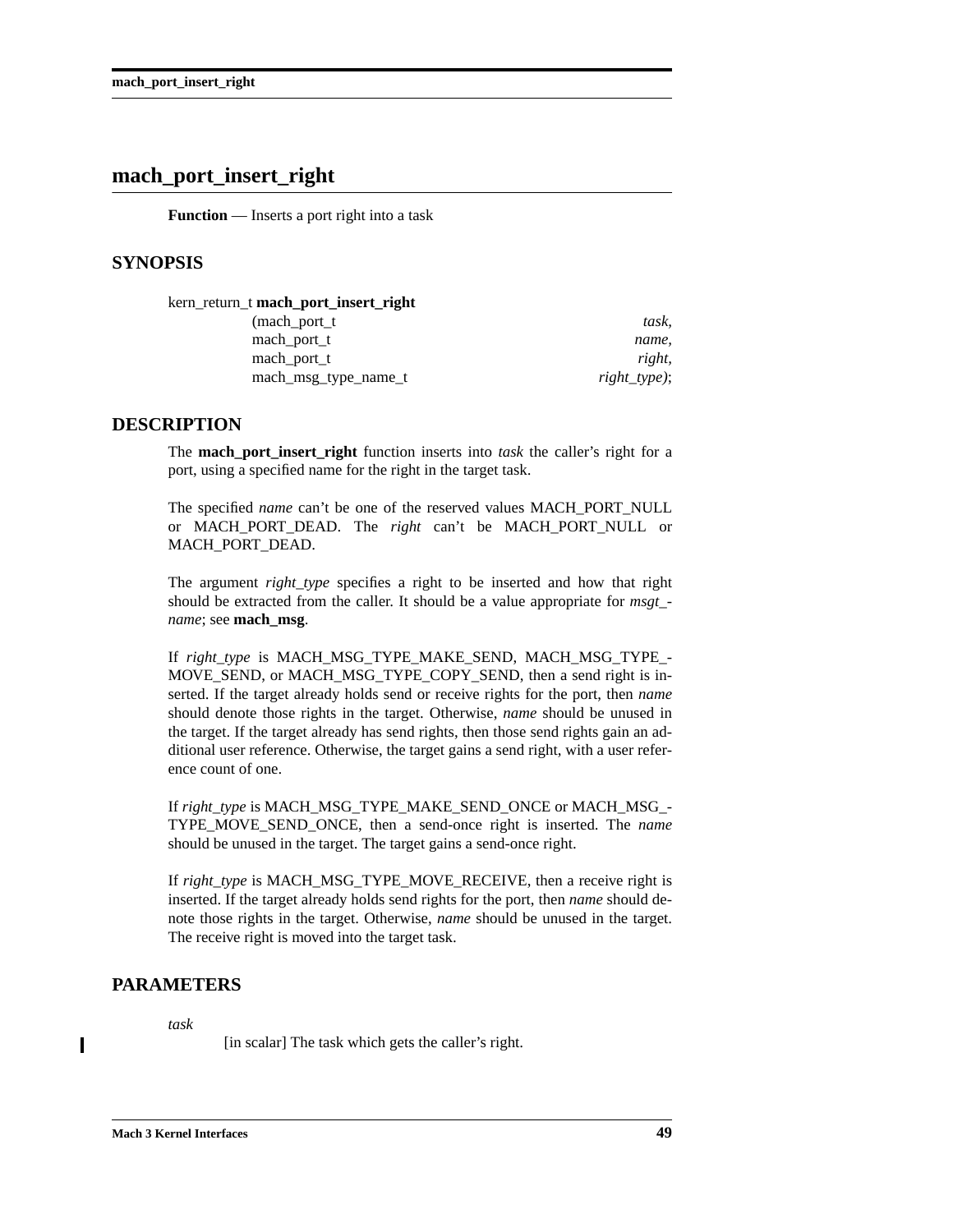# mach_port_insert_right

**Function** — Inserts a port right into a task

## SYNOPSIS

```
kern_return_t mach_port_insert_right
                (mach_port_t                    task,
                 mach_port_t                    name,
                 mach_port_t                    right,
                 mach_msg_type_name_t           right_type);
```

## DESCRIPTION

The **mach_port_insert_right** function inserts into *task* the caller's right for a port, using a specified name for the right in the target task.

The specified *name* can't be one of the reserved values MACH_PORT_NULL or MACH_PORT_DEAD. The *right* can't be MACH_PORT_NULL or MACH_PORT_DEAD.

The argument *right_type* specifies a right to be inserted and how that right should be extracted from the caller. It should be a value appropriate for *msgt_name*; see **mach_msg**.

If *right_type* is MACH_MSG_TYPE_MAKE_SEND, MACH_MSG_TYPE_MOVE_SEND, or MACH_MSG_TYPE_COPY_SEND, then a send right is inserted. If the target already holds send or receive rights for the port, then *name* should denote those rights in the target. Otherwise, *name* should be unused in the target. If the target already has send rights, then those send rights gain an additional user reference. Otherwise, the target gains a send right, with a user reference count of one.

If *right_type* is MACH_MSG_TYPE_MAKE_SEND_ONCE or MACH_MSG_TYPE_MOVE_SEND_ONCE, then a send-once right is inserted. The *name* should be unused in the target. The target gains a send-once right.

If *right_type* is MACH_MSG_TYPE_MOVE_RECEIVE, then a receive right is inserted. If the target already holds send rights for the port, then *name* should denote those rights in the target. Otherwise, *name* should be unused in the target. The receive right is moved into the target task.

## PARAMETERS

*task*

[in scalar] The task which gets the caller's right.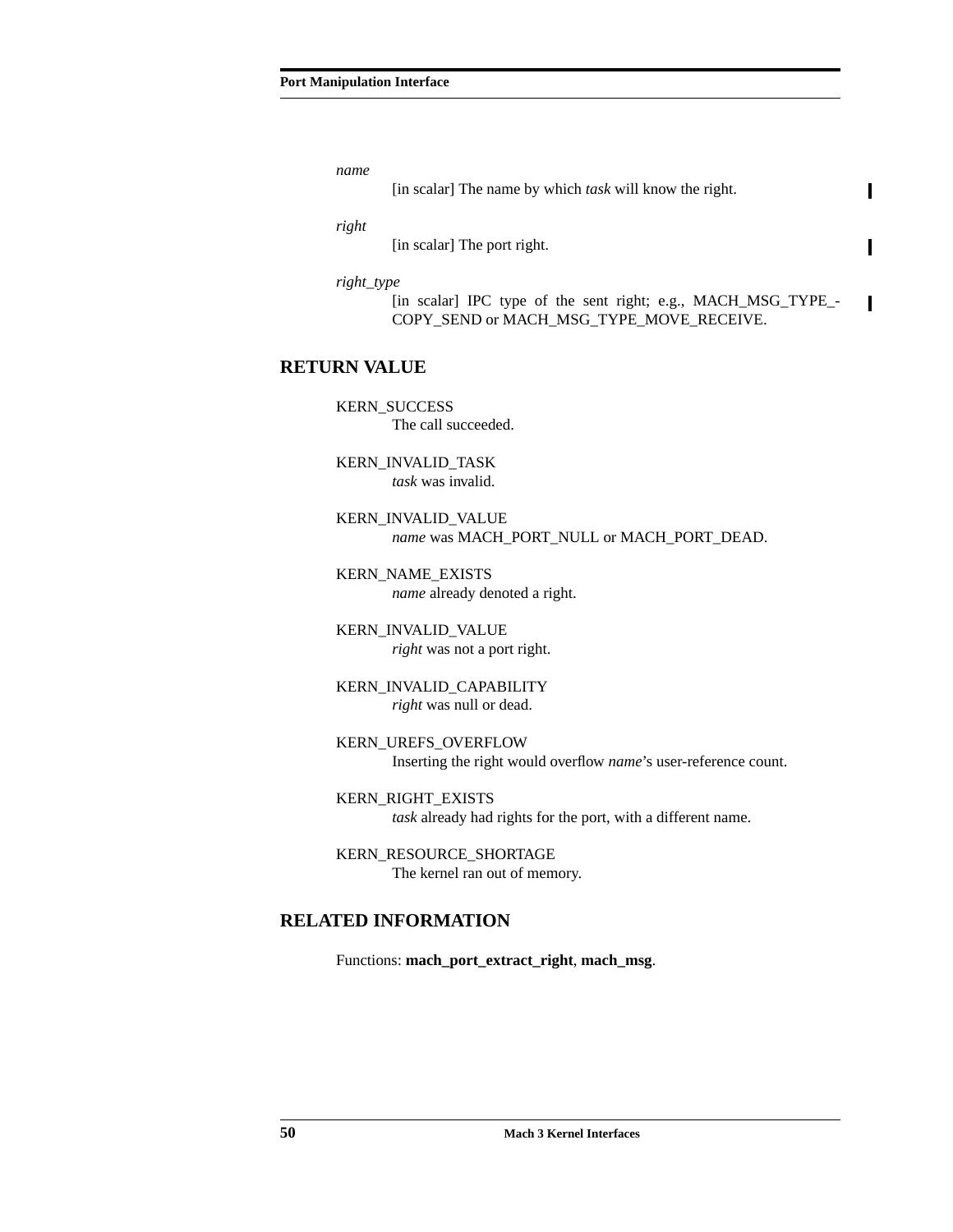*name*

[in scalar] The name by which *task* will know the right.

*right*

[in scalar] The port right.

*right_type*

[in scalar] IPC type of the sent right; e.g., MACH_MSG_TYPE_COPY_SEND or MACH_MSG_TYPE_MOVE_RECEIVE.

## RETURN VALUE

KERN_SUCCESS
: The call succeeded.

KERN_INVALID_TASK
: *task* was invalid.

KERN_INVALID_VALUE
: *name* was MACH_PORT_NULL or MACH_PORT_DEAD.

KERN_NAME_EXISTS
: *name* already denoted a right.

KERN_INVALID_VALUE
: *right* was not a port right.

KERN_INVALID_CAPABILITY
: *right* was null or dead.

KERN_UREFS_OVERFLOW
: Inserting the right would overflow *name*'s user-reference count.

KERN_RIGHT_EXISTS
: *task* already had rights for the port, with a different name.

KERN_RESOURCE_SHORTAGE
: The kernel ran out of memory.

## RELATED INFORMATION

Functions: **mach_port_extract_right**, **mach_msg**.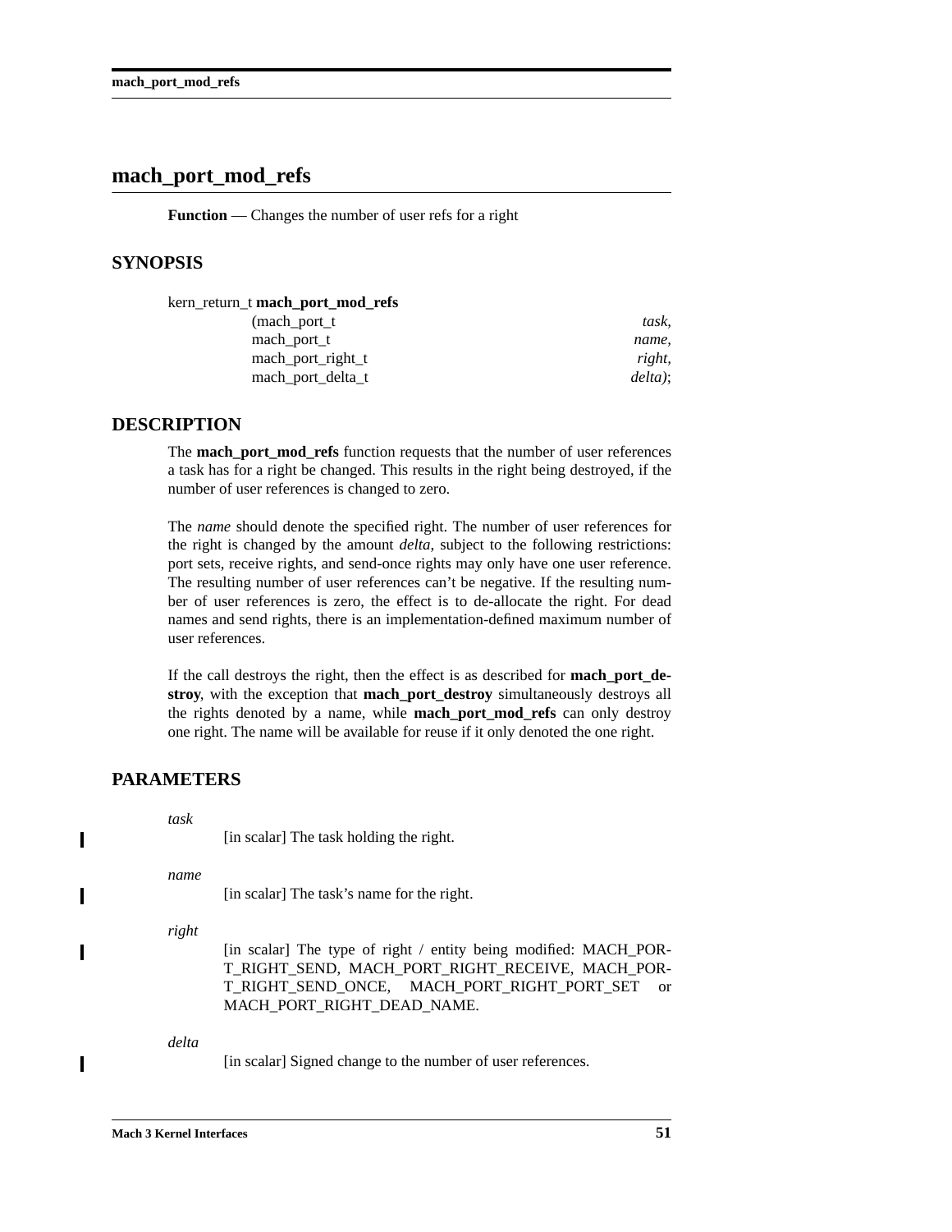# mach_port_mod_refs

**Function** — Changes the number of user refs for a right

## SYNOPSIS

```
kern_return_t mach_port_mod_refs
                (mach_port_t                    task,
                 mach_port_t                    name,
                 mach_port_right_t              right,
                 mach_port_delta_t              delta);
```

## DESCRIPTION

The **mach_port_mod_refs** function requests that the number of user references a task has for a right be changed. This results in the right being destroyed, if the number of user references is changed to zero.

The *name* should denote the specified right. The number of user references for the right is changed by the amount *delta*, subject to the following restrictions: port sets, receive rights, and send-once rights may only have one user reference. The resulting number of user references can't be negative. If the resulting number of user references is zero, the effect is to de-allocate the right. For dead names and send rights, there is an implementation-defined maximum number of user references.

If the call destroys the right, then the effect is as described for **mach_port_destroy**, with the exception that **mach_port_destroy** simultaneously destroys all the rights denoted by a name, while **mach_port_mod_refs** can only destroy one right. The name will be available for reuse if it only denoted the one right.

## PARAMETERS

*task*
: [in scalar] The task holding the right.

*name*
: [in scalar] The task's name for the right.

*right*
: [in scalar] The type of right / entity being modified: MACH_PORT_RIGHT_SEND, MACH_PORT_RIGHT_RECEIVE, MACH_PORT_RIGHT_SEND_ONCE, MACH_PORT_RIGHT_PORT_SET or MACH_PORT_RIGHT_DEAD_NAME.

*delta*
: [in scalar] Signed change to the number of user references.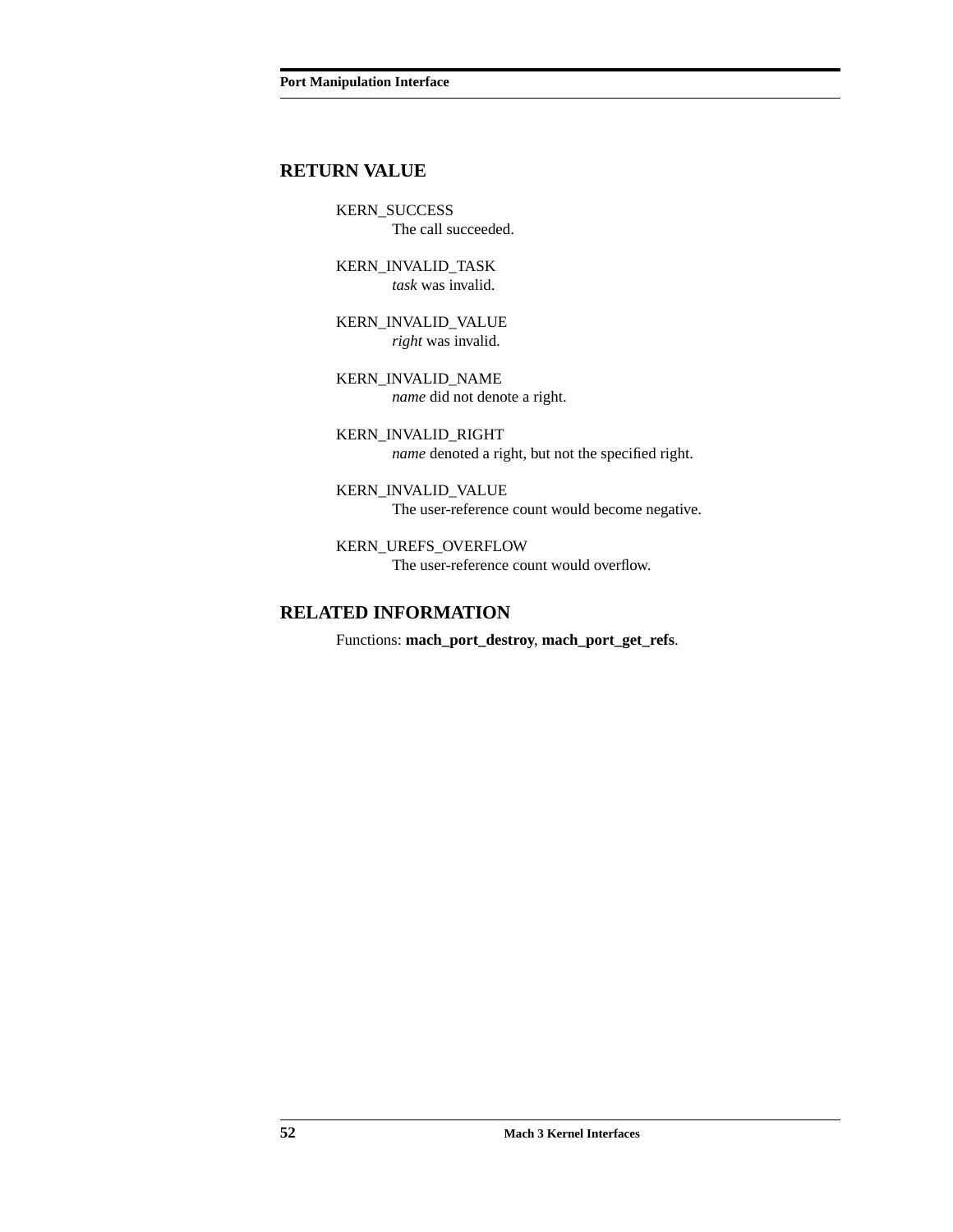## RETURN VALUE

KERN_SUCCESS
: The call succeeded.

KERN_INVALID_TASK
: *task* was invalid.

KERN_INVALID_VALUE
: *right* was invalid.

KERN_INVALID_NAME
: *name* did not denote a right.

KERN_INVALID_RIGHT
: *name* denoted a right, but not the specified right.

KERN_INVALID_VALUE
: The user-reference count would become negative.

KERN_UREFS_OVERFLOW
: The user-reference count would overflow.

## RELATED INFORMATION

Functions: **mach_port_destroy**, **mach_port_get_refs**.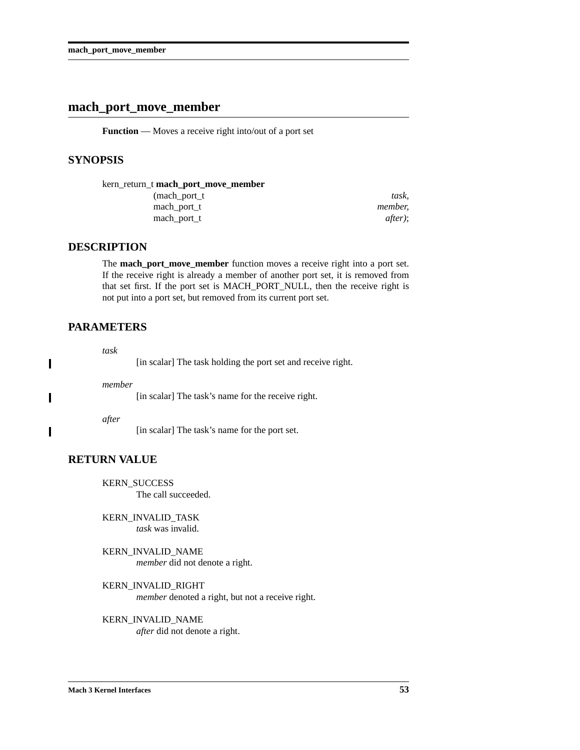## mach_port_move_member

**Function** — Moves a receive right into/out of a port set

### SYNOPSIS

```
kern_return_t mach_port_move_member
                (mach_port_t                    task,
                 mach_port_t                    member,
                 mach_port_t                    after);
```

### DESCRIPTION

The **mach_port_move_member** function moves a receive right into a port set. If the receive right is already a member of another port set, it is removed from that set first. If the port set is MACH_PORT_NULL, then the receive right is not put into a port set, but removed from its current port set.

### PARAMETERS

*task*
: [in scalar] The task holding the port set and receive right.

*member*
: [in scalar] The task's name for the receive right.

*after*
: [in scalar] The task's name for the port set.

### RETURN VALUE

KERN_SUCCESS
: The call succeeded.

KERN_INVALID_TASK
: *task* was invalid.

KERN_INVALID_NAME
: *member* did not denote a right.

KERN_INVALID_RIGHT
: *member* denoted a right, but not a receive right.

KERN_INVALID_NAME
: *after* did not denote a right.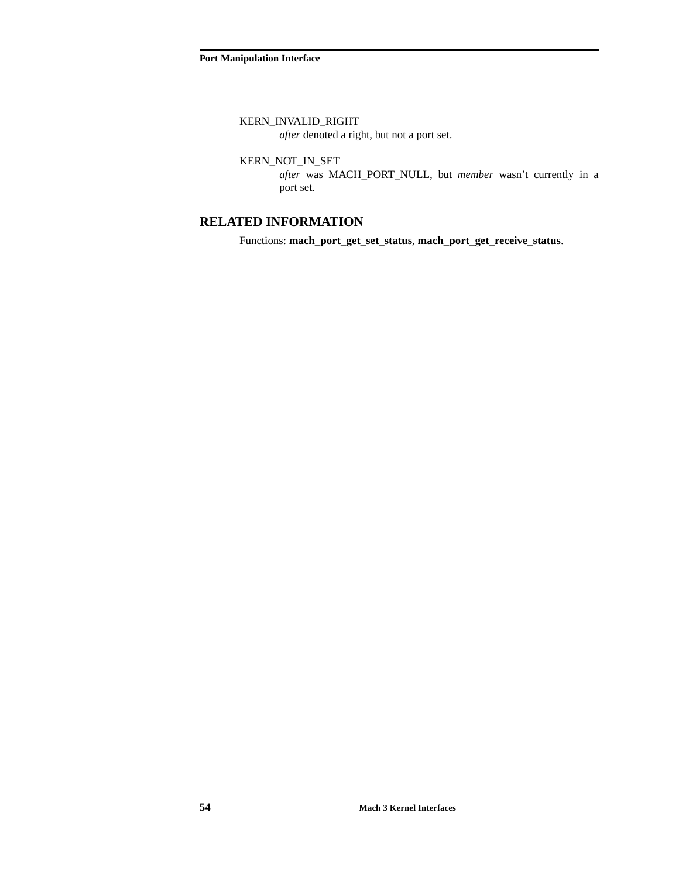KERN_INVALID_RIGHT
: *after* denoted a right, but not a port set.

KERN_NOT_IN_SET
: *after* was MACH_PORT_NULL, but *member* wasn't currently in a port set.

## RELATED INFORMATION

Functions: **mach_port_get_set_status**, **mach_port_get_receive_status**.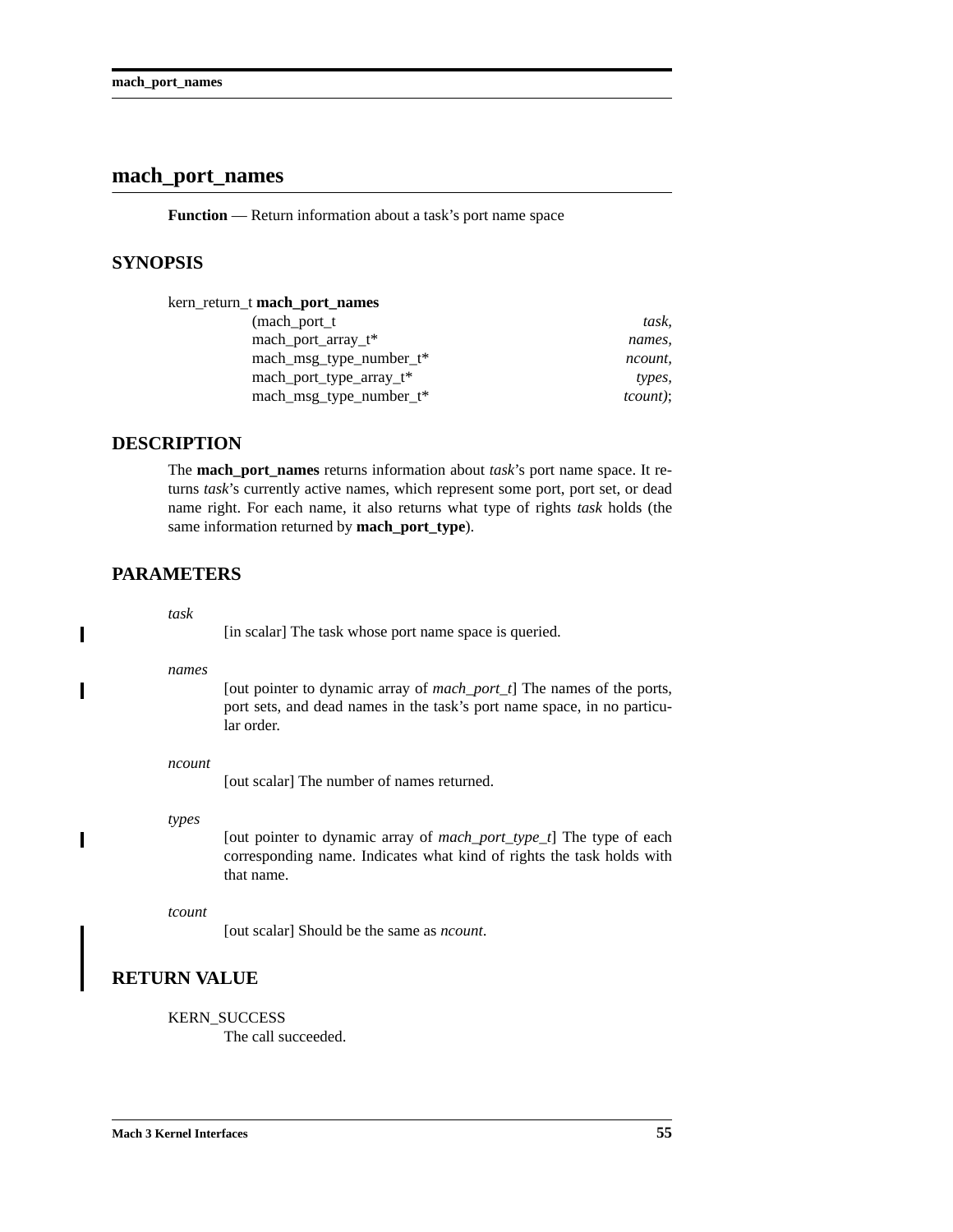# mach_port_names

**Function** — Return information about a task's port name space

## SYNOPSIS

```
kern_return_t mach_port_names
                (mach_port_t                          task,
                 mach_port_array_t*                   names,
                 mach_msg_type_number_t*              ncount,
                 mach_port_type_array_t*              types,
                 mach_msg_type_number_t*              tcount);
```

## DESCRIPTION

The **mach_port_names** returns information about *task*'s port name space. It returns *task*'s currently active names, which represent some port, port set, or dead name right. For each name, it also returns what type of rights *task* holds (the same information returned by **mach_port_type**).

## PARAMETERS

*task*
: [in scalar] The task whose port name space is queried.

*names*
: [out pointer to dynamic array of *mach_port_t*] The names of the ports, port sets, and dead names in the task's port name space, in no particular order.

*ncount*
: [out scalar] The number of names returned.

*types*
: [out pointer to dynamic array of *mach_port_type_t*] The type of each corresponding name. Indicates what kind of rights the task holds with that name.

*tcount*
: [out scalar] Should be the same as *ncount*.

## RETURN VALUE

KERN_SUCCESS
: The call succeeded.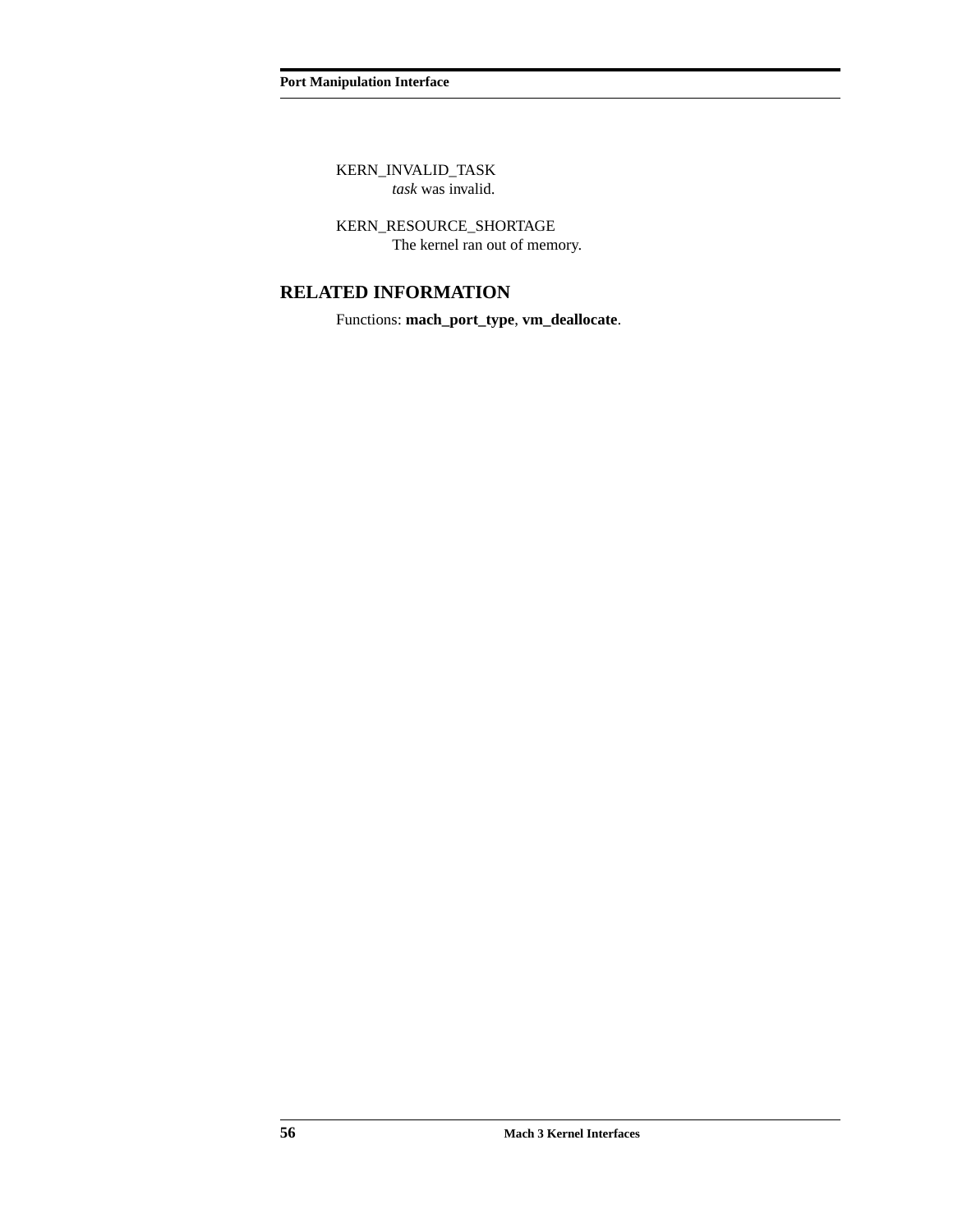KERN_INVALID_TASK
*task* was invalid.

KERN_RESOURCE_SHORTAGE
The kernel ran out of memory.

## RELATED INFORMATION

Functions: **mach_port_type**, **vm_deallocate**.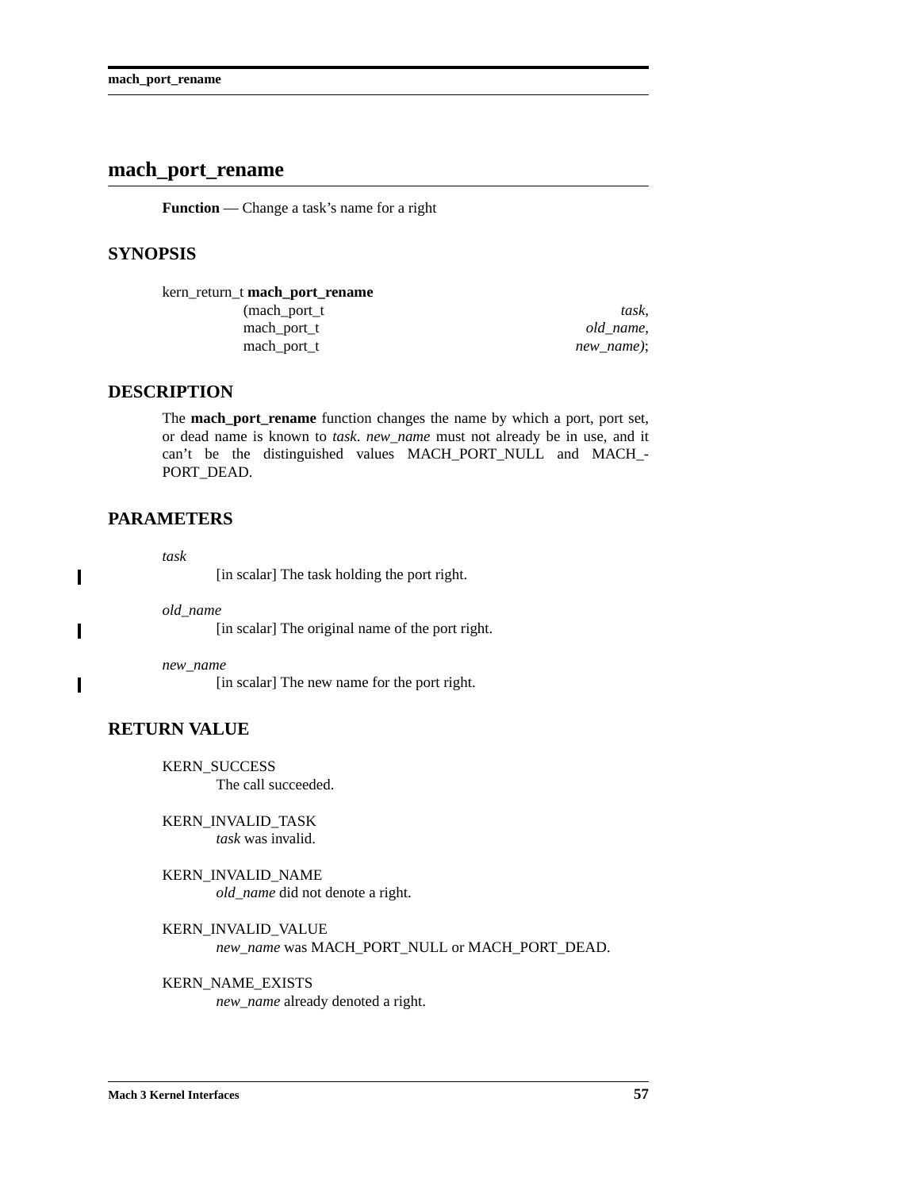## mach_port_rename

**Function** — Change a task's name for a right

### SYNOPSIS

```
kern_return_t mach_port_rename
                (mach_port_t                    task,
                 mach_port_t                    old_name,
                 mach_port_t                    new_name);
```

### DESCRIPTION

The **mach_port_rename** function changes the name by which a port, port set, or dead name is known to *task*. *new_name* must not already be in use, and it can't be the distinguished values MACH_PORT_NULL and MACH_PORT_DEAD.

### PARAMETERS

*task*
: [in scalar] The task holding the port right.

*old_name*
: [in scalar] The original name of the port right.

*new_name*
: [in scalar] The new name for the port right.

### RETURN VALUE

KERN_SUCCESS
: The call succeeded.

KERN_INVALID_TASK
: *task* was invalid.

KERN_INVALID_NAME
: *old_name* did not denote a right.

KERN_INVALID_VALUE
: *new_name* was MACH_PORT_NULL or MACH_PORT_DEAD.

KERN_NAME_EXISTS
: *new_name* already denoted a right.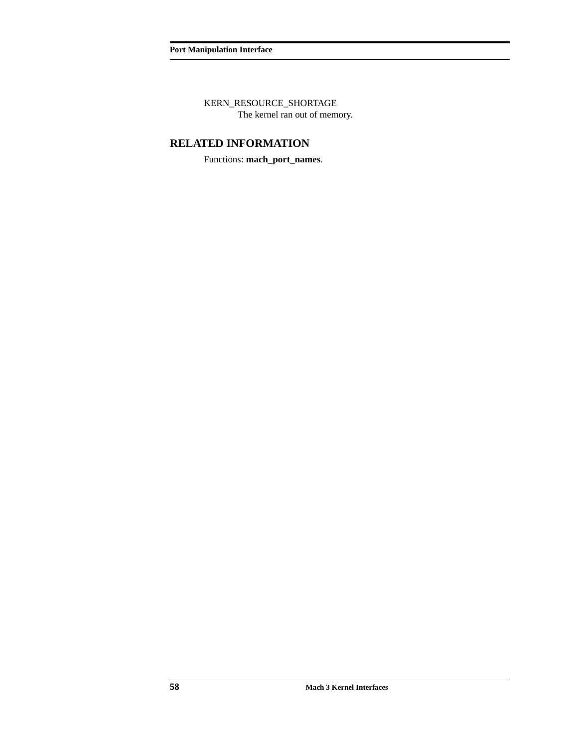KERN_RESOURCE_SHORTAGE
The kernel ran out of memory.

## RELATED INFORMATION

Functions: **mach_port_names**.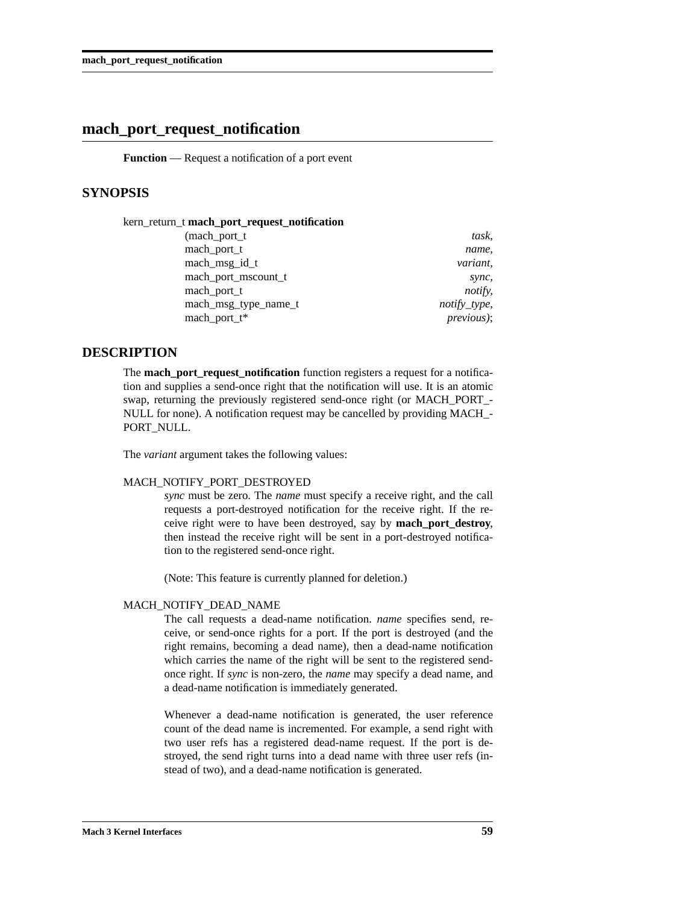# mach_port_request_notification

**Function** — Request a notification of a port event

## SYNOPSIS

```
kern_return_t mach_port_request_notification
                (mach_port_t                     task,
                 mach_port_t                     name,
                 mach_msg_id_t                   variant,
                 mach_port_mscount_t             sync,
                 mach_port_t                     notify,
                 mach_msg_type_name_t            notify_type,
                 mach_port_t*                    previous);
```

## DESCRIPTION

The **mach_port_request_notification** function registers a request for a notification and supplies a send-once right that the notification will use. It is an atomic swap, returning the previously registered send-once right (or MACH_PORT_NULL for none). A notification request may be cancelled by providing MACH_PORT_NULL.

The *variant* argument takes the following values:

MACH_NOTIFY_PORT_DESTROYED

> *sync* must be zero. The *name* must specify a receive right, and the call requests a port-destroyed notification for the receive right. If the receive right were to have been destroyed, say by **mach_port_destroy**, then instead the receive right will be sent in a port-destroyed notification to the registered send-once right.
>
> (Note: This feature is currently planned for deletion.)

MACH_NOTIFY_DEAD_NAME

> The call requests a dead-name notification. *name* specifies send, receive, or send-once rights for a port. If the port is destroyed (and the right remains, becoming a dead name), then a dead-name notification which carries the name of the right will be sent to the registered send-once right. If *sync* is non-zero, the *name* may specify a dead name, and a dead-name notification is immediately generated.
>
> Whenever a dead-name notification is generated, the user reference count of the dead name is incremented. For example, a send right with two user refs has a registered dead-name request. If the port is destroyed, the send right turns into a dead name with three user refs (instead of two), and a dead-name notification is generated.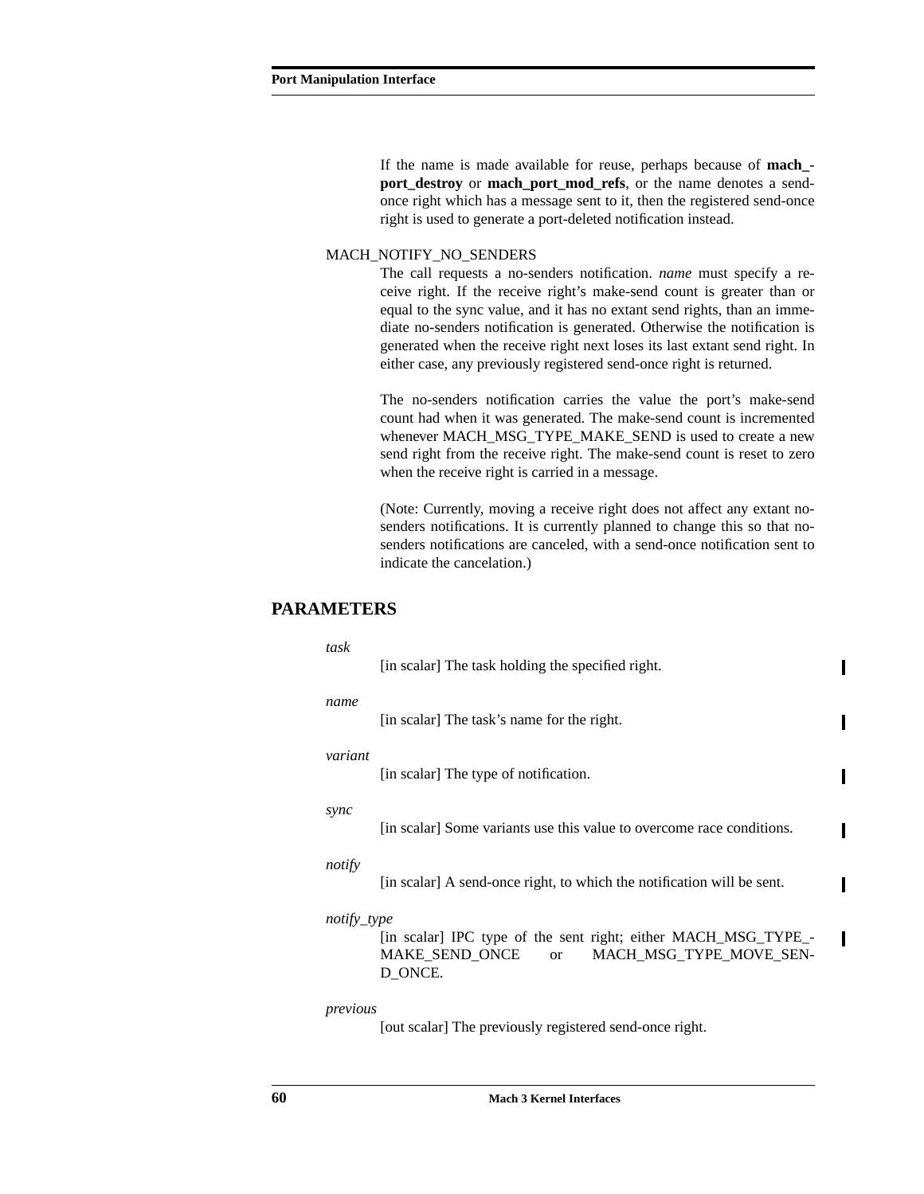If the name is made available for reuse, perhaps because of **mach_port_destroy** or **mach_port_mod_refs**, or the name denotes a send-once right which has a message sent to it, then the registered send-once right is used to generate a port-deleted notification instead.

MACH_NOTIFY_NO_SENDERS

The call requests a no-senders notification. *name* must specify a receive right. If the receive right's make-send count is greater than or equal to the sync value, and it has no extant send rights, than an immediate no-senders notification is generated. Otherwise the notification is generated when the receive right next loses its last extant send right. In either case, any previously registered send-once right is returned.

The no-senders notification carries the value the port's make-send count had when it was generated. The make-send count is incremented whenever MACH_MSG_TYPE_MAKE_SEND is used to create a new send right from the receive right. The make-send count is reset to zero when the receive right is carried in a message.

(Note: Currently, moving a receive right does not affect any extant no-senders notifications. It is currently planned to change this so that no-senders notifications are canceled, with a send-once notification sent to indicate the cancelation.)

## PARAMETERS

*task*

[in scalar] The task holding the specified right.

*name*

[in scalar] The task's name for the right.

*variant*

[in scalar] The type of notification.

*sync*

[in scalar] Some variants use this value to overcome race conditions.

*notify*

[in scalar] A send-once right, to which the notification will be sent.

*notify_type*

[in scalar] IPC type of the sent right; either MACH_MSG_TYPE_MAKE_SEND_ONCE or MACH_MSG_TYPE_MOVE_SEND_ONCE.

*previous*

[out scalar] The previously registered send-once right.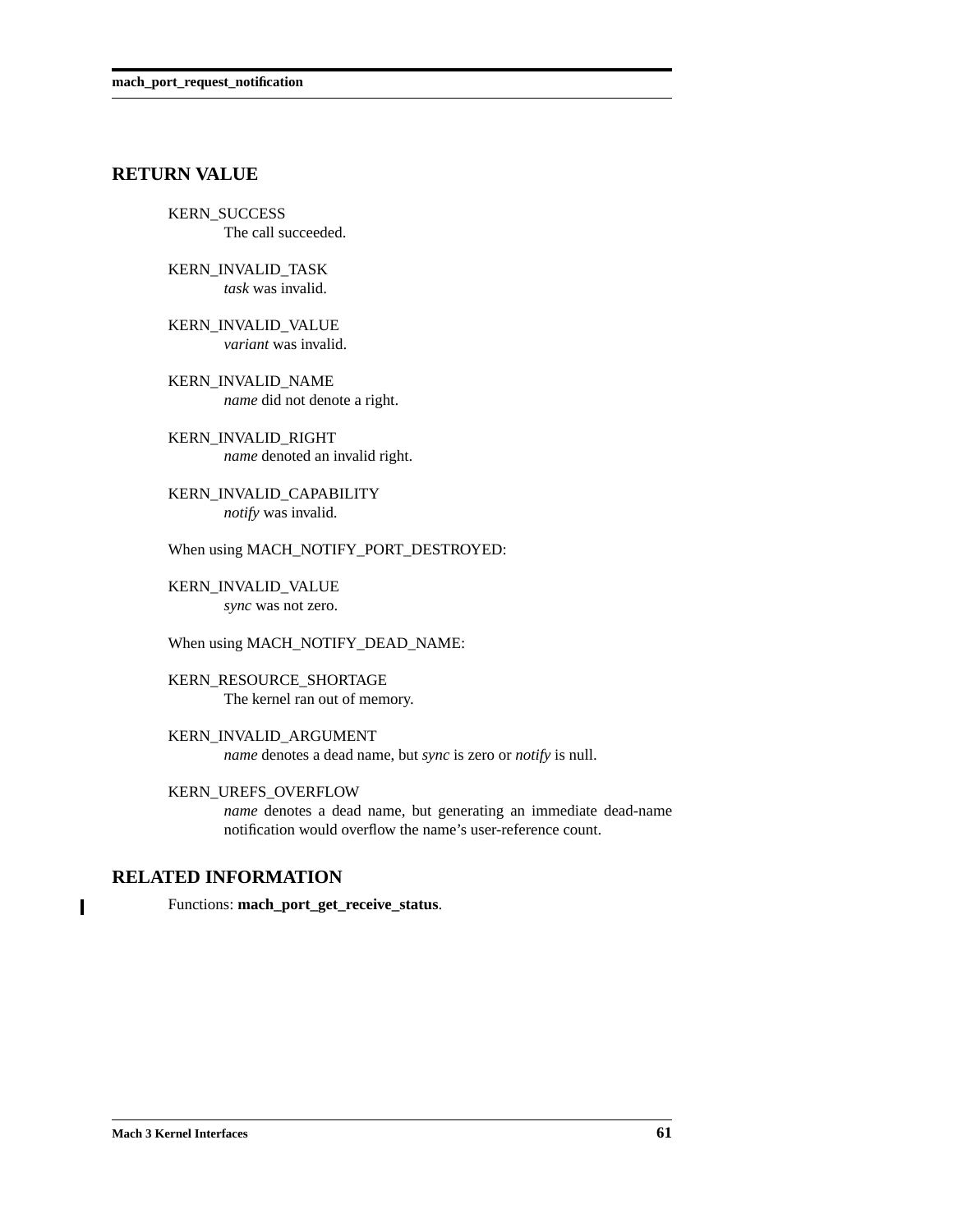## RETURN VALUE

KERN_SUCCESS
: The call succeeded.

KERN_INVALID_TASK
: *task* was invalid.

KERN_INVALID_VALUE
: *variant* was invalid.

KERN_INVALID_NAME
: *name* did not denote a right.

KERN_INVALID_RIGHT
: *name* denoted an invalid right.

KERN_INVALID_CAPABILITY
: *notify* was invalid.

When using MACH_NOTIFY_PORT_DESTROYED:

KERN_INVALID_VALUE
: *sync* was not zero.

When using MACH_NOTIFY_DEAD_NAME:

KERN_RESOURCE_SHORTAGE
: The kernel ran out of memory.

KERN_INVALID_ARGUMENT
: *name* denotes a dead name, but *sync* is zero or *notify* is null.

KERN_UREFS_OVERFLOW
: *name* denotes a dead name, but generating an immediate dead-name notification would overflow the name's user-reference count.

## RELATED INFORMATION

Functions: **mach_port_get_receive_status**.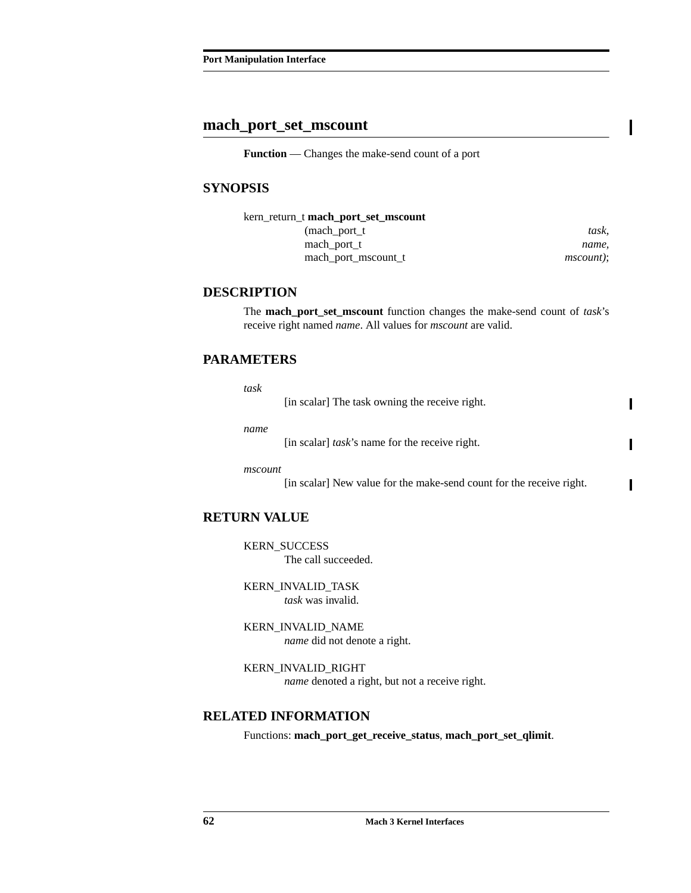## mach_port_set_mscount

**Function** — Changes the make-send count of a port

### SYNOPSIS

```
kern_return_t mach_port_set_mscount
                (mach_port_t                    task,
                 mach_port_t                    name,
                 mach_port_mscount_t            mscount);
```

### DESCRIPTION

The **mach_port_set_mscount** function changes the make-send count of *task*'s receive right named *name*. All values for *mscount* are valid.

### PARAMETERS

*task*
: [in scalar] The task owning the receive right.

*name*
: [in scalar] *task*'s name for the receive right.

*mscount*
: [in scalar] New value for the make-send count for the receive right.

### RETURN VALUE

KERN_SUCCESS
: The call succeeded.

KERN_INVALID_TASK
: *task* was invalid.

KERN_INVALID_NAME
: *name* did not denote a right.

KERN_INVALID_RIGHT
: *name* denoted a right, but not a receive right.

### RELATED INFORMATION

Functions: **mach_port_get_receive_status**, **mach_port_set_qlimit**.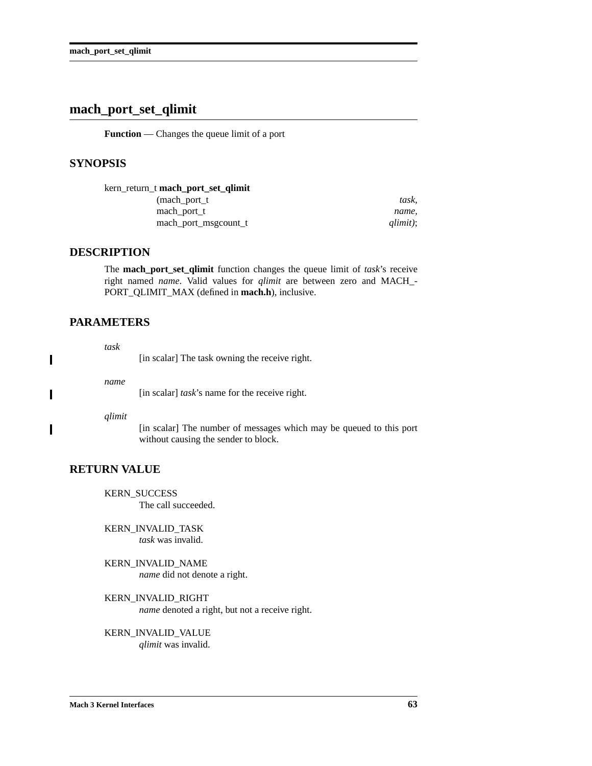# mach_port_set_qlimit

**Function** — Changes the queue limit of a port

## SYNOPSIS

```
kern_return_t mach_port_set_qlimit
                (mach_port_t                    task,
                 mach_port_t                    name,
                 mach_port_msgcount_t           qlimit);
```

## DESCRIPTION

The **mach_port_set_qlimit** function changes the queue limit of *task*'s receive right named *name*. Valid values for *qlimit* are between zero and MACH_PORT_QLIMIT_MAX (defined in **mach.h**), inclusive.

## PARAMETERS

*task*
: [in scalar] The task owning the receive right.

*name*
: [in scalar] *task*'s name for the receive right.

*qlimit*
: [in scalar] The number of messages which may be queued to this port without causing the sender to block.

## RETURN VALUE

KERN_SUCCESS
: The call succeeded.

KERN_INVALID_TASK
: *task* was invalid.

KERN_INVALID_NAME
: *name* did not denote a right.

KERN_INVALID_RIGHT
: *name* denoted a right, but not a receive right.

KERN_INVALID_VALUE
: *qlimit* was invalid.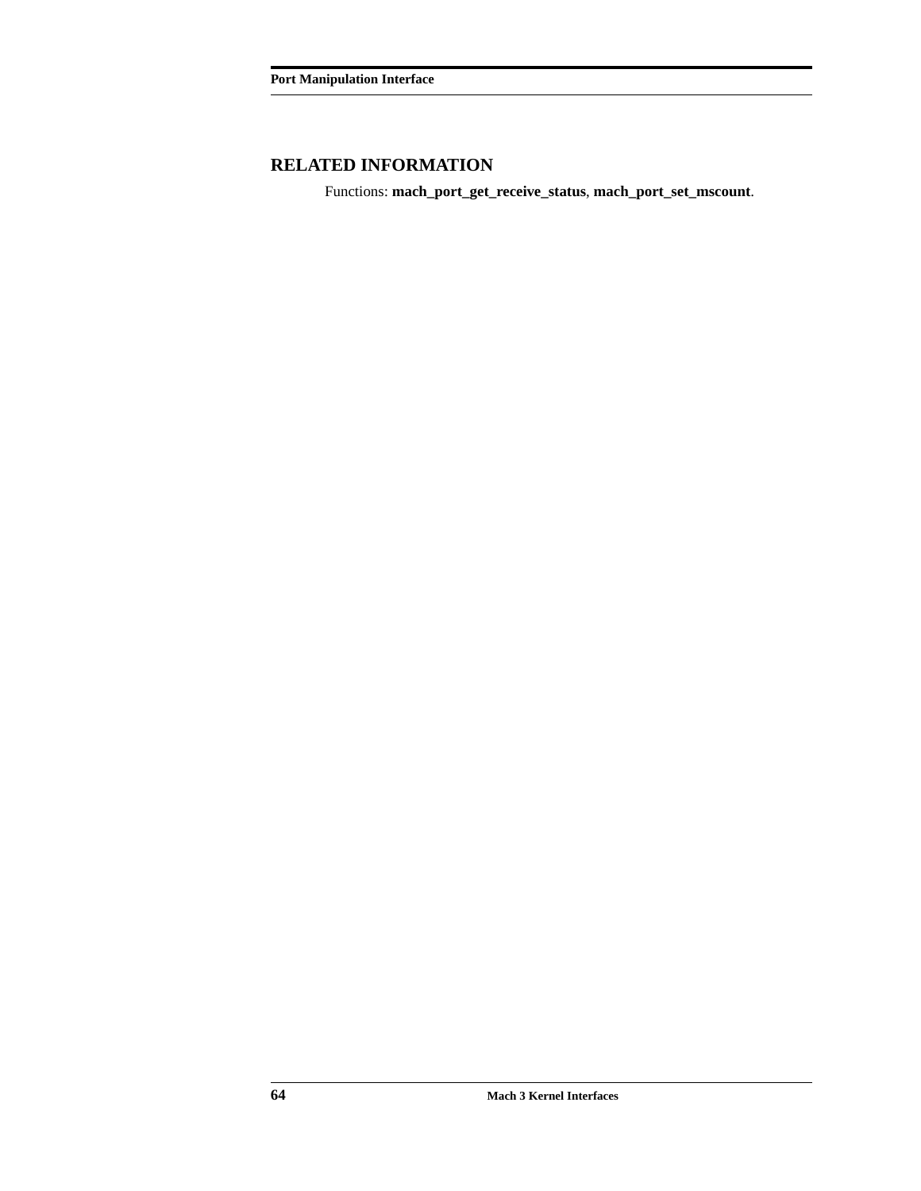## RELATED INFORMATION

Functions: **mach_port_get_receive_status**, **mach_port_set_mscount**.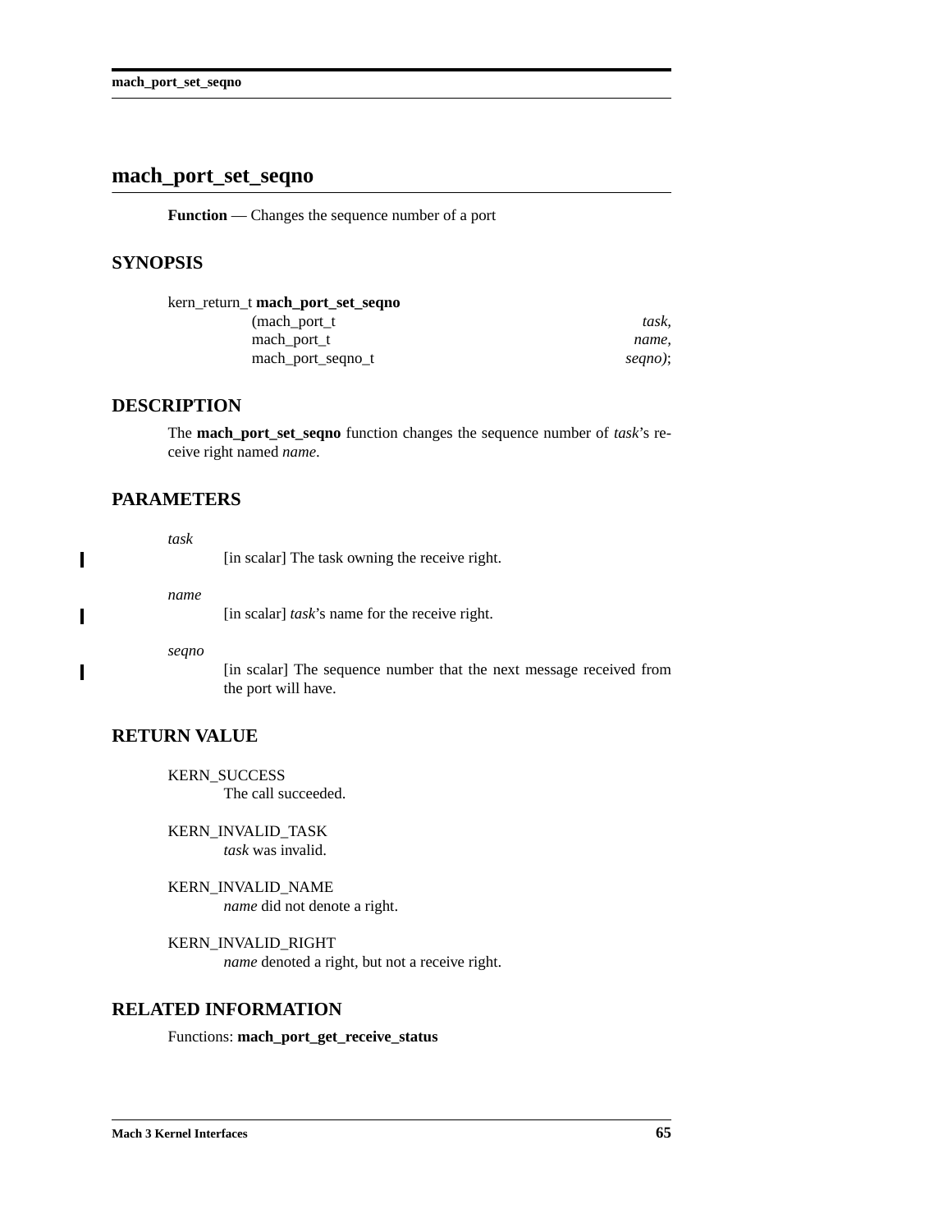## mach_port_set_seqno

**Function** — Changes the sequence number of a port

### SYNOPSIS

```
kern_return_t mach_port_set_seqno
                (mach_port_t                    task,
                 mach_port_t                    name,
                 mach_port_seqno_t              seqno);
```

### DESCRIPTION

The **mach_port_set_seqno** function changes the sequence number of *task*'s receive right named *name*.

### PARAMETERS

*task*
: [in scalar] The task owning the receive right.

*name*
: [in scalar] *task*'s name for the receive right.

*seqno*
: [in scalar] The sequence number that the next message received from the port will have.

### RETURN VALUE

KERN_SUCCESS
: The call succeeded.

KERN_INVALID_TASK
: *task* was invalid.

KERN_INVALID_NAME
: *name* did not denote a right.

KERN_INVALID_RIGHT
: *name* denoted a right, but not a receive right.

### RELATED INFORMATION

Functions: **mach_port_get_receive_status**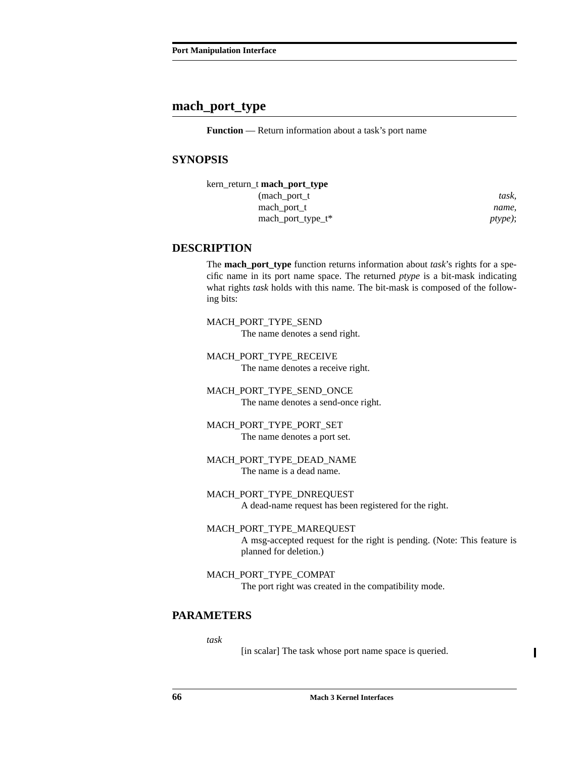## mach_port_type

**Function** — Return information about a task's port name

### SYNOPSIS

```
kern_return_t mach_port_type
                (mach_port_t                    task,
                 mach_port_t                    name,
                 mach_port_type_t*              ptype);
```

### DESCRIPTION

The **mach_port_type** function returns information about *task*'s rights for a specific name in its port name space. The returned *ptype* is a bit-mask indicating what rights *task* holds with this name. The bit-mask is composed of the following bits:

MACH_PORT_TYPE_SEND
: The name denotes a send right.

MACH_PORT_TYPE_RECEIVE
: The name denotes a receive right.

MACH_PORT_TYPE_SEND_ONCE
: The name denotes a send-once right.

MACH_PORT_TYPE_PORT_SET
: The name denotes a port set.

MACH_PORT_TYPE_DEAD_NAME
: The name is a dead name.

MACH_PORT_TYPE_DNREQUEST
: A dead-name request has been registered for the right.

MACH_PORT_TYPE_MAREQUEST
: A msg-accepted request for the right is pending. (Note: This feature is planned for deletion.)

MACH_PORT_TYPE_COMPAT
: The port right was created in the compatibility mode.

### PARAMETERS

*task*
: [in scalar] The task whose port name space is queried.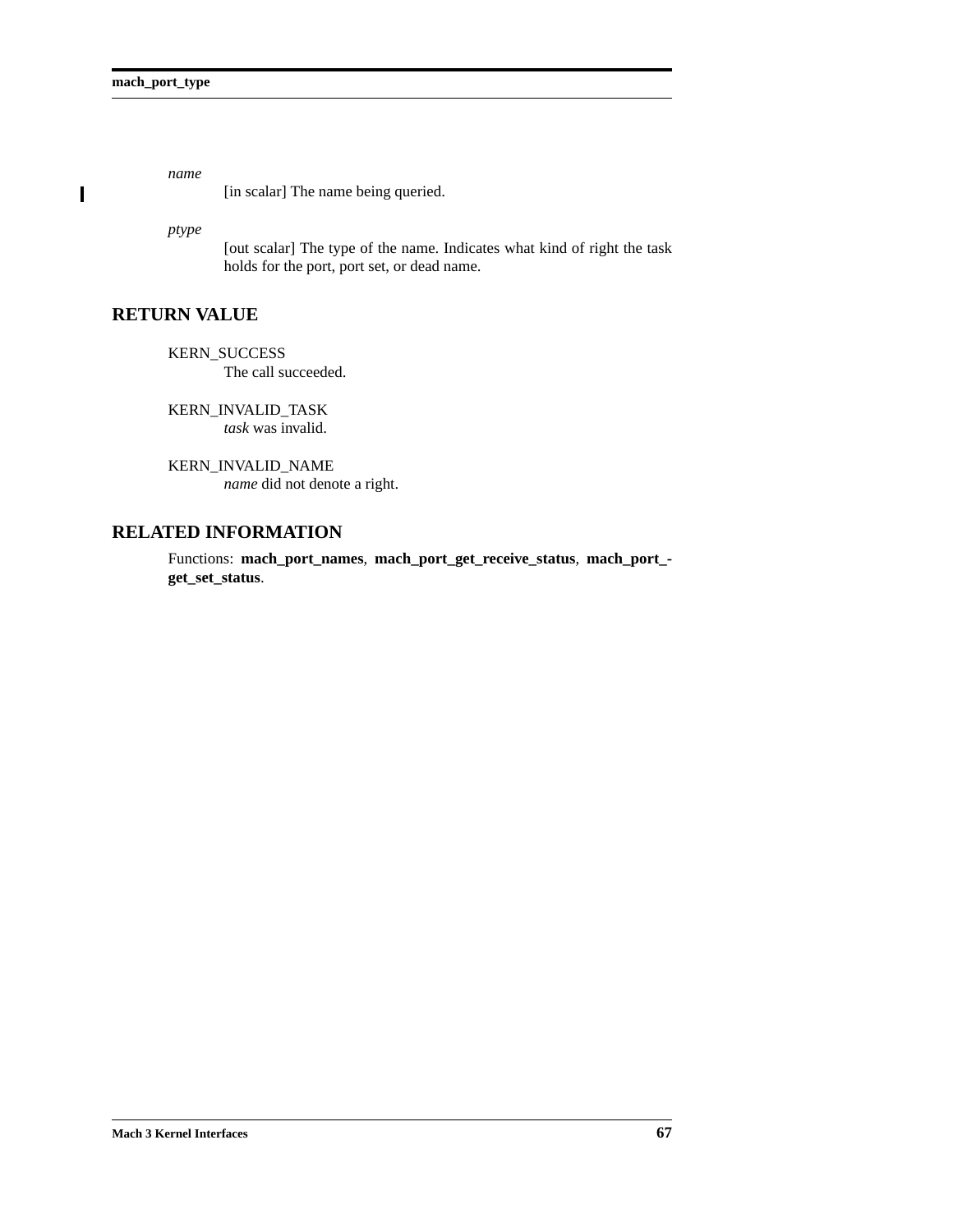*name*
: [in scalar] The name being queried.

*ptype*
: [out scalar] The type of the name. Indicates what kind of right the task holds for the port, port set, or dead name.

## RETURN VALUE

KERN_SUCCESS
: The call succeeded.

KERN_INVALID_TASK
: *task* was invalid.

KERN_INVALID_NAME
: *name* did not denote a right.

## RELATED INFORMATION

Functions: **mach_port_names**, **mach_port_get_receive_status**, **mach_port_get_set_status**.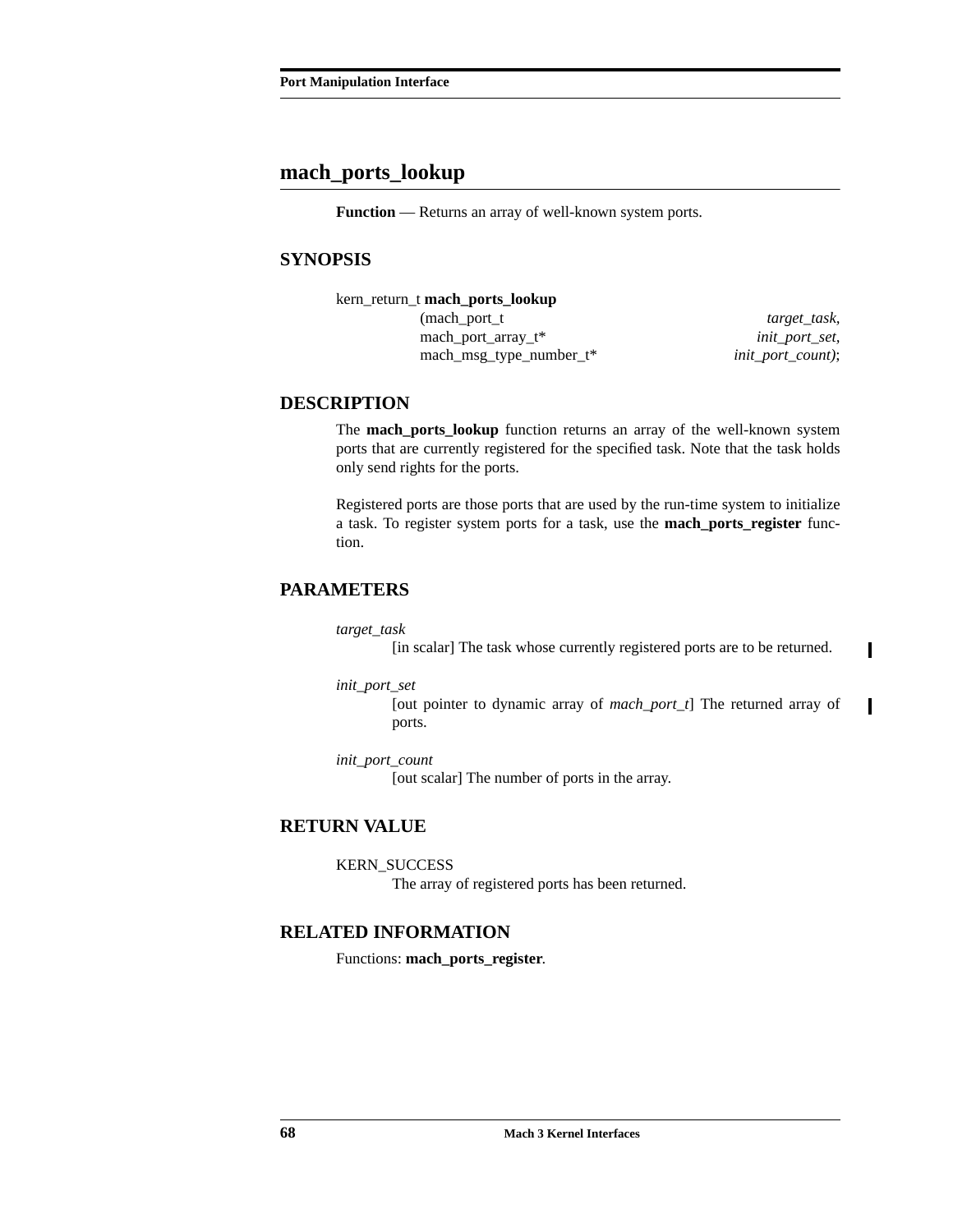## mach_ports_lookup

**Function** — Returns an array of well-known system ports.

### SYNOPSIS

```
kern_return_t mach_ports_lookup
                (mach_port_t                    target_task,
                 mach_port_array_t*             init_port_set,
                 mach_msg_type_number_t*        init_port_count);
```

### DESCRIPTION

The **mach_ports_lookup** function returns an array of the well-known system ports that are currently registered for the specified task. Note that the task holds only send rights for the ports.

Registered ports are those ports that are used by the run-time system to initialize a task. To register system ports for a task, use the **mach_ports_register** function.

### PARAMETERS

*target_task*
: [in scalar] The task whose currently registered ports are to be returned.

*init_port_set*
: [out pointer to dynamic array of *mach_port_t*] The returned array of ports.

*init_port_count*
: [out scalar] The number of ports in the array.

### RETURN VALUE

KERN_SUCCESS
: The array of registered ports has been returned.

### RELATED INFORMATION

Functions: **mach_ports_register**.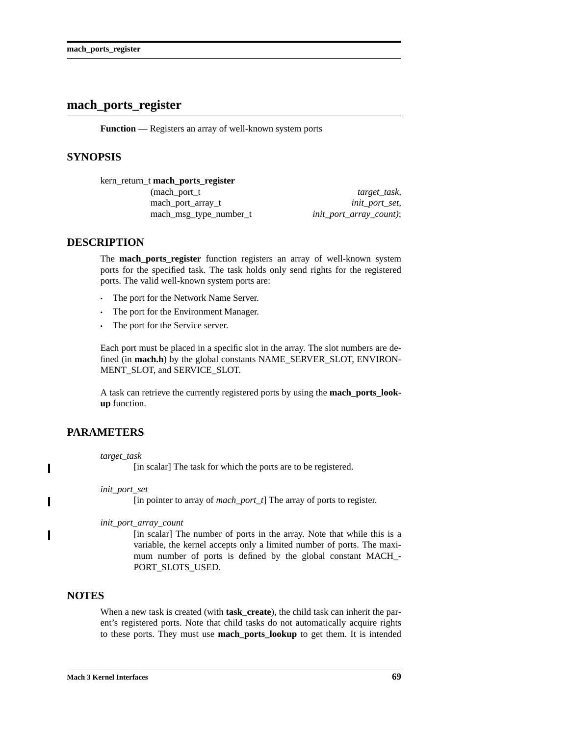# mach_ports_register

**Function** — Registers an array of well-known system ports

## SYNOPSIS

```
kern_return_t mach_ports_register
                (mach_port_t                    target_task,
                 mach_port_array_t              init_port_set,
                 mach_msg_type_number_t         init_port_array_count);
```

## DESCRIPTION

The **mach_ports_register** function registers an array of well-known system ports for the specified task. The task holds only send rights for the registered ports. The valid well-known system ports are:

- The port for the Network Name Server.
- The port for the Environment Manager.
- The port for the Service server.

Each port must be placed in a specific slot in the array. The slot numbers are defined (in **mach.h**) by the global constants NAME_SERVER_SLOT, ENVIRONMENT_SLOT, and SERVICE_SLOT.

A task can retrieve the currently registered ports by using the **mach_ports_lookup** function.

## PARAMETERS

*target_task*
: [in scalar] The task for which the ports are to be registered.

*init_port_set*
: [in pointer to array of *mach_port_t*] The array of ports to register.

*init_port_array_count*
: [in scalar] The number of ports in the array. Note that while this is a variable, the kernel accepts only a limited number of ports. The maximum number of ports is defined by the global constant MACH_PORT_SLOTS_USED.

## NOTES

When a new task is created (with **task_create**), the child task can inherit the parent's registered ports. Note that child tasks do not automatically acquire rights to these ports. They must use **mach_ports_lookup** to get them. It is intended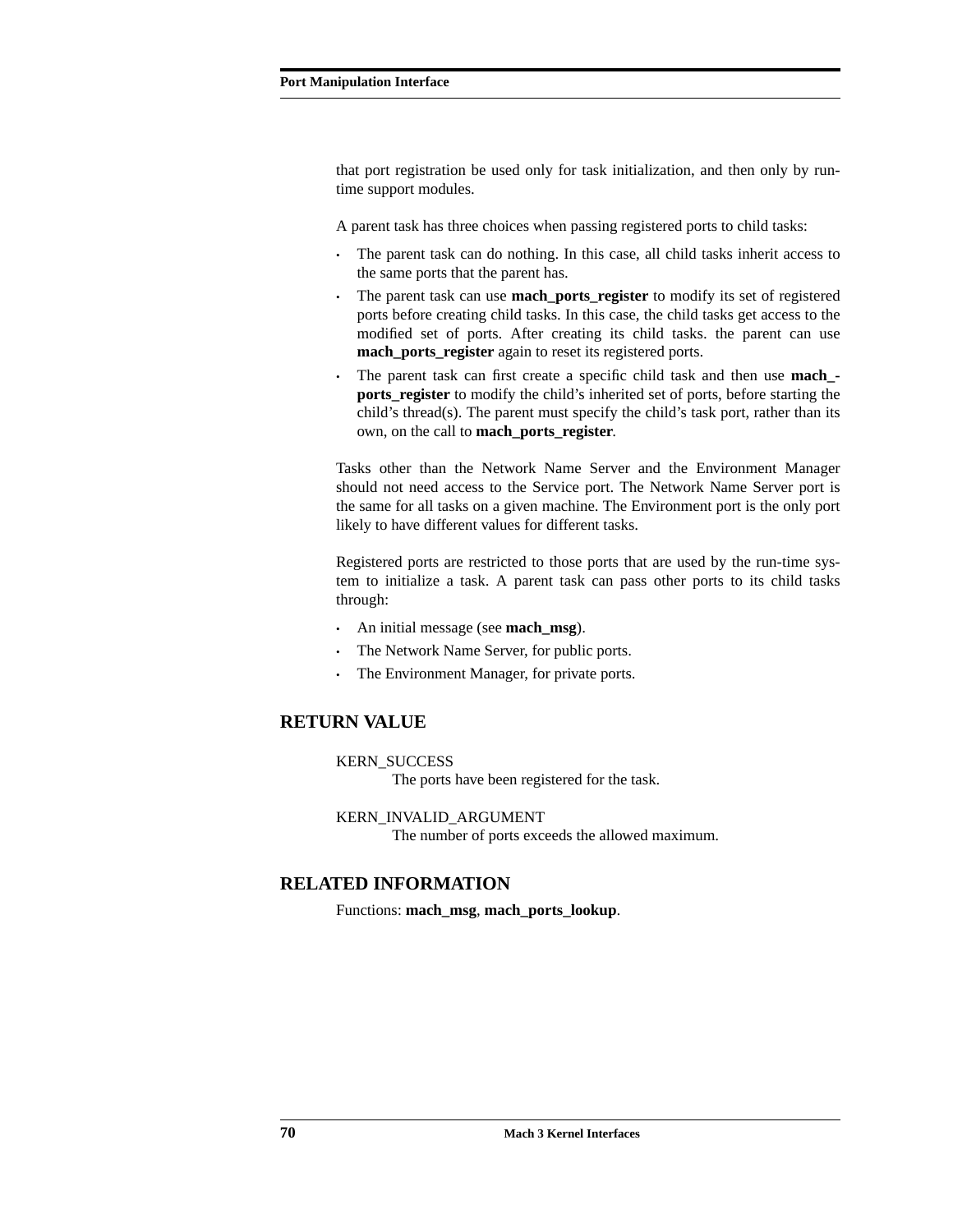that port registration be used only for task initialization, and then only by run-time support modules.

A parent task has three choices when passing registered ports to child tasks:

- The parent task can do nothing. In this case, all child tasks inherit access to the same ports that the parent has.
- The parent task can use **mach_ports_register** to modify its set of registered ports before creating child tasks. In this case, the child tasks get access to the modified set of ports. After creating its child tasks. the parent can use **mach_ports_register** again to reset its registered ports.
- The parent task can first create a specific child task and then use **mach_ports_register** to modify the child's inherited set of ports, before starting the child's thread(s). The parent must specify the child's task port, rather than its own, on the call to **mach_ports_register**.

Tasks other than the Network Name Server and the Environment Manager should not need access to the Service port. The Network Name Server port is the same for all tasks on a given machine. The Environment port is the only port likely to have different values for different tasks.

Registered ports are restricted to those ports that are used by the run-time system to initialize a task. A parent task can pass other ports to its child tasks through:

- An initial message (see **mach_msg**).
- The Network Name Server, for public ports.
- The Environment Manager, for private ports.

## RETURN VALUE

KERN_SUCCESS
: The ports have been registered for the task.

KERN_INVALID_ARGUMENT
: The number of ports exceeds the allowed maximum.

## RELATED INFORMATION

Functions: **mach_msg**, **mach_ports_lookup**.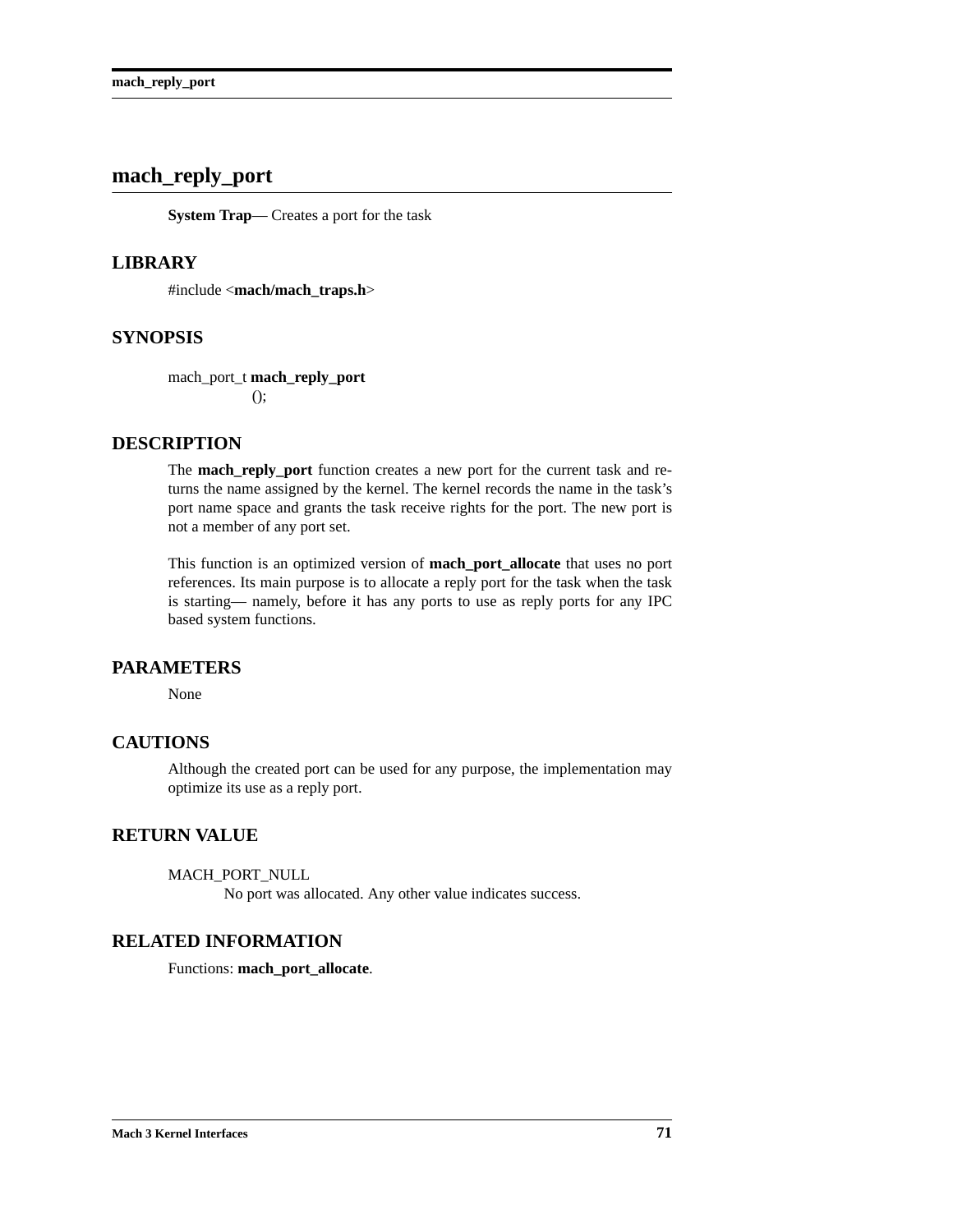# mach_reply_port

**System Trap**— Creates a port for the task

## LIBRARY

#include <**mach/mach_traps.h**>

## SYNOPSIS

```
mach_port_t mach_reply_port
                ();
```

## DESCRIPTION

The **mach_reply_port** function creates a new port for the current task and returns the name assigned by the kernel. The kernel records the name in the task's port name space and grants the task receive rights for the port. The new port is not a member of any port set.

This function is an optimized version of **mach_port_allocate** that uses no port references. Its main purpose is to allocate a reply port for the task when the task is starting— namely, before it has any ports to use as reply ports for any IPC based system functions.

## PARAMETERS

None

## CAUTIONS

Although the created port can be used for any purpose, the implementation may optimize its use as a reply port.

## RETURN VALUE

MACH_PORT_NULL
: No port was allocated. Any other value indicates success.

## RELATED INFORMATION

Functions: **mach_port_allocate**.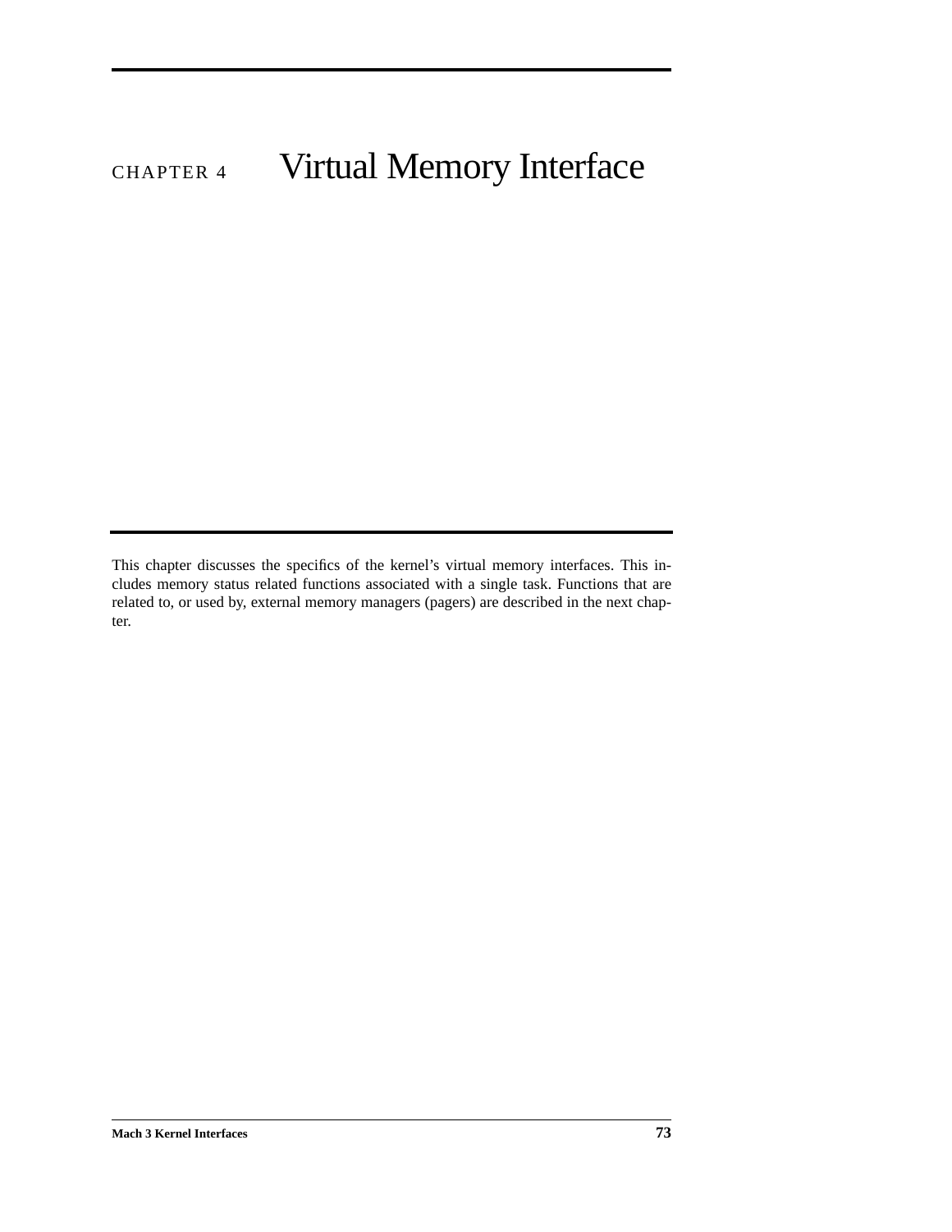# CHAPTER 4 Virtual Memory Interface

This chapter discusses the specifics of the kernel's virtual memory interfaces. This includes memory status related functions associated with a single task. Functions that are related to, or used by, external memory managers (pagers) are described in the next chapter.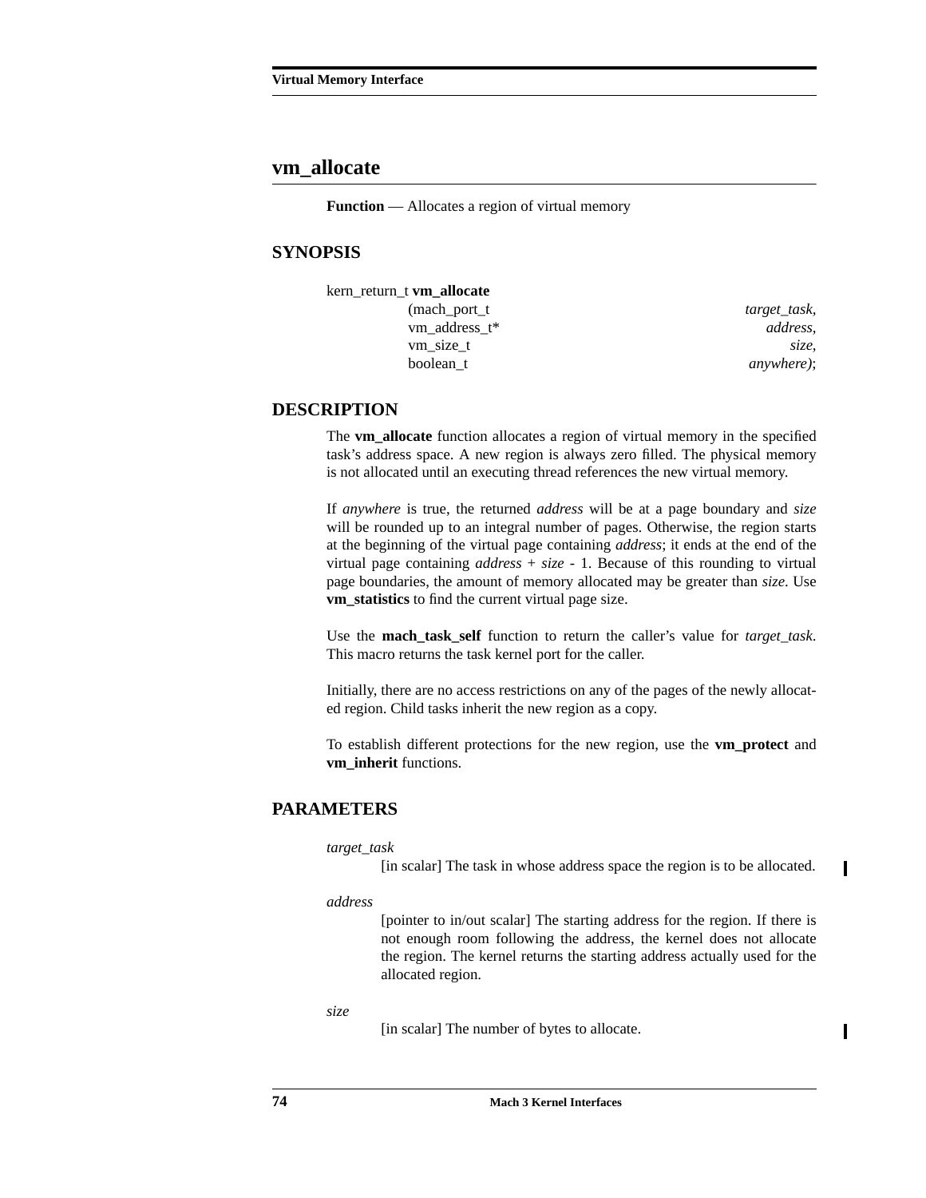## vm_allocate

**Function** — Allocates a region of virtual memory

### SYNOPSIS

```
kern_return_t vm_allocate
                (mach_port_t          target_task,
                 vm_address_t*        address,
                 vm_size_t            size,
                 boolean_t            anywhere);
```

### DESCRIPTION

The **vm_allocate** function allocates a region of virtual memory in the specified task's address space. A new region is always zero filled. The physical memory is not allocated until an executing thread references the new virtual memory.

If *anywhere* is true, the returned *address* will be at a page boundary and *size* will be rounded up to an integral number of pages. Otherwise, the region starts at the beginning of the virtual page containing *address*; it ends at the end of the virtual page containing *address* + *size* - 1. Because of this rounding to virtual page boundaries, the amount of memory allocated may be greater than *size*. Use **vm_statistics** to find the current virtual page size.

Use the **mach_task_self** function to return the caller's value for *target_task*. This macro returns the task kernel port for the caller.

Initially, there are no access restrictions on any of the pages of the newly allocated region. Child tasks inherit the new region as a copy.

To establish different protections for the new region, use the **vm_protect** and **vm_inherit** functions.

### PARAMETERS

*target_task*
: [in scalar] The task in whose address space the region is to be allocated.

*address*
: [pointer to in/out scalar] The starting address for the region. If there is not enough room following the address, the kernel does not allocate the region. The kernel returns the starting address actually used for the allocated region.

*size*
: [in scalar] The number of bytes to allocate.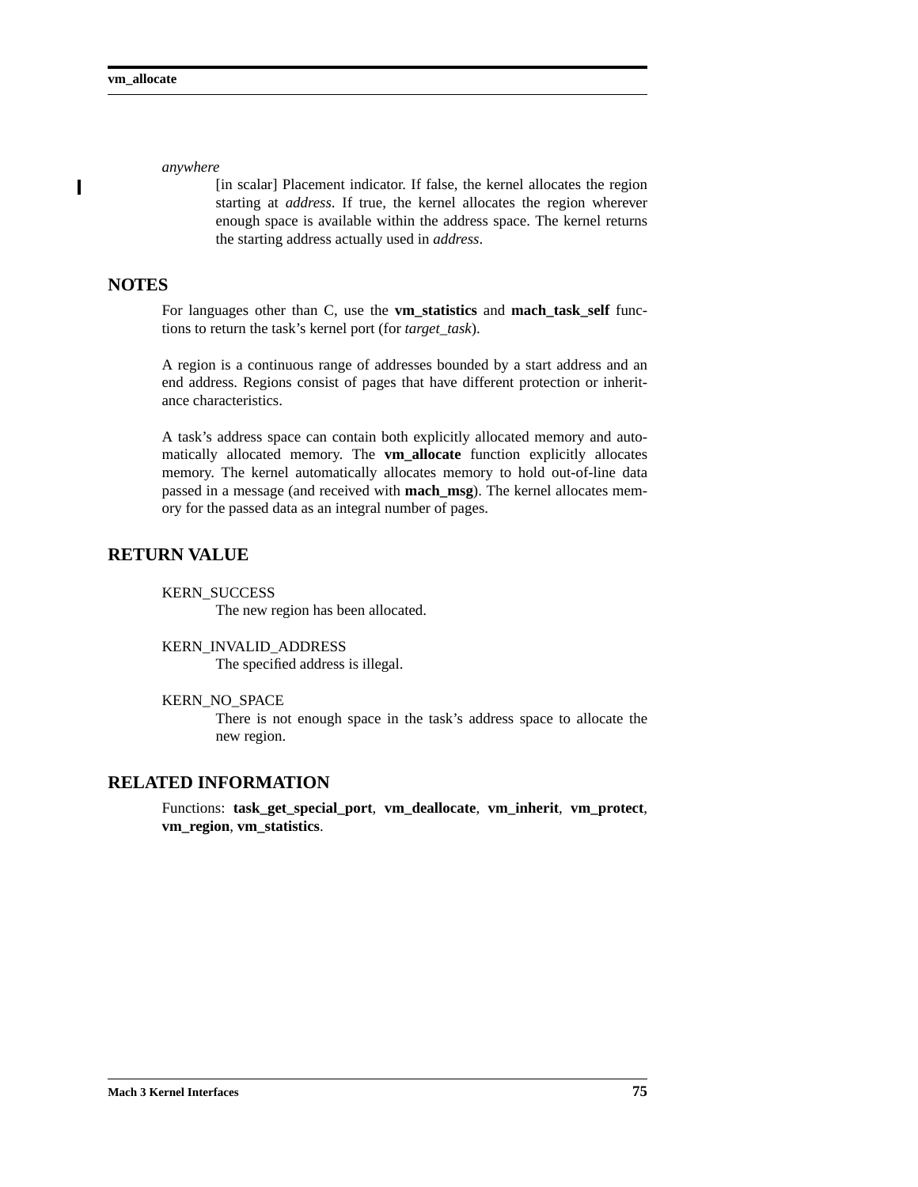*anywhere*

[in scalar] Placement indicator. If false, the kernel allocates the region starting at *address*. If true, the kernel allocates the region wherever enough space is available within the address space. The kernel returns the starting address actually used in *address*.

## NOTES

For languages other than C, use the **vm_statistics** and **mach_task_self** functions to return the task's kernel port (for *target_task*).

A region is a continuous range of addresses bounded by a start address and an end address. Regions consist of pages that have different protection or inheritance characteristics.

A task's address space can contain both explicitly allocated memory and automatically allocated memory. The **vm_allocate** function explicitly allocates memory. The kernel automatically allocates memory to hold out-of-line data passed in a message (and received with **mach_msg**). The kernel allocates memory for the passed data as an integral number of pages.

## RETURN VALUE

KERN_SUCCESS
: The new region has been allocated.

KERN_INVALID_ADDRESS
: The specified address is illegal.

KERN_NO_SPACE
: There is not enough space in the task's address space to allocate the new region.

## RELATED INFORMATION

Functions: **task_get_special_port**, **vm_deallocate**, **vm_inherit**, **vm_protect**, **vm_region**, **vm_statistics**.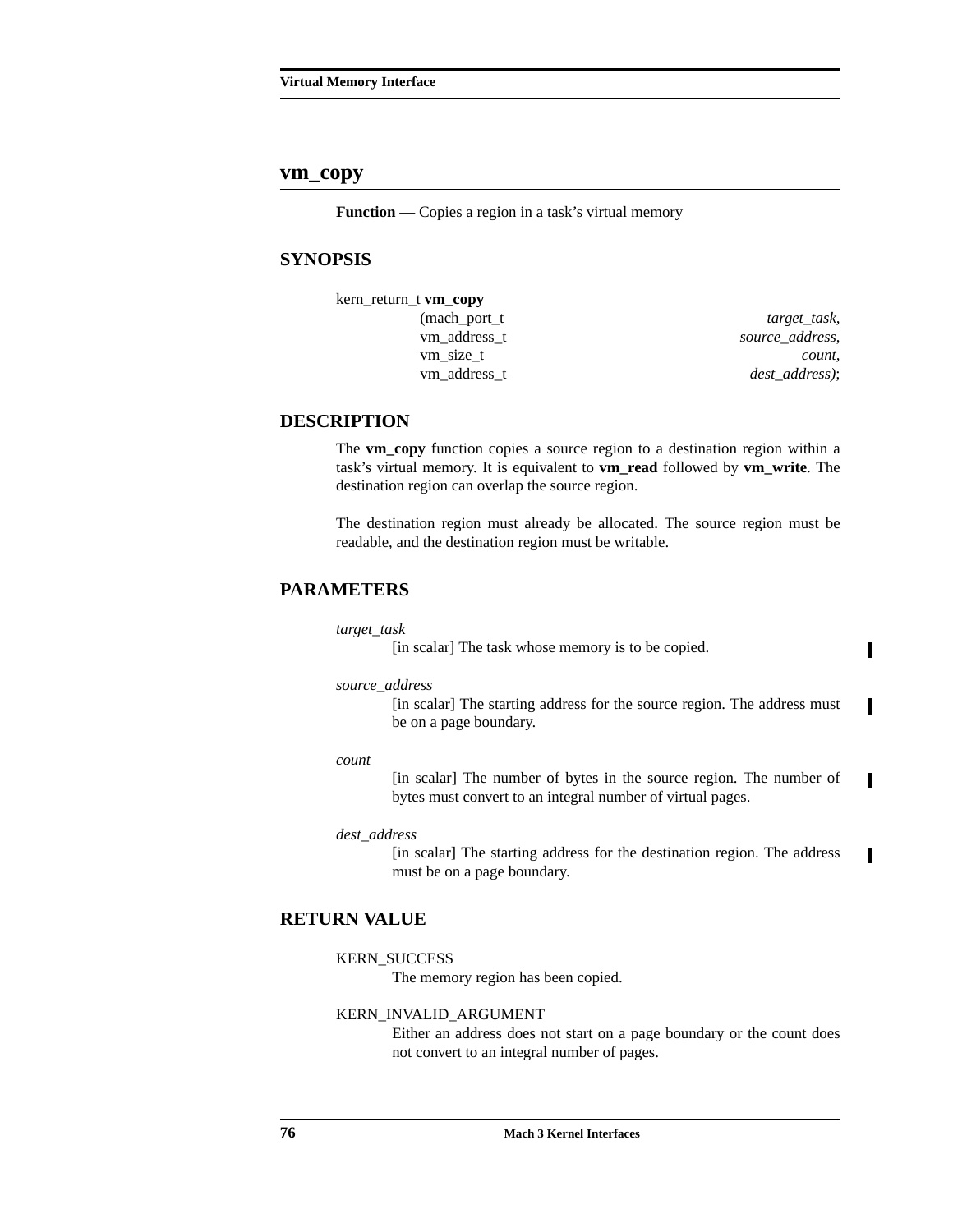## vm_copy

**Function** — Copies a region in a task's virtual memory

### SYNOPSIS

```
kern_return_t vm_copy
                (mach_port_t                    target_task,
                 vm_address_t                   source_address,
                 vm_size_t                      count,
                 vm_address_t                   dest_address);
```

### DESCRIPTION

The **vm_copy** function copies a source region to a destination region within a task's virtual memory. It is equivalent to **vm_read** followed by **vm_write**. The destination region can overlap the source region.

The destination region must already be allocated. The source region must be readable, and the destination region must be writable.

### PARAMETERS

*target_task*
: [in scalar] The task whose memory is to be copied.

*source_address*
: [in scalar] The starting address for the source region. The address must be on a page boundary.

*count*
: [in scalar] The number of bytes in the source region. The number of bytes must convert to an integral number of virtual pages.

*dest_address*
: [in scalar] The starting address for the destination region. The address must be on a page boundary.

### RETURN VALUE

KERN_SUCCESS
: The memory region has been copied.

KERN_INVALID_ARGUMENT
: Either an address does not start on a page boundary or the count does not convert to an integral number of pages.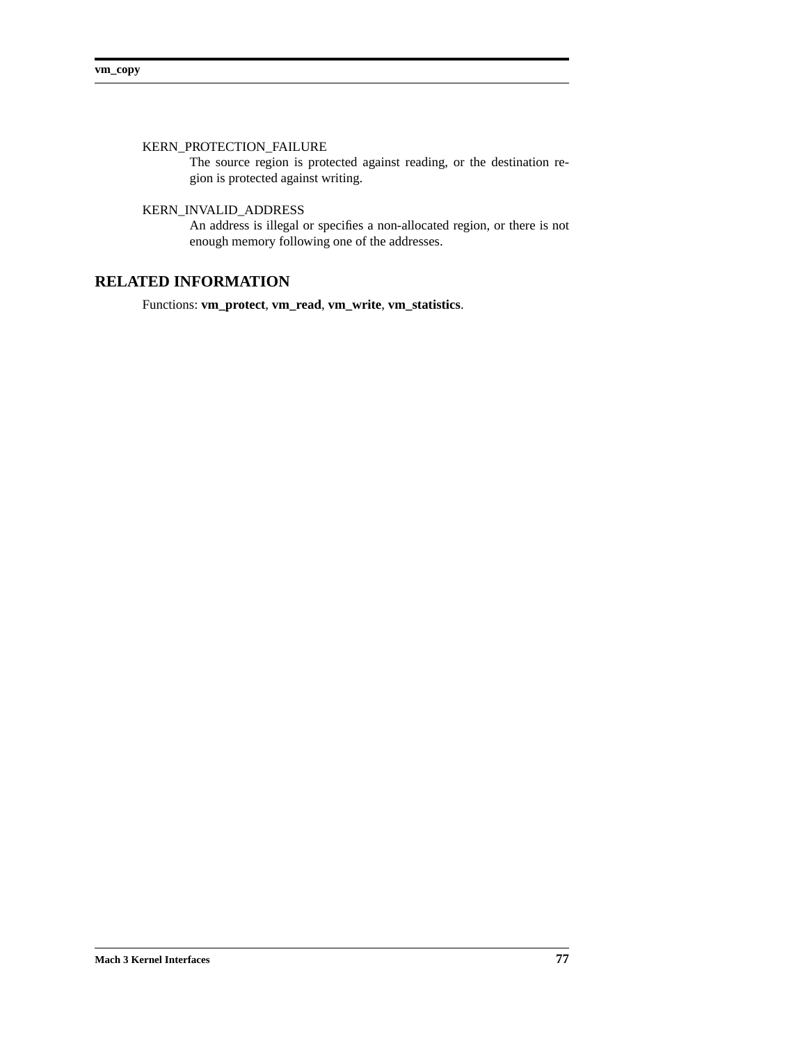KERN_PROTECTION_FAILURE

The source region is protected against reading, or the destination region is protected against writing.

KERN_INVALID_ADDRESS

An address is illegal or specifies a non-allocated region, or there is not enough memory following one of the addresses.

## RELATED INFORMATION

Functions: **vm_protect**, **vm_read**, **vm_write**, **vm_statistics**.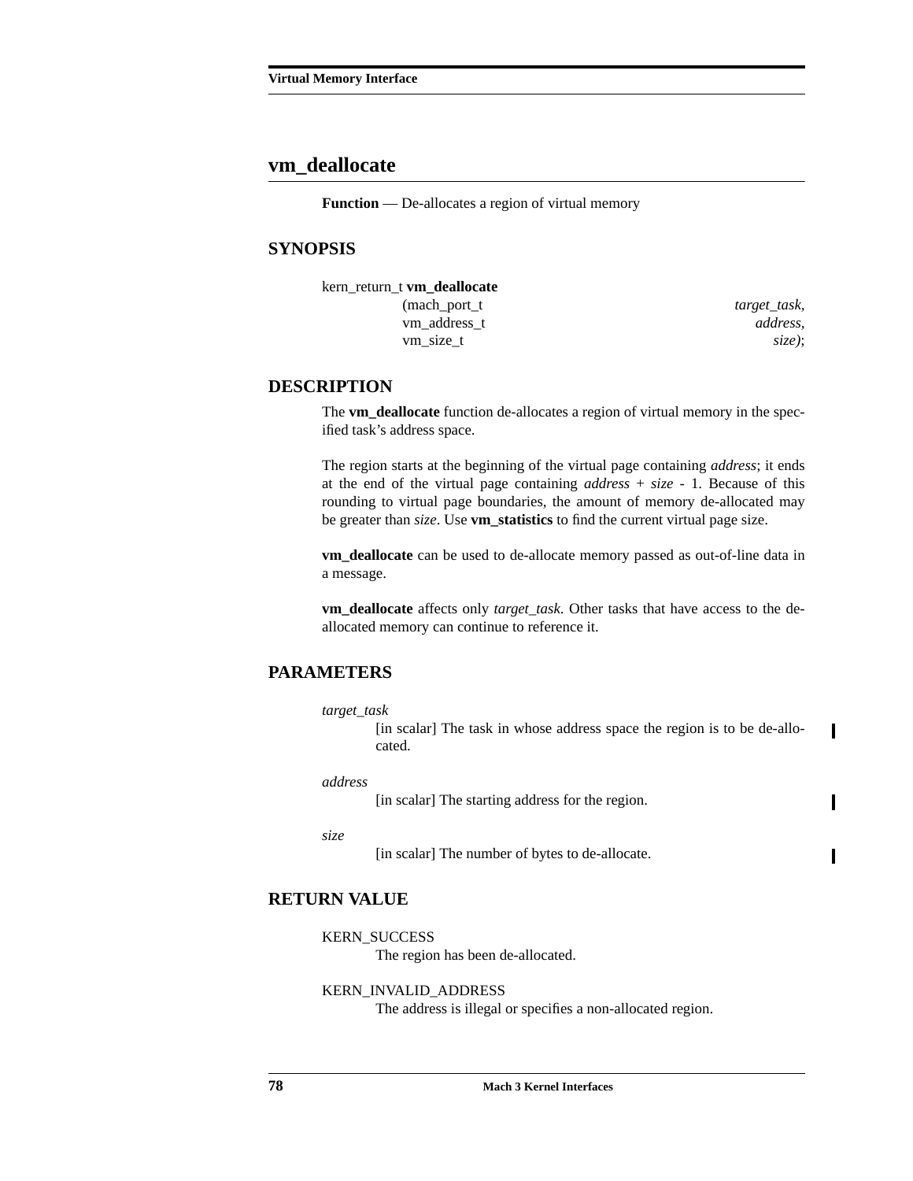## vm_deallocate

**Function** — De-allocates a region of virtual memory

### SYNOPSIS

```
kern_return_t vm_deallocate
                (mach_port_t                    target_task,
                 vm_address_t                   address,
                 vm_size_t                      size);
```

### DESCRIPTION

The **vm_deallocate** function de-allocates a region of virtual memory in the specified task's address space.

The region starts at the beginning of the virtual page containing *address*; it ends at the end of the virtual page containing *address* + *size* - 1. Because of this rounding to virtual page boundaries, the amount of memory de-allocated may be greater than *size*. Use **vm_statistics** to find the current virtual page size.

**vm_deallocate** can be used to de-allocate memory passed as out-of-line data in a message.

**vm_deallocate** affects only *target_task*. Other tasks that have access to the de-allocated memory can continue to reference it.

### PARAMETERS

*target_task*
: [in scalar] The task in whose address space the region is to be de-allocated.

*address*
: [in scalar] The starting address for the region.

*size*
: [in scalar] The number of bytes to de-allocate.

### RETURN VALUE

KERN_SUCCESS
: The region has been de-allocated.

KERN_INVALID_ADDRESS
: The address is illegal or specifies a non-allocated region.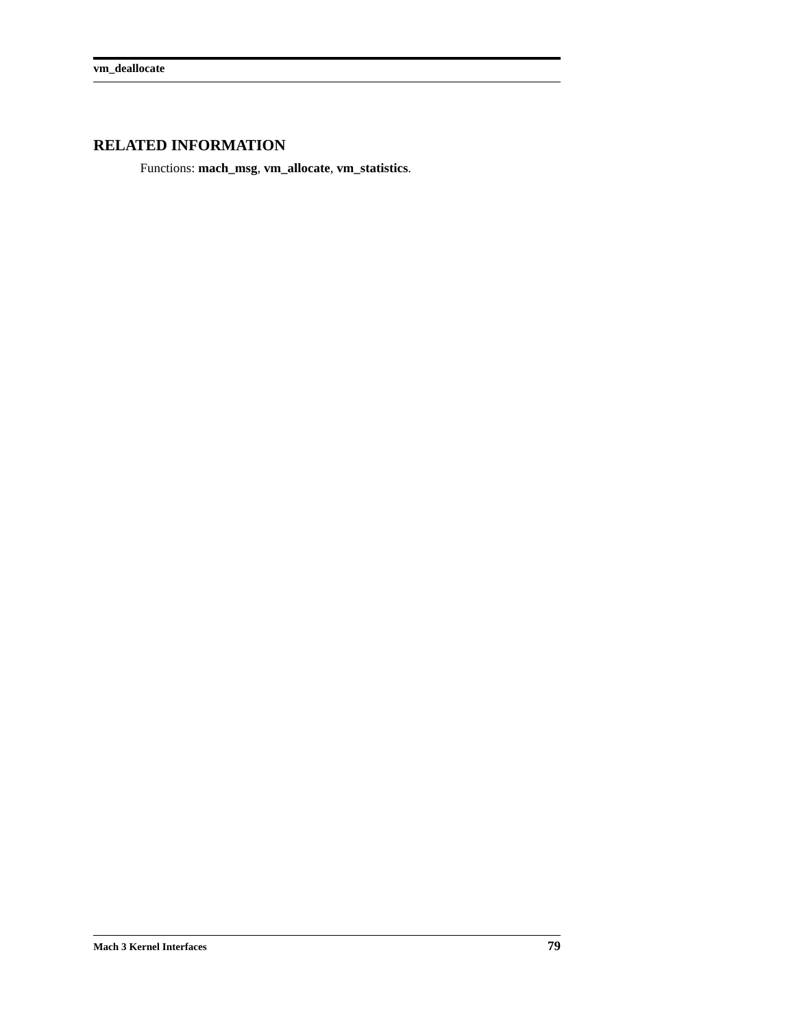## RELATED INFORMATION

Functions: **mach_msg**, **vm_allocate**, **vm_statistics**.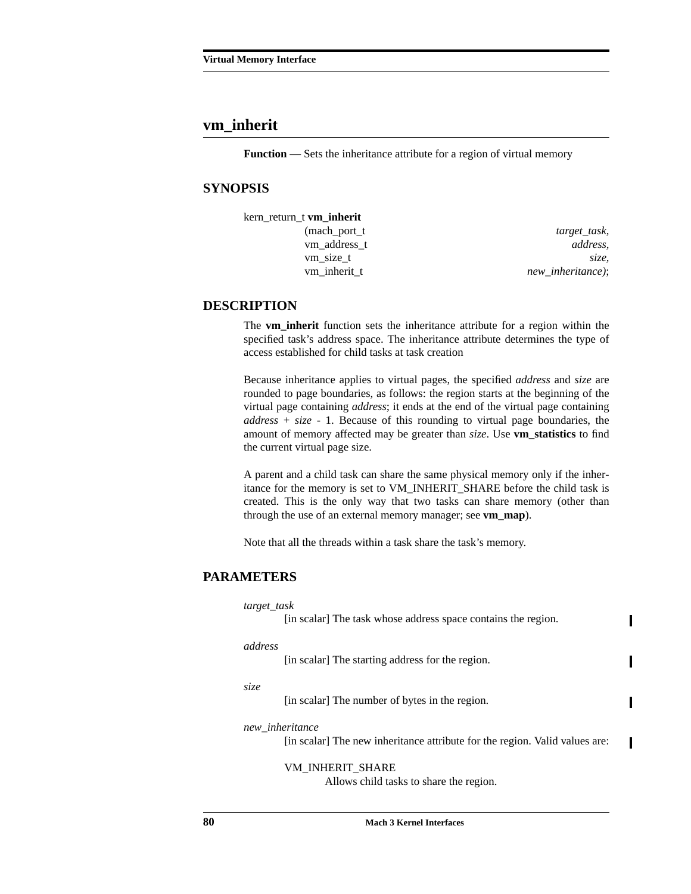## vm_inherit

**Function** — Sets the inheritance attribute for a region of virtual memory

### SYNOPSIS

```
kern_return_t vm_inherit
                (mach_port_t                    target_task,
                 vm_address_t                   address,
                 vm_size_t                      size,
                 vm_inherit_t                   new_inheritance);
```

### DESCRIPTION

The **vm_inherit** function sets the inheritance attribute for a region within the specified task's address space. The inheritance attribute determines the type of access established for child tasks at task creation

Because inheritance applies to virtual pages, the specified *address* and *size* are rounded to page boundaries, as follows: the region starts at the beginning of the virtual page containing *address*; it ends at the end of the virtual page containing *address* + *size* - 1. Because of this rounding to virtual page boundaries, the amount of memory affected may be greater than *size*. Use **vm_statistics** to find the current virtual page size.

A parent and a child task can share the same physical memory only if the inheritance for the memory is set to VM_INHERIT_SHARE before the child task is created. This is the only way that two tasks can share memory (other than through the use of an external memory manager; see **vm_map**).

Note that all the threads within a task share the task's memory.

### PARAMETERS

*target_task*
: [in scalar] The task whose address space contains the region.

*address*
: [in scalar] The starting address for the region.

*size*
: [in scalar] The number of bytes in the region.

*new_inheritance*
: [in scalar] The new inheritance attribute for the region. Valid values are:

VM_INHERIT_SHARE
: Allows child tasks to share the region.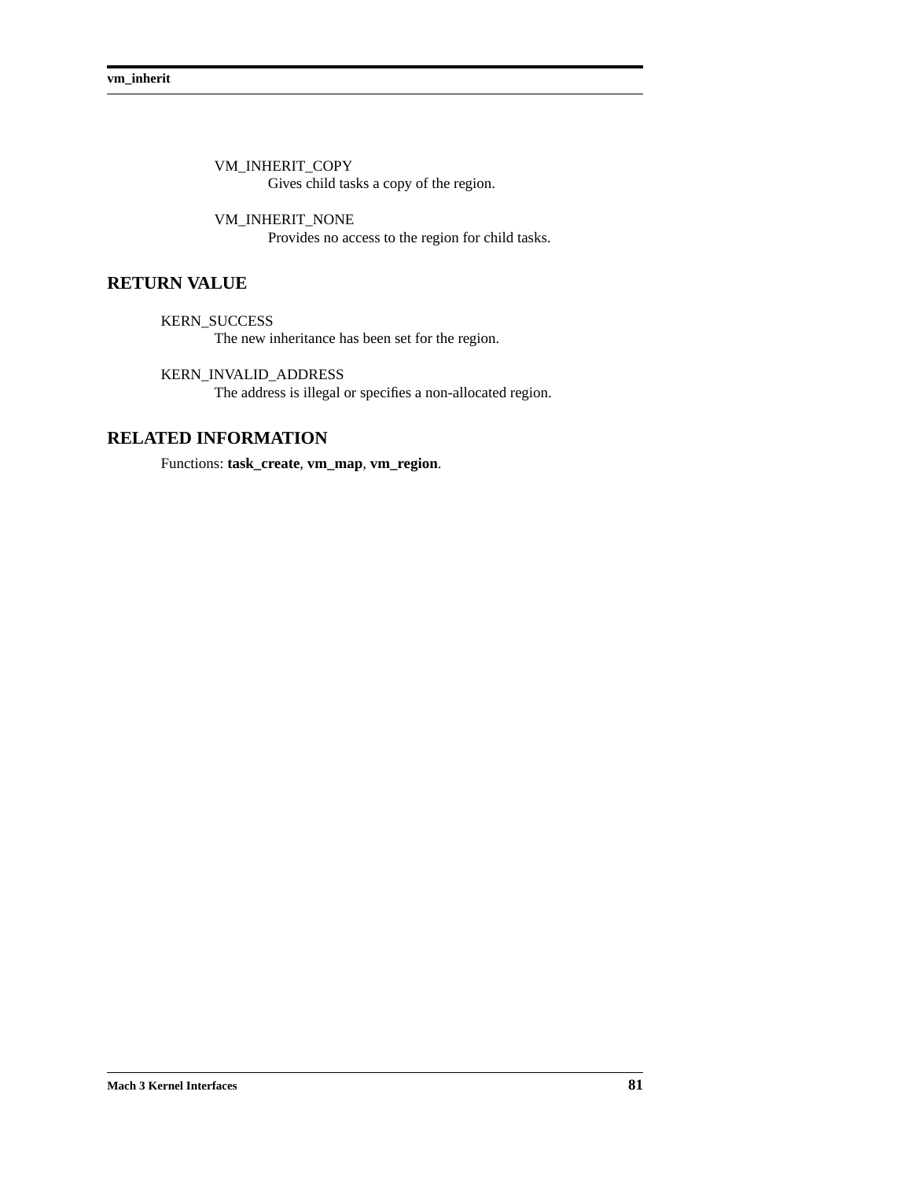VM_INHERIT_COPY
: Gives child tasks a copy of the region.

VM_INHERIT_NONE
: Provides no access to the region for child tasks.

## RETURN VALUE

KERN_SUCCESS
: The new inheritance has been set for the region.

KERN_INVALID_ADDRESS
: The address is illegal or specifies a non-allocated region.

## RELATED INFORMATION

Functions: **task_create**, **vm_map**, **vm_region**.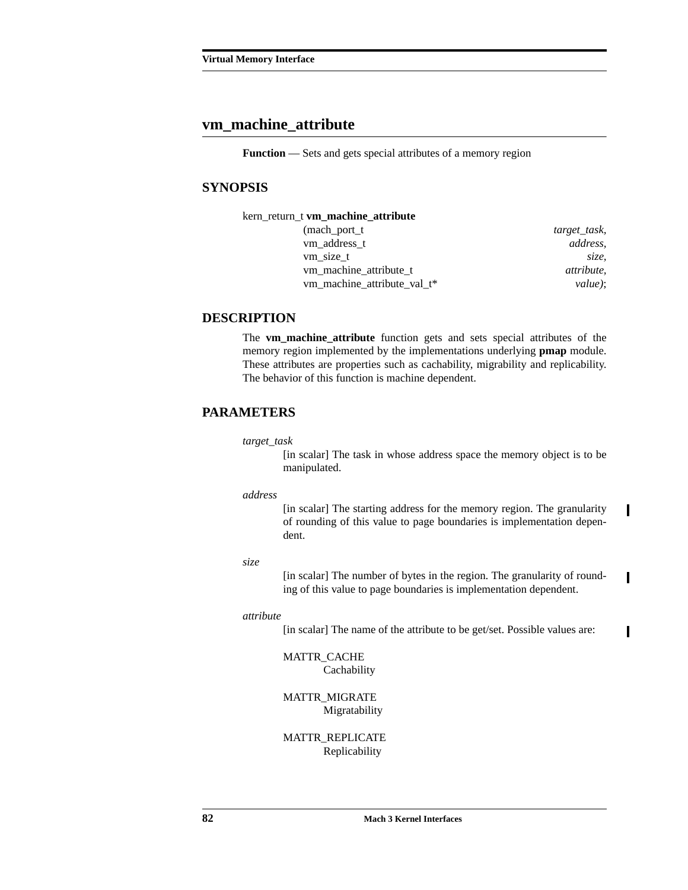## vm_machine_attribute

**Function** — Sets and gets special attributes of a memory region

### SYNOPSIS

```
kern_return_t vm_machine_attribute
        (mach_port_t                          target_task,
         vm_address_t                         address,
         vm_size_t                            size,
         vm_machine_attribute_t               attribute,
         vm_machine_attribute_val_t*          value);
```

### DESCRIPTION

The **vm_machine_attribute** function gets and sets special attributes of the memory region implemented by the implementations underlying **pmap** module. These attributes are properties such as cachability, migrability and replicability. The behavior of this function is machine dependent.

### PARAMETERS

*target_task*
: [in scalar] The task in whose address space the memory object is to be manipulated.

*address*
: [in scalar] The starting address for the memory region. The granularity of rounding of this value to page boundaries is implementation dependent.

*size*
: [in scalar] The number of bytes in the region. The granularity of rounding of this value to page boundaries is implementation dependent.

*attribute*
: [in scalar] The name of the attribute to be get/set. Possible values are:

  MATTR_CACHE
  : Cachability

  MATTR_MIGRATE
  : Migratability

  MATTR_REPLICATE
  : Replicability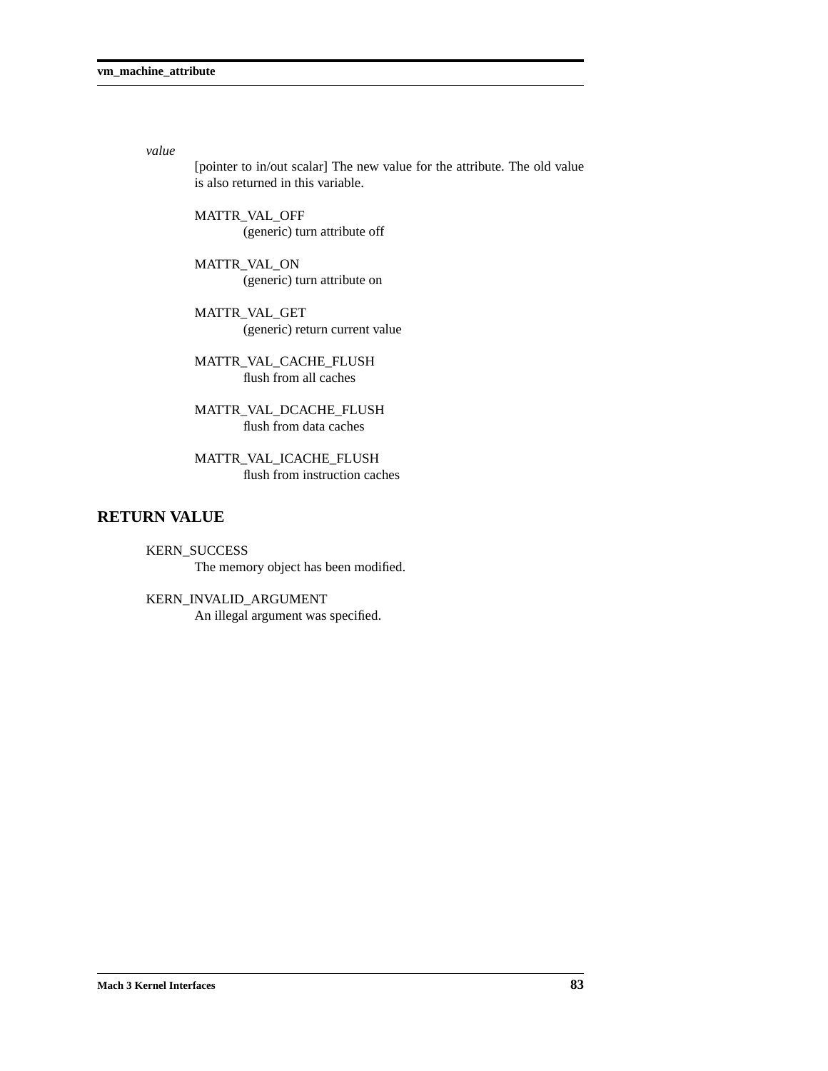*value*

[pointer to in/out scalar] The new value for the attribute. The old value is also returned in this variable.

MATTR_VAL_OFF
: (generic) turn attribute off

MATTR_VAL_ON
: (generic) turn attribute on

MATTR_VAL_GET
: (generic) return current value

MATTR_VAL_CACHE_FLUSH
: flush from all caches

MATTR_VAL_DCACHE_FLUSH
: flush from data caches

MATTR_VAL_ICACHE_FLUSH
: flush from instruction caches

## RETURN VALUE

KERN_SUCCESS
: The memory object has been modified.

KERN_INVALID_ARGUMENT
: An illegal argument was specified.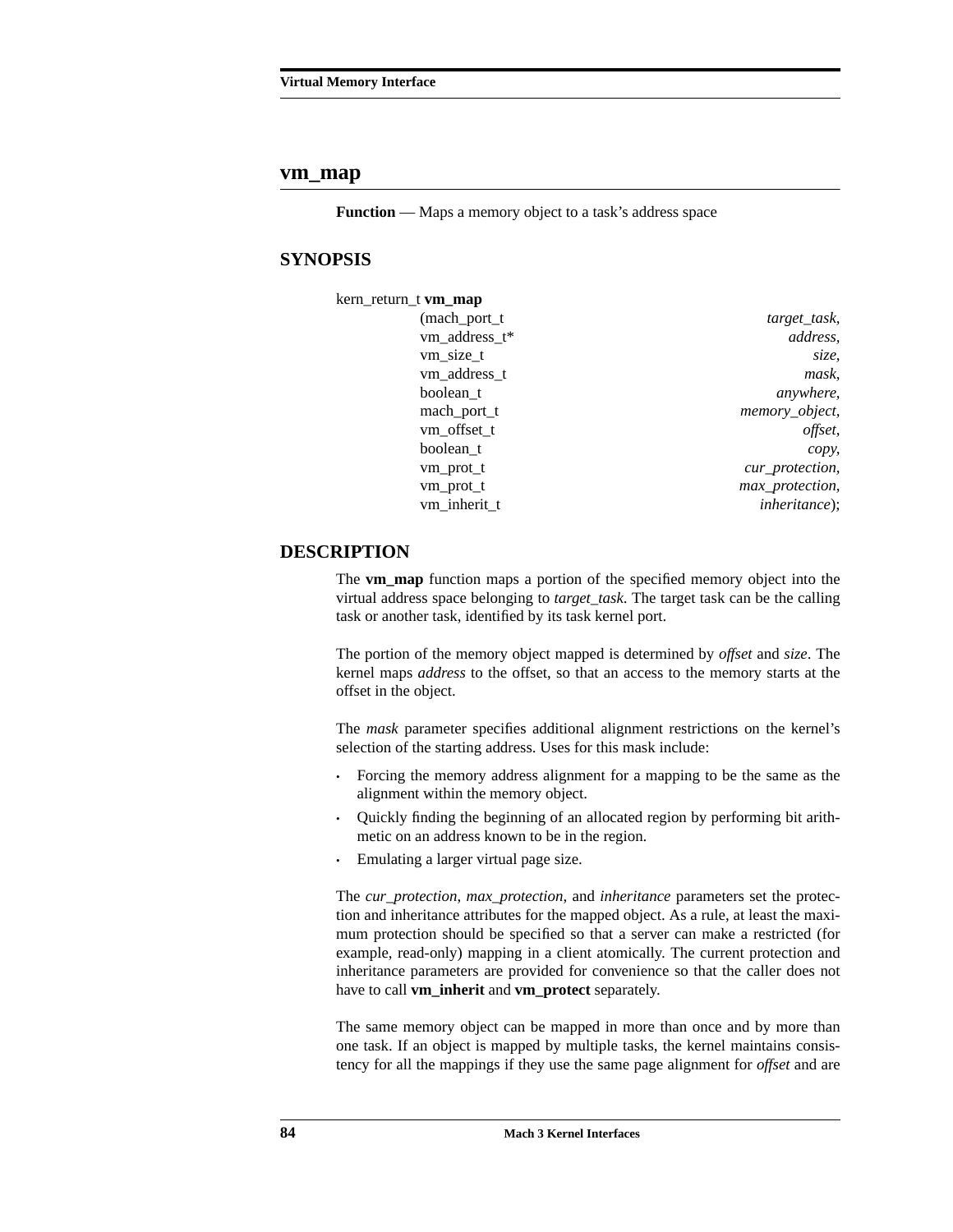## vm_map

**Function** — Maps a memory object to a task's address space

## SYNOPSIS

```
kern_return_t vm_map
                (mach_port_t                target_task,
                 vm_address_t*              address,
                 vm_size_t                  size,
                 vm_address_t               mask,
                 boolean_t                  anywhere,
                 mach_port_t                memory_object,
                 vm_offset_t                offset,
                 boolean_t                  copy,
                 vm_prot_t                  cur_protection,
                 vm_prot_t                  max_protection,
                 vm_inherit_t               inheritance);
```

## DESCRIPTION

The **vm_map** function maps a portion of the specified memory object into the virtual address space belonging to *target_task*. The target task can be the calling task or another task, identified by its task kernel port.

The portion of the memory object mapped is determined by *offset* and *size*. The kernel maps *address* to the offset, so that an access to the memory starts at the offset in the object.

The *mask* parameter specifies additional alignment restrictions on the kernel's selection of the starting address. Uses for this mask include:

- Forcing the memory address alignment for a mapping to be the same as the alignment within the memory object.
- Quickly finding the beginning of an allocated region by performing bit arithmetic on an address known to be in the region.
- Emulating a larger virtual page size.

The *cur_protection*, *max_protection*, and *inheritance* parameters set the protection and inheritance attributes for the mapped object. As a rule, at least the maximum protection should be specified so that a server can make a restricted (for example, read-only) mapping in a client atomically. The current protection and inheritance parameters are provided for convenience so that the caller does not have to call **vm_inherit** and **vm_protect** separately.

The same memory object can be mapped in more than once and by more than one task. If an object is mapped by multiple tasks, the kernel maintains consistency for all the mappings if they use the same page alignment for *offset* and are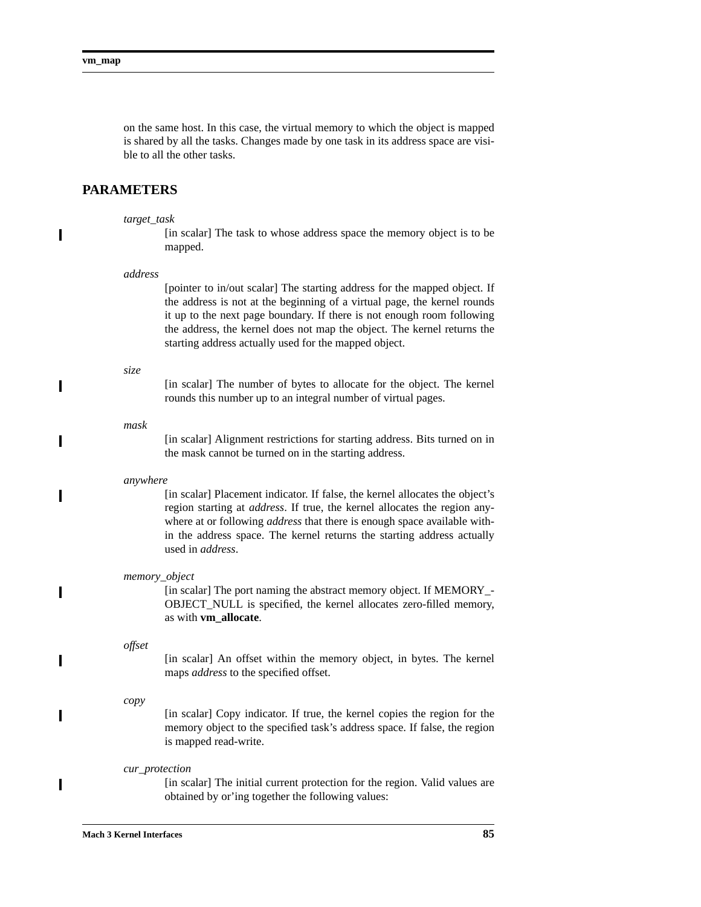on the same host. In this case, the virtual memory to which the object is mapped is shared by all the tasks. Changes made by one task in its address space are visible to all the other tasks.

## PARAMETERS

*target_task*
: [in scalar] The task to whose address space the memory object is to be mapped.

*address*
: [pointer to in/out scalar] The starting address for the mapped object. If the address is not at the beginning of a virtual page, the kernel rounds it up to the next page boundary. If there is not enough room following the address, the kernel does not map the object. The kernel returns the starting address actually used for the mapped object.

*size*
: [in scalar] The number of bytes to allocate for the object. The kernel rounds this number up to an integral number of virtual pages.

*mask*
: [in scalar] Alignment restrictions for starting address. Bits turned on in the mask cannot be turned on in the starting address.

*anywhere*
: [in scalar] Placement indicator. If false, the kernel allocates the object's region starting at *address*. If true, the kernel allocates the region anywhere at or following *address* that there is enough space available within the address space. The kernel returns the starting address actually used in *address*.

*memory_object*
: [in scalar] The port naming the abstract memory object. If MEMORY_OBJECT_NULL is specified, the kernel allocates zero-filled memory, as with **vm_allocate**.

*offset*
: [in scalar] An offset within the memory object, in bytes. The kernel maps *address* to the specified offset.

*copy*
: [in scalar] Copy indicator. If true, the kernel copies the region for the memory object to the specified task's address space. If false, the region is mapped read-write.

*cur_protection*
: [in scalar] The initial current protection for the region. Valid values are obtained by or'ing together the following values: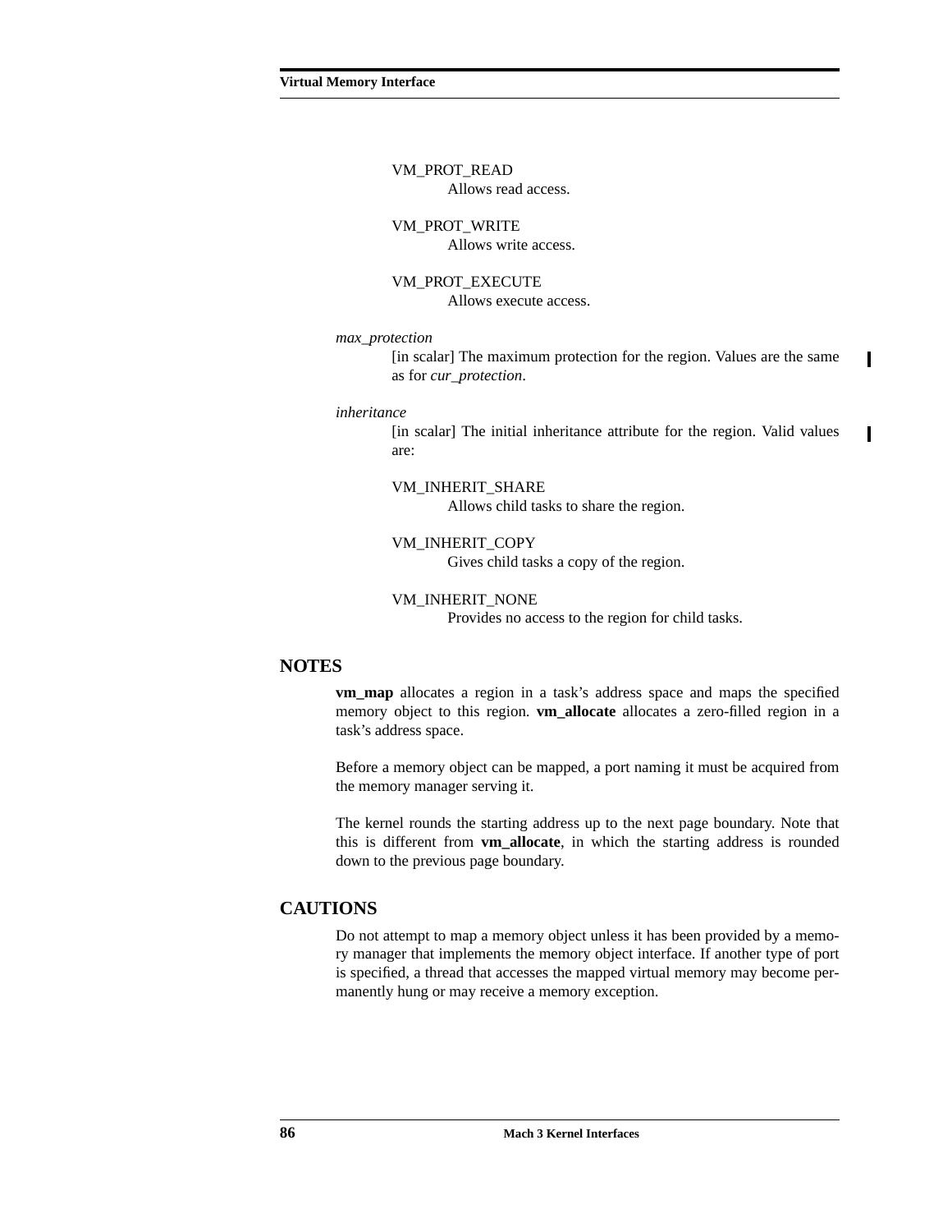VM_PROT_READ
Allows read access.

VM_PROT_WRITE
Allows write access.

VM_PROT_EXECUTE
Allows execute access.

*max_protection*
[in scalar] The maximum protection for the region. Values are the same as for *cur_protection*.

*inheritance*
[in scalar] The initial inheritance attribute for the region. Valid values are:

VM_INHERIT_SHARE
Allows child tasks to share the region.

VM_INHERIT_COPY
Gives child tasks a copy of the region.

VM_INHERIT_NONE
Provides no access to the region for child tasks.

## NOTES

**vm_map** allocates a region in a task's address space and maps the specified memory object to this region. **vm_allocate** allocates a zero-filled region in a task's address space.

Before a memory object can be mapped, a port naming it must be acquired from the memory manager serving it.

The kernel rounds the starting address up to the next page boundary. Note that this is different from **vm_allocate**, in which the starting address is rounded down to the previous page boundary.

## CAUTIONS

Do not attempt to map a memory object unless it has been provided by a memory manager that implements the memory object interface. If another type of port is specified, a thread that accesses the mapped virtual memory may become permanently hung or may receive a memory exception.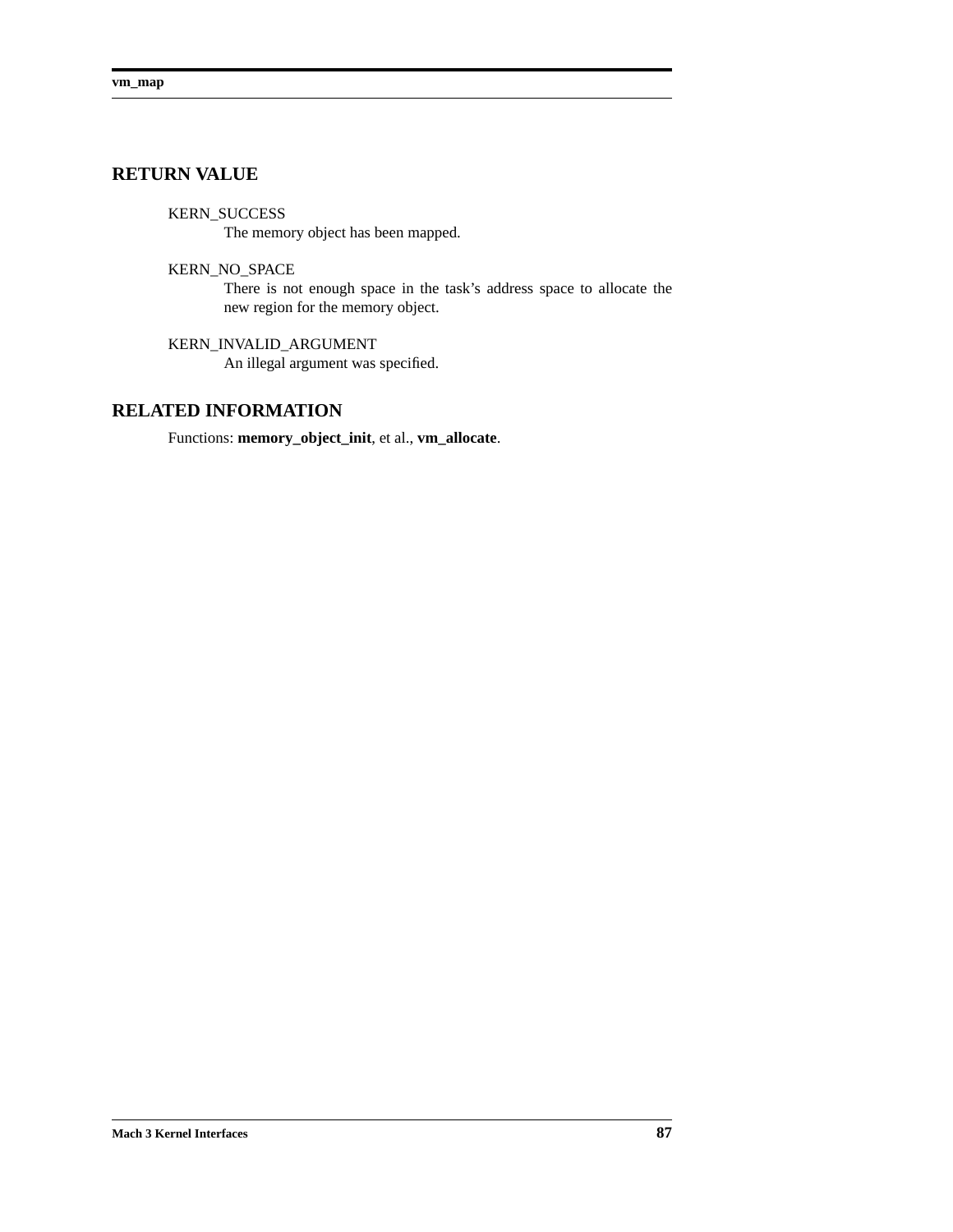## RETURN VALUE

KERN_SUCCESS
: The memory object has been mapped.

KERN_NO_SPACE
: There is not enough space in the task's address space to allocate the new region for the memory object.

KERN_INVALID_ARGUMENT
: An illegal argument was specified.

## RELATED INFORMATION

Functions: **memory_object_init**, et al., **vm_allocate**.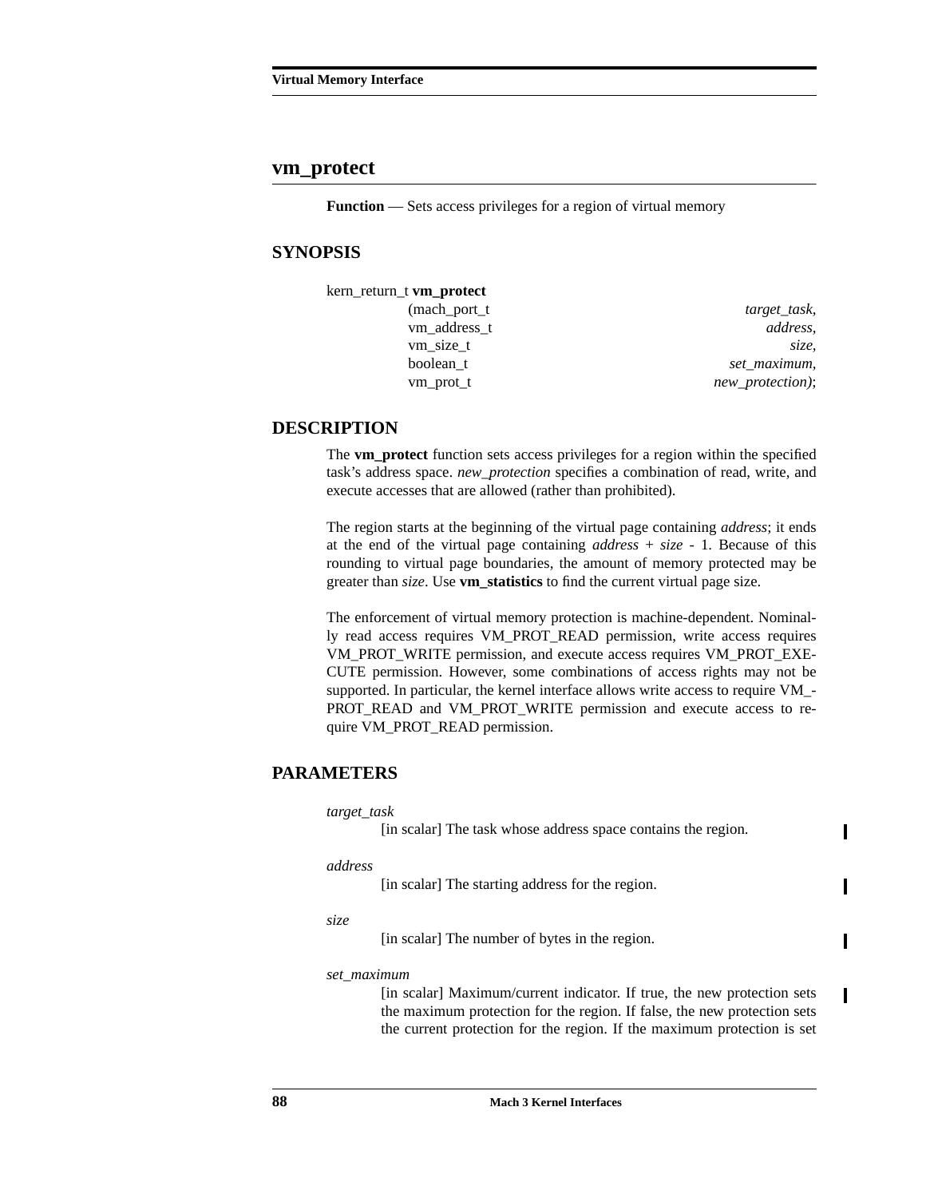## vm_protect

**Function** — Sets access privileges for a region of virtual memory

### SYNOPSIS

```
kern_return_t vm_protect
        (mach_port_t                target_task,
         vm_address_t                   address,
         vm_size_t                         size,
         boolean_t                  set_maximum,
         vm_prot_t               new_protection);
```

### DESCRIPTION

The **vm_protect** function sets access privileges for a region within the specified task's address space. *new_protection* specifies a combination of read, write, and execute accesses that are allowed (rather than prohibited).

The region starts at the beginning of the virtual page containing *address*; it ends at the end of the virtual page containing *address* + *size* - 1. Because of this rounding to virtual page boundaries, the amount of memory protected may be greater than *size*. Use **vm_statistics** to find the current virtual page size.

The enforcement of virtual memory protection is machine-dependent. Nominally read access requires VM_PROT_READ permission, write access requires VM_PROT_WRITE permission, and execute access requires VM_PROT_EXECUTE permission. However, some combinations of access rights may not be supported. In particular, the kernel interface allows write access to require VM_PROT_READ and VM_PROT_WRITE permission and execute access to require VM_PROT_READ permission.

### PARAMETERS

*target_task*
: [in scalar] The task whose address space contains the region.

*address*
: [in scalar] The starting address for the region.

*size*
: [in scalar] The number of bytes in the region.

*set_maximum*
: [in scalar] Maximum/current indicator. If true, the new protection sets the maximum protection for the region. If false, the new protection sets the current protection for the region. If the maximum protection is set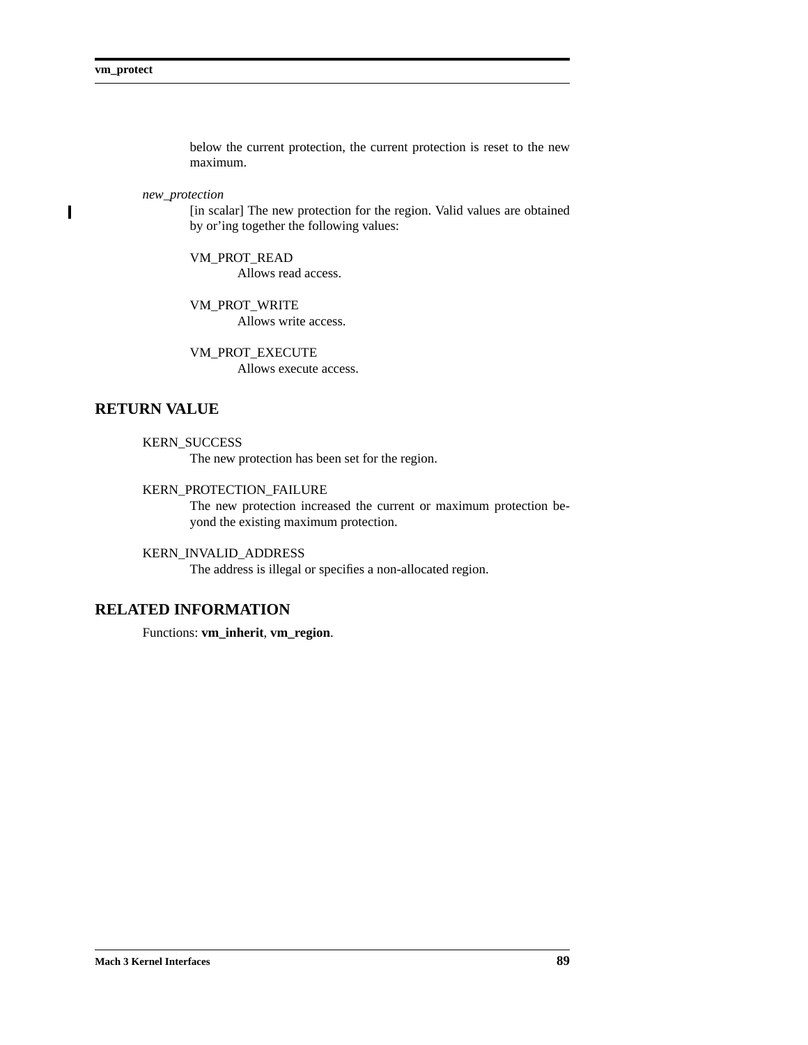below the current protection, the current protection is reset to the new maximum.

*new_protection*

[in scalar] The new protection for the region. Valid values are obtained by or'ing together the following values:

VM_PROT_READ
Allows read access.

VM_PROT_WRITE
Allows write access.

VM_PROT_EXECUTE
Allows execute access.

## RETURN VALUE

KERN_SUCCESS
The new protection has been set for the region.

KERN_PROTECTION_FAILURE
The new protection increased the current or maximum protection beyond the existing maximum protection.

KERN_INVALID_ADDRESS
The address is illegal or specifies a non-allocated region.

## RELATED INFORMATION

Functions: **vm_inherit**, **vm_region**.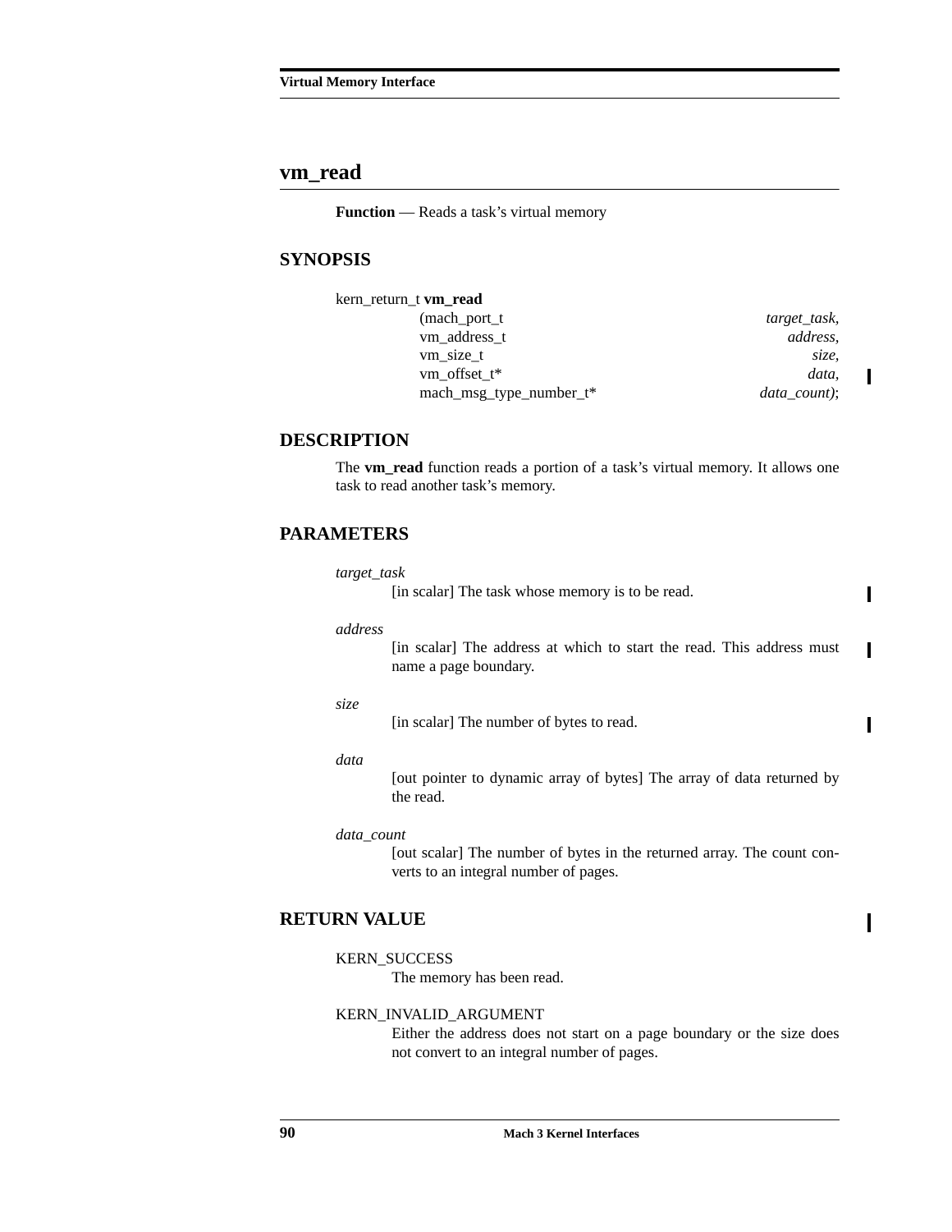## vm_read

**Function** — Reads a task's virtual memory

### SYNOPSIS

```
kern_return_t vm_read
        (mach_port_t                 target_task,
         vm_address_t                address,
         vm_size_t                   size,
         vm_offset_t*                data,
         mach_msg_type_number_t*     data_count);
```

### DESCRIPTION

The **vm_read** function reads a portion of a task's virtual memory. It allows one task to read another task's memory.

### PARAMETERS

*target_task*
: [in scalar] The task whose memory is to be read.

*address*
: [in scalar] The address at which to start the read. This address must name a page boundary.

*size*
: [in scalar] The number of bytes to read.

*data*
: [out pointer to dynamic array of bytes] The array of data returned by the read.

*data_count*
: [out scalar] The number of bytes in the returned array. The count converts to an integral number of pages.

### RETURN VALUE

KERN_SUCCESS
: The memory has been read.

KERN_INVALID_ARGUMENT
: Either the address does not start on a page boundary or the size does not convert to an integral number of pages.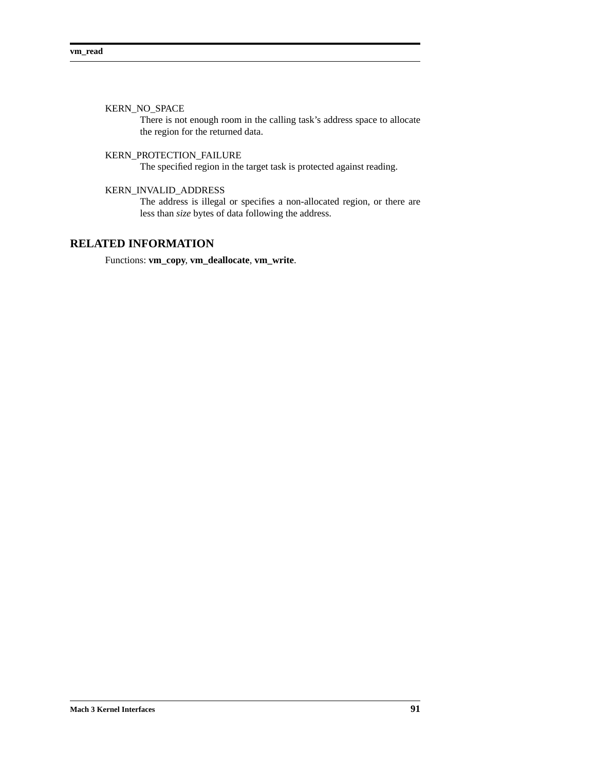KERN_NO_SPACE
: There is not enough room in the calling task's address space to allocate the region for the returned data.

KERN_PROTECTION_FAILURE
: The specified region in the target task is protected against reading.

KERN_INVALID_ADDRESS
: The address is illegal or specifies a non-allocated region, or there are less than *size* bytes of data following the address.

## RELATED INFORMATION

Functions: **vm_copy**, **vm_deallocate**, **vm_write**.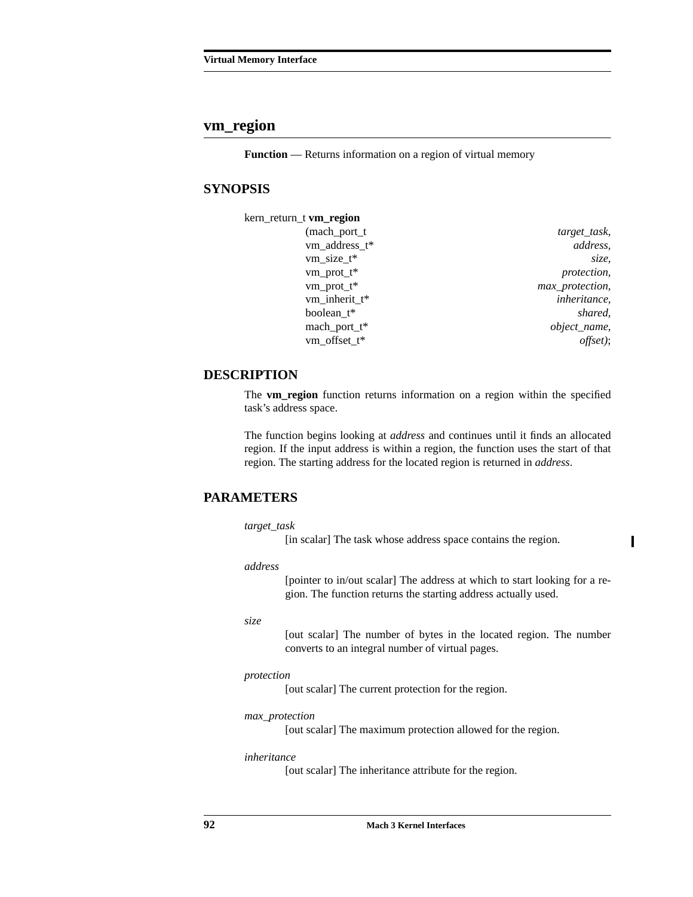# vm_region

**Function** — Returns information on a region of virtual memory

## SYNOPSIS

```
kern_return_t vm_region
                (mach_port_t                    target_task,
                 vm_address_t*                  address,
                 vm_size_t*                     size,
                 vm_prot_t*                     protection,
                 vm_prot_t*                     max_protection,
                 vm_inherit_t*                  inheritance,
                 boolean_t*                     shared,
                 mach_port_t*                   object_name,
                 vm_offset_t*                   offset);
```

## DESCRIPTION

The **vm_region** function returns information on a region within the specified task's address space.

The function begins looking at *address* and continues until it finds an allocated region. If the input address is within a region, the function uses the start of that region. The starting address for the located region is returned in *address*.

## PARAMETERS

*target_task*
: [in scalar] The task whose address space contains the region.

*address*
: [pointer to in/out scalar] The address at which to start looking for a region. The function returns the starting address actually used.

*size*
: [out scalar] The number of bytes in the located region. The number converts to an integral number of virtual pages.

*protection*
: [out scalar] The current protection for the region.

*max_protection*
: [out scalar] The maximum protection allowed for the region.

*inheritance*
: [out scalar] The inheritance attribute for the region.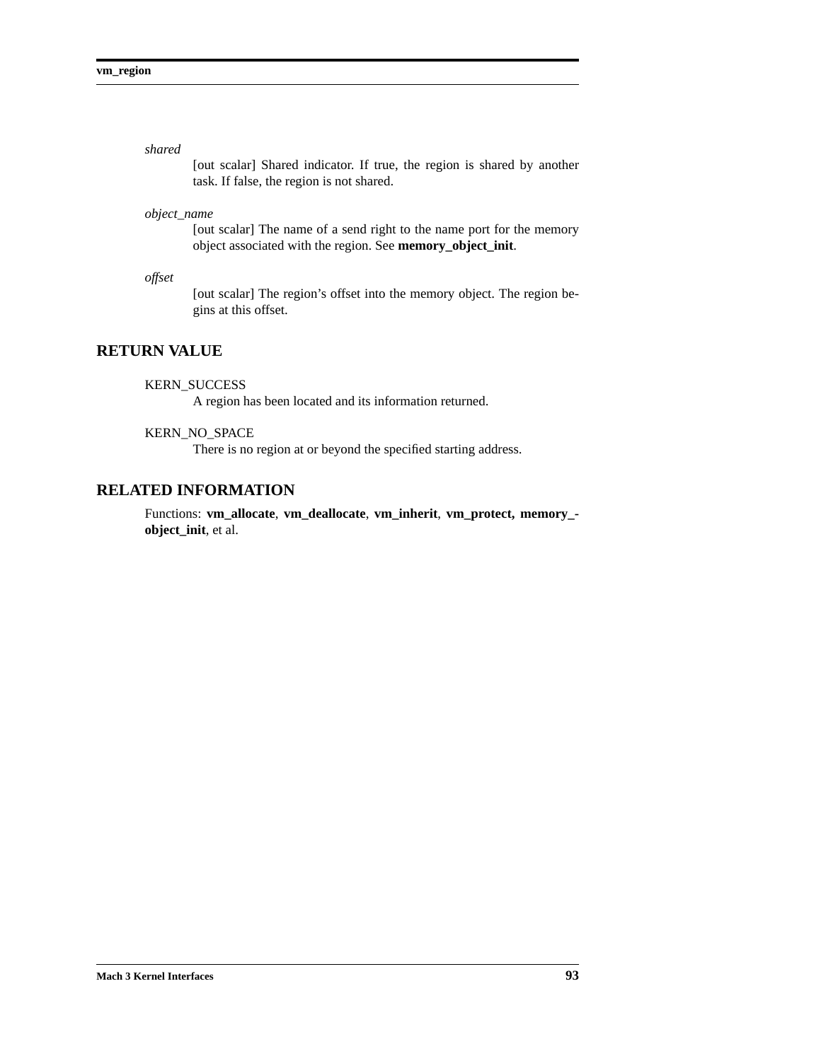*shared*
: [out scalar] Shared indicator. If true, the region is shared by another task. If false, the region is not shared.

*object_name*
: [out scalar] The name of a send right to the name port for the memory object associated with the region. See **memory_object_init**.

*offset*
: [out scalar] The region's offset into the memory object. The region begins at this offset.

## RETURN VALUE

KERN_SUCCESS
: A region has been located and its information returned.

KERN_NO_SPACE
: There is no region at or beyond the specified starting address.

## RELATED INFORMATION

Functions: **vm_allocate**, **vm_deallocate**, **vm_inherit**, **vm_protect, memory_object_init**, et al.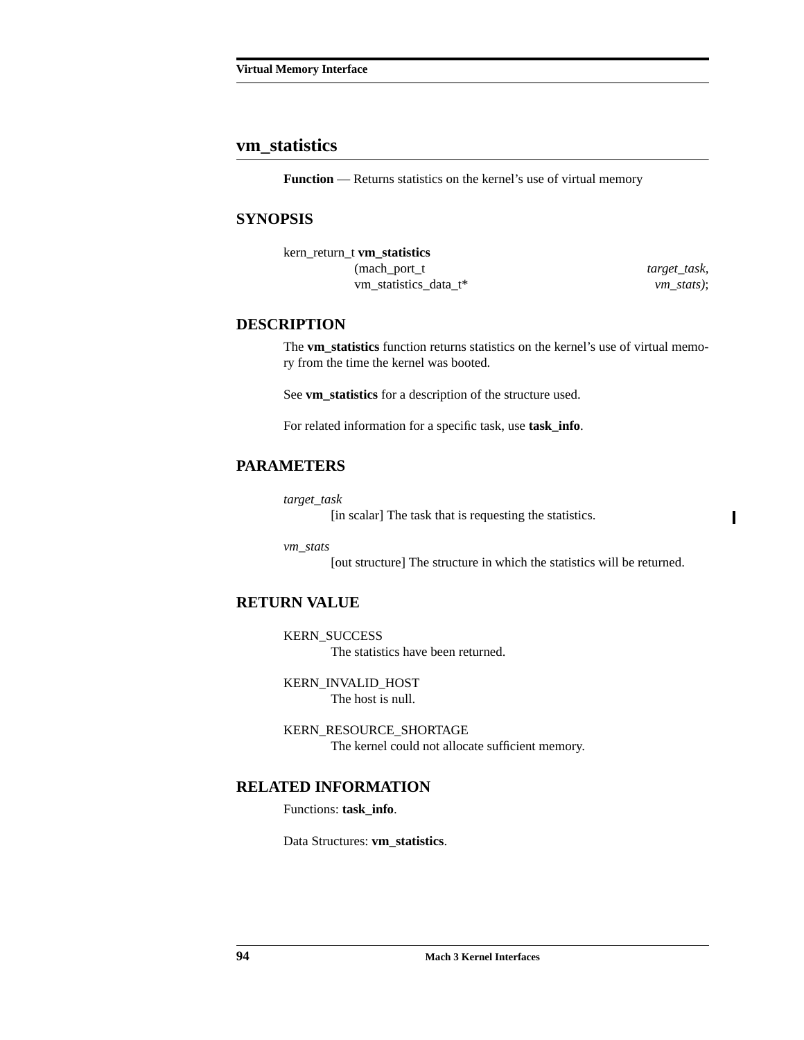# vm_statistics

**Function** — Returns statistics on the kernel's use of virtual memory

## SYNOPSIS

```
kern_return_t vm_statistics
        (mach_port_t                    target_task,
         vm_statistics_data_t*          vm_stats);
```

## DESCRIPTION

The **vm_statistics** function returns statistics on the kernel's use of virtual memory from the time the kernel was booted.

See **vm_statistics** for a description of the structure used.

For related information for a specific task, use **task_info**.

## PARAMETERS

*target_task*
: [in scalar] The task that is requesting the statistics.

*vm_stats*
: [out structure] The structure in which the statistics will be returned.

## RETURN VALUE

KERN_SUCCESS
: The statistics have been returned.

KERN_INVALID_HOST
: The host is null.

KERN_RESOURCE_SHORTAGE
: The kernel could not allocate sufficient memory.

## RELATED INFORMATION

Functions: **task_info**.

Data Structures: **vm_statistics**.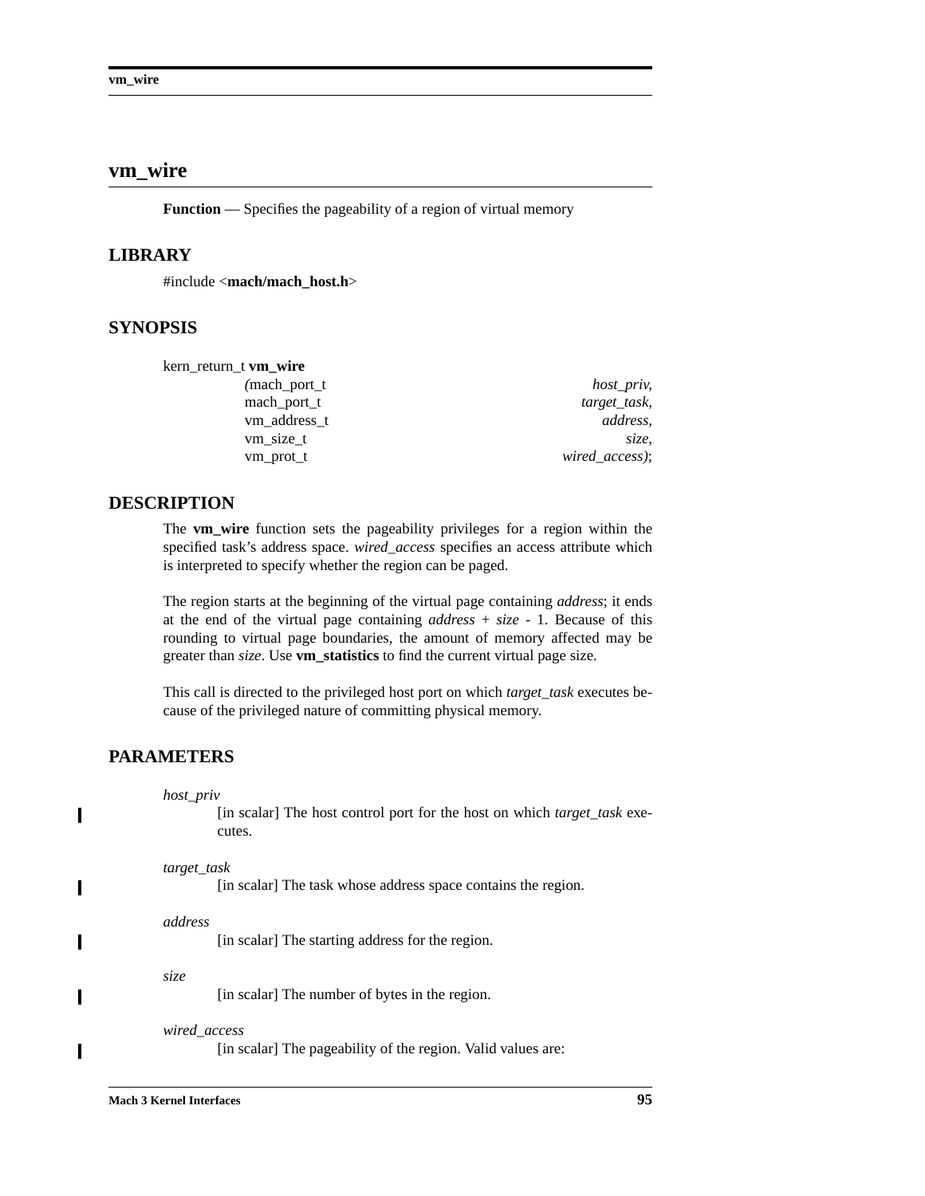# vm_wire

**Function** — Specifies the pageability of a region of virtual memory

## LIBRARY

#include <**mach/mach_host.h**>

## SYNOPSIS

```
kern_return_t vm_wire
                (mach_port_t                    host_priv,
                 mach_port_t                    target_task,
                 vm_address_t                   address,
                 vm_size_t                      size,
                 vm_prot_t                      wired_access);
```

## DESCRIPTION

The **vm_wire** function sets the pageability privileges for a region within the specified task's address space. *wired_access* specifies an access attribute which is interpreted to specify whether the region can be paged.

The region starts at the beginning of the virtual page containing *address*; it ends at the end of the virtual page containing *address* + *size* - 1. Because of this rounding to virtual page boundaries, the amount of memory affected may be greater than *size*. Use **vm_statistics** to find the current virtual page size.

This call is directed to the privileged host port on which *target_task* executes because of the privileged nature of committing physical memory.

## PARAMETERS

*host_priv*
: [in scalar] The host control port for the host on which *target_task* executes.

*target_task*
: [in scalar] The task whose address space contains the region.

*address*
: [in scalar] The starting address for the region.

*size*
: [in scalar] The number of bytes in the region.

*wired_access*
: [in scalar] The pageability of the region. Valid values are: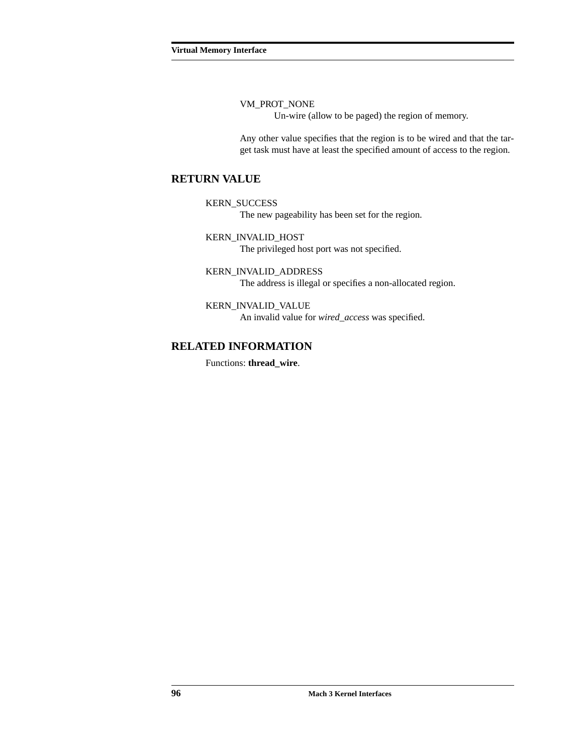VM_PROT_NONE

Un-wire (allow to be paged) the region of memory.

Any other value specifies that the region is to be wired and that the target task must have at least the specified amount of access to the region.

## RETURN VALUE

KERN_SUCCESS

The new pageability has been set for the region.

KERN_INVALID_HOST

The privileged host port was not specified.

KERN_INVALID_ADDRESS

The address is illegal or specifies a non-allocated region.

KERN_INVALID_VALUE

An invalid value for *wired_access* was specified.

## RELATED INFORMATION

Functions: **thread_wire**.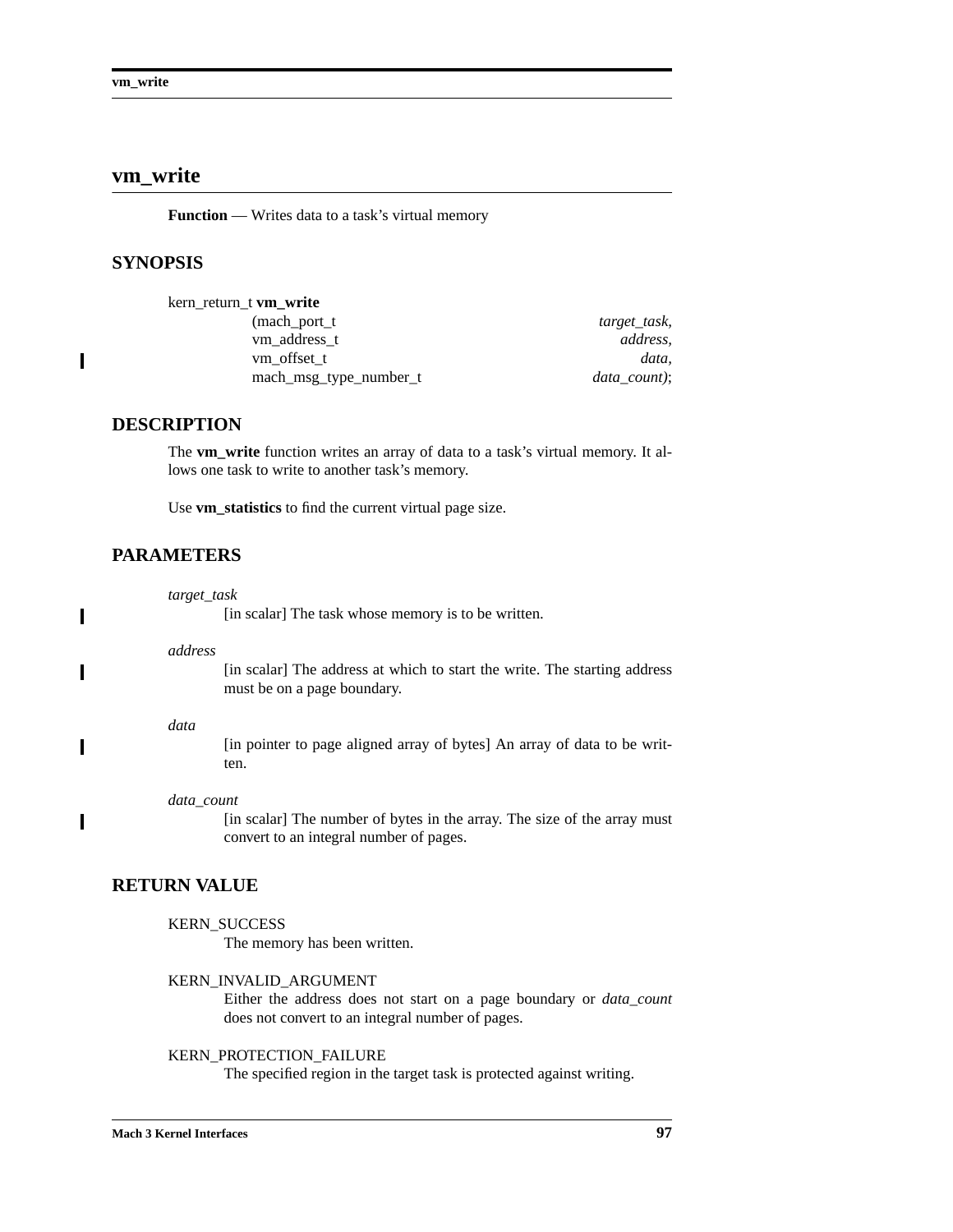# vm_write

**Function** — Writes data to a task's virtual memory

## SYNOPSIS

```
kern_return_t vm_write
                (mach_port_t                    target_task,
                 vm_address_t                   address,
                 vm_offset_t                    data,
                 mach_msg_type_number_t         data_count);
```

## DESCRIPTION

The **vm_write** function writes an array of data to a task's virtual memory. It allows one task to write to another task's memory.

Use **vm_statistics** to find the current virtual page size.

## PARAMETERS

*target_task*
: [in scalar] The task whose memory is to be written.

*address*
: [in scalar] The address at which to start the write. The starting address must be on a page boundary.

*data*
: [in pointer to page aligned array of bytes] An array of data to be written.

*data_count*
: [in scalar] The number of bytes in the array. The size of the array must convert to an integral number of pages.

## RETURN VALUE

KERN_SUCCESS
: The memory has been written.

KERN_INVALID_ARGUMENT
: Either the address does not start on a page boundary or *data_count* does not convert to an integral number of pages.

KERN_PROTECTION_FAILURE
: The specified region in the target task is protected against writing.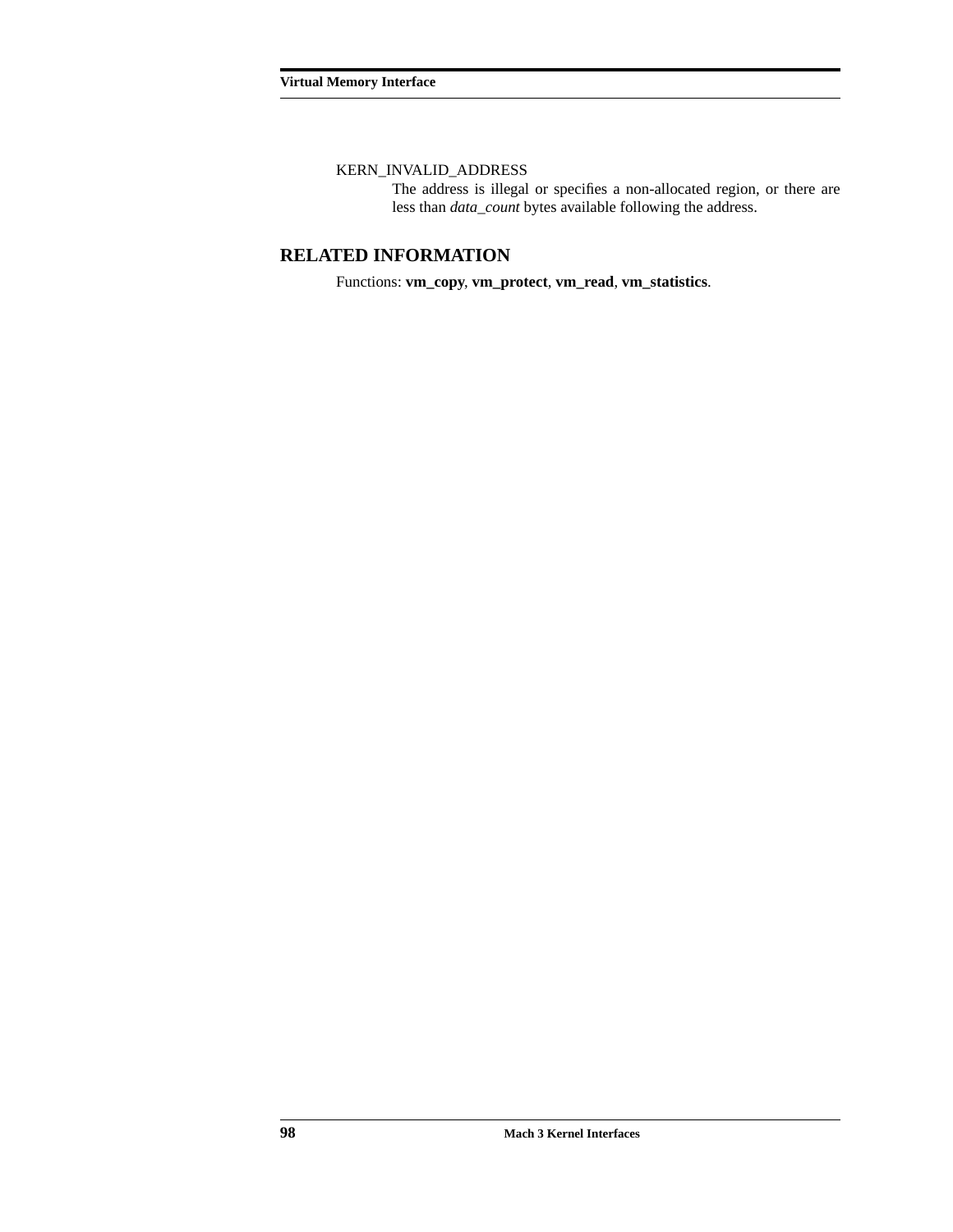KERN_INVALID_ADDRESS

The address is illegal or specifies a non-allocated region, or there are less than *data_count* bytes available following the address.

## RELATED INFORMATION

Functions: **vm_copy**, **vm_protect**, **vm_read**, **vm_statistics**.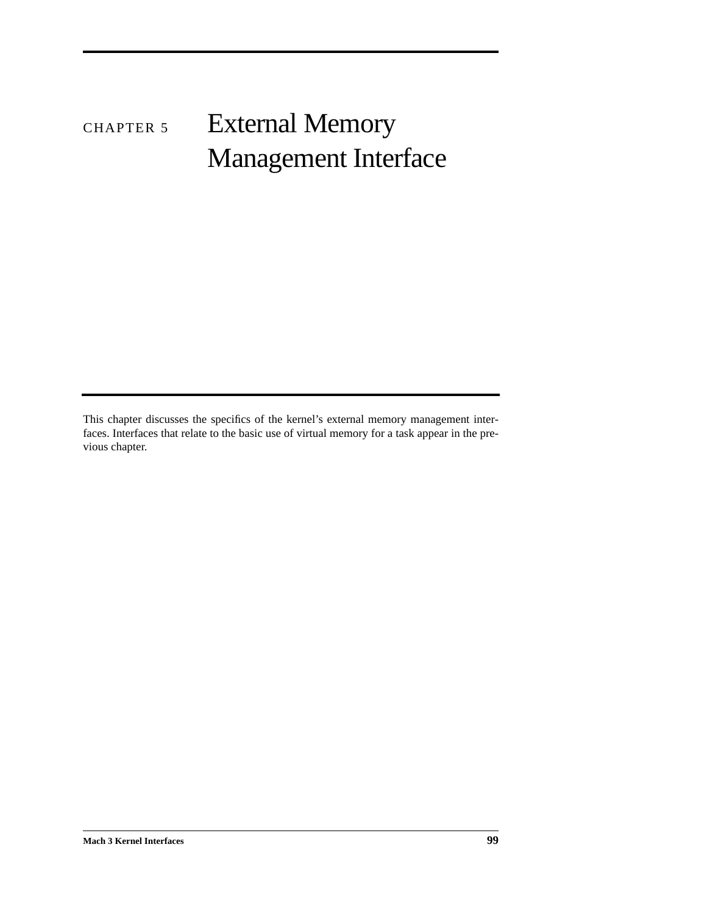# CHAPTER 5 External Memory Management Interface

This chapter discusses the specifics of the kernel's external memory management interfaces. Interfaces that relate to the basic use of virtual memory for a task appear in the previous chapter.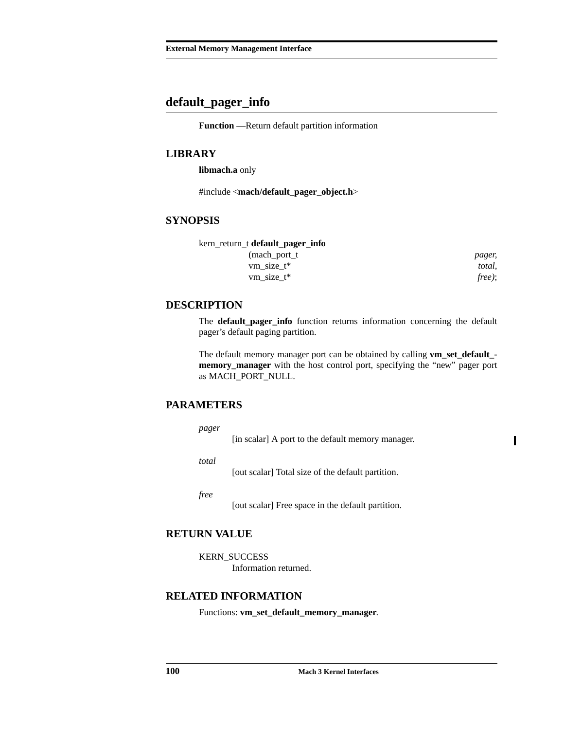# default_pager_info

**Function** —Return default partition information

## LIBRARY

**libmach.a** only

#include <**mach/default_pager_object.h**>

## SYNOPSIS

```
kern_return_t default_pager_info
                (mach_port_t                    pager,
                 vm_size_t*                     total,
                 vm_size_t*                     free);
```

## DESCRIPTION

The **default_pager_info** function returns information concerning the default pager's default paging partition.

The default memory manager port can be obtained by calling **vm_set_default_memory_manager** with the host control port, specifying the "new" pager port as MACH_PORT_NULL.

## PARAMETERS

*pager*
: [in scalar] A port to the default memory manager.

*total*
: [out scalar] Total size of the default partition.

*free*
: [out scalar] Free space in the default partition.

## RETURN VALUE

KERN_SUCCESS
: Information returned.

## RELATED INFORMATION

Functions: **vm_set_default_memory_manager**.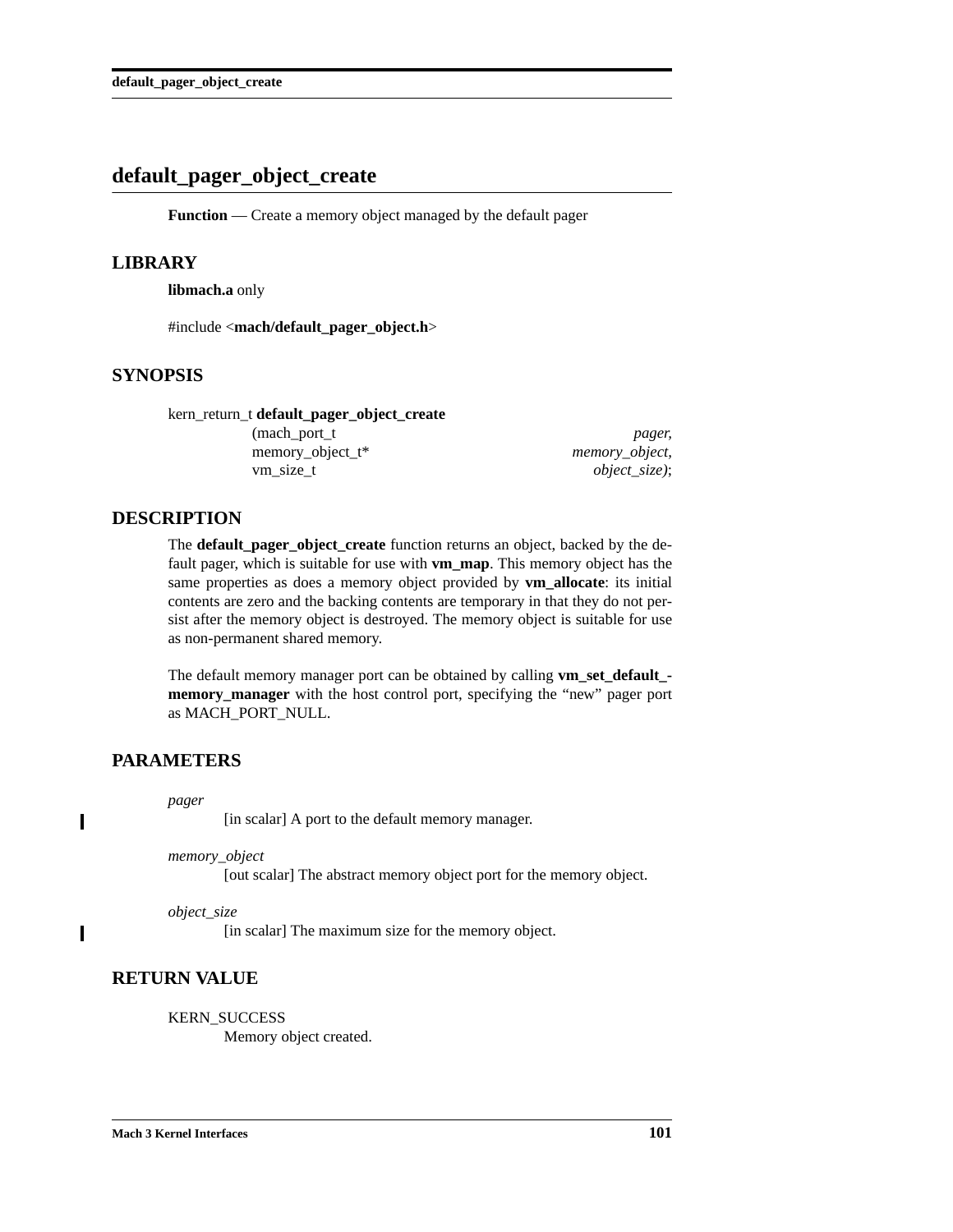# default_pager_object_create

**Function** — Create a memory object managed by the default pager

## LIBRARY

**libmach.a** only

#include <**mach/default_pager_object.h**>

## SYNOPSIS

```
kern_return_t default_pager_object_create
                (mach_port_t                    pager,
                 memory_object_t*               memory_object,
                 vm_size_t                      object_size);
```

## DESCRIPTION

The **default_pager_object_create** function returns an object, backed by the default pager, which is suitable for use with **vm_map**. This memory object has the same properties as does a memory object provided by **vm_allocate**: its initial contents are zero and the backing contents are temporary in that they do not persist after the memory object is destroyed. The memory object is suitable for use as non-permanent shared memory.

The default memory manager port can be obtained by calling **vm_set_default_memory_manager** with the host control port, specifying the "new" pager port as MACH_PORT_NULL.

## PARAMETERS

*pager*
: [in scalar] A port to the default memory manager.

*memory_object*
: [out scalar] The abstract memory object port for the memory object.

*object_size*
: [in scalar] The maximum size for the memory object.

## RETURN VALUE

KERN_SUCCESS
: Memory object created.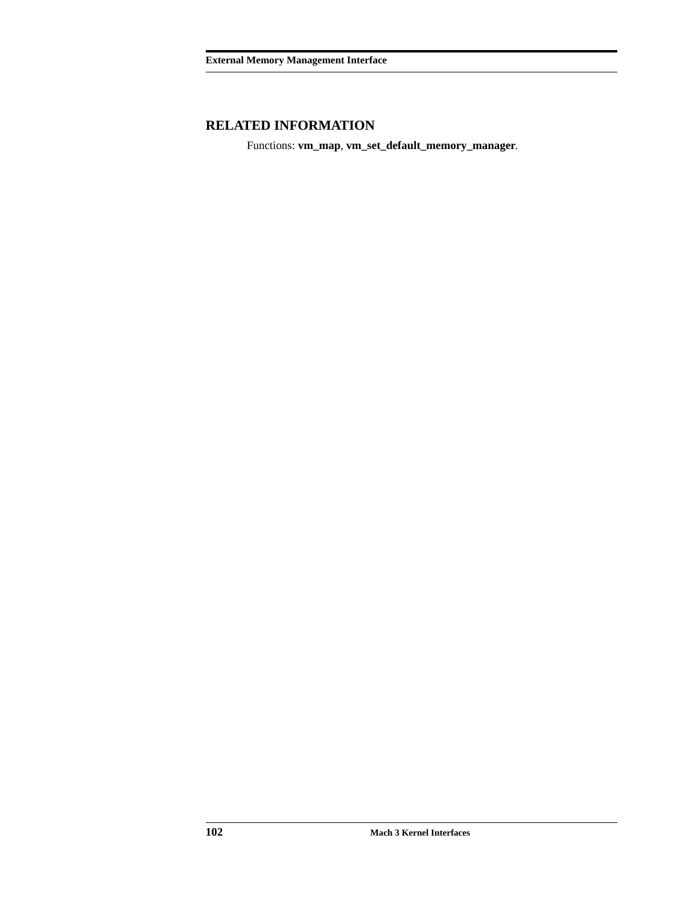## RELATED INFORMATION

Functions: **vm_map**, **vm_set_default_memory_manager**.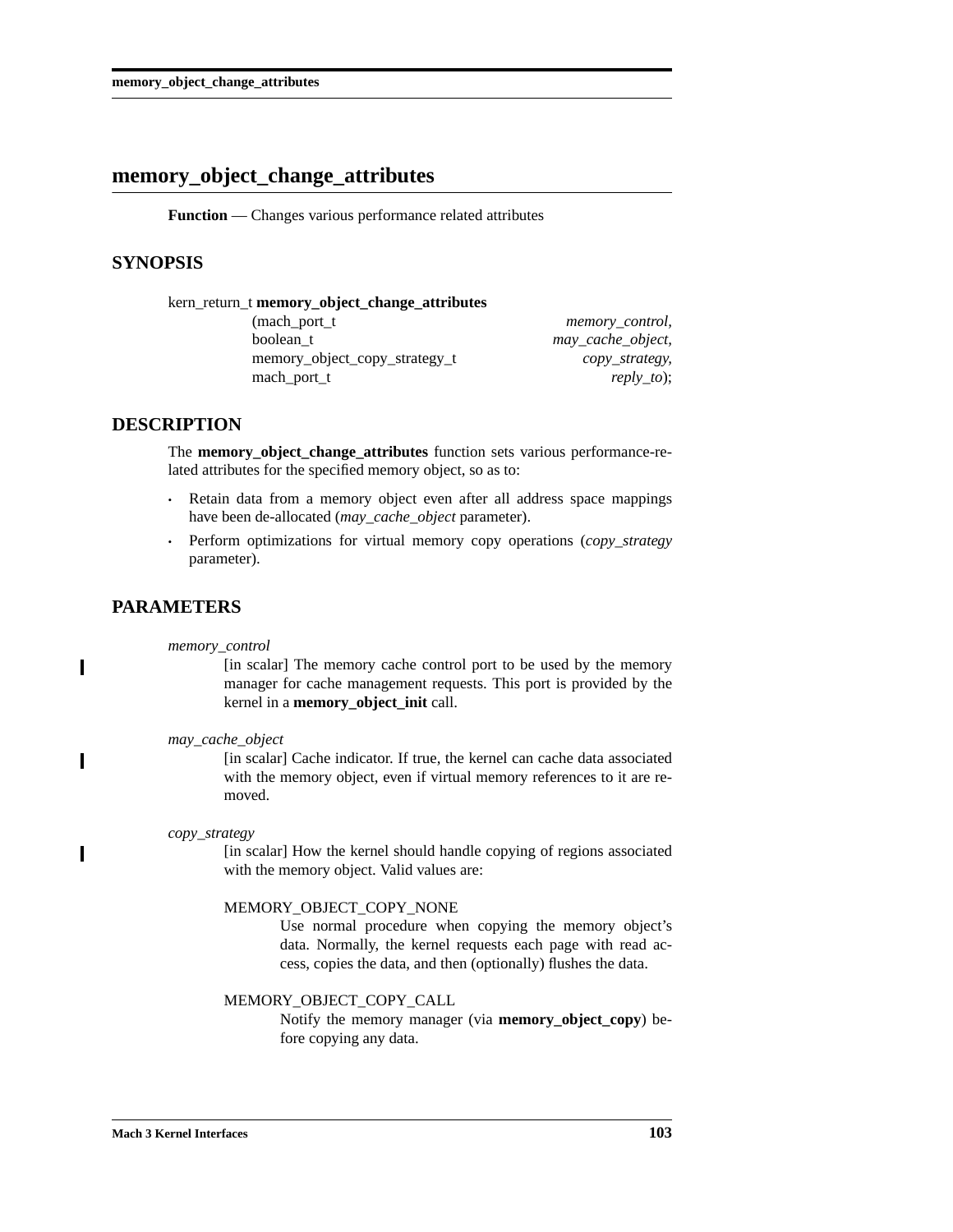# memory_object_change_attributes

**Function** — Changes various performance related attributes

## SYNOPSIS

```
kern_return_t memory_object_change_attributes
                (mach_port_t                        memory_control,
                 boolean_t                          may_cache_object,
                 memory_object_copy_strategy_t      copy_strategy,
                 mach_port_t                        reply_to);
```

## DESCRIPTION

The **memory_object_change_attributes** function sets various performance-related attributes for the specified memory object, so as to:

- Retain data from a memory object even after all address space mappings have been de-allocated (*may_cache_object* parameter).
- Perform optimizations for virtual memory copy operations (*copy_strategy* parameter).

## PARAMETERS

*memory_control*
: [in scalar] The memory cache control port to be used by the memory manager for cache management requests. This port is provided by the kernel in a **memory_object_init** call.

*may_cache_object*
: [in scalar] Cache indicator. If true, the kernel can cache data associated with the memory object, even if virtual memory references to it are removed.

*copy_strategy*
: [in scalar] How the kernel should handle copying of regions associated with the memory object. Valid values are:

  MEMORY_OBJECT_COPY_NONE
  : Use normal procedure when copying the memory object's data. Normally, the kernel requests each page with read access, copies the data, and then (optionally) flushes the data.

  MEMORY_OBJECT_COPY_CALL
  : Notify the memory manager (via **memory_object_copy**) before copying any data.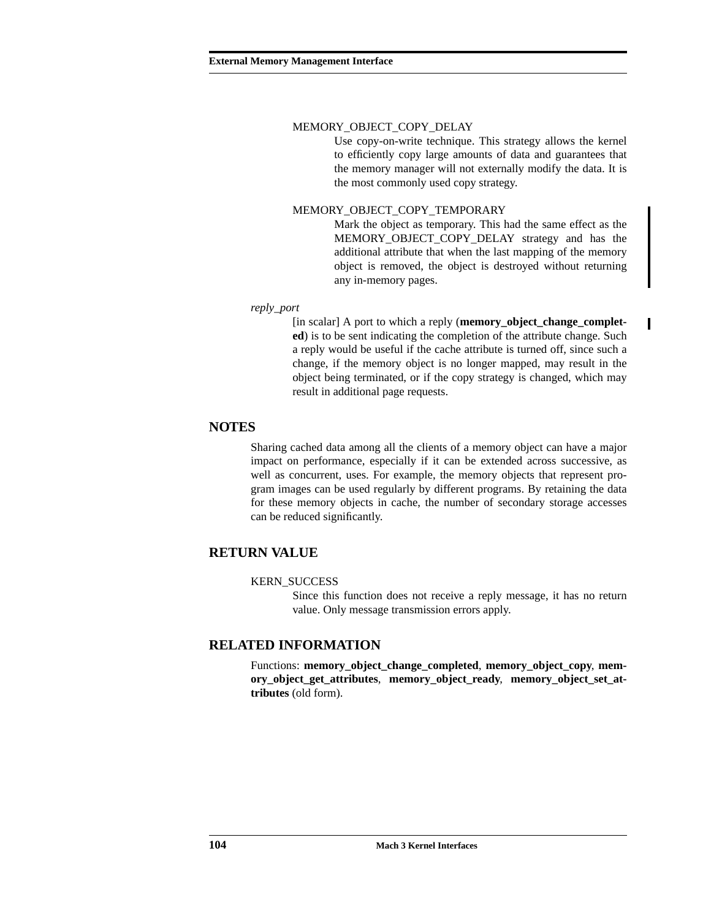MEMORY_OBJECT_COPY_DELAY

Use copy-on-write technique. This strategy allows the kernel to efficiently copy large amounts of data and guarantees that the memory manager will not externally modify the data. It is the most commonly used copy strategy.

MEMORY_OBJECT_COPY_TEMPORARY

Mark the object as temporary. This had the same effect as the MEMORY_OBJECT_COPY_DELAY strategy and has the additional attribute that when the last mapping of the memory object is removed, the object is destroyed without returning any in-memory pages.

*reply_port*

[in scalar] A port to which a reply (**memory_object_change_completed**) is to be sent indicating the completion of the attribute change. Such a reply would be useful if the cache attribute is turned off, since such a change, if the memory object is no longer mapped, may result in the object being terminated, or if the copy strategy is changed, which may result in additional page requests.

## NOTES

Sharing cached data among all the clients of a memory object can have a major impact on performance, especially if it can be extended across successive, as well as concurrent, uses. For example, the memory objects that represent program images can be used regularly by different programs. By retaining the data for these memory objects in cache, the number of secondary storage accesses can be reduced significantly.

## RETURN VALUE

KERN_SUCCESS

Since this function does not receive a reply message, it has no return value. Only message transmission errors apply.

## RELATED INFORMATION

Functions: **memory_object_change_completed**, **memory_object_copy**, **memory_object_get_attributes**, **memory_object_ready**, **memory_object_set_attributes** (old form).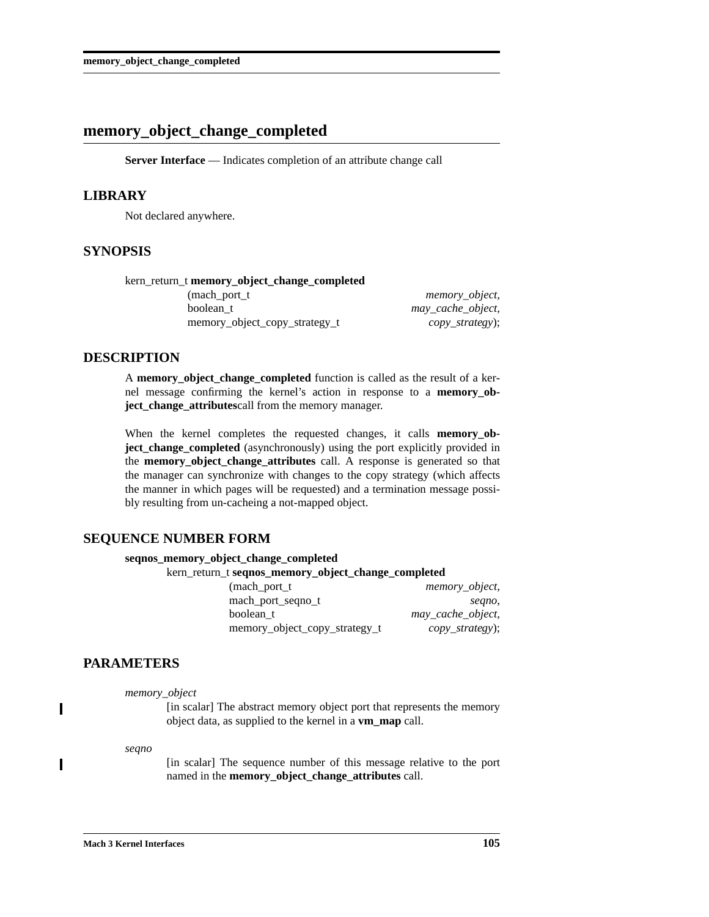# memory_object_change_completed

**Server Interface** — Indicates completion of an attribute change call

## LIBRARY

Not declared anywhere.

## SYNOPSIS

```
kern_return_t memory_object_change_completed
                (mach_port_t                          memory_object,
                 boolean_t                            may_cache_object,
                 memory_object_copy_strategy_t        copy_strategy);
```

## DESCRIPTION

A **memory_object_change_completed** function is called as the result of a kernel message confirming the kernel's action in response to a **memory_object_change_attributes**call from the memory manager.

When the kernel completes the requested changes, it calls **memory_object_change_completed** (asynchronously) using the port explicitly provided in the **memory_object_change_attributes** call. A response is generated so that the manager can synchronize with changes to the copy strategy (which affects the manner in which pages will be requested) and a termination message possibly resulting from un-cacheing a not-mapped object.

## SEQUENCE NUMBER FORM

**seqnos_memory_object_change_completed**

```
kern_return_t seqnos_memory_object_change_completed
                (mach_port_t                          memory_object,
                 mach_port_seqno_t                    seqno,
                 boolean_t                            may_cache_object,
                 memory_object_copy_strategy_t        copy_strategy);
```

## PARAMETERS

*memory_object*
: [in scalar] The abstract memory object port that represents the memory object data, as supplied to the kernel in a **vm_map** call.

*seqno*
: [in scalar] The sequence number of this message relative to the port named in the **memory_object_change_attributes** call.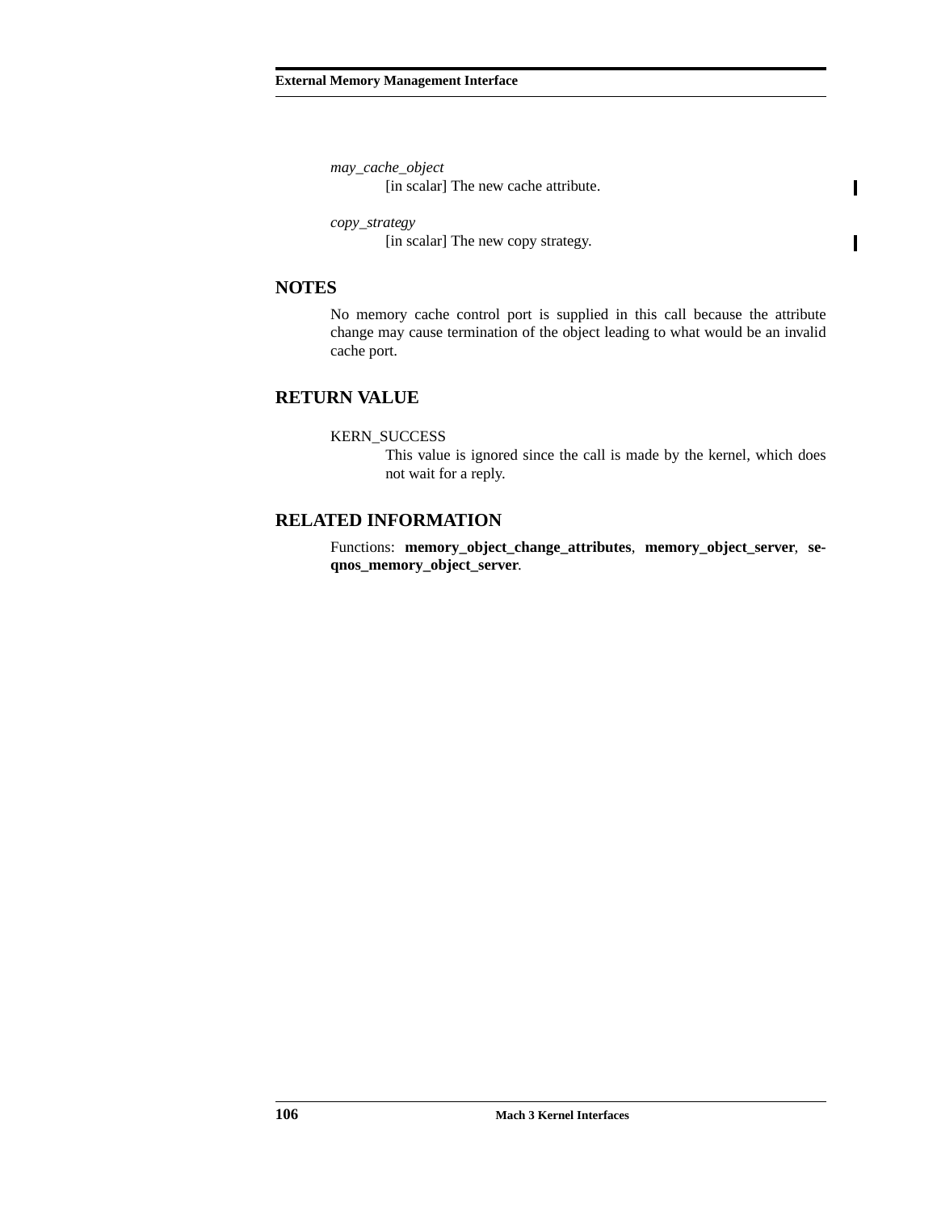*may_cache_object*
[in scalar] The new cache attribute.

*copy_strategy*
[in scalar] The new copy strategy.

## NOTES

No memory cache control port is supplied in this call because the attribute change may cause termination of the object leading to what would be an invalid cache port.

## RETURN VALUE

KERN_SUCCESS
This value is ignored since the call is made by the kernel, which does not wait for a reply.

## RELATED INFORMATION

Functions: **memory_object_change_attributes**, **memory_object_server**, **seqnos_memory_object_server**.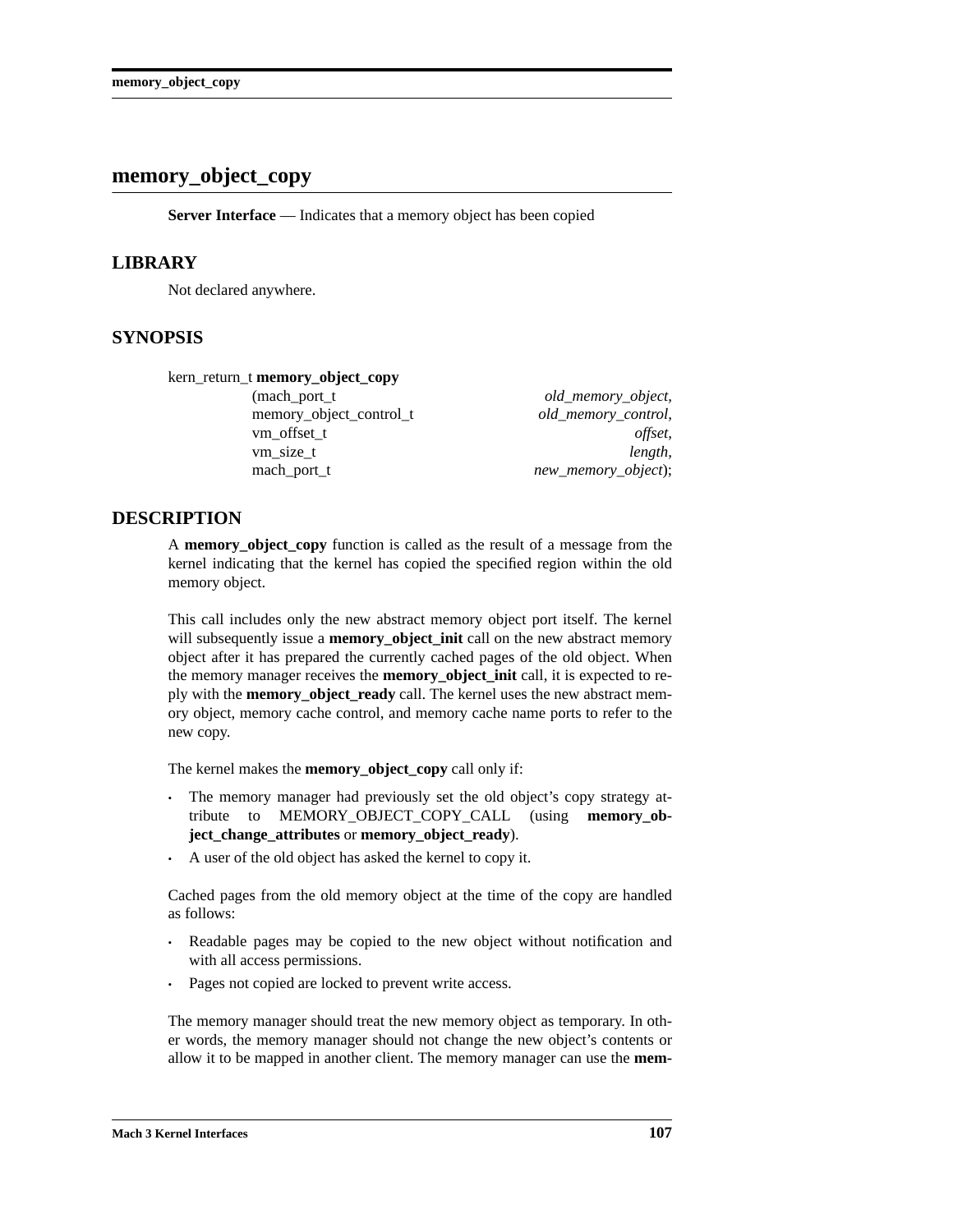# memory_object_copy

**Server Interface** — Indicates that a memory object has been copied

## LIBRARY

Not declared anywhere.

## SYNOPSIS

```
kern_return_t memory_object_copy
                (mach_port_t                    old_memory_object,
                 memory_object_control_t        old_memory_control,
                 vm_offset_t                    offset,
                 vm_size_t                      length,
                 mach_port_t                    new_memory_object);
```

## DESCRIPTION

A **memory_object_copy** function is called as the result of a message from the kernel indicating that the kernel has copied the specified region within the old memory object.

This call includes only the new abstract memory object port itself. The kernel will subsequently issue a **memory_object_init** call on the new abstract memory object after it has prepared the currently cached pages of the old object. When the memory manager receives the **memory_object_init** call, it is expected to reply with the **memory_object_ready** call. The kernel uses the new abstract memory object, memory cache control, and memory cache name ports to refer to the new copy.

The kernel makes the **memory_object_copy** call only if:

- The memory manager had previously set the old object's copy strategy attribute to MEMORY_OBJECT_COPY_CALL (using **memory_object_change_attributes** or **memory_object_ready**).
- A user of the old object has asked the kernel to copy it.

Cached pages from the old memory object at the time of the copy are handled as follows:

- Readable pages may be copied to the new object without notification and with all access permissions.
- Pages not copied are locked to prevent write access.

The memory manager should treat the new memory object as temporary. In other words, the memory manager should not change the new object's contents or allow it to be mapped in another client. The memory manager can use the **mem-**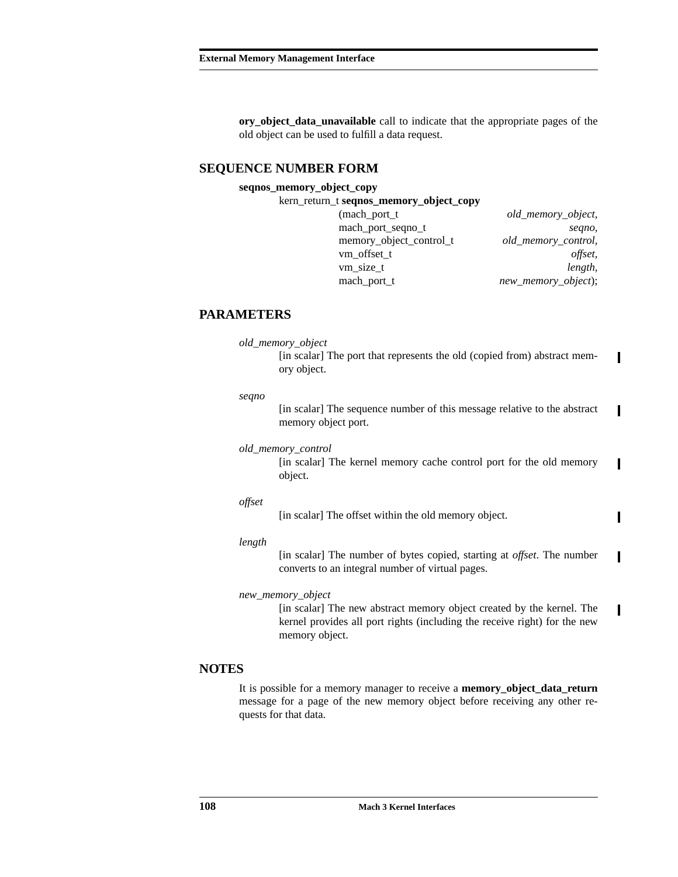**ory_object_data_unavailable** call to indicate that the appropriate pages of the old object can be used to fulfill a data request.

## SEQUENCE NUMBER FORM

**seqnos_memory_object_copy**

```
kern_return_t seqnos_memory_object_copy
                (mach_port_t                old_memory_object,
                 mach_port_seqno_t                      seqno,
                 memory_object_control_t   old_memory_control,
                 vm_offset_t                           offset,
                 vm_size_t                             length,
                 mach_port_t               new_memory_object);
```

## PARAMETERS

*old_memory_object*
: [in scalar] The port that represents the old (copied from) abstract memory object.

*seqno*
: [in scalar] The sequence number of this message relative to the abstract memory object port.

*old_memory_control*
: [in scalar] The kernel memory cache control port for the old memory object.

*offset*
: [in scalar] The offset within the old memory object.

*length*
: [in scalar] The number of bytes copied, starting at *offset*. The number converts to an integral number of virtual pages.

*new_memory_object*
: [in scalar] The new abstract memory object created by the kernel. The kernel provides all port rights (including the receive right) for the new memory object.

## NOTES

It is possible for a memory manager to receive a **memory_object_data_return** message for a page of the new memory object before receiving any other requests for that data.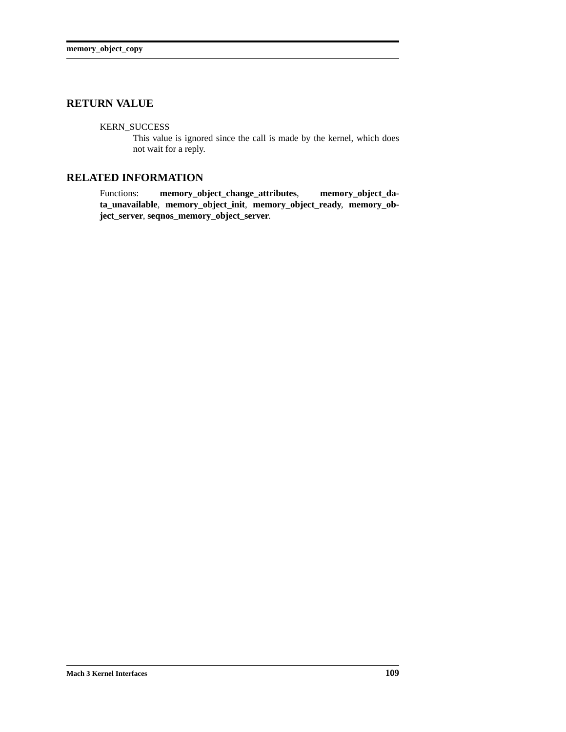## RETURN VALUE

KERN_SUCCESS
: This value is ignored since the call is made by the kernel, which does not wait for a reply.

## RELATED INFORMATION

Functions: **memory_object_change_attributes**, **memory_object_data_unavailable**, **memory_object_init**, **memory_object_ready**, **memory_object_server**, **seqnos_memory_object_server**.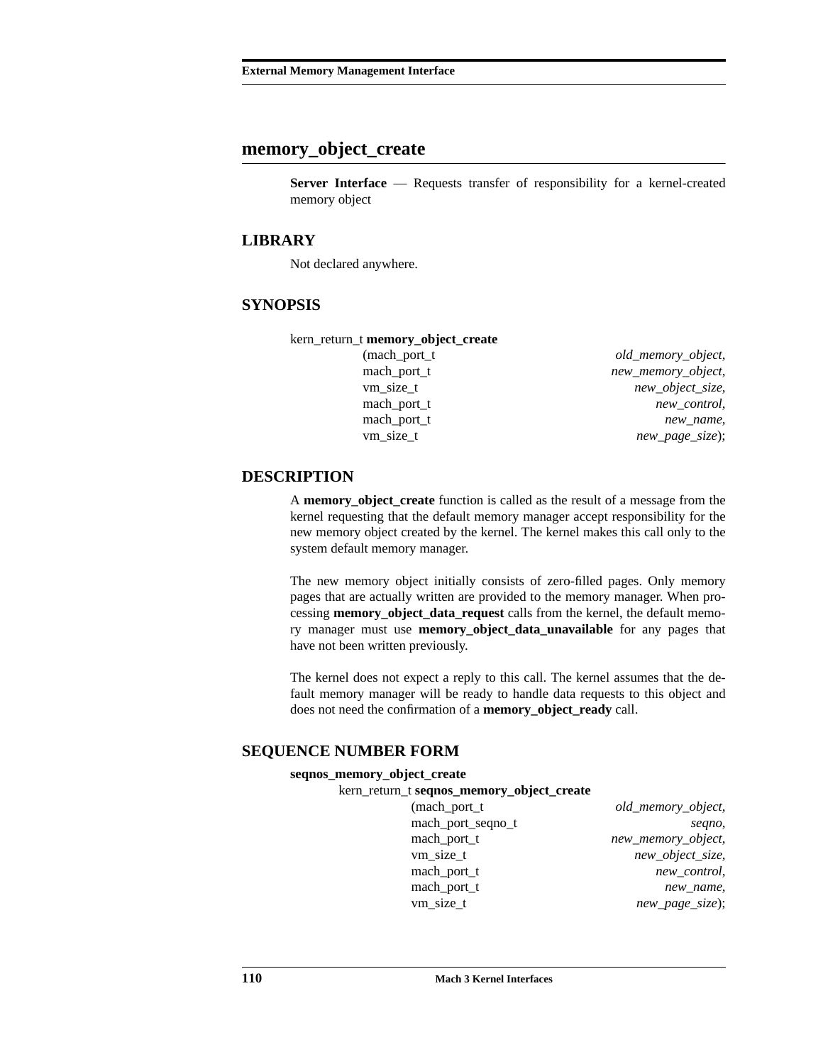## memory_object_create

**Server Interface** — Requests transfer of responsibility for a kernel-created memory object

### LIBRARY

Not declared anywhere.

### SYNOPSIS

```
kern_return_t memory_object_create
                (mach_port_t          old_memory_object,
                 mach_port_t          new_memory_object,
                 vm_size_t            new_object_size,
                 mach_port_t          new_control,
                 mach_port_t          new_name,
                 vm_size_t            new_page_size);
```

### DESCRIPTION

A **memory_object_create** function is called as the result of a message from the kernel requesting that the default memory manager accept responsibility for the new memory object created by the kernel. The kernel makes this call only to the system default memory manager.

The new memory object initially consists of zero-filled pages. Only memory pages that are actually written are provided to the memory manager. When processing **memory_object_data_request** calls from the kernel, the default memory manager must use **memory_object_data_unavailable** for any pages that have not been written previously.

The kernel does not expect a reply to this call. The kernel assumes that the default memory manager will be ready to handle data requests to this object and does not need the confirmation of a **memory_object_ready** call.

### SEQUENCE NUMBER FORM

**seqnos_memory_object_create**

```
kern_return_t seqnos_memory_object_create
                (mach_port_t          old_memory_object,
                 mach_port_seqno_t    seqno,
                 mach_port_t          new_memory_object,
                 vm_size_t            new_object_size,
                 mach_port_t          new_control,
                 mach_port_t          new_name,
                 vm_size_t            new_page_size);
```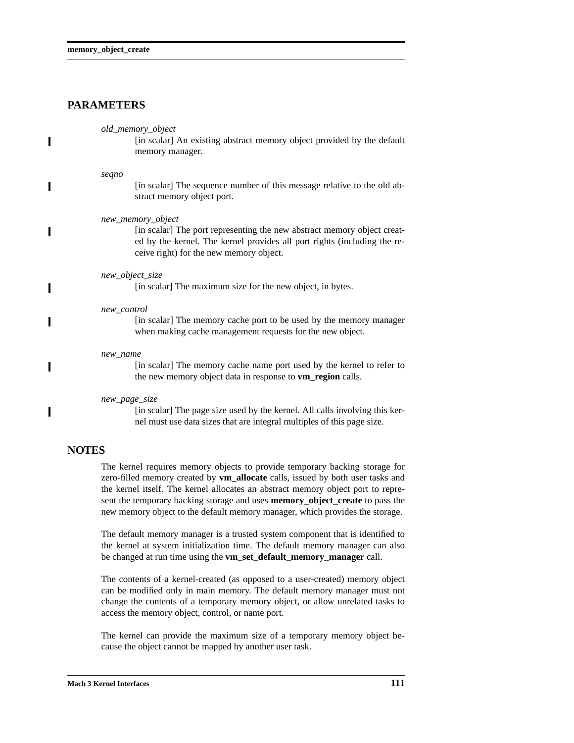## PARAMETERS

*old_memory_object*
: [in scalar] An existing abstract memory object provided by the default memory manager.

*seqno*
: [in scalar] The sequence number of this message relative to the old abstract memory object port.

*new_memory_object*
: [in scalar] The port representing the new abstract memory object created by the kernel. The kernel provides all port rights (including the receive right) for the new memory object.

*new_object_size*
: [in scalar] The maximum size for the new object, in bytes.

*new_control*
: [in scalar] The memory cache port to be used by the memory manager when making cache management requests for the new object.

*new_name*
: [in scalar] The memory cache name port used by the kernel to refer to the new memory object data in response to **vm_region** calls.

*new_page_size*
: [in scalar] The page size used by the kernel. All calls involving this kernel must use data sizes that are integral multiples of this page size.

## NOTES

The kernel requires memory objects to provide temporary backing storage for zero-filled memory created by **vm_allocate** calls, issued by both user tasks and the kernel itself. The kernel allocates an abstract memory object port to represent the temporary backing storage and uses **memory_object_create** to pass the new memory object to the default memory manager, which provides the storage.

The default memory manager is a trusted system component that is identified to the kernel at system initialization time. The default memory manager can also be changed at run time using the **vm_set_default_memory_manager** call.

The contents of a kernel-created (as opposed to a user-created) memory object can be modified only in main memory. The default memory manager must not change the contents of a temporary memory object, or allow unrelated tasks to access the memory object, control, or name port.

The kernel can provide the maximum size of a temporary memory object because the object cannot be mapped by another user task.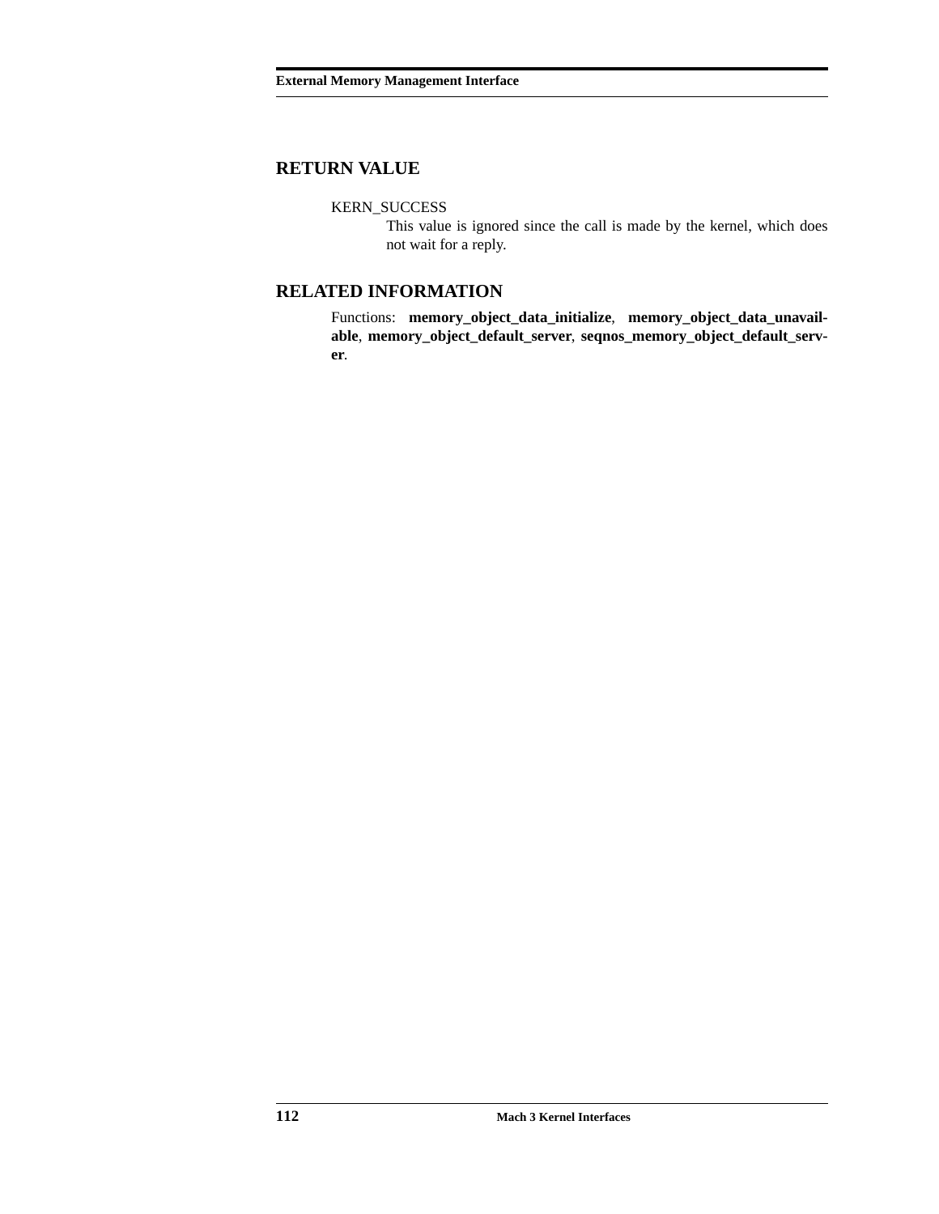## RETURN VALUE

KERN_SUCCESS
: This value is ignored since the call is made by the kernel, which does not wait for a reply.

## RELATED INFORMATION

Functions: **memory_object_data_initialize**, **memory_object_data_unavailable**, **memory_object_default_server**, **seqnos_memory_object_default_server**.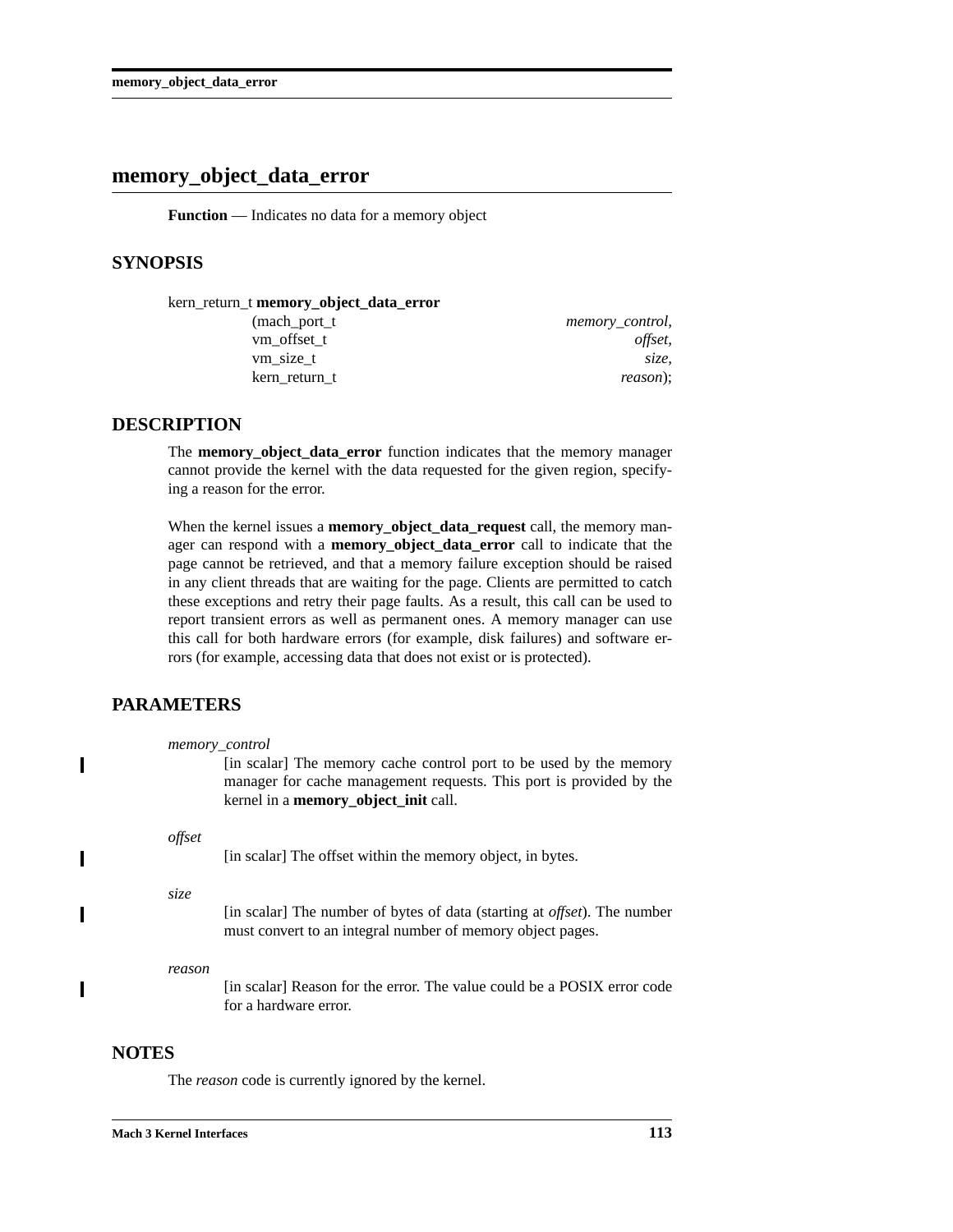# memory_object_data_error

**Function** — Indicates no data for a memory object

## SYNOPSIS

```
kern_return_t memory_object_data_error
                (mach_port_t                memory_control,
                 vm_offset_t                offset,
                 vm_size_t                  size,
                 kern_return_t              reason);
```

## DESCRIPTION

The **memory_object_data_error** function indicates that the memory manager cannot provide the kernel with the data requested for the given region, specifying a reason for the error.

When the kernel issues a **memory_object_data_request** call, the memory manager can respond with a **memory_object_data_error** call to indicate that the page cannot be retrieved, and that a memory failure exception should be raised in any client threads that are waiting for the page. Clients are permitted to catch these exceptions and retry their page faults. As a result, this call can be used to report transient errors as well as permanent ones. A memory manager can use this call for both hardware errors (for example, disk failures) and software errors (for example, accessing data that does not exist or is protected).

## PARAMETERS

*memory_control*
: [in scalar] The memory cache control port to be used by the memory manager for cache management requests. This port is provided by the kernel in a **memory_object_init** call.

*offset*
: [in scalar] The offset within the memory object, in bytes.

*size*
: [in scalar] The number of bytes of data (starting at *offset*). The number must convert to an integral number of memory object pages.

*reason*
: [in scalar] Reason for the error. The value could be a POSIX error code for a hardware error.

## NOTES

The *reason* code is currently ignored by the kernel.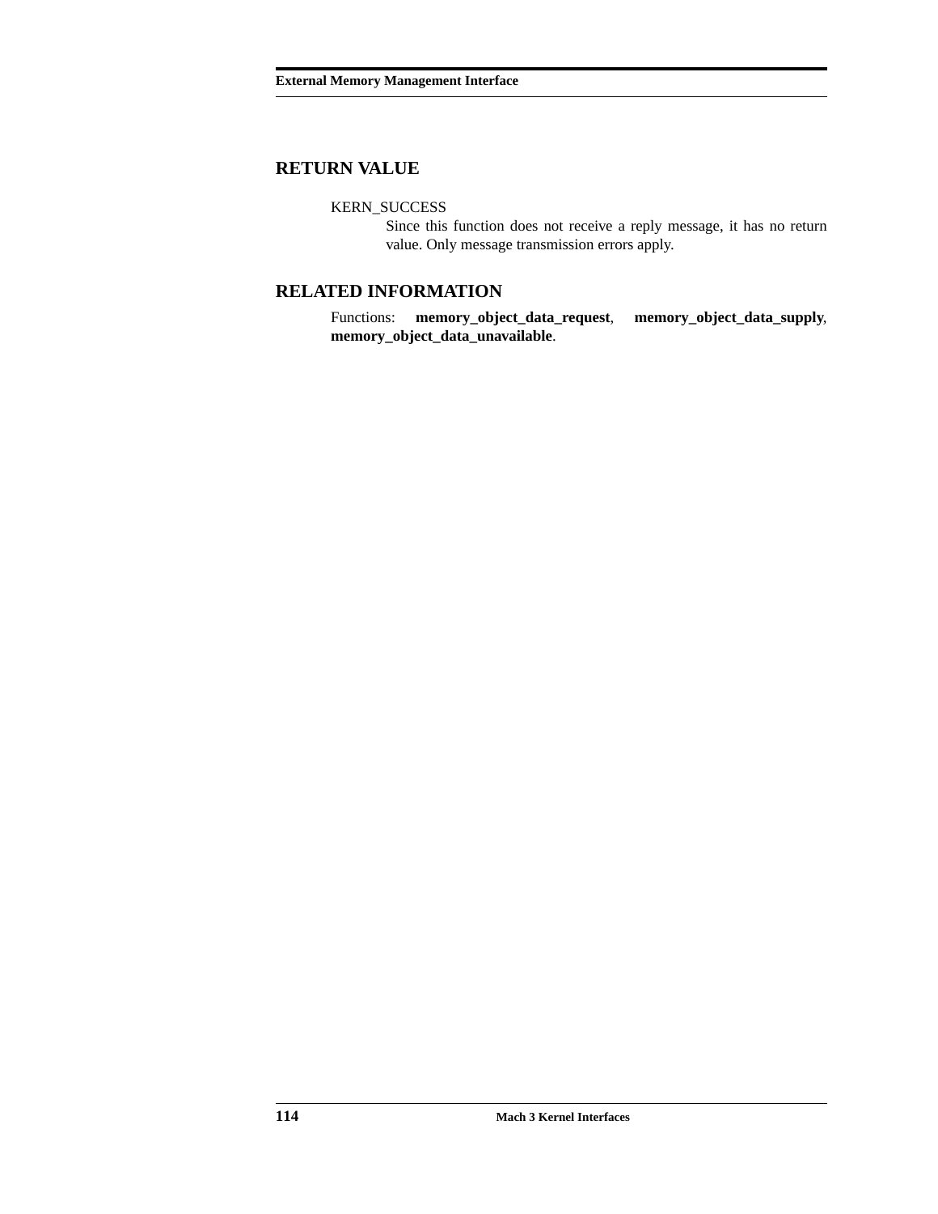## RETURN VALUE

KERN_SUCCESS
: Since this function does not receive a reply message, it has no return value. Only message transmission errors apply.

## RELATED INFORMATION

Functions: **memory_object_data_request**, **memory_object_data_supply**, **memory_object_data_unavailable**.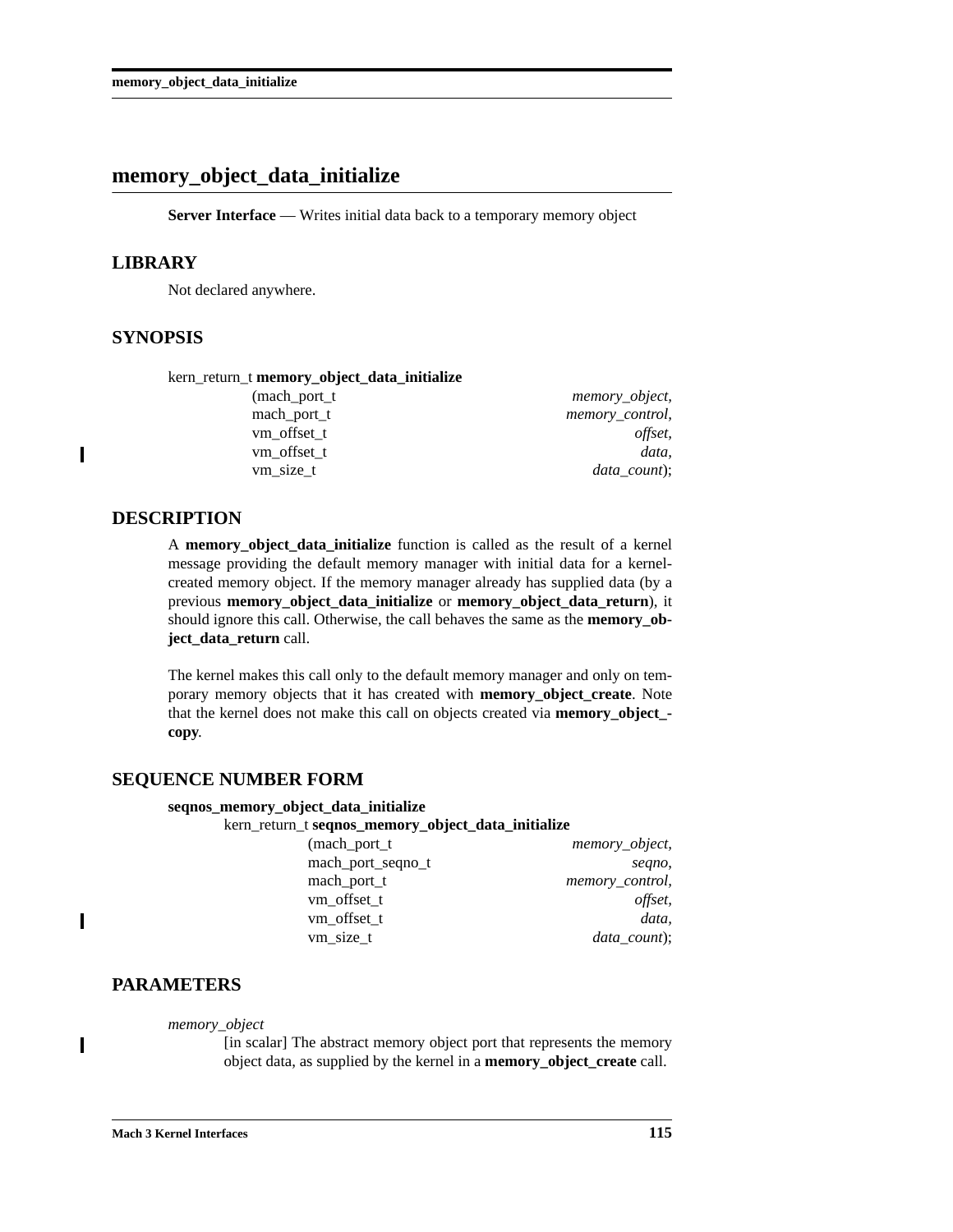# memory_object_data_initialize

**Server Interface** — Writes initial data back to a temporary memory object

## LIBRARY

Not declared anywhere.

## SYNOPSIS

```
kern_return_t memory_object_data_initialize
                (mach_port_t                    memory_object,
                 mach_port_t                    memory_control,
                 vm_offset_t                    offset,
                 vm_offset_t                    data,
                 vm_size_t                      data_count);
```

## DESCRIPTION

A **memory_object_data_initialize** function is called as the result of a kernel message providing the default memory manager with initial data for a kernel-created memory object. If the memory manager already has supplied data (by a previous **memory_object_data_initialize** or **memory_object_data_return**), it should ignore this call. Otherwise, the call behaves the same as the **memory_object_data_return** call.

The kernel makes this call only to the default memory manager and only on temporary memory objects that it has created with **memory_object_create**. Note that the kernel does not make this call on objects created via **memory_object_copy**.

## SEQUENCE NUMBER FORM

**seqnos_memory_object_data_initialize**

```
kern_return_t seqnos_memory_object_data_initialize
                (mach_port_t                    memory_object,
                 mach_port_seqno_t              seqno,
                 mach_port_t                    memory_control,
                 vm_offset_t                    offset,
                 vm_offset_t                    data,
                 vm_size_t                      data_count);
```

## PARAMETERS

*memory_object*
: [in scalar] The abstract memory object port that represents the memory object data, as supplied by the kernel in a **memory_object_create** call.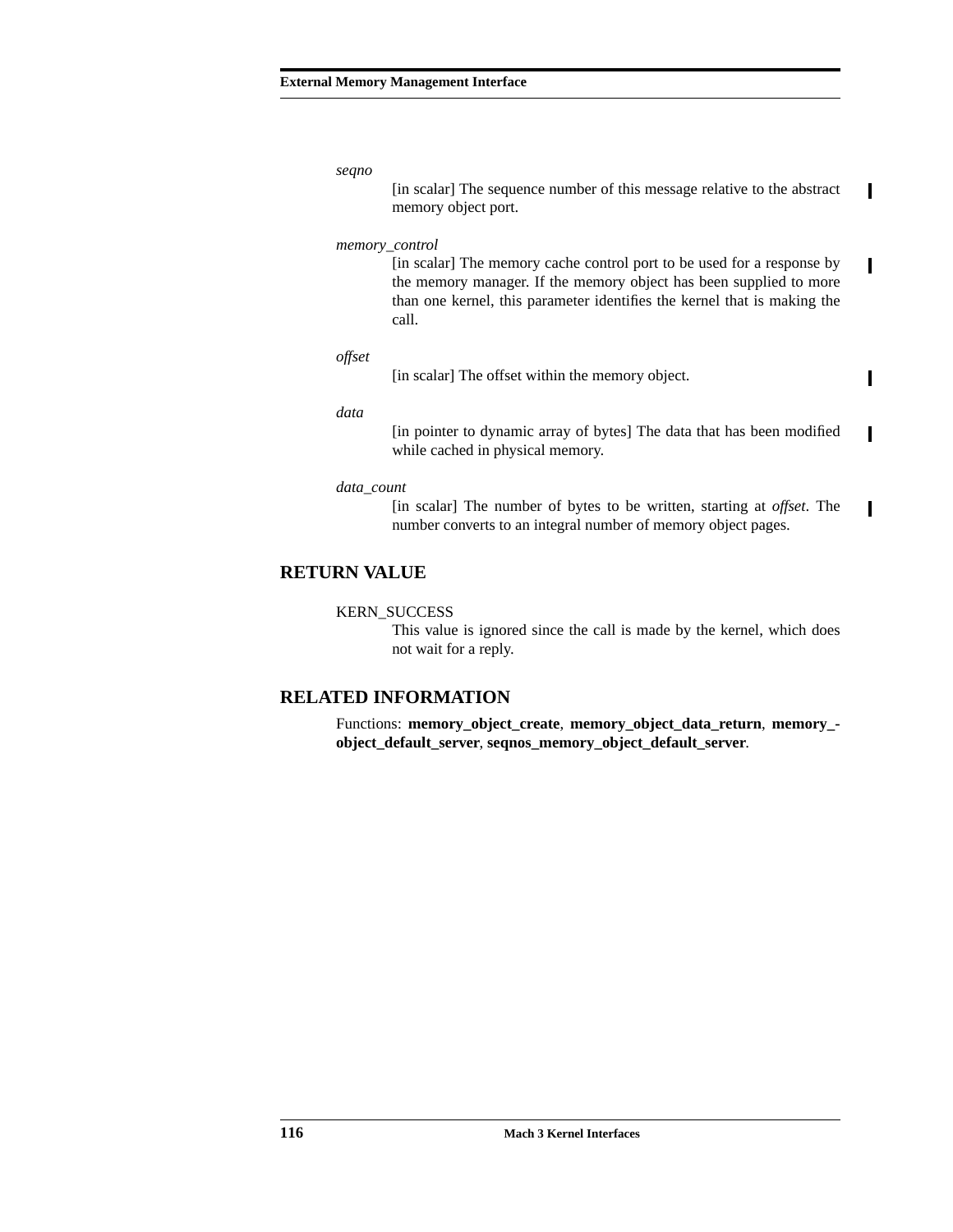*seqno*

[in scalar] The sequence number of this message relative to the abstract memory object port.

*memory_control*

[in scalar] The memory cache control port to be used for a response by the memory manager. If the memory object has been supplied to more than one kernel, this parameter identifies the kernel that is making the call.

*offset*

[in scalar] The offset within the memory object.

*data*

[in pointer to dynamic array of bytes] The data that has been modified while cached in physical memory.

*data_count*

[in scalar] The number of bytes to be written, starting at *offset*. The number converts to an integral number of memory object pages.

## RETURN VALUE

KERN_SUCCESS

This value is ignored since the call is made by the kernel, which does not wait for a reply.

## RELATED INFORMATION

Functions: **memory_object_create**, **memory_object_data_return**, **memory_object_default_server**, **seqnos_memory_object_default_server**.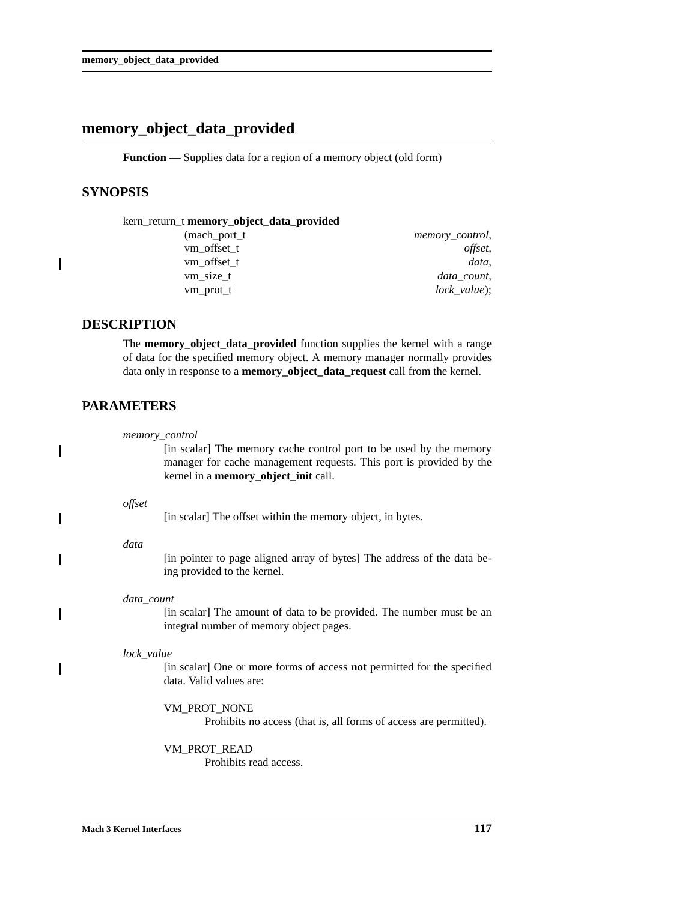# memory_object_data_provided

**Function** — Supplies data for a region of a memory object (old form)

## SYNOPSIS

```
kern_return_t memory_object_data_provided
                (mach_port_t                    memory_control,
                 vm_offset_t                    offset,
                 vm_offset_t                    data,
                 vm_size_t                      data_count,
                 vm_prot_t                      lock_value);
```

## DESCRIPTION

The **memory_object_data_provided** function supplies the kernel with a range of data for the specified memory object. A memory manager normally provides data only in response to a **memory_object_data_request** call from the kernel.

## PARAMETERS

*memory_control*
: [in scalar] The memory cache control port to be used by the memory manager for cache management requests. This port is provided by the kernel in a **memory_object_init** call.

*offset*
: [in scalar] The offset within the memory object, in bytes.

*data*
: [in pointer to page aligned array of bytes] The address of the data being provided to the kernel.

*data_count*
: [in scalar] The amount of data to be provided. The number must be an integral number of memory object pages.

*lock_value*
: [in scalar] One or more forms of access **not** permitted for the specified data. Valid values are:

  VM_PROT_NONE
  : Prohibits no access (that is, all forms of access are permitted).

  VM_PROT_READ
  : Prohibits read access.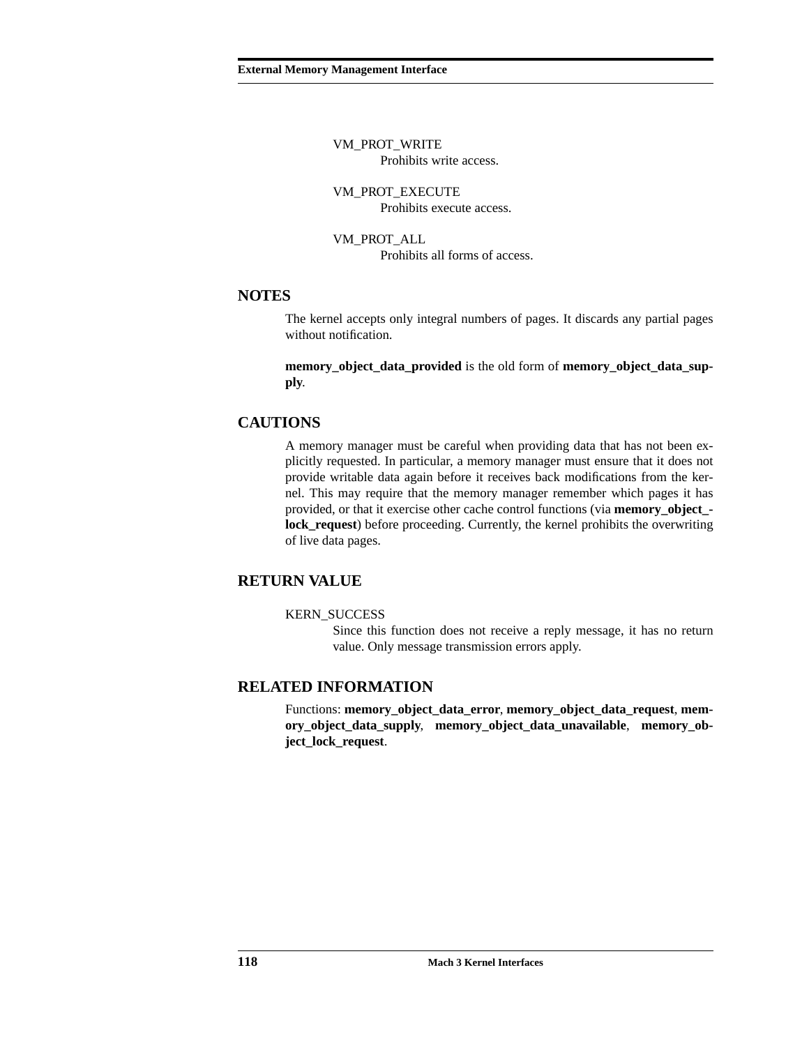VM_PROT_WRITE
: Prohibits write access.

VM_PROT_EXECUTE
: Prohibits execute access.

VM_PROT_ALL
: Prohibits all forms of access.

## NOTES

The kernel accepts only integral numbers of pages. It discards any partial pages without notification.

**memory_object_data_provided** is the old form of **memory_object_data_supply**.

## CAUTIONS

A memory manager must be careful when providing data that has not been explicitly requested. In particular, a memory manager must ensure that it does not provide writable data again before it receives back modifications from the kernel. This may require that the memory manager remember which pages it has provided, or that it exercise other cache control functions (via **memory_object_lock_request**) before proceeding. Currently, the kernel prohibits the overwriting of live data pages.

## RETURN VALUE

KERN_SUCCESS
: Since this function does not receive a reply message, it has no return value. Only message transmission errors apply.

## RELATED INFORMATION

Functions: **memory_object_data_error**, **memory_object_data_request**, **memory_object_data_supply**, **memory_object_data_unavailable**, **memory_object_lock_request**.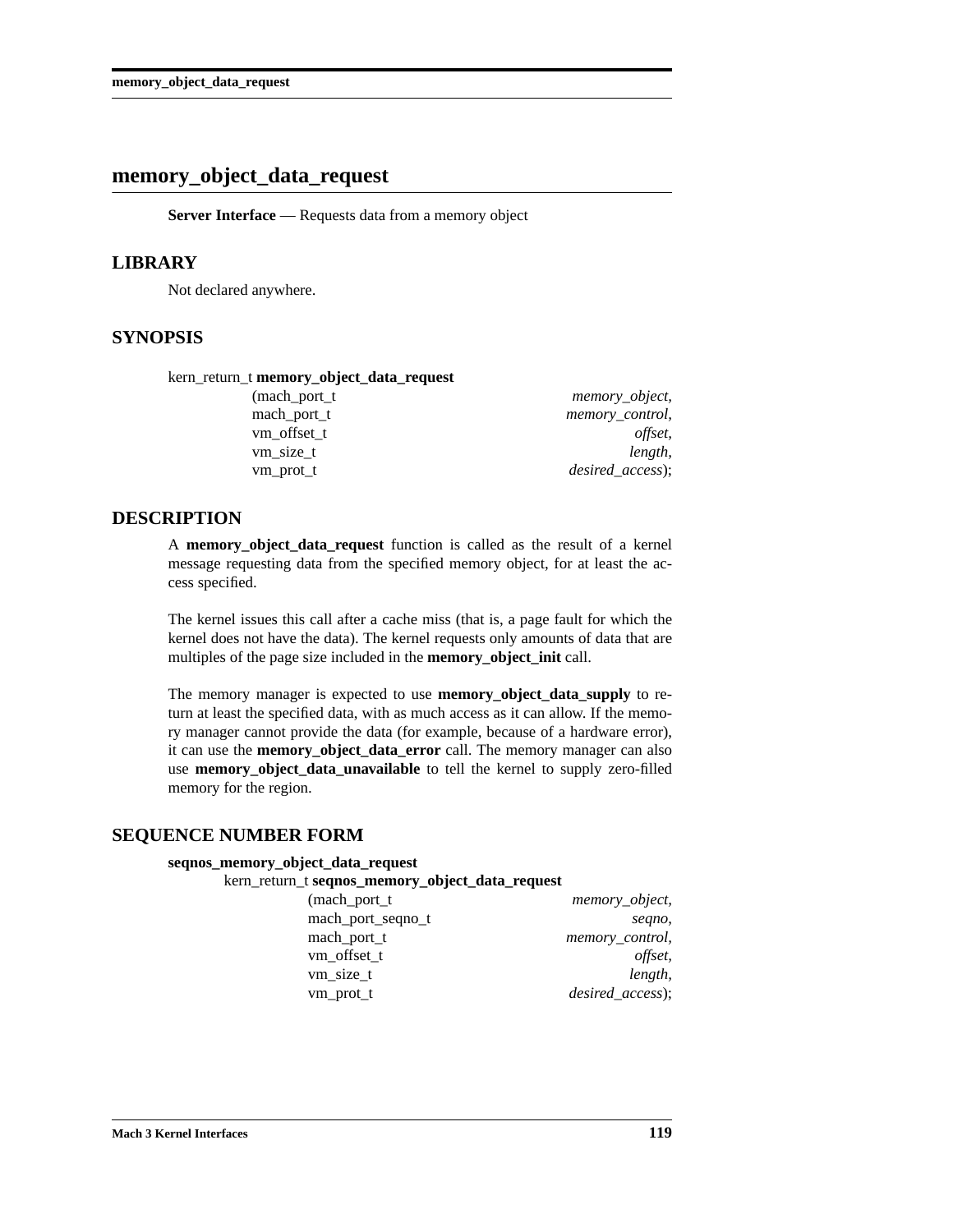# memory_object_data_request

**Server Interface** — Requests data from a memory object

## LIBRARY

Not declared anywhere.

## SYNOPSIS

```
kern_return_t memory_object_data_request
                (mach_port_t                    memory_object,
                 mach_port_t                    memory_control,
                 vm_offset_t                    offset,
                 vm_size_t                      length,
                 vm_prot_t                      desired_access);
```

## DESCRIPTION

A **memory_object_data_request** function is called as the result of a kernel message requesting data from the specified memory object, for at least the access specified.

The kernel issues this call after a cache miss (that is, a page fault for which the kernel does not have the data). The kernel requests only amounts of data that are multiples of the page size included in the **memory_object_init** call.

The memory manager is expected to use **memory_object_data_supply** to return at least the specified data, with as much access as it can allow. If the memory manager cannot provide the data (for example, because of a hardware error), it can use the **memory_object_data_error** call. The memory manager can also use **memory_object_data_unavailable** to tell the kernel to supply zero-filled memory for the region.

## SEQUENCE NUMBER FORM

**seqnos_memory_object_data_request**

```
kern_return_t seqnos_memory_object_data_request
                (mach_port_t                    memory_object,
                 mach_port_seqno_t              seqno,
                 mach_port_t                    memory_control,
                 vm_offset_t                    offset,
                 vm_size_t                      length,
                 vm_prot_t                      desired_access);
```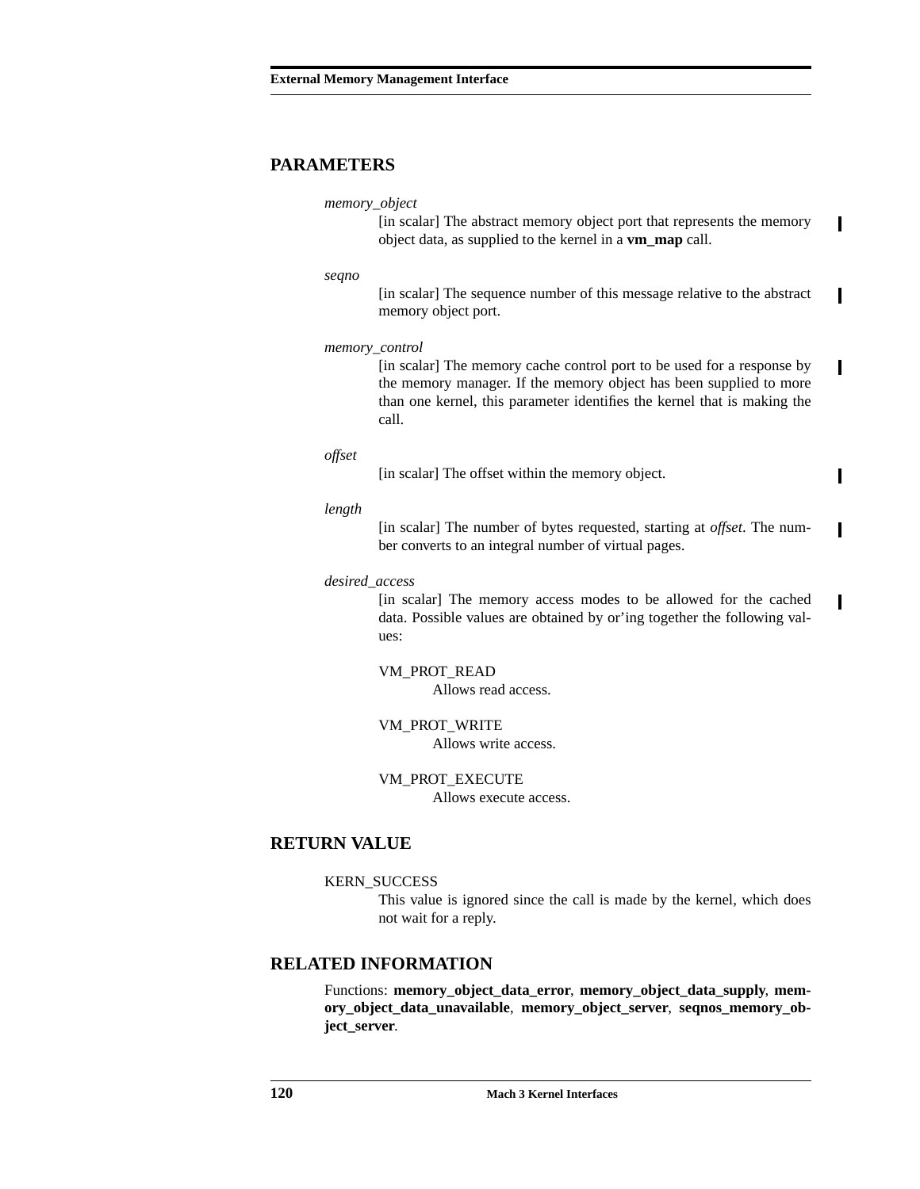## PARAMETERS

*memory_object*
: [in scalar] The abstract memory object port that represents the memory object data, as supplied to the kernel in a **vm_map** call.

*seqno*
: [in scalar] The sequence number of this message relative to the abstract memory object port.

*memory_control*
: [in scalar] The memory cache control port to be used for a response by the memory manager. If the memory object has been supplied to more than one kernel, this parameter identifies the kernel that is making the call.

*offset*
: [in scalar] The offset within the memory object.

*length*
: [in scalar] The number of bytes requested, starting at *offset*. The number converts to an integral number of virtual pages.

*desired_access*
: [in scalar] The memory access modes to be allowed for the cached data. Possible values are obtained by or'ing together the following values:

    VM_PROT_READ
    : Allows read access.

    VM_PROT_WRITE
    : Allows write access.

    VM_PROT_EXECUTE
    : Allows execute access.

## RETURN VALUE

KERN_SUCCESS
: This value is ignored since the call is made by the kernel, which does not wait for a reply.

## RELATED INFORMATION

Functions: **memory_object_data_error**, **memory_object_data_supply**, **memory_object_data_unavailable**, **memory_object_server**, **seqnos_memory_object_server**.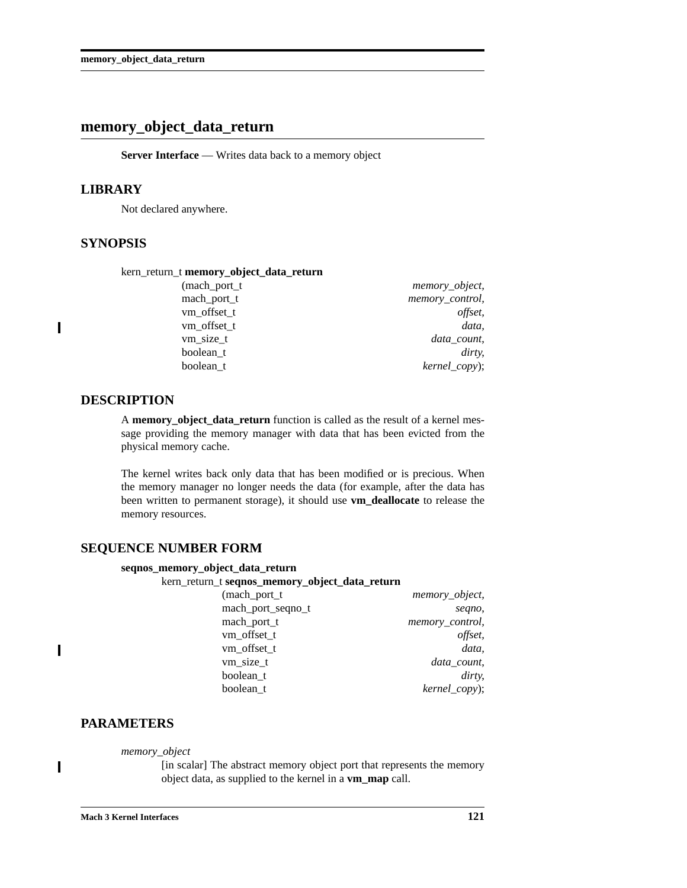# memory_object_data_return

**Server Interface** — Writes data back to a memory object

## LIBRARY

Not declared anywhere.

## SYNOPSIS

```
kern_return_t memory_object_data_return
                (mach_port_t                memory_object,
                 mach_port_t               memory_control,
                 vm_offset_t                       offset,
                 vm_offset_t                         data,
                 vm_size_t                     data_count,
                 boolean_t                          dirty,
                 boolean_t                   kernel_copy);
```

## DESCRIPTION

A **memory_object_data_return** function is called as the result of a kernel message providing the memory manager with data that has been evicted from the physical memory cache.

The kernel writes back only data that has been modified or is precious. When the memory manager no longer needs the data (for example, after the data has been written to permanent storage), it should use **vm_deallocate** to release the memory resources.

## SEQUENCE NUMBER FORM

**seqnos_memory_object_data_return**

```
kern_return_t seqnos_memory_object_data_return
                (mach_port_t                memory_object,
                 mach_port_seqno_t                  seqno,
                 mach_port_t               memory_control,
                 vm_offset_t                       offset,
                 vm_offset_t                         data,
                 vm_size_t                     data_count,
                 boolean_t                          dirty,
                 boolean_t                   kernel_copy);
```

## PARAMETERS

*memory_object*
: [in scalar] The abstract memory object port that represents the memory object data, as supplied to the kernel in a **vm_map** call.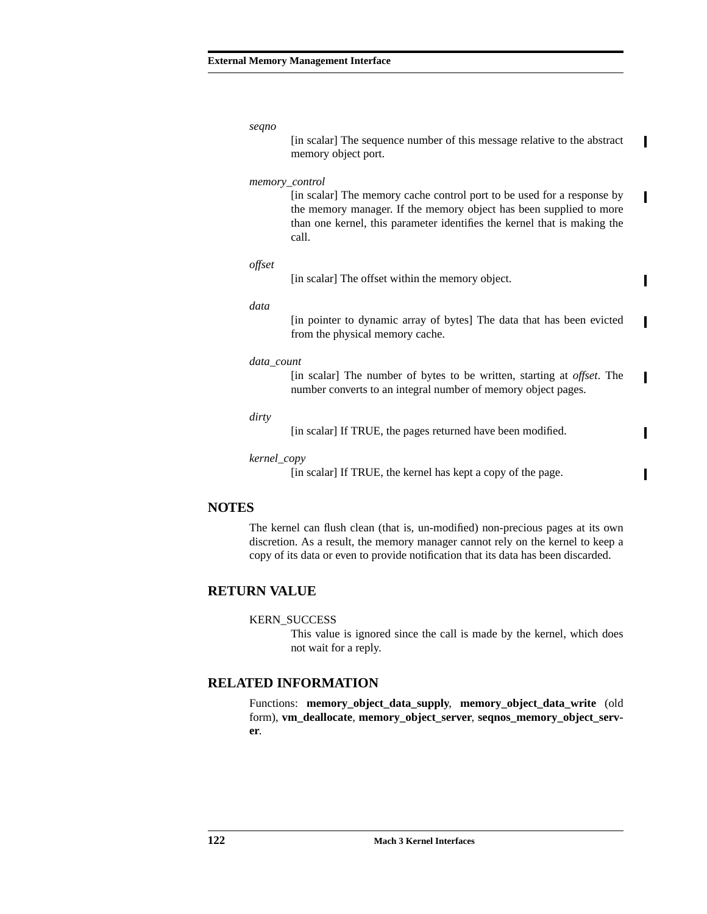*seqno*

[in scalar] The sequence number of this message relative to the abstract memory object port.

*memory_control*

[in scalar] The memory cache control port to be used for a response by the memory manager. If the memory object has been supplied to more than one kernel, this parameter identifies the kernel that is making the call.

*offset*

[in scalar] The offset within the memory object.

*data*

[in pointer to dynamic array of bytes] The data that has been evicted from the physical memory cache.

*data_count*

[in scalar] The number of bytes to be written, starting at *offset*. The number converts to an integral number of memory object pages.

*dirty*

[in scalar] If TRUE, the pages returned have been modified.

*kernel_copy*

[in scalar] If TRUE, the kernel has kept a copy of the page.

## NOTES

The kernel can flush clean (that is, un-modified) non-precious pages at its own discretion. As a result, the memory manager cannot rely on the kernel to keep a copy of its data or even to provide notification that its data has been discarded.

## RETURN VALUE

KERN_SUCCESS

This value is ignored since the call is made by the kernel, which does not wait for a reply.

## RELATED INFORMATION

Functions: **memory_object_data_supply**, **memory_object_data_write** (old form), **vm_deallocate**, **memory_object_server**, **seqnos_memory_object_server**.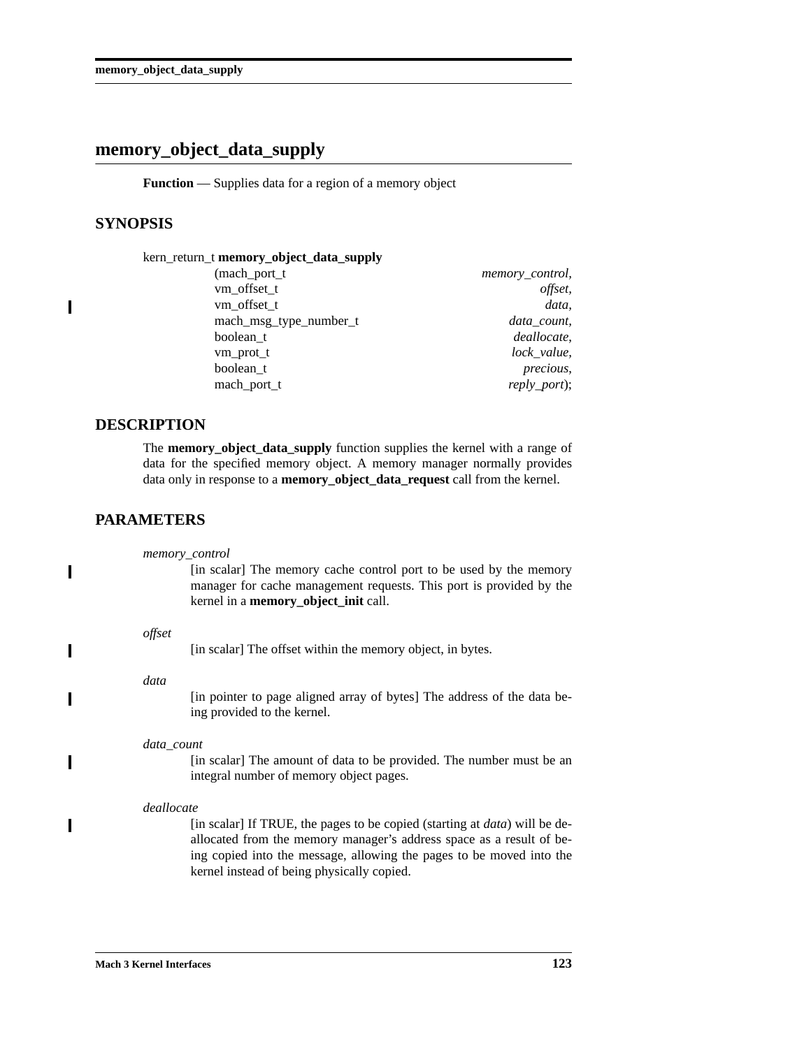# memory_object_data_supply

**Function** — Supplies data for a region of a memory object

## SYNOPSIS

```
kern_return_t memory_object_data_supply
                (mach_port_t                    memory_control,
                 vm_offset_t                    offset,
                 vm_offset_t                    data,
                 mach_msg_type_number_t         data_count,
                 boolean_t                      deallocate,
                 vm_prot_t                      lock_value,
                 boolean_t                      precious,
                 mach_port_t                    reply_port);
```

## DESCRIPTION

The **memory_object_data_supply** function supplies the kernel with a range of data for the specified memory object. A memory manager normally provides data only in response to a **memory_object_data_request** call from the kernel.

## PARAMETERS

*memory_control*
: [in scalar] The memory cache control port to be used by the memory manager for cache management requests. This port is provided by the kernel in a **memory_object_init** call.

*offset*
: [in scalar] The offset within the memory object, in bytes.

*data*
: [in pointer to page aligned array of bytes] The address of the data being provided to the kernel.

*data_count*
: [in scalar] The amount of data to be provided. The number must be an integral number of memory object pages.

*deallocate*
: [in scalar] If TRUE, the pages to be copied (starting at *data*) will be deallocated from the memory manager's address space as a result of being copied into the message, allowing the pages to be moved into the kernel instead of being physically copied.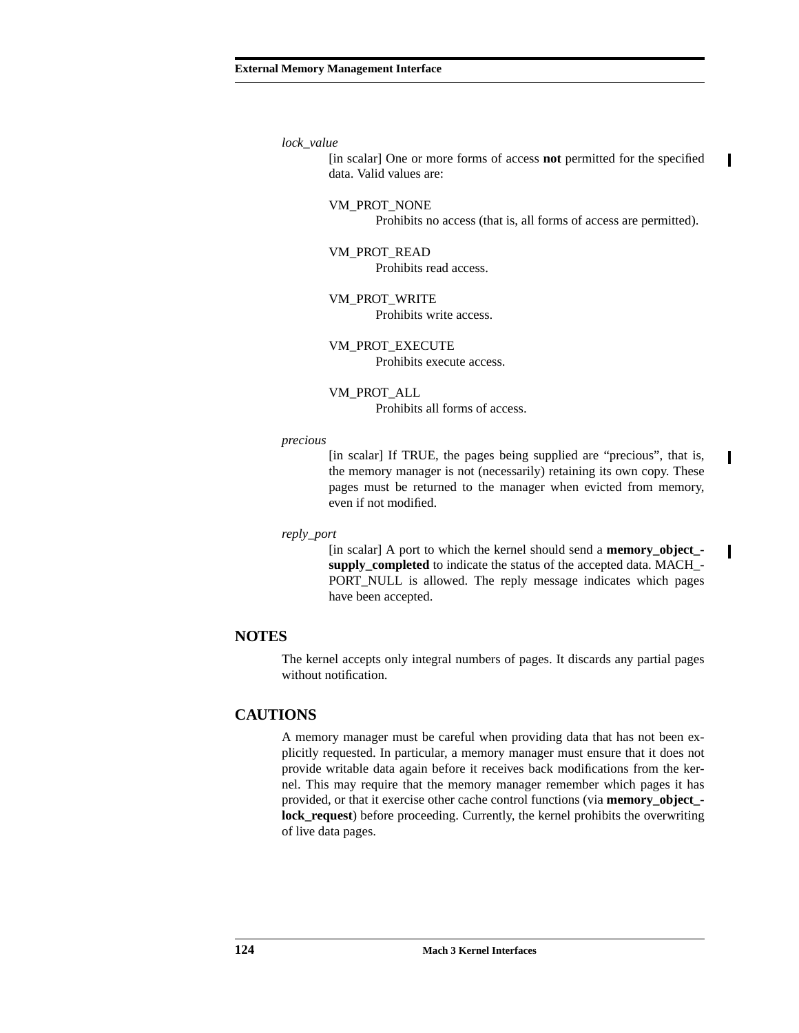*lock_value*

[in scalar] One or more forms of access **not** permitted for the specified data. Valid values are:

VM_PROT_NONE
Prohibits no access (that is, all forms of access are permitted).

VM_PROT_READ
Prohibits read access.

VM_PROT_WRITE
Prohibits write access.

VM_PROT_EXECUTE
Prohibits execute access.

VM_PROT_ALL
Prohibits all forms of access.

*precious*

[in scalar] If TRUE, the pages being supplied are "precious", that is, the memory manager is not (necessarily) retaining its own copy. These pages must be returned to the manager when evicted from memory, even if not modified.

*reply_port*

[in scalar] A port to which the kernel should send a **memory_object_supply_completed** to indicate the status of the accepted data. MACH_PORT_NULL is allowed. The reply message indicates which pages have been accepted.

## NOTES

The kernel accepts only integral numbers of pages. It discards any partial pages without notification.

## CAUTIONS

A memory manager must be careful when providing data that has not been explicitly requested. In particular, a memory manager must ensure that it does not provide writable data again before it receives back modifications from the kernel. This may require that the memory manager remember which pages it has provided, or that it exercise other cache control functions (via **memory_object_lock_request**) before proceeding. Currently, the kernel prohibits the overwriting of live data pages.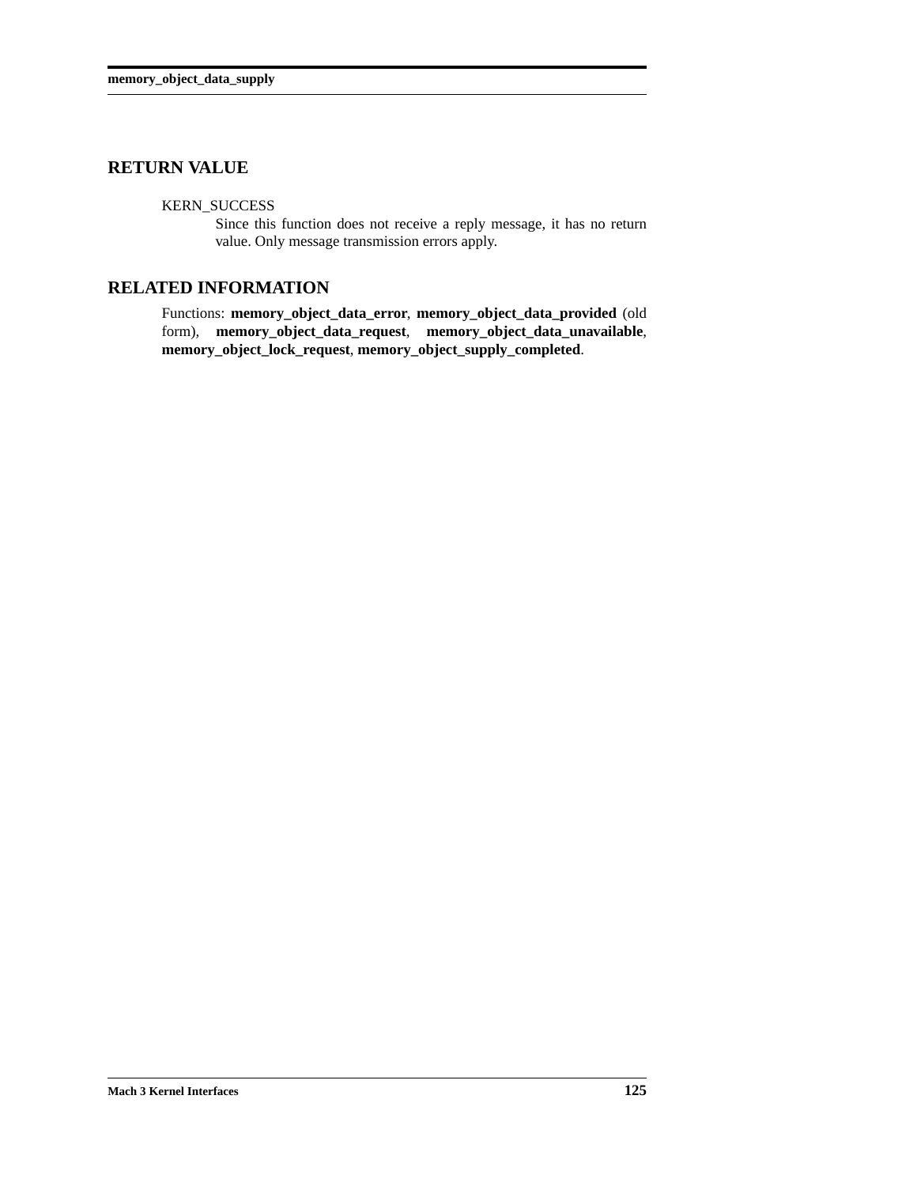## RETURN VALUE

KERN_SUCCESS
: Since this function does not receive a reply message, it has no return value. Only message transmission errors apply.

## RELATED INFORMATION

Functions: **memory_object_data_error**, **memory_object_data_provided** (old form), **memory_object_data_request**, **memory_object_data_unavailable**, **memory_object_lock_request**, **memory_object_supply_completed**.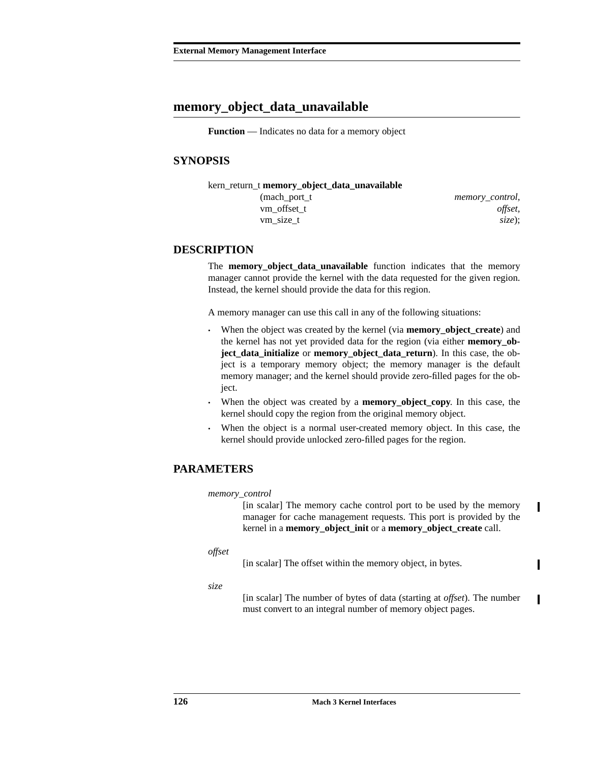## memory_object_data_unavailable

**Function** — Indicates no data for a memory object

### SYNOPSIS

```
kern_return_t memory_object_data_unavailable
                (mach_port_t                memory_control,
                 vm_offset_t                offset,
                 vm_size_t                  size);
```

### DESCRIPTION

The **memory_object_data_unavailable** function indicates that the memory manager cannot provide the kernel with the data requested for the given region. Instead, the kernel should provide the data for this region.

A memory manager can use this call in any of the following situations:

- When the object was created by the kernel (via **memory_object_create**) and the kernel has not yet provided data for the region (via either **memory_object_data_initialize** or **memory_object_data_return**). In this case, the object is a temporary memory object; the memory manager is the default memory manager; and the kernel should provide zero-filled pages for the object.
- When the object was created by a **memory_object_copy**. In this case, the kernel should copy the region from the original memory object.
- When the object is a normal user-created memory object. In this case, the kernel should provide unlocked zero-filled pages for the region.

### PARAMETERS

*memory_control*
: [in scalar] The memory cache control port to be used by the memory manager for cache management requests. This port is provided by the kernel in a **memory_object_init** or a **memory_object_create** call.

*offset*
: [in scalar] The offset within the memory object, in bytes.

*size*
: [in scalar] The number of bytes of data (starting at *offset*). The number must convert to an integral number of memory object pages.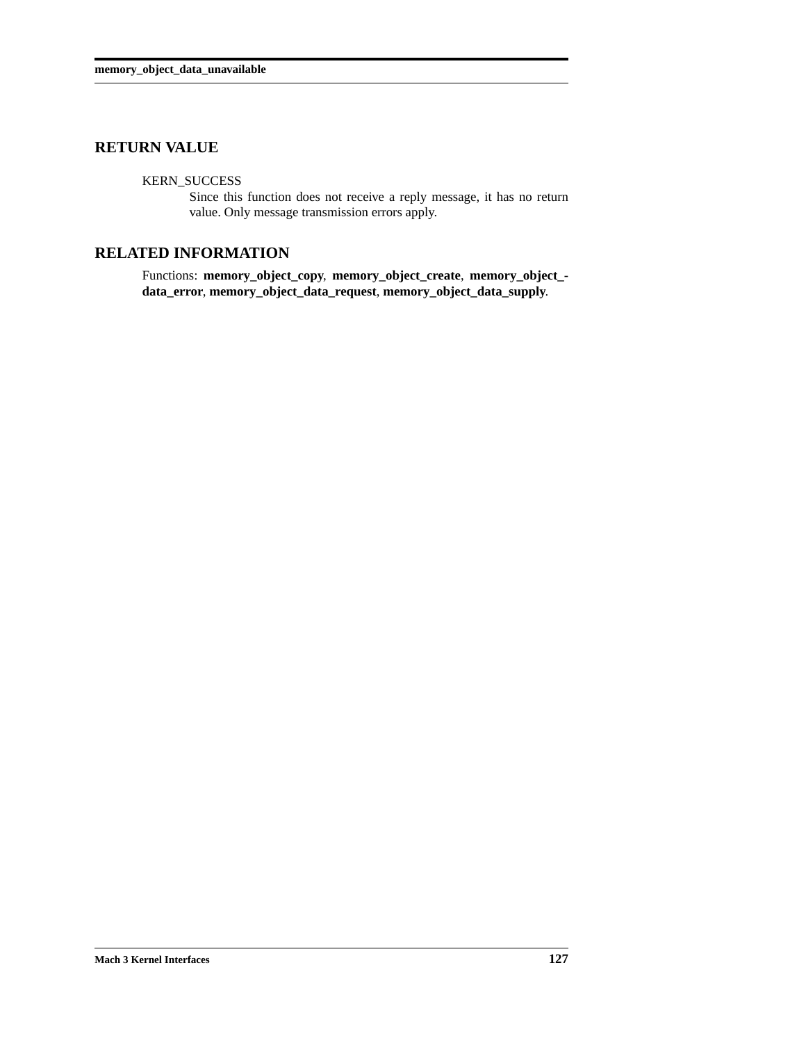## RETURN VALUE

KERN_SUCCESS
: Since this function does not receive a reply message, it has no return value. Only message transmission errors apply.

## RELATED INFORMATION

Functions: **memory_object_copy**, **memory_object_create**, **memory_object_data_error**, **memory_object_data_request**, **memory_object_data_supply**.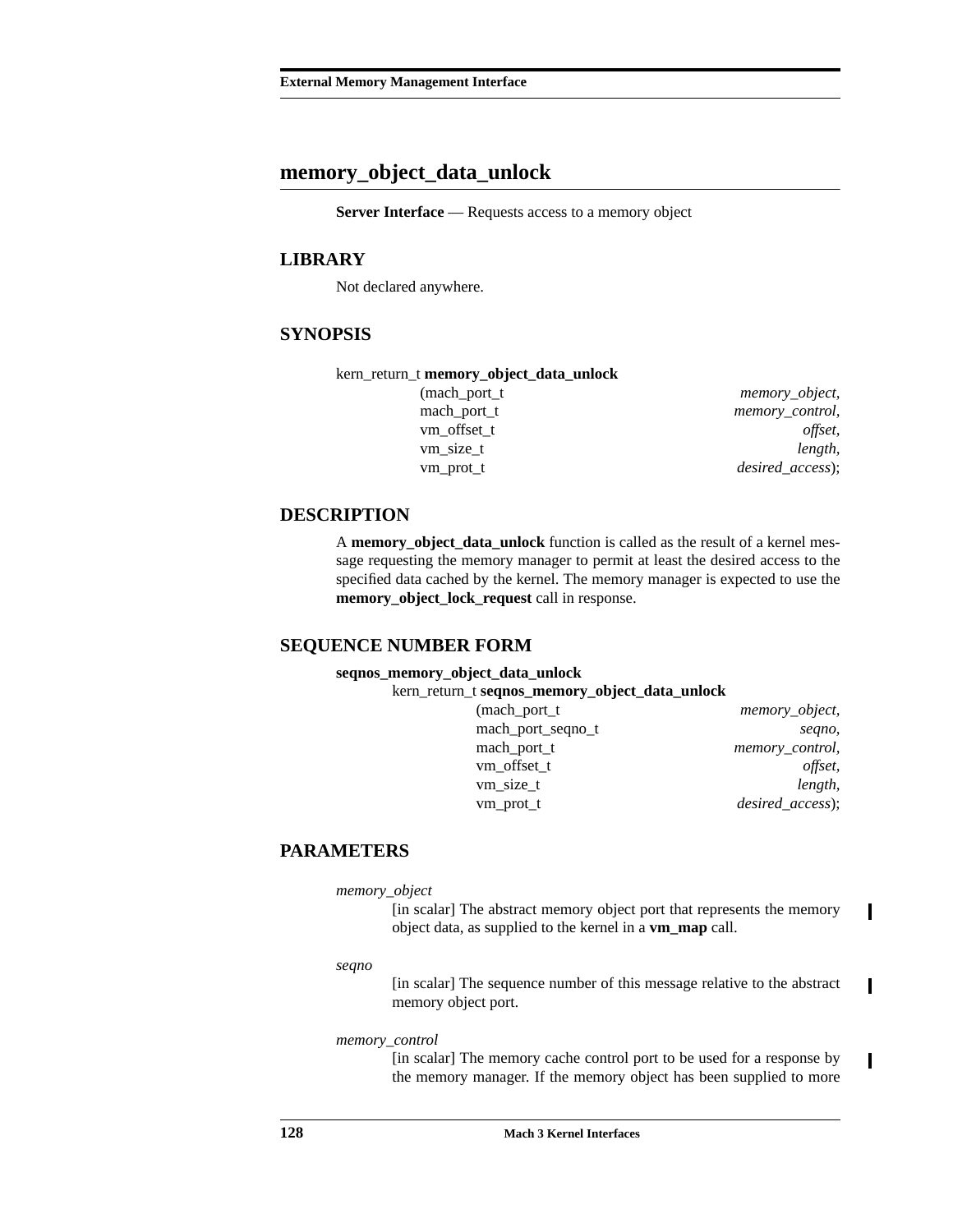## memory_object_data_unlock

**Server Interface** — Requests access to a memory object

### LIBRARY

Not declared anywhere.

### SYNOPSIS

```
kern_return_t memory_object_data_unlock
                (mach_port_t                    memory_object,
                 mach_port_t                    memory_control,
                 vm_offset_t                    offset,
                 vm_size_t                      length,
                 vm_prot_t                      desired_access);
```

### DESCRIPTION

A **memory_object_data_unlock** function is called as the result of a kernel message requesting the memory manager to permit at least the desired access to the specified data cached by the kernel. The memory manager is expected to use the **memory_object_lock_request** call in response.

### SEQUENCE NUMBER FORM

**seqnos_memory_object_data_unlock**

```
kern_return_t seqnos_memory_object_data_unlock
                (mach_port_t                    memory_object,
                 mach_port_seqno_t              seqno,
                 mach_port_t                    memory_control,
                 vm_offset_t                    offset,
                 vm_size_t                      length,
                 vm_prot_t                      desired_access);
```

### PARAMETERS

*memory_object*
: [in scalar] The abstract memory object port that represents the memory object data, as supplied to the kernel in a **vm_map** call.

*seqno*
: [in scalar] The sequence number of this message relative to the abstract memory object port.

*memory_control*
: [in scalar] The memory cache control port to be used for a response by the memory manager. If the memory object has been supplied to more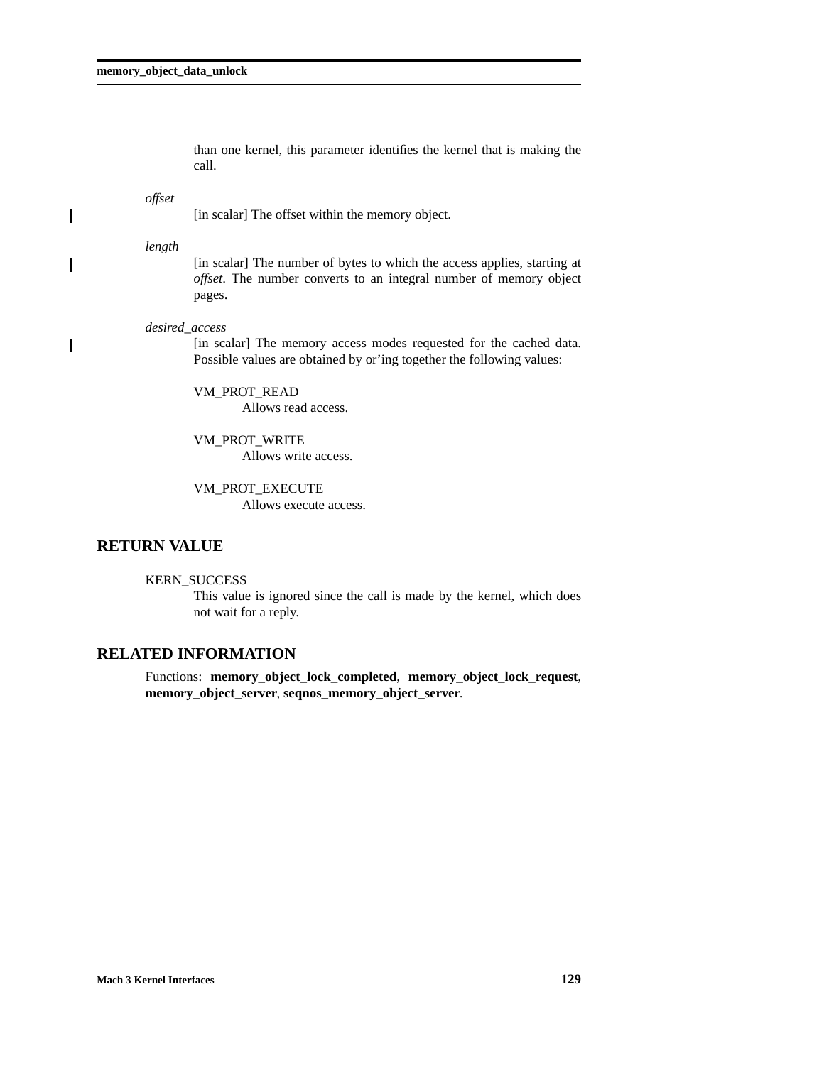than one kernel, this parameter identifies the kernel that is making the call.

*offset*
: [in scalar] The offset within the memory object.

*length*
: [in scalar] The number of bytes to which the access applies, starting at *offset*. The number converts to an integral number of memory object pages.

*desired_access*
: [in scalar] The memory access modes requested for the cached data. Possible values are obtained by or'ing together the following values:

    VM_PROT_READ
    : Allows read access.

    VM_PROT_WRITE
    : Allows write access.

    VM_PROT_EXECUTE
    : Allows execute access.

## RETURN VALUE

KERN_SUCCESS
: This value is ignored since the call is made by the kernel, which does not wait for a reply.

## RELATED INFORMATION

Functions: **memory_object_lock_completed**, **memory_object_lock_request**, **memory_object_server**, **seqnos_memory_object_server**.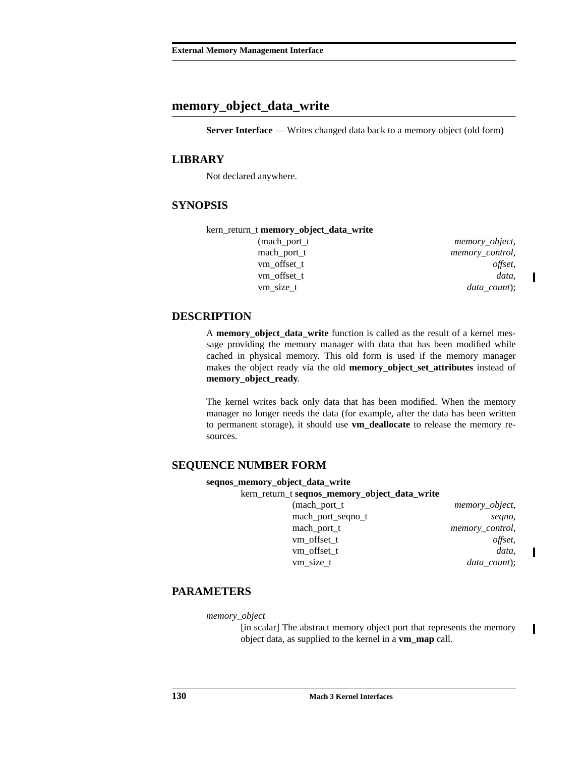## memory_object_data_write

**Server Interface** — Writes changed data back to a memory object (old form)

### LIBRARY

Not declared anywhere.

### SYNOPSIS

```
kern_return_t memory_object_data_write
                (mach_port_t                 memory_object,
                 mach_port_t                 memory_control,
                 vm_offset_t                 offset,
                 vm_offset_t                 data,
                 vm_size_t                   data_count);
```

### DESCRIPTION

A **memory_object_data_write** function is called as the result of a kernel message providing the memory manager with data that has been modified while cached in physical memory. This old form is used if the memory manager makes the object ready via the old **memory_object_set_attributes** instead of **memory_object_ready**.

The kernel writes back only data that has been modified. When the memory manager no longer needs the data (for example, after the data has been written to permanent storage), it should use **vm_deallocate** to release the memory resources.

### SEQUENCE NUMBER FORM

**seqnos_memory_object_data_write**

```
kern_return_t seqnos_memory_object_data_write
                (mach_port_t                 memory_object,
                 mach_port_seqno_t           seqno,
                 mach_port_t                 memory_control,
                 vm_offset_t                 offset,
                 vm_offset_t                 data,
                 vm_size_t                   data_count);
```

### PARAMETERS

*memory_object*
: [in scalar] The abstract memory object port that represents the memory object data, as supplied to the kernel in a **vm_map** call.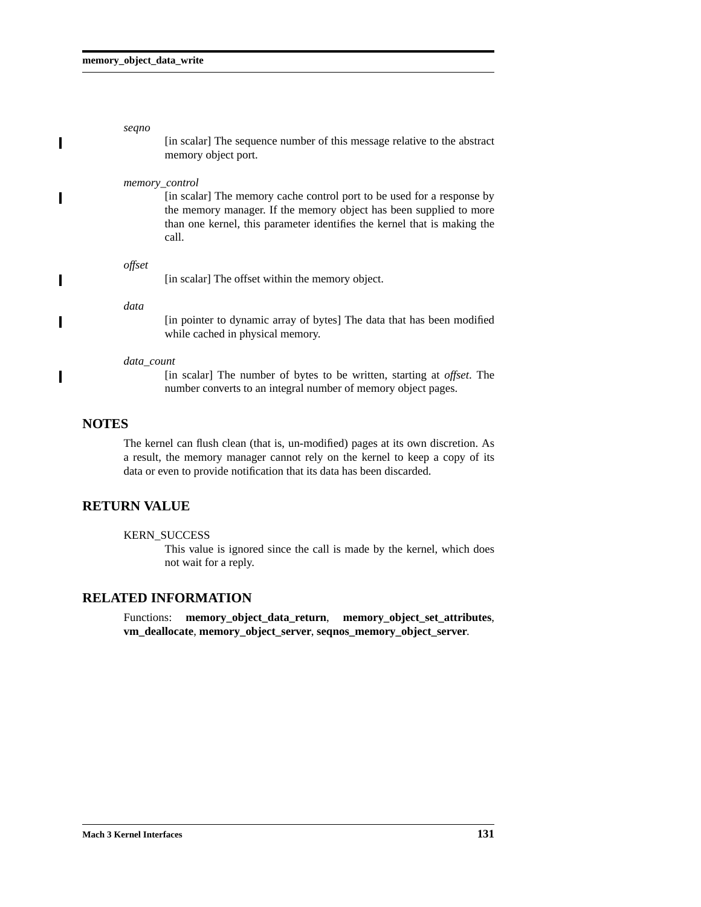*seqno*

[in scalar] The sequence number of this message relative to the abstract memory object port.

*memory_control*

[in scalar] The memory cache control port to be used for a response by the memory manager. If the memory object has been supplied to more than one kernel, this parameter identifies the kernel that is making the call.

*offset*

[in scalar] The offset within the memory object.

*data*

[in pointer to dynamic array of bytes] The data that has been modified while cached in physical memory.

*data_count*

[in scalar] The number of bytes to be written, starting at *offset*. The number converts to an integral number of memory object pages.

## NOTES

The kernel can flush clean (that is, un-modified) pages at its own discretion. As a result, the memory manager cannot rely on the kernel to keep a copy of its data or even to provide notification that its data has been discarded.

## RETURN VALUE

KERN_SUCCESS

This value is ignored since the call is made by the kernel, which does not wait for a reply.

## RELATED INFORMATION

Functions: **memory_object_data_return**, **memory_object_set_attributes**, **vm_deallocate**, **memory_object_server**, **seqnos_memory_object_server**.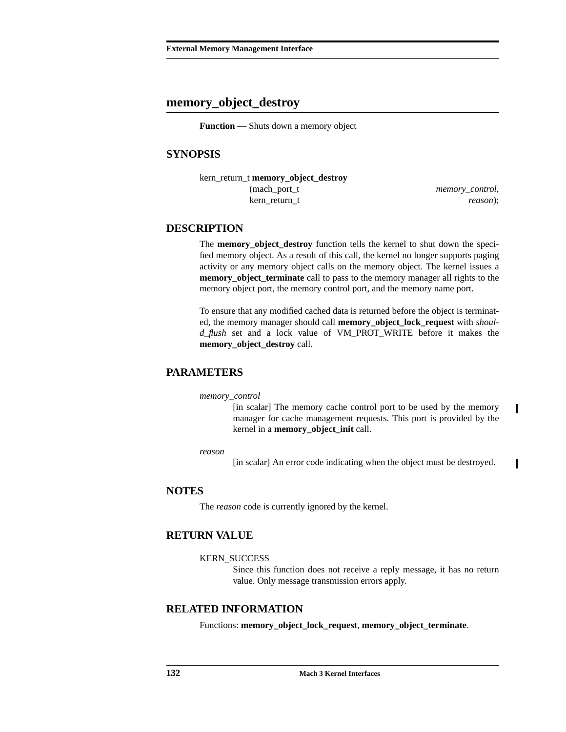# memory_object_destroy

**Function** — Shuts down a memory object

## SYNOPSIS

```
kern_return_t memory_object_destroy
                (mach_port_t                    memory_control,
                 kern_return_t                  reason);
```

## DESCRIPTION

The **memory_object_destroy** function tells the kernel to shut down the specified memory object. As a result of this call, the kernel no longer supports paging activity or any memory object calls on the memory object. The kernel issues a **memory_object_terminate** call to pass to the memory manager all rights to the memory object port, the memory control port, and the memory name port.

To ensure that any modified cached data is returned before the object is terminated, the memory manager should call **memory_object_lock_request** with *should_flush* set and a lock value of VM_PROT_WRITE before it makes the **memory_object_destroy** call.

## PARAMETERS

*memory_control*
: [in scalar] The memory cache control port to be used by the memory manager for cache management requests. This port is provided by the kernel in a **memory_object_init** call.

*reason*
: [in scalar] An error code indicating when the object must be destroyed.

## NOTES

The *reason* code is currently ignored by the kernel.

## RETURN VALUE

KERN_SUCCESS
: Since this function does not receive a reply message, it has no return value. Only message transmission errors apply.

## RELATED INFORMATION

Functions: **memory_object_lock_request**, **memory_object_terminate**.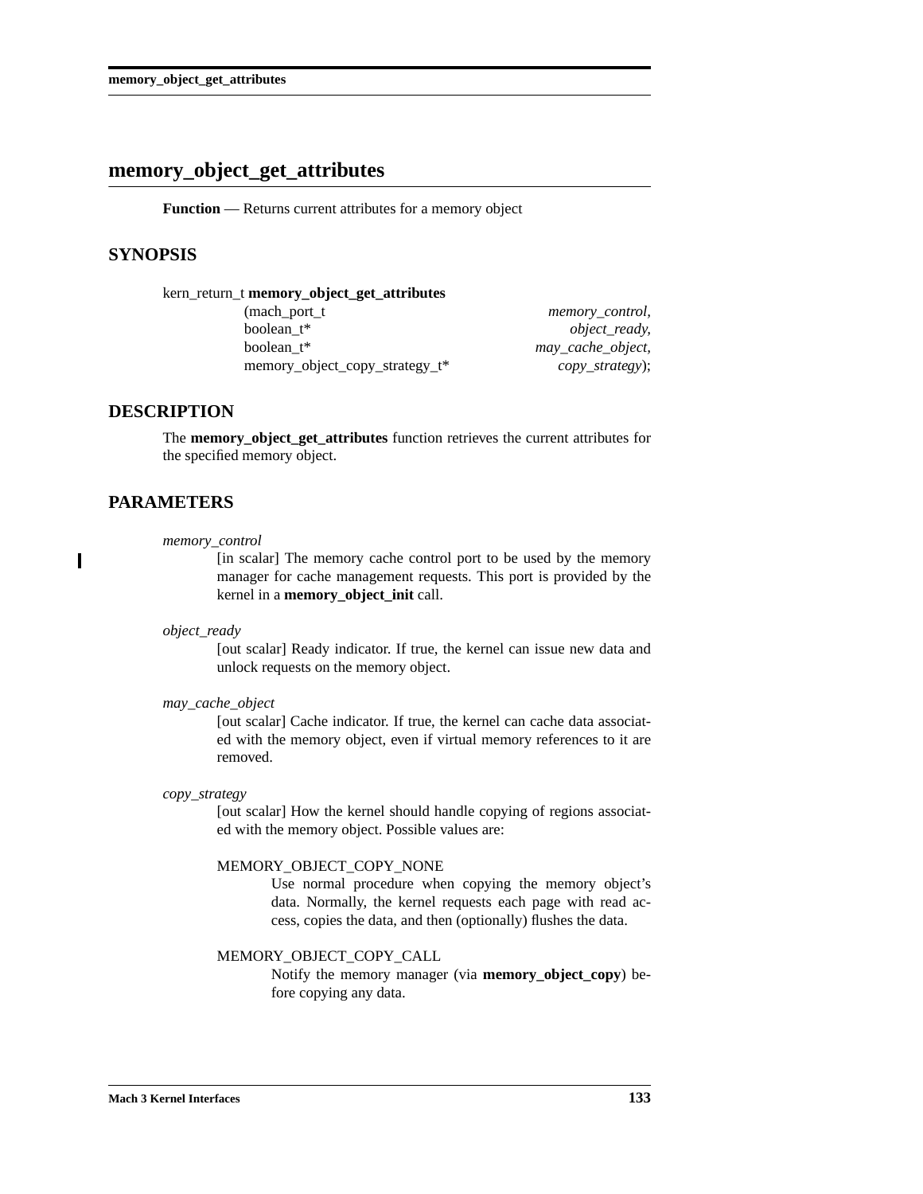# memory_object_get_attributes

**Function** — Returns current attributes for a memory object

## SYNOPSIS

```
kern_return_t memory_object_get_attributes
                (mach_port_t                          memory_control,
                 boolean_t*                           object_ready,
                 boolean_t*                           may_cache_object,
                 memory_object_copy_strategy_t*       copy_strategy);
```

## DESCRIPTION

The **memory_object_get_attributes** function retrieves the current attributes for the specified memory object.

## PARAMETERS

*memory_control*
: [in scalar] The memory cache control port to be used by the memory manager for cache management requests. This port is provided by the kernel in a **memory_object_init** call.

*object_ready*
: [out scalar] Ready indicator. If true, the kernel can issue new data and unlock requests on the memory object.

*may_cache_object*
: [out scalar] Cache indicator. If true, the kernel can cache data associated with the memory object, even if virtual memory references to it are removed.

*copy_strategy*
: [out scalar] How the kernel should handle copying of regions associated with the memory object. Possible values are:

  MEMORY_OBJECT_COPY_NONE
  : Use normal procedure when copying the memory object's data. Normally, the kernel requests each page with read access, copies the data, and then (optionally) flushes the data.

  MEMORY_OBJECT_COPY_CALL
  : Notify the memory manager (via **memory_object_copy**) before copying any data.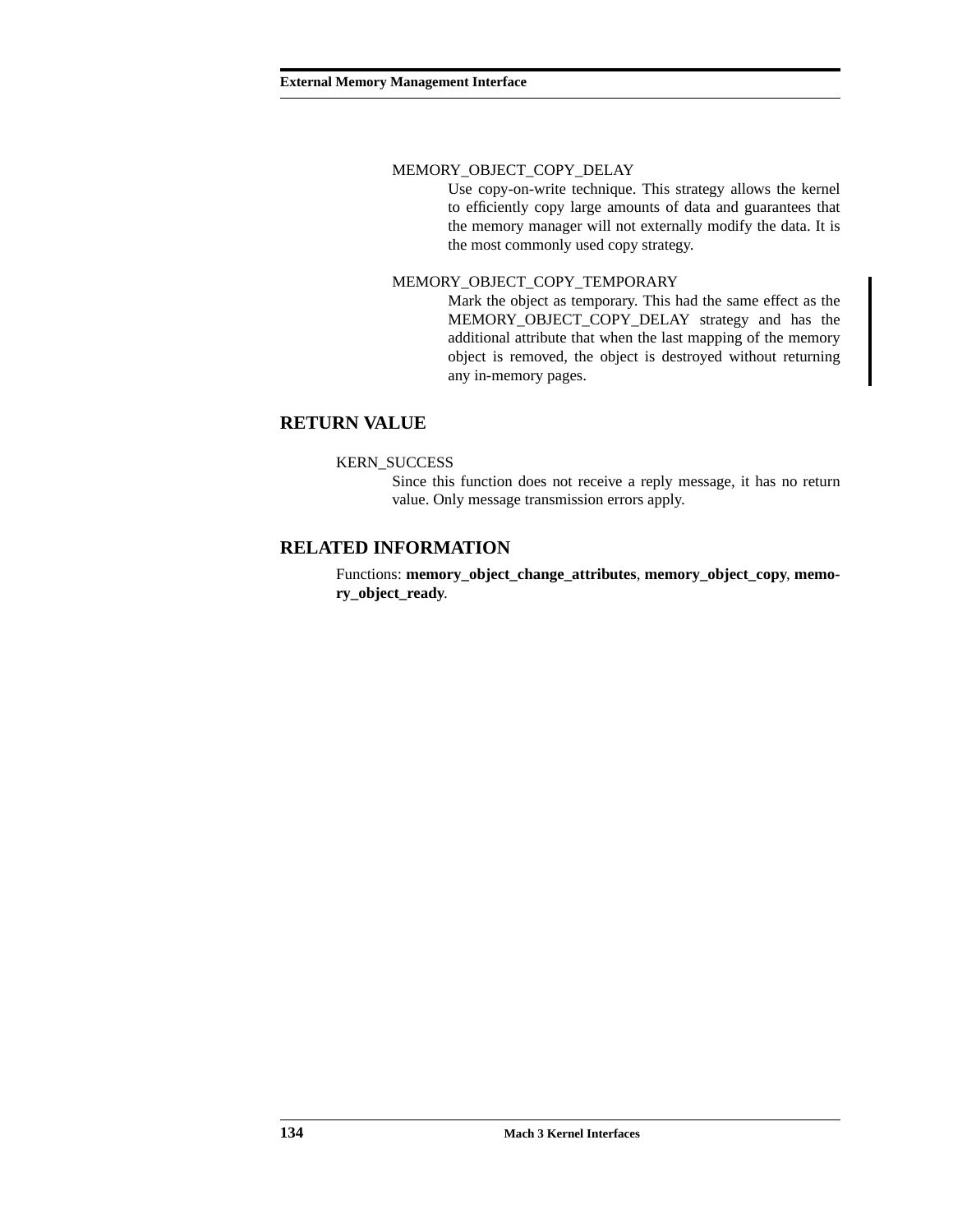MEMORY_OBJECT_COPY_DELAY

Use copy-on-write technique. This strategy allows the kernel to efficiently copy large amounts of data and guarantees that the memory manager will not externally modify the data. It is the most commonly used copy strategy.

MEMORY_OBJECT_COPY_TEMPORARY

Mark the object as temporary. This had the same effect as the MEMORY_OBJECT_COPY_DELAY strategy and has the additional attribute that when the last mapping of the memory object is removed, the object is destroyed without returning any in-memory pages.

## RETURN VALUE

KERN_SUCCESS

Since this function does not receive a reply message, it has no return value. Only message transmission errors apply.

## RELATED INFORMATION

Functions: **memory_object_change_attributes**, **memory_object_copy**, **memory_object_ready**.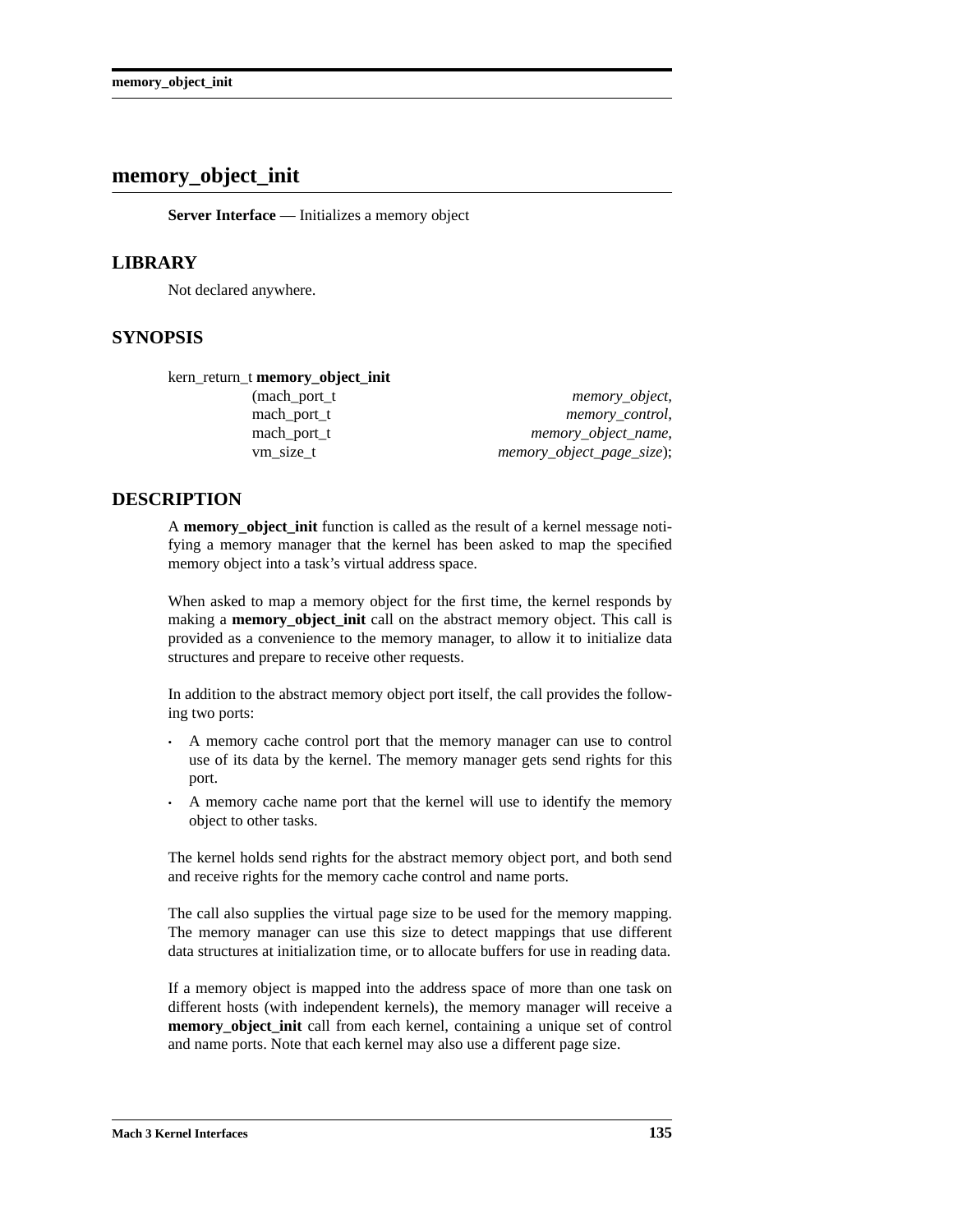## memory_object_init

**Server Interface** — Initializes a memory object

### LIBRARY

Not declared anywhere.

### SYNOPSIS

```
kern_return_t memory_object_init
        (mach_port_t                  memory_object,
         mach_port_t                  memory_control,
         mach_port_t                  memory_object_name,
         vm_size_t                    memory_object_page_size);
```

### DESCRIPTION

A **memory_object_init** function is called as the result of a kernel message notifying a memory manager that the kernel has been asked to map the specified memory object into a task's virtual address space.

When asked to map a memory object for the first time, the kernel responds by making a **memory_object_init** call on the abstract memory object. This call is provided as a convenience to the memory manager, to allow it to initialize data structures and prepare to receive other requests.

In addition to the abstract memory object port itself, the call provides the following two ports:

- A memory cache control port that the memory manager can use to control use of its data by the kernel. The memory manager gets send rights for this port.
- A memory cache name port that the kernel will use to identify the memory object to other tasks.

The kernel holds send rights for the abstract memory object port, and both send and receive rights for the memory cache control and name ports.

The call also supplies the virtual page size to be used for the memory mapping. The memory manager can use this size to detect mappings that use different data structures at initialization time, or to allocate buffers for use in reading data.

If a memory object is mapped into the address space of more than one task on different hosts (with independent kernels), the memory manager will receive a **memory_object_init** call from each kernel, containing a unique set of control and name ports. Note that each kernel may also use a different page size.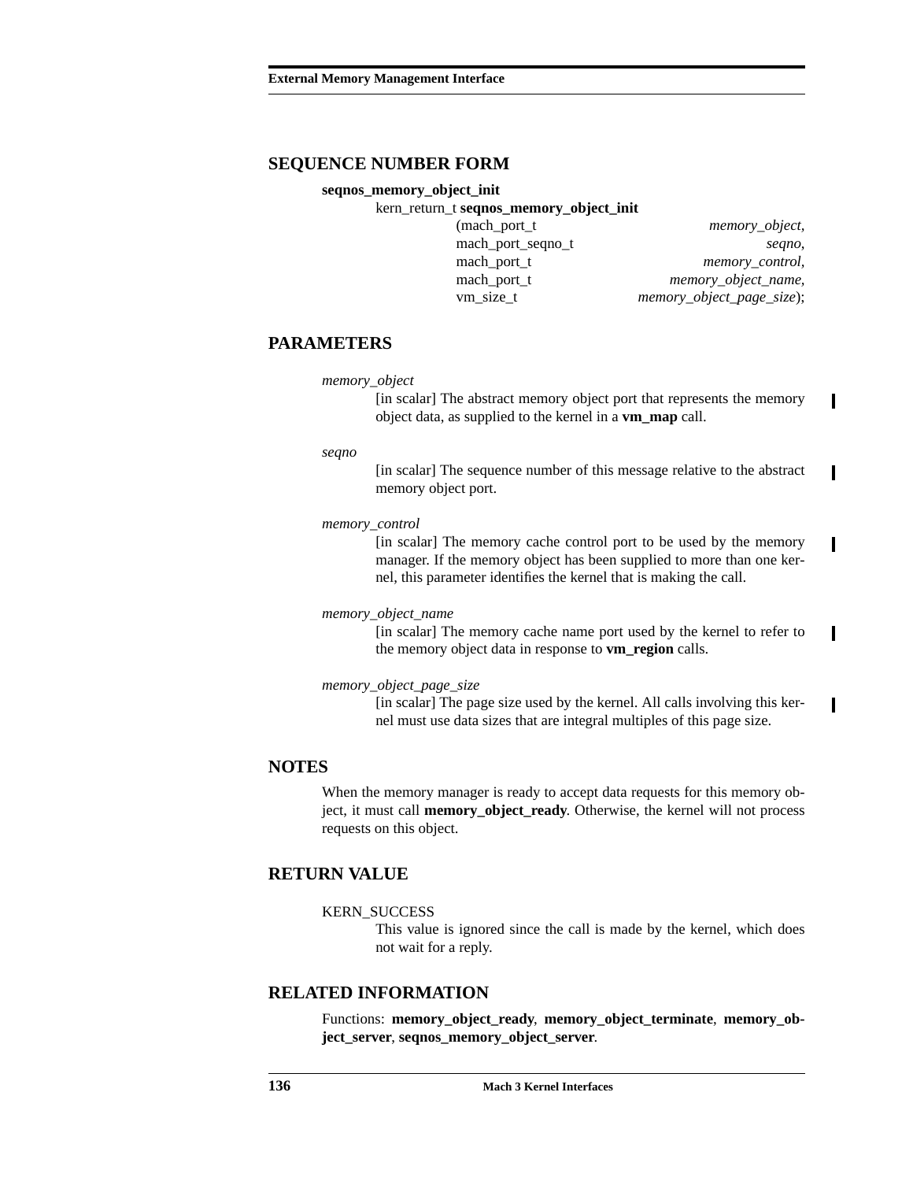## SEQUENCE NUMBER FORM

**seqnos_memory_object_init**

```
kern_return_t seqnos_memory_object_init
        (mach_port_t                  memory_object,
         mach_port_seqno_t            seqno,
         mach_port_t                  memory_control,
         mach_port_t                  memory_object_name,
         vm_size_t                    memory_object_page_size);
```

## PARAMETERS

*memory_object*
: [in scalar] The abstract memory object port that represents the memory object data, as supplied to the kernel in a **vm_map** call.

*seqno*
: [in scalar] The sequence number of this message relative to the abstract memory object port.

*memory_control*
: [in scalar] The memory cache control port to be used by the memory manager. If the memory object has been supplied to more than one kernel, this parameter identifies the kernel that is making the call.

*memory_object_name*
: [in scalar] The memory cache name port used by the kernel to refer to the memory object data in response to **vm_region** calls.

*memory_object_page_size*
: [in scalar] The page size used by the kernel. All calls involving this kernel must use data sizes that are integral multiples of this page size.

## NOTES

When the memory manager is ready to accept data requests for this memory object, it must call **memory_object_ready**. Otherwise, the kernel will not process requests on this object.

## RETURN VALUE

KERN_SUCCESS
: This value is ignored since the call is made by the kernel, which does not wait for a reply.

## RELATED INFORMATION

Functions: **memory_object_ready**, **memory_object_terminate**, **memory_object_server**, **seqnos_memory_object_server**.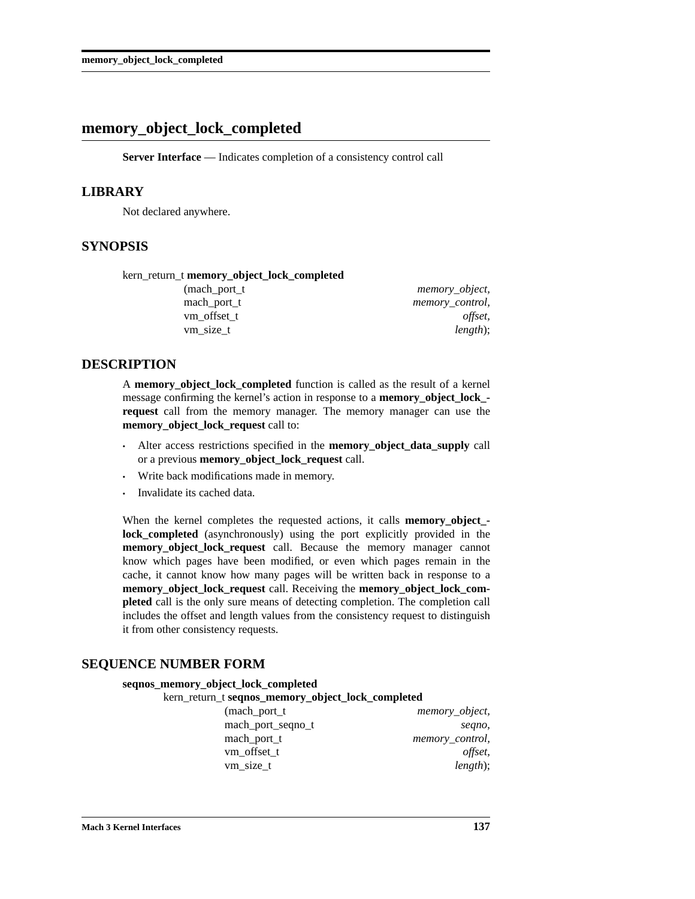# memory_object_lock_completed

**Server Interface** — Indicates completion of a consistency control call

## LIBRARY

Not declared anywhere.

## SYNOPSIS

```
kern_return_t memory_object_lock_completed
                (mach_port_t                    memory_object,
                 mach_port_t                    memory_control,
                 vm_offset_t                    offset,
                 vm_size_t                      length);
```

## DESCRIPTION

A **memory_object_lock_completed** function is called as the result of a kernel message confirming the kernel's action in response to a **memory_object_lock_request** call from the memory manager. The memory manager can use the **memory_object_lock_request** call to:

- Alter access restrictions specified in the **memory_object_data_supply** call or a previous **memory_object_lock_request** call.
- Write back modifications made in memory.
- Invalidate its cached data.

When the kernel completes the requested actions, it calls **memory_object_lock_completed** (asynchronously) using the port explicitly provided in the **memory_object_lock_request** call. Because the memory manager cannot know which pages have been modified, or even which pages remain in the cache, it cannot know how many pages will be written back in response to a **memory_object_lock_request** call. Receiving the **memory_object_lock_completed** call is the only sure means of detecting completion. The completion call includes the offset and length values from the consistency request to distinguish it from other consistency requests.

## SEQUENCE NUMBER FORM

**seqnos_memory_object_lock_completed**

```
kern_return_t seqnos_memory_object_lock_completed
                (mach_port_t                    memory_object,
                 mach_port_seqno_t              seqno,
                 mach_port_t                    memory_control,
                 vm_offset_t                    offset,
                 vm_size_t                      length);
```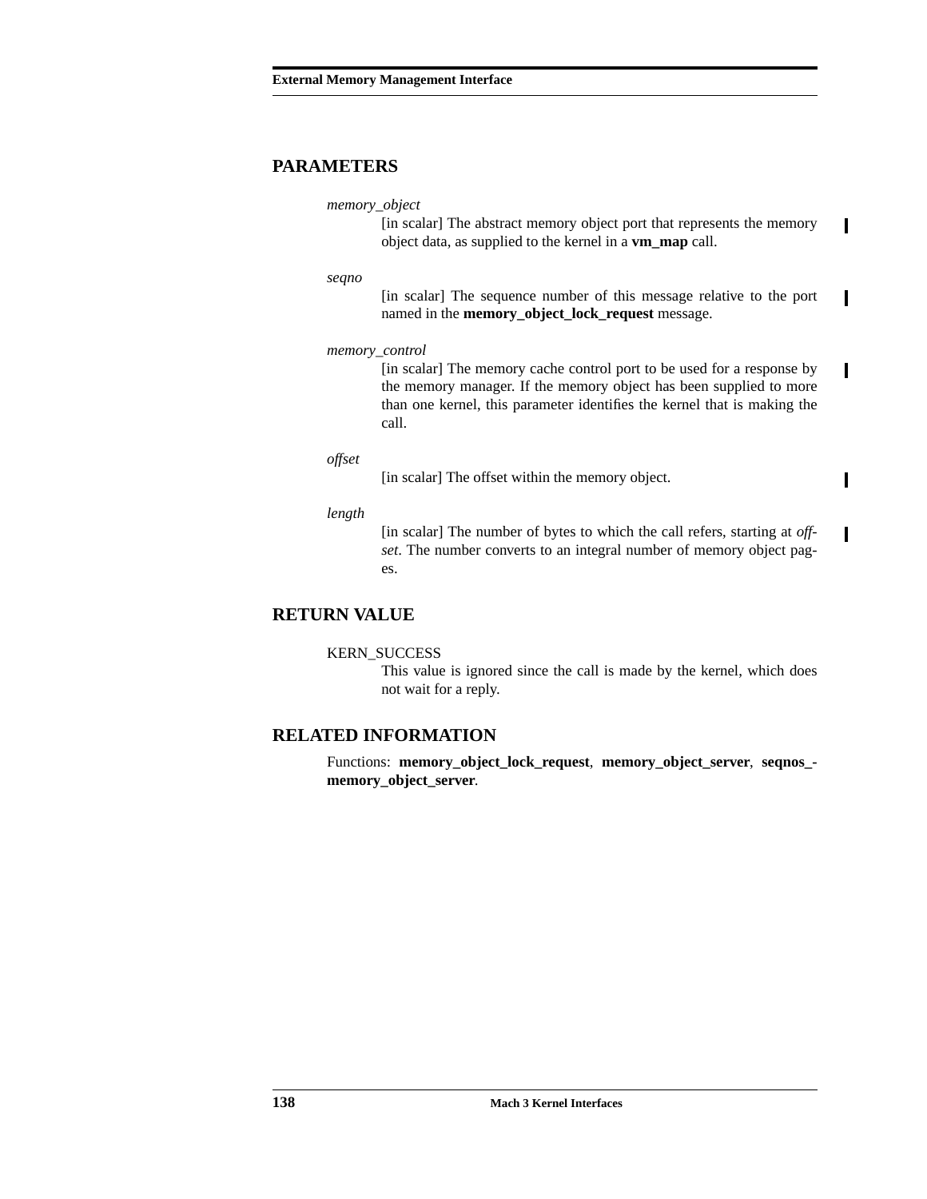## PARAMETERS

*memory_object*
: [in scalar] The abstract memory object port that represents the memory object data, as supplied to the kernel in a **vm_map** call.

*seqno*
: [in scalar] The sequence number of this message relative to the port named in the **memory_object_lock_request** message.

*memory_control*
: [in scalar] The memory cache control port to be used for a response by the memory manager. If the memory object has been supplied to more than one kernel, this parameter identifies the kernel that is making the call.

*offset*
: [in scalar] The offset within the memory object.

*length*
: [in scalar] The number of bytes to which the call refers, starting at *offset*. The number converts to an integral number of memory object pages.

## RETURN VALUE

KERN_SUCCESS
: This value is ignored since the call is made by the kernel, which does not wait for a reply.

## RELATED INFORMATION

Functions: **memory_object_lock_request**, **memory_object_server**, **seqnos_memory_object_server**.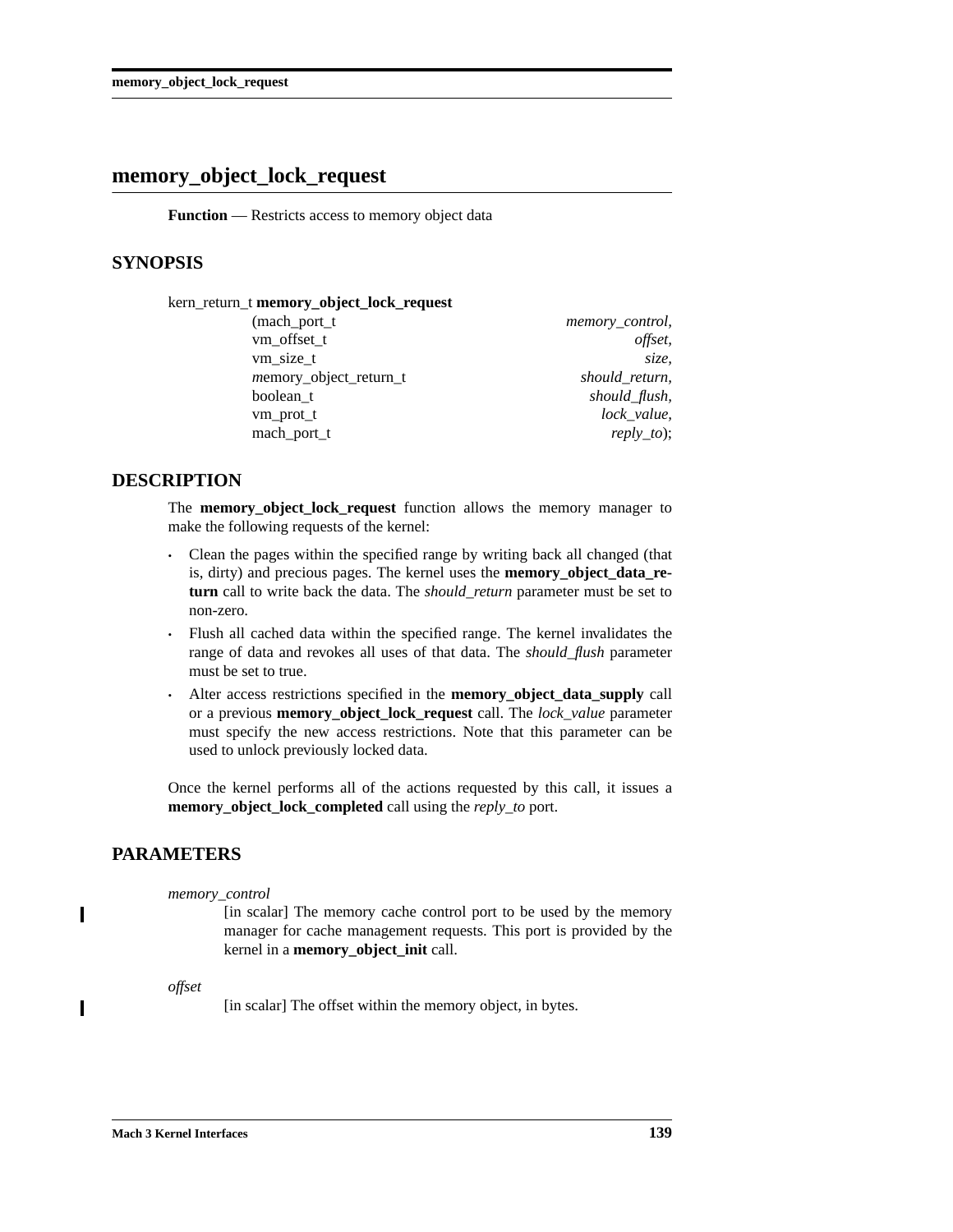# memory_object_lock_request

**Function** — Restricts access to memory object data

## SYNOPSIS

```
kern_return_t memory_object_lock_request
                (mach_port_t                    memory_control,
                vm_offset_t                             offset,
                vm_size_t                                 size,
                memory_object_return_t           should_return,
                boolean_t                         should_flush,
                vm_prot_t                           lock_value,
                mach_port_t                          reply_to);
```

## DESCRIPTION

The **memory_object_lock_request** function allows the memory manager to make the following requests of the kernel:

- Clean the pages within the specified range by writing back all changed (that is, dirty) and precious pages. The kernel uses the **memory_object_data_return** call to write back the data. The *should_return* parameter must be set to non-zero.
- Flush all cached data within the specified range. The kernel invalidates the range of data and revokes all uses of that data. The *should_flush* parameter must be set to true.
- Alter access restrictions specified in the **memory_object_data_supply** call or a previous **memory_object_lock_request** call. The *lock_value* parameter must specify the new access restrictions. Note that this parameter can be used to unlock previously locked data.

Once the kernel performs all of the actions requested by this call, it issues a **memory_object_lock_completed** call using the *reply_to* port.

## PARAMETERS

*memory_control*
: [in scalar] The memory cache control port to be used by the memory manager for cache management requests. This port is provided by the kernel in a **memory_object_init** call.

*offset*
: [in scalar] The offset within the memory object, in bytes.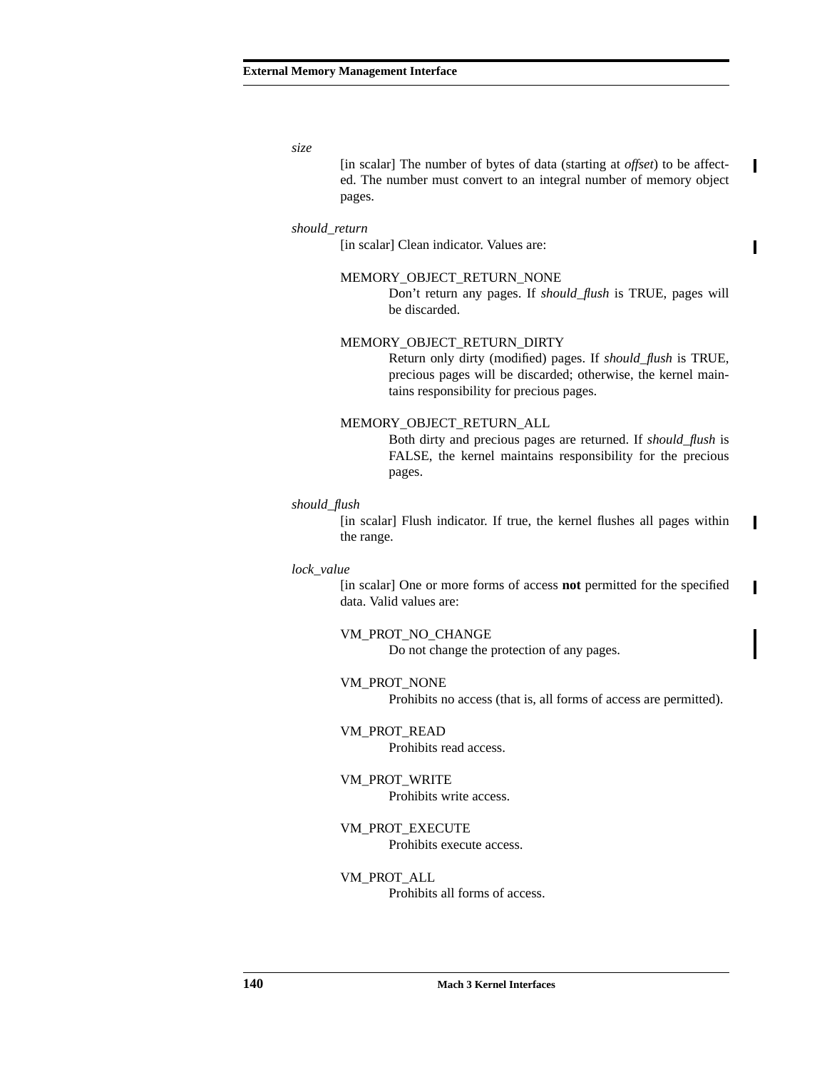*size*

[in scalar] The number of bytes of data (starting at *offset*) to be affected. The number must convert to an integral number of memory object pages.

*should_return*

[in scalar] Clean indicator. Values are:

MEMORY_OBJECT_RETURN_NONE
: Don't return any pages. If *should_flush* is TRUE, pages will be discarded.

MEMORY_OBJECT_RETURN_DIRTY
: Return only dirty (modified) pages. If *should_flush* is TRUE, precious pages will be discarded; otherwise, the kernel maintains responsibility for precious pages.

MEMORY_OBJECT_RETURN_ALL
: Both dirty and precious pages are returned. If *should_flush* is FALSE, the kernel maintains responsibility for the precious pages.

*should_flush*

[in scalar] Flush indicator. If true, the kernel flushes all pages within the range.

*lock_value*

[in scalar] One or more forms of access **not** permitted for the specified data. Valid values are:

VM_PROT_NO_CHANGE
: Do not change the protection of any pages.

VM_PROT_NONE
: Prohibits no access (that is, all forms of access are permitted).

VM_PROT_READ
: Prohibits read access.

VM_PROT_WRITE
: Prohibits write access.

VM_PROT_EXECUTE
: Prohibits execute access.

VM_PROT_ALL
: Prohibits all forms of access.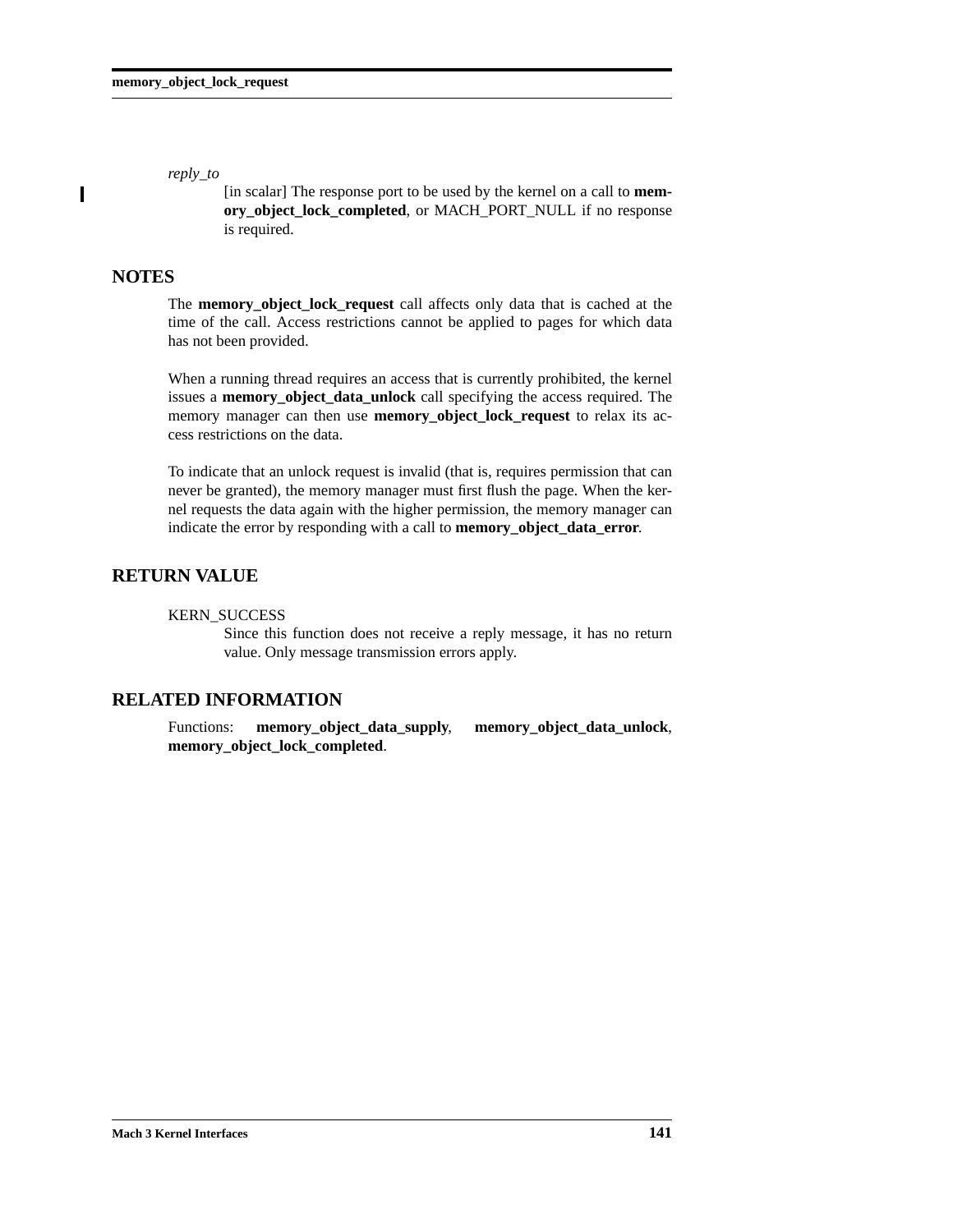*reply_to*

[in scalar] The response port to be used by the kernel on a call to **memory_object_lock_completed**, or MACH_PORT_NULL if no response is required.

## NOTES

The **memory_object_lock_request** call affects only data that is cached at the time of the call. Access restrictions cannot be applied to pages for which data has not been provided.

When a running thread requires an access that is currently prohibited, the kernel issues a **memory_object_data_unlock** call specifying the access required. The memory manager can then use **memory_object_lock_request** to relax its access restrictions on the data.

To indicate that an unlock request is invalid (that is, requires permission that can never be granted), the memory manager must first flush the page. When the kernel requests the data again with the higher permission, the memory manager can indicate the error by responding with a call to **memory_object_data_error**.

## RETURN VALUE

KERN_SUCCESS

Since this function does not receive a reply message, it has no return value. Only message transmission errors apply.

## RELATED INFORMATION

Functions: **memory_object_data_supply**, **memory_object_data_unlock**, **memory_object_lock_completed**.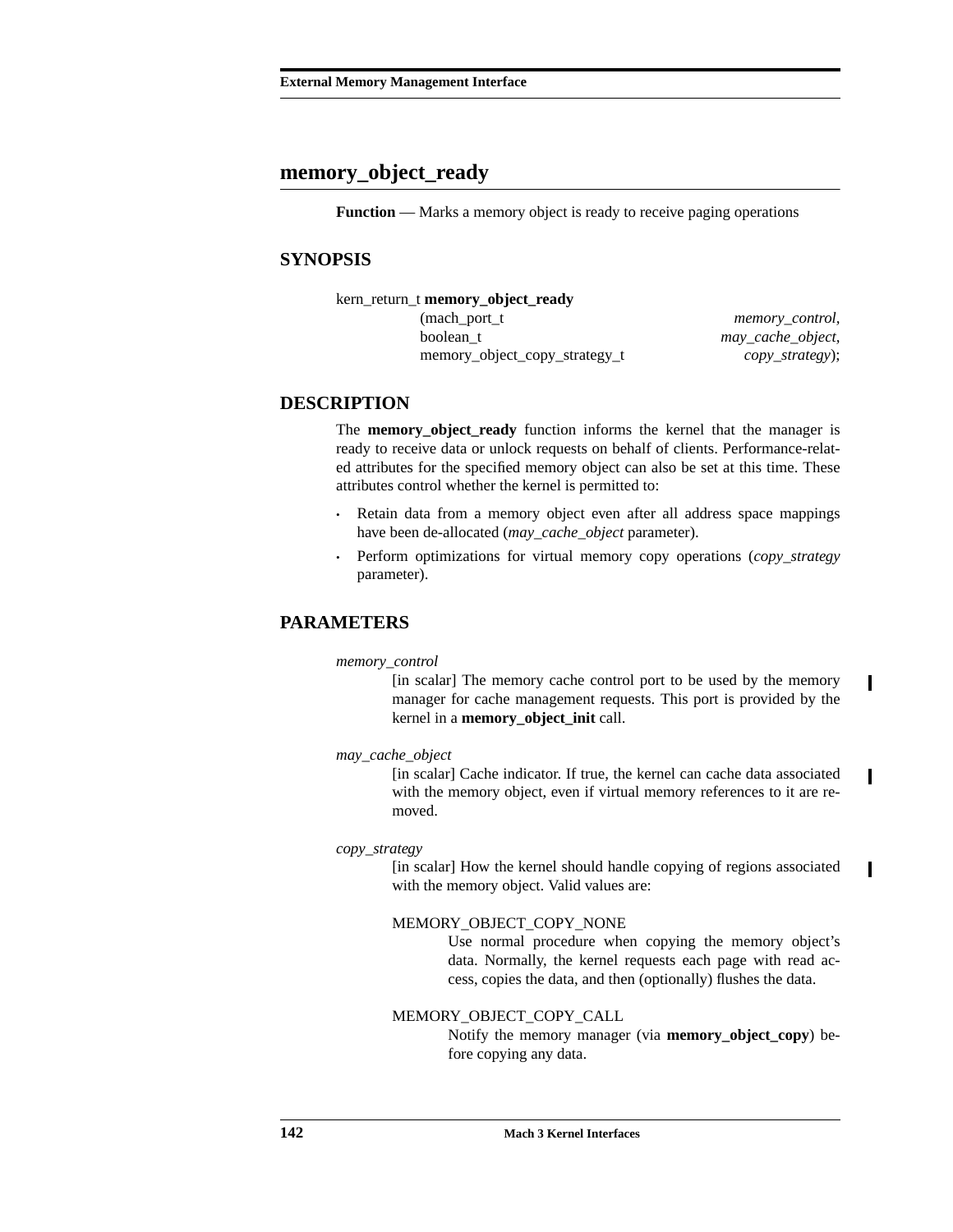## memory_object_ready

**Function** — Marks a memory object is ready to receive paging operations

### SYNOPSIS

```
kern_return_t memory_object_ready
        (mach_port_t                        memory_control,
         boolean_t                          may_cache_object,
         memory_object_copy_strategy_t      copy_strategy);
```

### DESCRIPTION

The **memory_object_ready** function informs the kernel that the manager is ready to receive data or unlock requests on behalf of clients. Performance-related attributes for the specified memory object can also be set at this time. These attributes control whether the kernel is permitted to:

- Retain data from a memory object even after all address space mappings have been de-allocated (*may_cache_object* parameter).
- Perform optimizations for virtual memory copy operations (*copy_strategy* parameter).

### PARAMETERS

*memory_control*
: [in scalar] The memory cache control port to be used by the memory manager for cache management requests. This port is provided by the kernel in a **memory_object_init** call.

*may_cache_object*
: [in scalar] Cache indicator. If true, the kernel can cache data associated with the memory object, even if virtual memory references to it are removed.

*copy_strategy*
: [in scalar] How the kernel should handle copying of regions associated with the memory object. Valid values are:

  MEMORY_OBJECT_COPY_NONE
  : Use normal procedure when copying the memory object's data. Normally, the kernel requests each page with read access, copies the data, and then (optionally) flushes the data.

  MEMORY_OBJECT_COPY_CALL
  : Notify the memory manager (via **memory_object_copy**) before copying any data.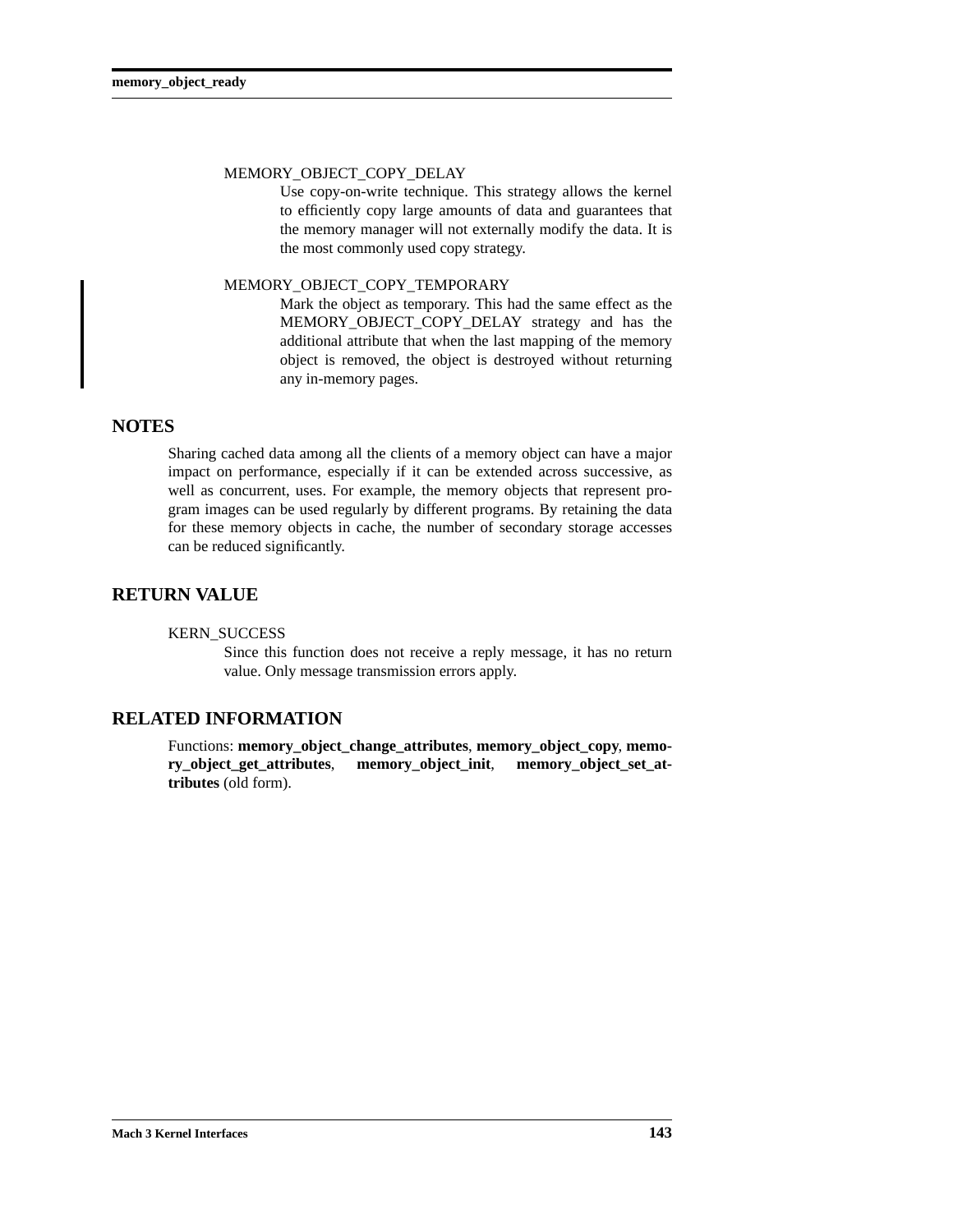MEMORY_OBJECT_COPY_DELAY

Use copy-on-write technique. This strategy allows the kernel to efficiently copy large amounts of data and guarantees that the memory manager will not externally modify the data. It is the most commonly used copy strategy.

MEMORY_OBJECT_COPY_TEMPORARY

Mark the object as temporary. This had the same effect as the MEMORY_OBJECT_COPY_DELAY strategy and has the additional attribute that when the last mapping of the memory object is removed, the object is destroyed without returning any in-memory pages.

## NOTES

Sharing cached data among all the clients of a memory object can have a major impact on performance, especially if it can be extended across successive, as well as concurrent, uses. For example, the memory objects that represent program images can be used regularly by different programs. By retaining the data for these memory objects in cache, the number of secondary storage accesses can be reduced significantly.

## RETURN VALUE

KERN_SUCCESS

Since this function does not receive a reply message, it has no return value. Only message transmission errors apply.

## RELATED INFORMATION

Functions: **memory_object_change_attributes**, **memory_object_copy**, **memory_object_get_attributes**, **memory_object_init**, **memory_object_set_attributes** (old form).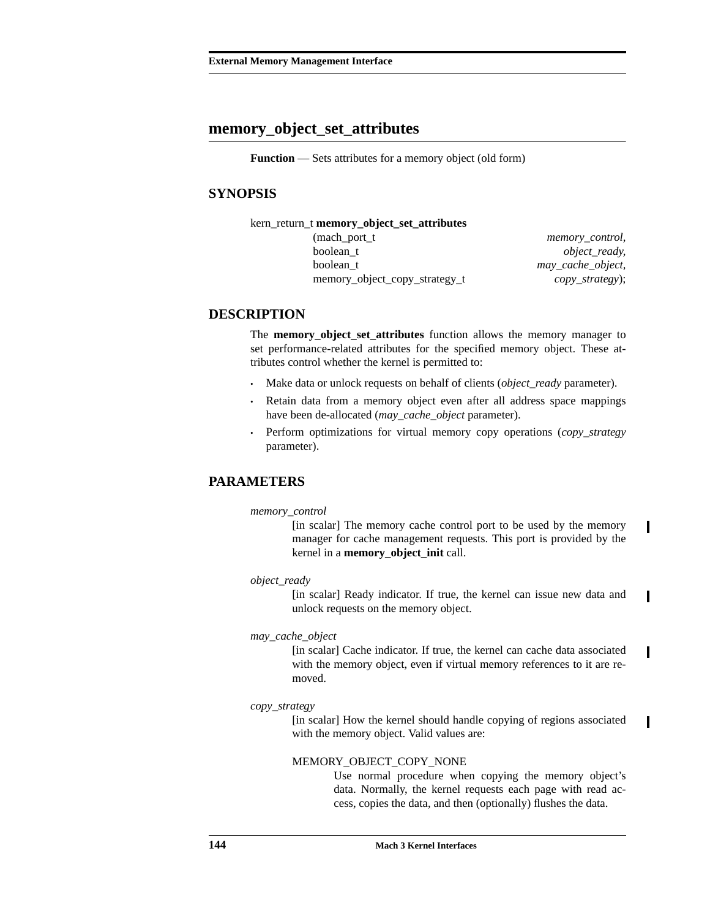## memory_object_set_attributes

**Function** — Sets attributes for a memory object (old form)

### SYNOPSIS

```
kern_return_t memory_object_set_attributes
                (mach_port_t                        memory_control,
                 boolean_t                          object_ready,
                 boolean_t                          may_cache_object,
                 memory_object_copy_strategy_t      copy_strategy);
```

### DESCRIPTION

The **memory_object_set_attributes** function allows the memory manager to set performance-related attributes for the specified memory object. These attributes control whether the kernel is permitted to:

- Make data or unlock requests on behalf of clients (*object_ready* parameter).
- Retain data from a memory object even after all address space mappings have been de-allocated (*may_cache_object* parameter).
- Perform optimizations for virtual memory copy operations (*copy_strategy* parameter).

### PARAMETERS

*memory_control*
: [in scalar] The memory cache control port to be used by the memory manager for cache management requests. This port is provided by the kernel in a **memory_object_init** call.

*object_ready*
: [in scalar] Ready indicator. If true, the kernel can issue new data and unlock requests on the memory object.

*may_cache_object*
: [in scalar] Cache indicator. If true, the kernel can cache data associated with the memory object, even if virtual memory references to it are removed.

*copy_strategy*
: [in scalar] How the kernel should handle copying of regions associated with the memory object. Valid values are:

MEMORY_OBJECT_COPY_NONE
: Use normal procedure when copying the memory object's data. Normally, the kernel requests each page with read access, copies the data, and then (optionally) flushes the data.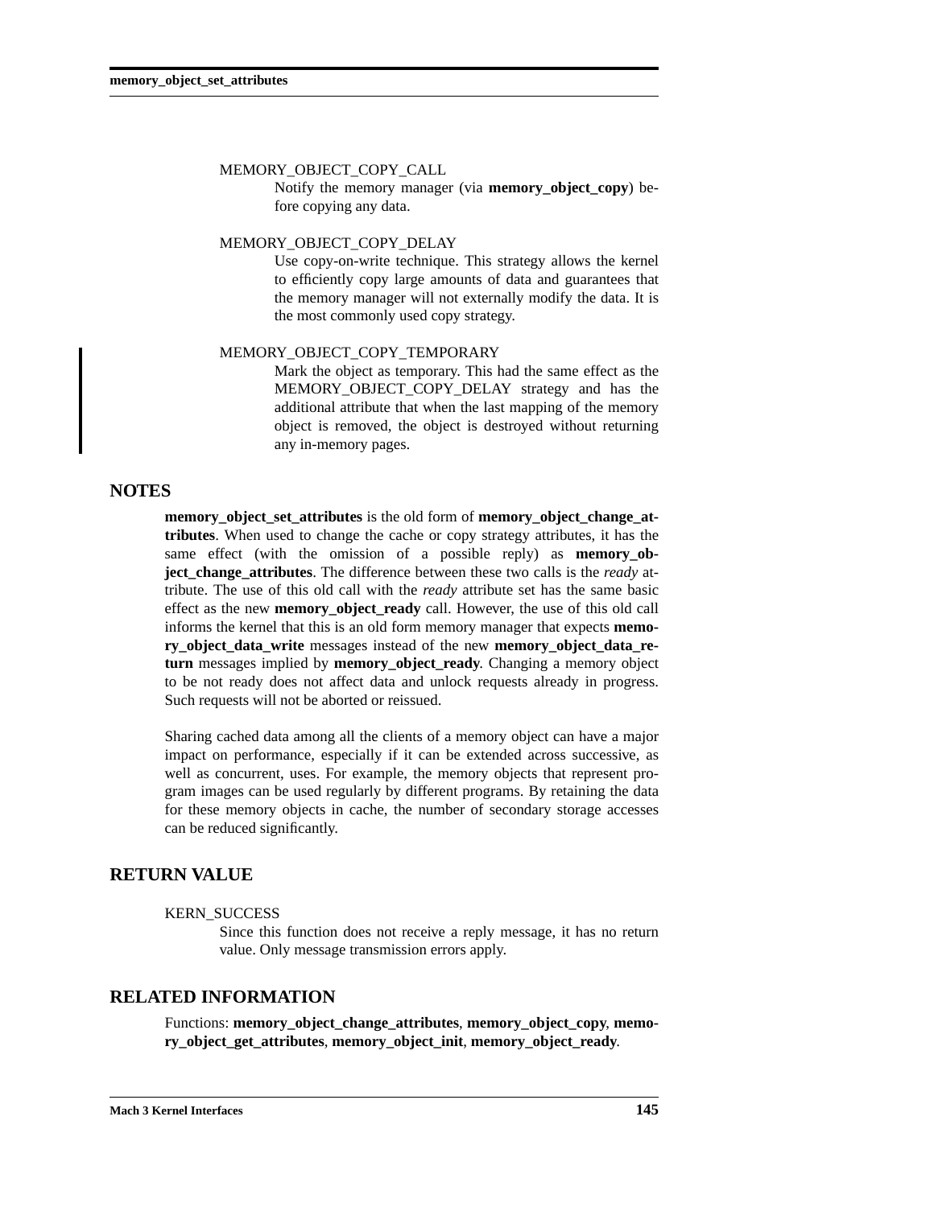MEMORY_OBJECT_COPY_CALL
: Notify the memory manager (via **memory_object_copy**) before copying any data.

MEMORY_OBJECT_COPY_DELAY
: Use copy-on-write technique. This strategy allows the kernel to efficiently copy large amounts of data and guarantees that the memory manager will not externally modify the data. It is the most commonly used copy strategy.

MEMORY_OBJECT_COPY_TEMPORARY
: Mark the object as temporary. This had the same effect as the MEMORY_OBJECT_COPY_DELAY strategy and has the additional attribute that when the last mapping of the memory object is removed, the object is destroyed without returning any in-memory pages.

## NOTES

**memory_object_set_attributes** is the old form of **memory_object_change_attributes**. When used to change the cache or copy strategy attributes, it has the same effect (with the omission of a possible reply) as **memory_object_change_attributes**. The difference between these two calls is the *ready* attribute. The use of this old call with the *ready* attribute set has the same basic effect as the new **memory_object_ready** call. However, the use of this old call informs the kernel that this is an old form memory manager that expects **memory_object_data_write** messages instead of the new **memory_object_data_return** messages implied by **memory_object_ready**. Changing a memory object to be not ready does not affect data and unlock requests already in progress. Such requests will not be aborted or reissued.

Sharing cached data among all the clients of a memory object can have a major impact on performance, especially if it can be extended across successive, as well as concurrent, uses. For example, the memory objects that represent program images can be used regularly by different programs. By retaining the data for these memory objects in cache, the number of secondary storage accesses can be reduced significantly.

## RETURN VALUE

KERN_SUCCESS
: Since this function does not receive a reply message, it has no return value. Only message transmission errors apply.

## RELATED INFORMATION

Functions: **memory_object_change_attributes**, **memory_object_copy**, **memory_object_get_attributes**, **memory_object_init**, **memory_object_ready**.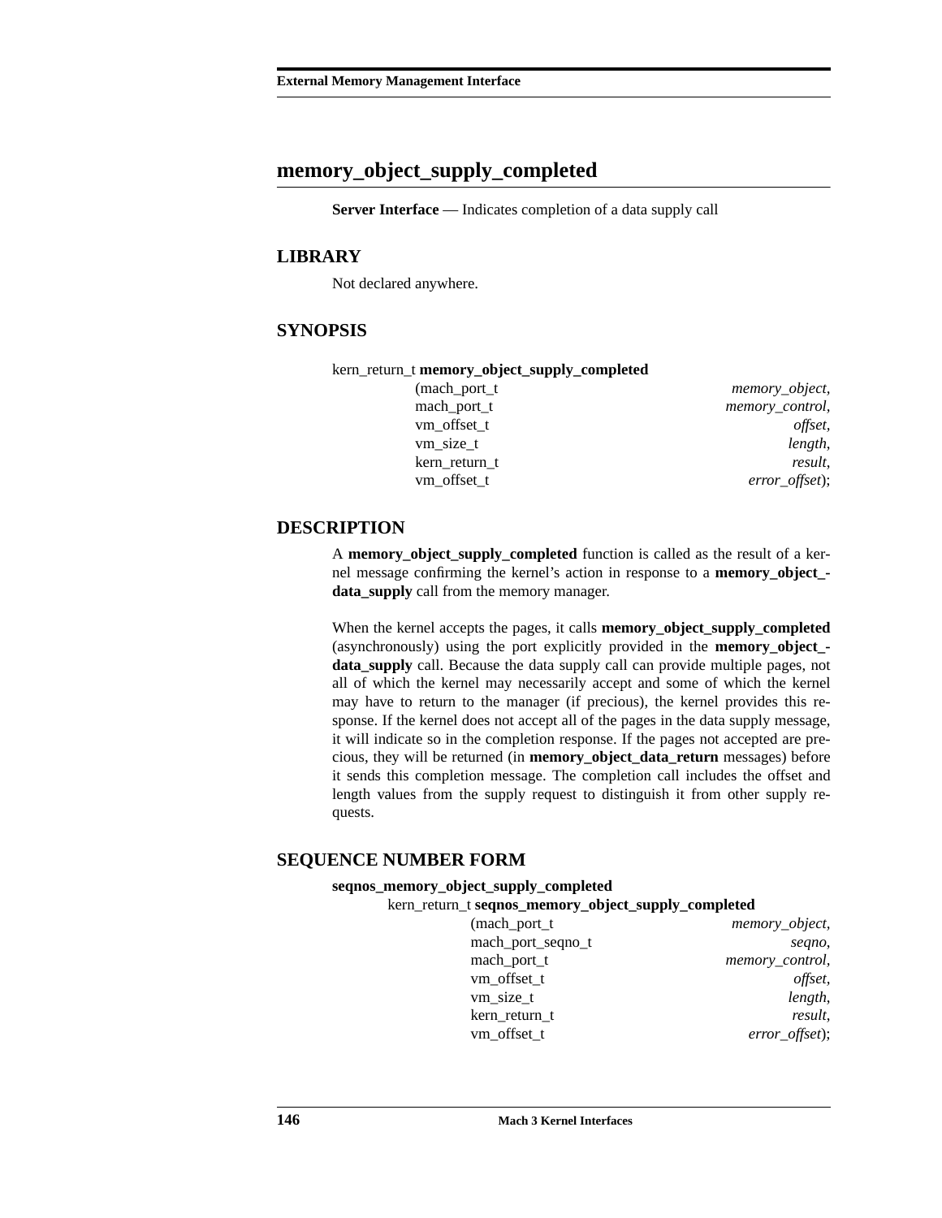## memory_object_supply_completed

**Server Interface** — Indicates completion of a data supply call

### LIBRARY

Not declared anywhere.

### SYNOPSIS

```
kern_return_t memory_object_supply_completed
                (mach_port_t                    memory_object,
                 mach_port_t                    memory_control,
                 vm_offset_t                    offset,
                 vm_size_t                      length,
                 kern_return_t                  result,
                 vm_offset_t                    error_offset);
```

### DESCRIPTION

A **memory_object_supply_completed** function is called as the result of a kernel message confirming the kernel's action in response to a **memory_object_data_supply** call from the memory manager.

When the kernel accepts the pages, it calls **memory_object_supply_completed** (asynchronously) using the port explicitly provided in the **memory_object_data_supply** call. Because the data supply call can provide multiple pages, not all of which the kernel may necessarily accept and some of which the kernel may have to return to the manager (if precious), the kernel provides this response. If the kernel does not accept all of the pages in the data supply message, it will indicate so in the completion response. If the pages not accepted are precious, they will be returned (in **memory_object_data_return** messages) before it sends this completion message. The completion call includes the offset and length values from the supply request to distinguish it from other supply requests.

### SEQUENCE NUMBER FORM

**seqnos_memory_object_supply_completed**

```
kern_return_t seqnos_memory_object_supply_completed
                (mach_port_t                    memory_object,
                 mach_port_seqno_t              seqno,
                 mach_port_t                    memory_control,
                 vm_offset_t                    offset,
                 vm_size_t                      length,
                 kern_return_t                  result,
                 vm_offset_t                    error_offset);
```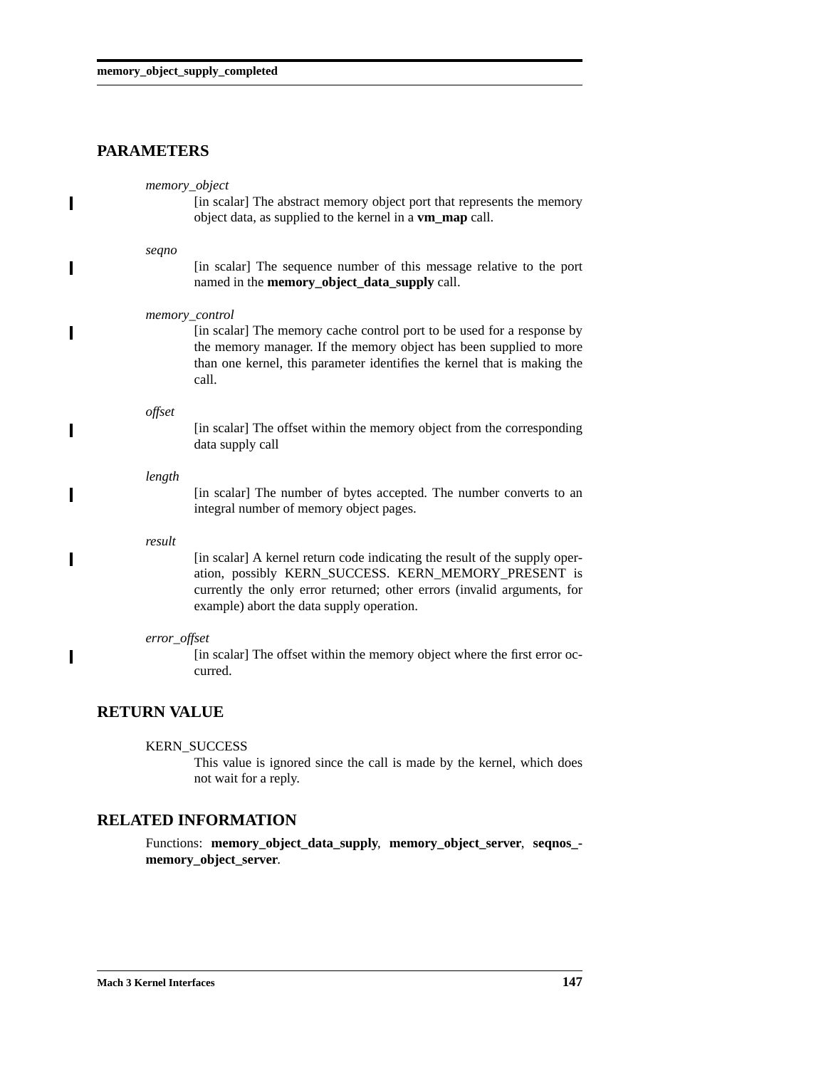## PARAMETERS

*memory_object*
: [in scalar] The abstract memory object port that represents the memory object data, as supplied to the kernel in a **vm_map** call.

*seqno*
: [in scalar] The sequence number of this message relative to the port named in the **memory_object_data_supply** call.

*memory_control*
: [in scalar] The memory cache control port to be used for a response by the memory manager. If the memory object has been supplied to more than one kernel, this parameter identifies the kernel that is making the call.

*offset*
: [in scalar] The offset within the memory object from the corresponding data supply call

*length*
: [in scalar] The number of bytes accepted. The number converts to an integral number of memory object pages.

*result*
: [in scalar] A kernel return code indicating the result of the supply operation, possibly KERN_SUCCESS. KERN_MEMORY_PRESENT is currently the only error returned; other errors (invalid arguments, for example) abort the data supply operation.

*error_offset*
: [in scalar] The offset within the memory object where the first error occurred.

## RETURN VALUE

KERN_SUCCESS
: This value is ignored since the call is made by the kernel, which does not wait for a reply.

## RELATED INFORMATION

Functions: **memory_object_data_supply**, **memory_object_server**, **seqnos_memory_object_server**.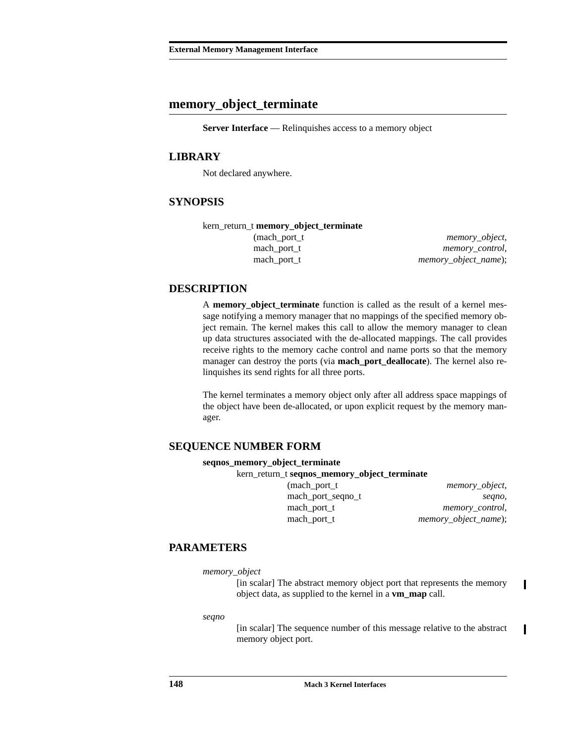## memory_object_terminate

**Server Interface** — Relinquishes access to a memory object

### LIBRARY

Not declared anywhere.

### SYNOPSIS

```
kern_return_t memory_object_terminate
        (mach_port_t                    memory_object,
         mach_port_t                    memory_control,
         mach_port_t                    memory_object_name);
```

### DESCRIPTION

A **memory_object_terminate** function is called as the result of a kernel message notifying a memory manager that no mappings of the specified memory object remain. The kernel makes this call to allow the memory manager to clean up data structures associated with the de-allocated mappings. The call provides receive rights to the memory cache control and name ports so that the memory manager can destroy the ports (via **mach_port_deallocate**). The kernel also relinquishes its send rights for all three ports.

The kernel terminates a memory object only after all address space mappings of the object have been de-allocated, or upon explicit request by the memory manager.

### SEQUENCE NUMBER FORM

**seqnos_memory_object_terminate**

```
kern_return_t seqnos_memory_object_terminate
        (mach_port_t                    memory_object,
         mach_port_seqno_t              seqno,
         mach_port_t                    memory_control,
         mach_port_t                    memory_object_name);
```

### PARAMETERS

*memory_object*
: [in scalar] The abstract memory object port that represents the memory object data, as supplied to the kernel in a **vm_map** call.

*seqno*
: [in scalar] The sequence number of this message relative to the abstract memory object port.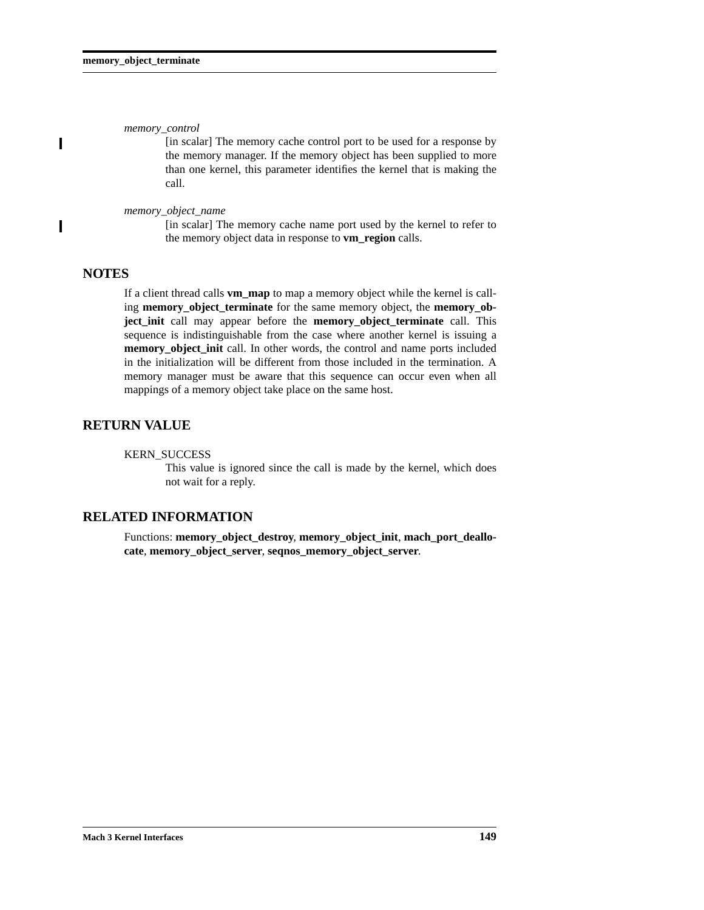*memory_control*

[in scalar] The memory cache control port to be used for a response by the memory manager. If the memory object has been supplied to more than one kernel, this parameter identifies the kernel that is making the call.

*memory_object_name*

[in scalar] The memory cache name port used by the kernel to refer to the memory object data in response to **vm_region** calls.

## NOTES

If a client thread calls **vm_map** to map a memory object while the kernel is calling **memory_object_terminate** for the same memory object, the **memory_object_init** call may appear before the **memory_object_terminate** call. This sequence is indistinguishable from the case where another kernel is issuing a **memory_object_init** call. In other words, the control and name ports included in the initialization will be different from those included in the termination. A memory manager must be aware that this sequence can occur even when all mappings of a memory object take place on the same host.

## RETURN VALUE

KERN_SUCCESS

This value is ignored since the call is made by the kernel, which does not wait for a reply.

## RELATED INFORMATION

Functions: **memory_object_destroy**, **memory_object_init**, **mach_port_deallocate**, **memory_object_server**, **seqnos_memory_object_server**.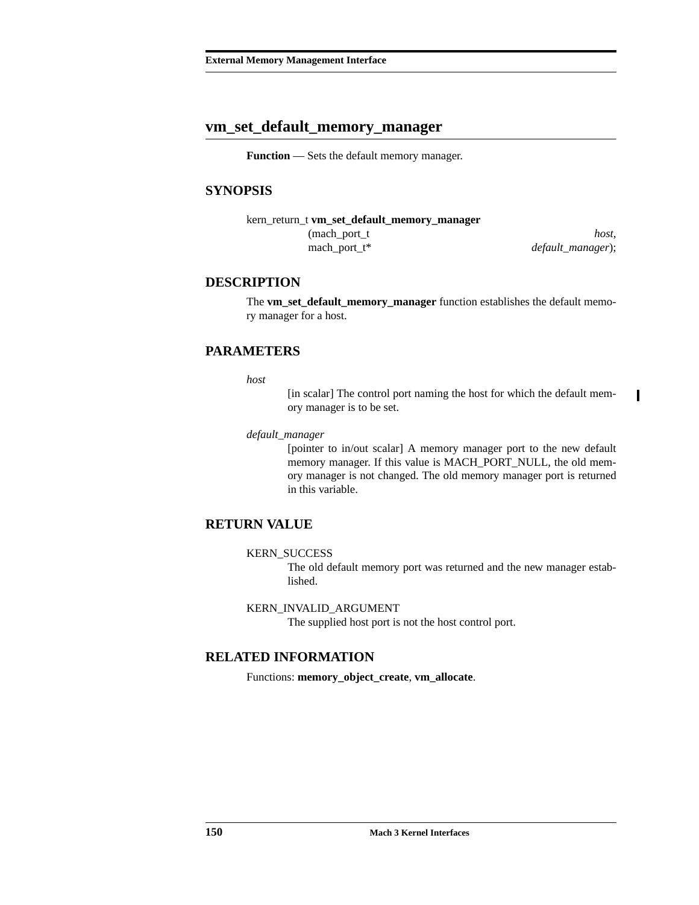# vm_set_default_memory_manager

**Function** — Sets the default memory manager.

## SYNOPSIS

```
kern_return_t vm_set_default_memory_manager
        (mach_port_t                    host,
         mach_port_t*                   default_manager);
```

## DESCRIPTION

The **vm_set_default_memory_manager** function establishes the default memory manager for a host.

## PARAMETERS

*host*
: [in scalar] The control port naming the host for which the default memory manager is to be set.

*default_manager*
: [pointer to in/out scalar] A memory manager port to the new default memory manager. If this value is MACH_PORT_NULL, the old memory manager is not changed. The old memory manager port is returned in this variable.

## RETURN VALUE

KERN_SUCCESS
: The old default memory port was returned and the new manager established.

KERN_INVALID_ARGUMENT
: The supplied host port is not the host control port.

## RELATED INFORMATION

Functions: **memory_object_create**, **vm_allocate**.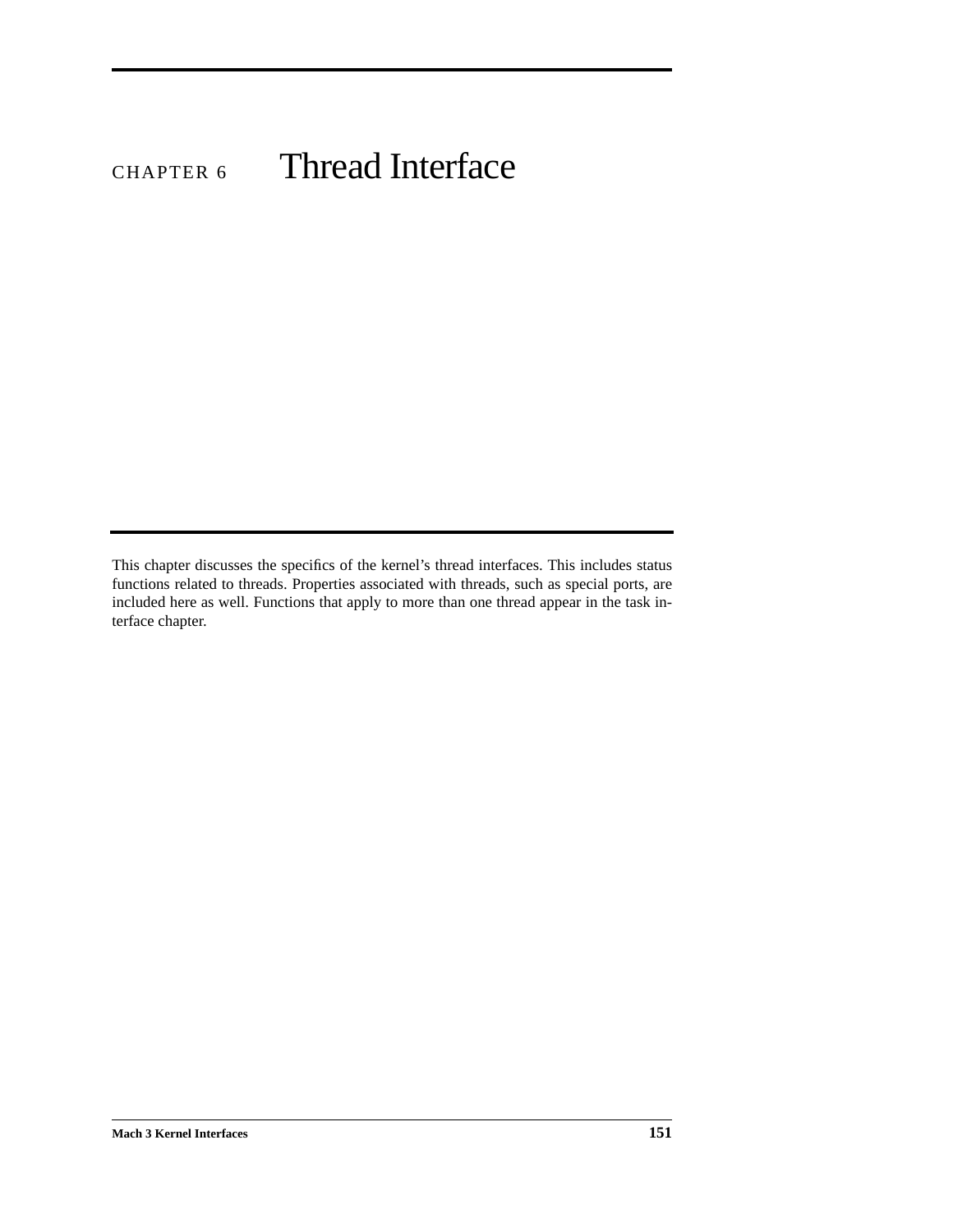# CHAPTER 6 Thread Interface

This chapter discusses the specifics of the kernel's thread interfaces. This includes status functions related to threads. Properties associated with threads, such as special ports, are included here as well. Functions that apply to more than one thread appear in the task interface chapter.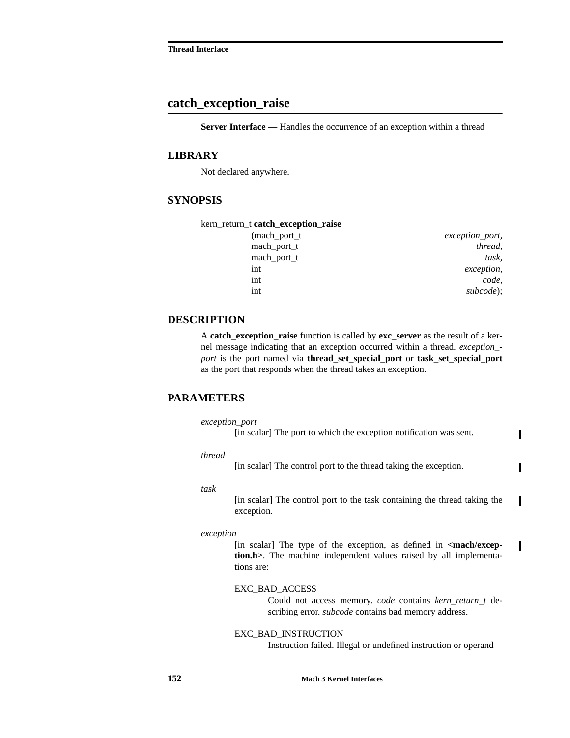## catch_exception_raise

**Server Interface** — Handles the occurrence of an exception within a thread

### LIBRARY

Not declared anywhere.

### SYNOPSIS

```
kern_return_t catch_exception_raise
                (mach_port_t                exception_port,
                 mach_port_t                thread,
                 mach_port_t                task,
                 int                        exception,
                 int                        code,
                 int                        subcode);
```

### DESCRIPTION

A **catch_exception_raise** function is called by **exc_server** as the result of a kernel message indicating that an exception occurred within a thread. *exception_port* is the port named via **thread_set_special_port** or **task_set_special_port** as the port that responds when the thread takes an exception.

### PARAMETERS

*exception_port*
: [in scalar] The port to which the exception notification was sent.

*thread*
: [in scalar] The control port to the thread taking the exception.

*task*
: [in scalar] The control port to the task containing the thread taking the exception.

*exception*
: [in scalar] The type of the exception, as defined in **<mach/exception.h>**. The machine independent values raised by all implementations are:

  EXC_BAD_ACCESS
  : Could not access memory. *code* contains *kern_return_t* describing error. *subcode* contains bad memory address.

  EXC_BAD_INSTRUCTION
  : Instruction failed. Illegal or undefined instruction or operand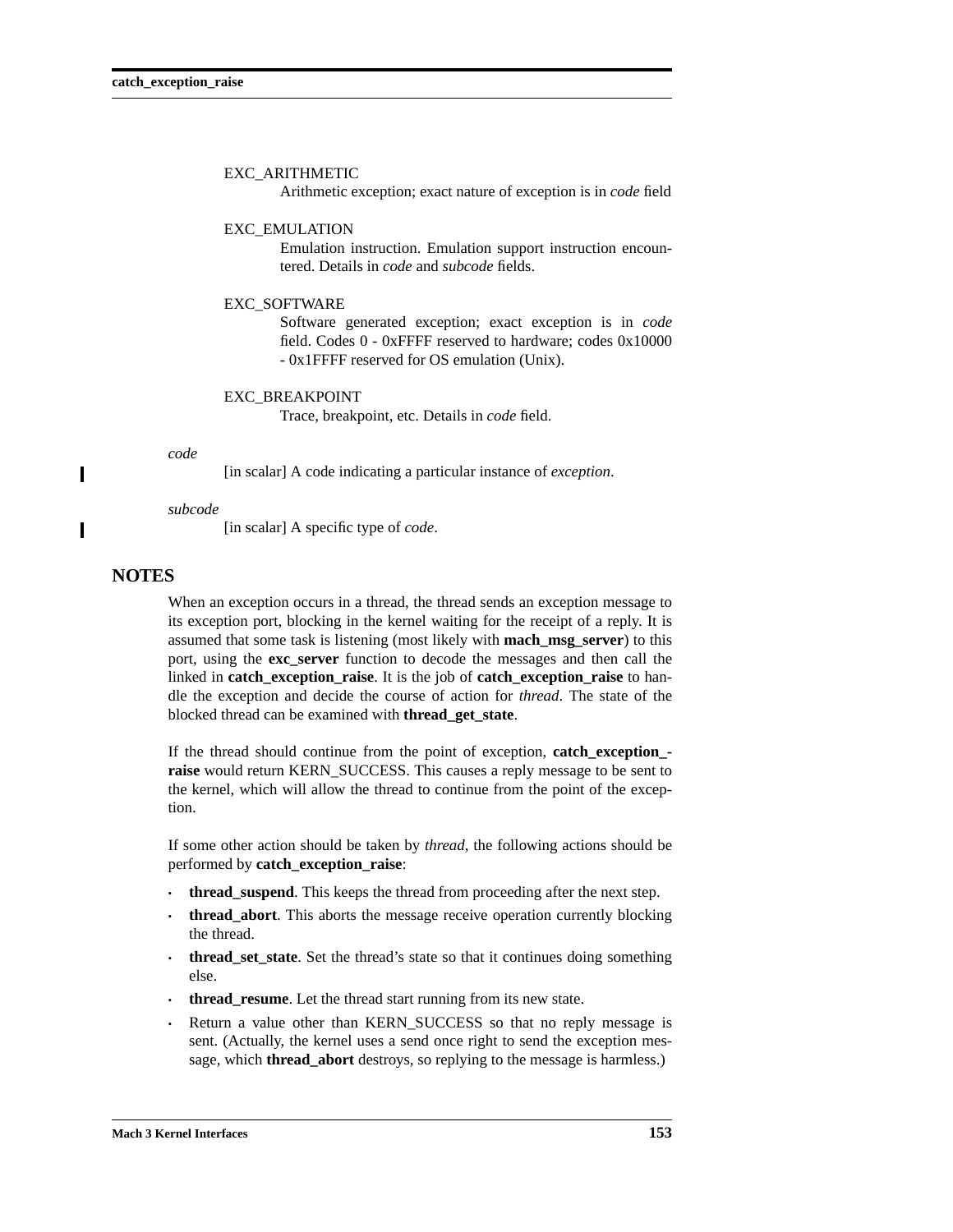EXC_ARITHMETIC
: Arithmetic exception; exact nature of exception is in *code* field

EXC_EMULATION
: Emulation instruction. Emulation support instruction encountered. Details in *code* and *subcode* fields.

EXC_SOFTWARE
: Software generated exception; exact exception is in *code* field. Codes 0 - 0xFFFF reserved to hardware; codes 0x10000 - 0x1FFFF reserved for OS emulation (Unix).

EXC_BREAKPOINT
: Trace, breakpoint, etc. Details in *code* field.

*code*
: [in scalar] A code indicating a particular instance of *exception*.

*subcode*
: [in scalar] A specific type of *code*.

## NOTES

When an exception occurs in a thread, the thread sends an exception message to its exception port, blocking in the kernel waiting for the receipt of a reply. It is assumed that some task is listening (most likely with **mach_msg_server**) to this port, using the **exc_server** function to decode the messages and then call the linked in **catch_exception_raise**. It is the job of **catch_exception_raise** to handle the exception and decide the course of action for *thread*. The state of the blocked thread can be examined with **thread_get_state**.

If the thread should continue from the point of exception, **catch_exception_raise** would return KERN_SUCCESS. This causes a reply message to be sent to the kernel, which will allow the thread to continue from the point of the exception.

If some other action should be taken by *thread*, the following actions should be performed by **catch_exception_raise**:

- **thread_suspend**. This keeps the thread from proceeding after the next step.
- **thread_abort**. This aborts the message receive operation currently blocking the thread.
- **thread_set_state**. Set the thread's state so that it continues doing something else.
- **thread_resume**. Let the thread start running from its new state.
- Return a value other than KERN_SUCCESS so that no reply message is sent. (Actually, the kernel uses a send once right to send the exception message, which **thread_abort** destroys, so replying to the message is harmless.)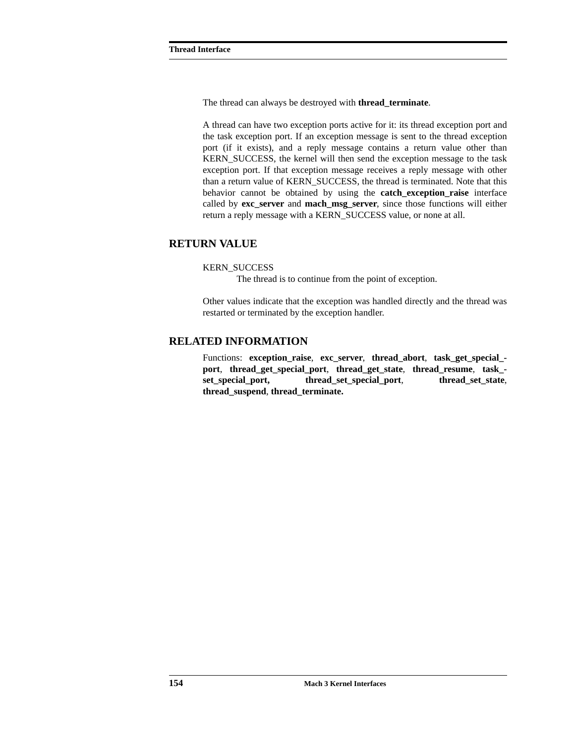The thread can always be destroyed with **thread_terminate**.

A thread can have two exception ports active for it: its thread exception port and the task exception port. If an exception message is sent to the thread exception port (if it exists), and a reply message contains a return value other than KERN_SUCCESS, the kernel will then send the exception message to the task exception port. If that exception message receives a reply message with other than a return value of KERN_SUCCESS, the thread is terminated. Note that this behavior cannot be obtained by using the **catch_exception_raise** interface called by **exc_server** and **mach_msg_server**, since those functions will either return a reply message with a KERN_SUCCESS value, or none at all.

## RETURN VALUE

KERN_SUCCESS
: The thread is to continue from the point of exception.

Other values indicate that the exception was handled directly and the thread was restarted or terminated by the exception handler.

## RELATED INFORMATION

Functions: **exception_raise**, **exc_server**, **thread_abort**, **task_get_special_port**, **thread_get_special_port**, **thread_get_state**, **thread_resume**, **task_set_special_port,** **thread_set_special_port**, **thread_set_state**, **thread_suspend**, **thread_terminate.**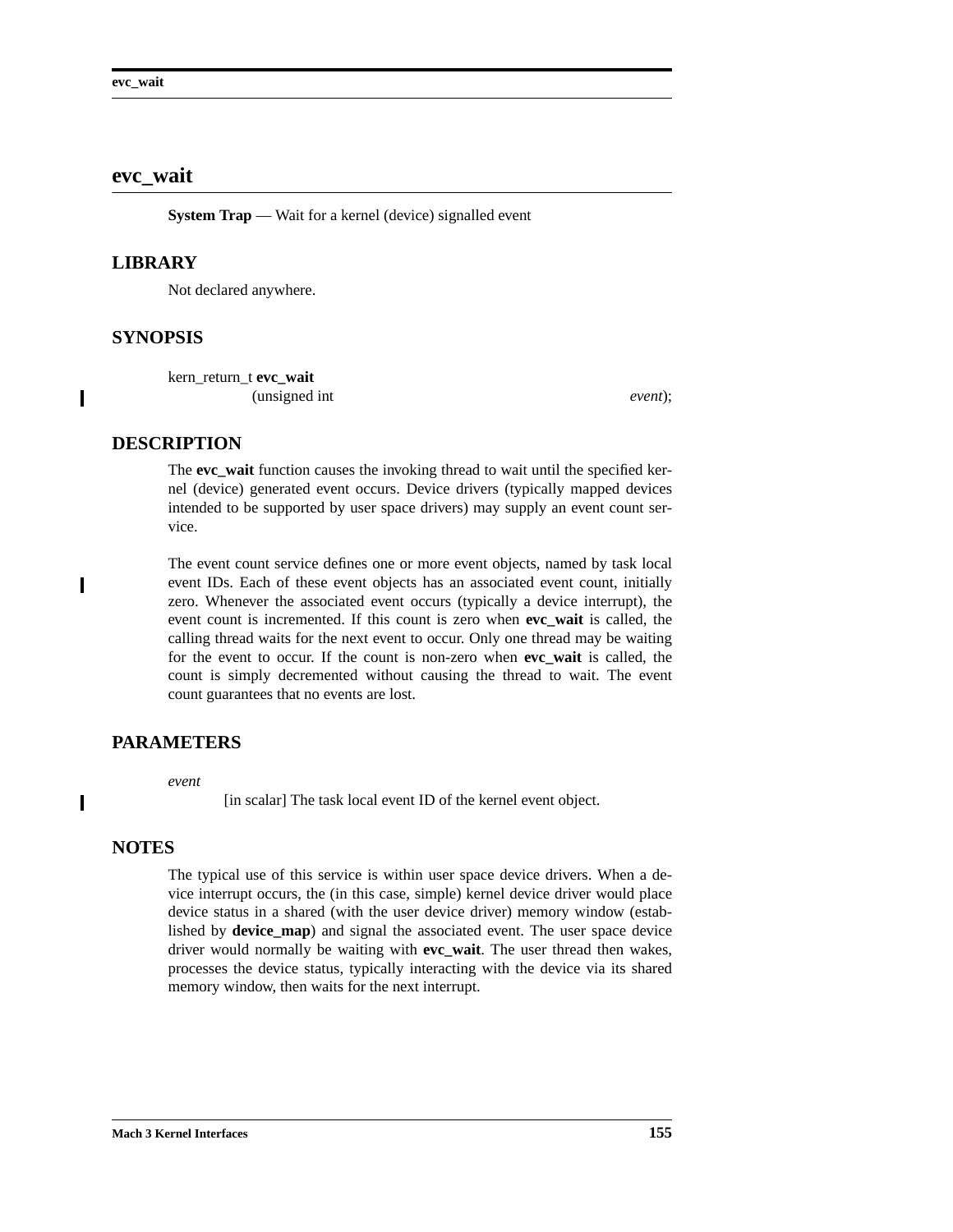# evc_wait

**System Trap** — Wait for a kernel (device) signalled event

## LIBRARY

Not declared anywhere.

## SYNOPSIS

```
kern_return_t evc_wait
                (unsigned int                                    event);
```

## DESCRIPTION

The **evc_wait** function causes the invoking thread to wait until the specified kernel (device) generated event occurs. Device drivers (typically mapped devices intended to be supported by user space drivers) may supply an event count service.

The event count service defines one or more event objects, named by task local event IDs. Each of these event objects has an associated event count, initially zero. Whenever the associated event occurs (typically a device interrupt), the event count is incremented. If this count is zero when **evc_wait** is called, the calling thread waits for the next event to occur. Only one thread may be waiting for the event to occur. If the count is non-zero when **evc_wait** is called, the count is simply decremented without causing the thread to wait. The event count guarantees that no events are lost.

## PARAMETERS

*event*
: [in scalar] The task local event ID of the kernel event object.

## NOTES

The typical use of this service is within user space device drivers. When a device interrupt occurs, the (in this case, simple) kernel device driver would place device status in a shared (with the user device driver) memory window (established by **device_map**) and signal the associated event. The user space device driver would normally be waiting with **evc_wait**. The user thread then wakes, processes the device status, typically interacting with the device via its shared memory window, then waits for the next interrupt.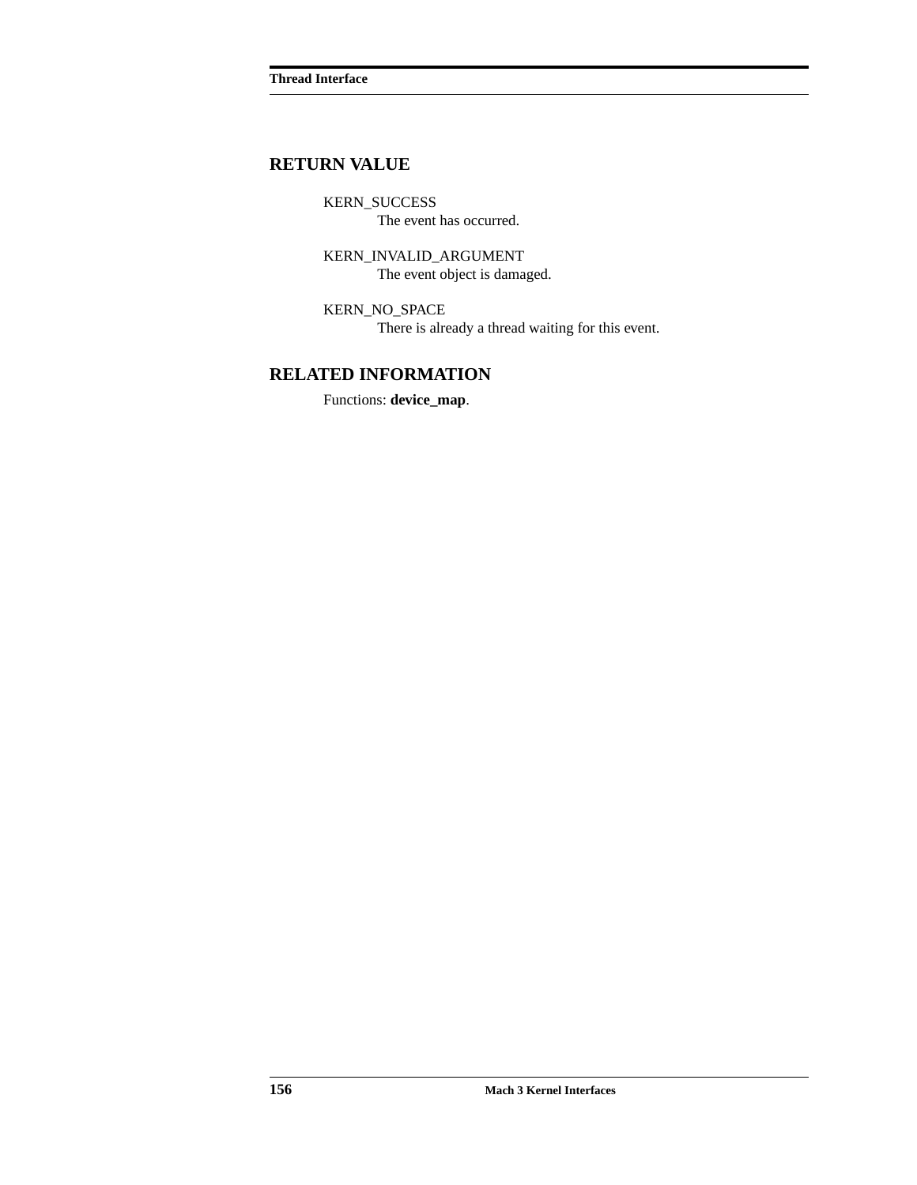## RETURN VALUE

KERN_SUCCESS
  The event has occurred.

KERN_INVALID_ARGUMENT
  The event object is damaged.

KERN_NO_SPACE
  There is already a thread waiting for this event.

## RELATED INFORMATION

Functions: **device_map**.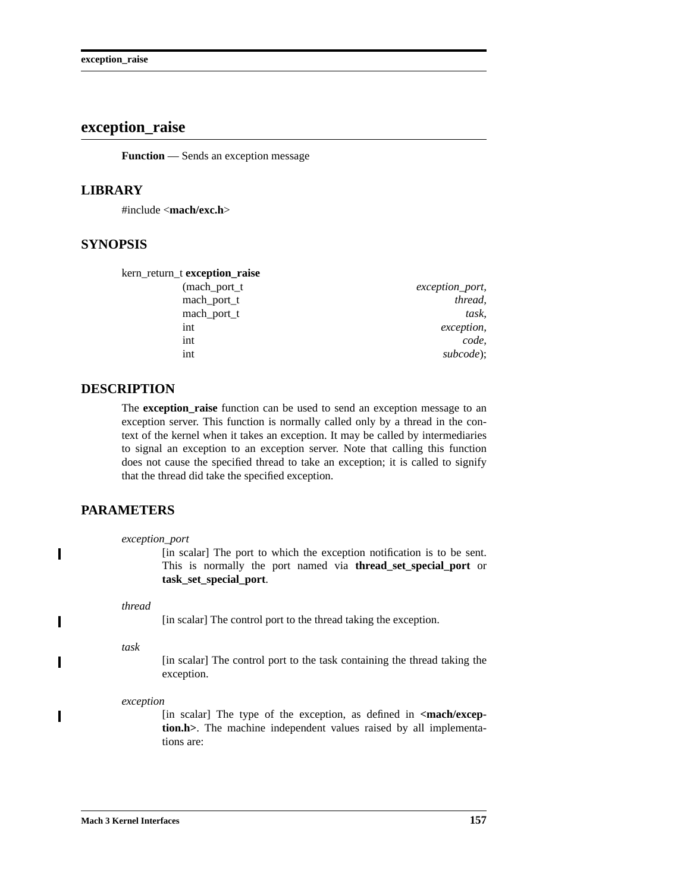# exception_raise

**Function** — Sends an exception message

## LIBRARY

#include <**mach/exc.h**>

## SYNOPSIS

```
kern_return_t exception_raise
                (mach_port_t        exception_port,
                 mach_port_t        thread,
                 mach_port_t        task,
                 int                exception,
                 int                code,
                 int                subcode);
```

## DESCRIPTION

The **exception_raise** function can be used to send an exception message to an exception server. This function is normally called only by a thread in the context of the kernel when it takes an exception. It may be called by intermediaries to signal an exception to an exception server. Note that calling this function does not cause the specified thread to take an exception; it is called to signify that the thread did take the specified exception.

## PARAMETERS

*exception_port*
: [in scalar] The port to which the exception notification is to be sent. This is normally the port named via **thread_set_special_port** or **task_set_special_port**.

*thread*
: [in scalar] The control port to the thread taking the exception.

*task*
: [in scalar] The control port to the task containing the thread taking the exception.

*exception*
: [in scalar] The type of the exception, as defined in **<mach/exception.h>**. The machine independent values raised by all implementations are: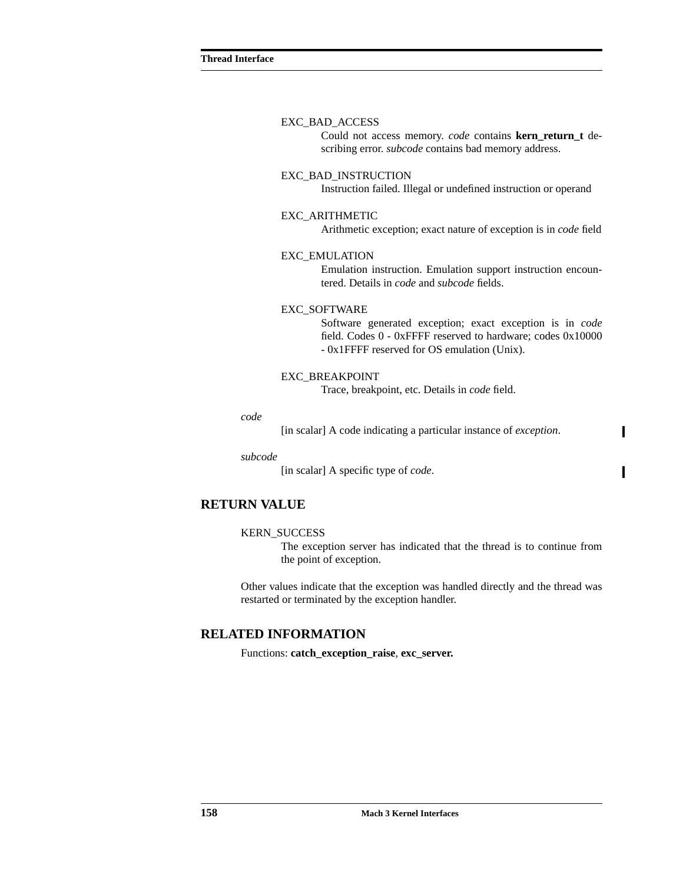EXC_BAD_ACCESS

Could not access memory. *code* contains **kern_return_t** describing error. *subcode* contains bad memory address.

EXC_BAD_INSTRUCTION

Instruction failed. Illegal or undefined instruction or operand

EXC_ARITHMETIC

Arithmetic exception; exact nature of exception is in *code* field

EXC_EMULATION

Emulation instruction. Emulation support instruction encountered. Details in *code* and *subcode* fields.

EXC_SOFTWARE

Software generated exception; exact exception is in *code* field. Codes 0 - 0xFFFF reserved to hardware; codes 0x10000 - 0x1FFFF reserved for OS emulation (Unix).

EXC_BREAKPOINT

Trace, breakpoint, etc. Details in *code* field.

*code*

[in scalar] A code indicating a particular instance of *exception*.

*subcode*

[in scalar] A specific type of *code*.

## RETURN VALUE

KERN_SUCCESS

The exception server has indicated that the thread is to continue from the point of exception.

Other values indicate that the exception was handled directly and the thread was restarted or terminated by the exception handler.

## RELATED INFORMATION

Functions: **catch_exception_raise**, **exc_server.**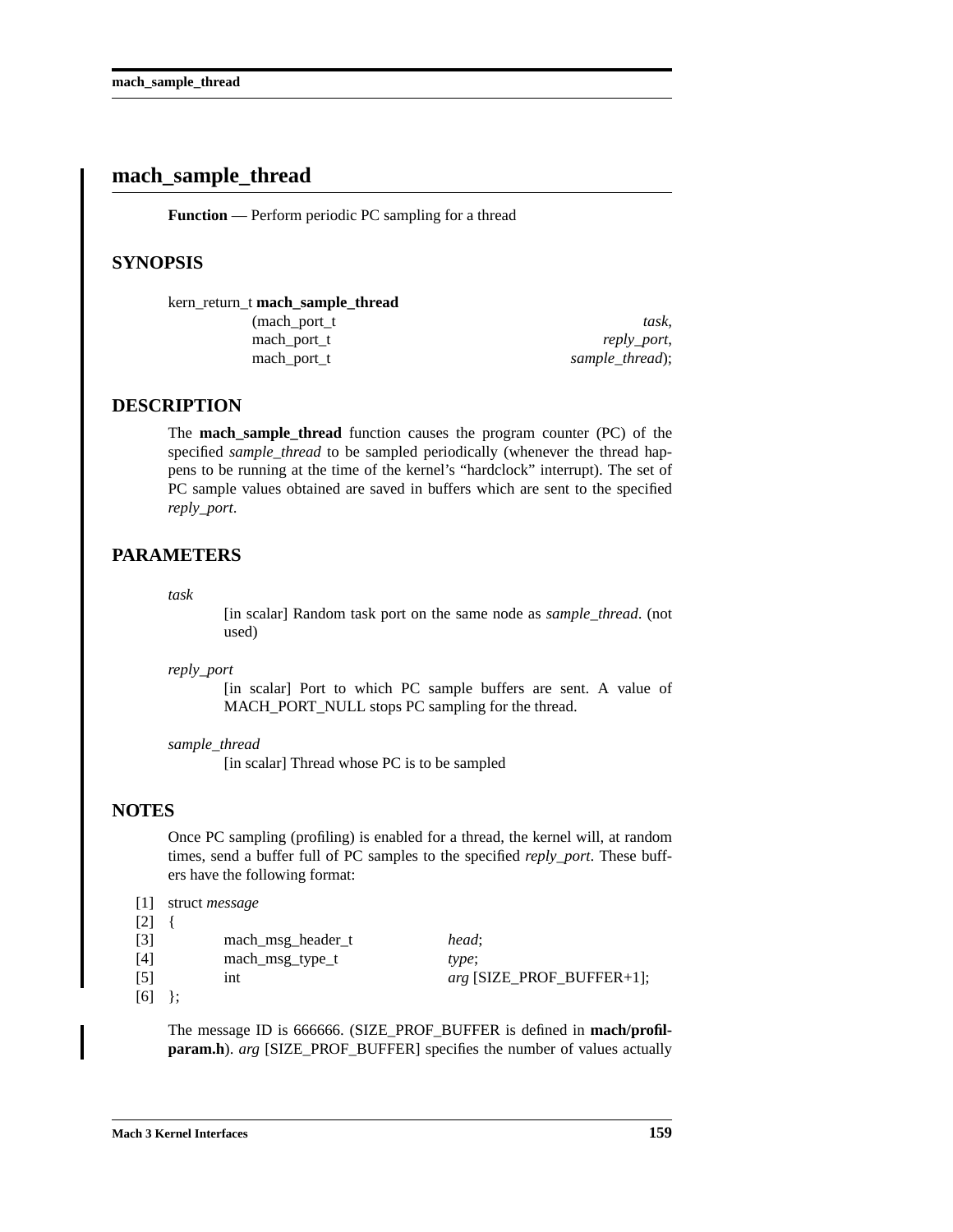# mach_sample_thread

**Function** — Perform periodic PC sampling for a thread

## SYNOPSIS

```
kern_return_t mach_sample_thread
                (mach_port_t                    task,
                 mach_port_t                    reply_port,
                 mach_port_t                    sample_thread);
```

## DESCRIPTION

The **mach_sample_thread** function causes the program counter (PC) of the specified *sample_thread* to be sampled periodically (whenever the thread happens to be running at the time of the kernel's "hardclock" interrupt). The set of PC sample values obtained are saved in buffers which are sent to the specified *reply_port*.

## PARAMETERS

*task*
: [in scalar] Random task port on the same node as *sample_thread*. (not used)

*reply_port*
: [in scalar] Port to which PC sample buffers are sent. A value of MACH_PORT_NULL stops PC sampling for the thread.

*sample_thread*
: [in scalar] Thread whose PC is to be sampled

## NOTES

Once PC sampling (profiling) is enabled for a thread, the kernel will, at random times, send a buffer full of PC samples to the specified *reply_port*. These buffers have the following format:

```
[1]  struct message
[2]  {
[3]          mach_msg_header_t         head;
[4]          mach_msg_type_t           type;
[5]          int                       arg [SIZE_PROF_BUFFER+1];
[6]  };
```

The message ID is 666666. (SIZE_PROF_BUFFER is defined in **mach/profil-param.h**). *arg* [SIZE_PROF_BUFFER] specifies the number of values actually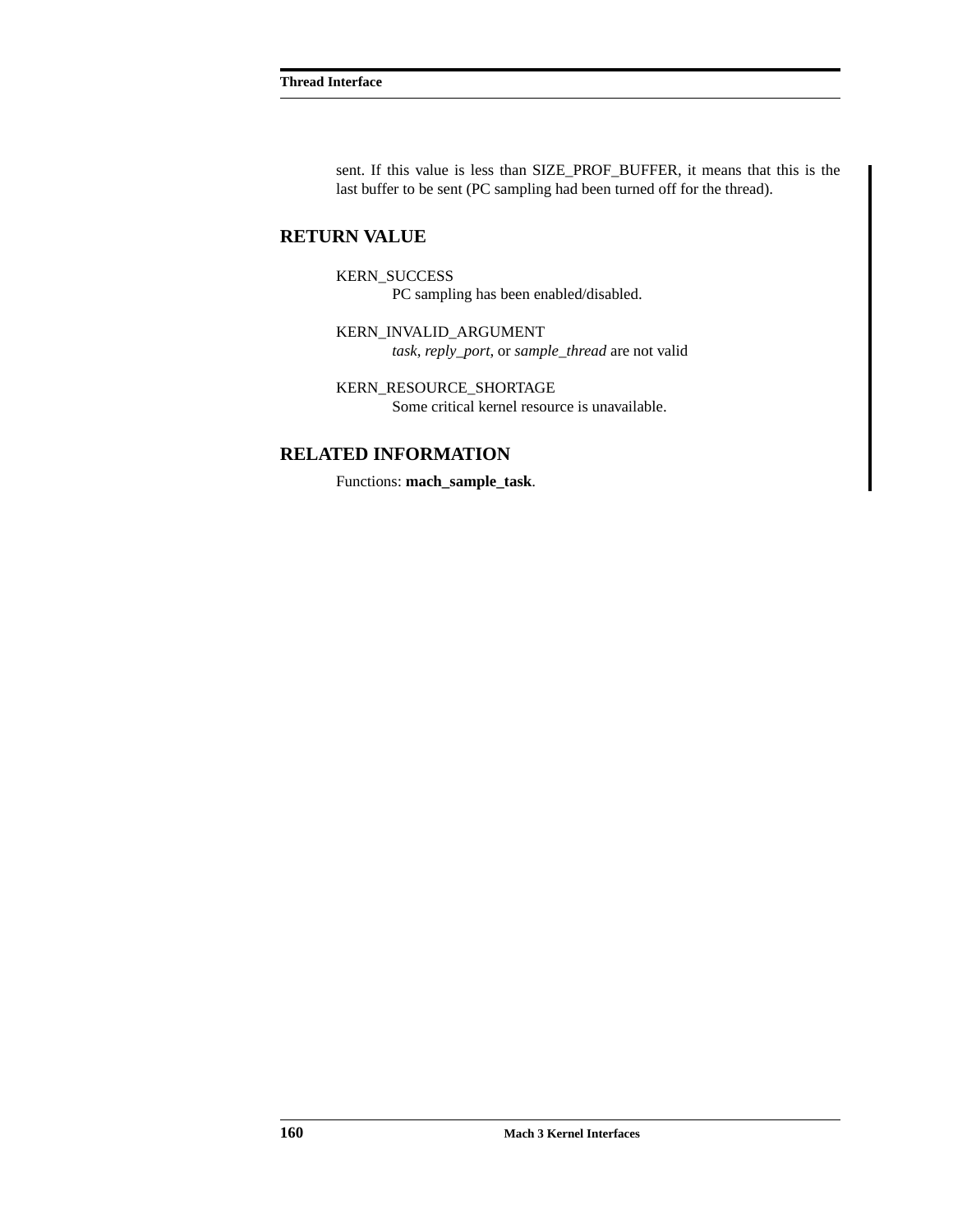sent. If this value is less than SIZE_PROF_BUFFER, it means that this is the last buffer to be sent (PC sampling had been turned off for the thread).

## RETURN VALUE

KERN_SUCCESS
PC sampling has been enabled/disabled.

KERN_INVALID_ARGUMENT
*task*, *reply_port*, or *sample_thread* are not valid

KERN_RESOURCE_SHORTAGE
Some critical kernel resource is unavailable.

## RELATED INFORMATION

Functions: **mach_sample_task**.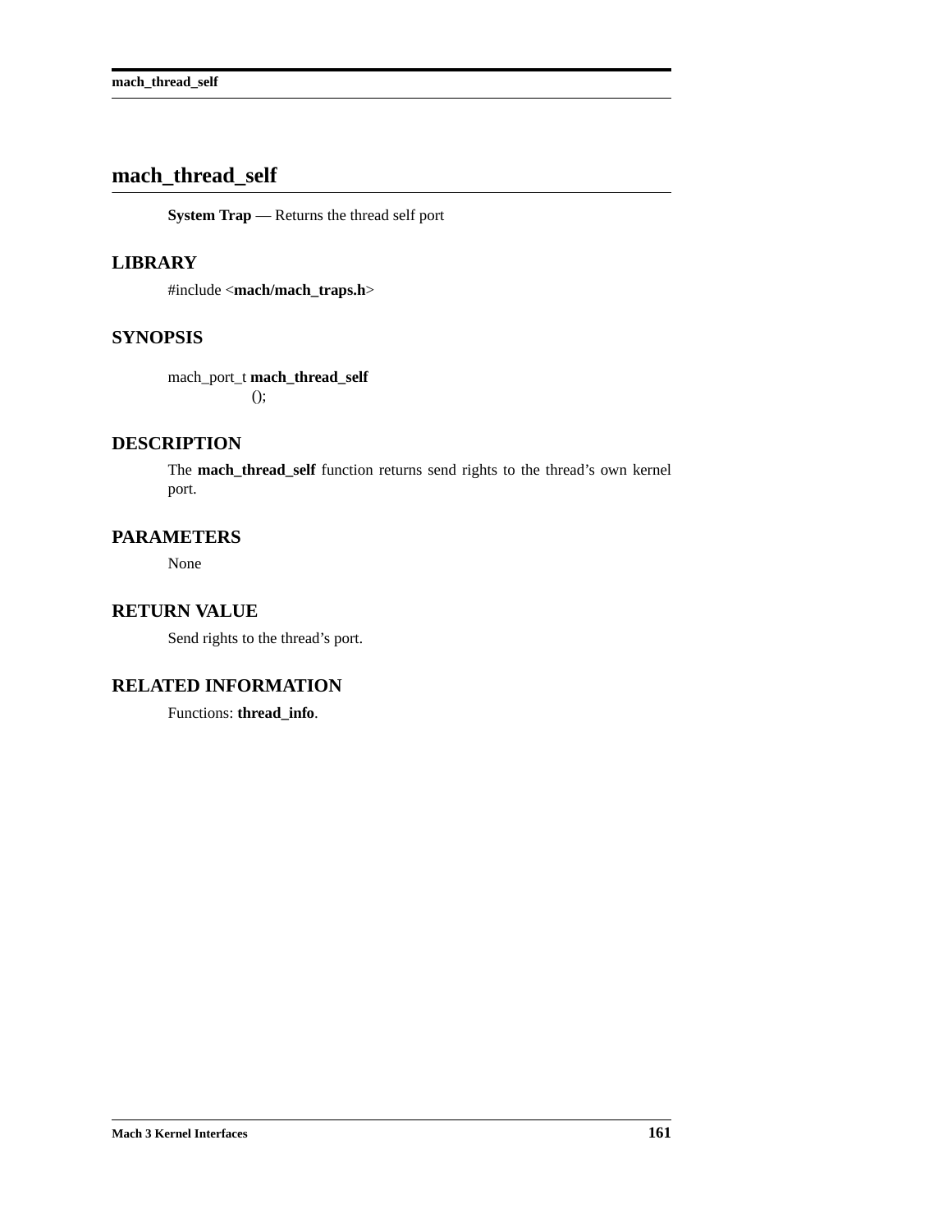# mach_thread_self

**System Trap** — Returns the thread self port

## LIBRARY

#include <**mach/mach_traps.h**>

## SYNOPSIS

```
mach_port_t mach_thread_self
                ();
```

## DESCRIPTION

The **mach_thread_self** function returns send rights to the thread's own kernel port.

## PARAMETERS

None

## RETURN VALUE

Send rights to the thread's port.

## RELATED INFORMATION

Functions: **thread_info**.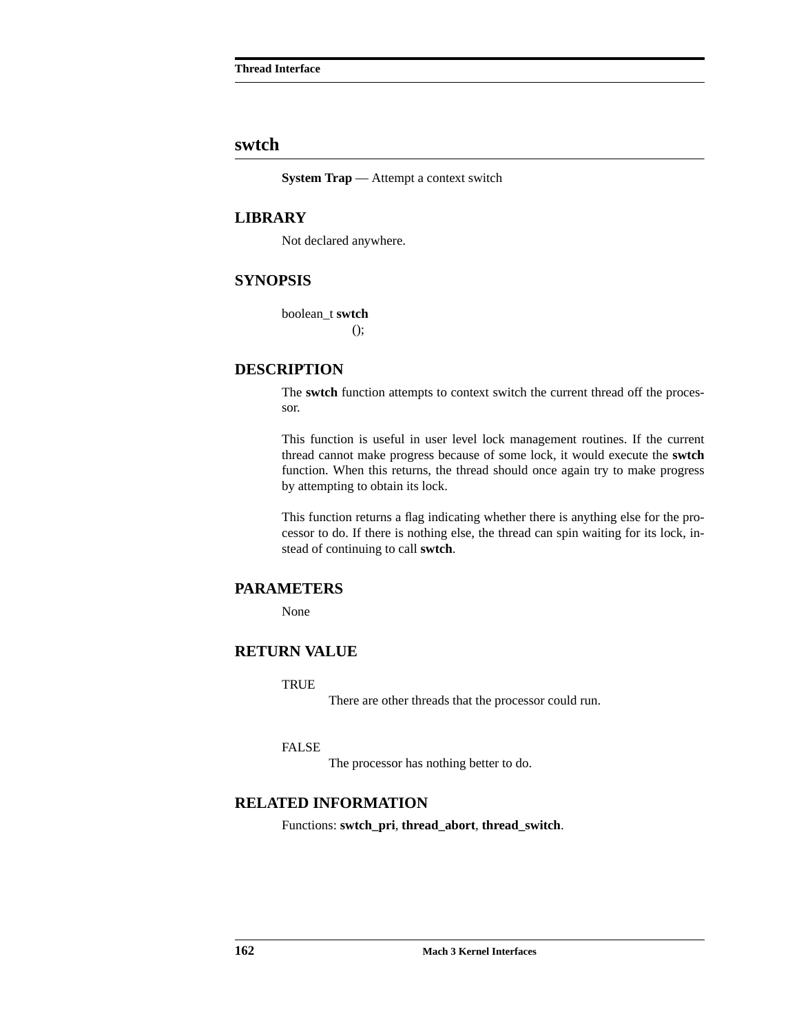# swtch

**System Trap** — Attempt a context switch

## LIBRARY

Not declared anywhere.

## SYNOPSIS

```
boolean_t swtch
        ();
```

## DESCRIPTION

The **swtch** function attempts to context switch the current thread off the processor.

This function is useful in user level lock management routines. If the current thread cannot make progress because of some lock, it would execute the **swtch** function. When this returns, the thread should once again try to make progress by attempting to obtain its lock.

This function returns a flag indicating whether there is anything else for the processor to do. If there is nothing else, the thread can spin waiting for its lock, instead of continuing to call **swtch**.

## PARAMETERS

None

## RETURN VALUE

TRUE
: There are other threads that the processor could run.

FALSE
: The processor has nothing better to do.

## RELATED INFORMATION

Functions: **swtch_pri**, **thread_abort**, **thread_switch**.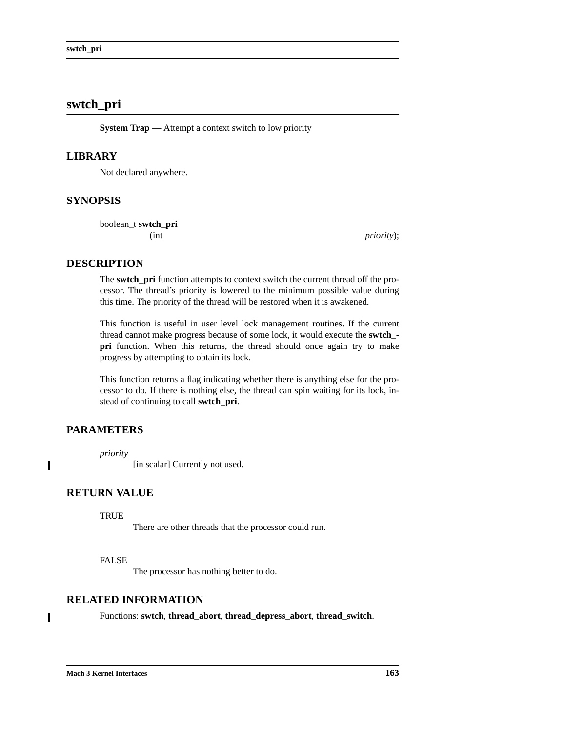## swtch_pri

**System Trap** — Attempt a context switch to low priority

### LIBRARY

Not declared anywhere.

### SYNOPSIS

```
boolean_t swtch_pri
                (int                                    priority);
```

### DESCRIPTION

The **swtch_pri** function attempts to context switch the current thread off the processor. The thread's priority is lowered to the minimum possible value during this time. The priority of the thread will be restored when it is awakened.

This function is useful in user level lock management routines. If the current thread cannot make progress because of some lock, it would execute the **swtch_pri** function. When this returns, the thread should once again try to make progress by attempting to obtain its lock.

This function returns a flag indicating whether there is anything else for the processor to do. If there is nothing else, the thread can spin waiting for its lock, instead of continuing to call **swtch_pri**.

### PARAMETERS

*priority*
: [in scalar] Currently not used.

### RETURN VALUE

TRUE
: There are other threads that the processor could run.

FALSE
: The processor has nothing better to do.

### RELATED INFORMATION

Functions: **swtch**, **thread_abort**, **thread_depress_abort**, **thread_switch**.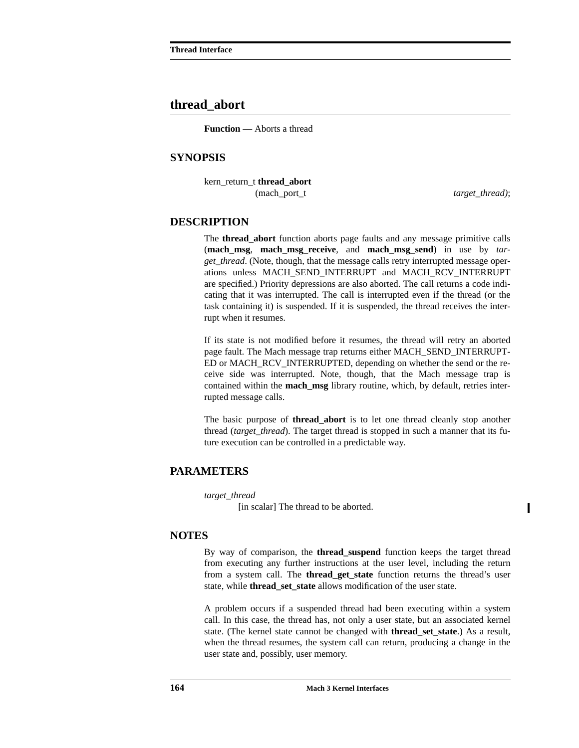# thread_abort

**Function** — Aborts a thread

## SYNOPSIS

```
kern_return_t thread_abort
                (mach_port_t                    target_thread);
```

## DESCRIPTION

The **thread_abort** function aborts page faults and any message primitive calls (**mach_msg**, **mach_msg_receive**, and **mach_msg_send**) in use by *target_thread*. (Note, though, that the message calls retry interrupted message operations unless MACH_SEND_INTERRUPT and MACH_RCV_INTERRUPT are specified.) Priority depressions are also aborted. The call returns a code indicating that it was interrupted. The call is interrupted even if the thread (or the task containing it) is suspended. If it is suspended, the thread receives the interrupt when it resumes.

If its state is not modified before it resumes, the thread will retry an aborted page fault. The Mach message trap returns either MACH_SEND_INTERRUPTED or MACH_RCV_INTERRUPTED, depending on whether the send or the receive side was interrupted. Note, though, that the Mach message trap is contained within the **mach_msg** library routine, which, by default, retries interrupted message calls.

The basic purpose of **thread_abort** is to let one thread cleanly stop another thread (*target_thread*). The target thread is stopped in such a manner that its future execution can be controlled in a predictable way.

## PARAMETERS

*target_thread*
[in scalar] The thread to be aborted.

## NOTES

By way of comparison, the **thread_suspend** function keeps the target thread from executing any further instructions at the user level, including the return from a system call. The **thread_get_state** function returns the thread's user state, while **thread_set_state** allows modification of the user state.

A problem occurs if a suspended thread had been executing within a system call. In this case, the thread has, not only a user state, but an associated kernel state. (The kernel state cannot be changed with **thread_set_state**.) As a result, when the thread resumes, the system call can return, producing a change in the user state and, possibly, user memory.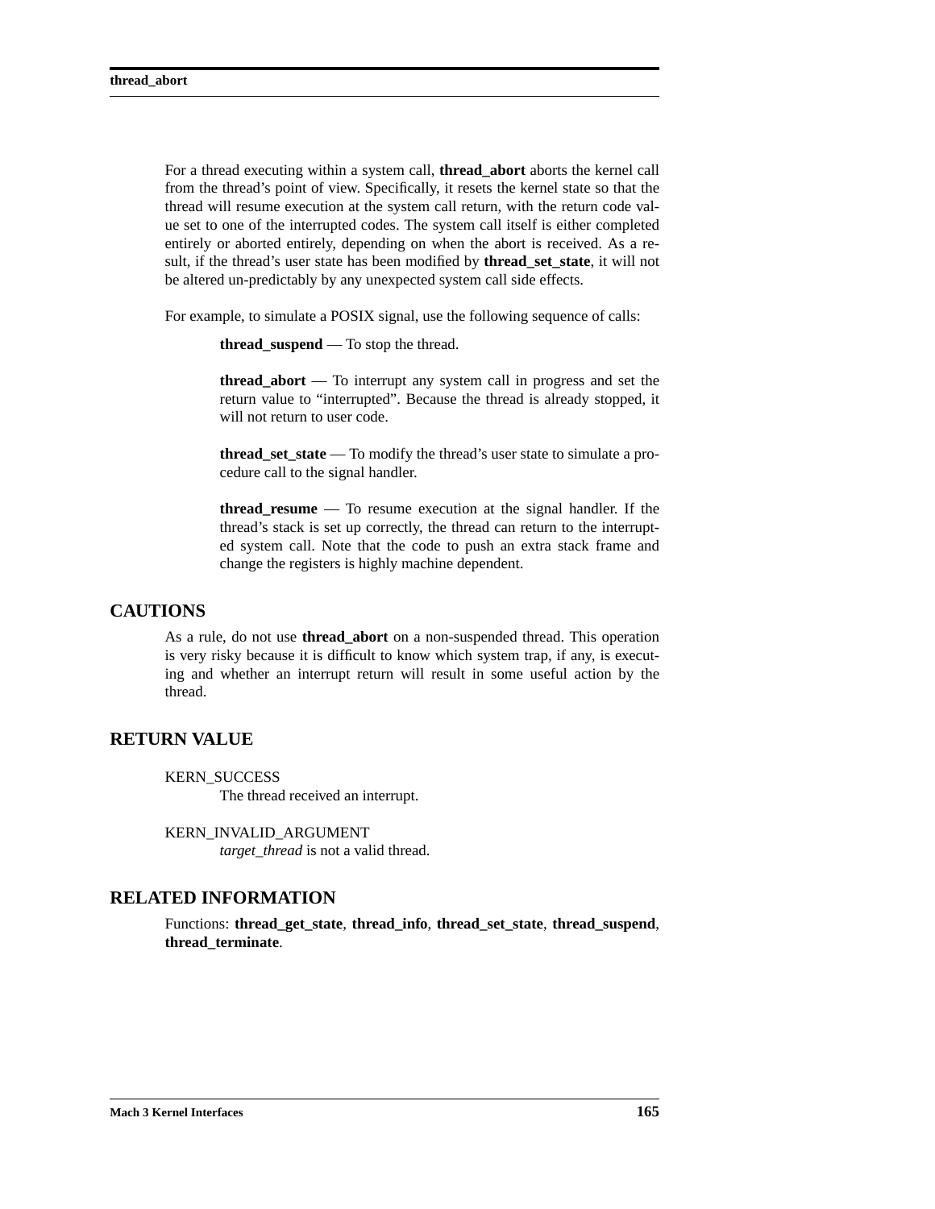For a thread executing within a system call, **thread_abort** aborts the kernel call from the thread's point of view. Specifically, it resets the kernel state so that the thread will resume execution at the system call return, with the return code value set to one of the interrupted codes. The system call itself is either completed entirely or aborted entirely, depending on when the abort is received. As a result, if the thread's user state has been modified by **thread_set_state**, it will not be altered un-predictably by any unexpected system call side effects.

For example, to simulate a POSIX signal, use the following sequence of calls:

> **thread_suspend** — To stop the thread.
>
> **thread_abort** — To interrupt any system call in progress and set the return value to "interrupted". Because the thread is already stopped, it will not return to user code.
>
> **thread_set_state** — To modify the thread's user state to simulate a procedure call to the signal handler.
>
> **thread_resume** — To resume execution at the signal handler. If the thread's stack is set up correctly, the thread can return to the interrupted system call. Note that the code to push an extra stack frame and change the registers is highly machine dependent.

## CAUTIONS

As a rule, do not use **thread_abort** on a non-suspended thread. This operation is very risky because it is difficult to know which system trap, if any, is executing and whether an interrupt return will result in some useful action by the thread.

## RETURN VALUE

KERN_SUCCESS
: The thread received an interrupt.

KERN_INVALID_ARGUMENT
: *target_thread* is not a valid thread.

## RELATED INFORMATION

Functions: **thread_get_state**, **thread_info**, **thread_set_state**, **thread_suspend**, **thread_terminate**.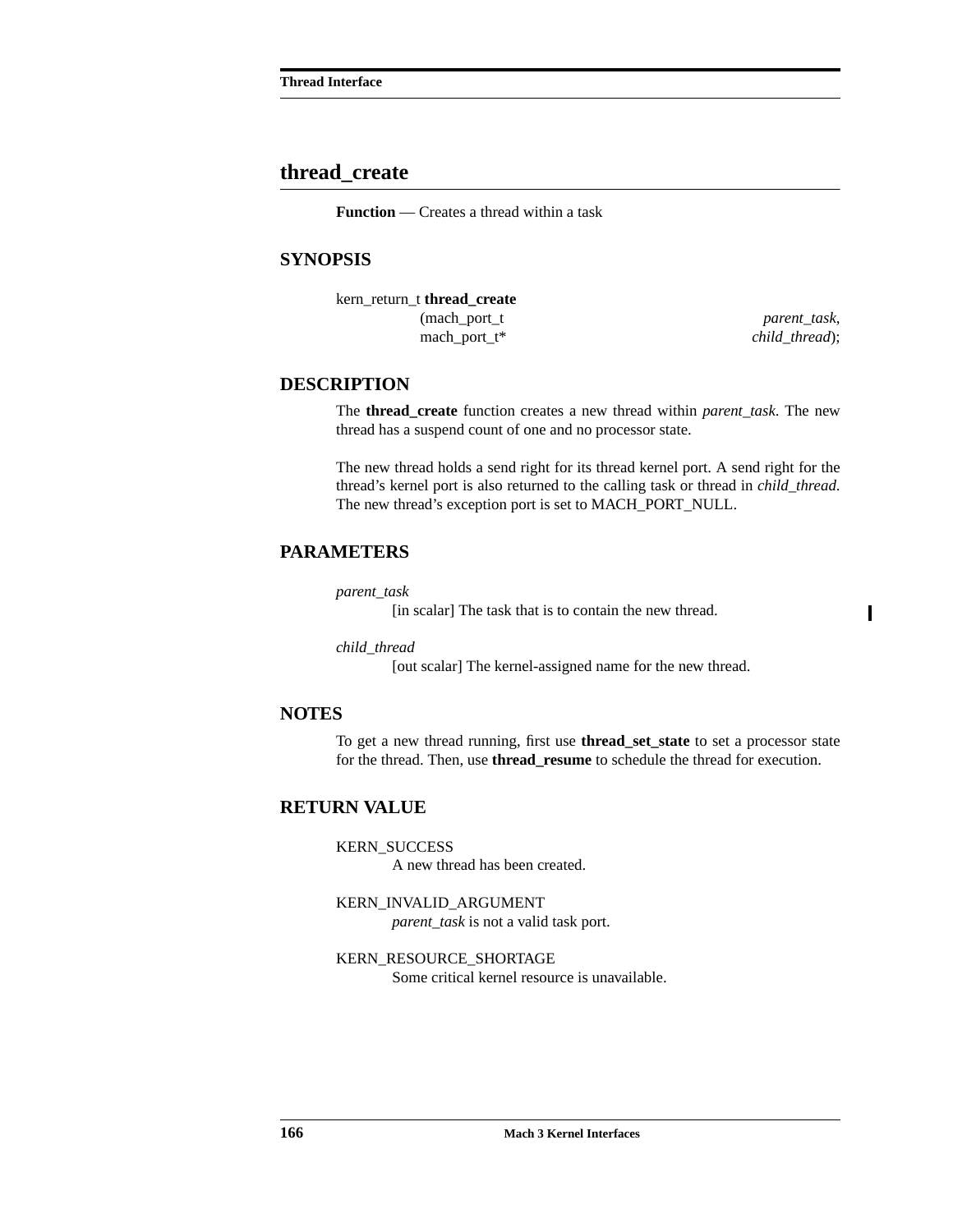## thread_create

**Function** — Creates a thread within a task

### SYNOPSIS

```
kern_return_t thread_create
                (mach_port_t                    parent_task,
                 mach_port_t*                   child_thread);
```

### DESCRIPTION

The **thread_create** function creates a new thread within *parent_task*. The new thread has a suspend count of one and no processor state.

The new thread holds a send right for its thread kernel port. A send right for the thread's kernel port is also returned to the calling task or thread in *child_thread*. The new thread's exception port is set to MACH_PORT_NULL.

### PARAMETERS

*parent_task*
: [in scalar] The task that is to contain the new thread.

*child_thread*
: [out scalar] The kernel-assigned name for the new thread.

### NOTES

To get a new thread running, first use **thread_set_state** to set a processor state for the thread. Then, use **thread_resume** to schedule the thread for execution.

### RETURN VALUE

KERN_SUCCESS
: A new thread has been created.

KERN_INVALID_ARGUMENT
: *parent_task* is not a valid task port.

KERN_RESOURCE_SHORTAGE
: Some critical kernel resource is unavailable.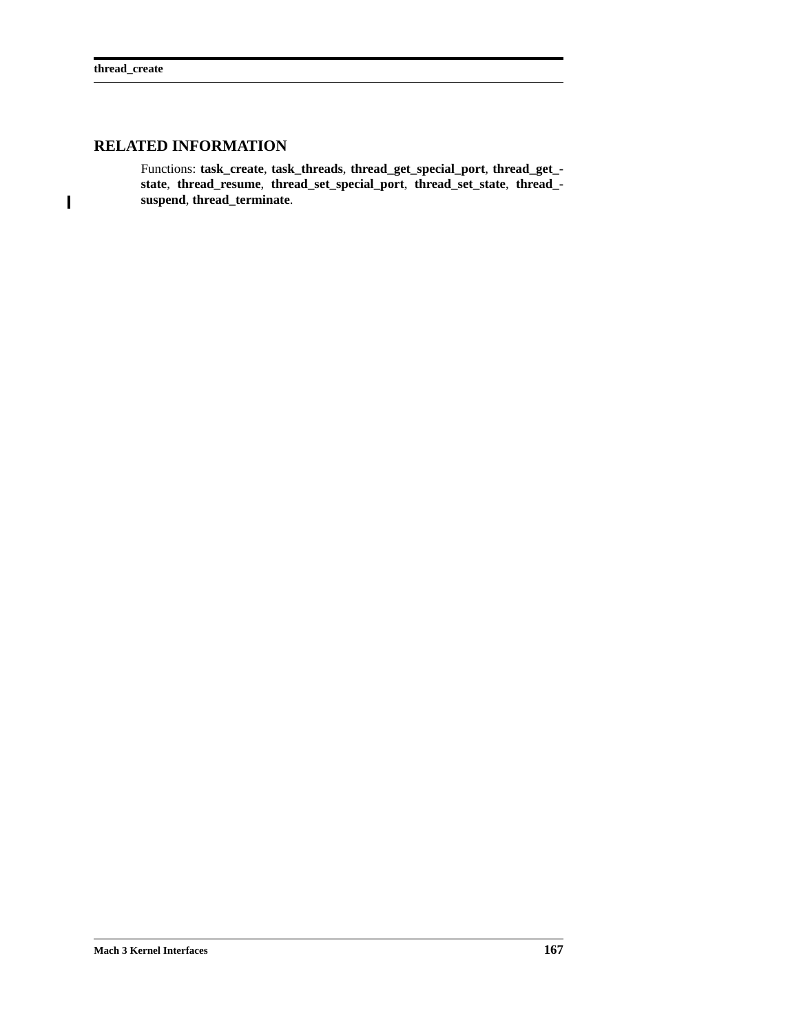## RELATED INFORMATION

Functions: **task_create**, **task_threads**, **thread_get_special_port**, **thread_get_state**, **thread_resume**, **thread_set_special_port**, **thread_set_state**, **thread_suspend**, **thread_terminate**.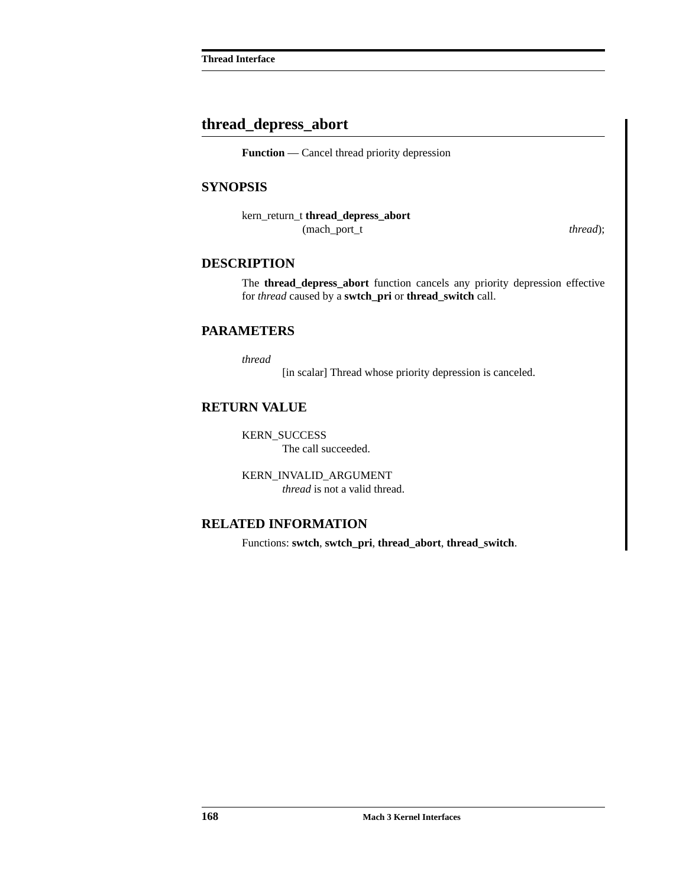# thread_depress_abort

**Function** — Cancel thread priority depression

## SYNOPSIS

```
kern_return_t thread_depress_abort
                (mach_port_t                                    thread);
```

## DESCRIPTION

The **thread_depress_abort** function cancels any priority depression effective for *thread* caused by a **swtch_pri** or **thread_switch** call.

## PARAMETERS

*thread*
: [in scalar] Thread whose priority depression is canceled.

## RETURN VALUE

KERN_SUCCESS
: The call succeeded.

KERN_INVALID_ARGUMENT
: *thread* is not a valid thread.

## RELATED INFORMATION

Functions: **swtch**, **swtch_pri**, **thread_abort**, **thread_switch**.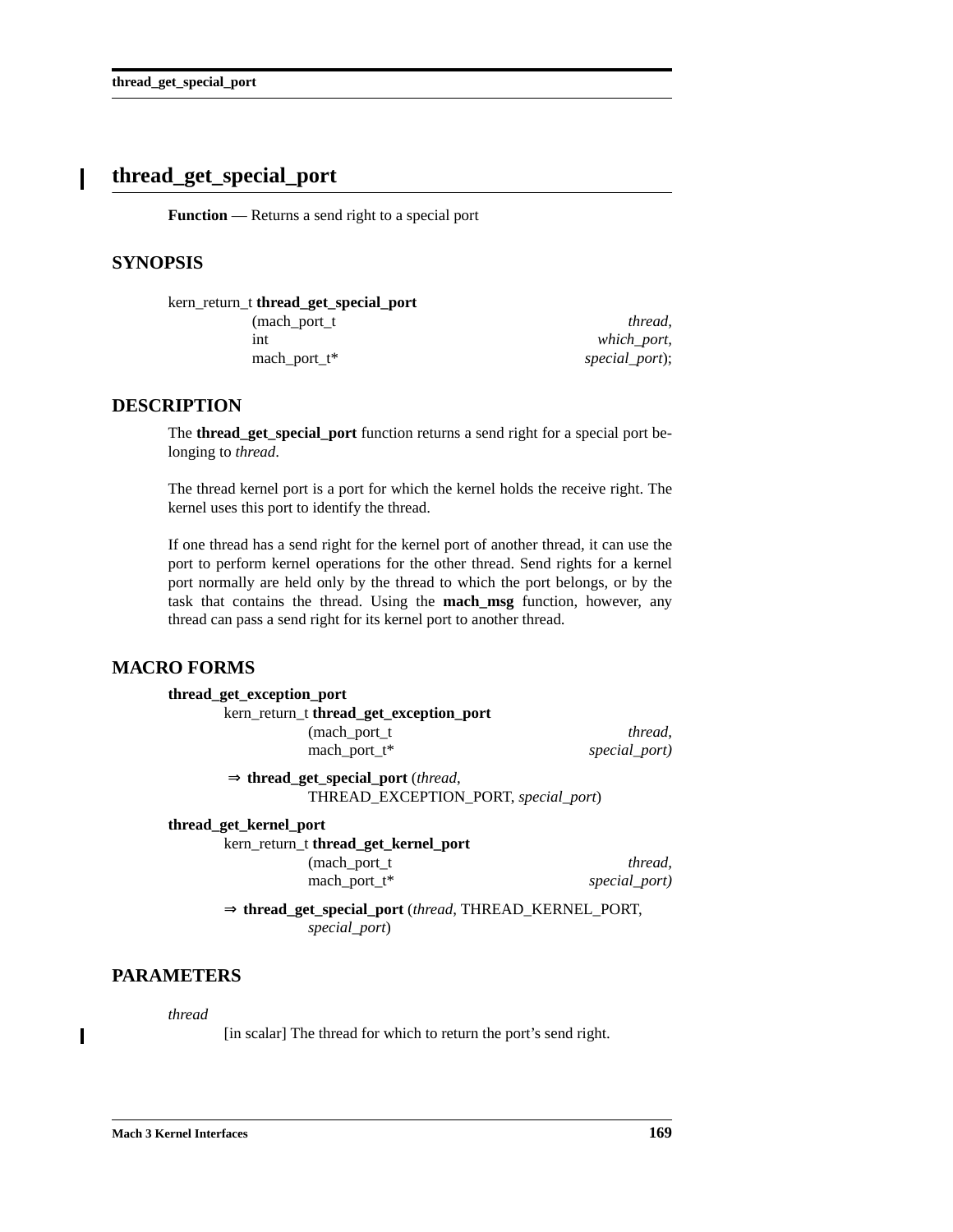# thread_get_special_port

**Function** — Returns a send right to a special port

## SYNOPSIS

```
kern_return_t thread_get_special_port
                (mach_port_t                    thread,
                 int                            which_port,
                 mach_port_t*                   special_port);
```

## DESCRIPTION

The **thread_get_special_port** function returns a send right for a special port belonging to *thread*.

The thread kernel port is a port for which the kernel holds the receive right. The kernel uses this port to identify the thread.

If one thread has a send right for the kernel port of another thread, it can use the port to perform kernel operations for the other thread. Send rights for a kernel port normally are held only by the thread to which the port belongs, or by the task that contains the thread. Using the **mach_msg** function, however, any thread can pass a send right for its kernel port to another thread.

## MACRO FORMS

**thread_get_exception_port**

```
kern_return_t thread_get_exception_port
                (mach_port_t                    thread,
                 mach_port_t*                   special_port)
```

⇒ **thread_get_special_port** (*thread*, THREAD_EXCEPTION_PORT, *special_port*)

**thread_get_kernel_port**

```
kern_return_t thread_get_kernel_port
                (mach_port_t                    thread,
                 mach_port_t*                   special_port)
```

⇒ **thread_get_special_port** (*thread*, THREAD_KERNEL_PORT, *special_port*)

## PARAMETERS

*thread*
: [in scalar] The thread for which to return the port's send right.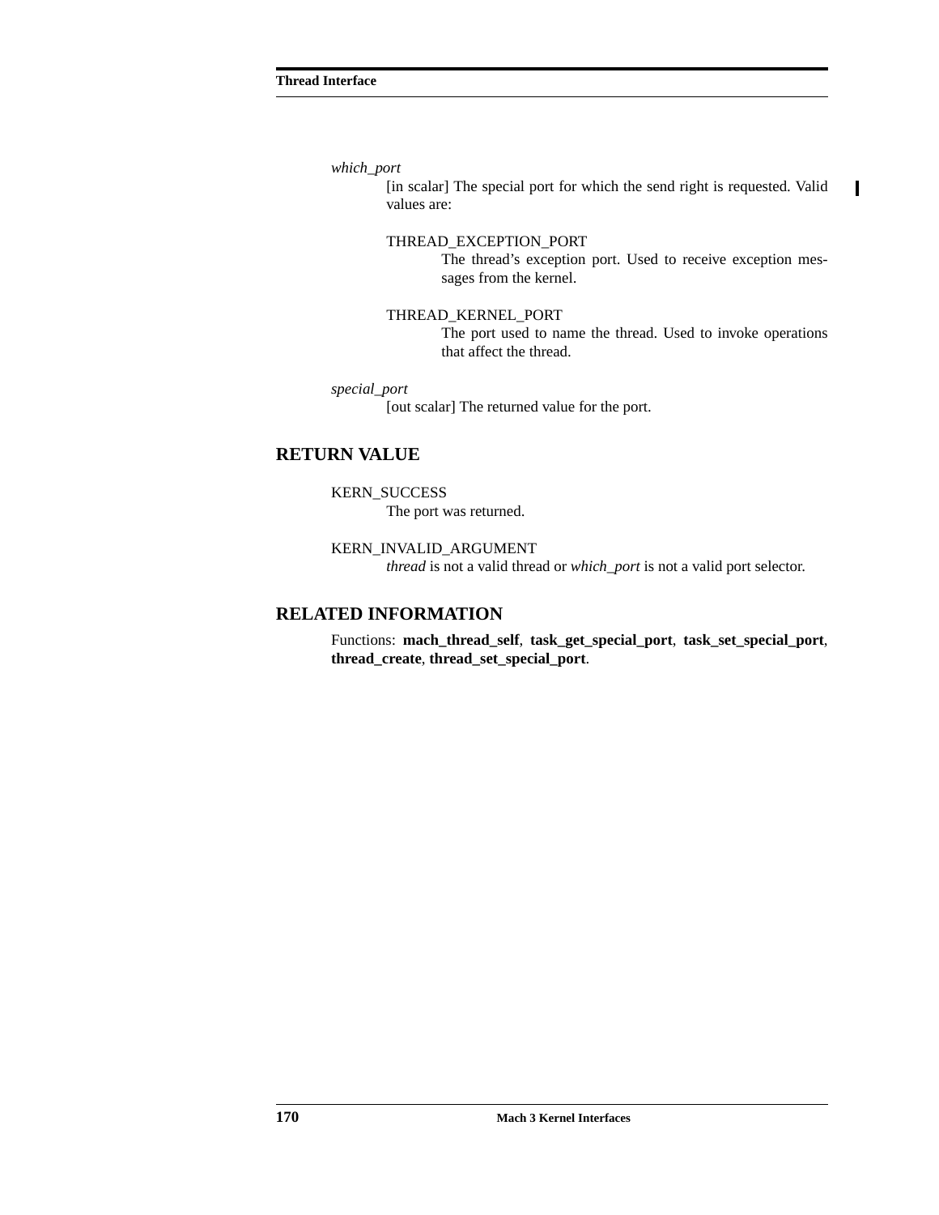*which_port*

[in scalar] The special port for which the send right is requested. Valid values are:

THREAD_EXCEPTION_PORT

The thread's exception port. Used to receive exception messages from the kernel.

THREAD_KERNEL_PORT

The port used to name the thread. Used to invoke operations that affect the thread.

*special_port*

[out scalar] The returned value for the port.

## RETURN VALUE

KERN_SUCCESS

The port was returned.

KERN_INVALID_ARGUMENT

*thread* is not a valid thread or *which_port* is not a valid port selector.

## RELATED INFORMATION

Functions: **mach_thread_self**, **task_get_special_port**, **task_set_special_port**, **thread_create**, **thread_set_special_port**.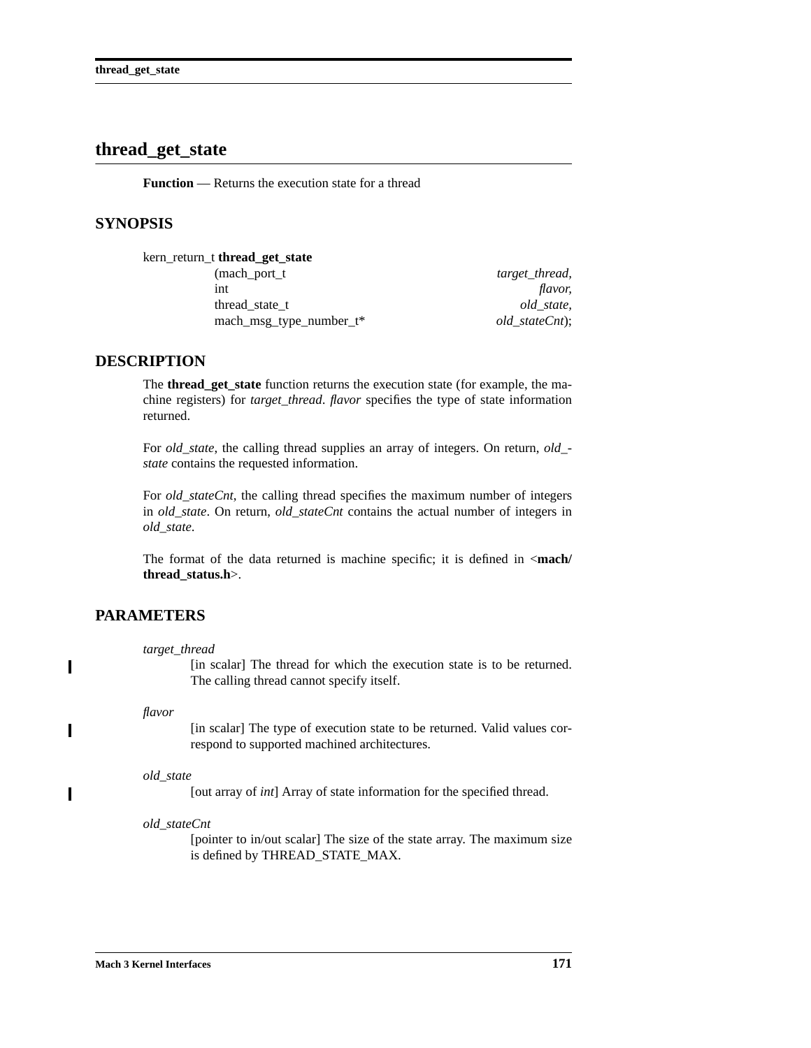# thread_get_state

**Function** — Returns the execution state for a thread

## SYNOPSIS

```
kern_return_t thread_get_state
                (mach_port_t                    target_thread,
                 int                            flavor,
                 thread_state_t                 old_state,
                 mach_msg_type_number_t*        old_stateCnt);
```

## DESCRIPTION

The **thread_get_state** function returns the execution state (for example, the machine registers) for *target_thread*. *flavor* specifies the type of state information returned.

For *old_state*, the calling thread supplies an array of integers. On return, *old_state* contains the requested information.

For *old_stateCnt*, the calling thread specifies the maximum number of integers in *old_state*. On return, *old_stateCnt* contains the actual number of integers in *old_state*.

The format of the data returned is machine specific; it is defined in <**mach/thread_status.h**>.

## PARAMETERS

*target_thread*
: [in scalar] The thread for which the execution state is to be returned. The calling thread cannot specify itself.

*flavor*
: [in scalar] The type of execution state to be returned. Valid values correspond to supported machined architectures.

*old_state*
: [out array of *int*] Array of state information for the specified thread.

*old_stateCnt*
: [pointer to in/out scalar] The size of the state array. The maximum size is defined by THREAD_STATE_MAX.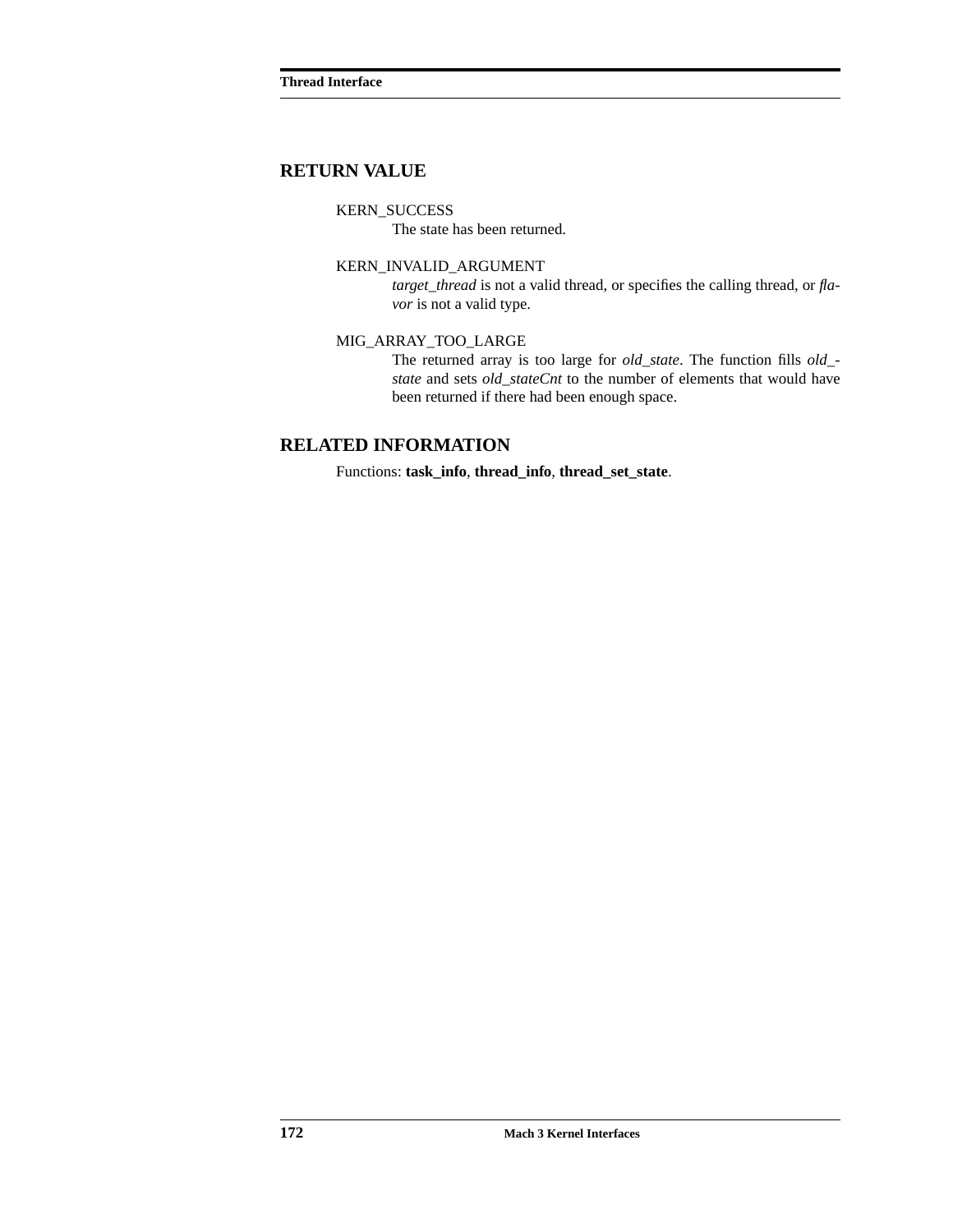## RETURN VALUE

KERN_SUCCESS
: The state has been returned.

KERN_INVALID_ARGUMENT
: *target_thread* is not a valid thread, or specifies the calling thread, or *flavor* is not a valid type.

MIG_ARRAY_TOO_LARGE
: The returned array is too large for *old_state*. The function fills *old_state* and sets *old_stateCnt* to the number of elements that would have been returned if there had been enough space.

## RELATED INFORMATION

Functions: **task_info**, **thread_info**, **thread_set_state**.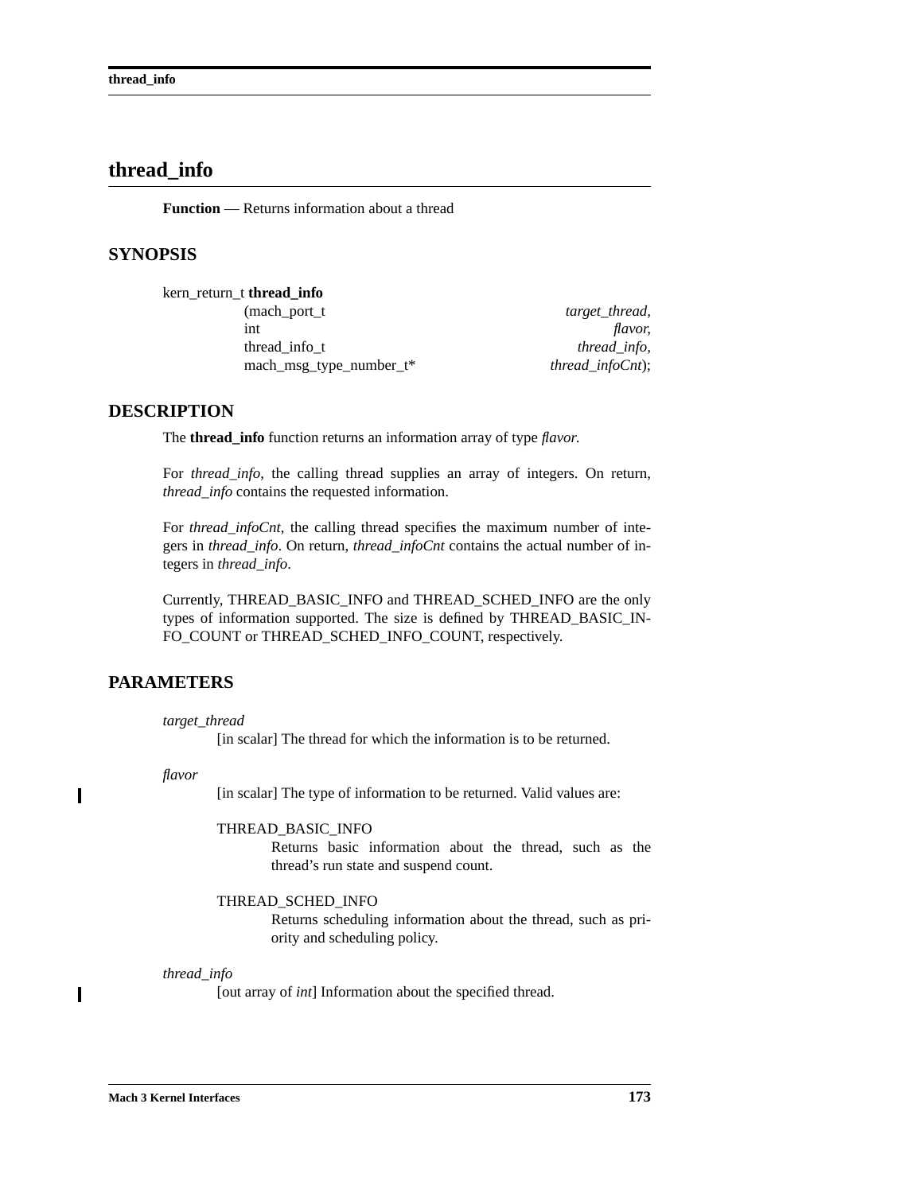# thread_info

**Function** — Returns information about a thread

## SYNOPSIS

```
kern_return_t thread_info
        (mach_port_t                    target_thread,
         int                                    flavor,
         thread_info_t                     thread_info,
         mach_msg_type_number_t*        thread_infoCnt);
```

## DESCRIPTION

The **thread_info** function returns an information array of type *flavor.*

For *thread_info*, the calling thread supplies an array of integers. On return, *thread_info* contains the requested information.

For *thread_infoCnt*, the calling thread specifies the maximum number of integers in *thread_info*. On return, *thread_infoCnt* contains the actual number of integers in *thread_info*.

Currently, THREAD_BASIC_INFO and THREAD_SCHED_INFO are the only types of information supported. The size is defined by THREAD_BASIC_INFO_COUNT or THREAD_SCHED_INFO_COUNT, respectively.

## PARAMETERS

*target_thread*
: [in scalar] The thread for which the information is to be returned.

*flavor*
: [in scalar] The type of information to be returned. Valid values are:

  THREAD_BASIC_INFO
  : Returns basic information about the thread, such as the thread's run state and suspend count.

  THREAD_SCHED_INFO
  : Returns scheduling information about the thread, such as priority and scheduling policy.

*thread_info*
: [out array of *int*] Information about the specified thread.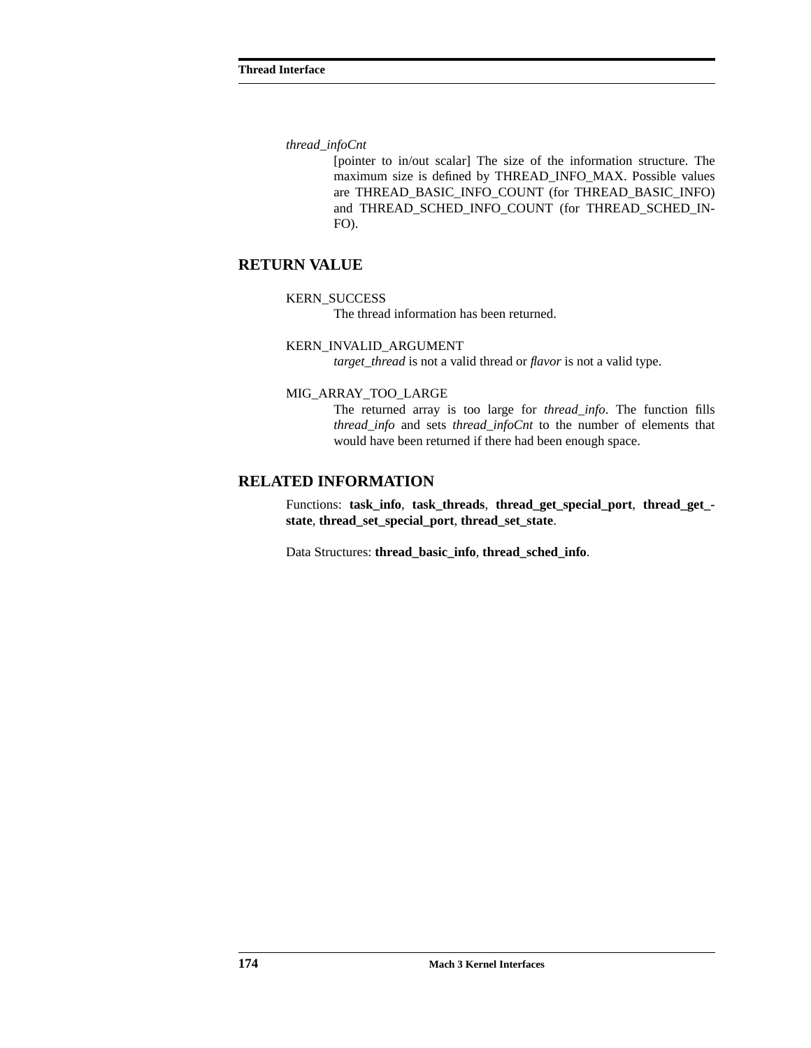*thread_infoCnt*

[pointer to in/out scalar] The size of the information structure. The maximum size is defined by THREAD_INFO_MAX. Possible values are THREAD_BASIC_INFO_COUNT (for THREAD_BASIC_INFO) and THREAD_SCHED_INFO_COUNT (for THREAD_SCHED_INFO).

## RETURN VALUE

KERN_SUCCESS

The thread information has been returned.

KERN_INVALID_ARGUMENT

*target_thread* is not a valid thread or *flavor* is not a valid type.

MIG_ARRAY_TOO_LARGE

The returned array is too large for *thread_info*. The function fills *thread_info* and sets *thread_infoCnt* to the number of elements that would have been returned if there had been enough space.

## RELATED INFORMATION

Functions: **task_info**, **task_threads**, **thread_get_special_port**, **thread_get_state**, **thread_set_special_port**, **thread_set_state**.

Data Structures: **thread_basic_info**, **thread_sched_info**.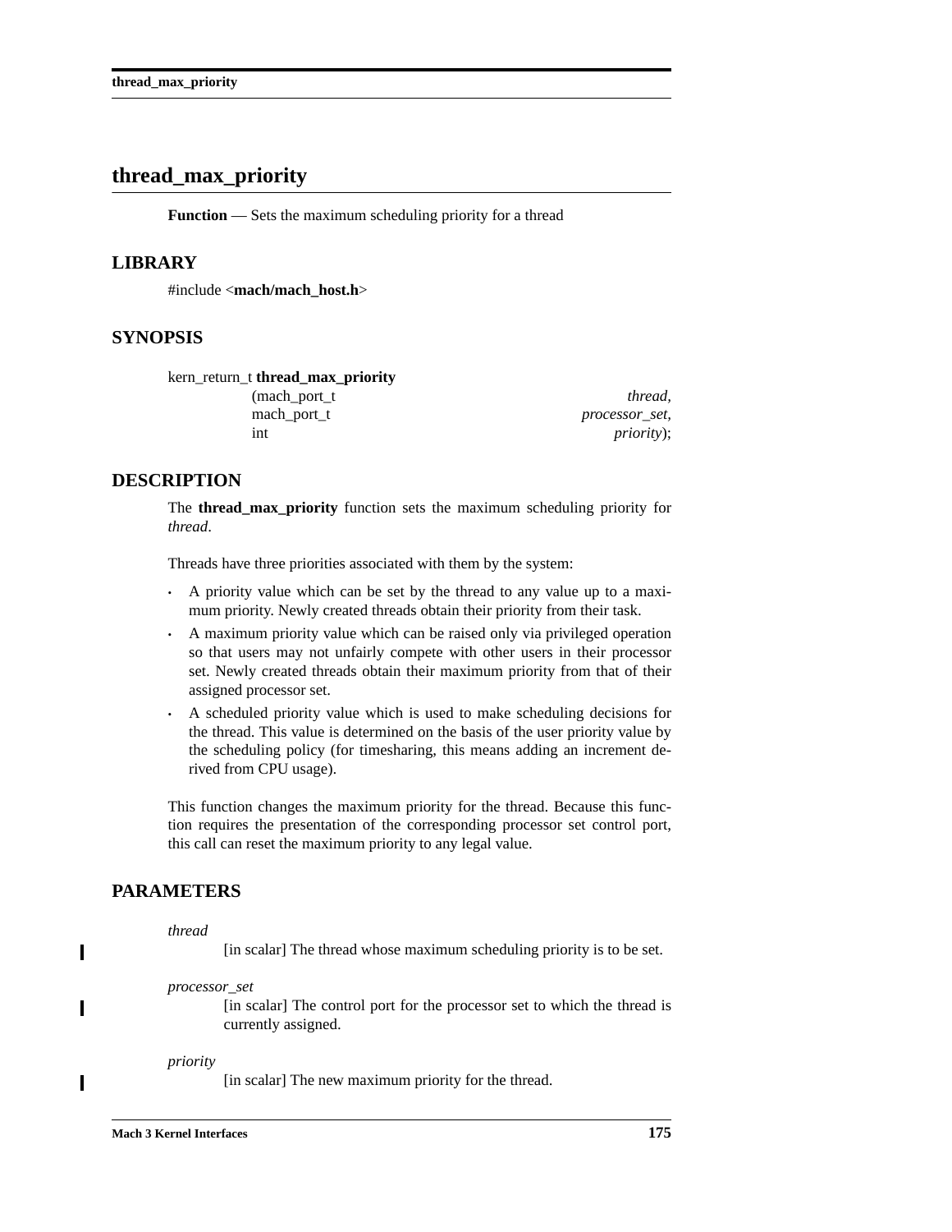# thread_max_priority

**Function** — Sets the maximum scheduling priority for a thread

## LIBRARY

#include <**mach/mach_host.h**>

## SYNOPSIS

```
kern_return_t thread_max_priority
        (mach_port_t                    thread,
         mach_port_t                    processor_set,
         int                            priority);
```

## DESCRIPTION

The **thread_max_priority** function sets the maximum scheduling priority for *thread*.

Threads have three priorities associated with them by the system:

- A priority value which can be set by the thread to any value up to a maximum priority. Newly created threads obtain their priority from their task.
- A maximum priority value which can be raised only via privileged operation so that users may not unfairly compete with other users in their processor set. Newly created threads obtain their maximum priority from that of their assigned processor set.
- A scheduled priority value which is used to make scheduling decisions for the thread. This value is determined on the basis of the user priority value by the scheduling policy (for timesharing, this means adding an increment derived from CPU usage).

This function changes the maximum priority for the thread. Because this function requires the presentation of the corresponding processor set control port, this call can reset the maximum priority to any legal value.

## PARAMETERS

*thread*
: [in scalar] The thread whose maximum scheduling priority is to be set.

*processor_set*
: [in scalar] The control port for the processor set to which the thread is currently assigned.

*priority*
: [in scalar] The new maximum priority for the thread.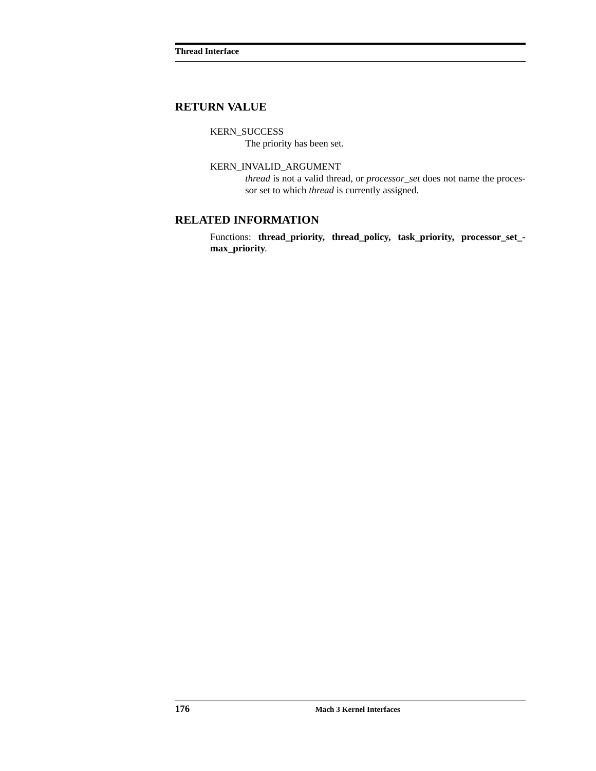## RETURN VALUE

KERN_SUCCESS
The priority has been set.

KERN_INVALID_ARGUMENT
*thread* is not a valid thread, or *processor_set* does not name the processor set to which *thread* is currently assigned.

## RELATED INFORMATION

Functions: **thread_priority, thread_policy, task_priority, processor_set_max_priority**.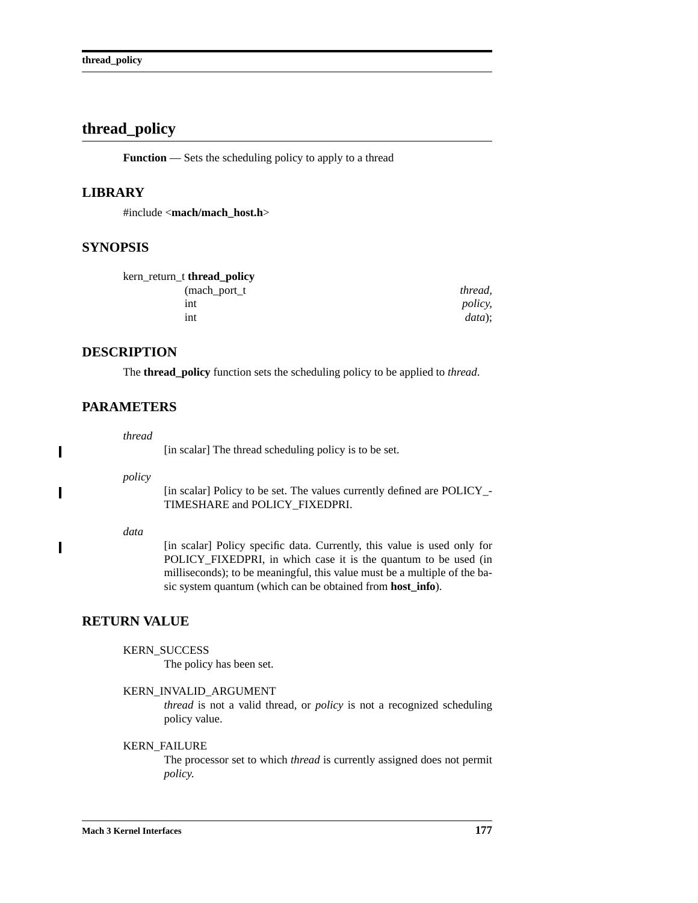# thread_policy

**Function** — Sets the scheduling policy to apply to a thread

## LIBRARY

#include <**mach/mach_host.h**>

## SYNOPSIS

```
kern_return_t thread_policy
                (mach_port_t                    thread,
                 int                            policy,
                 int                            data);
```

## DESCRIPTION

The **thread_policy** function sets the scheduling policy to be applied to *thread*.

## PARAMETERS

*thread*
: [in scalar] The thread scheduling policy is to be set.

*policy*
: [in scalar] Policy to be set. The values currently defined are POLICY_TIMESHARE and POLICY_FIXEDPRI.

*data*
: [in scalar] Policy specific data. Currently, this value is used only for POLICY_FIXEDPRI, in which case it is the quantum to be used (in milliseconds); to be meaningful, this value must be a multiple of the basic system quantum (which can be obtained from **host_info**).

## RETURN VALUE

KERN_SUCCESS
: The policy has been set.

KERN_INVALID_ARGUMENT
: *thread* is not a valid thread, or *policy* is not a recognized scheduling policy value.

KERN_FAILURE
: The processor set to which *thread* is currently assigned does not permit *policy.*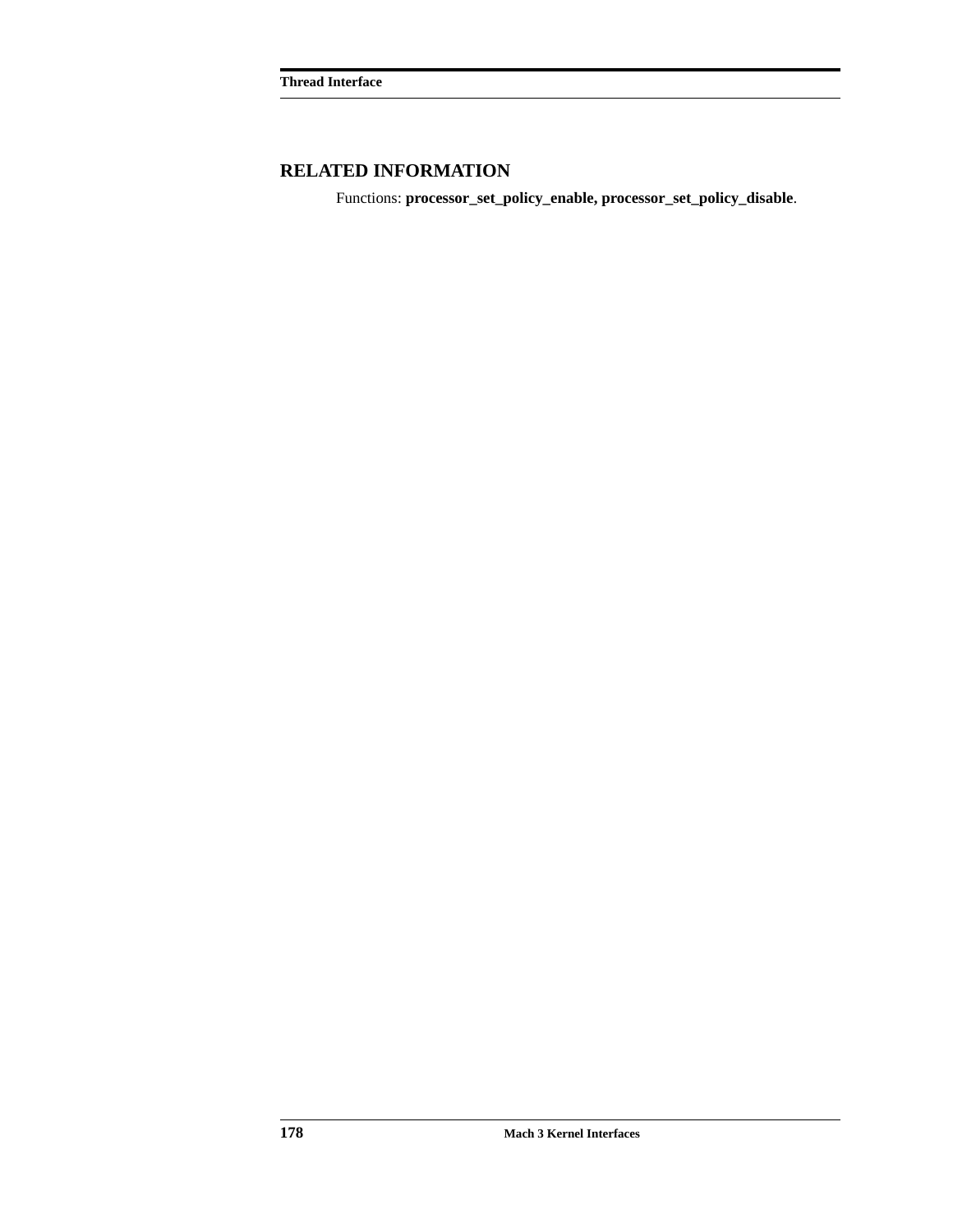## RELATED INFORMATION

Functions: **processor_set_policy_enable, processor_set_policy_disable**.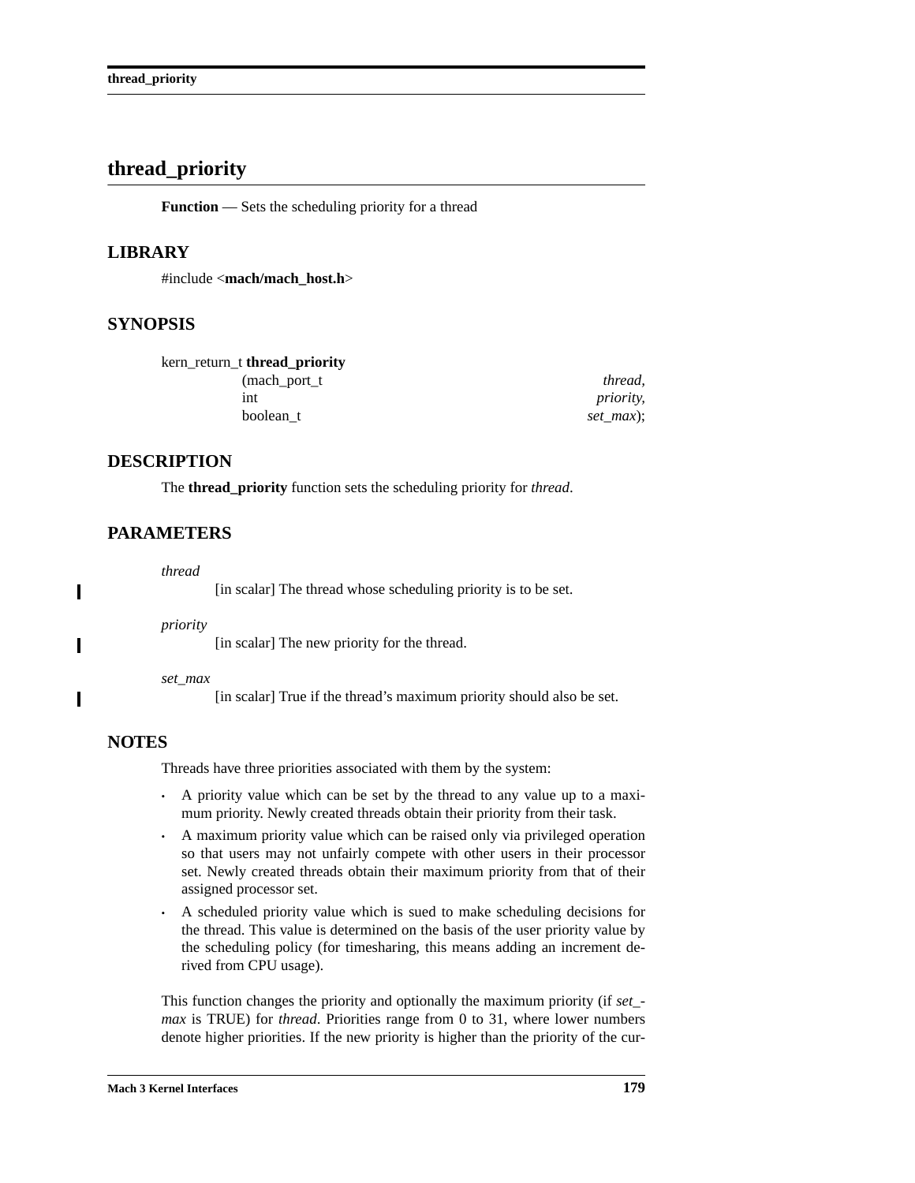# thread_priority

**Function** — Sets the scheduling priority for a thread

## LIBRARY

#include <**mach/mach_host.h**>

## SYNOPSIS

```
kern_return_t thread_priority
        (mach_port_t        thread,
         int                priority,
         boolean_t          set_max);
```

## DESCRIPTION

The **thread_priority** function sets the scheduling priority for *thread*.

## PARAMETERS

*thread*
: [in scalar] The thread whose scheduling priority is to be set.

*priority*
: [in scalar] The new priority for the thread.

*set_max*
: [in scalar] True if the thread's maximum priority should also be set.

## NOTES

Threads have three priorities associated with them by the system:

- A priority value which can be set by the thread to any value up to a maximum priority. Newly created threads obtain their priority from their task.
- A maximum priority value which can be raised only via privileged operation so that users may not unfairly compete with other users in their processor set. Newly created threads obtain their maximum priority from that of their assigned processor set.
- A scheduled priority value which is sued to make scheduling decisions for the thread. This value is determined on the basis of the user priority value by the scheduling policy (for timesharing, this means adding an increment derived from CPU usage).

This function changes the priority and optionally the maximum priority (if *set_max* is TRUE) for *thread*. Priorities range from 0 to 31, where lower numbers denote higher priorities. If the new priority is higher than the priority of the cur-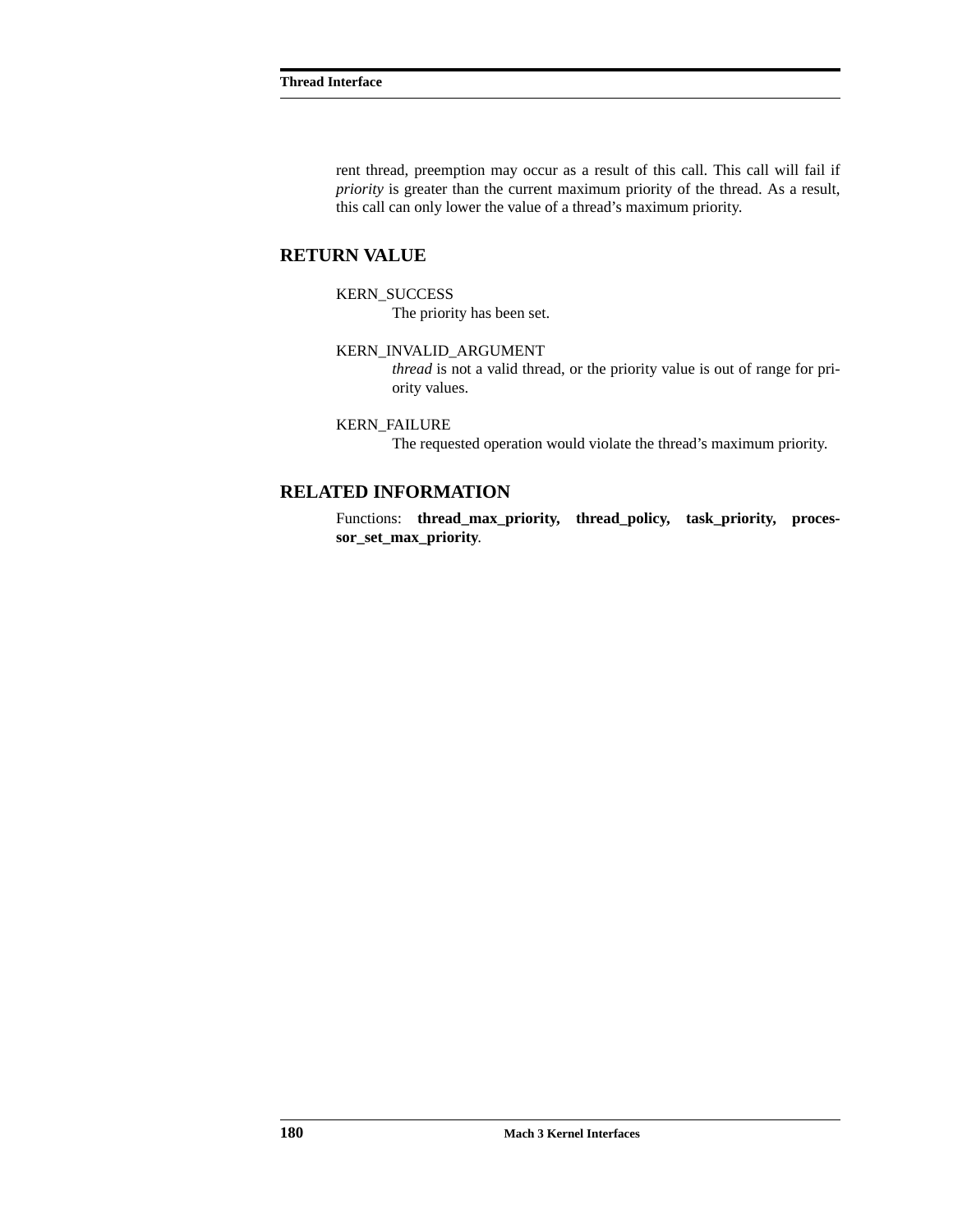rent thread, preemption may occur as a result of this call. This call will fail if *priority* is greater than the current maximum priority of the thread. As a result, this call can only lower the value of a thread's maximum priority.

## RETURN VALUE

KERN_SUCCESS
: The priority has been set.

KERN_INVALID_ARGUMENT
: *thread* is not a valid thread, or the priority value is out of range for priority values.

KERN_FAILURE
: The requested operation would violate the thread's maximum priority.

## RELATED INFORMATION

Functions: **thread_max_priority, thread_policy, task_priority, processor_set_max_priority**.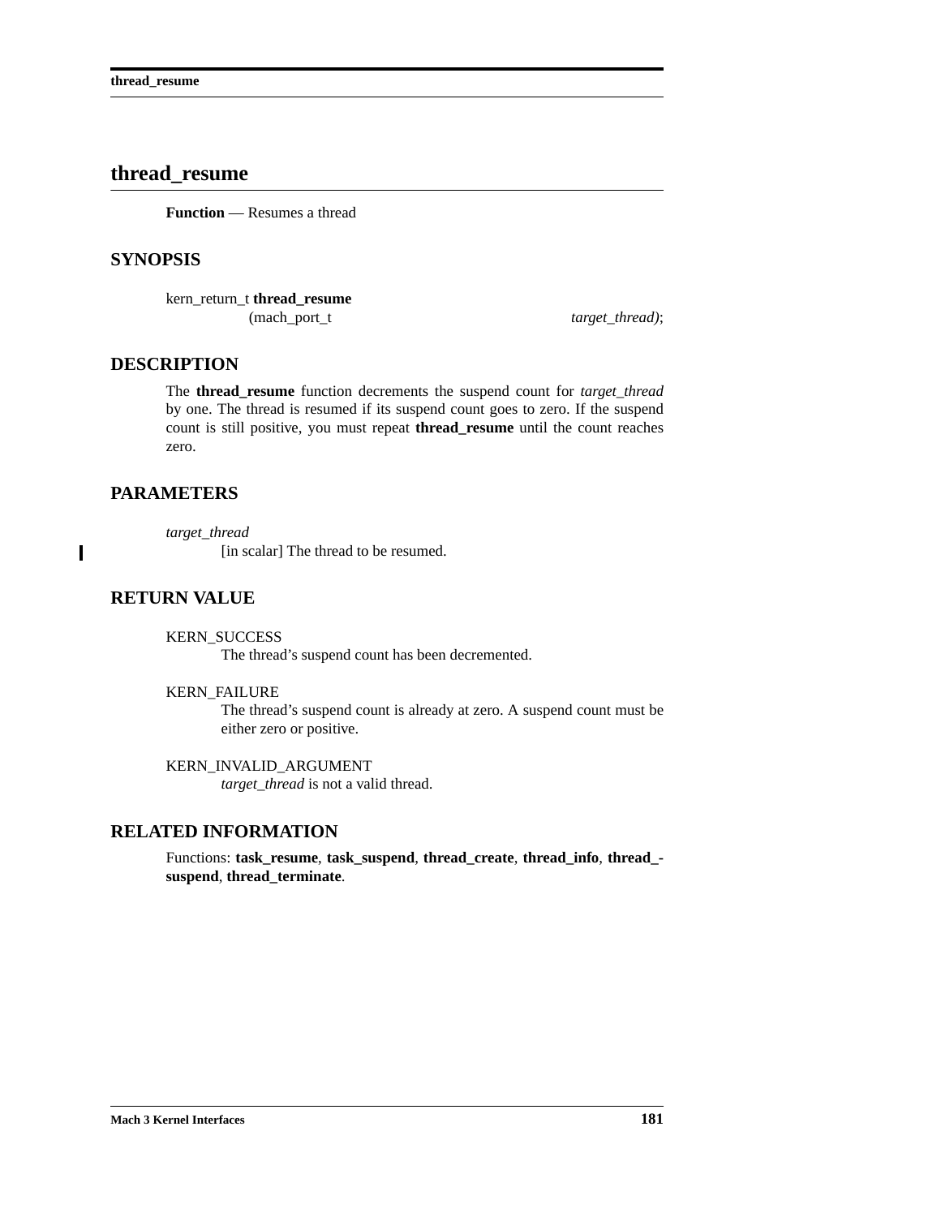# thread_resume

**Function** — Resumes a thread

## SYNOPSIS

```
kern_return_t thread_resume
                (mach_port_t                    target_thread);
```

## DESCRIPTION

The **thread_resume** function decrements the suspend count for *target_thread* by one. The thread is resumed if its suspend count goes to zero. If the suspend count is still positive, you must repeat **thread_resume** until the count reaches zero.

## PARAMETERS

*target_thread*
: [in scalar] The thread to be resumed.

## RETURN VALUE

KERN_SUCCESS
: The thread's suspend count has been decremented.

KERN_FAILURE
: The thread's suspend count is already at zero. A suspend count must be either zero or positive.

KERN_INVALID_ARGUMENT
: *target_thread* is not a valid thread.

## RELATED INFORMATION

Functions: **task_resume**, **task_suspend**, **thread_create**, **thread_info**, **thread_suspend**, **thread_terminate**.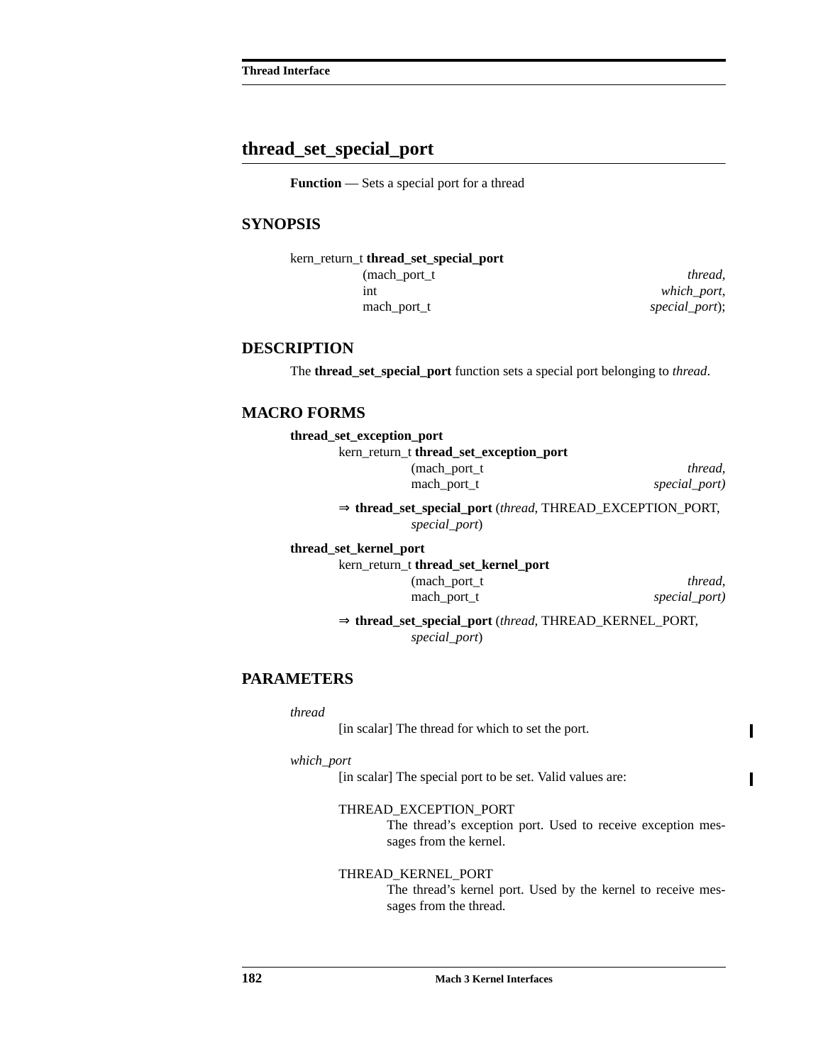## thread_set_special_port

**Function** — Sets a special port for a thread

### SYNOPSIS

```
kern_return_t thread_set_special_port
                (mach_port_t                    thread,
                 int                            which_port,
                 mach_port_t                    special_port);
```

### DESCRIPTION

The **thread_set_special_port** function sets a special port belonging to *thread*.

### MACRO FORMS

**thread_set_exception_port**

```
kern_return_t thread_set_exception_port
                (mach_port_t                    thread,
                 mach_port_t                    special_port)
```

⇒ **thread_set_special_port** (*thread*, THREAD_EXCEPTION_PORT, *special_port*)

**thread_set_kernel_port**

```
kern_return_t thread_set_kernel_port
                (mach_port_t                    thread,
                 mach_port_t                    special_port)
```

⇒ **thread_set_special_port** (*thread*, THREAD_KERNEL_PORT, *special_port*)

### PARAMETERS

*thread*
: [in scalar] The thread for which to set the port.

*which_port*
: [in scalar] The special port to be set. Valid values are:

  THREAD_EXCEPTION_PORT
  : The thread's exception port. Used to receive exception messages from the kernel.

  THREAD_KERNEL_PORT
  : The thread's kernel port. Used by the kernel to receive messages from the thread.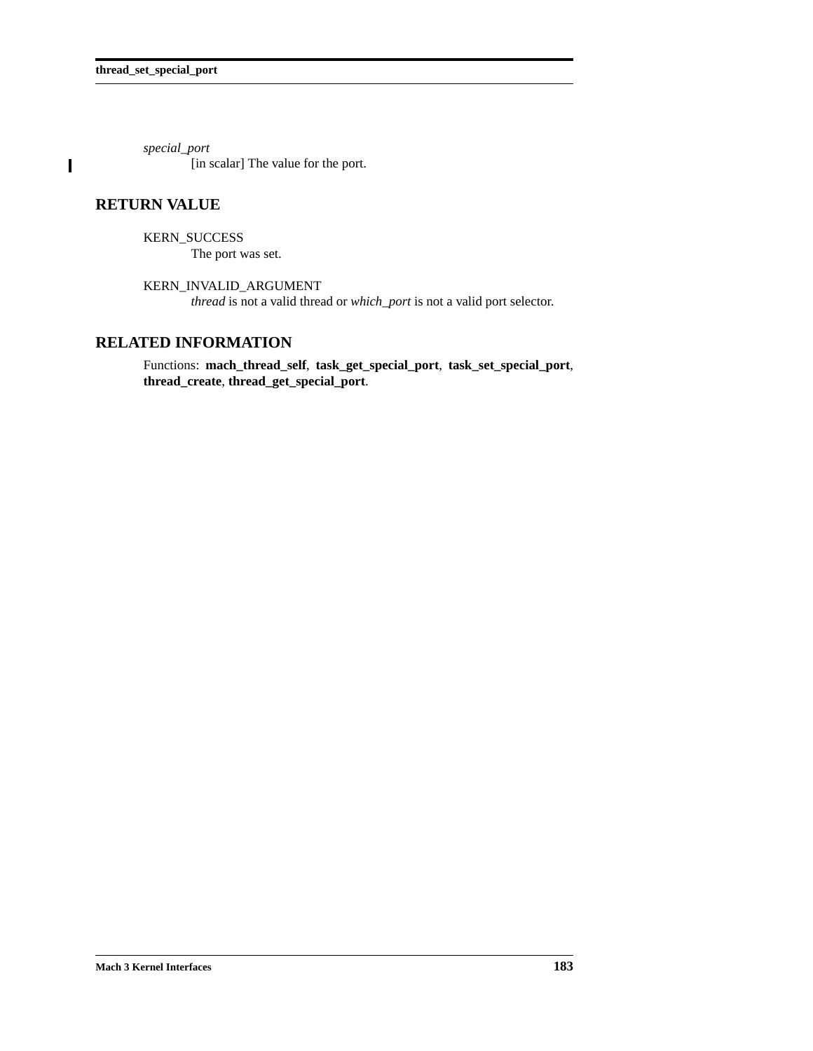*special_port*
[in scalar] The value for the port.

## RETURN VALUE

KERN_SUCCESS
The port was set.

KERN_INVALID_ARGUMENT
*thread* is not a valid thread or *which_port* is not a valid port selector.

## RELATED INFORMATION

Functions: **mach_thread_self**, **task_get_special_port**, **task_set_special_port**, **thread_create**, **thread_get_special_port**.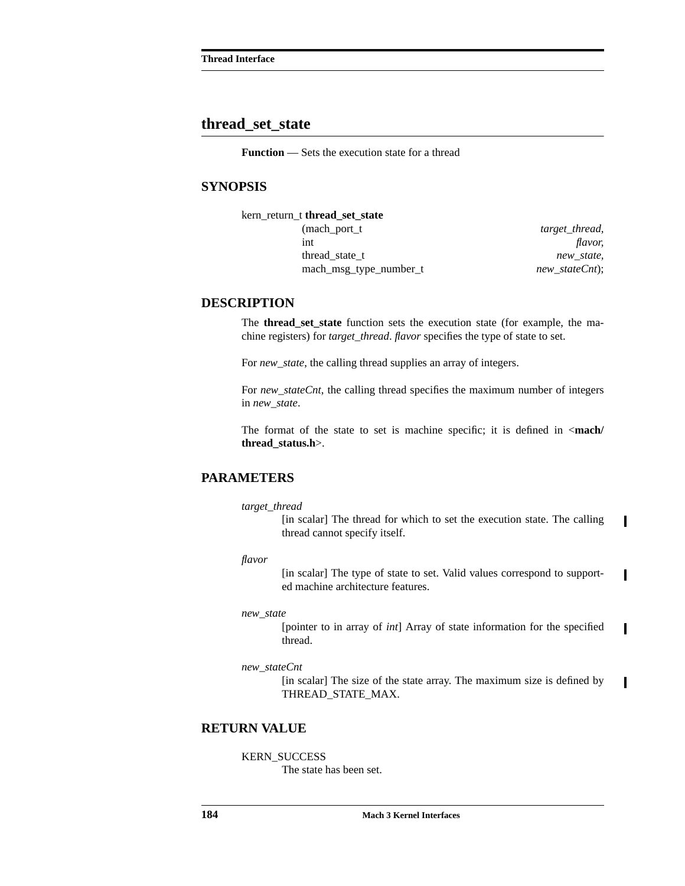## thread_set_state

**Function** — Sets the execution state for a thread

### SYNOPSIS

```
kern_return_t thread_set_state
                (mach_port_t                    target_thread,
                 int                            flavor,
                 thread_state_t                 new_state,
                 mach_msg_type_number_t         new_stateCnt);
```

### DESCRIPTION

The **thread_set_state** function sets the execution state (for example, the machine registers) for *target_thread*. *flavor* specifies the type of state to set.

For *new_state*, the calling thread supplies an array of integers.

For *new_stateCnt*, the calling thread specifies the maximum number of integers in *new_state*.

The format of the state to set is machine specific; it is defined in <**mach/thread_status.h**>.

### PARAMETERS

*target_thread*
: [in scalar] The thread for which to set the execution state. The calling thread cannot specify itself.

*flavor*
: [in scalar] The type of state to set. Valid values correspond to supported machine architecture features.

*new_state*
: [pointer to in array of *int*] Array of state information for the specified thread.

*new_stateCnt*
: [in scalar] The size of the state array. The maximum size is defined by THREAD_STATE_MAX.

### RETURN VALUE

KERN_SUCCESS
: The state has been set.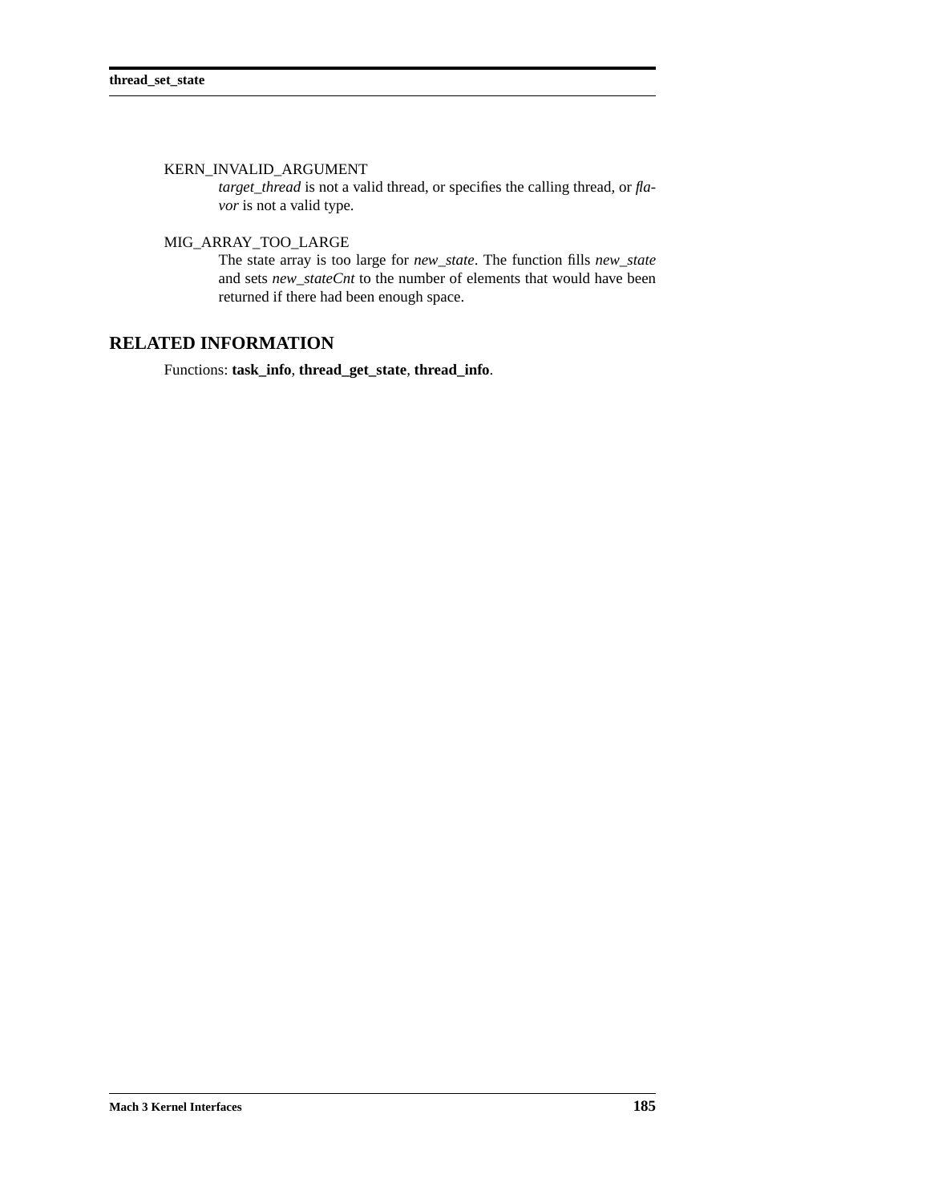KERN_INVALID_ARGUMENT

*target_thread* is not a valid thread, or specifies the calling thread, or *flavor* is not a valid type.

MIG_ARRAY_TOO_LARGE

The state array is too large for *new_state*. The function fills *new_state* and sets *new_stateCnt* to the number of elements that would have been returned if there had been enough space.

## RELATED INFORMATION

Functions: **task_info**, **thread_get_state**, **thread_info**.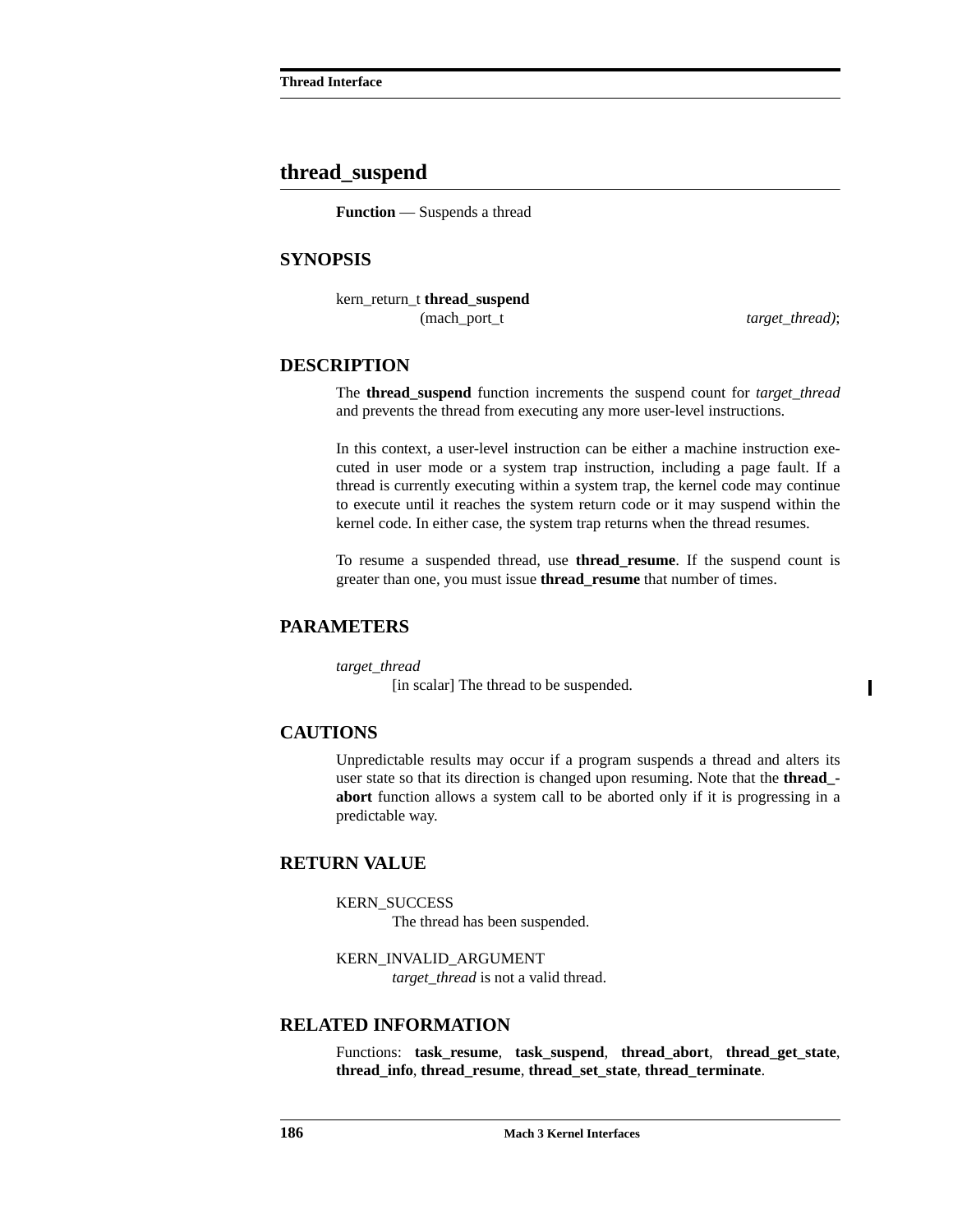## thread_suspend

**Function** — Suspends a thread

### SYNOPSIS

```
kern_return_t thread_suspend
                (mach_port_t                    target_thread);
```

### DESCRIPTION

The **thread_suspend** function increments the suspend count for *target_thread* and prevents the thread from executing any more user-level instructions.

In this context, a user-level instruction can be either a machine instruction executed in user mode or a system trap instruction, including a page fault. If a thread is currently executing within a system trap, the kernel code may continue to execute until it reaches the system return code or it may suspend within the kernel code. In either case, the system trap returns when the thread resumes.

To resume a suspended thread, use **thread_resume**. If the suspend count is greater than one, you must issue **thread_resume** that number of times.

### PARAMETERS

*target_thread*
: [in scalar] The thread to be suspended.

### CAUTIONS

Unpredictable results may occur if a program suspends a thread and alters its user state so that its direction is changed upon resuming. Note that the **thread_abort** function allows a system call to be aborted only if it is progressing in a predictable way.

### RETURN VALUE

KERN_SUCCESS
: The thread has been suspended.

KERN_INVALID_ARGUMENT
: *target_thread* is not a valid thread.

### RELATED INFORMATION

Functions: **task_resume**, **task_suspend**, **thread_abort**, **thread_get_state**, **thread_info**, **thread_resume**, **thread_set_state**, **thread_terminate**.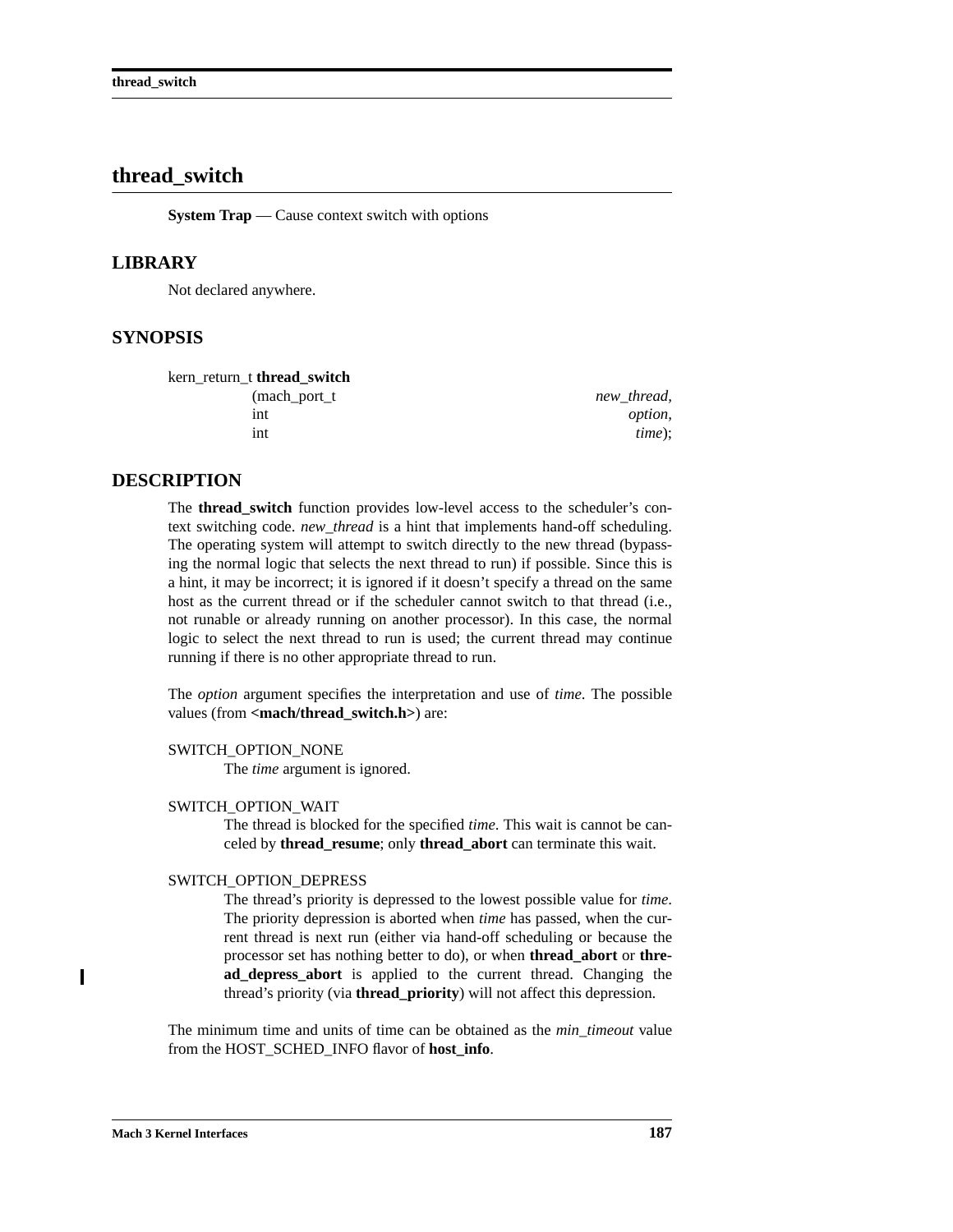## thread_switch

**System Trap** — Cause context switch with options

### LIBRARY

Not declared anywhere.

### SYNOPSIS

```
kern_return_t thread_switch
                (mach_port_t                    new_thread,
                 int                            option,
                 int                            time);
```

### DESCRIPTION

The **thread_switch** function provides low-level access to the scheduler's context switching code. *new_thread* is a hint that implements hand-off scheduling. The operating system will attempt to switch directly to the new thread (bypassing the normal logic that selects the next thread to run) if possible. Since this is a hint, it may be incorrect; it is ignored if it doesn't specify a thread on the same host as the current thread or if the scheduler cannot switch to that thread (i.e., not runable or already running on another processor). In this case, the normal logic to select the next thread to run is used; the current thread may continue running if there is no other appropriate thread to run.

The *option* argument specifies the interpretation and use of *time*. The possible values (from **<mach/thread_switch.h>**) are:

SWITCH_OPTION_NONE
: The *time* argument is ignored.

SWITCH_OPTION_WAIT
: The thread is blocked for the specified *time*. This wait is cannot be canceled by **thread_resume**; only **thread_abort** can terminate this wait.

SWITCH_OPTION_DEPRESS
: The thread's priority is depressed to the lowest possible value for *time*. The priority depression is aborted when *time* has passed, when the current thread is next run (either via hand-off scheduling or because the processor set has nothing better to do), or when **thread_abort** or **thread_depress_abort** is applied to the current thread. Changing the thread's priority (via **thread_priority**) will not affect this depression.

The minimum time and units of time can be obtained as the *min_timeout* value from the HOST_SCHED_INFO flavor of **host_info**.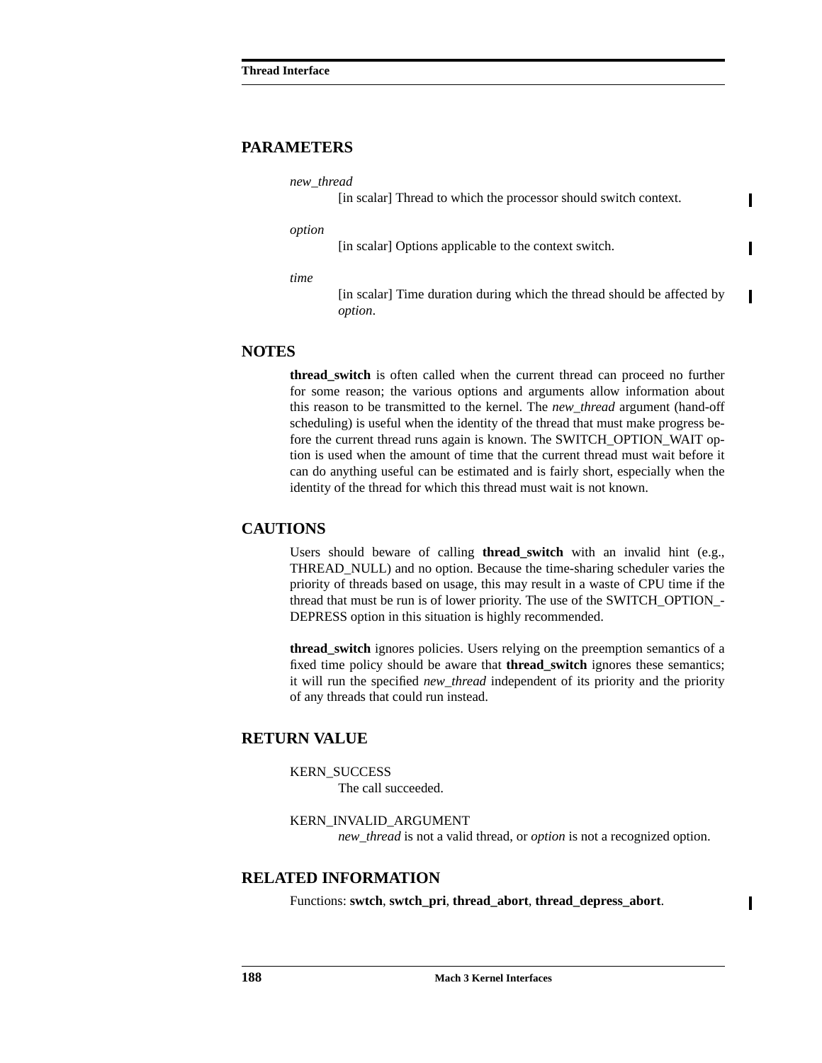## PARAMETERS

*new_thread*
: [in scalar] Thread to which the processor should switch context.

*option*
: [in scalar] Options applicable to the context switch.

*time*
: [in scalar] Time duration during which the thread should be affected by *option*.

## NOTES

**thread_switch** is often called when the current thread can proceed no further for some reason; the various options and arguments allow information about this reason to be transmitted to the kernel. The *new_thread* argument (hand-off scheduling) is useful when the identity of the thread that must make progress before the current thread runs again is known. The SWITCH_OPTION_WAIT option is used when the amount of time that the current thread must wait before it can do anything useful can be estimated and is fairly short, especially when the identity of the thread for which this thread must wait is not known.

## CAUTIONS

Users should beware of calling **thread_switch** with an invalid hint (e.g., THREAD_NULL) and no option. Because the time-sharing scheduler varies the priority of threads based on usage, this may result in a waste of CPU time if the thread that must be run is of lower priority. The use of the SWITCH_OPTION_DEPRESS option in this situation is highly recommended.

**thread_switch** ignores policies. Users relying on the preemption semantics of a fixed time policy should be aware that **thread_switch** ignores these semantics; it will run the specified *new_thread* independent of its priority and the priority of any threads that could run instead.

## RETURN VALUE

KERN_SUCCESS
: The call succeeded.

KERN_INVALID_ARGUMENT
: *new_thread* is not a valid thread, or *option* is not a recognized option.

## RELATED INFORMATION

Functions: **swtch**, **swtch_pri**, **thread_abort**, **thread_depress_abort**.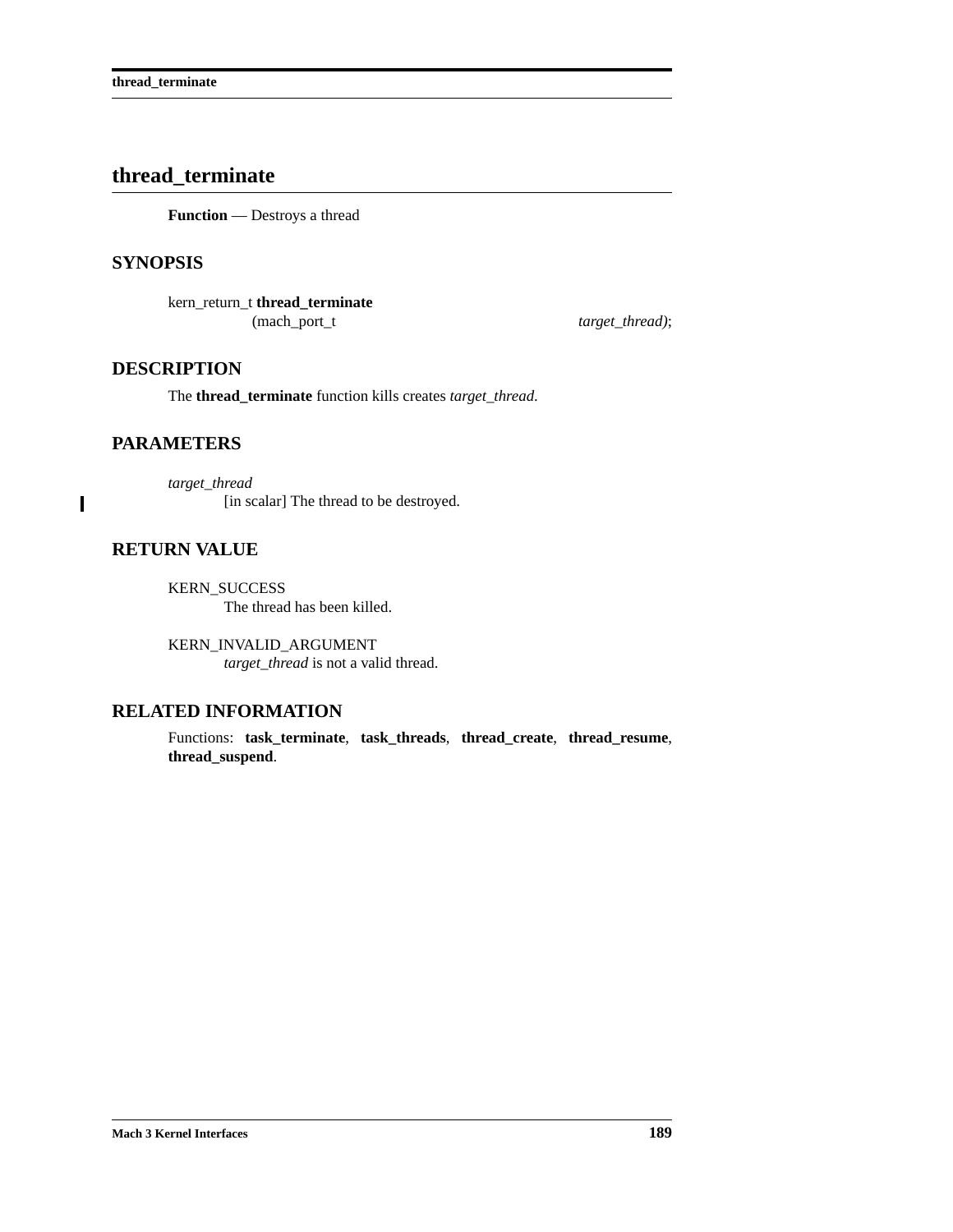# thread_terminate

**Function** — Destroys a thread

## SYNOPSIS

```
kern_return_t thread_terminate
                (mach_port_t                    target_thread);
```

## DESCRIPTION

The **thread_terminate** function kills creates *target_thread*.

## PARAMETERS

*target_thread*
: [in scalar] The thread to be destroyed.

## RETURN VALUE

KERN_SUCCESS
: The thread has been killed.

KERN_INVALID_ARGUMENT
: *target_thread* is not a valid thread.

## RELATED INFORMATION

Functions: **task_terminate**, **task_threads**, **thread_create**, **thread_resume**, **thread_suspend**.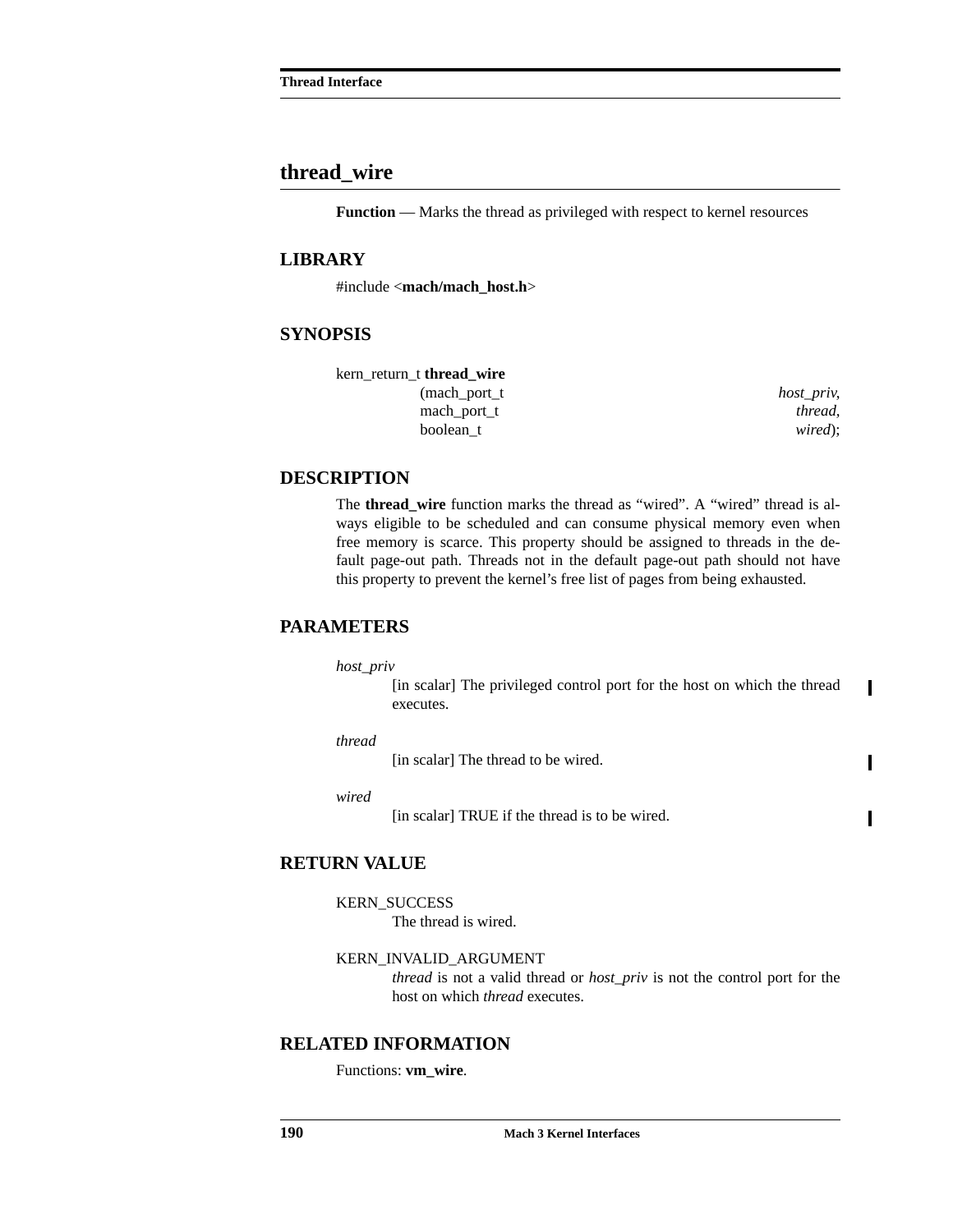## thread_wire

**Function** — Marks the thread as privileged with respect to kernel resources

### LIBRARY

#include <**mach/mach_host.h**>

### SYNOPSIS

```
kern_return_t thread_wire
                (mach_port_t                    host_priv,
                 mach_port_t                    thread,
                 boolean_t                      wired);
```

### DESCRIPTION

The **thread_wire** function marks the thread as “wired”. A “wired” thread is always eligible to be scheduled and can consume physical memory even when free memory is scarce. This property should be assigned to threads in the default page-out path. Threads not in the default page-out path should not have this property to prevent the kernel’s free list of pages from being exhausted.

### PARAMETERS

*host_priv*
: [in scalar] The privileged control port for the host on which the thread executes.

*thread*
: [in scalar] The thread to be wired.

*wired*
: [in scalar] TRUE if the thread is to be wired.

### RETURN VALUE

KERN_SUCCESS
: The thread is wired.

KERN_INVALID_ARGUMENT
: *thread* is not a valid thread or *host_priv* is not the control port for the host on which *thread* executes.

### RELATED INFORMATION

Functions: **vm_wire**.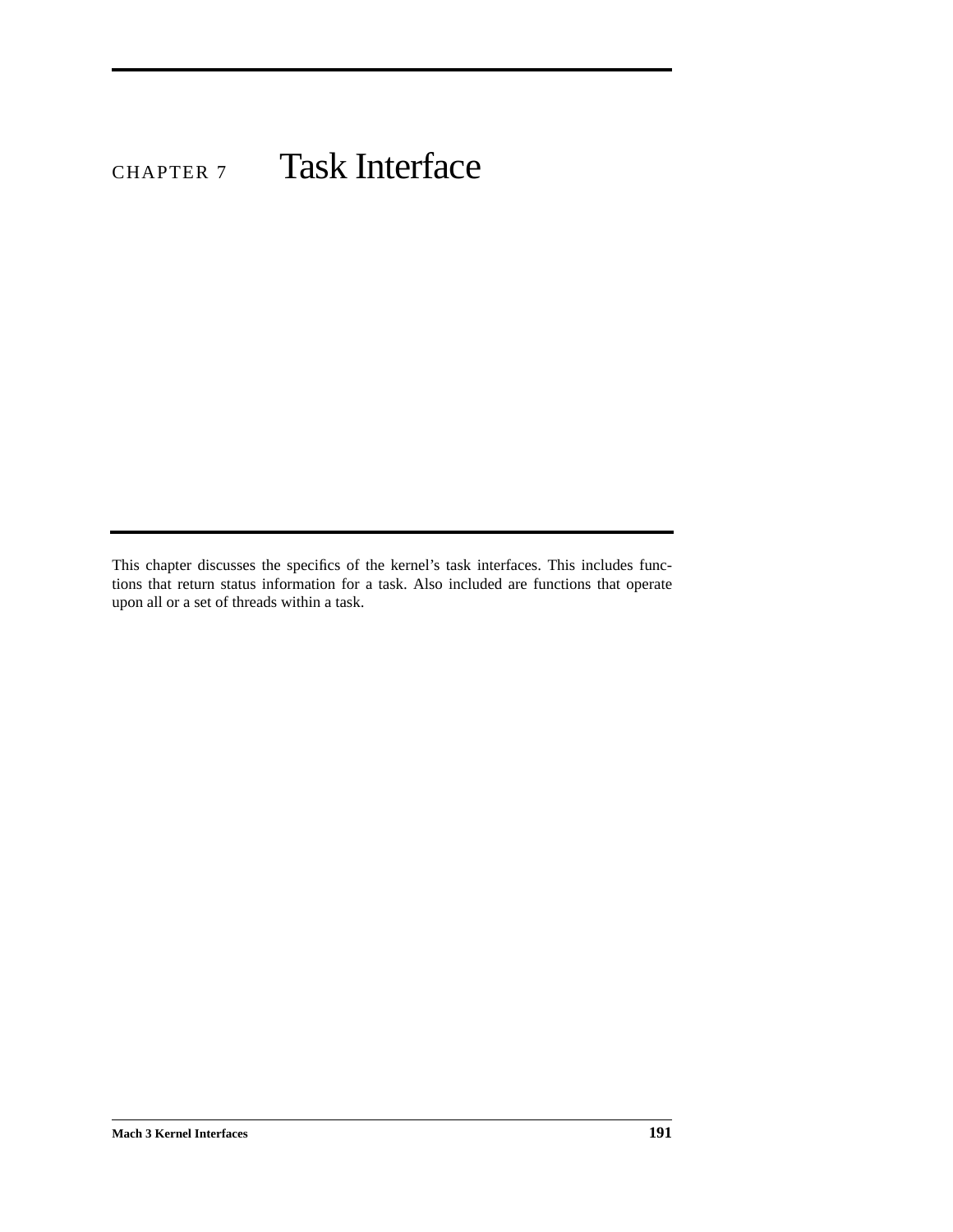# CHAPTER 7 Task Interface

This chapter discusses the specifics of the kernel's task interfaces. This includes functions that return status information for a task. Also included are functions that operate upon all or a set of threads within a task.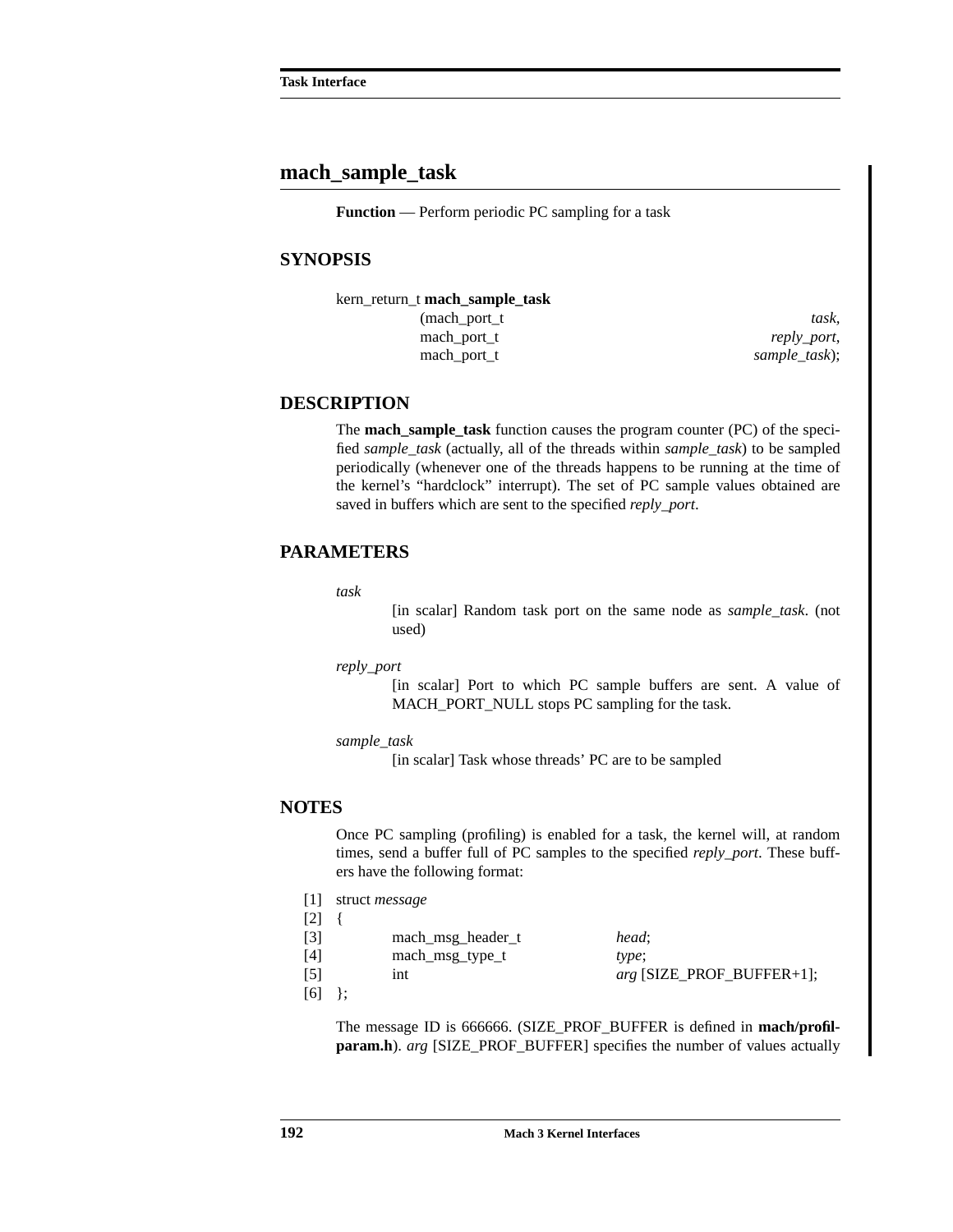## mach_sample_task

**Function** — Perform periodic PC sampling for a task

### SYNOPSIS

```
kern_return_t mach_sample_task
                (mach_port_t                    task,
                 mach_port_t                    reply_port,
                 mach_port_t                    sample_task);
```

### DESCRIPTION

The **mach_sample_task** function causes the program counter (PC) of the specified *sample_task* (actually, all of the threads within *sample_task*) to be sampled periodically (whenever one of the threads happens to be running at the time of the kernel's "hardclock" interrupt). The set of PC sample values obtained are saved in buffers which are sent to the specified *reply_port*.

### PARAMETERS

*task*
: [in scalar] Random task port on the same node as *sample_task*. (not used)

*reply_port*
: [in scalar] Port to which PC sample buffers are sent. A value of MACH_PORT_NULL stops PC sampling for the task.

*sample_task*
: [in scalar] Task whose threads' PC are to be sampled

### NOTES

Once PC sampling (profiling) is enabled for a task, the kernel will, at random times, send a buffer full of PC samples to the specified *reply_port*. These buffers have the following format:

```
[1] struct message
[2] {
[3]         mach_msg_header_t           head;
[4]         mach_msg_type_t             type;
[5]         int                         arg [SIZE_PROF_BUFFER+1];
[6] };
```

The message ID is 666666. (SIZE_PROF_BUFFER is defined in **mach/profilparam.h**). *arg* [SIZE_PROF_BUFFER] specifies the number of values actually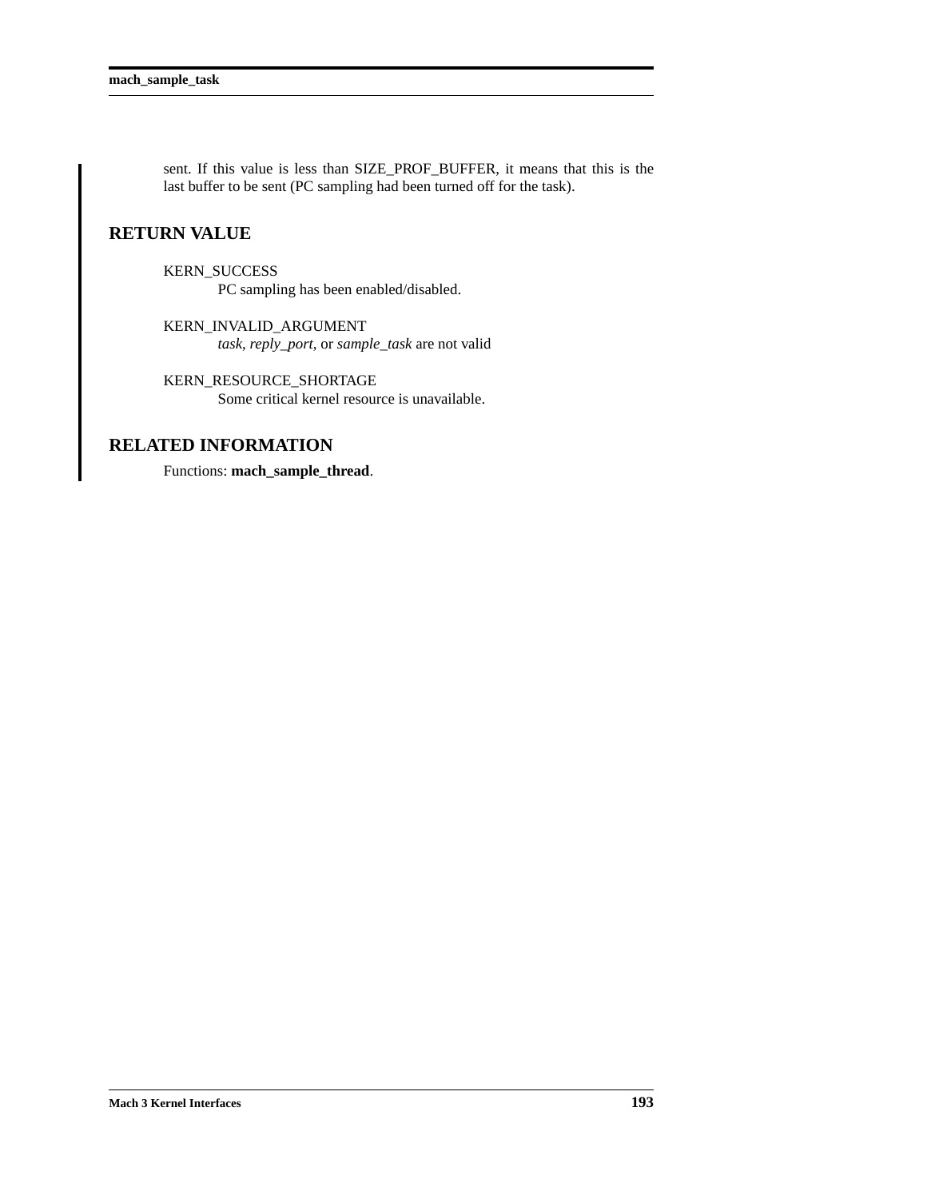sent. If this value is less than SIZE_PROF_BUFFER, it means that this is the last buffer to be sent (PC sampling had been turned off for the task).

## RETURN VALUE

KERN_SUCCESS
PC sampling has been enabled/disabled.

KERN_INVALID_ARGUMENT
*task*, *reply_port*, or *sample_task* are not valid

KERN_RESOURCE_SHORTAGE
Some critical kernel resource is unavailable.

## RELATED INFORMATION

Functions: **mach_sample_thread**.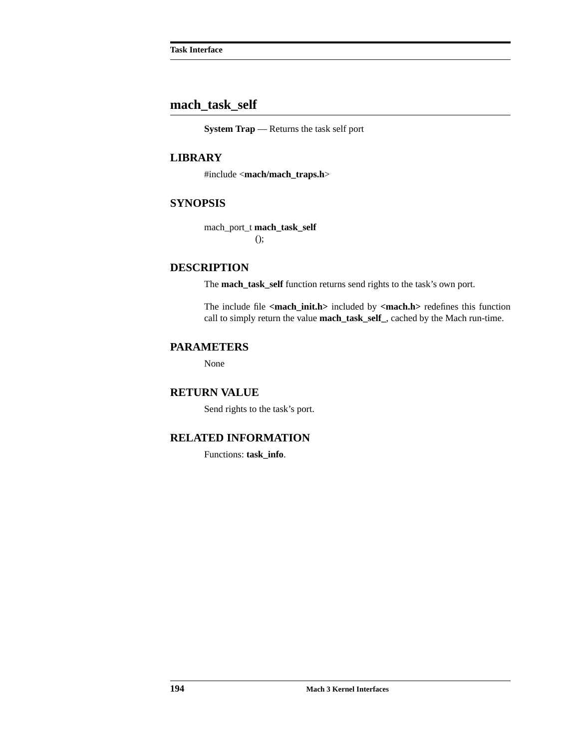## mach_task_self

**System Trap** — Returns the task self port

### LIBRARY

#include <**mach/mach_traps.h**>

### SYNOPSIS

```
mach_port_t mach_task_self
                ();
```

### DESCRIPTION

The **mach_task_self** function returns send rights to the task's own port.

The include file **<mach_init.h>** included by **<mach.h>** redefines this function call to simply return the value **mach_task_self_**, cached by the Mach run-time.

### PARAMETERS

None

### RETURN VALUE

Send rights to the task's port.

### RELATED INFORMATION

Functions: **task_info**.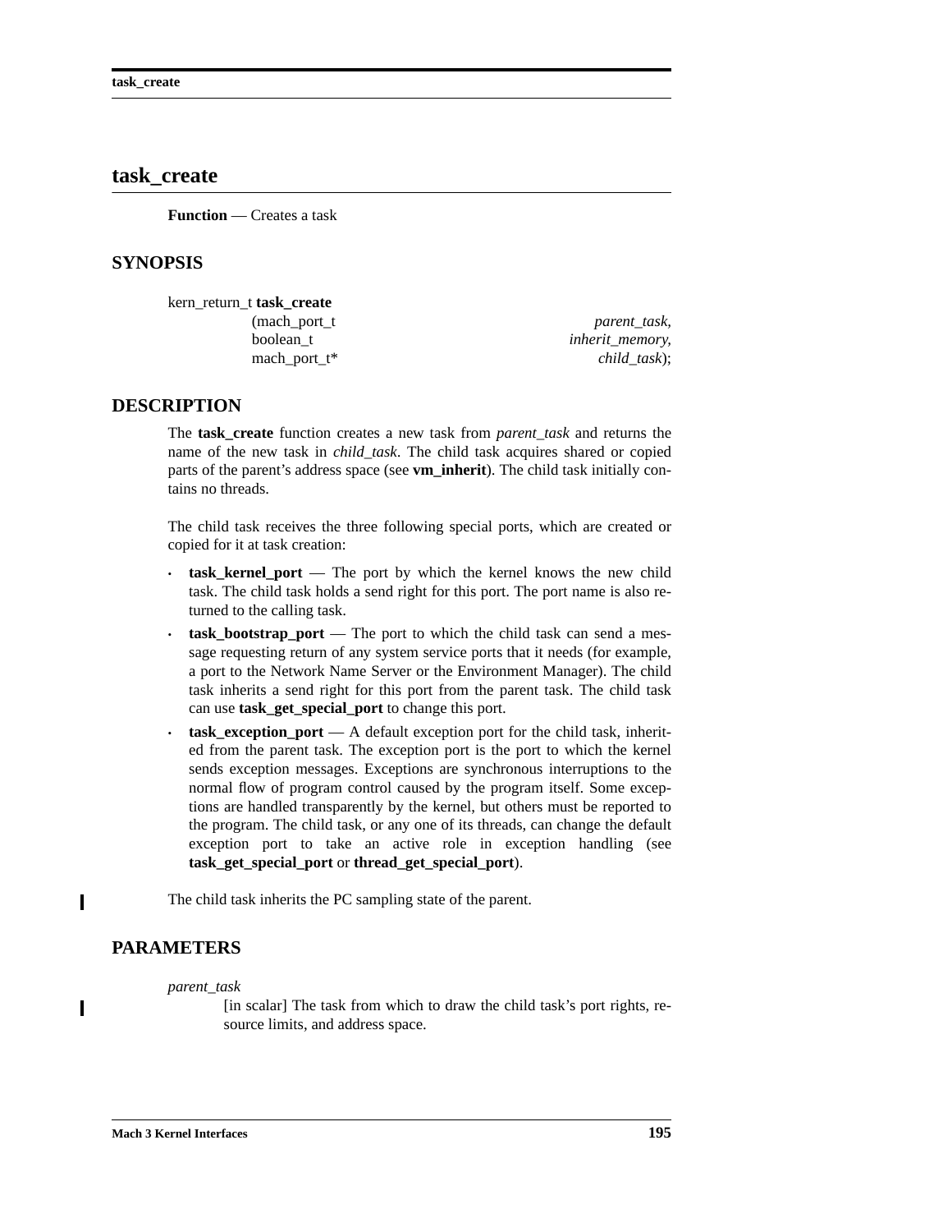## task_create

**Function** — Creates a task

### SYNOPSIS

```
kern_return_t task_create
                (mach_port_t                    parent_task,
                 boolean_t                      inherit_memory,
                 mach_port_t*                   child_task);
```

### DESCRIPTION

The **task_create** function creates a new task from *parent_task* and returns the name of the new task in *child_task*. The child task acquires shared or copied parts of the parent's address space (see **vm_inherit**). The child task initially contains no threads.

The child task receives the three following special ports, which are created or copied for it at task creation:

- **task_kernel_port** — The port by which the kernel knows the new child task. The child task holds a send right for this port. The port name is also returned to the calling task.
- **task_bootstrap_port** — The port to which the child task can send a message requesting return of any system service ports that it needs (for example, a port to the Network Name Server or the Environment Manager). The child task inherits a send right for this port from the parent task. The child task can use **task_get_special_port** to change this port.
- **task_exception_port** — A default exception port for the child task, inherited from the parent task. The exception port is the port to which the kernel sends exception messages. Exceptions are synchronous interruptions to the normal flow of program control caused by the program itself. Some exceptions are handled transparently by the kernel, but others must be reported to the program. The child task, or any one of its threads, can change the default exception port to take an active role in exception handling (see **task_get_special_port** or **thread_get_special_port**).

The child task inherits the PC sampling state of the parent.

### PARAMETERS

*parent_task*
: [in scalar] The task from which to draw the child task's port rights, resource limits, and address space.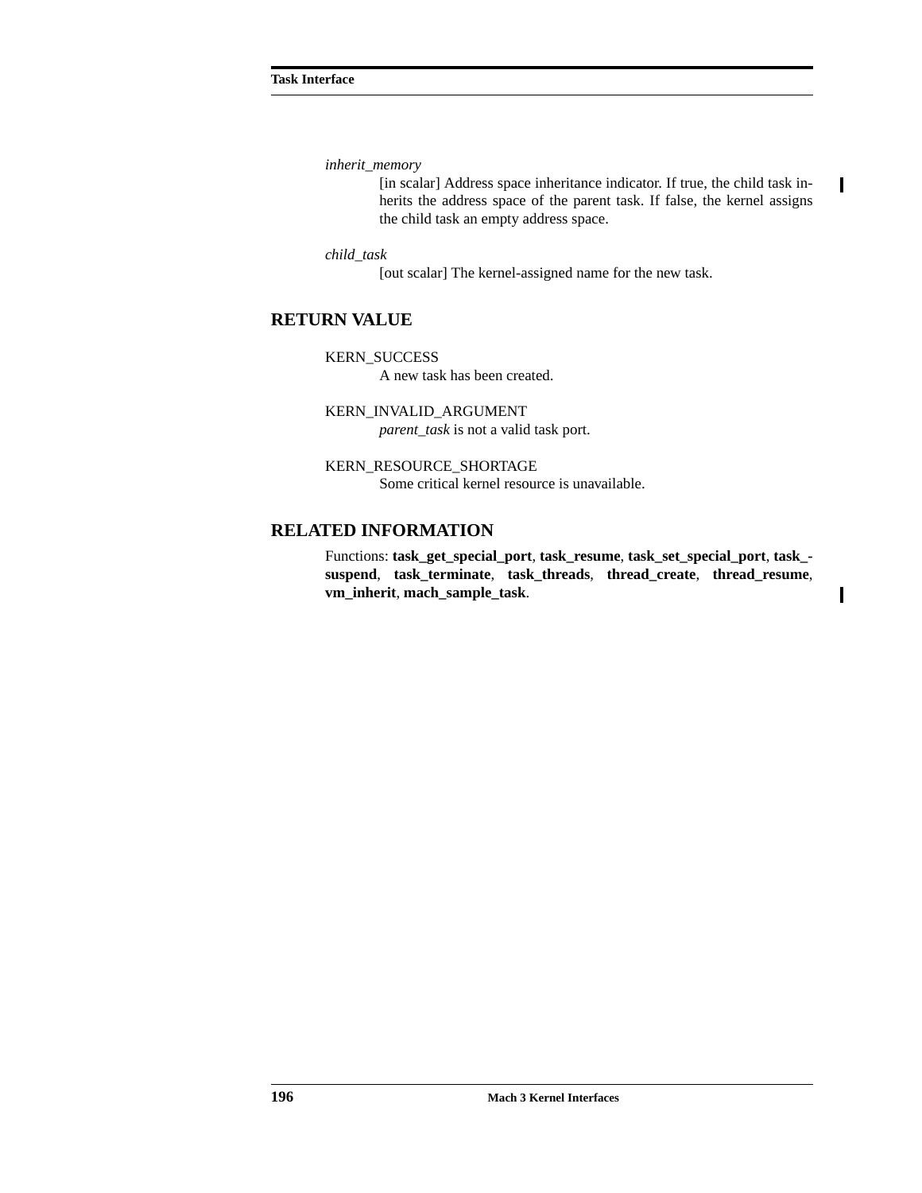*inherit_memory*

[in scalar] Address space inheritance indicator. If true, the child task inherits the address space of the parent task. If false, the kernel assigns the child task an empty address space.

*child_task*

[out scalar] The kernel-assigned name for the new task.

## RETURN VALUE

KERN_SUCCESS

A new task has been created.

KERN_INVALID_ARGUMENT

*parent_task* is not a valid task port.

KERN_RESOURCE_SHORTAGE

Some critical kernel resource is unavailable.

## RELATED INFORMATION

Functions: **task_get_special_port**, **task_resume**, **task_set_special_port**, **task_suspend**, **task_terminate**, **task_threads**, **thread_create**, **thread_resume**, **vm_inherit**, **mach_sample_task**.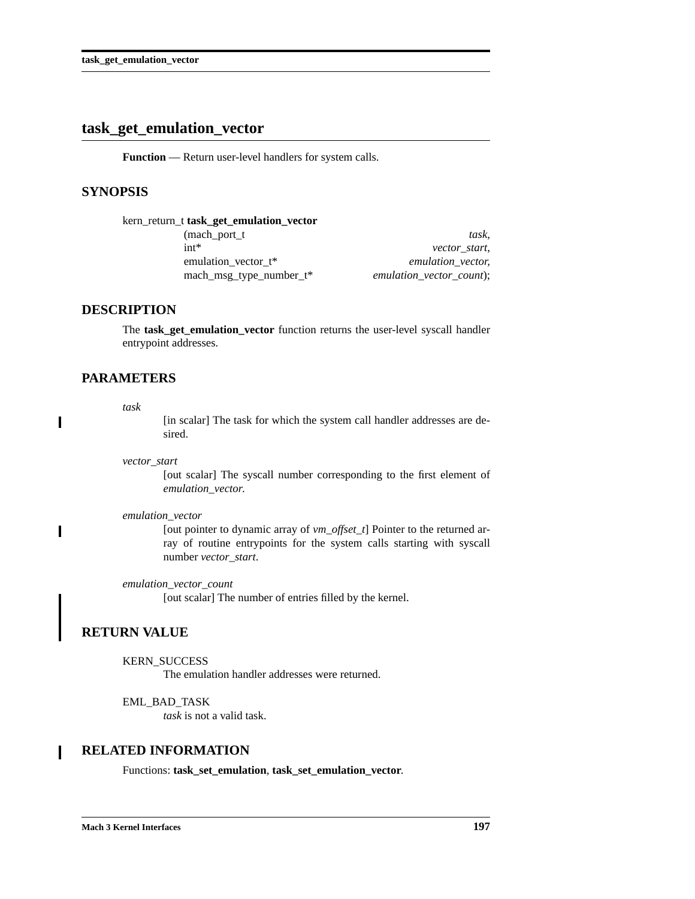# task_get_emulation_vector

**Function** — Return user-level handlers for system calls.

## SYNOPSIS

```
kern_return_t task_get_emulation_vector
                (mach_port_t                               task,
                 int*                              vector_start,
                 emulation_vector_t*           emulation_vector,
                 mach_msg_type_number_t*  emulation_vector_count);
```

## DESCRIPTION

The **task_get_emulation_vector** function returns the user-level syscall handler entrypoint addresses.

## PARAMETERS

*task*
: [in scalar] The task for which the system call handler addresses are desired.

*vector_start*
: [out scalar] The syscall number corresponding to the first element of *emulation_vector.*

*emulation_vector*
: [out pointer to dynamic array of *vm_offset_t*] Pointer to the returned array of routine entrypoints for the system calls starting with syscall number *vector_start*.

*emulation_vector_count*
: [out scalar] The number of entries filled by the kernel.

## RETURN VALUE

KERN_SUCCESS
: The emulation handler addresses were returned.

EML_BAD_TASK
: *task* is not a valid task.

## RELATED INFORMATION

Functions: **task_set_emulation**, **task_set_emulation_vector**.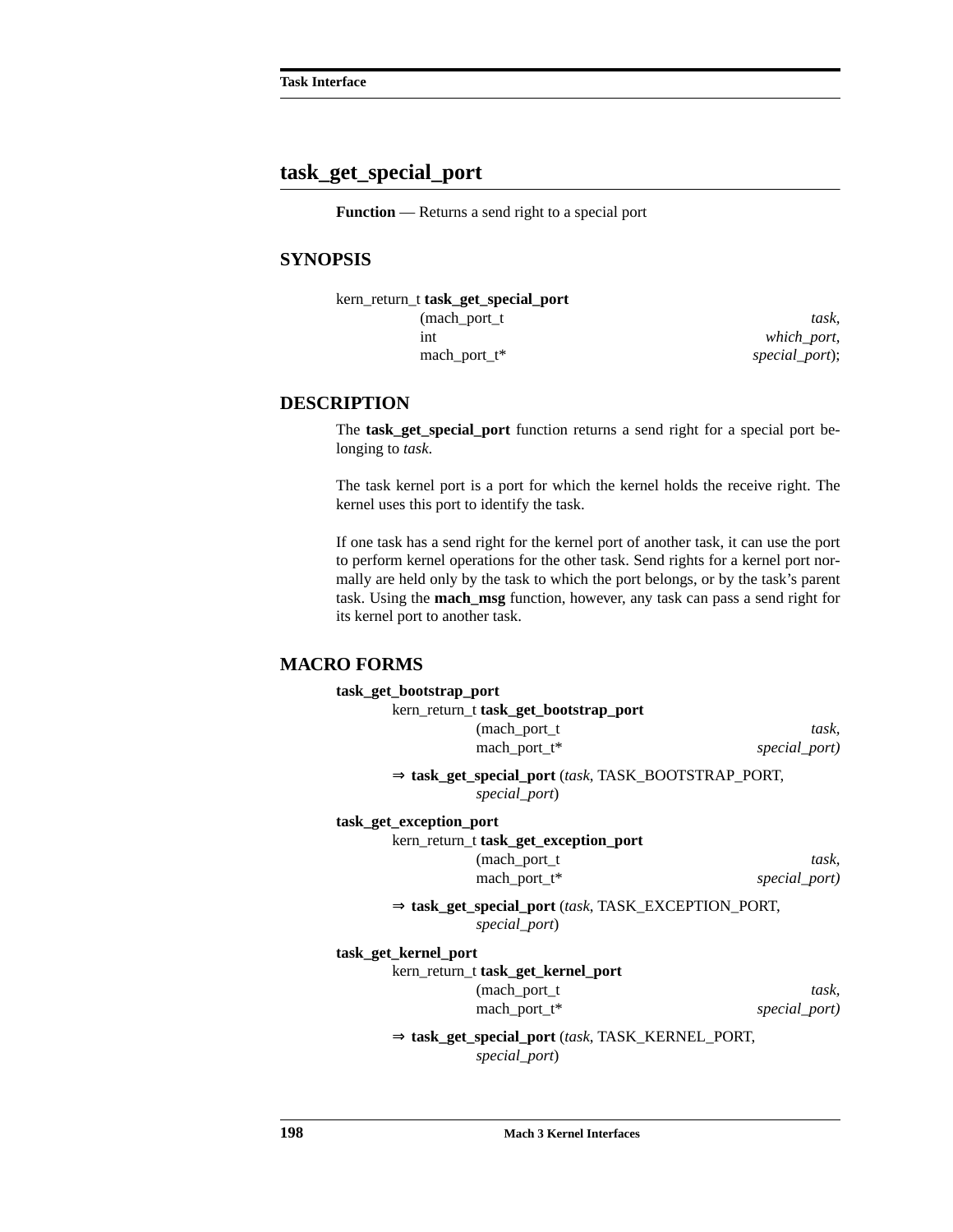## task_get_special_port

**Function** — Returns a send right to a special port

### SYNOPSIS

```
kern_return_t task_get_special_port
        (mach_port_t                    task,
         int                            which_port,
         mach_port_t*                   special_port);
```

### DESCRIPTION

The **task_get_special_port** function returns a send right for a special port belonging to *task*.

The task kernel port is a port for which the kernel holds the receive right. The kernel uses this port to identify the task.

If one task has a send right for the kernel port of another task, it can use the port to perform kernel operations for the other task. Send rights for a kernel port normally are held only by the task to which the port belongs, or by the task's parent task. Using the **mach_msg** function, however, any task can pass a send right for its kernel port to another task.

### MACRO FORMS

**task_get_bootstrap_port**

```
kern_return_t task_get_bootstrap_port
        (mach_port_t                    task,
         mach_port_t*                   special_port)
```

⇒ **task_get_special_port** (*task*, TASK_BOOTSTRAP_PORT, *special_port*)

**task_get_exception_port**

```
kern_return_t task_get_exception_port
        (mach_port_t                    task,
         mach_port_t*                   special_port)
```

⇒ **task_get_special_port** (*task*, TASK_EXCEPTION_PORT, *special_port*)

**task_get_kernel_port**

```
kern_return_t task_get_kernel_port
        (mach_port_t                    task,
         mach_port_t*                   special_port)
```

⇒ **task_get_special_port** (*task*, TASK_KERNEL_PORT, *special_port*)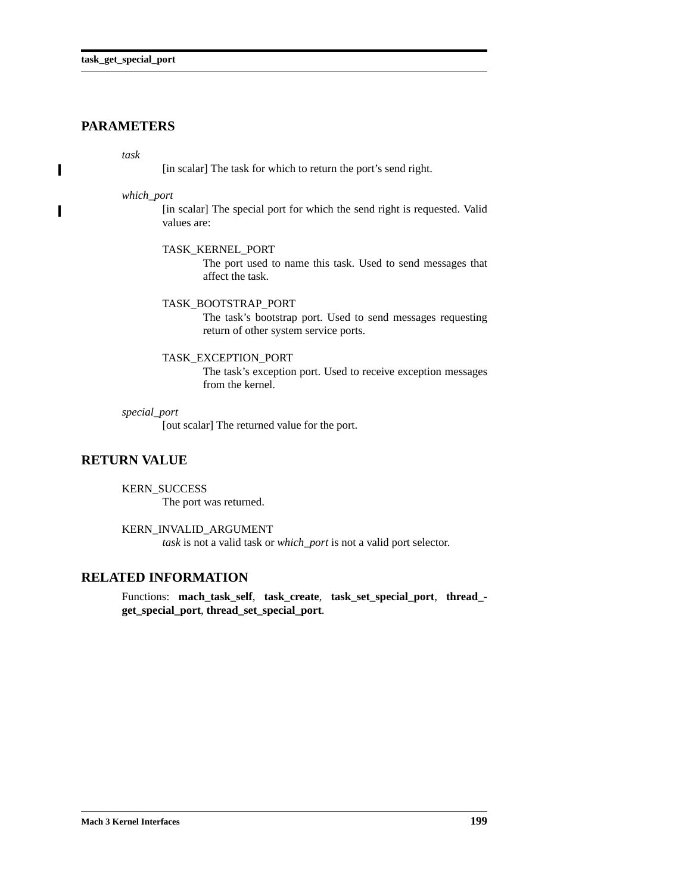## PARAMETERS

*task*
: [in scalar] The task for which to return the port's send right.

*which_port*
: [in scalar] The special port for which the send right is requested. Valid values are:

  TASK_KERNEL_PORT
  : The port used to name this task. Used to send messages that affect the task.

  TASK_BOOTSTRAP_PORT
  : The task's bootstrap port. Used to send messages requesting return of other system service ports.

  TASK_EXCEPTION_PORT
  : The task's exception port. Used to receive exception messages from the kernel.

*special_port*
: [out scalar] The returned value for the port.

## RETURN VALUE

KERN_SUCCESS
: The port was returned.

KERN_INVALID_ARGUMENT
: *task* is not a valid task or *which_port* is not a valid port selector.

## RELATED INFORMATION

Functions: **mach_task_self**, **task_create**, **task_set_special_port**, **thread_get_special_port**, **thread_set_special_port**.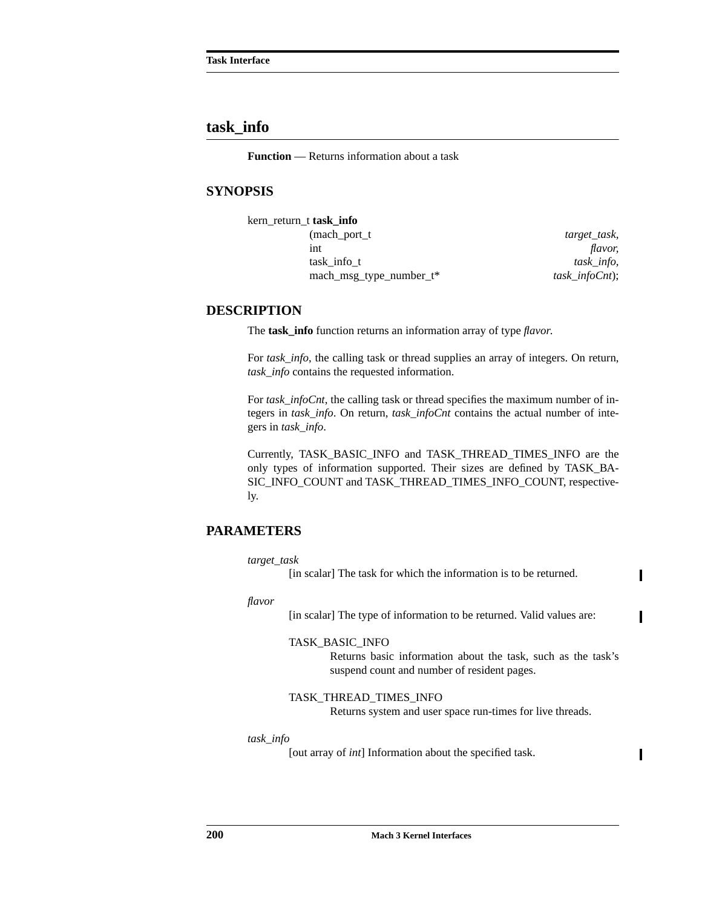## task_info

**Function** — Returns information about a task

### SYNOPSIS

```
kern_return_t task_info
        (mach_port_t                         target_task,
         int                                 flavor,
         task_info_t                         task_info,
         mach_msg_type_number_t*             task_infoCnt);
```

### DESCRIPTION

The **task_info** function returns an information array of type *flavor.*

For *task_info*, the calling task or thread supplies an array of integers. On return, *task_info* contains the requested information.

For *task_infoCnt*, the calling task or thread specifies the maximum number of integers in *task_info*. On return, *task_infoCnt* contains the actual number of integers in *task_info*.

Currently, TASK_BASIC_INFO and TASK_THREAD_TIMES_INFO are the only types of information supported. Their sizes are defined by TASK_BASIC_INFO_COUNT and TASK_THREAD_TIMES_INFO_COUNT, respectively.

### PARAMETERS

*target_task*
: [in scalar] The task for which the information is to be returned.

*flavor*
: [in scalar] The type of information to be returned. Valid values are:

  TASK_BASIC_INFO
  : Returns basic information about the task, such as the task's suspend count and number of resident pages.

  TASK_THREAD_TIMES_INFO
  : Returns system and user space run-times for live threads.

*task_info*
: [out array of *int*] Information about the specified task.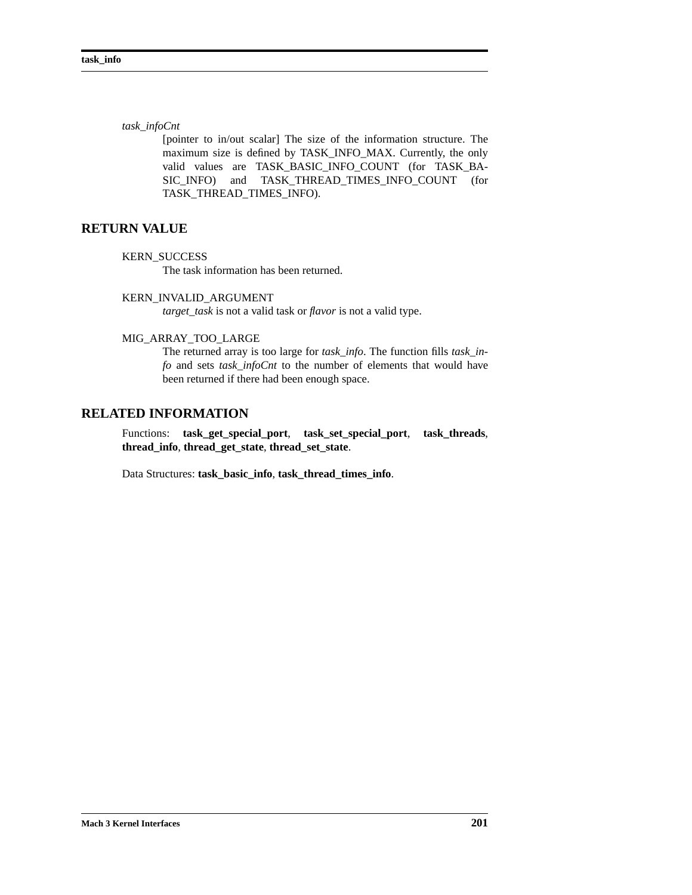*task_infoCnt*

[pointer to in/out scalar] The size of the information structure. The maximum size is defined by TASK_INFO_MAX. Currently, the only valid values are TASK_BASIC_INFO_COUNT (for TASK_BASIC_INFO) and TASK_THREAD_TIMES_INFO_COUNT (for TASK_THREAD_TIMES_INFO).

## RETURN VALUE

KERN_SUCCESS

The task information has been returned.

KERN_INVALID_ARGUMENT

*target_task* is not a valid task or *flavor* is not a valid type.

MIG_ARRAY_TOO_LARGE

The returned array is too large for *task_info*. The function fills *task_info* and sets *task_infoCnt* to the number of elements that would have been returned if there had been enough space.

## RELATED INFORMATION

Functions: **task_get_special_port**, **task_set_special_port**, **task_threads**, **thread_info**, **thread_get_state**, **thread_set_state**.

Data Structures: **task_basic_info**, **task_thread_times_info**.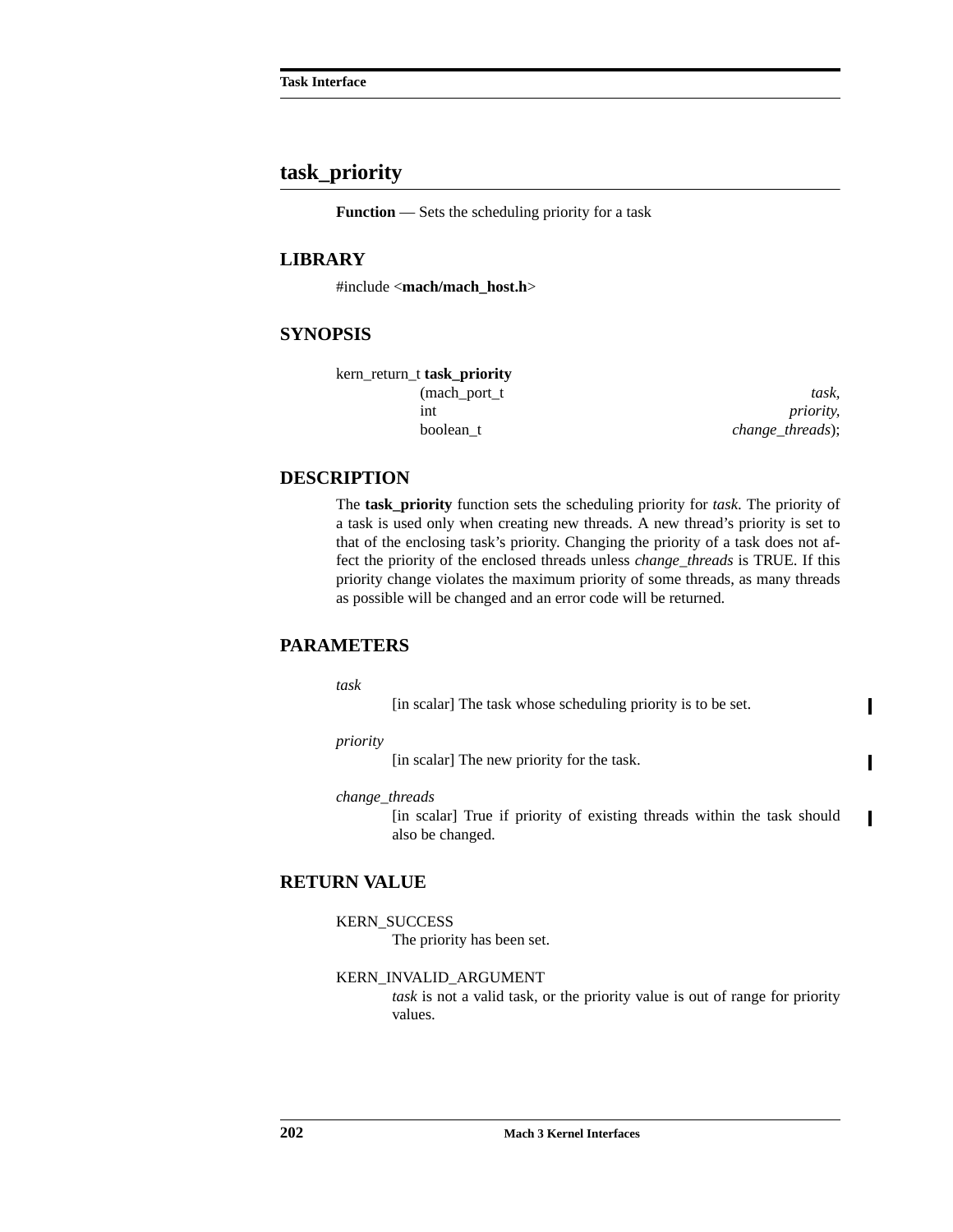## task_priority

**Function** — Sets the scheduling priority for a task

### LIBRARY

#include <**mach/mach_host.h**>

### SYNOPSIS

```
kern_return_t task_priority
                (mach_port_t                task,
                 int                        priority,
                 boolean_t                  change_threads);
```

### DESCRIPTION

The **task_priority** function sets the scheduling priority for *task*. The priority of a task is used only when creating new threads. A new thread's priority is set to that of the enclosing task's priority. Changing the priority of a task does not affect the priority of the enclosed threads unless *change_threads* is TRUE. If this priority change violates the maximum priority of some threads, as many threads as possible will be changed and an error code will be returned.

### PARAMETERS

*task*
: [in scalar] The task whose scheduling priority is to be set.

*priority*
: [in scalar] The new priority for the task.

*change_threads*
: [in scalar] True if priority of existing threads within the task should also be changed.

### RETURN VALUE

KERN_SUCCESS
: The priority has been set.

KERN_INVALID_ARGUMENT
: *task* is not a valid task, or the priority value is out of range for priority values.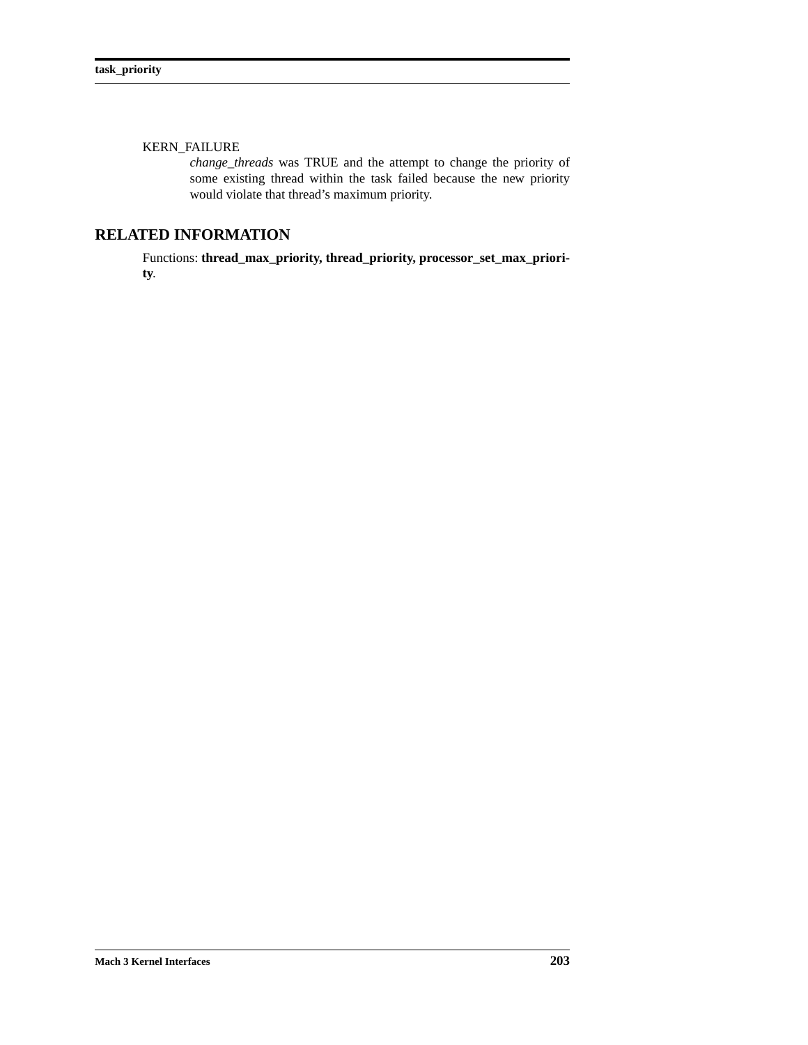KERN_FAILURE
: *change_threads* was TRUE and the attempt to change the priority of some existing thread within the task failed because the new priority would violate that thread's maximum priority.

## RELATED INFORMATION

Functions: **thread_max_priority, thread_priority, processor_set_max_priority**.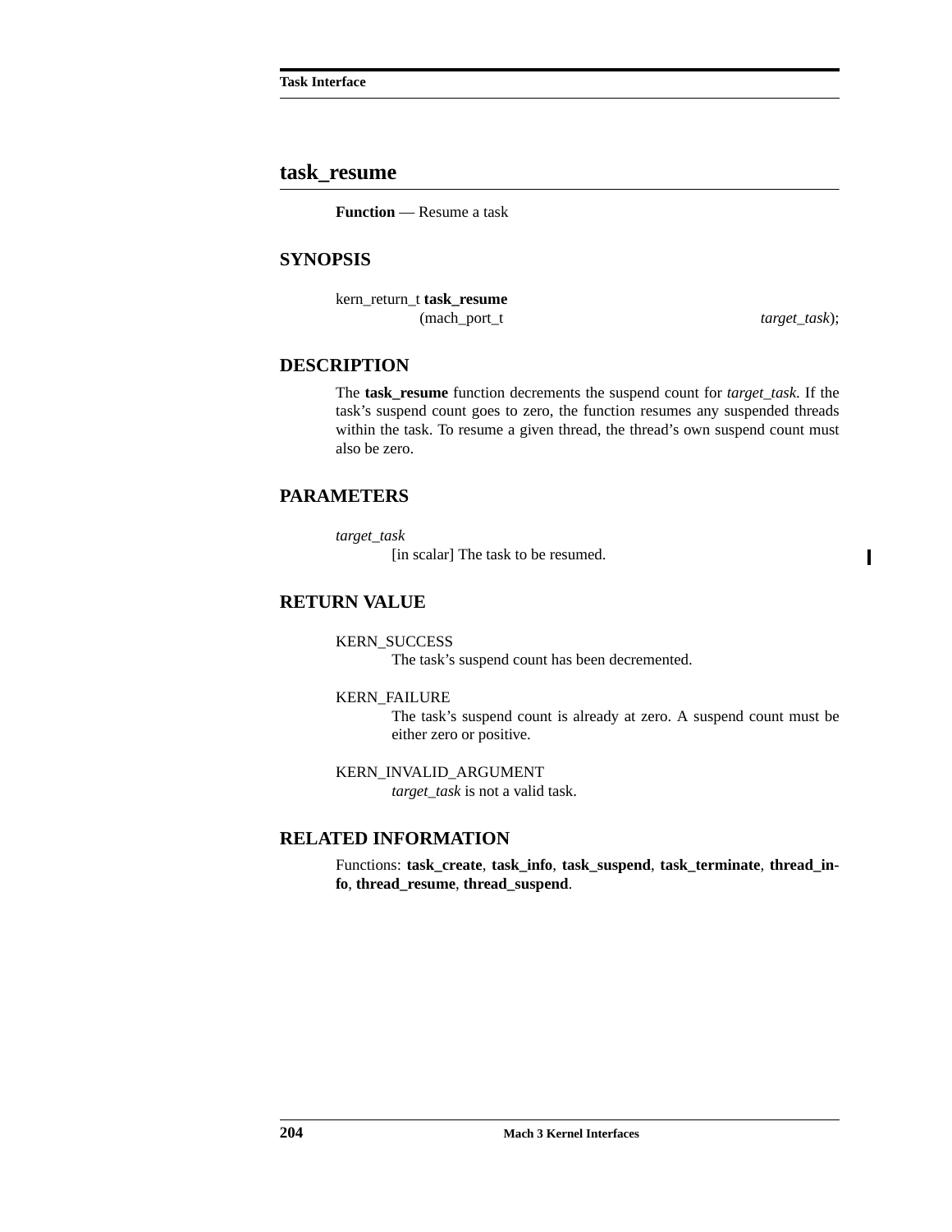## task_resume

**Function** — Resume a task

### SYNOPSIS

```
kern_return_t task_resume
                (mach_port_t                                    target_task);
```

### DESCRIPTION

The **task_resume** function decrements the suspend count for *target_task*. If the task's suspend count goes to zero, the function resumes any suspended threads within the task. To resume a given thread, the thread's own suspend count must also be zero.

### PARAMETERS

*target_task*
: [in scalar] The task to be resumed.

### RETURN VALUE

KERN_SUCCESS
: The task's suspend count has been decremented.

KERN_FAILURE
: The task's suspend count is already at zero. A suspend count must be either zero or positive.

KERN_INVALID_ARGUMENT
: *target_task* is not a valid task.

### RELATED INFORMATION

Functions: **task_create**, **task_info**, **task_suspend**, **task_terminate**, **thread_info**, **thread_resume**, **thread_suspend**.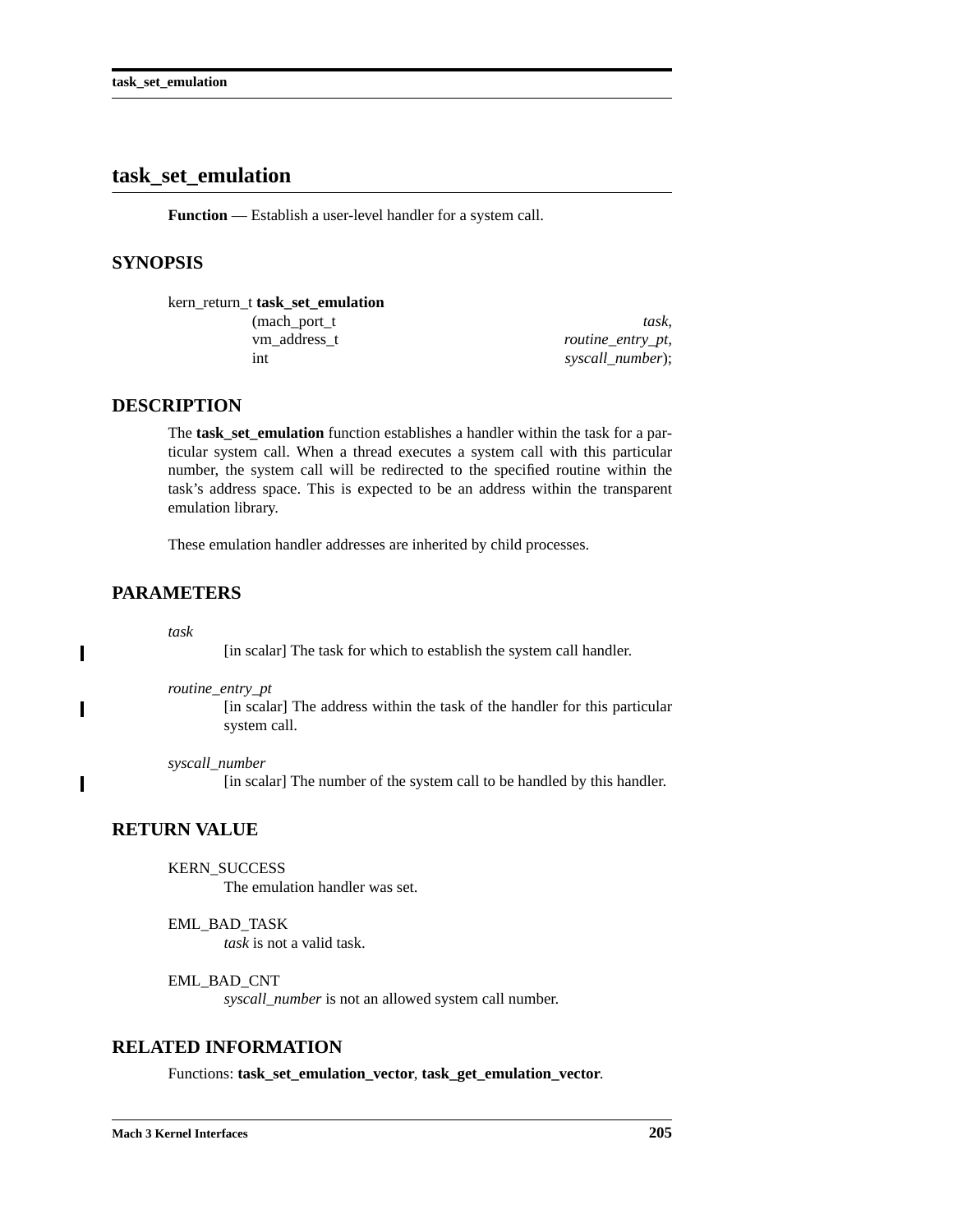# task_set_emulation

**Function** — Establish a user-level handler for a system call.

## SYNOPSIS

```
kern_return_t task_set_emulation
                (mach_port_t                    task,
                 vm_address_t                   routine_entry_pt,
                 int                            syscall_number);
```

## DESCRIPTION

The **task_set_emulation** function establishes a handler within the task for a particular system call. When a thread executes a system call with this particular number, the system call will be redirected to the specified routine within the task's address space. This is expected to be an address within the transparent emulation library.

These emulation handler addresses are inherited by child processes.

## PARAMETERS

*task*
: [in scalar] The task for which to establish the system call handler.

*routine_entry_pt*
: [in scalar] The address within the task of the handler for this particular system call.

*syscall_number*
: [in scalar] The number of the system call to be handled by this handler.

## RETURN VALUE

KERN_SUCCESS
: The emulation handler was set.

EML_BAD_TASK
: *task* is not a valid task.

EML_BAD_CNT
: *syscall_number* is not an allowed system call number.

## RELATED INFORMATION

Functions: **task_set_emulation_vector**, **task_get_emulation_vector**.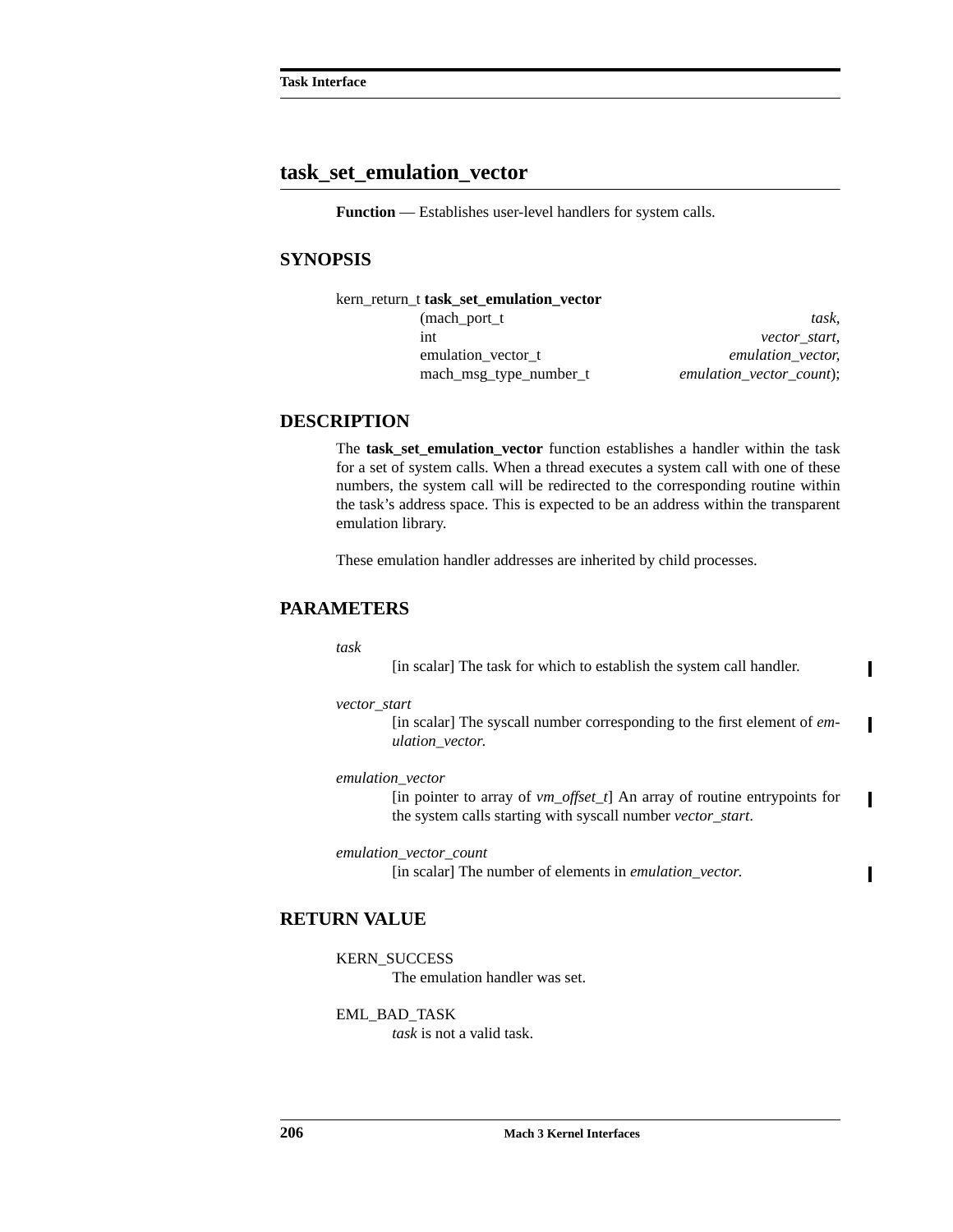## task_set_emulation_vector

**Function** — Establishes user-level handlers for system calls.

### SYNOPSIS

```
kern_return_t task_set_emulation_vector
                (mach_port_t                              task,
                 int                              vector_start,
                 emulation_vector_t           emulation_vector,
                 mach_msg_type_number_t  emulation_vector_count);
```

### DESCRIPTION

The **task_set_emulation_vector** function establishes a handler within the task for a set of system calls. When a thread executes a system call with one of these numbers, the system call will be redirected to the corresponding routine within the task's address space. This is expected to be an address within the transparent emulation library.

These emulation handler addresses are inherited by child processes.

### PARAMETERS

*task*
: [in scalar] The task for which to establish the system call handler.

*vector_start*
: [in scalar] The syscall number corresponding to the first element of *emulation_vector.*

*emulation_vector*
: [in pointer to array of *vm_offset_t*] An array of routine entrypoints for the system calls starting with syscall number *vector_start*.

*emulation_vector_count*
: [in scalar] The number of elements in *emulation_vector.*

### RETURN VALUE

KERN_SUCCESS
: The emulation handler was set.

EML_BAD_TASK
: *task* is not a valid task.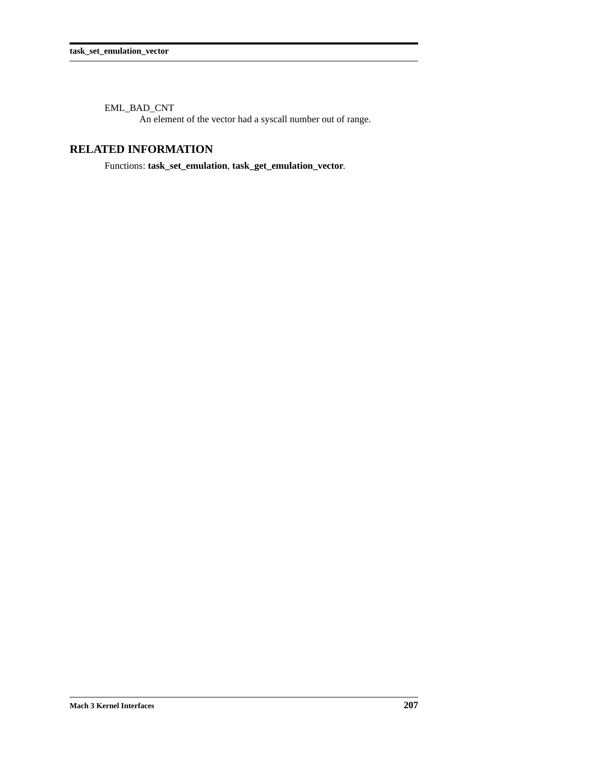EML_BAD_CNT
An element of the vector had a syscall number out of range.

## RELATED INFORMATION

Functions: **task_set_emulation**, **task_get_emulation_vector**.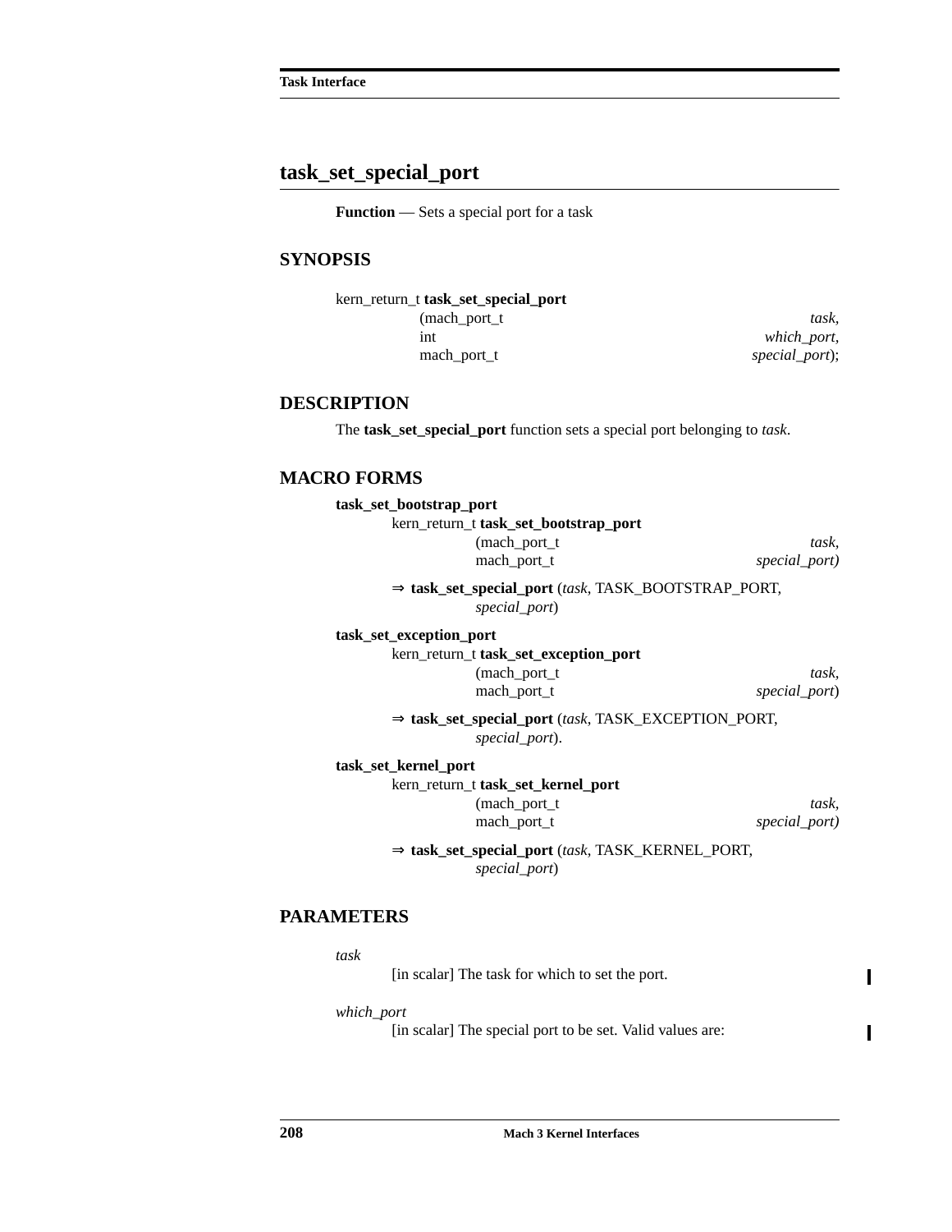## task_set_special_port

**Function** — Sets a special port for a task

### SYNOPSIS

```
kern_return_t task_set_special_port
        (mach_port_t                 task,
         int                         which_port,
         mach_port_t                 special_port);
```

### DESCRIPTION

The **task_set_special_port** function sets a special port belonging to *task*.

### MACRO FORMS

**task_set_bootstrap_port**

```
kern_return_t task_set_bootstrap_port
        (mach_port_t                 task,
         mach_port_t                 special_port)
```

⇒ **task_set_special_port** (*task*, TASK_BOOTSTRAP_PORT, *special_port*)

**task_set_exception_port**

```
kern_return_t task_set_exception_port
        (mach_port_t                 task,
         mach_port_t                 special_port)
```

⇒ **task_set_special_port** (*task*, TASK_EXCEPTION_PORT, *special_port*).

**task_set_kernel_port**

```
kern_return_t task_set_kernel_port
        (mach_port_t                 task,
         mach_port_t                 special_port)
```

⇒ **task_set_special_port** (*task*, TASK_KERNEL_PORT, *special_port*)

### PARAMETERS

*task*
: [in scalar] The task for which to set the port.

*which_port*
: [in scalar] The special port to be set. Valid values are: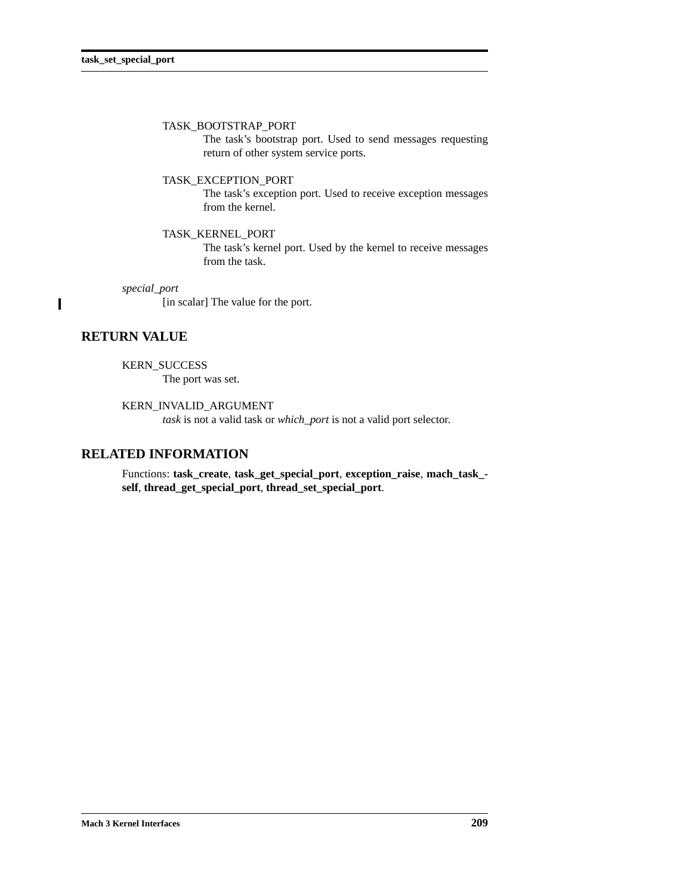TASK_BOOTSTRAP_PORT
: The task's bootstrap port. Used to send messages requesting return of other system service ports.

TASK_EXCEPTION_PORT
: The task's exception port. Used to receive exception messages from the kernel.

TASK_KERNEL_PORT
: The task's kernel port. Used by the kernel to receive messages from the task.

*special_port*
: [in scalar] The value for the port.

## RETURN VALUE

KERN_SUCCESS
: The port was set.

KERN_INVALID_ARGUMENT
: *task* is not a valid task or *which_port* is not a valid port selector.

## RELATED INFORMATION

Functions: **task_create**, **task_get_special_port**, **exception_raise**, **mach_task_self**, **thread_get_special_port**, **thread_set_special_port**.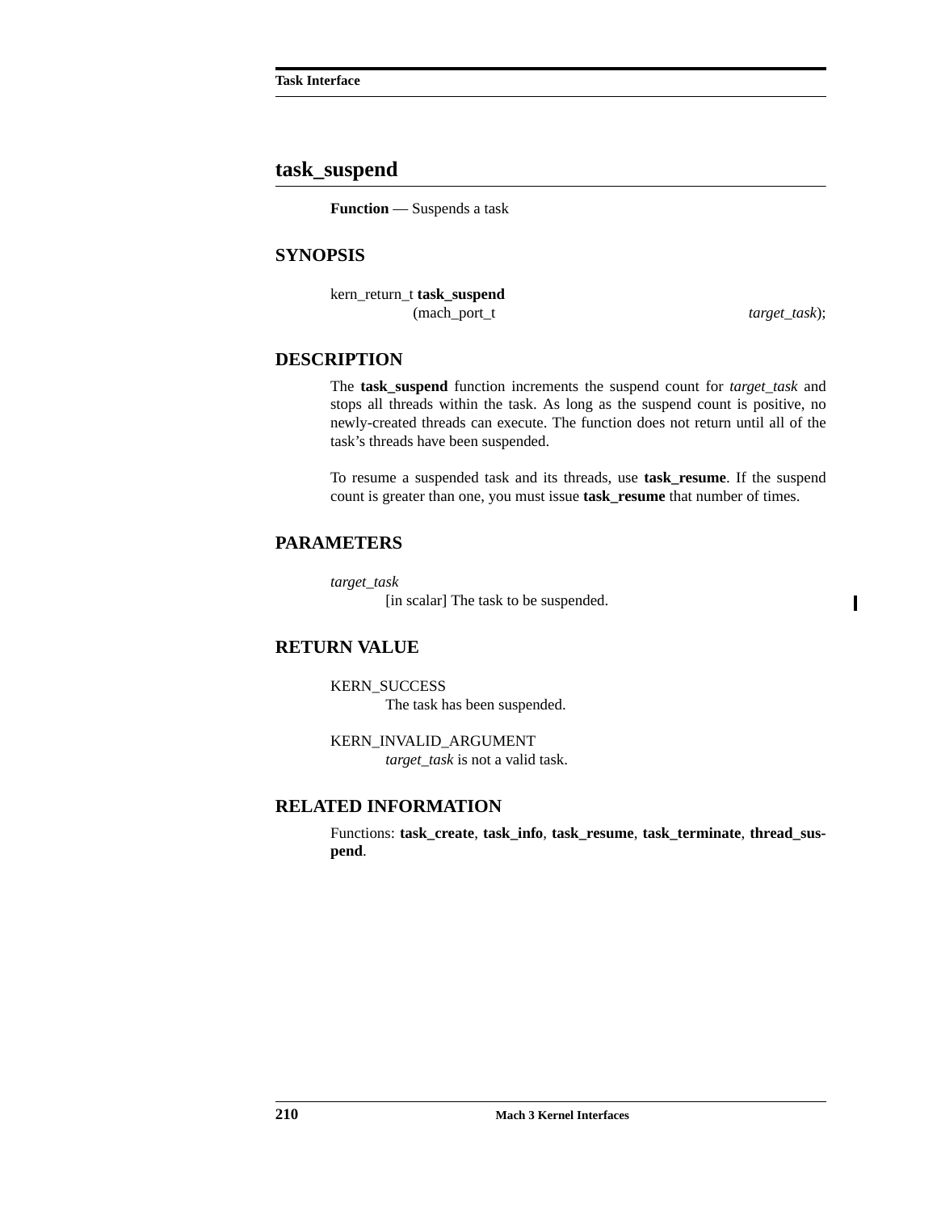## task_suspend

**Function** — Suspends a task

### SYNOPSIS

```
kern_return_t task_suspend
                (mach_port_t                    target_task);
```

### DESCRIPTION

The **task_suspend** function increments the suspend count for *target_task* and stops all threads within the task. As long as the suspend count is positive, no newly-created threads can execute. The function does not return until all of the task's threads have been suspended.

To resume a suspended task and its threads, use **task_resume**. If the suspend count is greater than one, you must issue **task_resume** that number of times.

### PARAMETERS

*target_task*
: [in scalar] The task to be suspended.

### RETURN VALUE

KERN_SUCCESS
: The task has been suspended.

KERN_INVALID_ARGUMENT
: *target_task* is not a valid task.

### RELATED INFORMATION

Functions: **task_create**, **task_info**, **task_resume**, **task_terminate**, **thread_suspend**.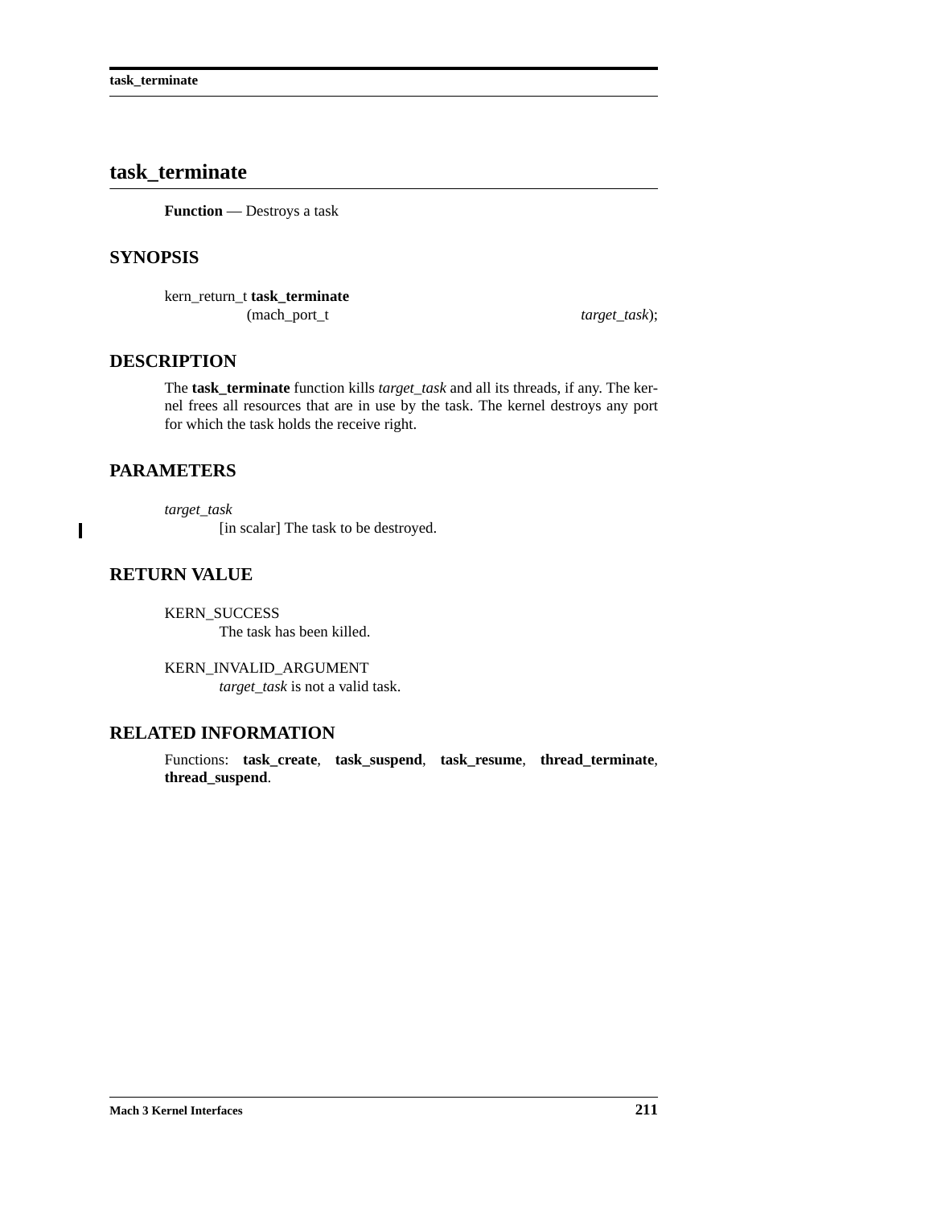# task_terminate

**Function** — Destroys a task

## SYNOPSIS

```
kern_return_t task_terminate
                (mach_port_t                    target_task);
```

## DESCRIPTION

The **task_terminate** function kills *target_task* and all its threads, if any. The kernel frees all resources that are in use by the task. The kernel destroys any port for which the task holds the receive right.

## PARAMETERS

*target_task*
: [in scalar] The task to be destroyed.

## RETURN VALUE

KERN_SUCCESS
: The task has been killed.

KERN_INVALID_ARGUMENT
: *target_task* is not a valid task.

## RELATED INFORMATION

Functions: **task_create**, **task_suspend**, **task_resume**, **thread_terminate**, **thread_suspend**.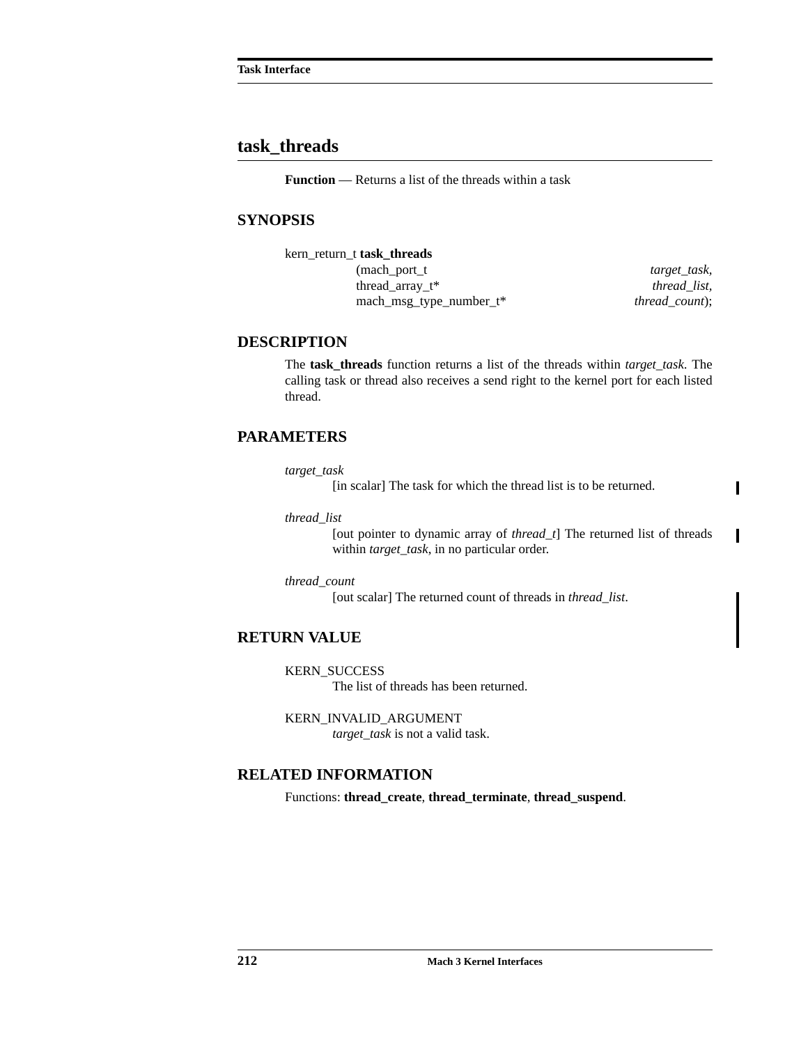## task_threads

**Function** — Returns a list of the threads within a task

### SYNOPSIS

```
kern_return_t task_threads
        (mach_port_t                        target_task,
         thread_array_t*                    thread_list,
         mach_msg_type_number_t*            thread_count);
```

### DESCRIPTION

The **task_threads** function returns a list of the threads within *target_task*. The calling task or thread also receives a send right to the kernel port for each listed thread.

### PARAMETERS

*target_task*
: [in scalar] The task for which the thread list is to be returned.

*thread_list*
: [out pointer to dynamic array of *thread_t*] The returned list of threads within *target_task*, in no particular order.

*thread_count*
: [out scalar] The returned count of threads in *thread_list*.

### RETURN VALUE

KERN_SUCCESS
: The list of threads has been returned.

KERN_INVALID_ARGUMENT
: *target_task* is not a valid task.

### RELATED INFORMATION

Functions: **thread_create**, **thread_terminate**, **thread_suspend**.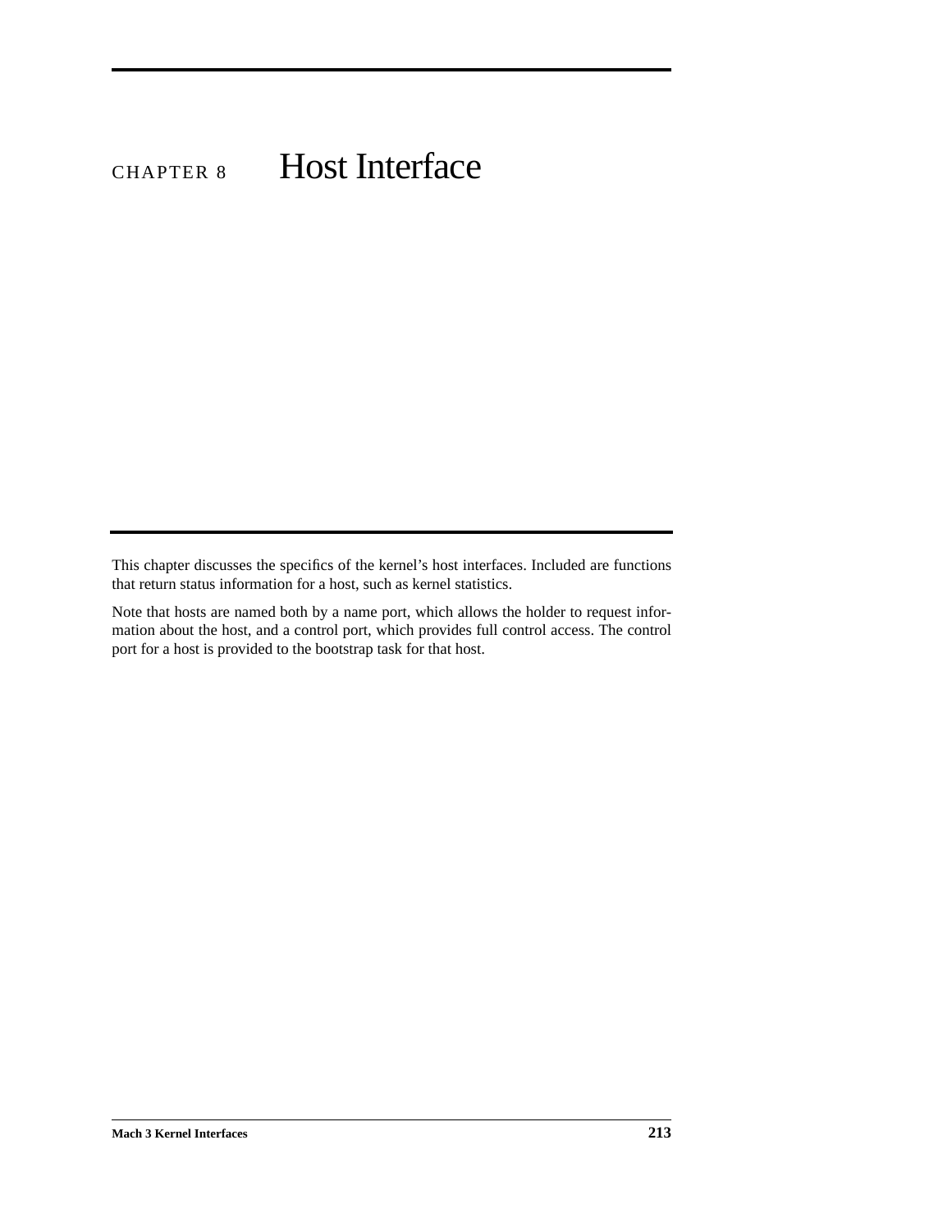# CHAPTER 8 Host Interface

This chapter discusses the specifics of the kernel's host interfaces. Included are functions that return status information for a host, such as kernel statistics.

Note that hosts are named both by a name port, which allows the holder to request information about the host, and a control port, which provides full control access. The control port for a host is provided to the bootstrap task for that host.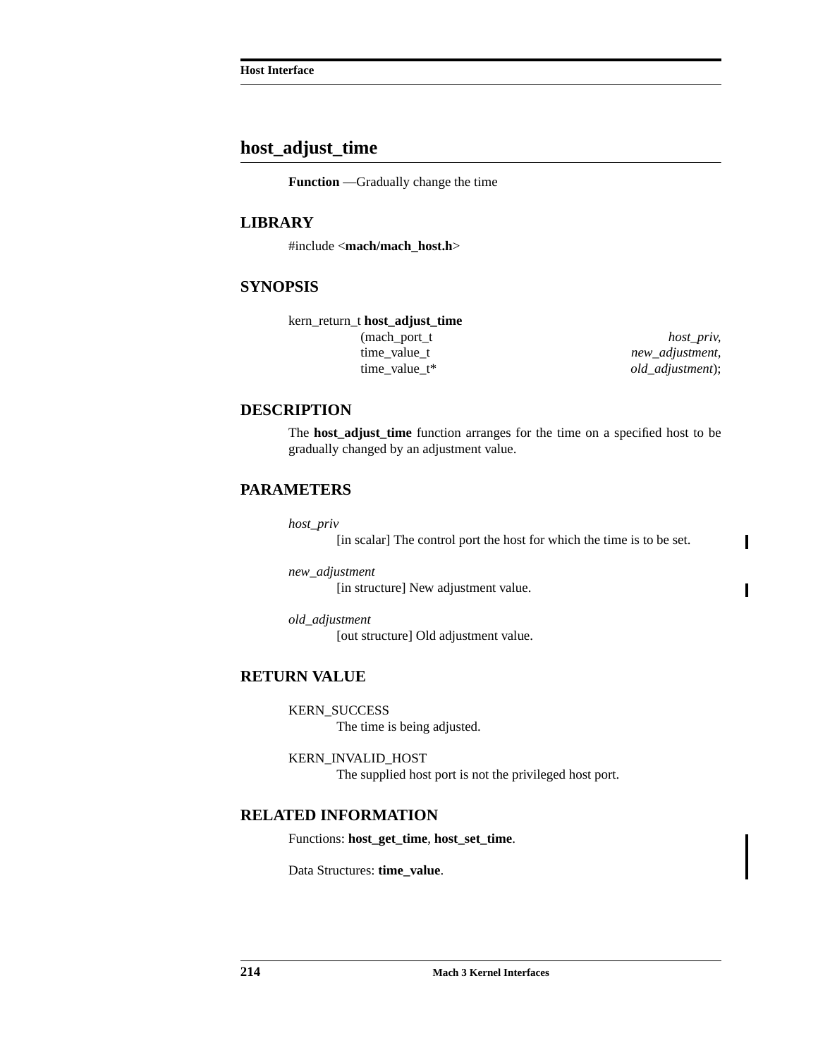## host_adjust_time

**Function** —Gradually change the time

### LIBRARY

#include <**mach/mach_host.h**>

### SYNOPSIS

```
kern_return_t host_adjust_time
                (mach_port_t                    host_priv,
                 time_value_t                   new_adjustment,
                 time_value_t*                  old_adjustment);
```

### DESCRIPTION

The **host_adjust_time** function arranges for the time on a specified host to be gradually changed by an adjustment value.

### PARAMETERS

*host_priv*
: [in scalar] The control port the host for which the time is to be set.

*new_adjustment*
: [in structure] New adjustment value.

*old_adjustment*
: [out structure] Old adjustment value.

### RETURN VALUE

KERN_SUCCESS
: The time is being adjusted.

KERN_INVALID_HOST
: The supplied host port is not the privileged host port.

### RELATED INFORMATION

Functions: **host_get_time**, **host_set_time**.

Data Structures: **time_value**.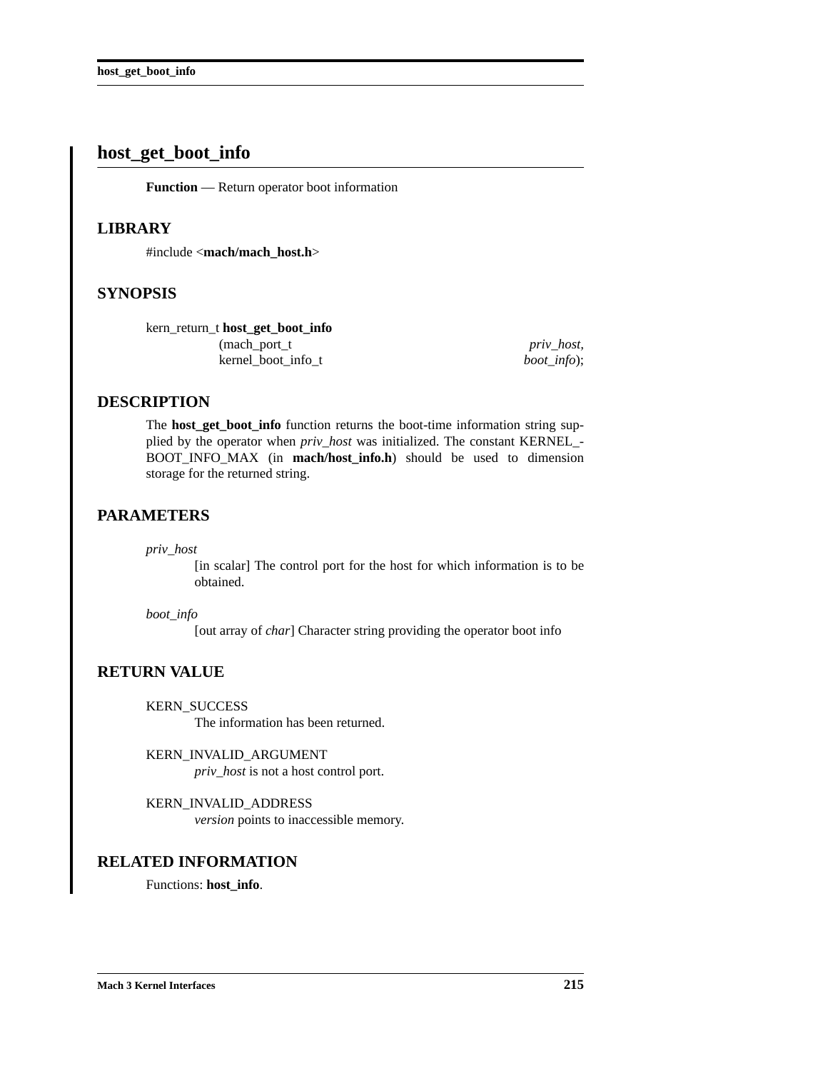# host_get_boot_info

**Function** — Return operator boot information

## LIBRARY

#include <**mach/mach_host.h**>

## SYNOPSIS

```
kern_return_t host_get_boot_info
                (mach_port_t                    priv_host,
                kernel_boot_info_t              boot_info);
```

## DESCRIPTION

The **host_get_boot_info** function returns the boot-time information string supplied by the operator when *priv_host* was initialized. The constant KERNEL_BOOT_INFO_MAX (in **mach/host_info.h**) should be used to dimension storage for the returned string.

## PARAMETERS

*priv_host*
: [in scalar] The control port for the host for which information is to be obtained.

*boot_info*
: [out array of *char*] Character string providing the operator boot info

## RETURN VALUE

KERN_SUCCESS
: The information has been returned.

KERN_INVALID_ARGUMENT
: *priv_host* is not a host control port.

KERN_INVALID_ADDRESS
: *version* points to inaccessible memory.

## RELATED INFORMATION

Functions: **host_info**.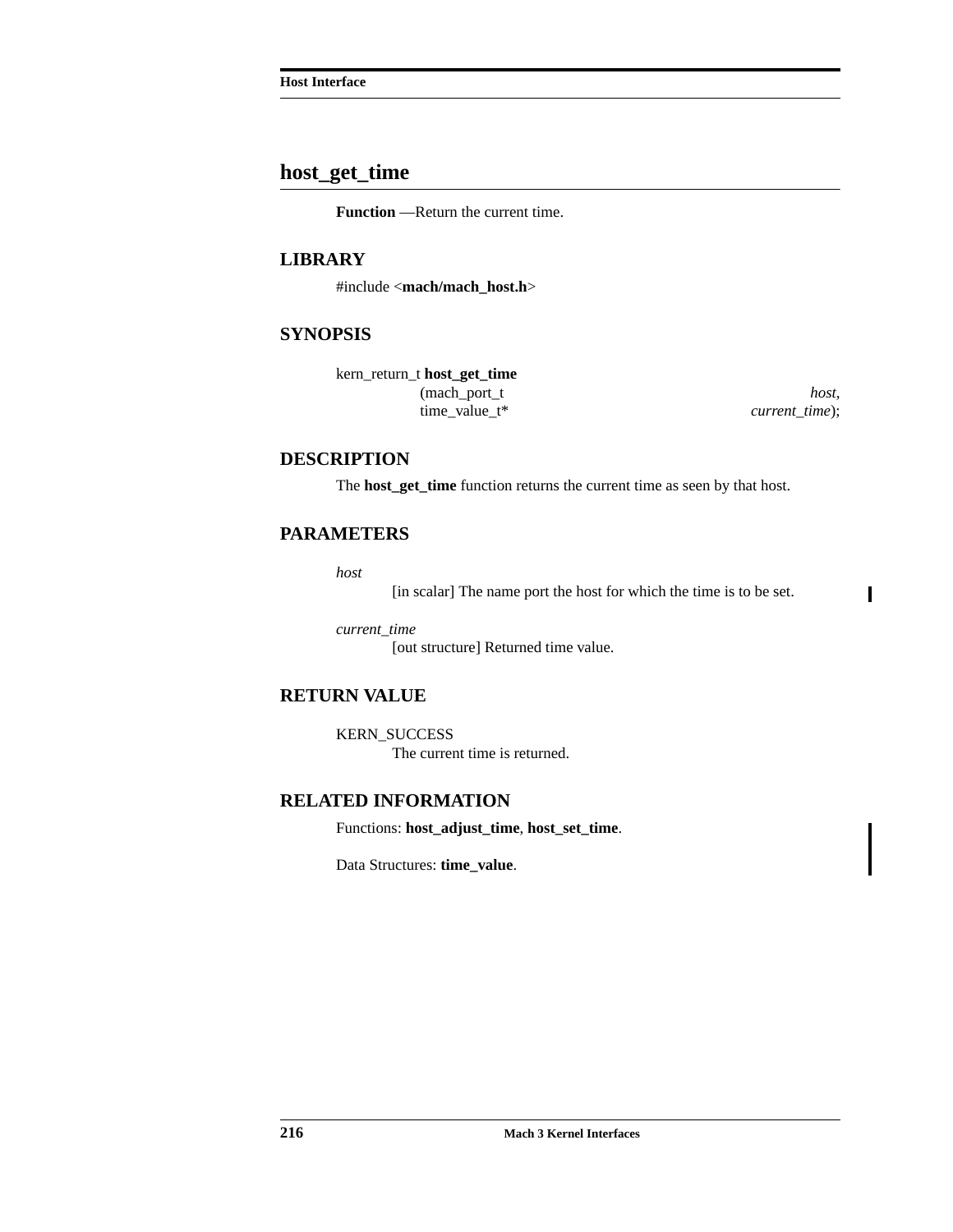# host_get_time

**Function** —Return the current time.

## LIBRARY

#include <**mach/mach_host.h**>

## SYNOPSIS

```
kern_return_t host_get_time
        (mach_port_t                    host,
         time_value_t*          current_time);
```

## DESCRIPTION

The **host_get_time** function returns the current time as seen by that host.

## PARAMETERS

*host*
: [in scalar] The name port the host for which the time is to be set.

*current_time*
: [out structure] Returned time value.

## RETURN VALUE

KERN_SUCCESS
: The current time is returned.

## RELATED INFORMATION

Functions: **host_adjust_time**, **host_set_time**.

Data Structures: **time_value**.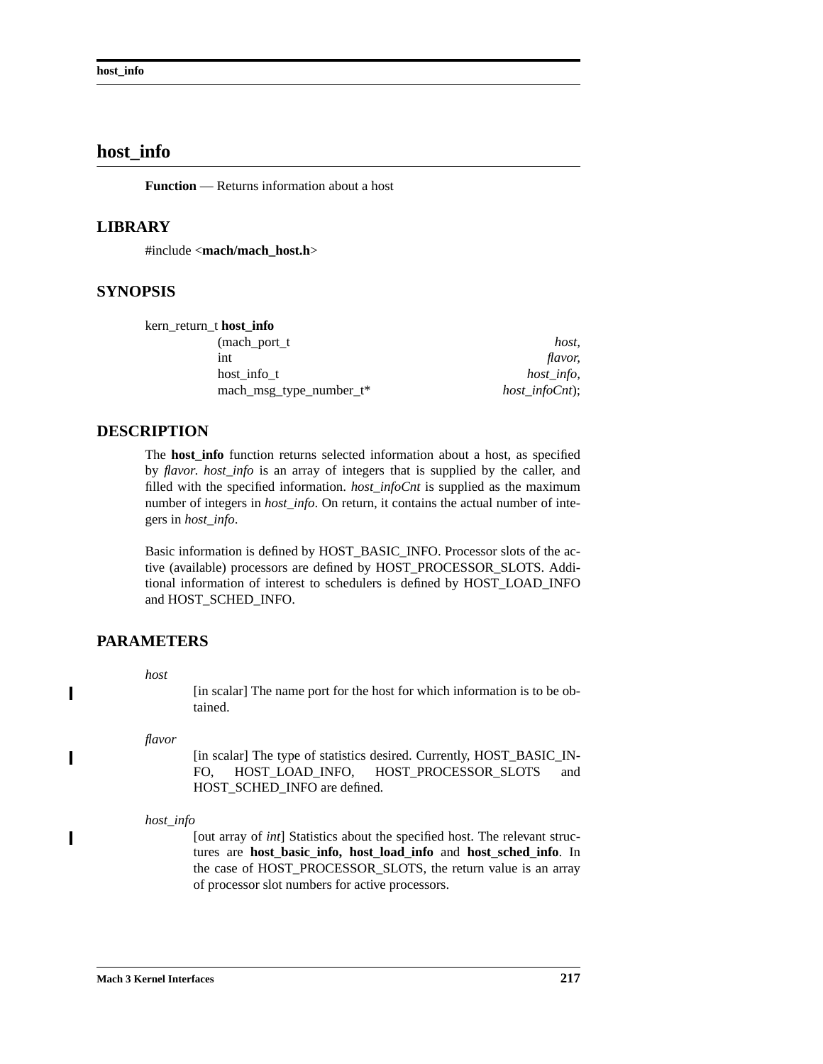# host_info

**Function** — Returns information about a host

## LIBRARY

#include <**mach/mach_host.h**>

## SYNOPSIS

```
kern_return_t host_info
        (mach_port_t                    host,
         int                            flavor,
         host_info_t                    host_info,
         mach_msg_type_number_t*        host_infoCnt);
```

## DESCRIPTION

The **host_info** function returns selected information about a host, as specified by *flavor*. *host_info* is an array of integers that is supplied by the caller, and filled with the specified information. *host_infoCnt* is supplied as the maximum number of integers in *host_info*. On return, it contains the actual number of integers in *host_info*.

Basic information is defined by HOST_BASIC_INFO. Processor slots of the active (available) processors are defined by HOST_PROCESSOR_SLOTS. Additional information of interest to schedulers is defined by HOST_LOAD_INFO and HOST_SCHED_INFO.

## PARAMETERS

*host*
: [in scalar] The name port for the host for which information is to be obtained.

*flavor*
: [in scalar] The type of statistics desired. Currently, HOST_BASIC_INFO, HOST_LOAD_INFO, HOST_PROCESSOR_SLOTS and HOST_SCHED_INFO are defined.

*host_info*
: [out array of *int*] Statistics about the specified host. The relevant structures are **host_basic_info, host_load_info** and **host_sched_info**. In the case of HOST_PROCESSOR_SLOTS, the return value is an array of processor slot numbers for active processors.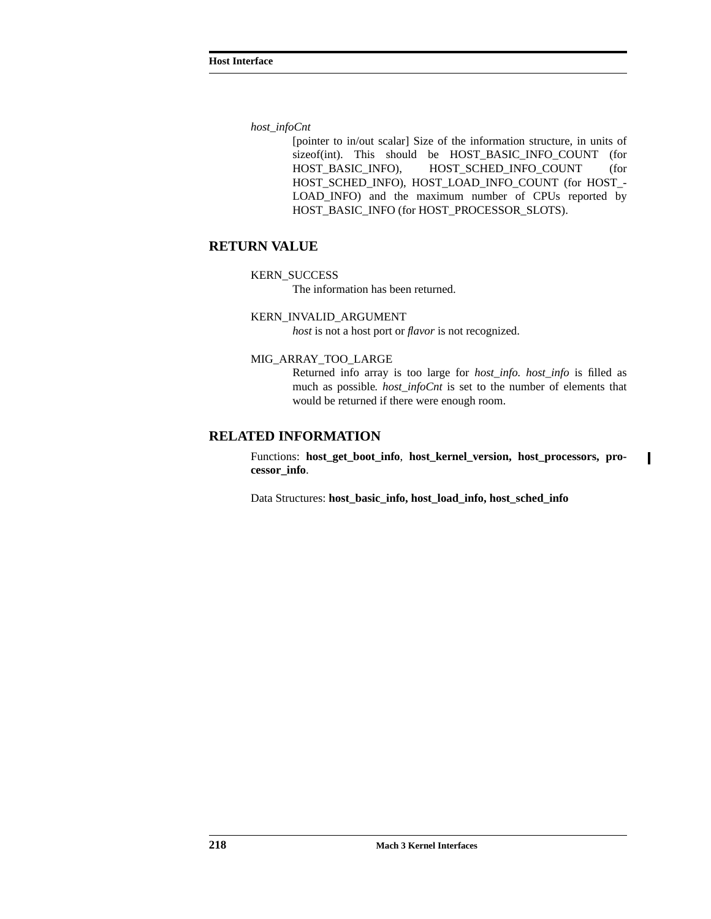*host_infoCnt*

[pointer to in/out scalar] Size of the information structure, in units of sizeof(int). This should be HOST_BASIC_INFO_COUNT (for HOST_BASIC_INFO), HOST_SCHED_INFO_COUNT (for HOST_SCHED_INFO), HOST_LOAD_INFO_COUNT (for HOST_LOAD_INFO) and the maximum number of CPUs reported by HOST_BASIC_INFO (for HOST_PROCESSOR_SLOTS).

## RETURN VALUE

KERN_SUCCESS

The information has been returned.

KERN_INVALID_ARGUMENT

*host* is not a host port or *flavor* is not recognized.

MIG_ARRAY_TOO_LARGE

Returned info array is too large for *host_info. host_info* is filled as much as possible*. host_infoCnt* is set to the number of elements that would be returned if there were enough room.

## RELATED INFORMATION

Functions: **host_get_boot_info**, **host_kernel_version, host_processors, processor_info**.

Data Structures: **host_basic_info, host_load_info, host_sched_info**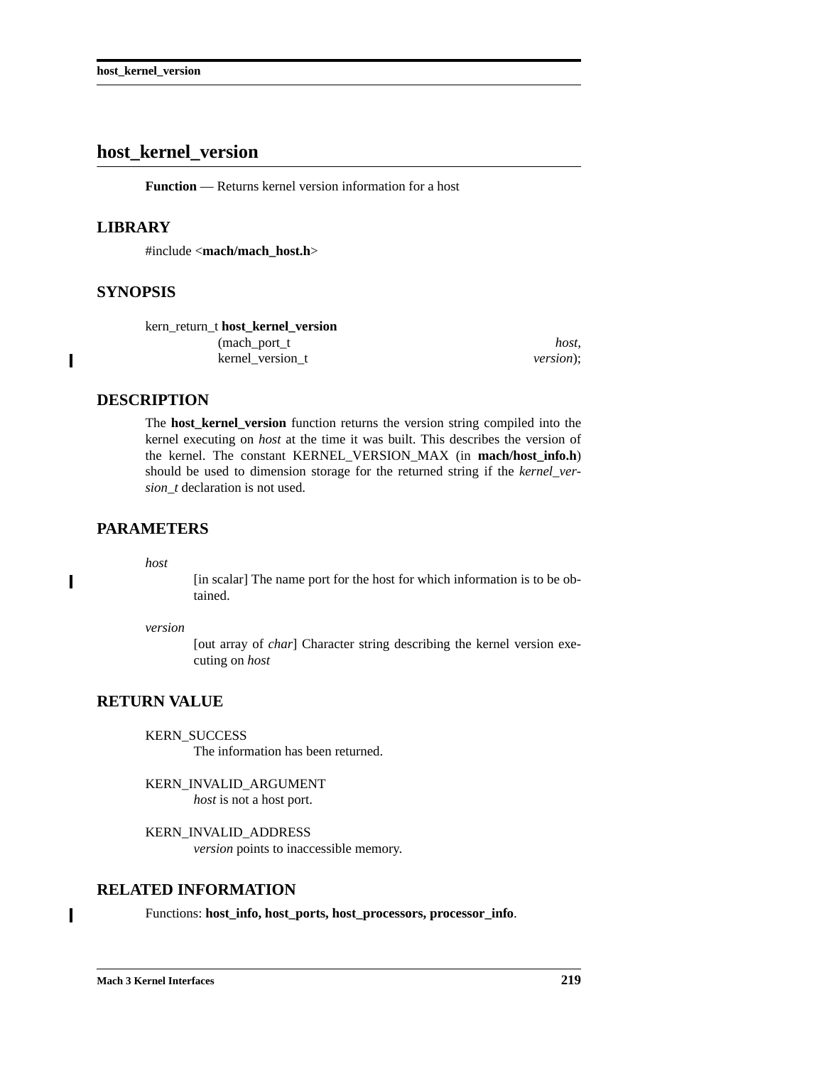# host_kernel_version

**Function** — Returns kernel version information for a host

## LIBRARY

#include <**mach/mach_host.h**>

## SYNOPSIS

```
kern_return_t host_kernel_version
                (mach_port_t                    host,
                 kernel_version_t               version);
```

## DESCRIPTION

The **host_kernel_version** function returns the version string compiled into the kernel executing on *host* at the time it was built. This describes the version of the kernel. The constant KERNEL_VERSION_MAX (in **mach/host_info.h**) should be used to dimension storage for the returned string if the *kernel_version_t* declaration is not used.

## PARAMETERS

*host*
: [in scalar] The name port for the host for which information is to be obtained.

*version*
: [out array of *char*] Character string describing the kernel version executing on *host*

## RETURN VALUE

KERN_SUCCESS
: The information has been returned.

KERN_INVALID_ARGUMENT
: *host* is not a host port.

KERN_INVALID_ADDRESS
: *version* points to inaccessible memory.

## RELATED INFORMATION

Functions: **host_info, host_ports, host_processors, processor_info**.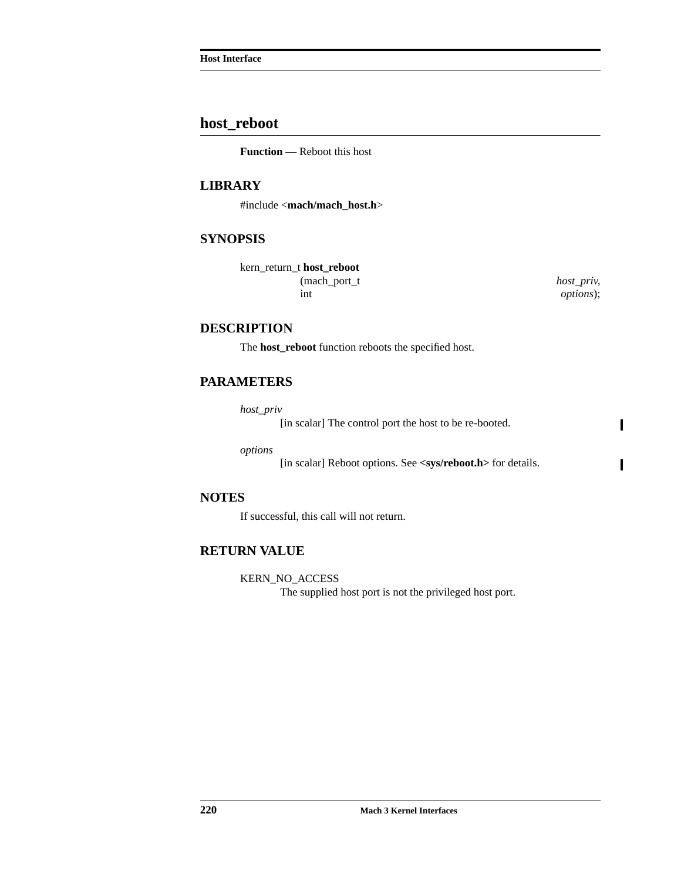## host_reboot

**Function** — Reboot this host

### LIBRARY

#include <**mach/mach_host.h**>

### SYNOPSIS

```
kern_return_t host_reboot
                (mach_port_t                    host_priv,
                 int                            options);
```

### DESCRIPTION

The **host_reboot** function reboots the specified host.

### PARAMETERS

*host_priv*
: [in scalar] The control port the host to be re-booted.

*options*
: [in scalar] Reboot options. See **<sys/reboot.h>** for details.

### NOTES

If successful, this call will not return.

### RETURN VALUE

KERN_NO_ACCESS
: The supplied host port is not the privileged host port.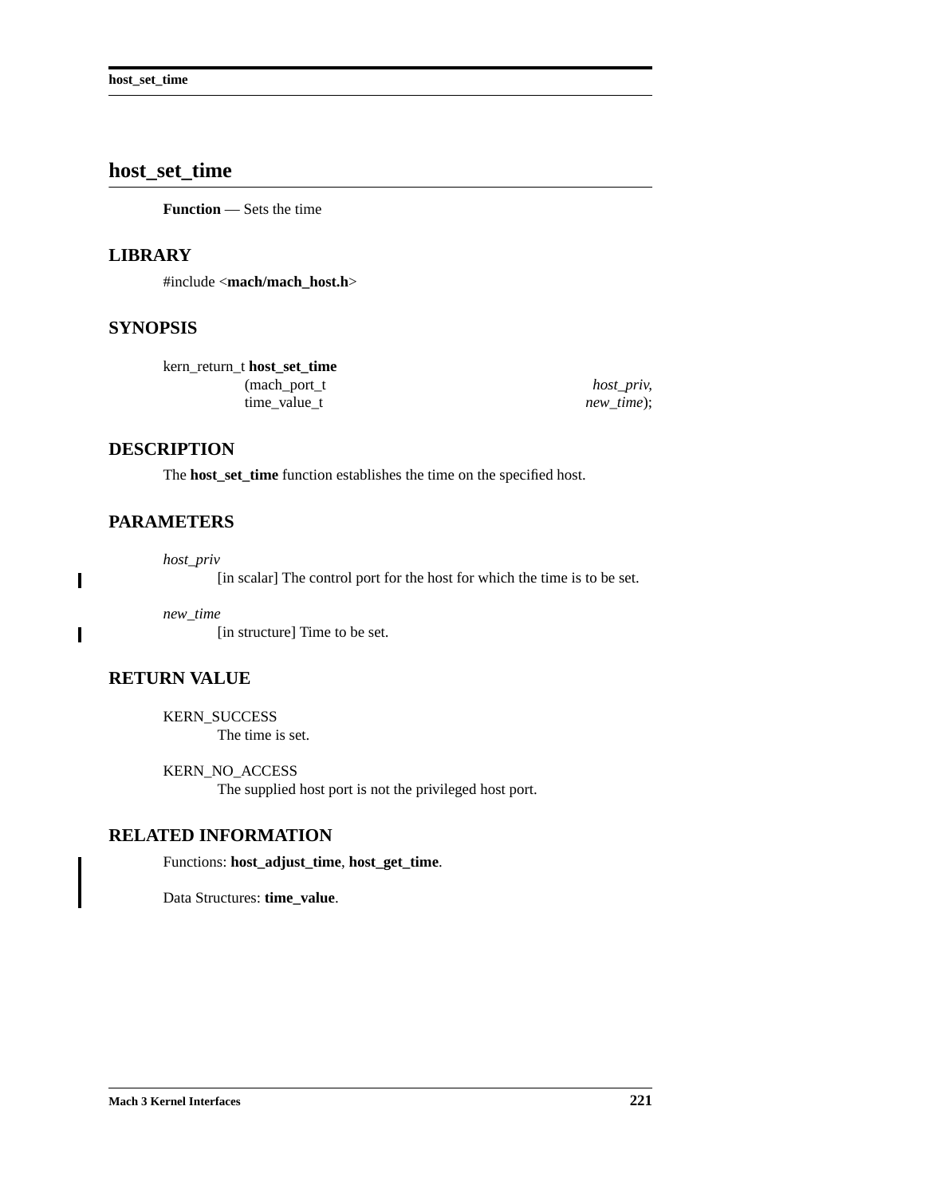# host_set_time

**Function** — Sets the time

## LIBRARY

#include <**mach/mach_host.h**>

## SYNOPSIS

```
kern_return_t host_set_time
                (mach_port_t                    host_priv,
                 time_value_t                   new_time);
```

## DESCRIPTION

The **host_set_time** function establishes the time on the specified host.

## PARAMETERS

*host_priv*
: [in scalar] The control port for the host for which the time is to be set.

*new_time*
: [in structure] Time to be set.

## RETURN VALUE

KERN_SUCCESS
: The time is set.

KERN_NO_ACCESS
: The supplied host port is not the privileged host port.

## RELATED INFORMATION

Functions: **host_adjust_time**, **host_get_time**.

Data Structures: **time_value**.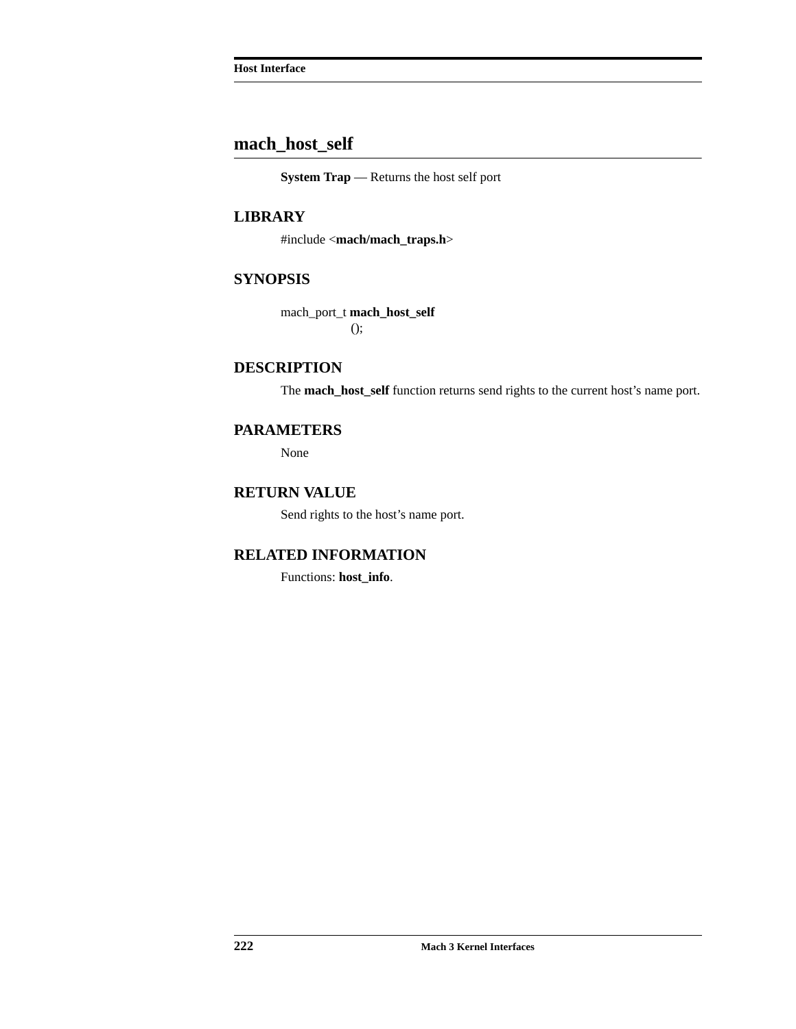## mach_host_self

**System Trap** — Returns the host self port

### LIBRARY

#include <**mach/mach_traps.h**>

### SYNOPSIS

```
mach_port_t mach_host_self
            ();
```

### DESCRIPTION

The **mach_host_self** function returns send rights to the current host's name port.

### PARAMETERS

None

### RETURN VALUE

Send rights to the host's name port.

### RELATED INFORMATION

Functions: **host_info**.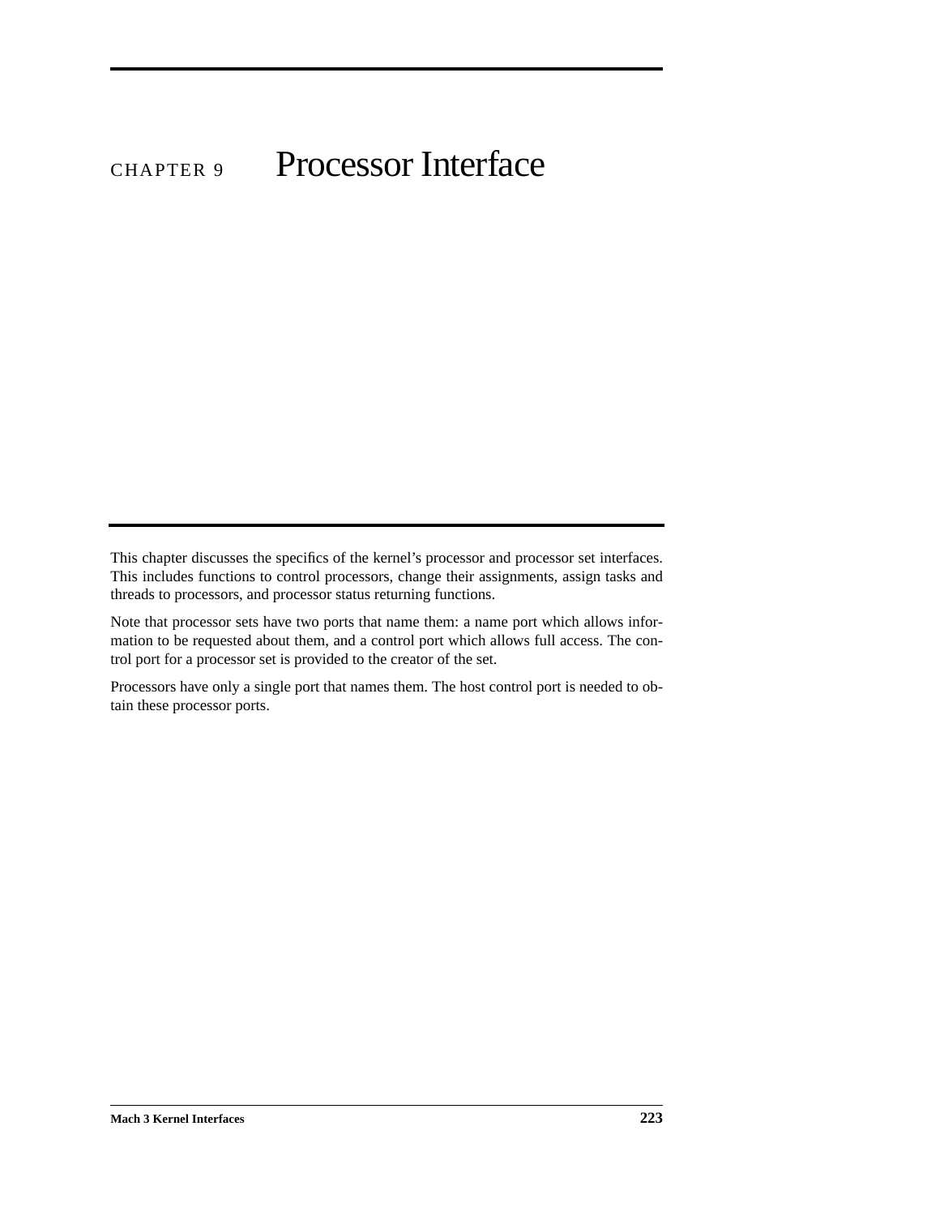# CHAPTER 9 Processor Interface

This chapter discusses the specifics of the kernel's processor and processor set interfaces. This includes functions to control processors, change their assignments, assign tasks and threads to processors, and processor status returning functions.

Note that processor sets have two ports that name them: a name port which allows information to be requested about them, and a control port which allows full access. The control port for a processor set is provided to the creator of the set.

Processors have only a single port that names them. The host control port is needed to obtain these processor ports.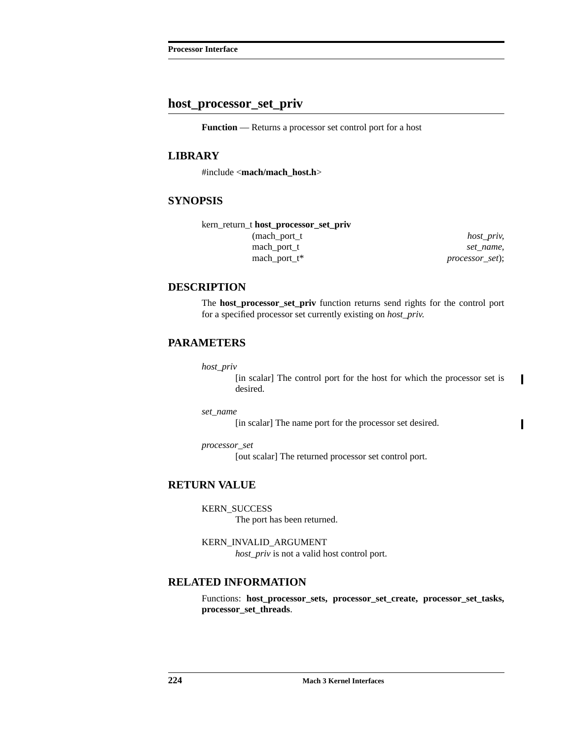## host_processor_set_priv

**Function** — Returns a processor set control port for a host

### LIBRARY

#include <**mach/mach_host.h**>

### SYNOPSIS

```
kern_return_t host_processor_set_priv
        (mach_port_t         host_priv,
         mach_port_t         set_name,
         mach_port_t*        processor_set);
```

### DESCRIPTION

The **host_processor_set_priv** function returns send rights for the control port for a specified processor set currently existing on *host_priv*.

### PARAMETERS

*host_priv*
: [in scalar] The control port for the host for which the processor set is desired.

*set_name*
: [in scalar] The name port for the processor set desired.

*processor_set*
: [out scalar] The returned processor set control port.

### RETURN VALUE

KERN_SUCCESS
: The port has been returned.

KERN_INVALID_ARGUMENT
: *host_priv* is not a valid host control port.

### RELATED INFORMATION

Functions: **host_processor_sets**, **processor_set_create**, **processor_set_tasks**, **processor_set_threads**.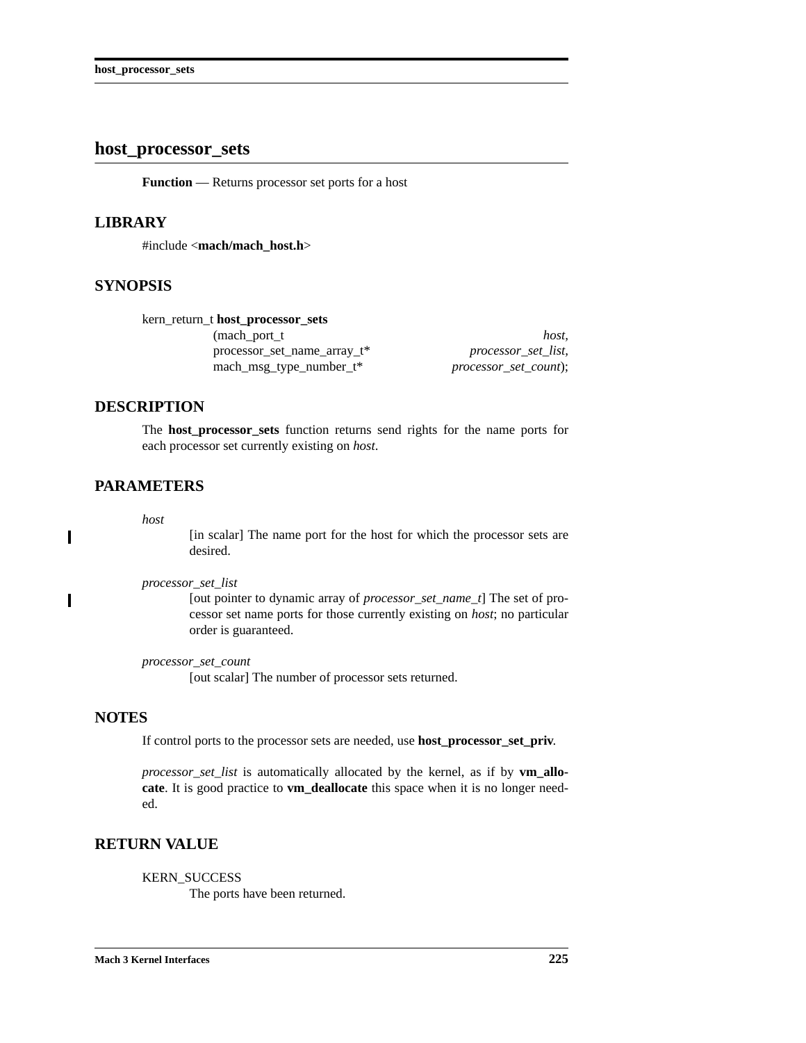## host_processor_sets

**Function** — Returns processor set ports for a host

### LIBRARY

#include <**mach/mach_host.h**>

### SYNOPSIS

```
kern_return_t host_processor_sets
              (mach_port_t                          host,
               processor_set_name_array_t*          processor_set_list,
               mach_msg_type_number_t*              processor_set_count);
```

### DESCRIPTION

The **host_processor_sets** function returns send rights for the name ports for each processor set currently existing on *host*.

### PARAMETERS

*host*
: [in scalar] The name port for the host for which the processor sets are desired.

*processor_set_list*
: [out pointer to dynamic array of *processor_set_name_t*] The set of processor set name ports for those currently existing on *host*; no particular order is guaranteed.

*processor_set_count*
: [out scalar] The number of processor sets returned.

### NOTES

If control ports to the processor sets are needed, use **host_processor_set_priv**.

*processor_set_list* is automatically allocated by the kernel, as if by **vm_allocate**. It is good practice to **vm_deallocate** this space when it is no longer needed.

### RETURN VALUE

KERN_SUCCESS
: The ports have been returned.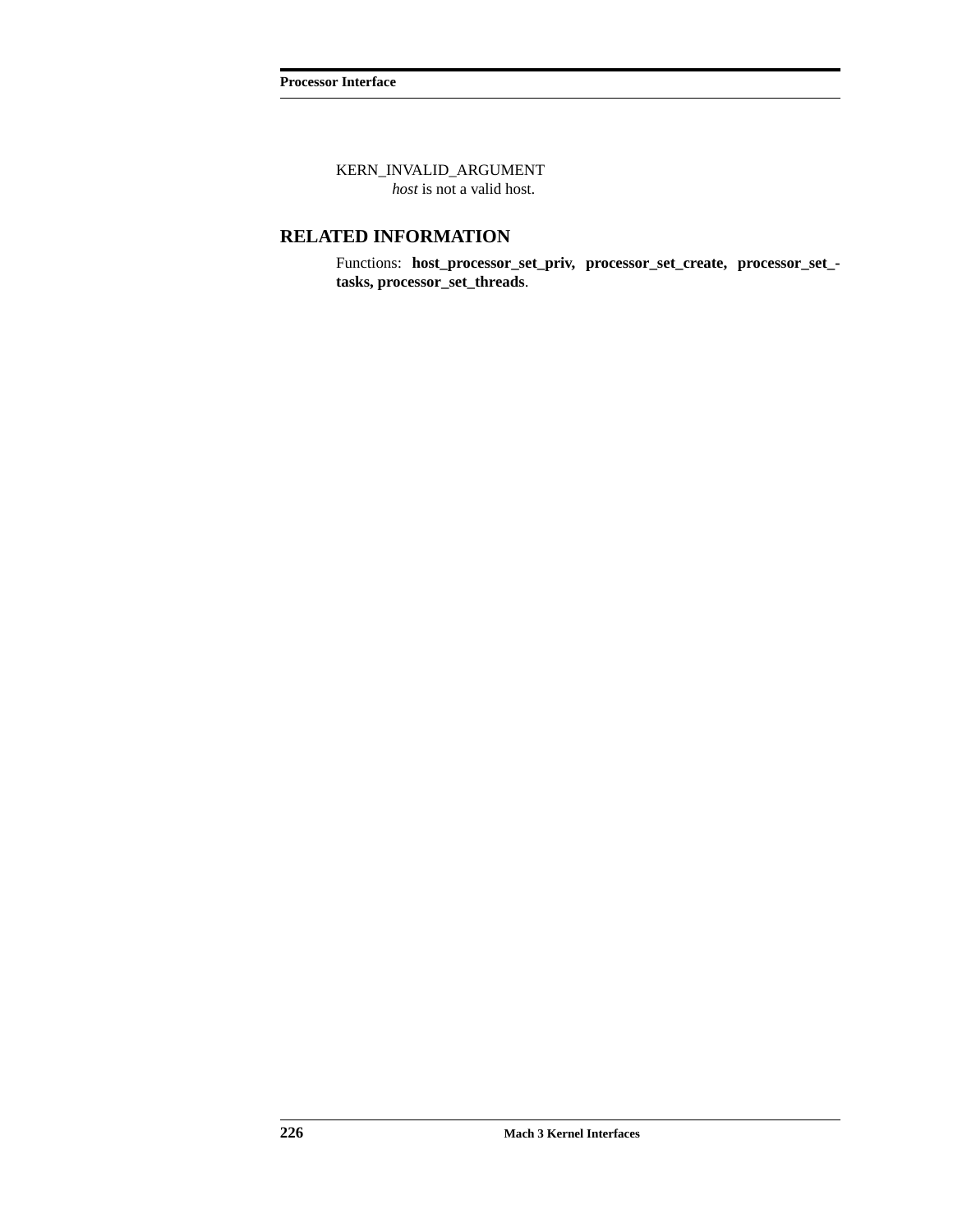KERN_INVALID_ARGUMENT
*host* is not a valid host.

## RELATED INFORMATION

Functions: **host_processor_set_priv, processor_set_create, processor_set_tasks, processor_set_threads**.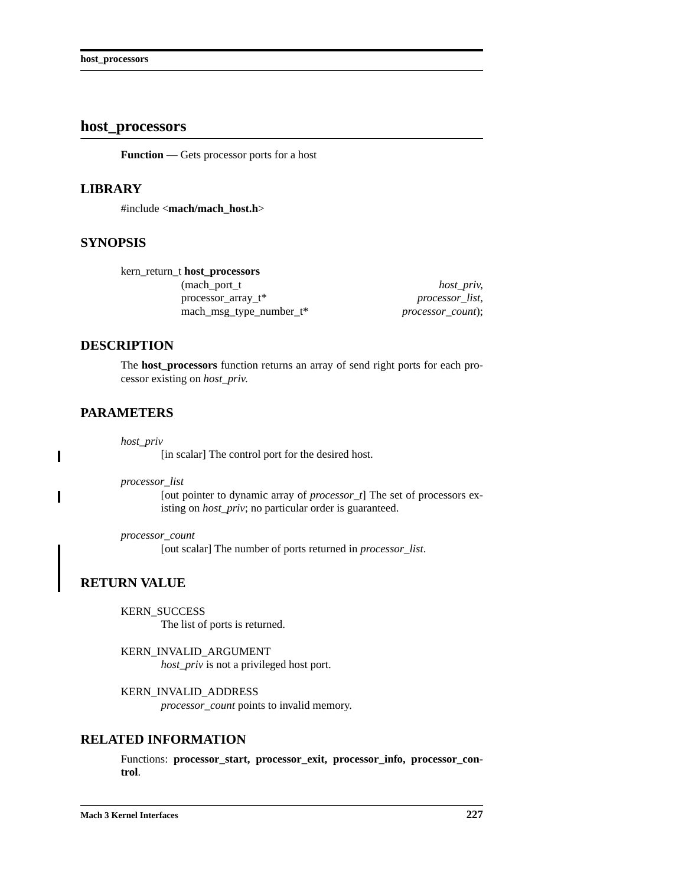# host_processors

**Function** — Gets processor ports for a host

## LIBRARY

#include <**mach/mach_host.h**>

## SYNOPSIS

```
kern_return_t host_processors
        (mach_port_t                       host_priv,
         processor_array_t*                processor_list,
         mach_msg_type_number_t*           processor_count);
```

## DESCRIPTION

The **host_processors** function returns an array of send right ports for each processor existing on *host_priv.*

## PARAMETERS

*host_priv*
: [in scalar] The control port for the desired host.

*processor_list*
: [out pointer to dynamic array of *processor_t*] The set of processors existing on *host_priv*; no particular order is guaranteed.

*processor_count*
: [out scalar] The number of ports returned in *processor_list*.

## RETURN VALUE

KERN_SUCCESS
: The list of ports is returned.

KERN_INVALID_ARGUMENT
: *host_priv* is not a privileged host port.

KERN_INVALID_ADDRESS
: *processor_count* points to invalid memory.

## RELATED INFORMATION

Functions: **processor_start, processor_exit, processor_info, processor_control**.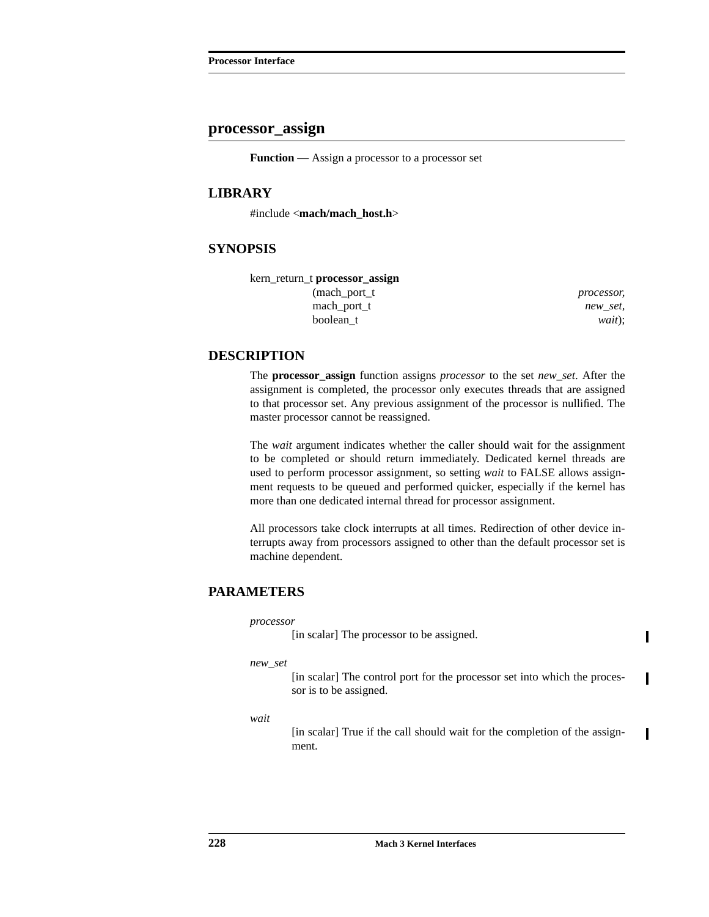## processor_assign

**Function** — Assign a processor to a processor set

### LIBRARY

#include <**mach/mach_host.h**>

### SYNOPSIS

```
kern_return_t processor_assign
                (mach_port_t                    processor,
                 mach_port_t                      new_set,
                 boolean_t                           wait);
```

### DESCRIPTION

The **processor_assign** function assigns *processor* to the set *new_set*. After the assignment is completed, the processor only executes threads that are assigned to that processor set. Any previous assignment of the processor is nullified. The master processor cannot be reassigned.

The *wait* argument indicates whether the caller should wait for the assignment to be completed or should return immediately. Dedicated kernel threads are used to perform processor assignment, so setting *wait* to FALSE allows assignment requests to be queued and performed quicker, especially if the kernel has more than one dedicated internal thread for processor assignment.

All processors take clock interrupts at all times. Redirection of other device interrupts away from processors assigned to other than the default processor set is machine dependent.

### PARAMETERS

*processor*
: [in scalar] The processor to be assigned.

*new_set*
: [in scalar] The control port for the processor set into which the processor is to be assigned.

*wait*
: [in scalar] True if the call should wait for the completion of the assignment.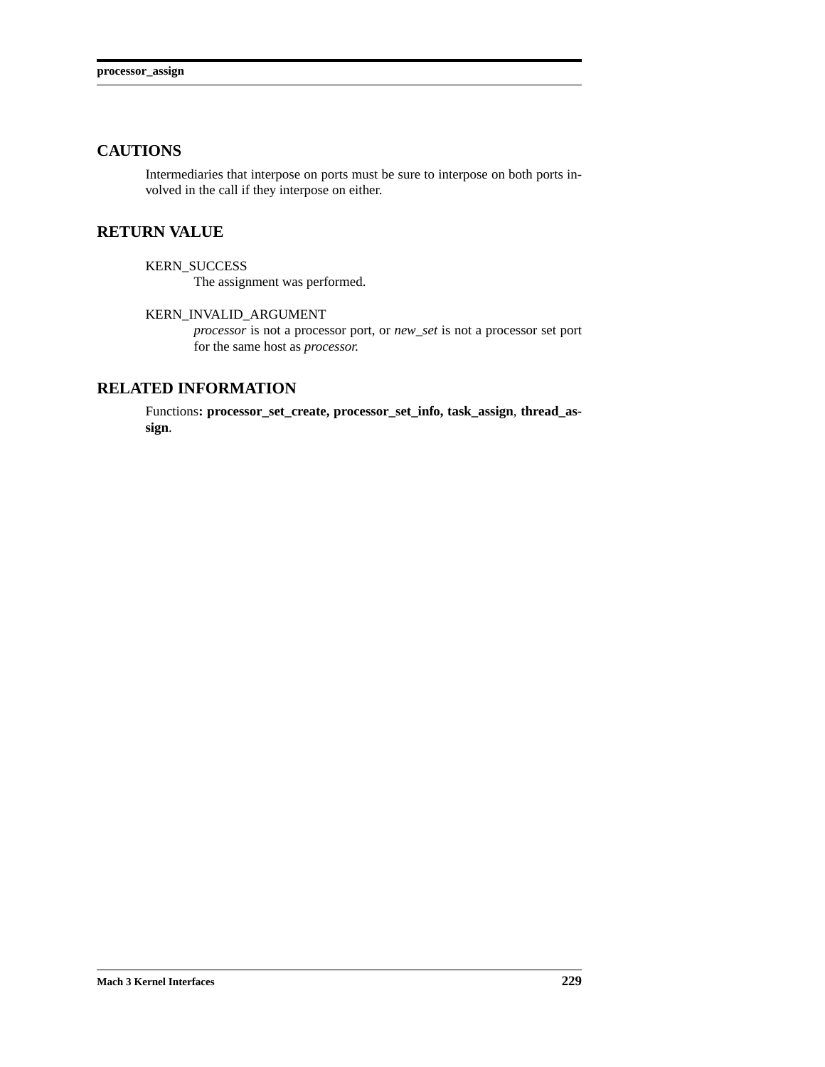## CAUTIONS

Intermediaries that interpose on ports must be sure to interpose on both ports involved in the call if they interpose on either.

## RETURN VALUE

KERN_SUCCESS
: The assignment was performed.

KERN_INVALID_ARGUMENT
: *processor* is not a processor port, or *new_set* is not a processor set port for the same host as *processor.*

## RELATED INFORMATION

Functions**: processor_set_create, processor_set_info, task_assign**, **thread_assign**.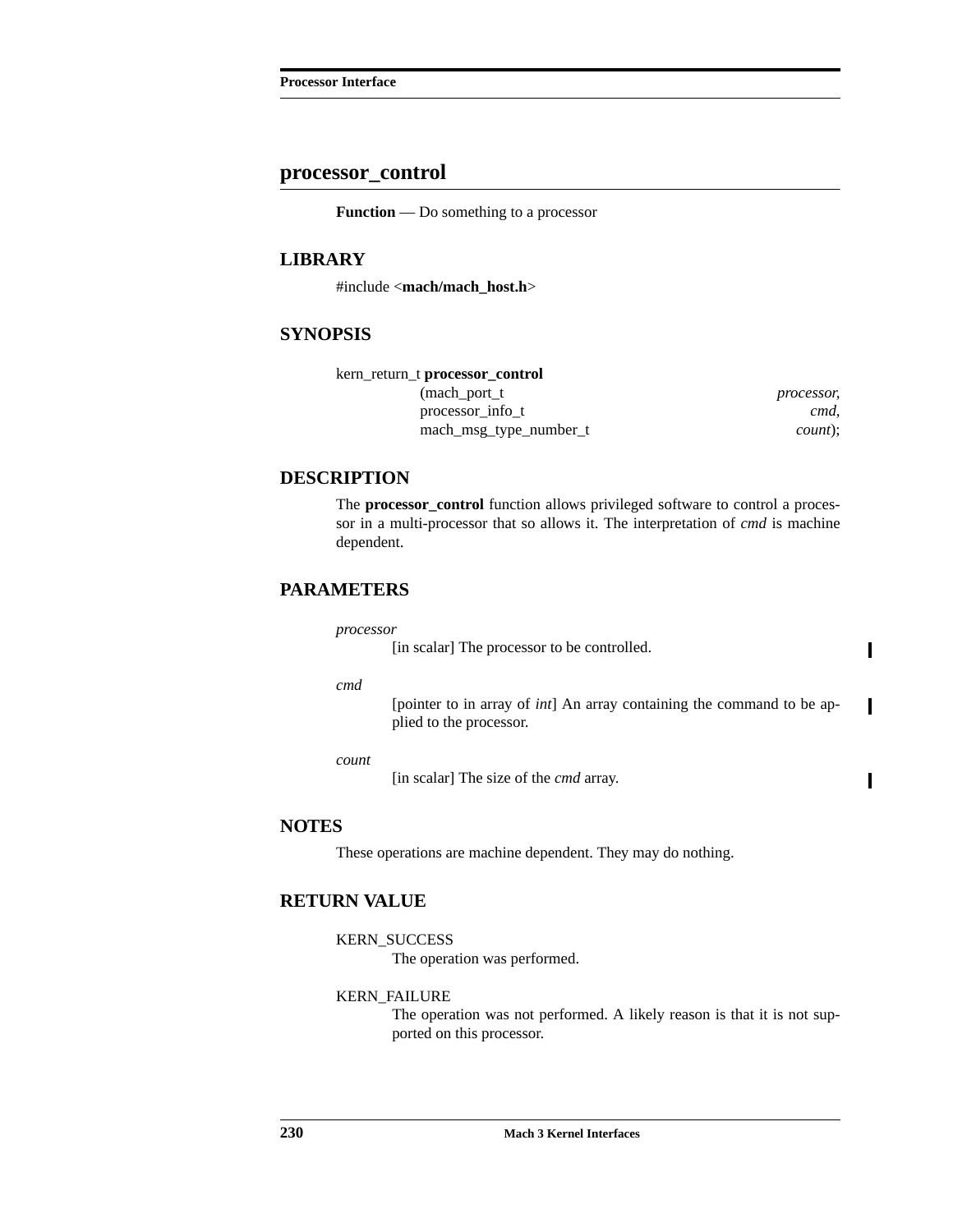## processor_control

**Function** — Do something to a processor

### LIBRARY

#include <**mach/mach_host.h**>

### SYNOPSIS

```
kern_return_t processor_control
        (mach_port_t                    processor,
         processor_info_t               cmd,
         mach_msg_type_number_t         count);
```

### DESCRIPTION

The **processor_control** function allows privileged software to control a processor in a multi-processor that so allows it. The interpretation of *cmd* is machine dependent.

### PARAMETERS

*processor*
: [in scalar] The processor to be controlled.

*cmd*
: [pointer to in array of *int*] An array containing the command to be applied to the processor.

*count*
: [in scalar] The size of the *cmd* array.

### NOTES

These operations are machine dependent. They may do nothing.

### RETURN VALUE

KERN_SUCCESS
: The operation was performed.

KERN_FAILURE
: The operation was not performed. A likely reason is that it is not supported on this processor.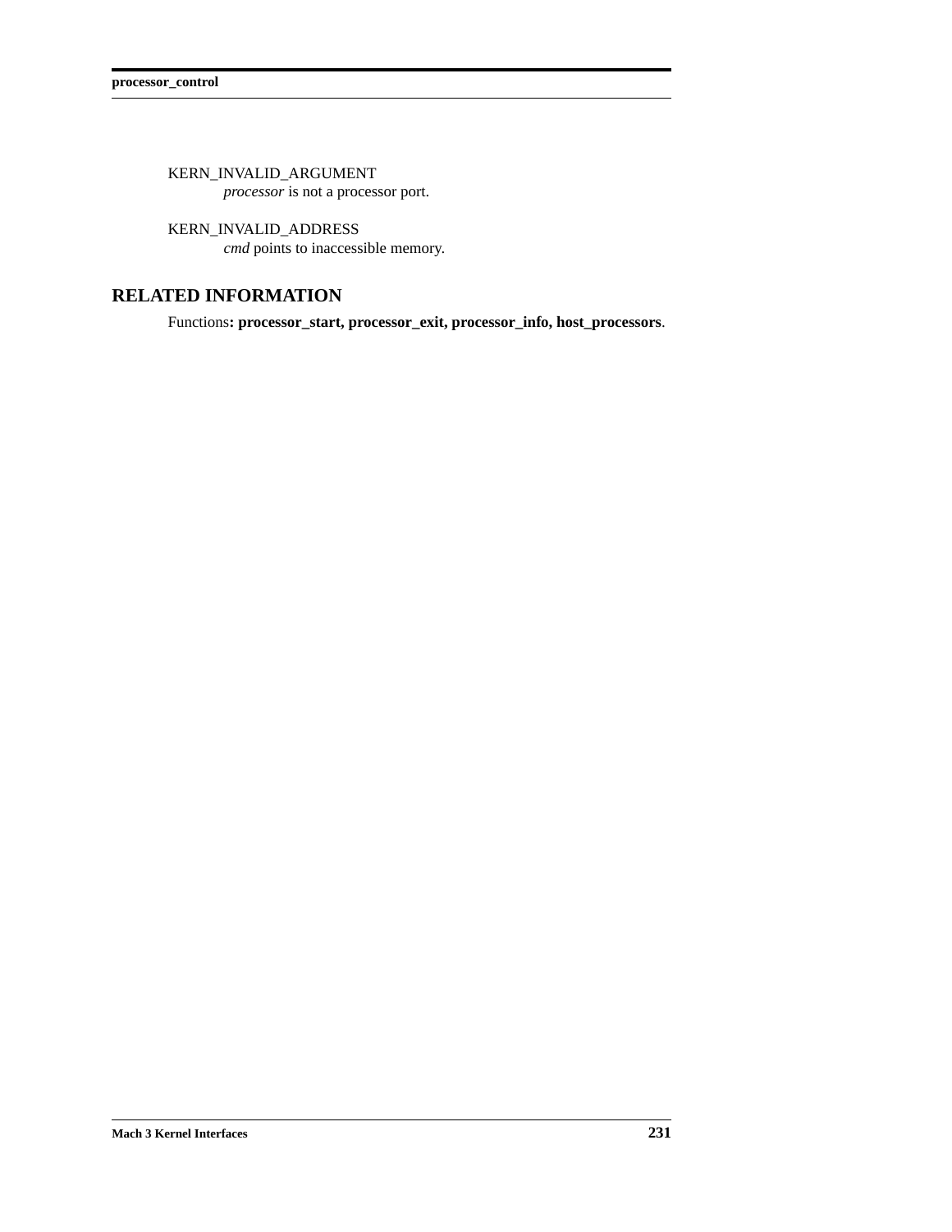KERN_INVALID_ARGUMENT
: *processor* is not a processor port.

KERN_INVALID_ADDRESS
: *cmd* points to inaccessible memory.

## RELATED INFORMATION

Functions**: processor_start, processor_exit, processor_info, host_processors**.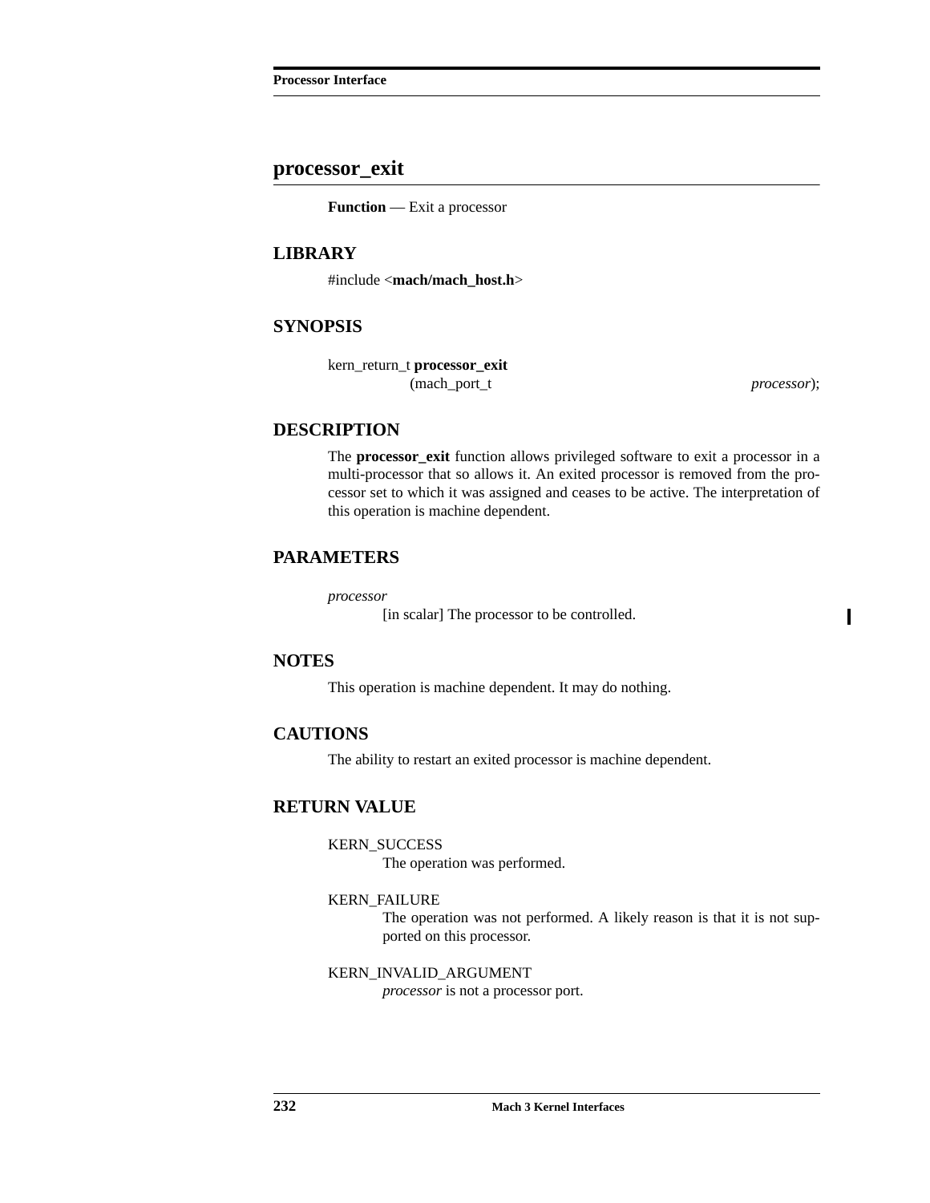## processor_exit

**Function** — Exit a processor

### LIBRARY

#include <**mach/mach_host.h**>

### SYNOPSIS

```
kern_return_t processor_exit
                (mach_port_t                    processor);
```

### DESCRIPTION

The **processor_exit** function allows privileged software to exit a processor in a multi-processor that so allows it. An exited processor is removed from the processor set to which it was assigned and ceases to be active. The interpretation of this operation is machine dependent.

### PARAMETERS

*processor*
: [in scalar] The processor to be controlled.

### NOTES

This operation is machine dependent. It may do nothing.

### CAUTIONS

The ability to restart an exited processor is machine dependent.

### RETURN VALUE

KERN_SUCCESS
: The operation was performed.

KERN_FAILURE
: The operation was not performed. A likely reason is that it is not supported on this processor.

KERN_INVALID_ARGUMENT
: *processor* is not a processor port.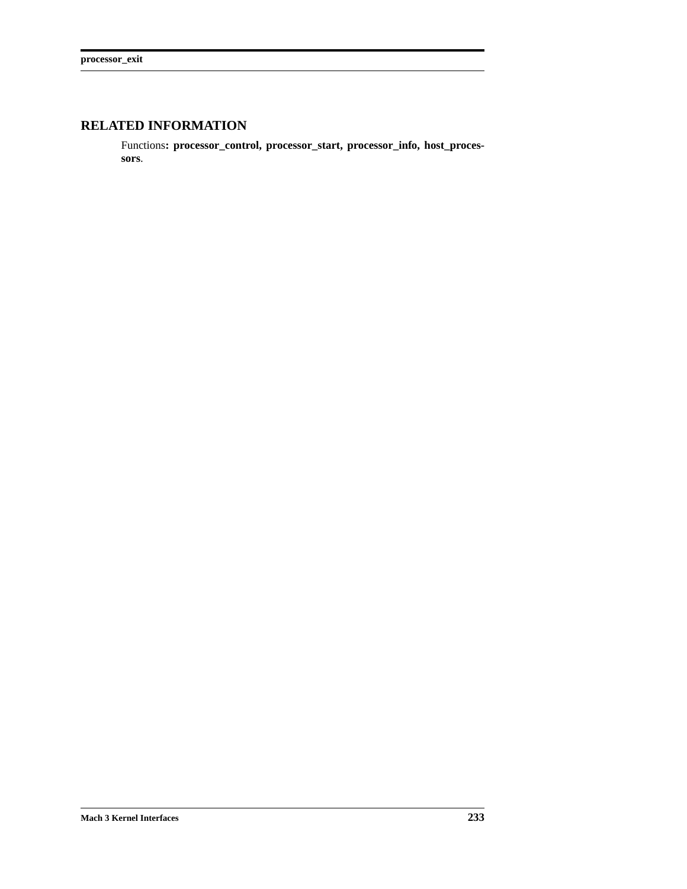## RELATED INFORMATION

Functions**: processor_control, processor_start, processor_info, host_processors**.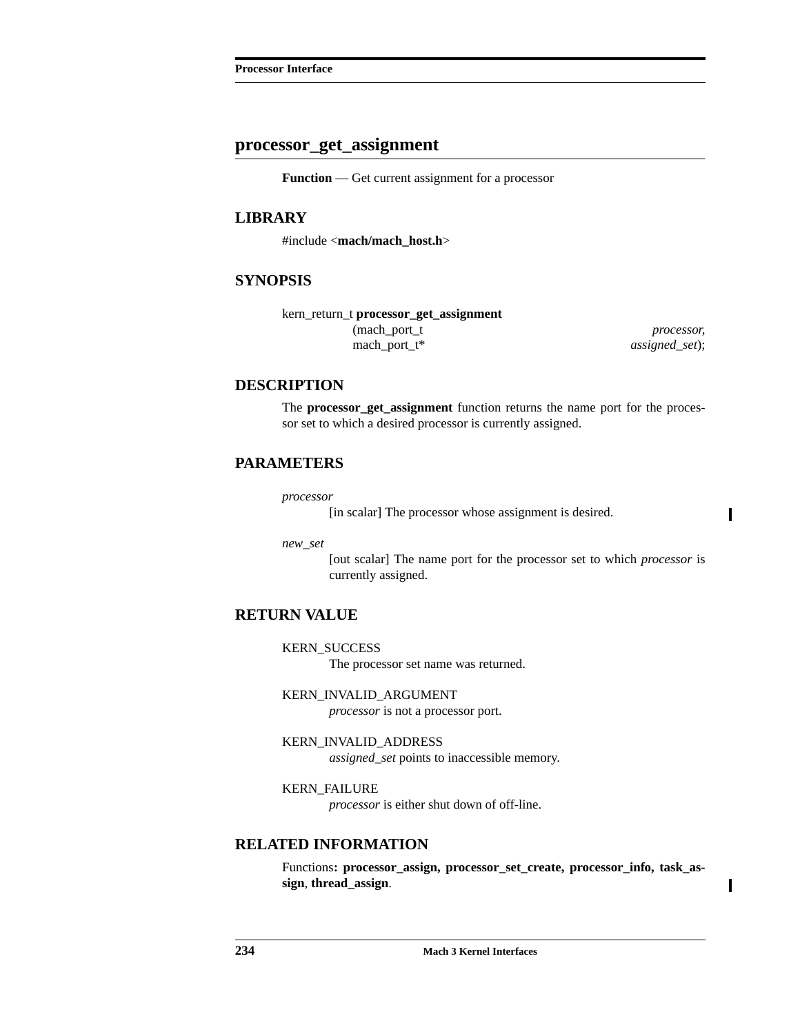## processor_get_assignment

**Function** — Get current assignment for a processor

### LIBRARY

#include <**mach/mach_host.h**>

### SYNOPSIS

```
kern_return_t processor_get_assignment
                (mach_port_t                    processor,
                 mach_port_t*                   assigned_set);
```

### DESCRIPTION

The **processor_get_assignment** function returns the name port for the processor set to which a desired processor is currently assigned.

### PARAMETERS

*processor*
: [in scalar] The processor whose assignment is desired.

*new_set*
: [out scalar] The name port for the processor set to which *processor* is currently assigned.

### RETURN VALUE

KERN_SUCCESS
: The processor set name was returned.

KERN_INVALID_ARGUMENT
: *processor* is not a processor port.

KERN_INVALID_ADDRESS
: *assigned_set* points to inaccessible memory.

KERN_FAILURE
: *processor* is either shut down of off-line.

### RELATED INFORMATION

Functions**: processor_assign, processor_set_create, processor_info, task_assign**, **thread_assign**.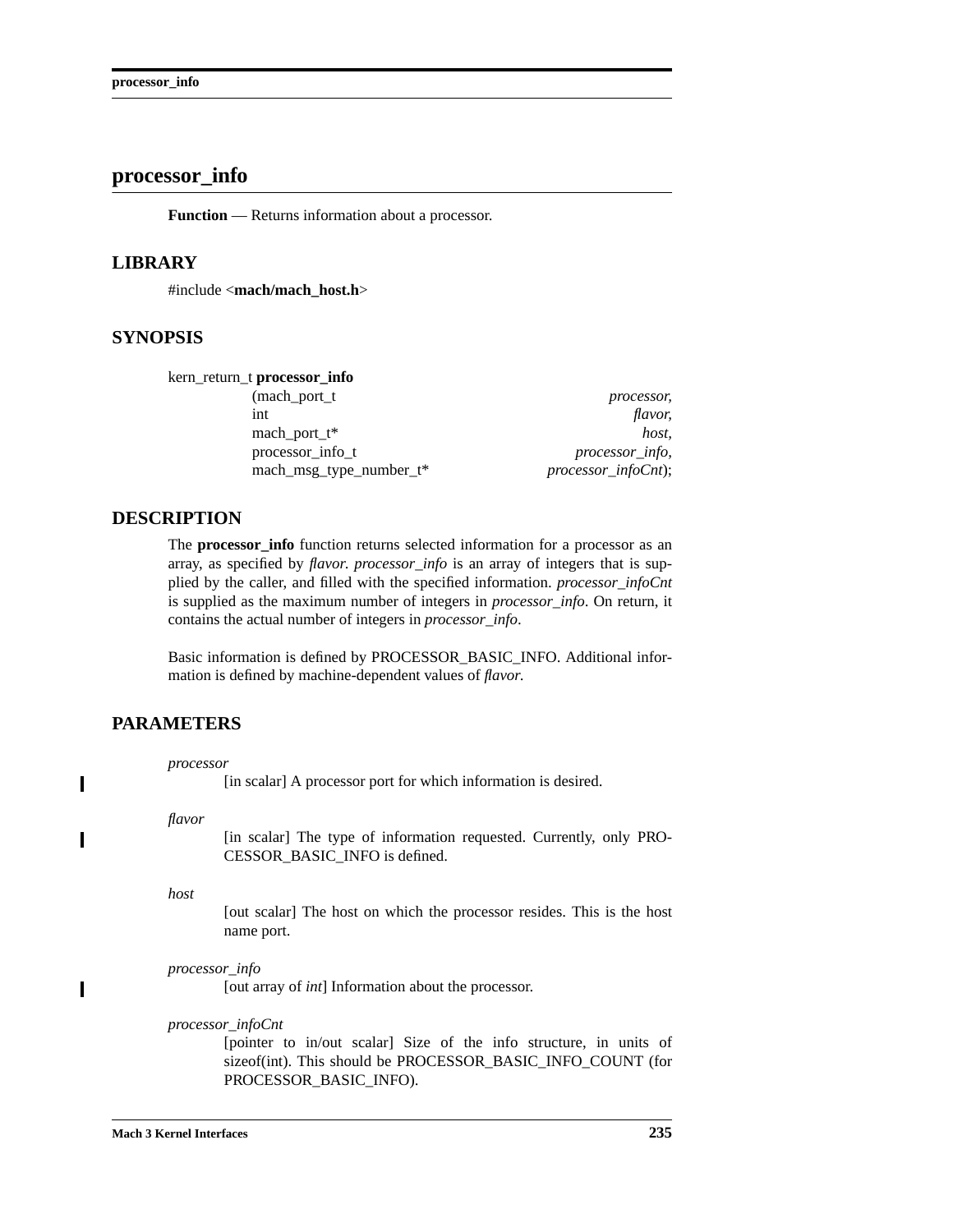# processor_info

**Function** — Returns information about a processor.

## LIBRARY

#include <**mach/mach_host.h**>

## SYNOPSIS

```
kern_return_t processor_info
                (mach_port_t                    processor,
                 int                            flavor,
                 mach_port_t*                   host,
                 processor_info_t               processor_info,
                 mach_msg_type_number_t*        processor_infoCnt);
```

## DESCRIPTION

The **processor_info** function returns selected information for a processor as an array, as specified by *flavor. processor_info* is an array of integers that is supplied by the caller, and filled with the specified information. *processor_infoCnt* is supplied as the maximum number of integers in *processor_info*. On return, it contains the actual number of integers in *processor_info*.

Basic information is defined by PROCESSOR_BASIC_INFO. Additional information is defined by machine-dependent values of *flavor.*

## PARAMETERS

*processor*
: [in scalar] A processor port for which information is desired.

*flavor*
: [in scalar] The type of information requested. Currently, only PROCESSOR_BASIC_INFO is defined.

*host*
: [out scalar] The host on which the processor resides. This is the host name port.

*processor_info*
: [out array of *int*] Information about the processor.

*processor_infoCnt*
: [pointer to in/out scalar] Size of the info structure, in units of sizeof(int). This should be PROCESSOR_BASIC_INFO_COUNT (for PROCESSOR_BASIC_INFO).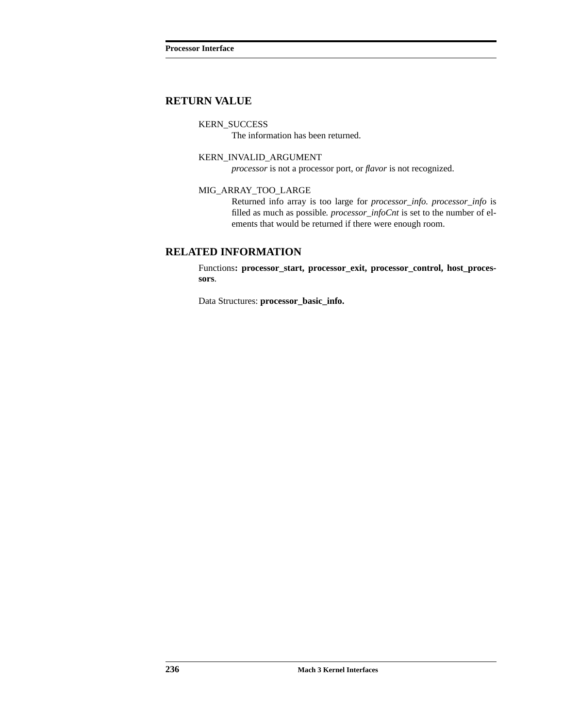## RETURN VALUE

KERN_SUCCESS
: The information has been returned.

KERN_INVALID_ARGUMENT
: *processor* is not a processor port, or *flavor* is not recognized.

MIG_ARRAY_TOO_LARGE
: Returned info array is too large for *processor_info. processor_info* is filled as much as possible*. processor_infoCnt* is set to the number of elements that would be returned if there were enough room.

## RELATED INFORMATION

Functions**: processor_start, processor_exit, processor_control, host_processors**.

Data Structures: **processor_basic_info.**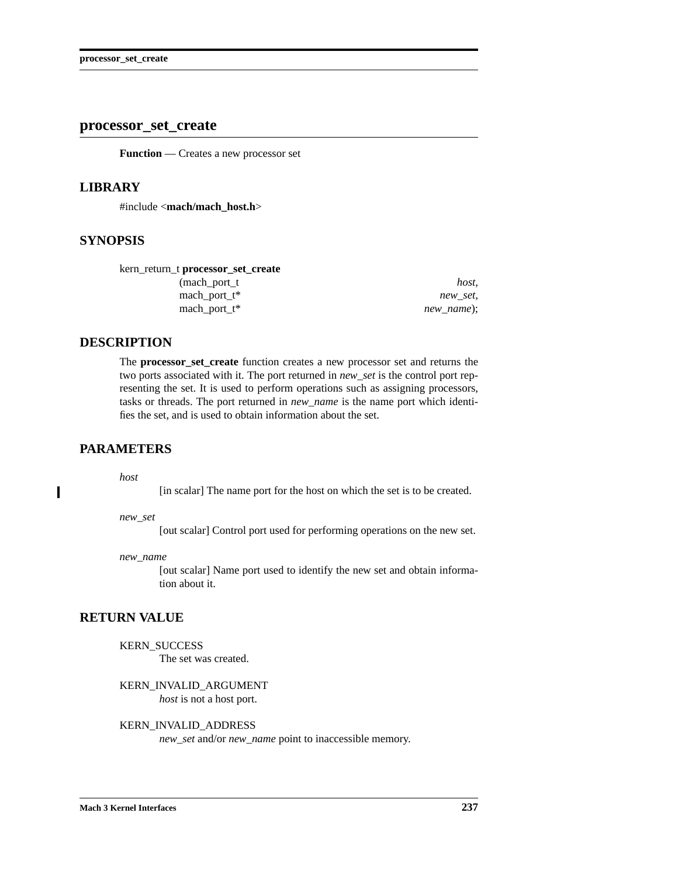## processor_set_create

**Function** — Creates a new processor set

## LIBRARY

#include <**mach/mach_host.h**>

## SYNOPSIS

```
kern_return_t processor_set_create
                (mach_port_t          host,
                 mach_port_t*         new_set,
                 mach_port_t*         new_name);
```

## DESCRIPTION

The **processor_set_create** function creates a new processor set and returns the two ports associated with it. The port returned in *new_set* is the control port representing the set. It is used to perform operations such as assigning processors, tasks or threads. The port returned in *new_name* is the name port which identifies the set, and is used to obtain information about the set.

## PARAMETERS

*host*
: [in scalar] The name port for the host on which the set is to be created.

*new_set*
: [out scalar] Control port used for performing operations on the new set.

*new_name*
: [out scalar] Name port used to identify the new set and obtain information about it.

## RETURN VALUE

KERN_SUCCESS
: The set was created.

KERN_INVALID_ARGUMENT
: *host* is not a host port.

KERN_INVALID_ADDRESS
: *new_set* and/or *new_name* point to inaccessible memory.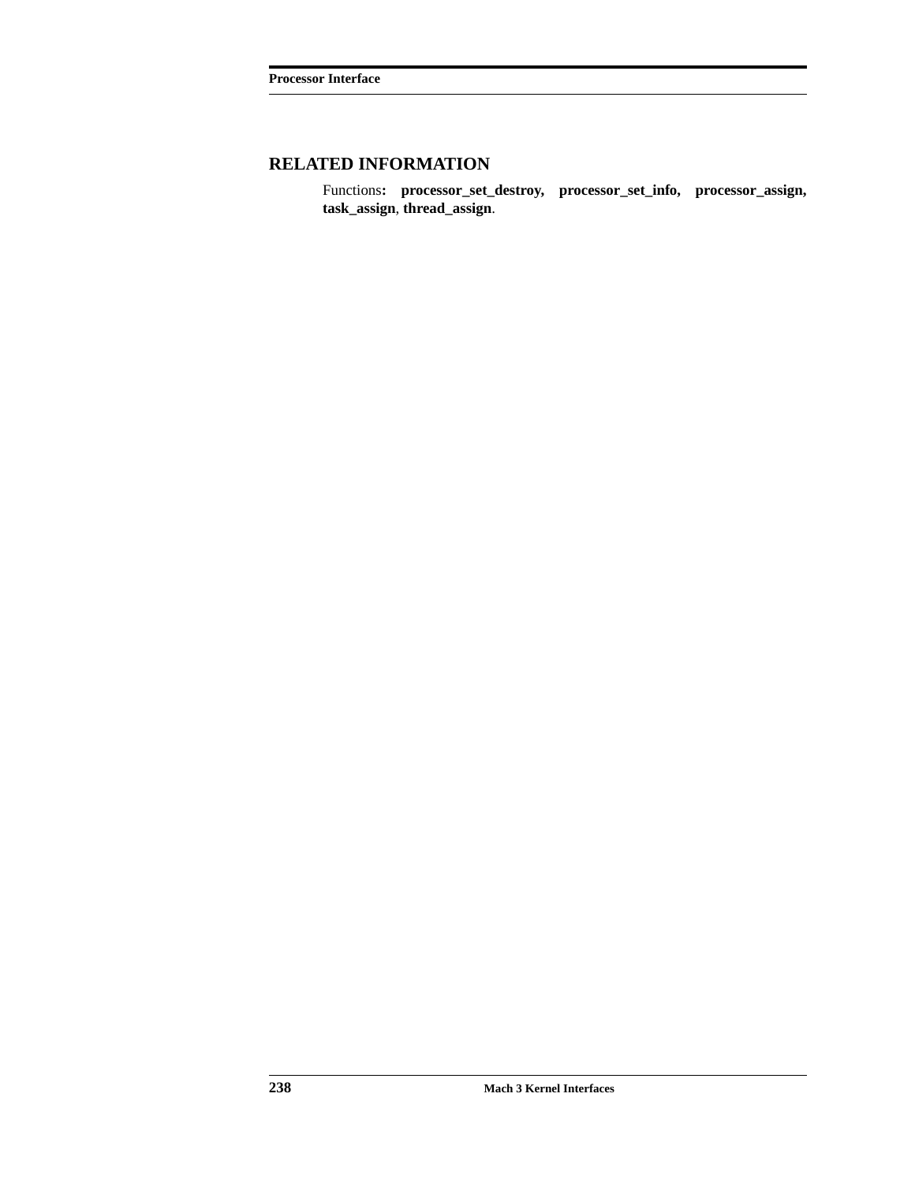## RELATED INFORMATION

Functions: **processor_set_destroy, processor_set_info, processor_assign, task_assign**, **thread_assign**.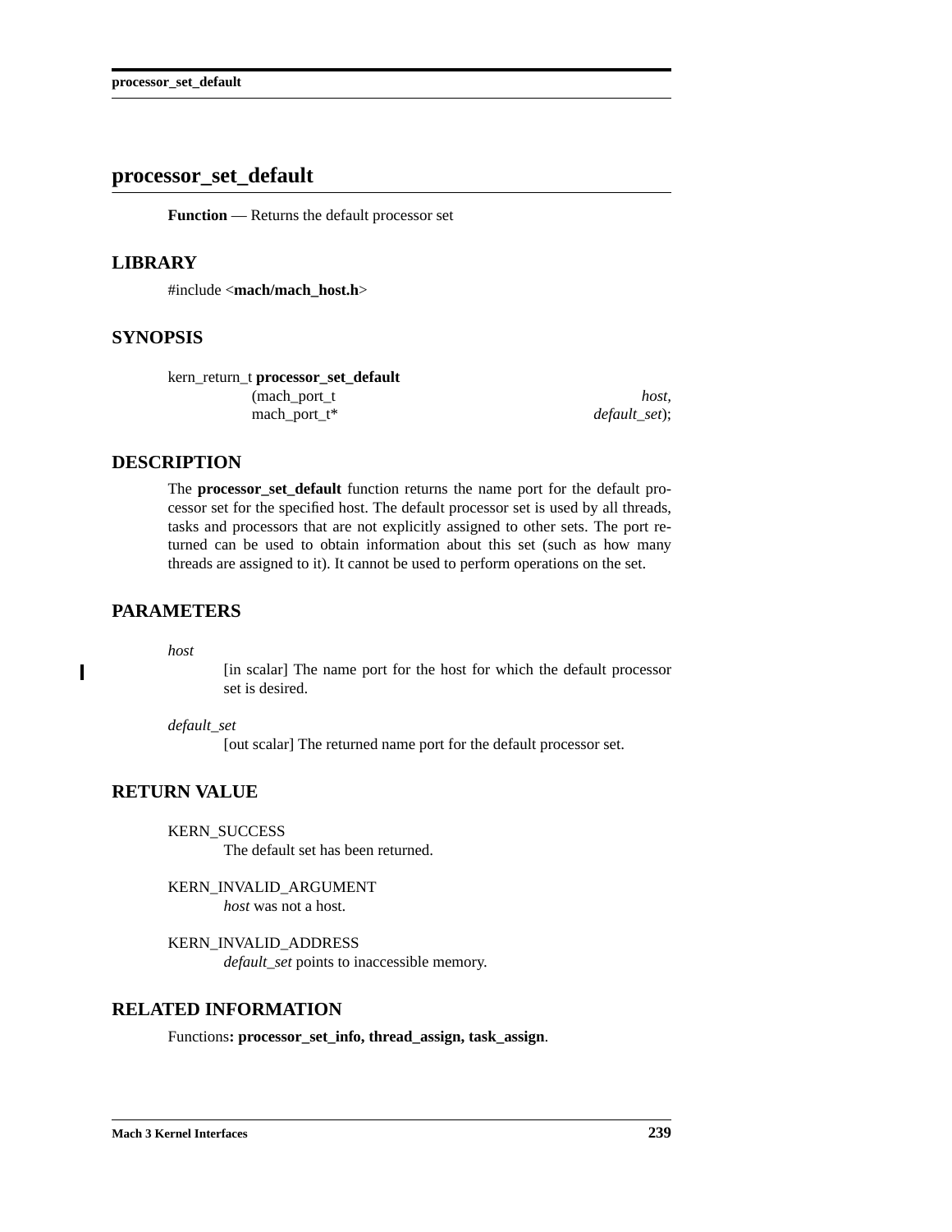# processor_set_default

**Function** — Returns the default processor set

## LIBRARY

#include <**mach/mach_host.h**>

## SYNOPSIS

```
kern_return_t processor_set_default
                (mach_port_t                    host,
                mach_port_t*                    default_set);
```

## DESCRIPTION

The **processor_set_default** function returns the name port for the default processor set for the specified host. The default processor set is used by all threads, tasks and processors that are not explicitly assigned to other sets. The port returned can be used to obtain information about this set (such as how many threads are assigned to it). It cannot be used to perform operations on the set.

## PARAMETERS

*host*
: [in scalar] The name port for the host for which the default processor set is desired.

*default_set*
: [out scalar] The returned name port for the default processor set.

## RETURN VALUE

KERN_SUCCESS
: The default set has been returned.

KERN_INVALID_ARGUMENT
: *host* was not a host.

KERN_INVALID_ADDRESS
: *default_set* points to inaccessible memory.

## RELATED INFORMATION

Functions**: processor_set_info, thread_assign, task_assign**.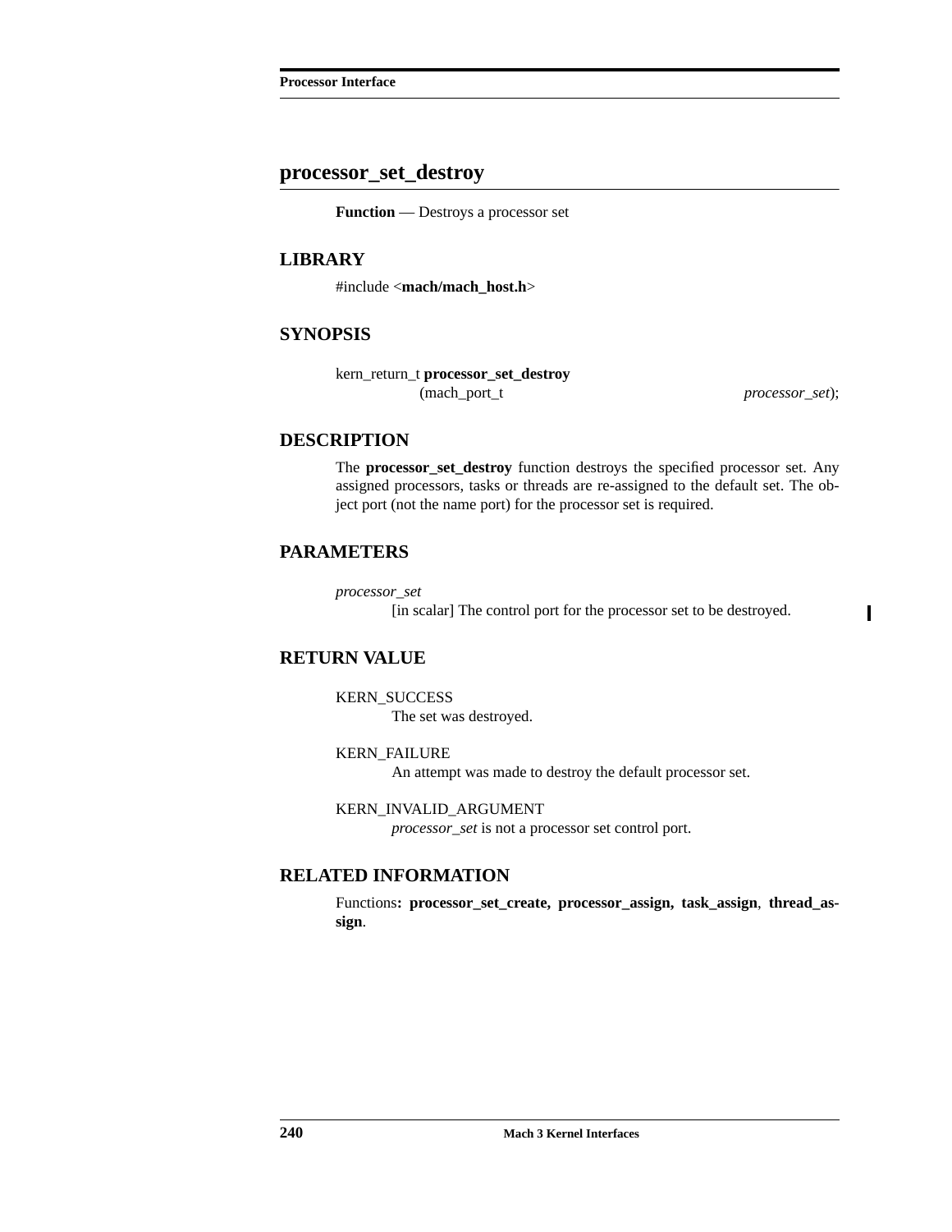## processor_set_destroy

**Function** — Destroys a processor set

### LIBRARY

#include <**mach/mach_host.h**>

### SYNOPSIS

```
kern_return_t processor_set_destroy
                (mach_port_t                    processor_set);
```

### DESCRIPTION

The **processor_set_destroy** function destroys the specified processor set. Any assigned processors, tasks or threads are re-assigned to the default set. The object port (not the name port) for the processor set is required.

### PARAMETERS

*processor_set*
: [in scalar] The control port for the processor set to be destroyed.

### RETURN VALUE

KERN_SUCCESS
: The set was destroyed.

KERN_FAILURE
: An attempt was made to destroy the default processor set.

KERN_INVALID_ARGUMENT
: *processor_set* is not a processor set control port.

### RELATED INFORMATION

Functions**: processor_set_create, processor_assign, task_assign**, **thread_assign**.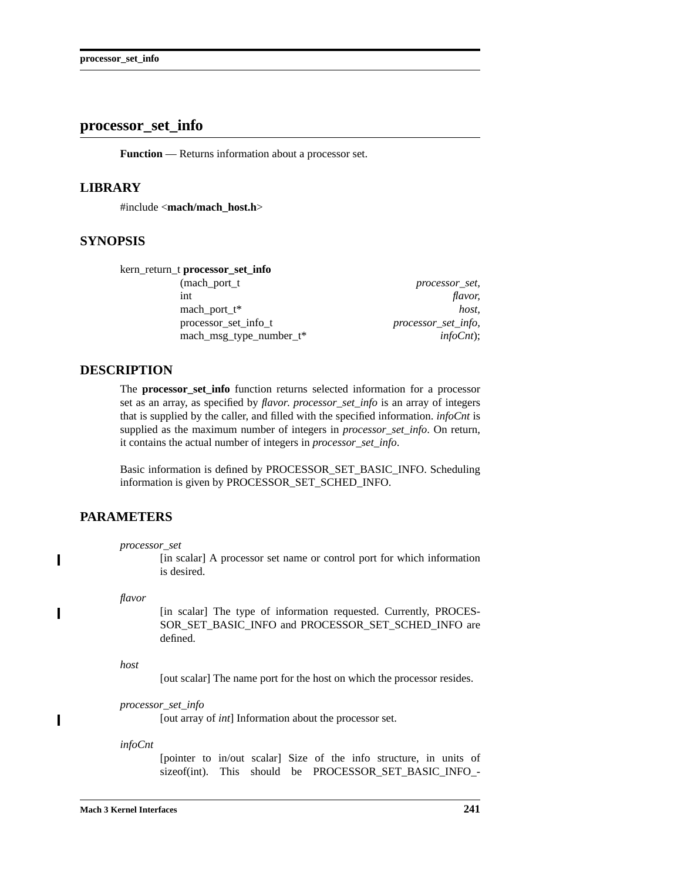# processor_set_info

**Function** — Returns information about a processor set.

## LIBRARY

#include <**mach/mach_host.h**>

## SYNOPSIS

```
kern_return_t processor_set_info
                (mach_port_t                        processor_set,
                 int                                flavor,
                 mach_port_t*                       host,
                 processor_set_info_t               processor_set_info,
                 mach_msg_type_number_t*            infoCnt);
```

## DESCRIPTION

The **processor_set_info** function returns selected information for a processor set as an array, as specified by *flavor. processor_set_info* is an array of integers that is supplied by the caller, and filled with the specified information. *infoCnt* is supplied as the maximum number of integers in *processor_set_info*. On return, it contains the actual number of integers in *processor_set_info*.

Basic information is defined by PROCESSOR_SET_BASIC_INFO. Scheduling information is given by PROCESSOR_SET_SCHED_INFO.

## PARAMETERS

*processor_set*
: [in scalar] A processor set name or control port for which information is desired.

*flavor*
: [in scalar] The type of information requested. Currently, PROCESSOR_SET_BASIC_INFO and PROCESSOR_SET_SCHED_INFO are defined.

*host*
: [out scalar] The name port for the host on which the processor resides.

*processor_set_info*
: [out array of *int*] Information about the processor set.

*infoCnt*
: [pointer to in/out scalar] Size of the info structure, in units of sizeof(int). This should be PROCESSOR_SET_BASIC_INFO_-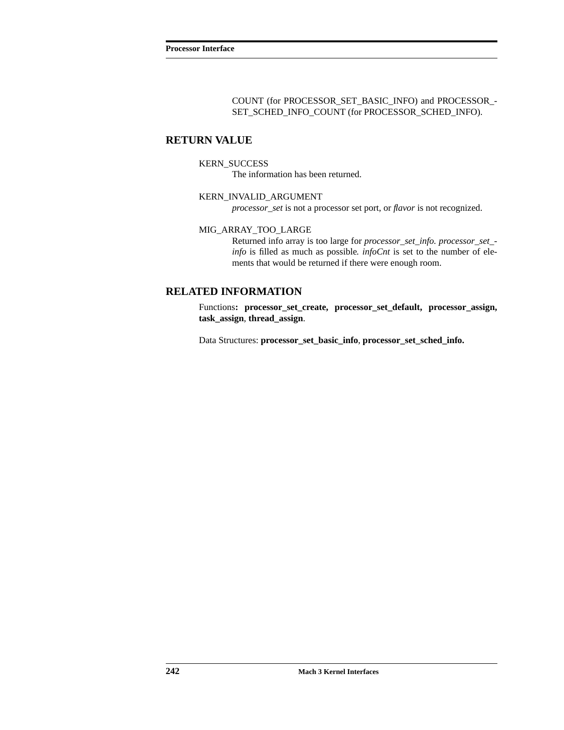COUNT (for PROCESSOR_SET_BASIC_INFO) and PROCESSOR_SET_SCHED_INFO_COUNT (for PROCESSOR_SCHED_INFO).

## RETURN VALUE

KERN_SUCCESS
The information has been returned.

KERN_INVALID_ARGUMENT
*processor_set* is not a processor set port, or *flavor* is not recognized.

MIG_ARRAY_TOO_LARGE
Returned info array is too large for *processor_set_info*. *processor_set_info* is filled as much as possible. *infoCnt* is set to the number of elements that would be returned if there were enough room.

## RELATED INFORMATION

Functions**: processor_set_create, processor_set_default, processor_assign, task_assign**, **thread_assign**.

Data Structures: **processor_set_basic_info**, **processor_set_sched_info.**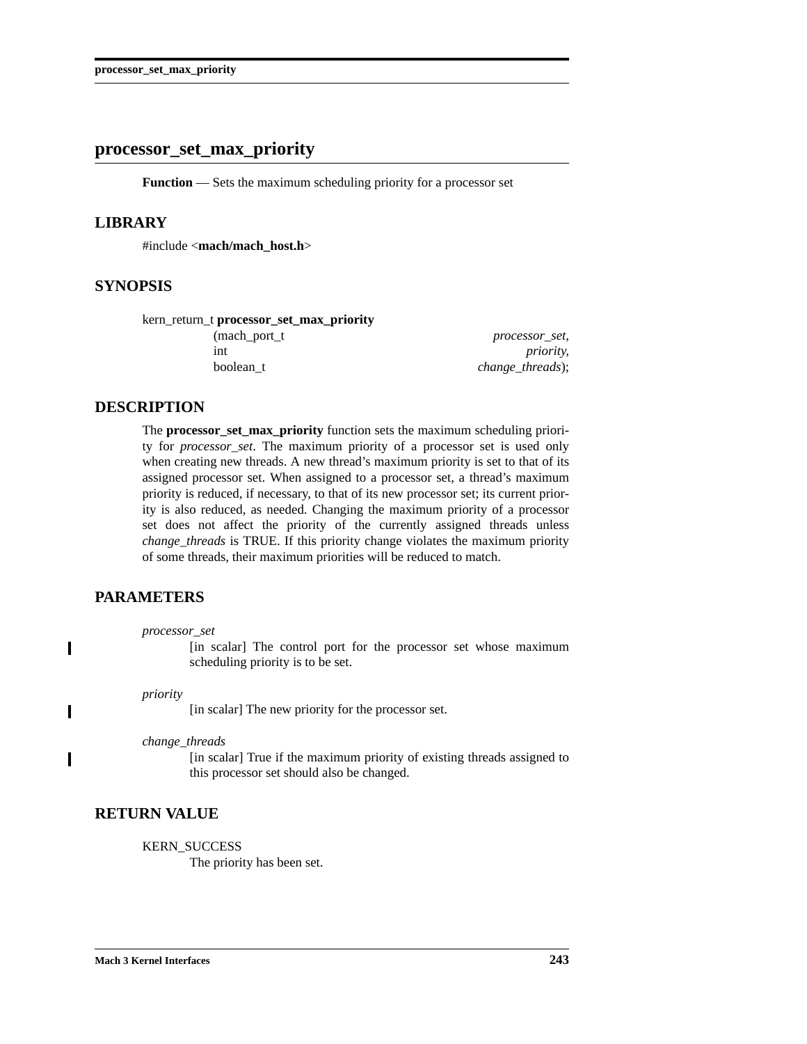## processor_set_max_priority

**Function** — Sets the maximum scheduling priority for a processor set

### LIBRARY

#include <**mach/mach_host.h**>

### SYNOPSIS

```
kern_return_t processor_set_max_priority
        (mach_port_t                    processor_set,
         int                            priority,
         boolean_t                      change_threads);
```

### DESCRIPTION

The **processor_set_max_priority** function sets the maximum scheduling priority for *processor_set*. The maximum priority of a processor set is used only when creating new threads. A new thread's maximum priority is set to that of its assigned processor set. When assigned to a processor set, a thread's maximum priority is reduced, if necessary, to that of its new processor set; its current priority is also reduced, as needed. Changing the maximum priority of a processor set does not affect the priority of the currently assigned threads unless *change_threads* is TRUE. If this priority change violates the maximum priority of some threads, their maximum priorities will be reduced to match.

### PARAMETERS

*processor_set*
: [in scalar] The control port for the processor set whose maximum scheduling priority is to be set.

*priority*
: [in scalar] The new priority for the processor set.

*change_threads*
: [in scalar] True if the maximum priority of existing threads assigned to this processor set should also be changed.

### RETURN VALUE

KERN_SUCCESS
: The priority has been set.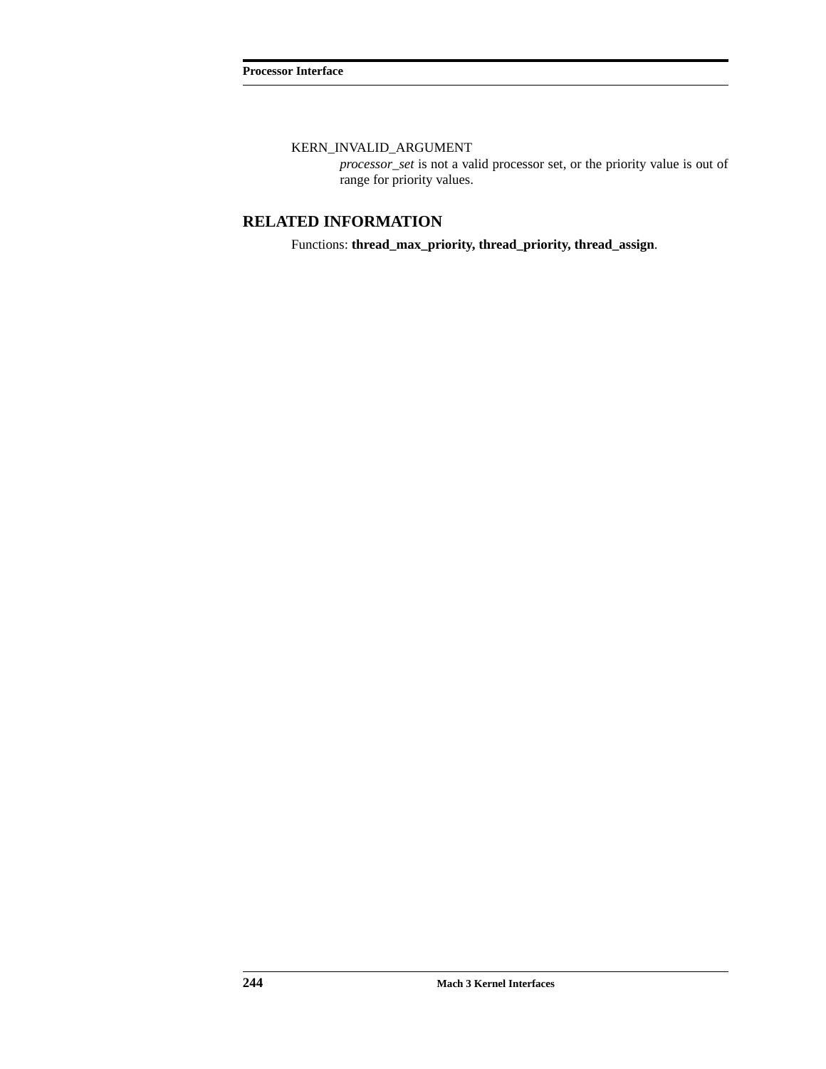KERN_INVALID_ARGUMENT
*processor_set* is not a valid processor set, or the priority value is out of range for priority values.

## RELATED INFORMATION

Functions: **thread_max_priority, thread_priority, thread_assign**.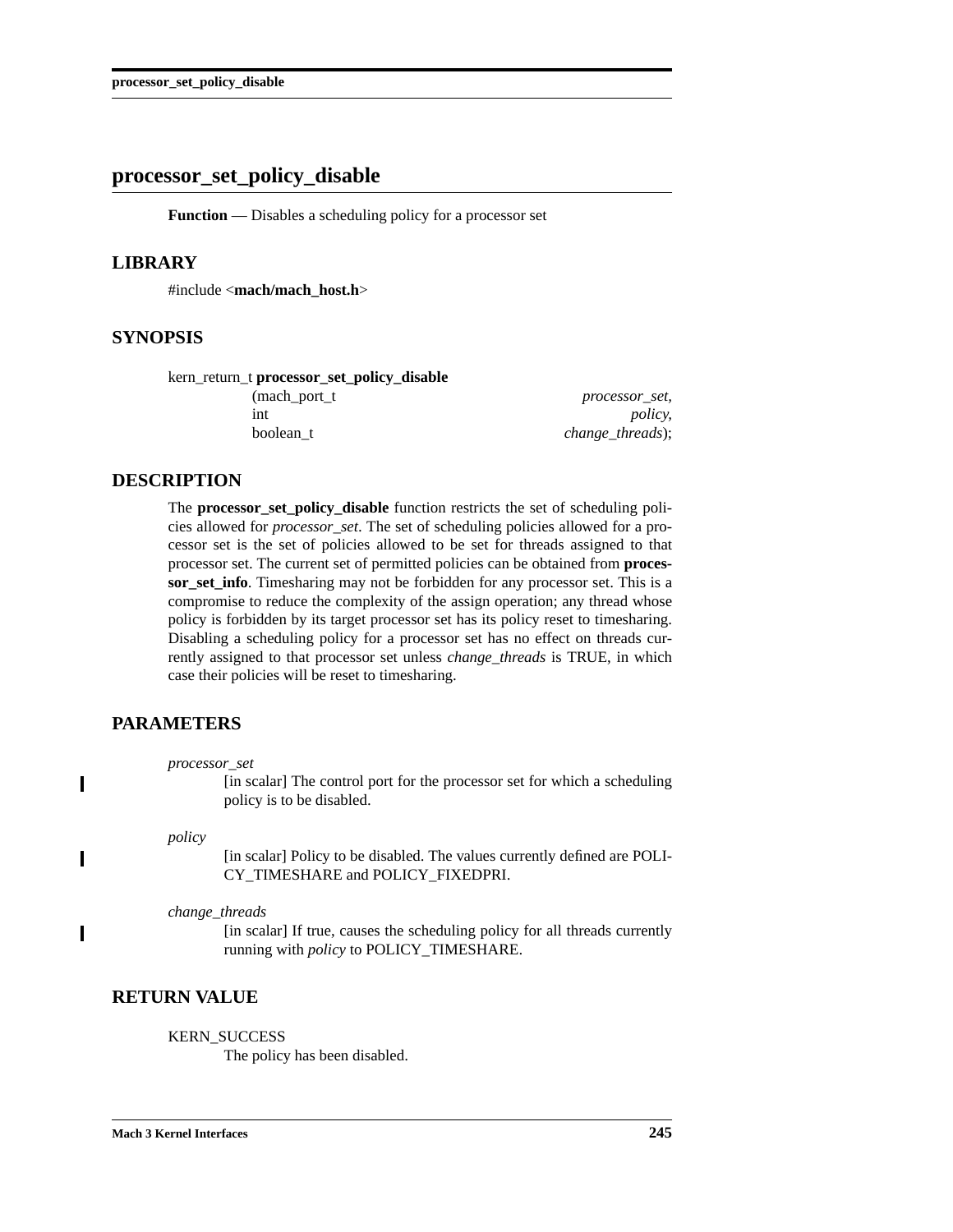## processor_set_policy_disable

**Function** — Disables a scheduling policy for a processor set

### LIBRARY

#include <**mach/mach_host.h**>

### SYNOPSIS

```
kern_return_t processor_set_policy_disable
                (mach_port_t                processor_set,
                 int                               policy,
                 boolean_t                  change_threads);
```

### DESCRIPTION

The **processor_set_policy_disable** function restricts the set of scheduling policies allowed for *processor_set*. The set of scheduling policies allowed for a processor set is the set of policies allowed to be set for threads assigned to that processor set. The current set of permitted policies can be obtained from **processor_set_info**. Timesharing may not be forbidden for any processor set. This is a compromise to reduce the complexity of the assign operation; any thread whose policy is forbidden by its target processor set has its policy reset to timesharing. Disabling a scheduling policy for a processor set has no effect on threads currently assigned to that processor set unless *change_threads* is TRUE, in which case their policies will be reset to timesharing.

### PARAMETERS

*processor_set*
: [in scalar] The control port for the processor set for which a scheduling policy is to be disabled.

*policy*
: [in scalar] Policy to be disabled. The values currently defined are POLICY_TIMESHARE and POLICY_FIXEDPRI.

*change_threads*
: [in scalar] If true, causes the scheduling policy for all threads currently running with *policy* to POLICY_TIMESHARE.

### RETURN VALUE

KERN_SUCCESS
: The policy has been disabled.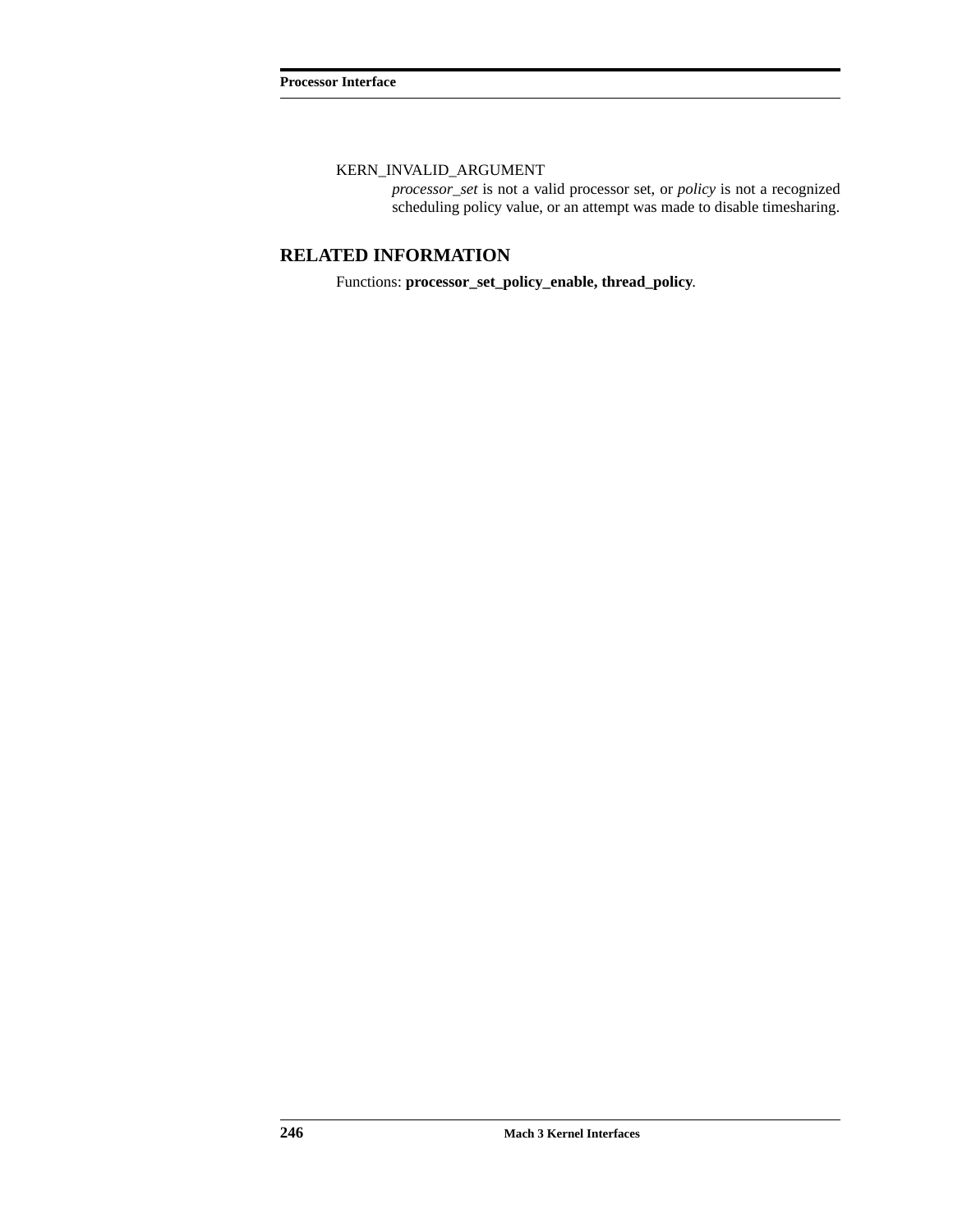KERN_INVALID_ARGUMENT

*processor_set* is not a valid processor set, or *policy* is not a recognized scheduling policy value, or an attempt was made to disable timesharing.

## RELATED INFORMATION

Functions: **processor_set_policy_enable, thread_policy**.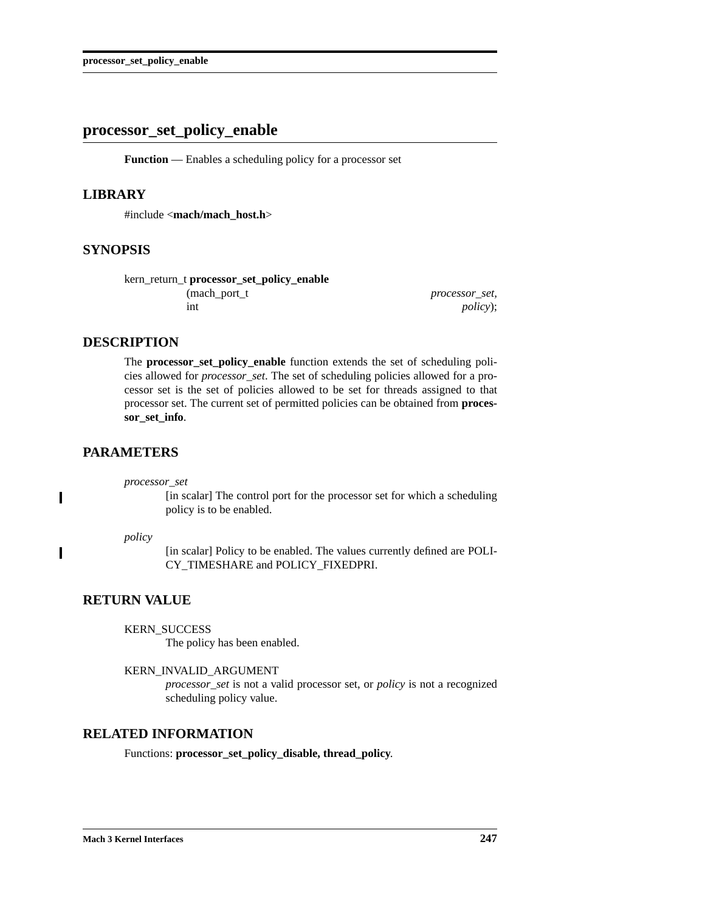# processor_set_policy_enable

**Function** — Enables a scheduling policy for a processor set

## LIBRARY

#include <**mach/mach_host.h**>

## SYNOPSIS

```
kern_return_t processor_set_policy_enable
                (mach_port_t                    processor_set,
                 int                            policy);
```

## DESCRIPTION

The **processor_set_policy_enable** function extends the set of scheduling policies allowed for *processor_set*. The set of scheduling policies allowed for a processor set is the set of policies allowed to be set for threads assigned to that processor set. The current set of permitted policies can be obtained from **processor_set_info**.

## PARAMETERS

*processor_set*
: [in scalar] The control port for the processor set for which a scheduling policy is to be enabled.

*policy*
: [in scalar] Policy to be enabled. The values currently defined are POLICY_TIMESHARE and POLICY_FIXEDPRI.

## RETURN VALUE

KERN_SUCCESS
: The policy has been enabled.

KERN_INVALID_ARGUMENT
: *processor_set* is not a valid processor set, or *policy* is not a recognized scheduling policy value.

## RELATED INFORMATION

Functions: **processor_set_policy_disable, thread_policy**.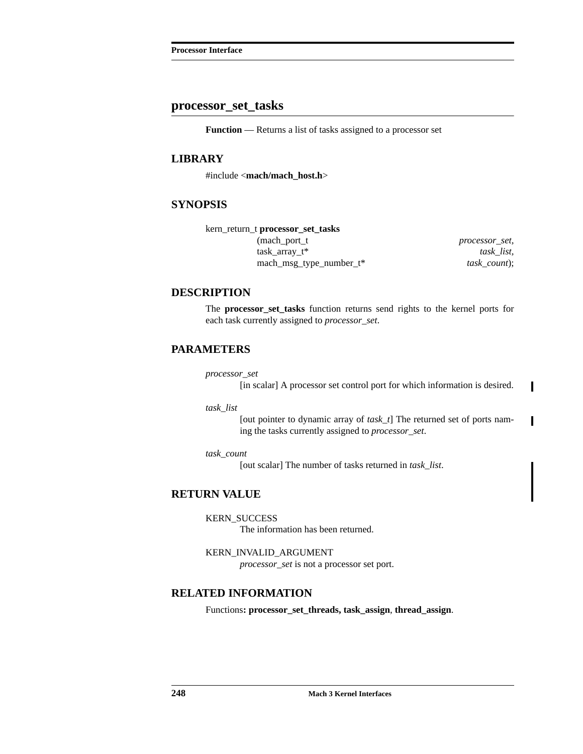## processor_set_tasks

**Function** — Returns a list of tasks assigned to a processor set

### LIBRARY

#include <**mach/mach_host.h**>

### SYNOPSIS

```
kern_return_t processor_set_tasks
        (mach_port_t                    processor_set,
         task_array_t*                  task_list,
         mach_msg_type_number_t*        task_count);
```

### DESCRIPTION

The **processor_set_tasks** function returns send rights to the kernel ports for each task currently assigned to *processor_set*.

### PARAMETERS

*processor_set*
: [in scalar] A processor set control port for which information is desired.

*task_list*
: [out pointer to dynamic array of *task_t*] The returned set of ports naming the tasks currently assigned to *processor_set*.

*task_count*
: [out scalar] The number of tasks returned in *task_list*.

### RETURN VALUE

KERN_SUCCESS
: The information has been returned.

KERN_INVALID_ARGUMENT
: *processor_set* is not a processor set port.

### RELATED INFORMATION

Functions**: processor_set_threads, task_assign**, **thread_assign**.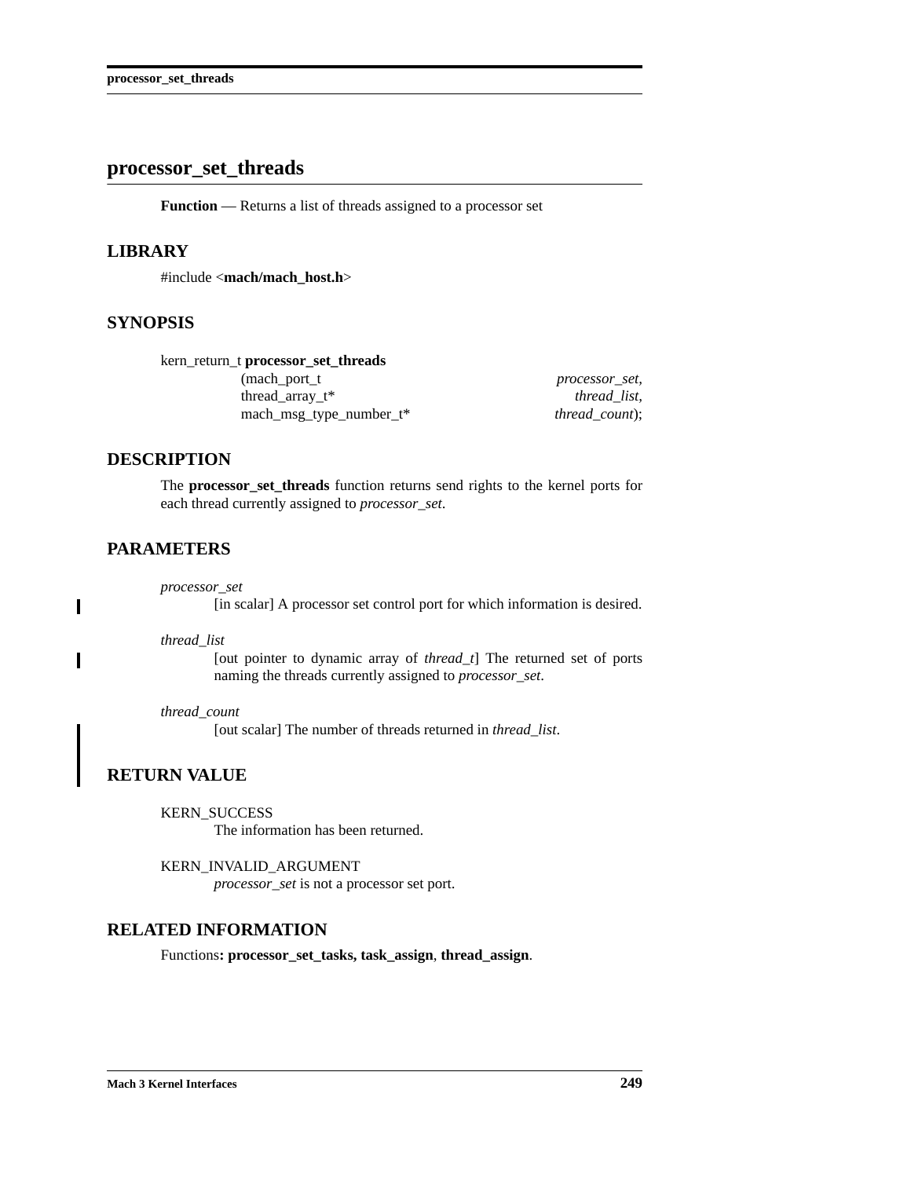# processor_set_threads

**Function** — Returns a list of threads assigned to a processor set

## LIBRARY

#include <**mach/mach_host.h**>

## SYNOPSIS

```
kern_return_t processor_set_threads
                (mach_port_t                    processor_set,
                 thread_array_t*                thread_list,
                 mach_msg_type_number_t*        thread_count);
```

## DESCRIPTION

The **processor_set_threads** function returns send rights to the kernel ports for each thread currently assigned to *processor_set*.

## PARAMETERS

*processor_set*
: [in scalar] A processor set control port for which information is desired.

*thread_list*
: [out pointer to dynamic array of *thread_t*] The returned set of ports naming the threads currently assigned to *processor_set*.

*thread_count*
: [out scalar] The number of threads returned in *thread_list*.

## RETURN VALUE

KERN_SUCCESS
: The information has been returned.

KERN_INVALID_ARGUMENT
: *processor_set* is not a processor set port.

## RELATED INFORMATION

Functions**: processor_set_tasks, task_assign**, **thread_assign**.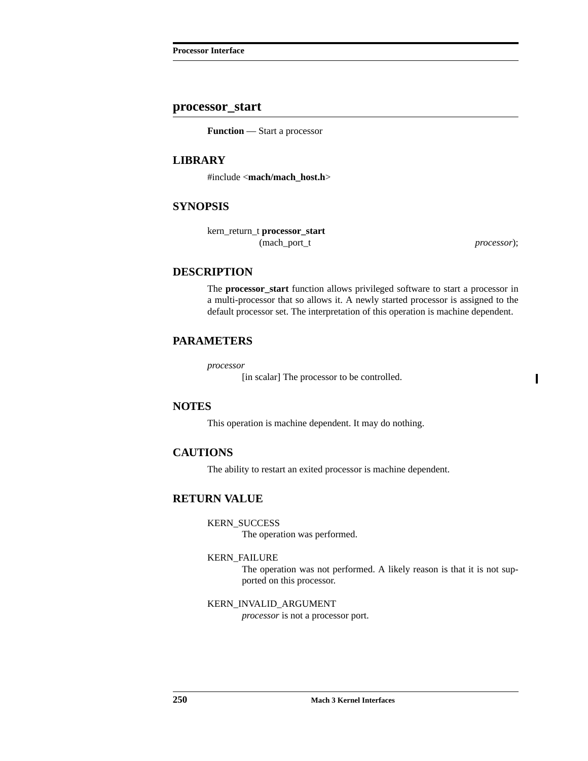## processor_start

**Function** — Start a processor

### LIBRARY

#include <**mach/mach_host.h**>

### SYNOPSIS

```
kern_return_t processor_start
        (mach_port_t                    processor);
```

### DESCRIPTION

The **processor_start** function allows privileged software to start a processor in a multi-processor that so allows it. A newly started processor is assigned to the default processor set. The interpretation of this operation is machine dependent.

### PARAMETERS

*processor*
: [in scalar] The processor to be controlled.

### NOTES

This operation is machine dependent. It may do nothing.

### CAUTIONS

The ability to restart an exited processor is machine dependent.

### RETURN VALUE

KERN_SUCCESS
: The operation was performed.

KERN_FAILURE
: The operation was not performed. A likely reason is that it is not supported on this processor.

KERN_INVALID_ARGUMENT
: *processor* is not a processor port.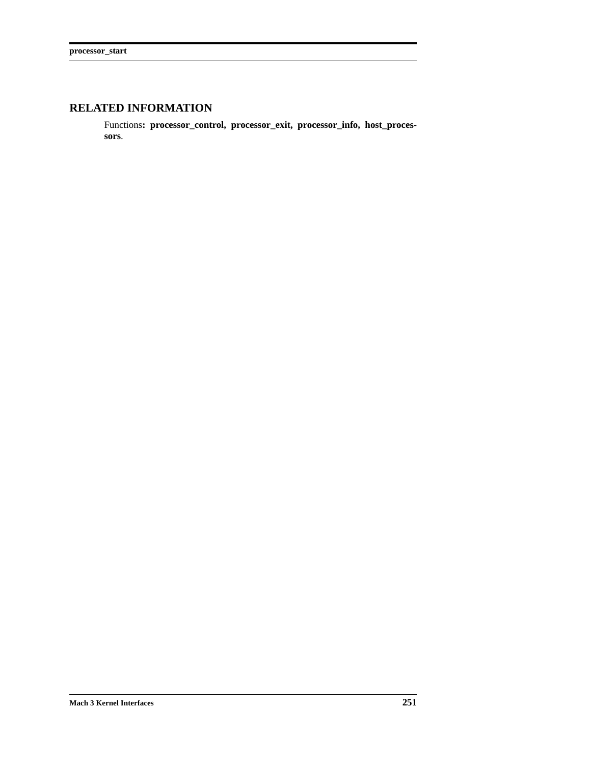## RELATED INFORMATION

Functions**: processor_control, processor_exit, processor_info, host_processors**.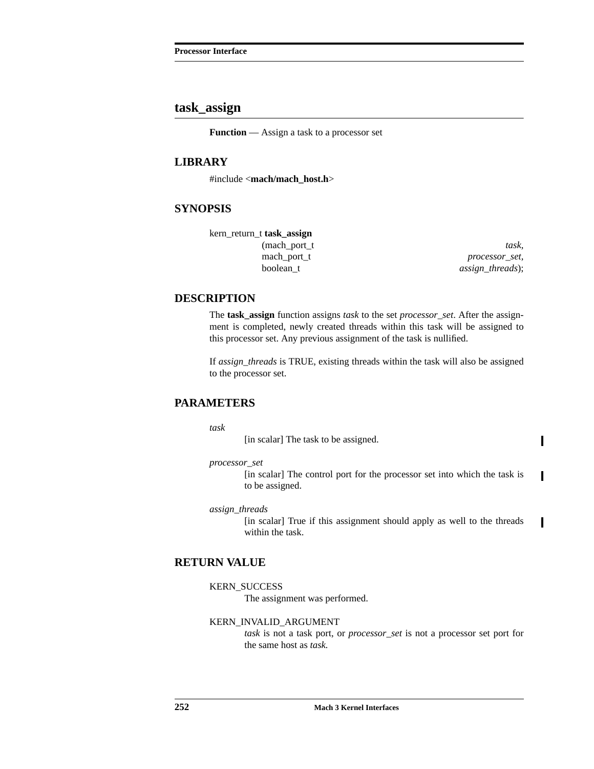## task_assign

**Function** — Assign a task to a processor set

### LIBRARY

#include <**mach/mach_host.h**>

### SYNOPSIS

```
kern_return_t task_assign
                (mach_port_t                    task,
                 mach_port_t                    processor_set,
                 boolean_t                      assign_threads);
```

### DESCRIPTION

The **task_assign** function assigns *task* to the set *processor_set*. After the assignment is completed, newly created threads within this task will be assigned to this processor set. Any previous assignment of the task is nullified.

If *assign_threads* is TRUE, existing threads within the task will also be assigned to the processor set.

### PARAMETERS

*task*
: [in scalar] The task to be assigned.

*processor_set*
: [in scalar] The control port for the processor set into which the task is to be assigned.

*assign_threads*
: [in scalar] True if this assignment should apply as well to the threads within the task.

### RETURN VALUE

KERN_SUCCESS
: The assignment was performed.

KERN_INVALID_ARGUMENT
: *task* is not a task port, or *processor_set* is not a processor set port for the same host as *task.*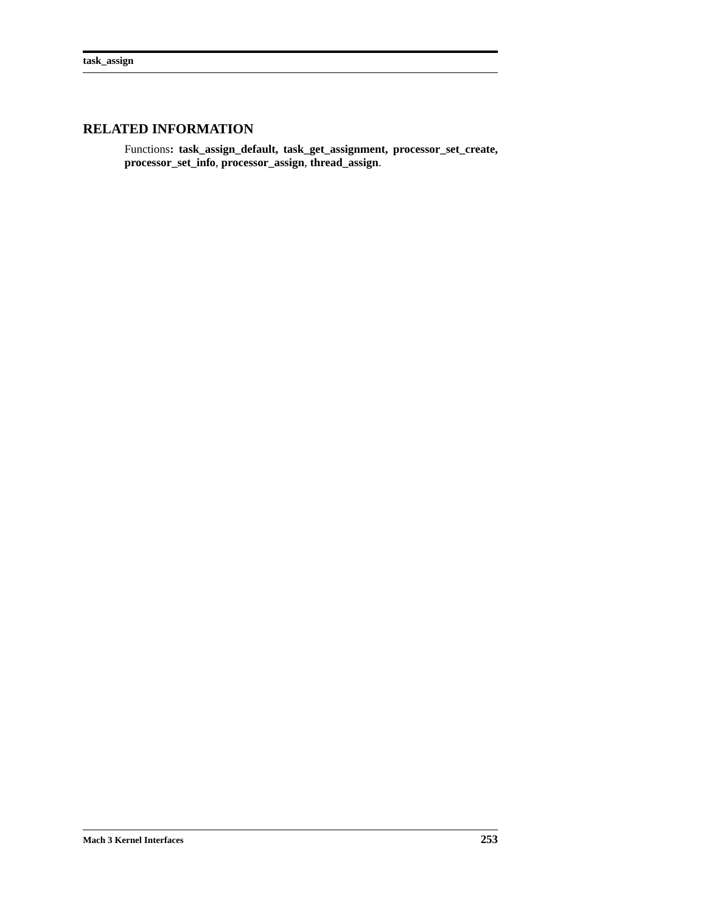## RELATED INFORMATION

Functions**: task_assign_default, task_get_assignment, processor_set_create, processor_set_info**, **processor_assign**, **thread_assign**.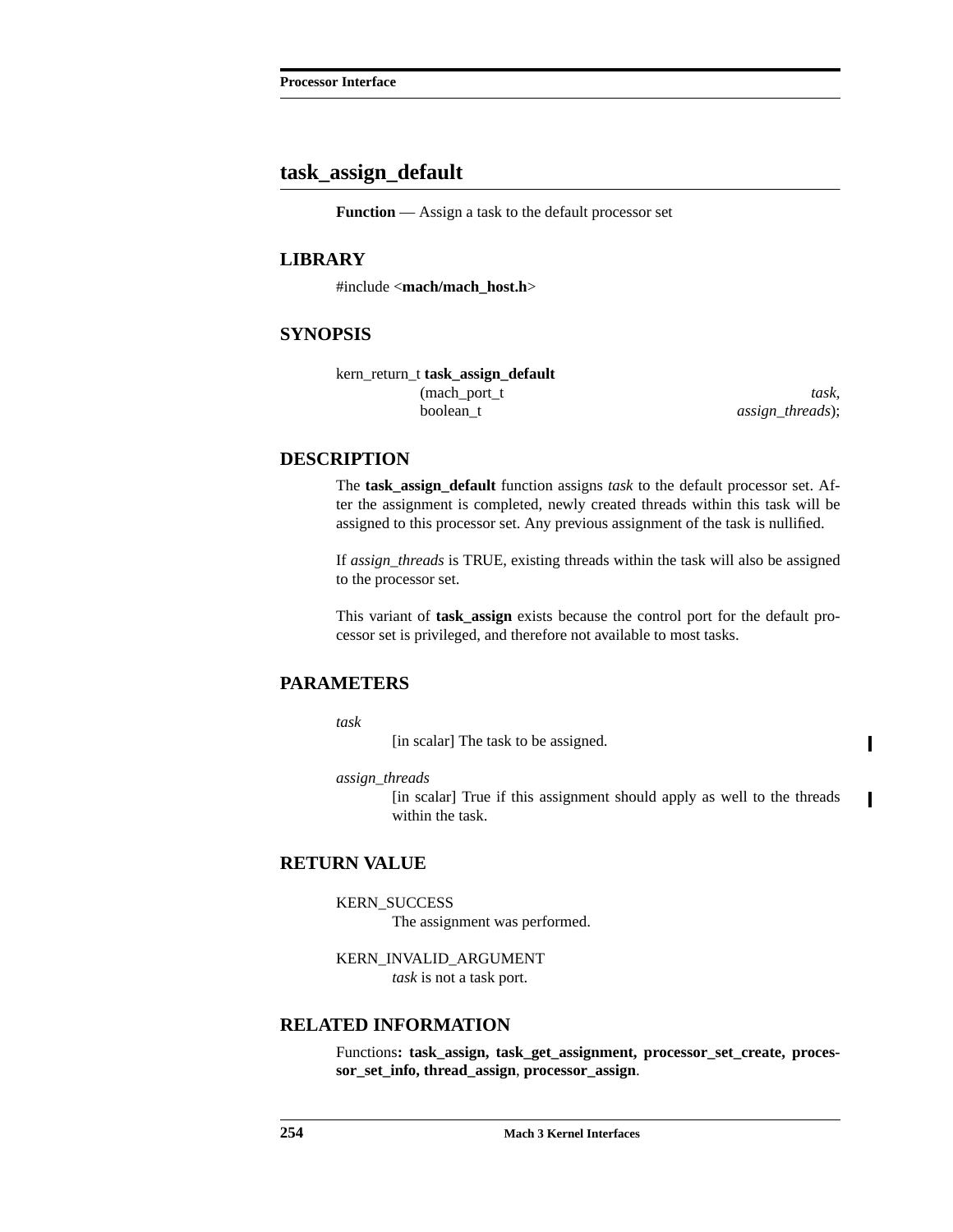## task_assign_default

**Function** — Assign a task to the default processor set

### LIBRARY

#include <**mach/mach_host.h**>

### SYNOPSIS

```
kern_return_t task_assign_default
                (mach_port_t                          task,
                 boolean_t                  assign_threads);
```

### DESCRIPTION

The **task_assign_default** function assigns *task* to the default processor set. After the assignment is completed, newly created threads within this task will be assigned to this processor set. Any previous assignment of the task is nullified.

If *assign_threads* is TRUE, existing threads within the task will also be assigned to the processor set.

This variant of **task_assign** exists because the control port for the default processor set is privileged, and therefore not available to most tasks.

### PARAMETERS

*task*
: [in scalar] The task to be assigned.

*assign_threads*
: [in scalar] True if this assignment should apply as well to the threads within the task.

### RETURN VALUE

KERN_SUCCESS
: The assignment was performed.

KERN_INVALID_ARGUMENT
: *task* is not a task port.

### RELATED INFORMATION

Functions**: task_assign, task_get_assignment, processor_set_create, processor_set_info, thread_assign**, **processor_assign**.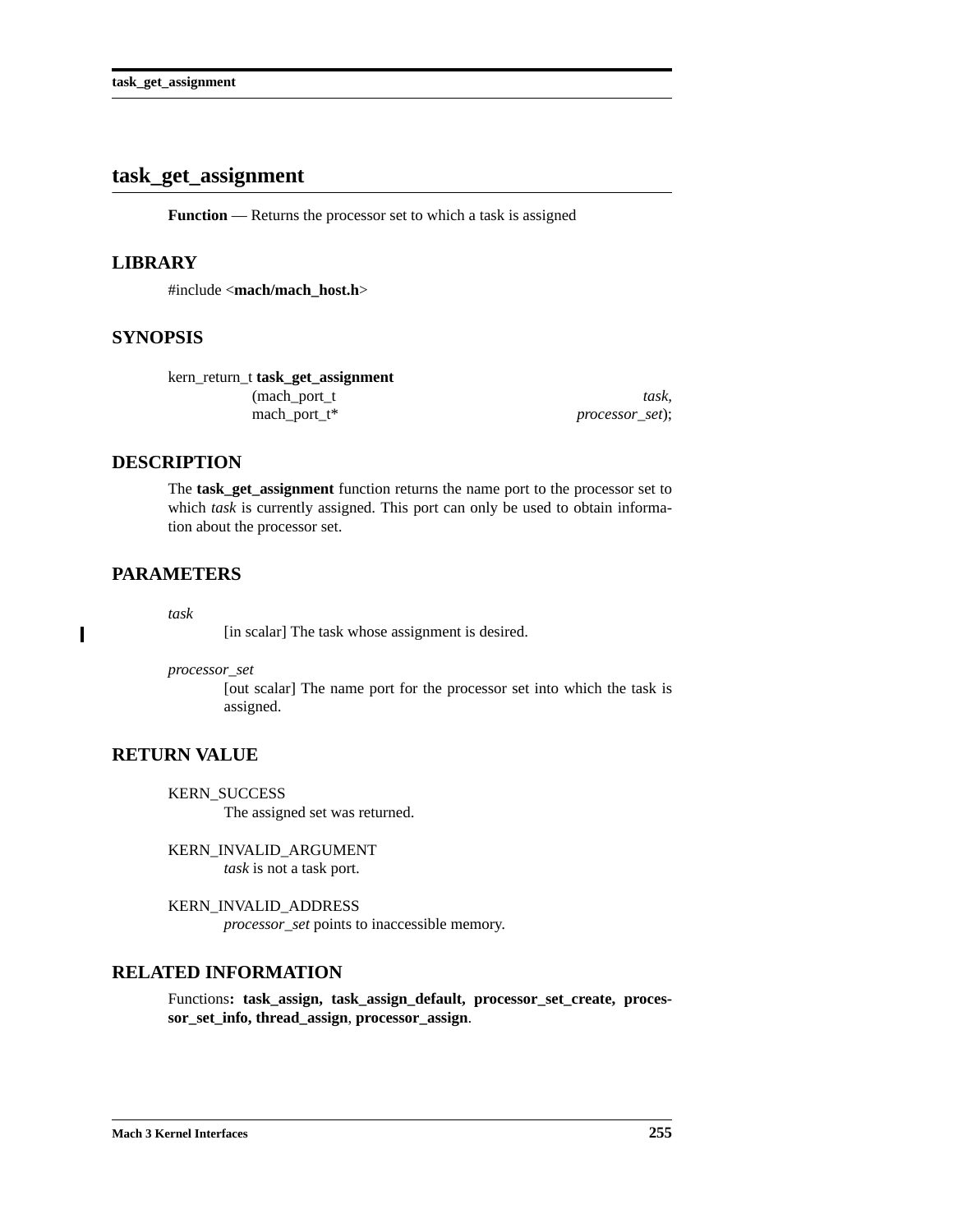## task_get_assignment

**Function** — Returns the processor set to which a task is assigned

### LIBRARY

#include <**mach/mach_host.h**>

### SYNOPSIS

```
kern_return_t task_get_assignment
                (mach_port_t                  task,
                 mach_port_t*                 processor_set);
```

### DESCRIPTION

The **task_get_assignment** function returns the name port to the processor set to which *task* is currently assigned. This port can only be used to obtain information about the processor set.

### PARAMETERS

*task*
: [in scalar] The task whose assignment is desired.

*processor_set*
: [out scalar] The name port for the processor set into which the task is assigned.

### RETURN VALUE

KERN_SUCCESS
: The assigned set was returned.

KERN_INVALID_ARGUMENT
: *task* is not a task port.

KERN_INVALID_ADDRESS
: *processor_set* points to inaccessible memory.

### RELATED INFORMATION

Functions**: task_assign, task_assign_default, processor_set_create, processor_set_info, thread_assign**, **processor_assign**.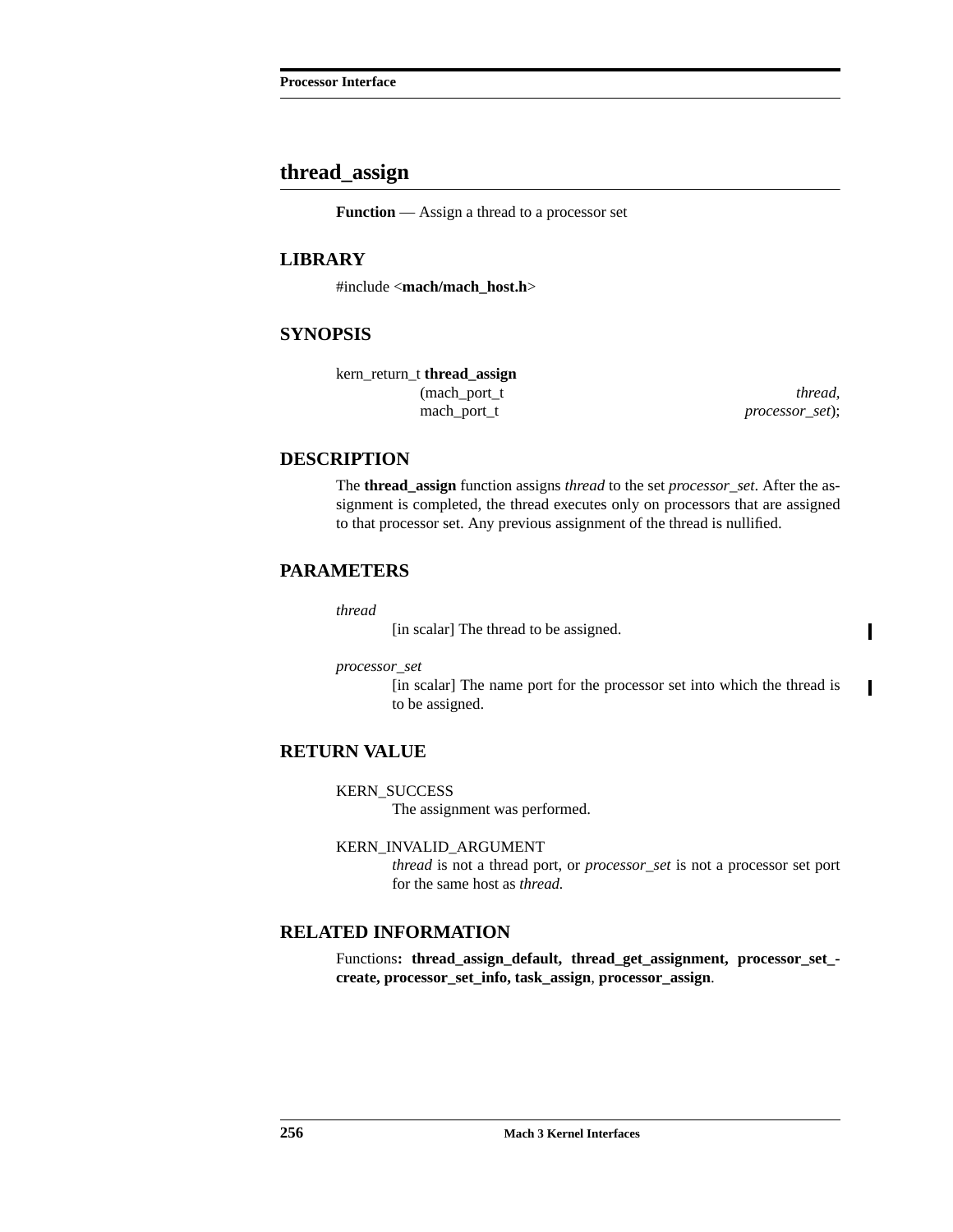## thread_assign

**Function** — Assign a thread to a processor set

### LIBRARY

#include <**mach/mach_host.h**>

### SYNOPSIS

```
kern_return_t thread_assign
                (mach_port_t                    thread,
                 mach_port_t                    processor_set);
```

### DESCRIPTION

The **thread_assign** function assigns *thread* to the set *processor_set*. After the assignment is completed, the thread executes only on processors that are assigned to that processor set. Any previous assignment of the thread is nullified.

### PARAMETERS

*thread*
: [in scalar] The thread to be assigned.

*processor_set*
: [in scalar] The name port for the processor set into which the thread is to be assigned.

### RETURN VALUE

KERN_SUCCESS
: The assignment was performed.

KERN_INVALID_ARGUMENT
: *thread* is not a thread port, or *processor_set* is not a processor set port for the same host as *thread.*

### RELATED INFORMATION

Functions**: thread_assign_default, thread_get_assignment, processor_set_create, processor_set_info, task_assign**, **processor_assign**.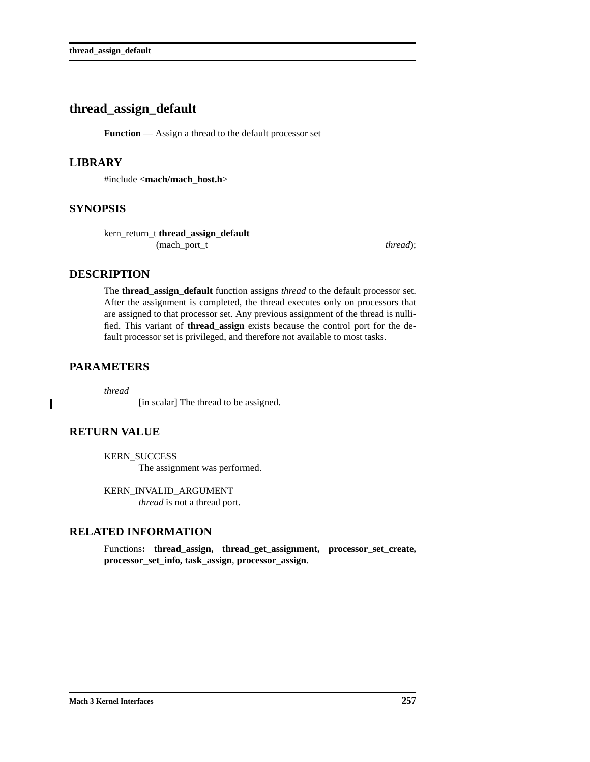# thread_assign_default

**Function** — Assign a thread to the default processor set

## LIBRARY

#include <**mach/mach_host.h**>

## SYNOPSIS

```
kern_return_t thread_assign_default
                (mach_port_t                                    thread);
```

## DESCRIPTION

The **thread_assign_default** function assigns *thread* to the default processor set. After the assignment is completed, the thread executes only on processors that are assigned to that processor set. Any previous assignment of the thread is nullified. This variant of **thread_assign** exists because the control port for the default processor set is privileged, and therefore not available to most tasks.

## PARAMETERS

*thread*
: [in scalar] The thread to be assigned.

## RETURN VALUE

KERN_SUCCESS
: The assignment was performed.

KERN_INVALID_ARGUMENT
: *thread* is not a thread port.

## RELATED INFORMATION

Functions**: thread_assign, thread_get_assignment, processor_set_create, processor_set_info, task_assign**, **processor_assign**.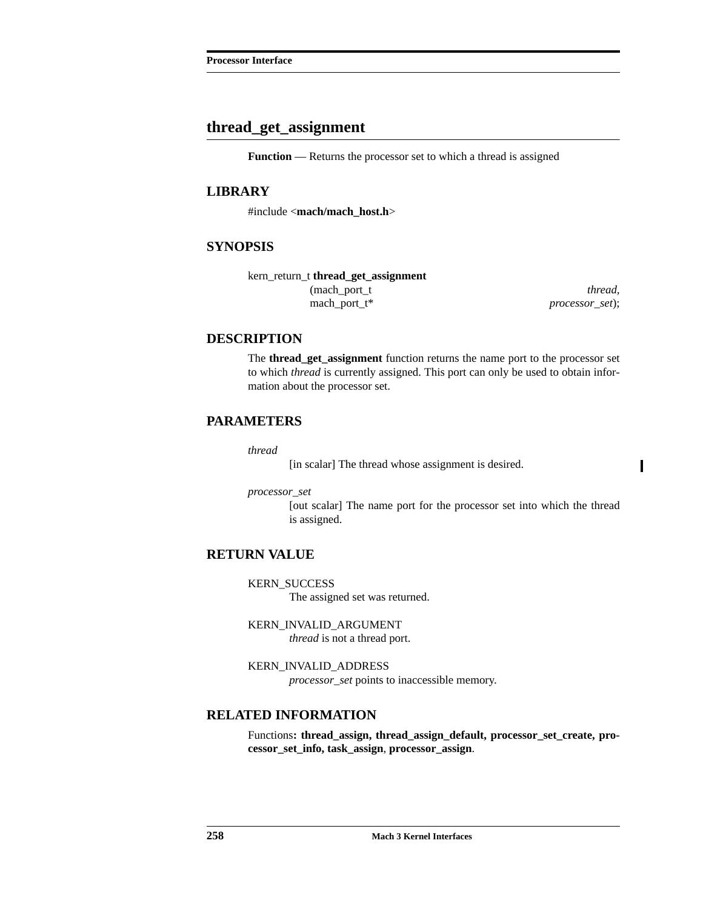## thread_get_assignment

**Function** — Returns the processor set to which a thread is assigned

### LIBRARY

#include <**mach/mach_host.h**>

### SYNOPSIS

```
kern_return_t thread_get_assignment
        (mach_port_t                    thread,
         mach_port_t*                   processor_set);
```

### DESCRIPTION

The **thread_get_assignment** function returns the name port to the processor set to which *thread* is currently assigned. This port can only be used to obtain information about the processor set.

### PARAMETERS

*thread*
: [in scalar] The thread whose assignment is desired.

*processor_set*
: [out scalar] The name port for the processor set into which the thread is assigned.

### RETURN VALUE

KERN_SUCCESS
: The assigned set was returned.

KERN_INVALID_ARGUMENT
: *thread* is not a thread port.

KERN_INVALID_ADDRESS
: *processor_set* points to inaccessible memory.

### RELATED INFORMATION

Functions**: thread_assign, thread_assign_default, processor_set_create, processor_set_info, task_assign**, **processor_assign**.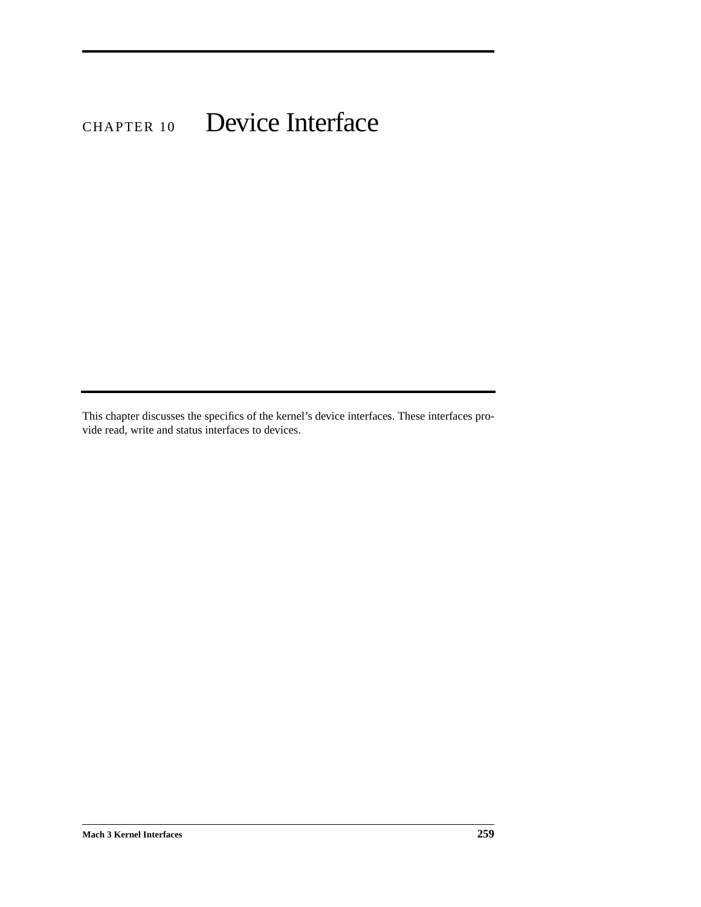# CHAPTER 10 Device Interface

This chapter discusses the specifics of the kernel's device interfaces. These interfaces provide read, write and status interfaces to devices.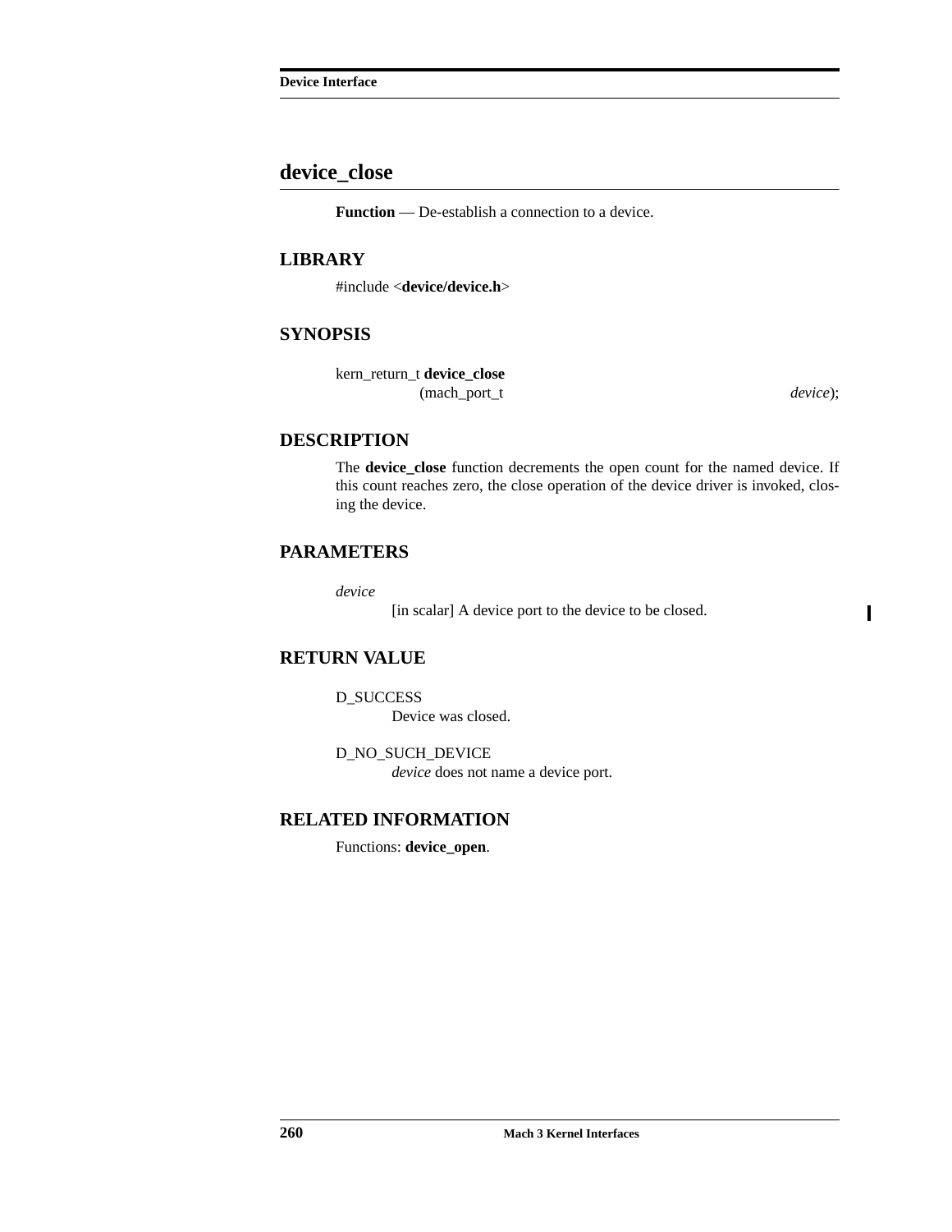## device_close

**Function** — De-establish a connection to a device.

### LIBRARY

#include <**device/device.h**>

### SYNOPSIS

```
kern_return_t device_close
                (mach_port_t                    device);
```

### DESCRIPTION

The **device_close** function decrements the open count for the named device. If this count reaches zero, the close operation of the device driver is invoked, closing the device.

### PARAMETERS

*device*
: [in scalar] A device port to the device to be closed.

### RETURN VALUE

D_SUCCESS
: Device was closed.

D_NO_SUCH_DEVICE
: *device* does not name a device port.

### RELATED INFORMATION

Functions: **device_open**.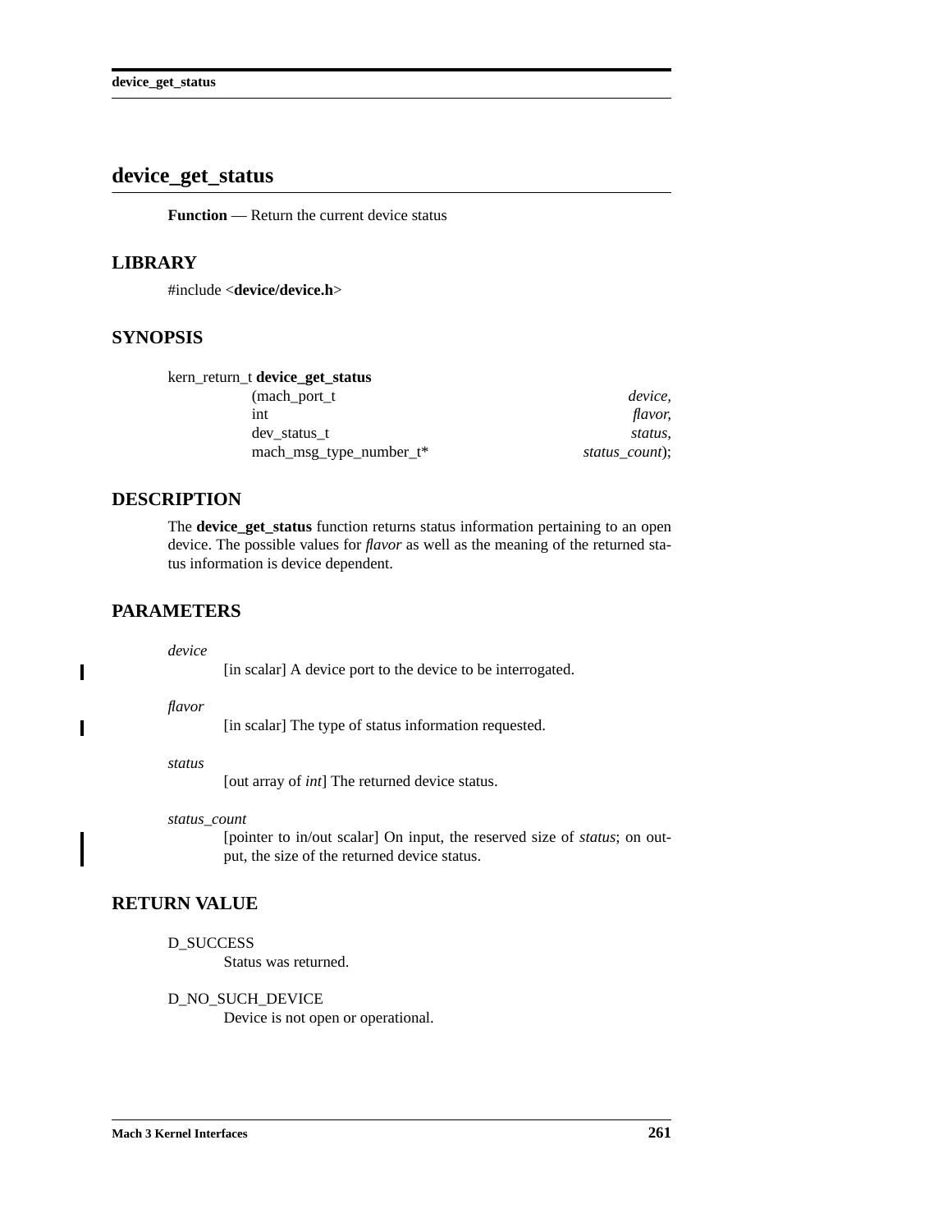# device_get_status

**Function** — Return the current device status

## LIBRARY

#include <**device/device.h**>

## SYNOPSIS

```
kern_return_t device_get_status
                (mach_port_t                    device,
                 int                            flavor,
                 dev_status_t                   status,
                 mach_msg_type_number_t*        status_count);
```

## DESCRIPTION

The **device_get_status** function returns status information pertaining to an open device. The possible values for *flavor* as well as the meaning of the returned status information is device dependent.

## PARAMETERS

*device*
: [in scalar] A device port to the device to be interrogated.

*flavor*
: [in scalar] The type of status information requested.

*status*
: [out array of *int*] The returned device status.

*status_count*
: [pointer to in/out scalar] On input, the reserved size of *status*; on output, the size of the returned device status.

## RETURN VALUE

D_SUCCESS
: Status was returned.

D_NO_SUCH_DEVICE
: Device is not open or operational.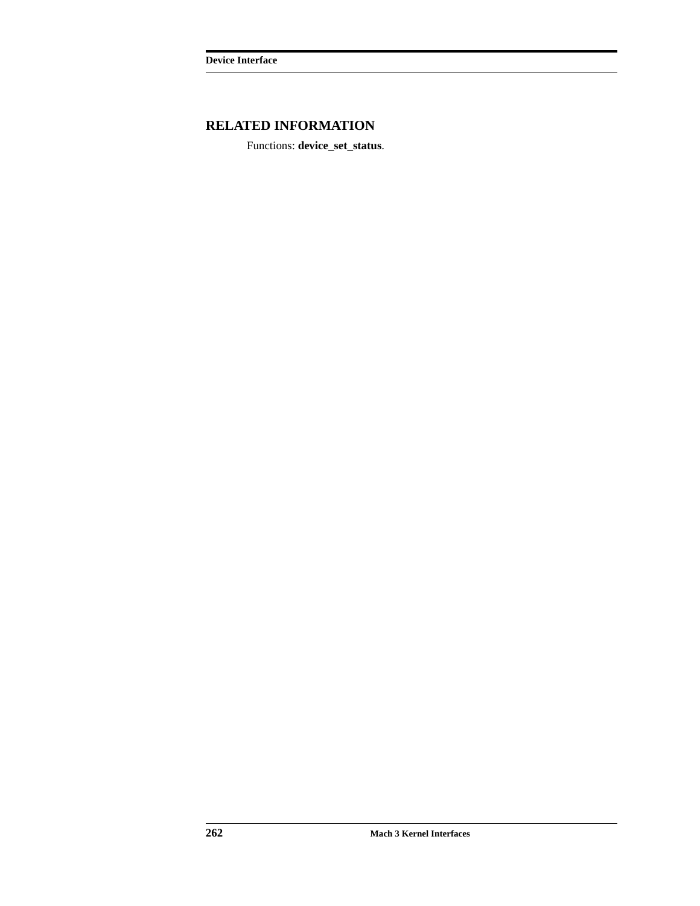## RELATED INFORMATION

Functions: **device_set_status**.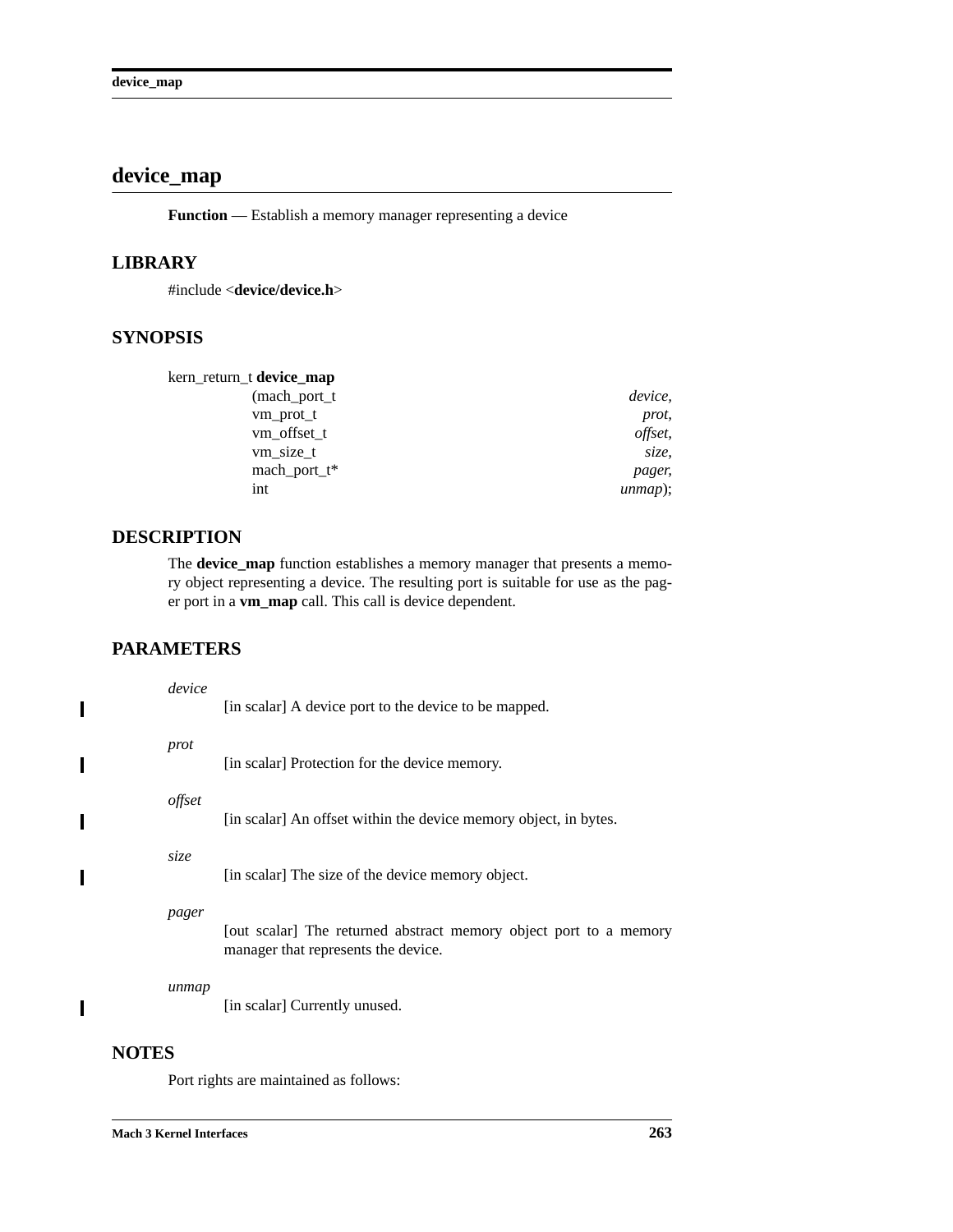## device_map

**Function** — Establish a memory manager representing a device

### LIBRARY

#include <**device/device.h**>

### SYNOPSIS

```
kern_return_t device_map
        (mach_port_t        device,
         vm_prot_t          prot,
         vm_offset_t        offset,
         vm_size_t          size,
         mach_port_t*       pager,
         int                unmap);
```

### DESCRIPTION

The **device_map** function establishes a memory manager that presents a memory object representing a device. The resulting port is suitable for use as the pager port in a **vm_map** call. This call is device dependent.

### PARAMETERS

*device*
: [in scalar] A device port to the device to be mapped.

*prot*
: [in scalar] Protection for the device memory.

*offset*
: [in scalar] An offset within the device memory object, in bytes.

*size*
: [in scalar] The size of the device memory object.

*pager*
: [out scalar] The returned abstract memory object port to a memory manager that represents the device.

*unmap*
: [in scalar] Currently unused.

### NOTES

Port rights are maintained as follows: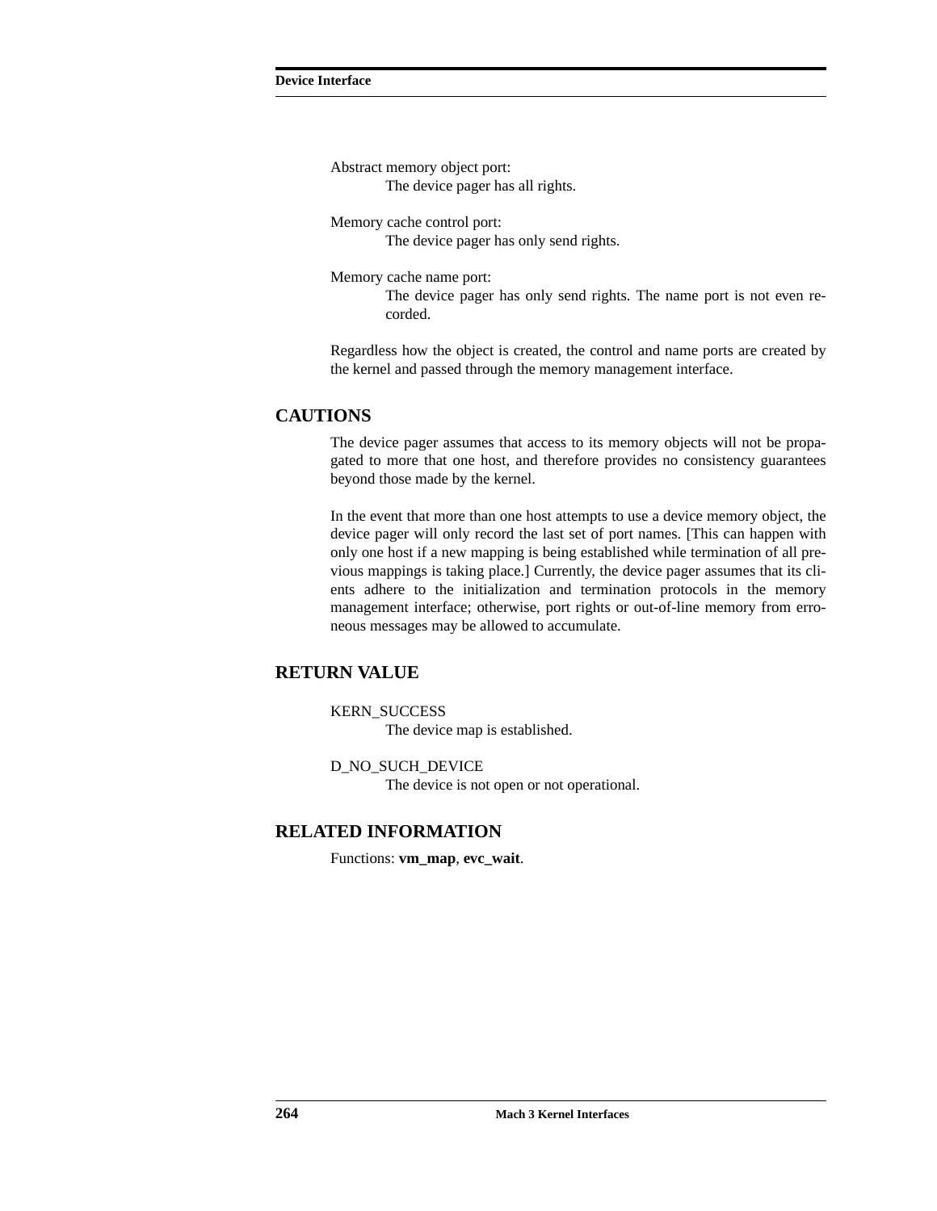Abstract memory object port:
    The device pager has all rights.

Memory cache control port:
    The device pager has only send rights.

Memory cache name port:
    The device pager has only send rights. The name port is not even recorded.

Regardless how the object is created, the control and name ports are created by the kernel and passed through the memory management interface.

## CAUTIONS

The device pager assumes that access to its memory objects will not be propagated to more that one host, and therefore provides no consistency guarantees beyond those made by the kernel.

In the event that more than one host attempts to use a device memory object, the device pager will only record the last set of port names. [This can happen with only one host if a new mapping is being established while termination of all previous mappings is taking place.] Currently, the device pager assumes that its clients adhere to the initialization and termination protocols in the memory management interface; otherwise, port rights or out-of-line memory from erroneous messages may be allowed to accumulate.

## RETURN VALUE

KERN_SUCCESS
    The device map is established.

D_NO_SUCH_DEVICE
    The device is not open or not operational.

## RELATED INFORMATION

Functions: **vm_map**, **evc_wait**.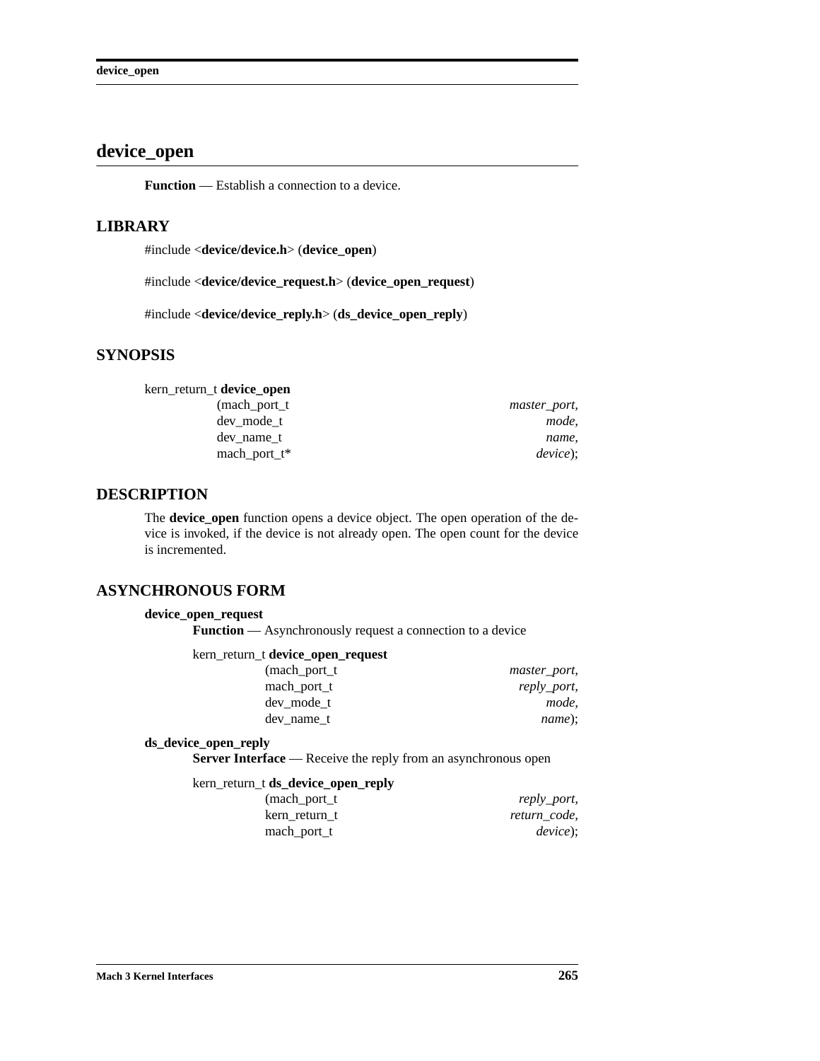# device_open

**Function** — Establish a connection to a device.

## LIBRARY

#include <**device/device.h**> (**device_open**)

#include <**device/device_request.h**> (**device_open_request**)

#include <**device/device_reply.h**> (**ds_device_open_reply**)

## SYNOPSIS

```
kern_return_t device_open
                (mach_port_t                    master_port,
                 dev_mode_t                     mode,
                 dev_name_t                     name,
                 mach_port_t*                   device);
```

## DESCRIPTION

The **device_open** function opens a device object. The open operation of the device is invoked, if the device is not already open. The open count for the device is incremented.

## ASYNCHRONOUS FORM

**device_open_request**

**Function** — Asynchronously request a connection to a device

```
kern_return_t device_open_request
                (mach_port_t                    master_port,
                 mach_port_t                    reply_port,
                 dev_mode_t                     mode,
                 dev_name_t                     name);
```

**ds_device_open_reply**

**Server Interface** — Receive the reply from an asynchronous open

```
kern_return_t ds_device_open_reply
                (mach_port_t                    reply_port,
                 kern_return_t                  return_code,
                 mach_port_t                    device);
```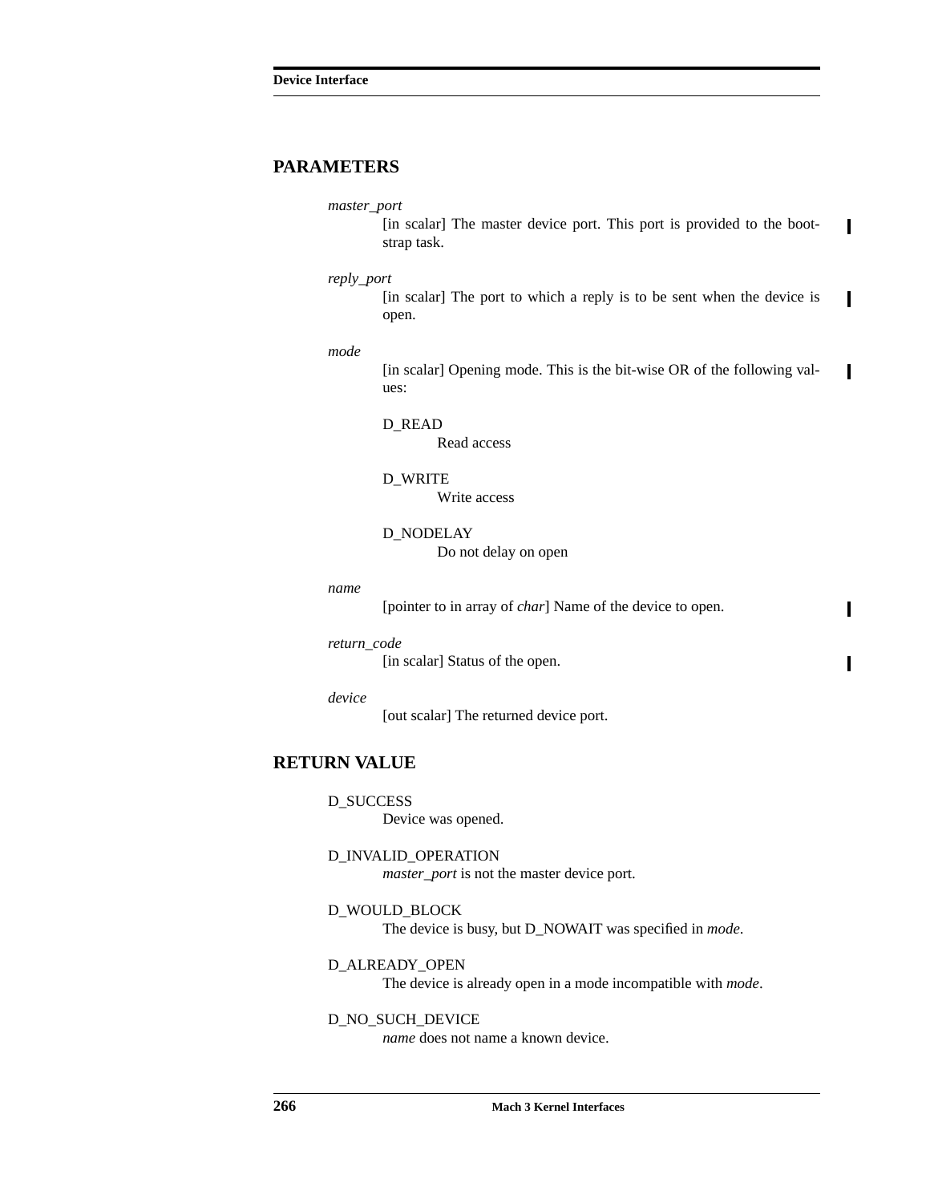## PARAMETERS

*master_port*
: [in scalar] The master device port. This port is provided to the bootstrap task.

*reply_port*
: [in scalar] The port to which a reply is to be sent when the device is open.

*mode*
: [in scalar] Opening mode. This is the bit-wise OR of the following values:

  D_READ
  : Read access

  D_WRITE
  : Write access

  D_NODELAY
  : Do not delay on open

*name*
: [pointer to in array of *char*] Name of the device to open.

*return_code*
: [in scalar] Status of the open.

*device*
: [out scalar] The returned device port.

## RETURN VALUE

D_SUCCESS
: Device was opened.

D_INVALID_OPERATION
: *master_port* is not the master device port.

D_WOULD_BLOCK
: The device is busy, but D_NOWAIT was specified in *mode*.

D_ALREADY_OPEN
: The device is already open in a mode incompatible with *mode*.

D_NO_SUCH_DEVICE
: *name* does not name a known device.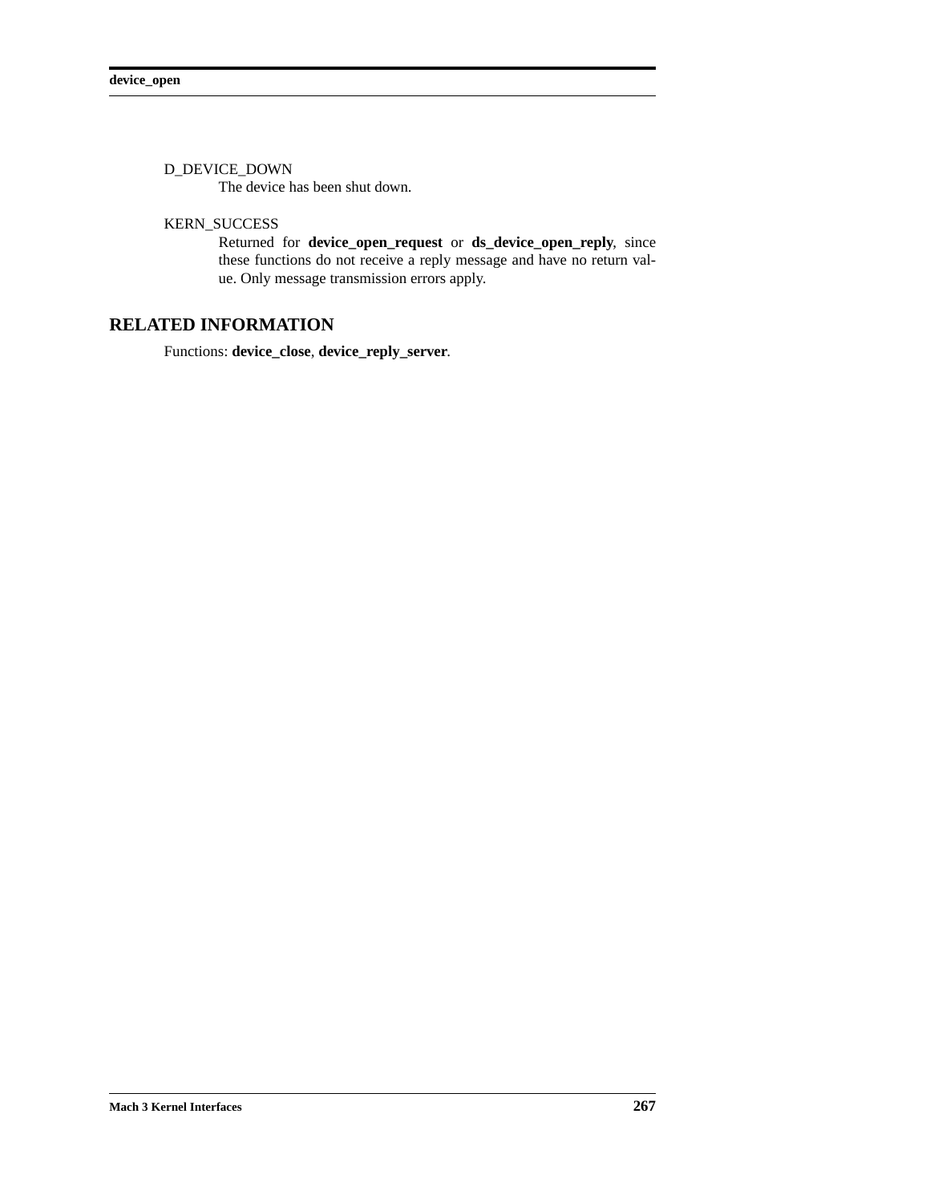D_DEVICE_DOWN

The device has been shut down.

KERN_SUCCESS

Returned for **device_open_request** or **ds_device_open_reply**, since these functions do not receive a reply message and have no return value. Only message transmission errors apply.

## RELATED INFORMATION

Functions: **device_close**, **device_reply_server**.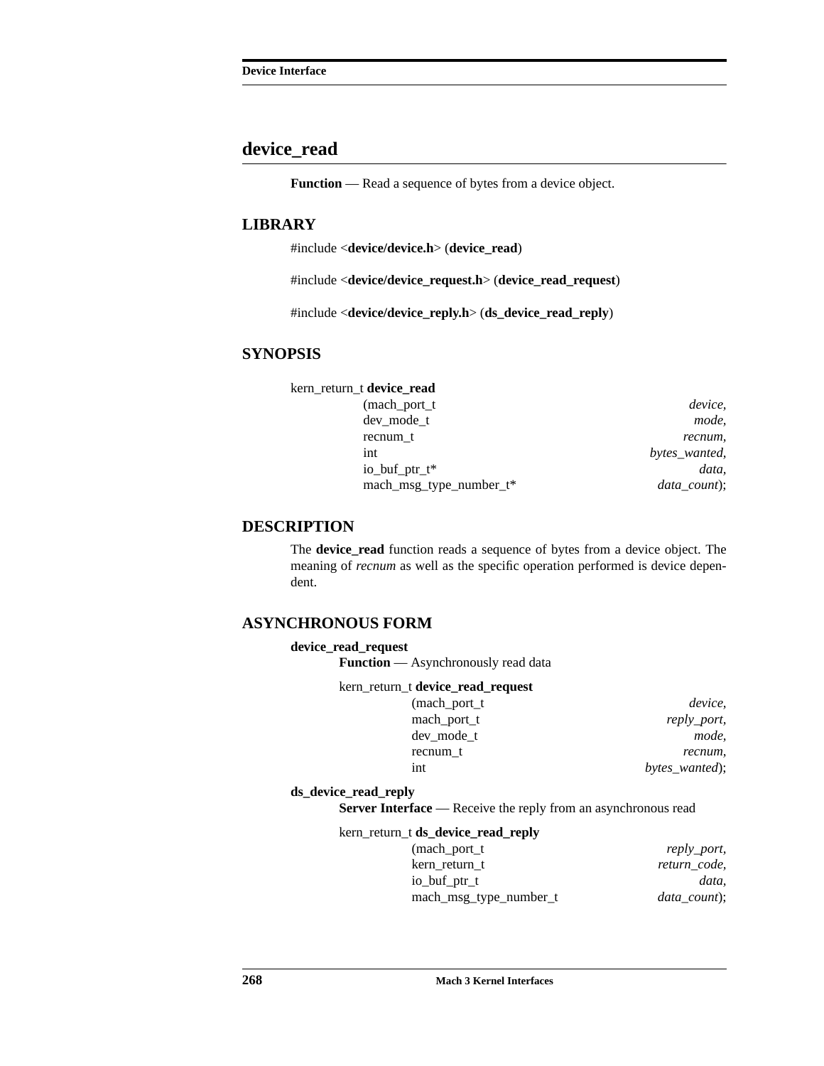## device_read

**Function** — Read a sequence of bytes from a device object.

### LIBRARY

#include <**device/device.h**> (**device_read**)

#include <**device/device_request.h**> (**device_read_request**)

#include <**device/device_reply.h**> (**ds_device_read_reply**)

### SYNOPSIS

```
kern_return_t device_read
                (mach_port_t                    device,
                 dev_mode_t                     mode,
                 recnum_t                       recnum,
                 int                            bytes_wanted,
                 io_buf_ptr_t*                  data,
                 mach_msg_type_number_t*        data_count);
```

### DESCRIPTION

The **device_read** function reads a sequence of bytes from a device object. The meaning of *recnum* as well as the specific operation performed is device dependent.

### ASYNCHRONOUS FORM

**device_read_request**

**Function** — Asynchronously read data

```
kern_return_t device_read_request
                (mach_port_t                    device,
                 mach_port_t                    reply_port,
                 dev_mode_t                     mode,
                 recnum_t                       recnum,
                 int                            bytes_wanted);
```

**ds_device_read_reply**

**Server Interface** — Receive the reply from an asynchronous read

```
kern_return_t ds_device_read_reply
                (mach_port_t                    reply_port,
                 kern_return_t                  return_code,
                 io_buf_ptr_t                   data,
                 mach_msg_type_number_t         data_count);
```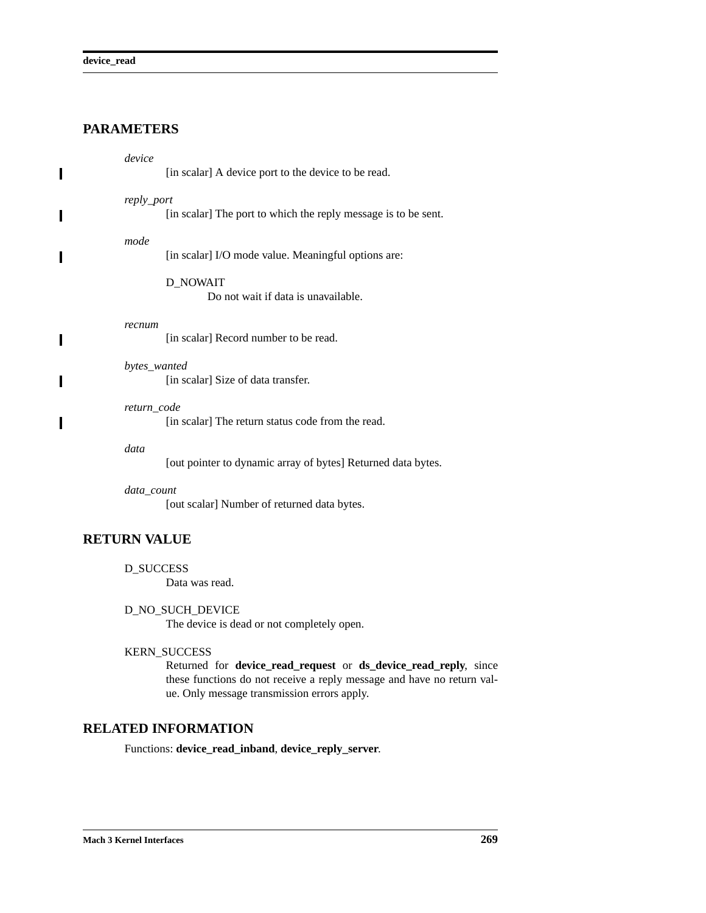## PARAMETERS

*device*
: [in scalar] A device port to the device to be read.

*reply_port*
: [in scalar] The port to which the reply message is to be sent.

*mode*
: [in scalar] I/O mode value. Meaningful options are:

  D_NOWAIT
  : Do not wait if data is unavailable.

*recnum*
: [in scalar] Record number to be read.

*bytes_wanted*
: [in scalar] Size of data transfer.

*return_code*
: [in scalar] The return status code from the read.

*data*
: [out pointer to dynamic array of bytes] Returned data bytes.

*data_count*
: [out scalar] Number of returned data bytes.

## RETURN VALUE

D_SUCCESS
: Data was read.

D_NO_SUCH_DEVICE
: The device is dead or not completely open.

KERN_SUCCESS
: Returned for **device_read_request** or **ds_device_read_reply**, since these functions do not receive a reply message and have no return value. Only message transmission errors apply.

## RELATED INFORMATION

Functions: **device_read_inband**, **device_reply_server**.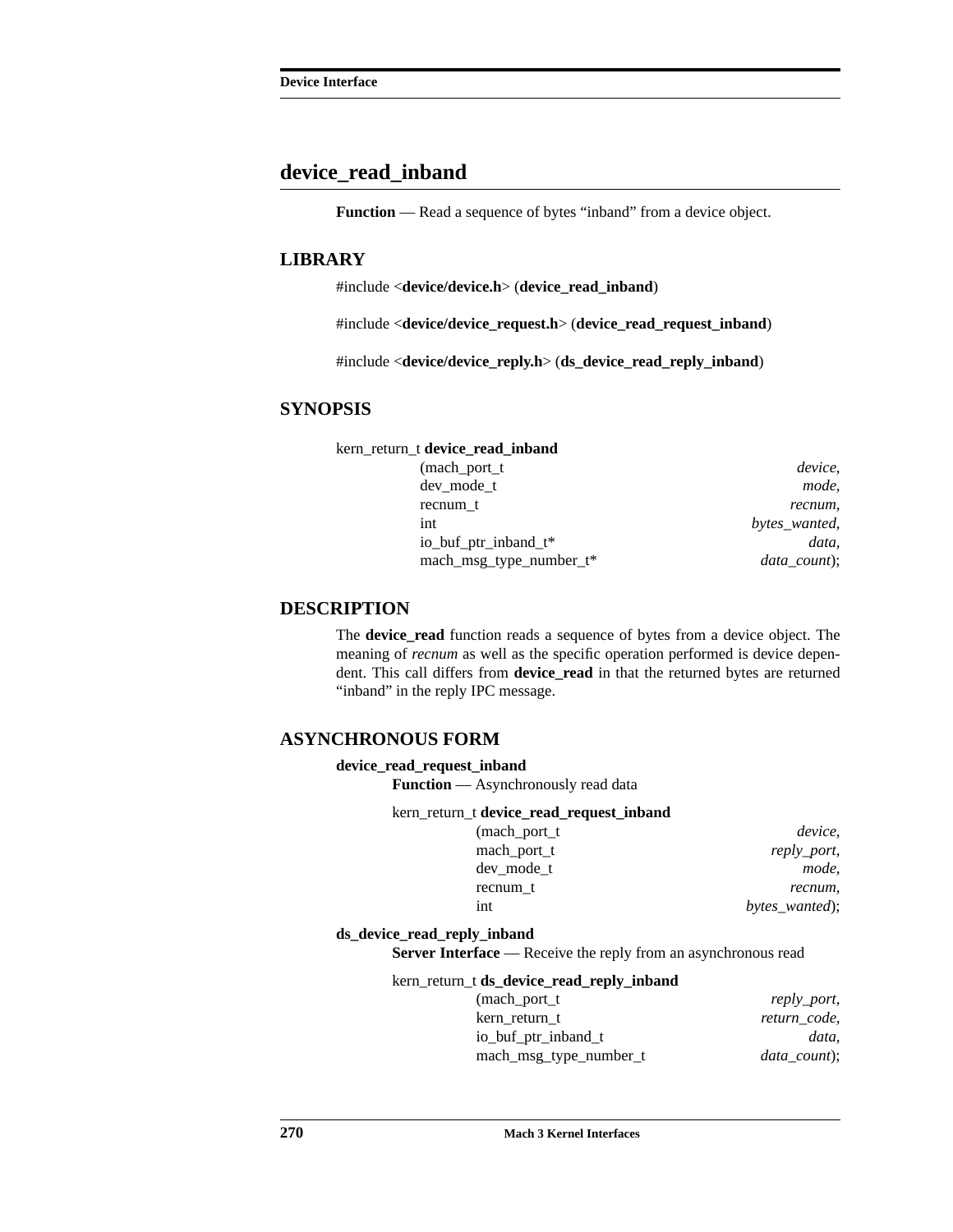# device_read_inband

**Function** — Read a sequence of bytes "inband" from a device object.

## LIBRARY

#include <**device/device.h**> (**device_read_inband**)

#include <**device/device_request.h**> (**device_read_request_inband**)

#include <**device/device_reply.h**> (**ds_device_read_reply_inband**)

## SYNOPSIS

```
kern_return_t device_read_inband
                (mach_port_t                    device,
                 dev_mode_t                     mode,
                 recnum_t                       recnum,
                 int                            bytes_wanted,
                 io_buf_ptr_inband_t*           data,
                 mach_msg_type_number_t*        data_count);
```

## DESCRIPTION

The **device_read** function reads a sequence of bytes from a device object. The meaning of *recnum* as well as the specific operation performed is device dependent. This call differs from **device_read** in that the returned bytes are returned "inband" in the reply IPC message.

## ASYNCHRONOUS FORM

**device_read_request_inband**

**Function** — Asynchronously read data

```
kern_return_t device_read_request_inband
                (mach_port_t                    device,
                 mach_port_t                    reply_port,
                 dev_mode_t                     mode,
                 recnum_t                       recnum,
                 int                            bytes_wanted);
```

**ds_device_read_reply_inband**

**Server Interface** — Receive the reply from an asynchronous read

```
kern_return_t ds_device_read_reply_inband
                (mach_port_t                    reply_port,
                 kern_return_t                  return_code,
                 io_buf_ptr_inband_t            data,
                 mach_msg_type_number_t         data_count);
```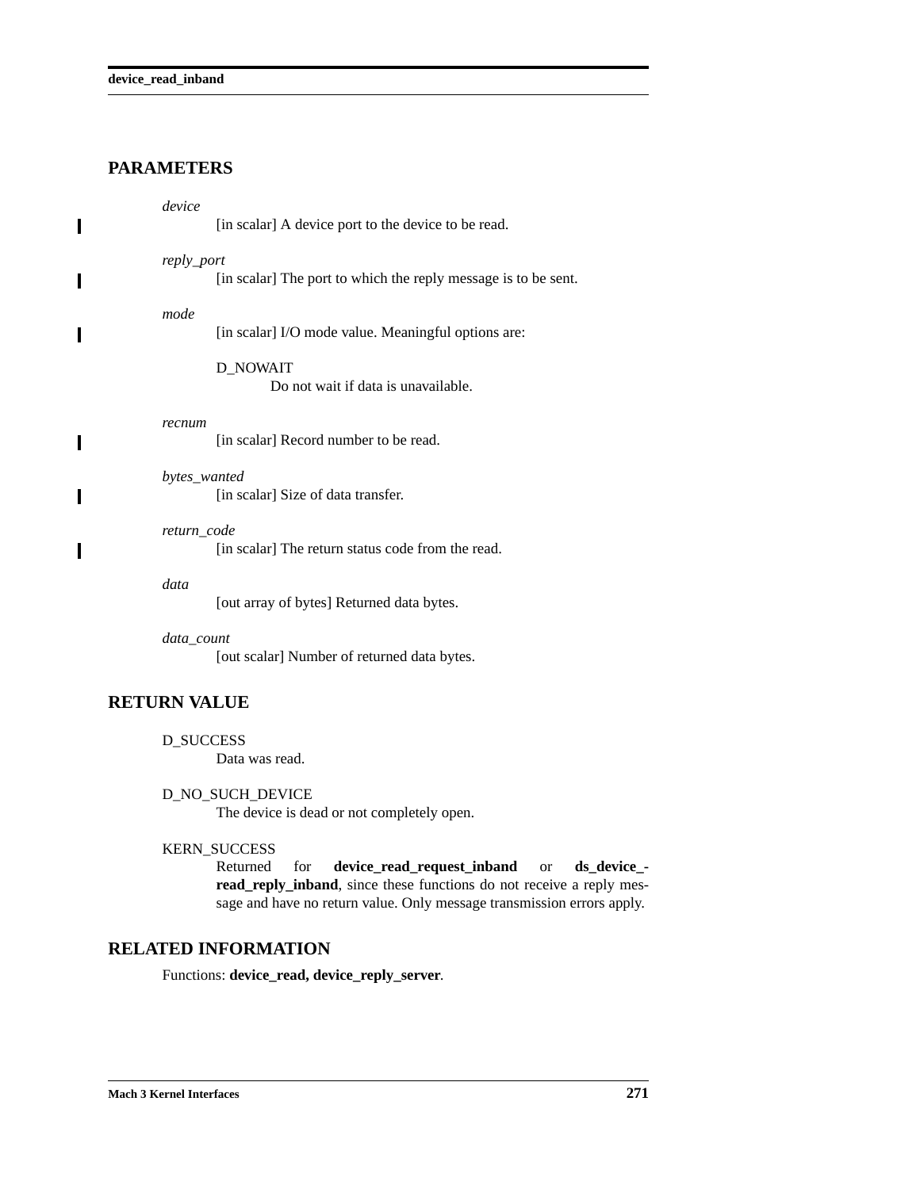## PARAMETERS

*device*
: [in scalar] A device port to the device to be read.

*reply_port*
: [in scalar] The port to which the reply message is to be sent.

*mode*
: [in scalar] I/O mode value. Meaningful options are:

    D_NOWAIT
    : Do not wait if data is unavailable.

*recnum*
: [in scalar] Record number to be read.

*bytes_wanted*
: [in scalar] Size of data transfer.

*return_code*
: [in scalar] The return status code from the read.

*data*
: [out array of bytes] Returned data bytes.

*data_count*
: [out scalar] Number of returned data bytes.

## RETURN VALUE

D_SUCCESS
: Data was read.

D_NO_SUCH_DEVICE
: The device is dead or not completely open.

KERN_SUCCESS
: Returned for **device_read_request_inband** or **ds_device_read_reply_inband**, since these functions do not receive a reply message and have no return value. Only message transmission errors apply.

## RELATED INFORMATION

Functions: **device_read, device_reply_server**.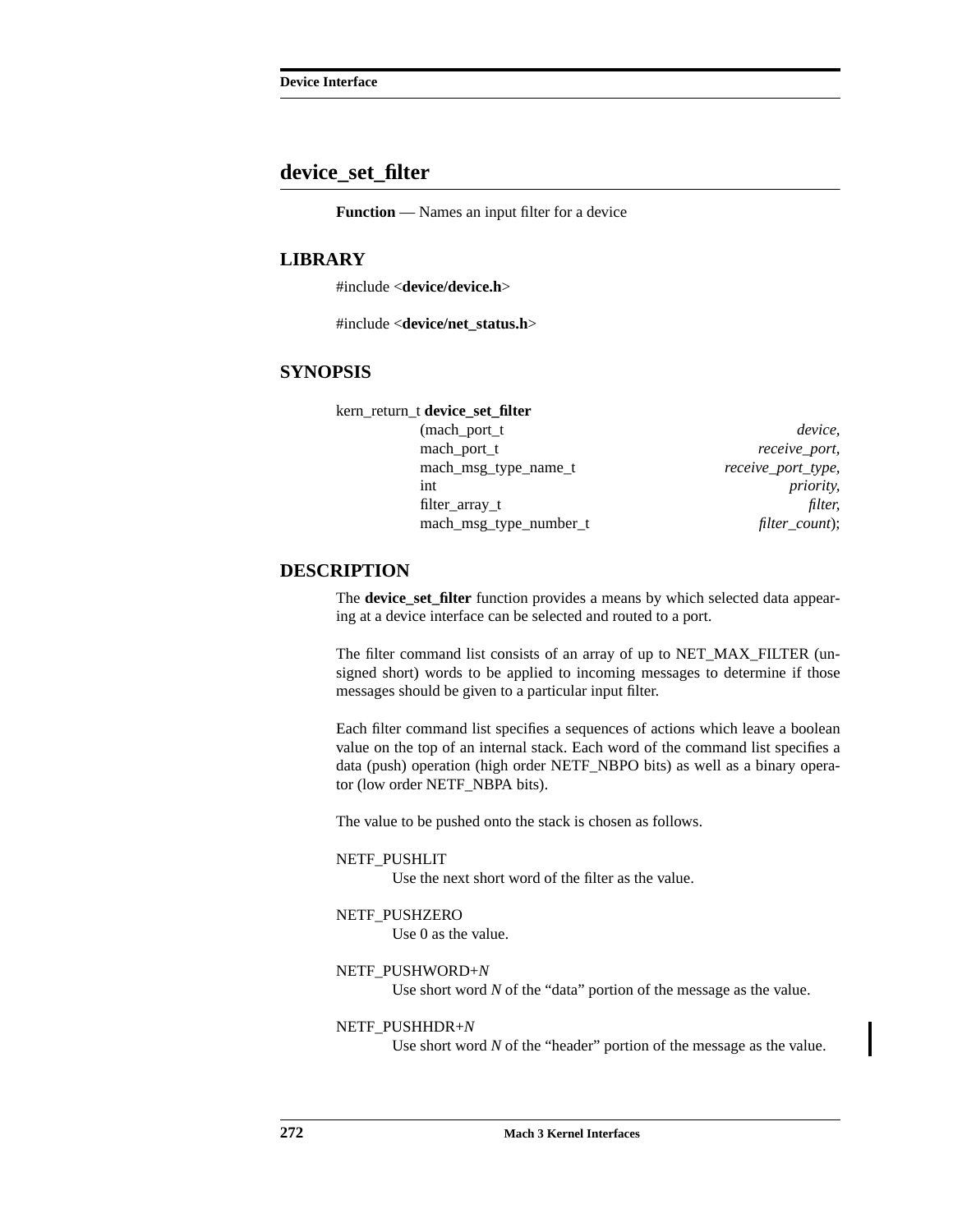## device_set_filter

**Function** — Names an input filter for a device

### LIBRARY

#include <**device/device.h**>

#include <**device/net_status.h**>

### SYNOPSIS

```
kern_return_t device_set_filter
                (mach_port_t                  device,
                 mach_port_t                  receive_port,
                 mach_msg_type_name_t         receive_port_type,
                 int                          priority,
                 filter_array_t               filter,
                 mach_msg_type_number_t       filter_count);
```

### DESCRIPTION

The **device_set_filter** function provides a means by which selected data appearing at a device interface can be selected and routed to a port.

The filter command list consists of an array of up to NET_MAX_FILTER (unsigned short) words to be applied to incoming messages to determine if those messages should be given to a particular input filter.

Each filter command list specifies a sequences of actions which leave a boolean value on the top of an internal stack. Each word of the command list specifies a data (push) operation (high order NETF_NBPO bits) as well as a binary operator (low order NETF_NBPA bits).

The value to be pushed onto the stack is chosen as follows.

NETF_PUSHLIT
: Use the next short word of the filter as the value.

NETF_PUSHZERO
: Use 0 as the value.

NETF_PUSHWORD+*N*
: Use short word *N* of the “data” portion of the message as the value.

NETF_PUSHHDR+*N*
: Use short word *N* of the “header” portion of the message as the value.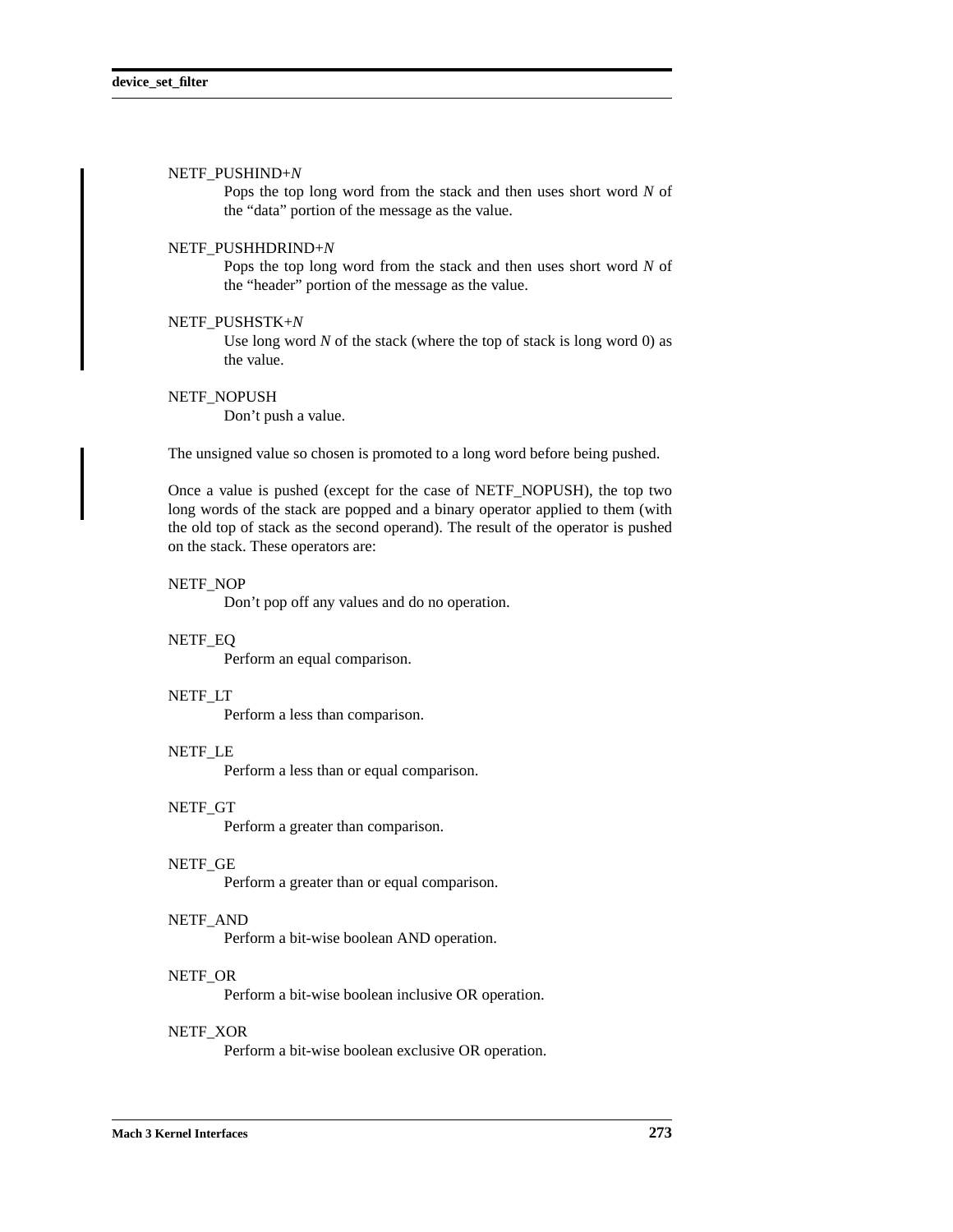NETF_PUSHIND+*N*

Pops the top long word from the stack and then uses short word *N* of the "data" portion of the message as the value.

NETF_PUSHHDRIND+*N*

Pops the top long word from the stack and then uses short word *N* of the "header" portion of the message as the value.

NETF_PUSHSTK+*N*

Use long word *N* of the stack (where the top of stack is long word 0) as the value.

NETF_NOPUSH

Don't push a value.

The unsigned value so chosen is promoted to a long word before being pushed.

Once a value is pushed (except for the case of NETF_NOPUSH), the top two long words of the stack are popped and a binary operator applied to them (with the old top of stack as the second operand). The result of the operator is pushed on the stack. These operators are:

NETF_NOP

Don't pop off any values and do no operation.

NETF_EQ

Perform an equal comparison.

NETF_LT

Perform a less than comparison.

NETF_LE

Perform a less than or equal comparison.

NETF_GT

Perform a greater than comparison.

NETF_GE

Perform a greater than or equal comparison.

NETF_AND

Perform a bit-wise boolean AND operation.

NETF_OR

Perform a bit-wise boolean inclusive OR operation.

NETF_XOR

Perform a bit-wise boolean exclusive OR operation.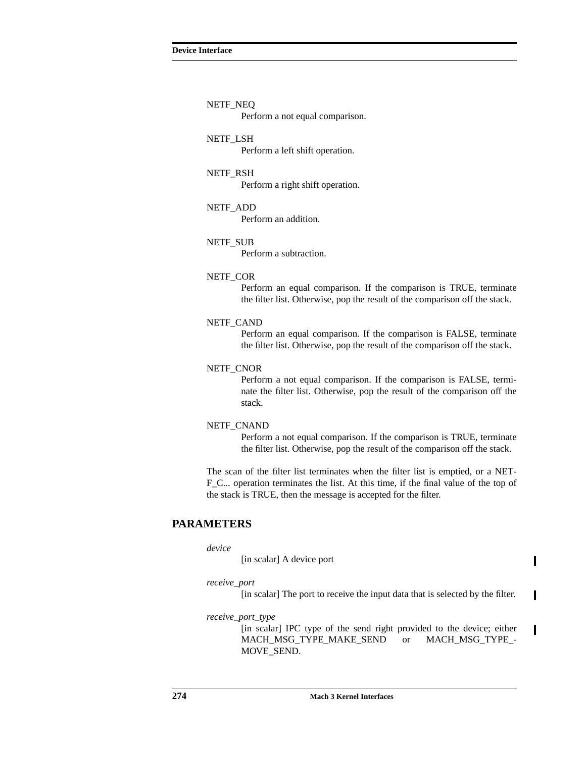NETF_NEQ
: Perform a not equal comparison.

NETF_LSH
: Perform a left shift operation.

NETF_RSH
: Perform a right shift operation.

NETF_ADD
: Perform an addition.

NETF_SUB
: Perform a subtraction.

NETF_COR
: Perform an equal comparison. If the comparison is TRUE, terminate the filter list. Otherwise, pop the result of the comparison off the stack.

NETF_CAND
: Perform an equal comparison. If the comparison is FALSE, terminate the filter list. Otherwise, pop the result of the comparison off the stack.

NETF_CNOR
: Perform a not equal comparison. If the comparison is FALSE, terminate the filter list. Otherwise, pop the result of the comparison off the stack.

NETF_CNAND
: Perform a not equal comparison. If the comparison is TRUE, terminate the filter list. Otherwise, pop the result of the comparison off the stack.

The scan of the filter list terminates when the filter list is emptied, or a NETF_C... operation terminates the list. At this time, if the final value of the top of the stack is TRUE, then the message is accepted for the filter.

## PARAMETERS

*device*
: [in scalar] A device port

*receive_port*
: [in scalar] The port to receive the input data that is selected by the filter.

*receive_port_type*
: [in scalar] IPC type of the send right provided to the device; either MACH_MSG_TYPE_MAKE_SEND or MACH_MSG_TYPE_MOVE_SEND.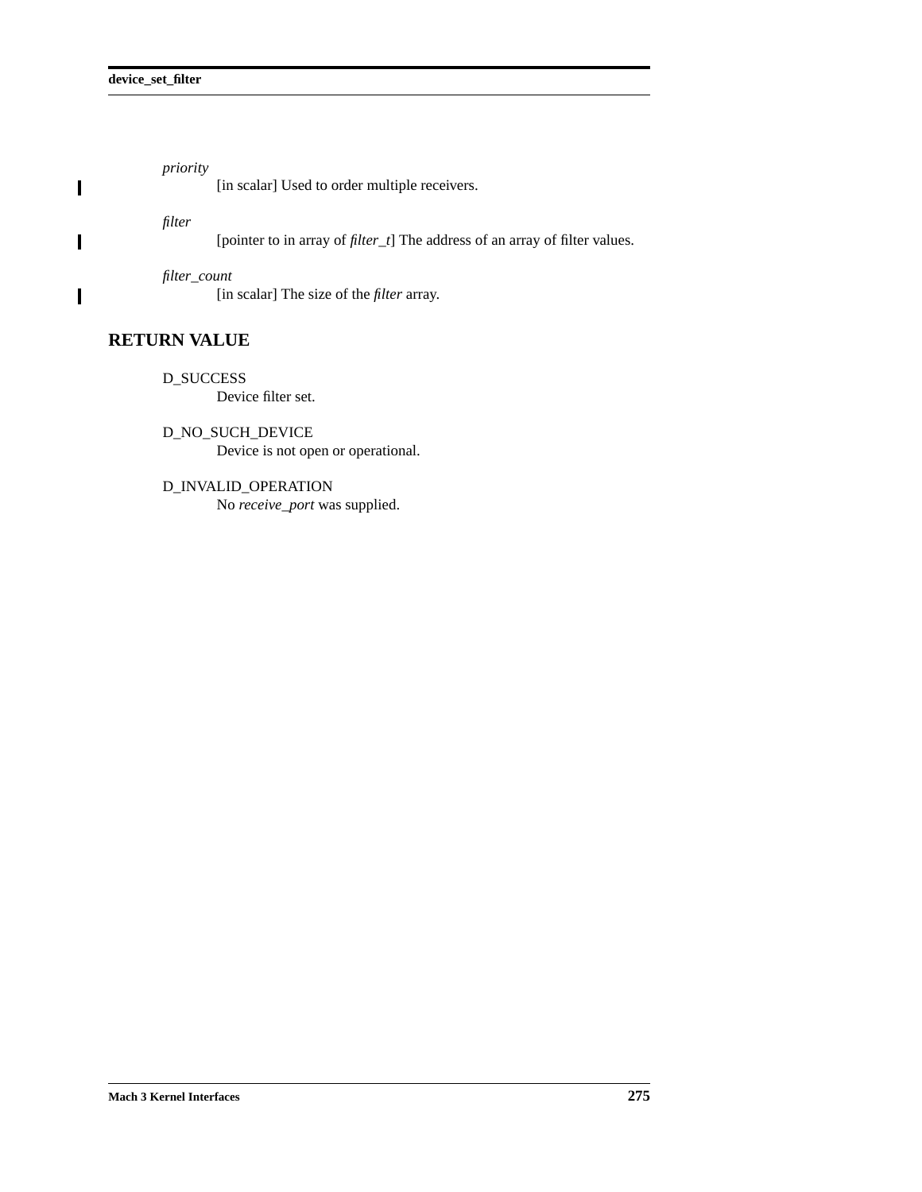*priority*
: [in scalar] Used to order multiple receivers.

*filter*
: [pointer to in array of *filter_t*] The address of an array of filter values.

*filter_count*
: [in scalar] The size of the *filter* array.

## RETURN VALUE

D_SUCCESS
: Device filter set.

D_NO_SUCH_DEVICE
: Device is not open or operational.

D_INVALID_OPERATION
: No *receive_port* was supplied.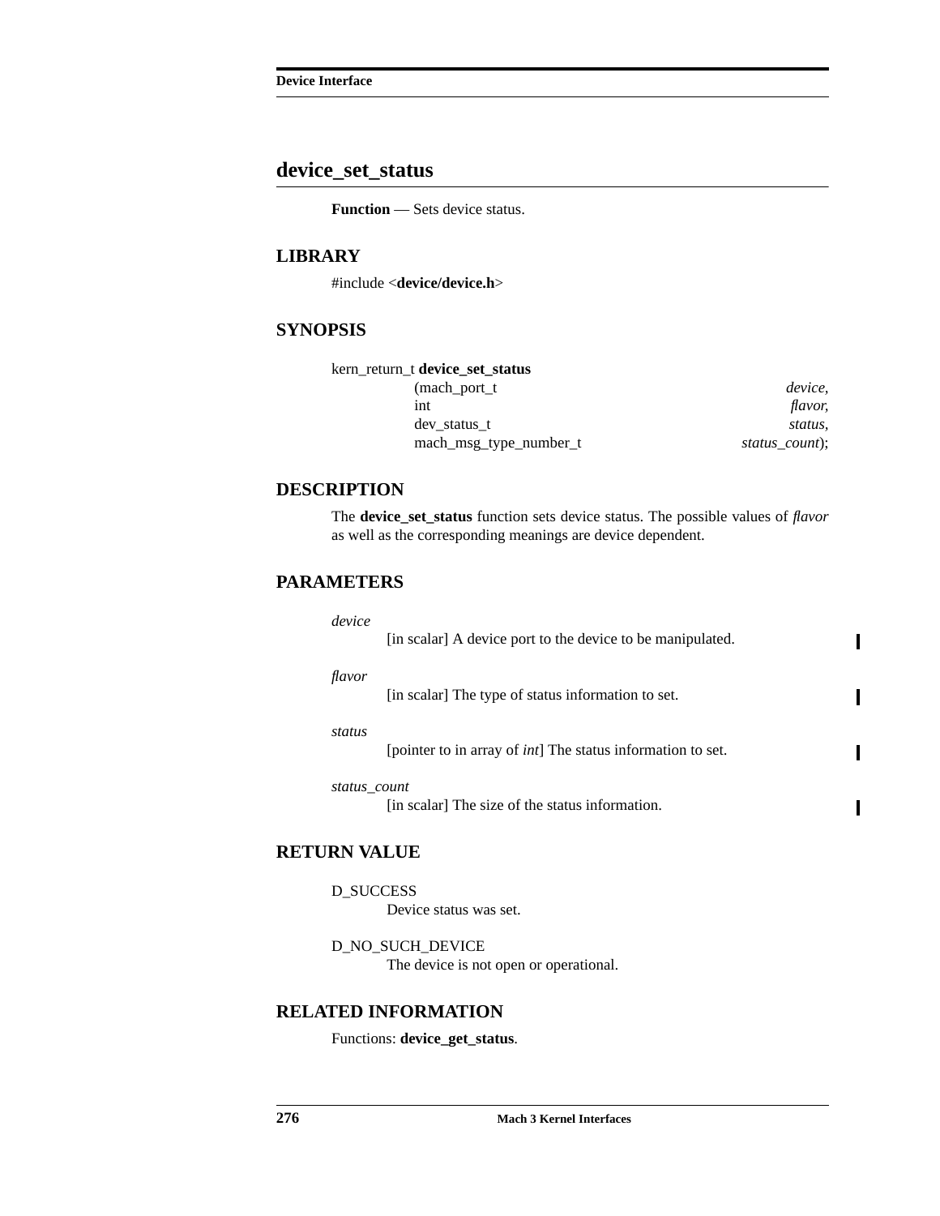## device_set_status

**Function** — Sets device status.

### LIBRARY

#include <**device/device.h**>

### SYNOPSIS

```
kern_return_t device_set_status
        (mach_port_t                    device,
         int                            flavor,
         dev_status_t                   status,
         mach_msg_type_number_t         status_count);
```

### DESCRIPTION

The **device_set_status** function sets device status. The possible values of *flavor* as well as the corresponding meanings are device dependent.

### PARAMETERS

*device*
: [in scalar] A device port to the device to be manipulated.

*flavor*
: [in scalar] The type of status information to set.

*status*
: [pointer to in array of *int*] The status information to set.

*status_count*
: [in scalar] The size of the status information.

### RETURN VALUE

D_SUCCESS
: Device status was set.

D_NO_SUCH_DEVICE
: The device is not open or operational.

### RELATED INFORMATION

Functions: **device_get_status**.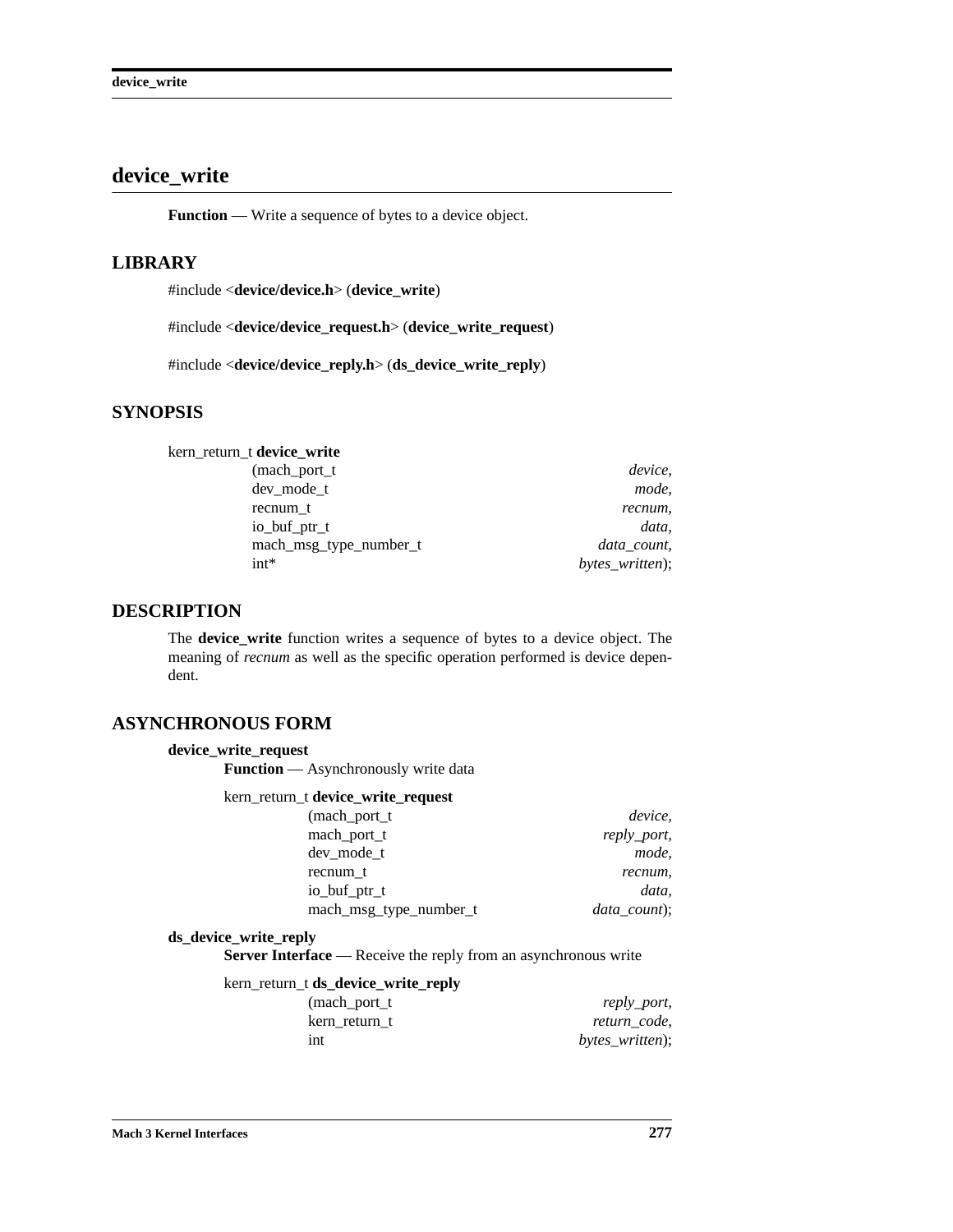## device_write

**Function** — Write a sequence of bytes to a device object.

### LIBRARY

#include <**device/device.h**> (**device_write**)

#include <**device/device_request.h**> (**device_write_request**)

#include <**device/device_reply.h**> (**ds_device_write_reply**)

### SYNOPSIS

```
kern_return_t device_write
        (mach_port_t                    device,
         dev_mode_t                     mode,
         recnum_t                       recnum,
         io_buf_ptr_t                   data,
         mach_msg_type_number_t         data_count,
         int*                           bytes_written);
```

### DESCRIPTION

The **device_write** function writes a sequence of bytes to a device object. The meaning of *recnum* as well as the specific operation performed is device dependent.

### ASYNCHRONOUS FORM

**device_write_request**

**Function** — Asynchronously write data

```
kern_return_t device_write_request
        (mach_port_t                    device,
         mach_port_t                    reply_port,
         dev_mode_t                     mode,
         recnum_t                       recnum,
         io_buf_ptr_t                   data,
         mach_msg_type_number_t         data_count);
```

**ds_device_write_reply**

**Server Interface** — Receive the reply from an asynchronous write

```
kern_return_t ds_device_write_reply
        (mach_port_t                    reply_port,
         kern_return_t                  return_code,
         int                            bytes_written);
```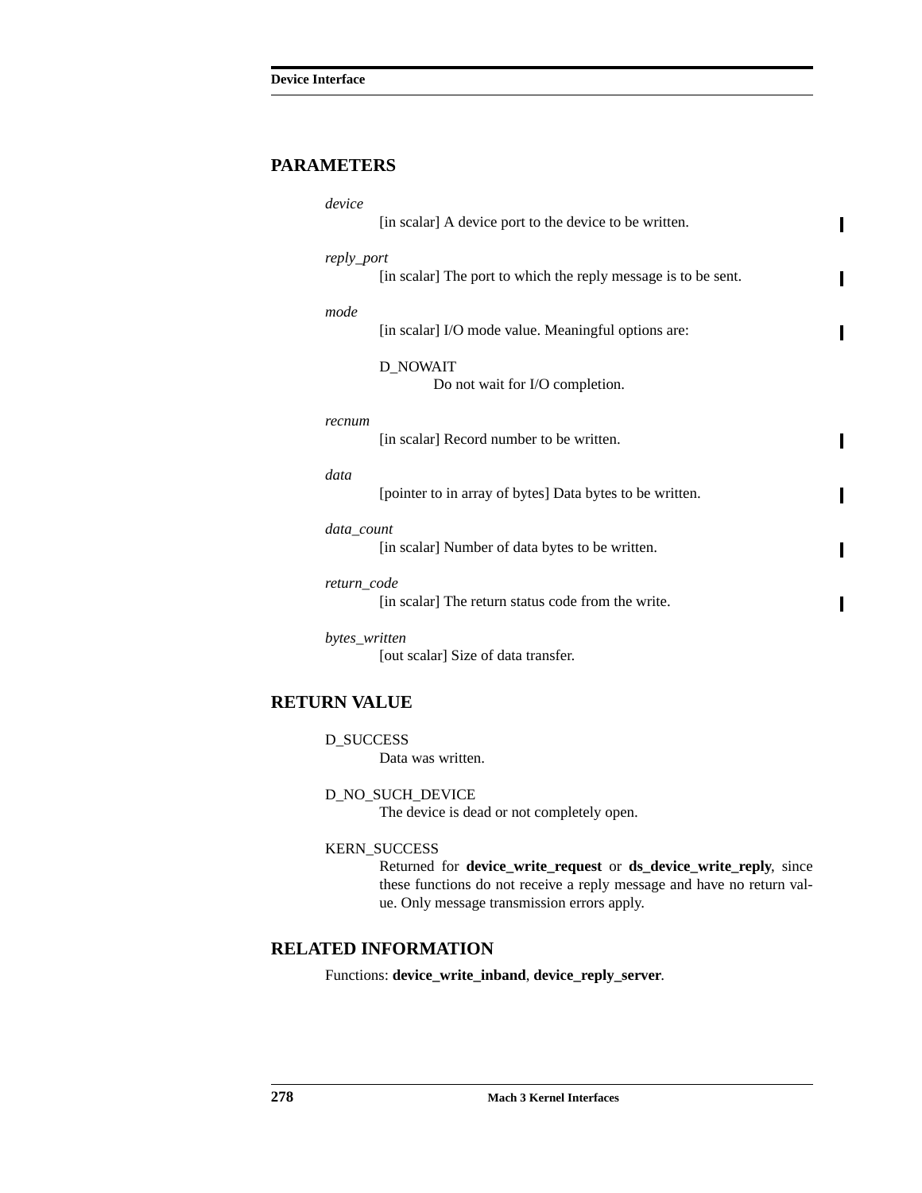## PARAMETERS

*device*
: [in scalar] A device port to the device to be written.

*reply_port*
: [in scalar] The port to which the reply message is to be sent.

*mode*
: [in scalar] I/O mode value. Meaningful options are:

    D_NOWAIT
    : Do not wait for I/O completion.

*recnum*
: [in scalar] Record number to be written.

*data*
: [pointer to in array of bytes] Data bytes to be written.

*data_count*
: [in scalar] Number of data bytes to be written.

*return_code*
: [in scalar] The return status code from the write.

*bytes_written*
: [out scalar] Size of data transfer.

## RETURN VALUE

D_SUCCESS
: Data was written.

D_NO_SUCH_DEVICE
: The device is dead or not completely open.

KERN_SUCCESS
: Returned for **device_write_request** or **ds_device_write_reply**, since these functions do not receive a reply message and have no return value. Only message transmission errors apply.

## RELATED INFORMATION

Functions: **device_write_inband**, **device_reply_server**.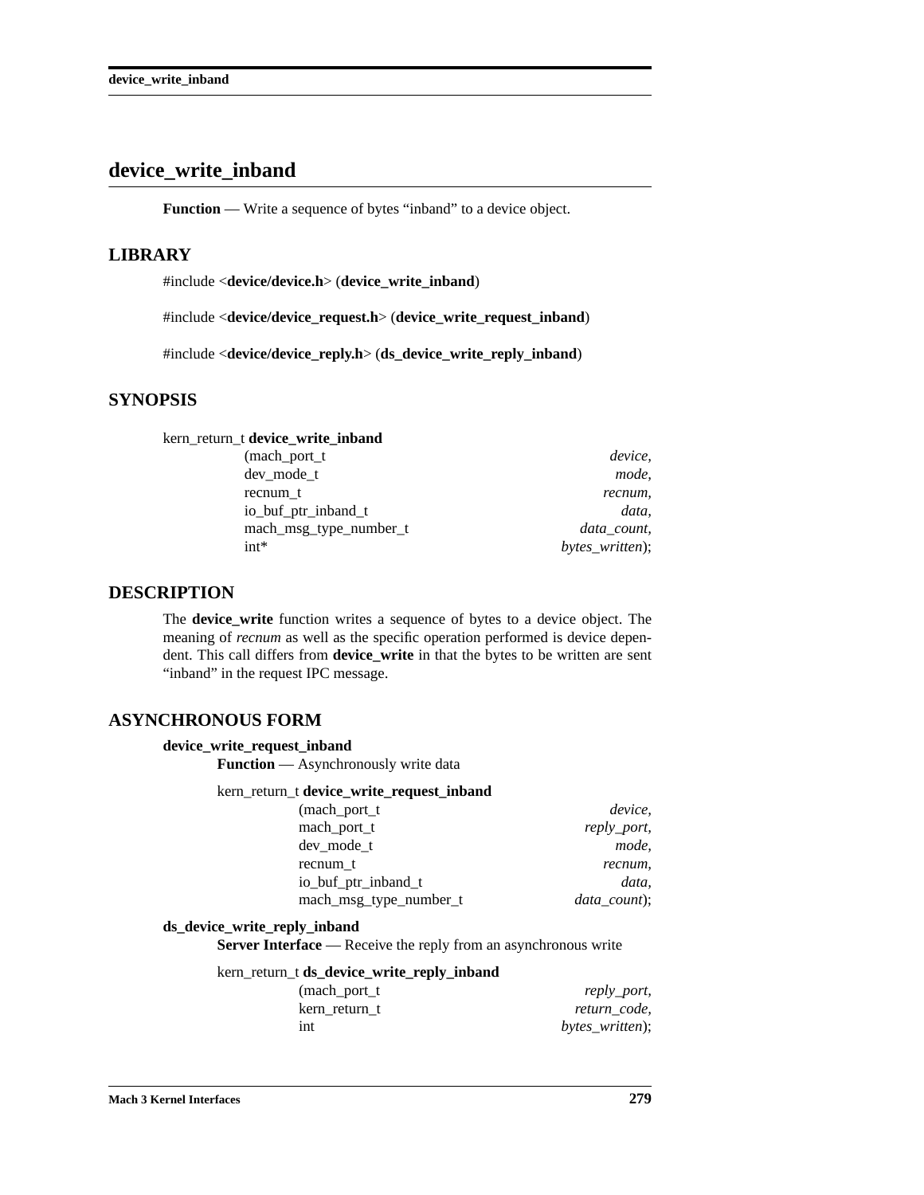# device_write_inband

**Function** — Write a sequence of bytes "inband" to a device object.

## LIBRARY

#include <**device/device.h**> (**device_write_inband**)

#include <**device/device_request.h**> (**device_write_request_inband**)

#include <**device/device_reply.h**> (**ds_device_write_reply_inband**)

## SYNOPSIS

```
kern_return_t device_write_inband
                (mach_port_t                    device,
                 dev_mode_t                     mode,
                 recnum_t                       recnum,
                 io_buf_ptr_inband_t            data,
                 mach_msg_type_number_t         data_count,
                 int*                           bytes_written);
```

## DESCRIPTION

The **device_write** function writes a sequence of bytes to a device object. The meaning of *recnum* as well as the specific operation performed is device dependent. This call differs from **device_write** in that the bytes to be written are sent "inband" in the request IPC message.

## ASYNCHRONOUS FORM

**device_write_request_inband**

**Function** — Asynchronously write data

```
kern_return_t device_write_request_inband
                (mach_port_t                    device,
                 mach_port_t                    reply_port,
                 dev_mode_t                     mode,
                 recnum_t                       recnum,
                 io_buf_ptr_inband_t            data,
                 mach_msg_type_number_t         data_count);
```

**ds_device_write_reply_inband**

**Server Interface** — Receive the reply from an asynchronous write

```
kern_return_t ds_device_write_reply_inband
                (mach_port_t                    reply_port,
                 kern_return_t                  return_code,
                 int                            bytes_written);
```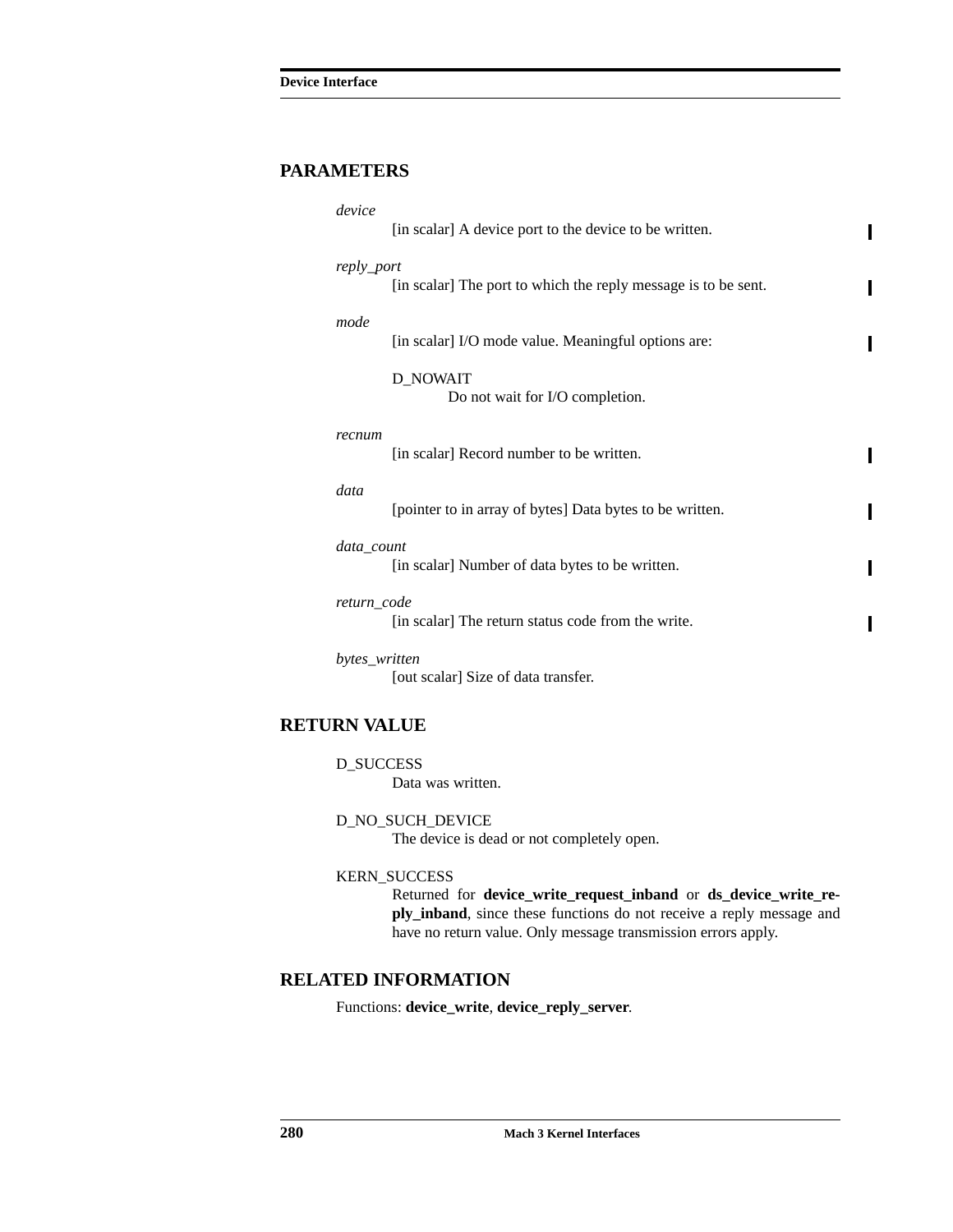## PARAMETERS

*device*
: [in scalar] A device port to the device to be written.

*reply_port*
: [in scalar] The port to which the reply message is to be sent.

*mode*
: [in scalar] I/O mode value. Meaningful options are:

  D_NOWAIT
  : Do not wait for I/O completion.

*recnum*
: [in scalar] Record number to be written.

*data*
: [pointer to in array of bytes] Data bytes to be written.

*data_count*
: [in scalar] Number of data bytes to be written.

*return_code*
: [in scalar] The return status code from the write.

*bytes_written*
: [out scalar] Size of data transfer.

## RETURN VALUE

D_SUCCESS
: Data was written.

D_NO_SUCH_DEVICE
: The device is dead or not completely open.

KERN_SUCCESS
: Returned for **device_write_request_inband** or **ds_device_write_reply_inband**, since these functions do not receive a reply message and have no return value. Only message transmission errors apply.

## RELATED INFORMATION

Functions: **device_write**, **device_reply_server**.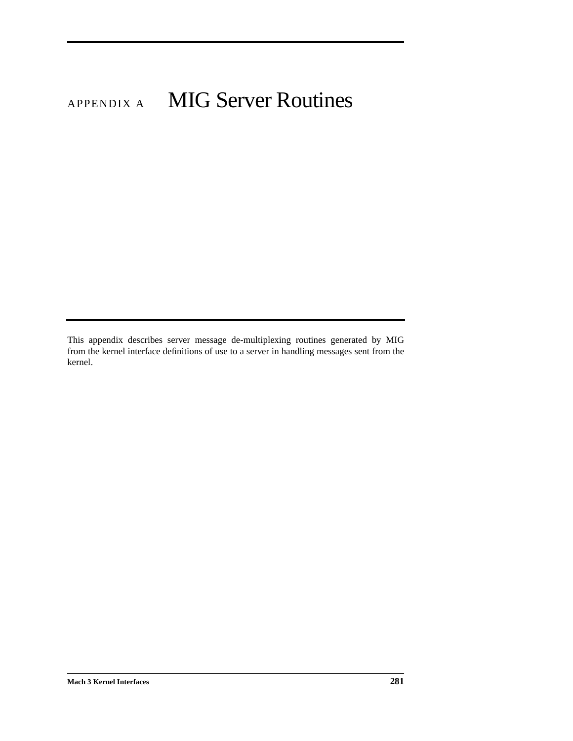# APPENDIX A MIG Server Routines

This appendix describes server message de-multiplexing routines generated by MIG from the kernel interface definitions of use to a server in handling messages sent from the kernel.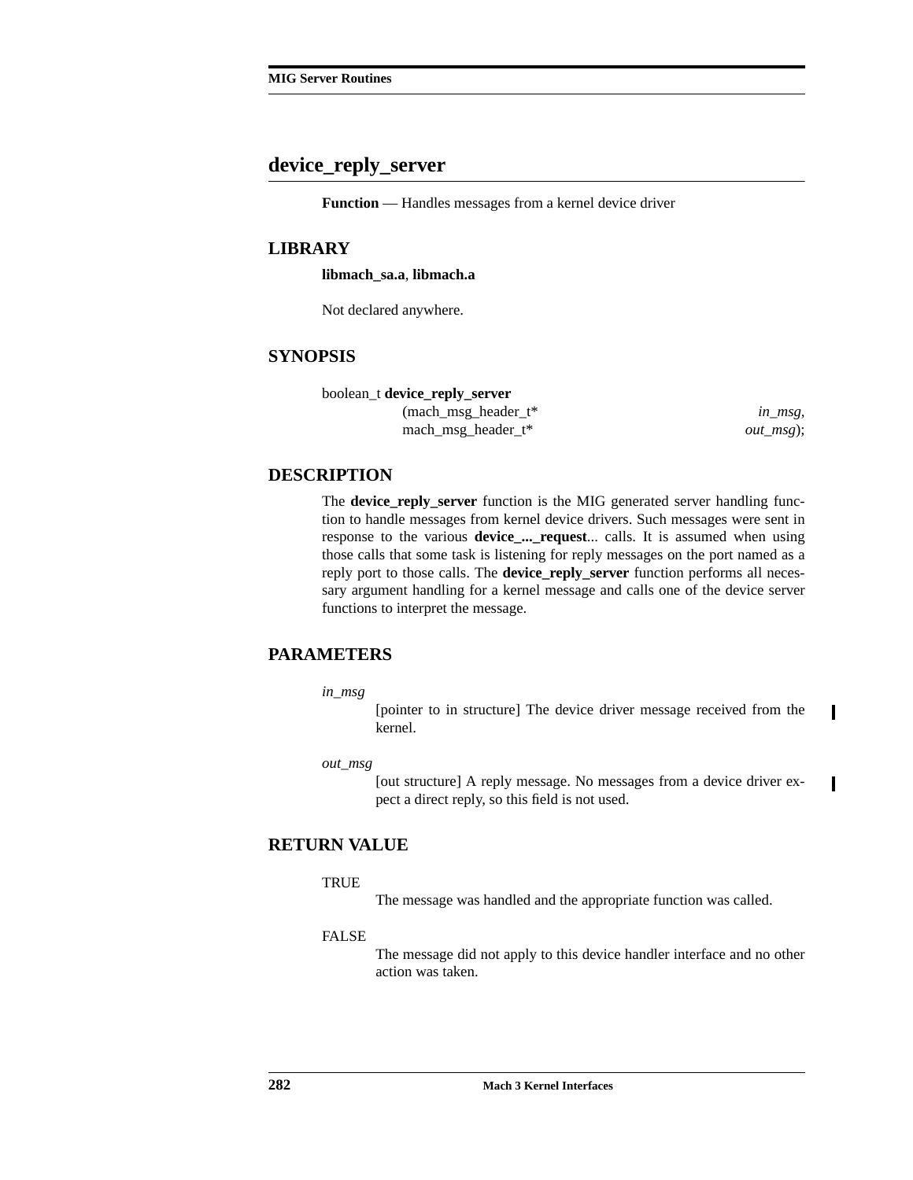## device_reply_server

**Function** — Handles messages from a kernel device driver

### LIBRARY

**libmach_sa.a**, **libmach.a**

Not declared anywhere.

### SYNOPSIS

```
boolean_t device_reply_server
        (mach_msg_header_t*        in_msg,
         mach_msg_header_t*        out_msg);
```

### DESCRIPTION

The **device_reply_server** function is the MIG generated server handling function to handle messages from kernel device drivers. Such messages were sent in response to the various **device_..._request**... calls. It is assumed when using those calls that some task is listening for reply messages on the port named as a reply port to those calls. The **device_reply_server** function performs all necessary argument handling for a kernel message and calls one of the device server functions to interpret the message.

### PARAMETERS

*in_msg*
: [pointer to in structure] The device driver message received from the kernel.

*out_msg*
: [out structure] A reply message. No messages from a device driver expect a direct reply, so this field is not used.

### RETURN VALUE

TRUE
: The message was handled and the appropriate function was called.

FALSE
: The message did not apply to this device handler interface and no other action was taken.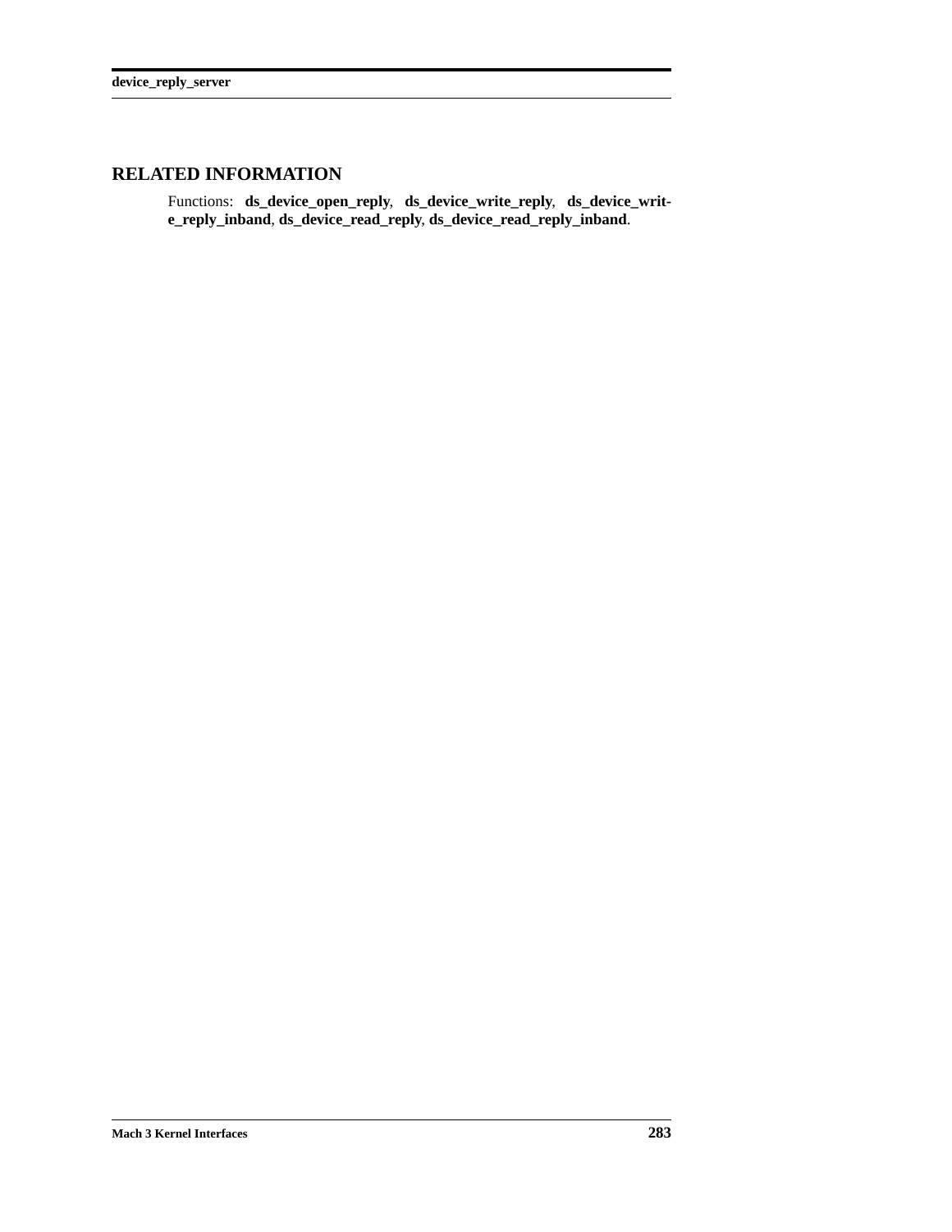## RELATED INFORMATION

Functions: **ds_device_open_reply**, **ds_device_write_reply**, **ds_device_write_reply_inband**, **ds_device_read_reply**, **ds_device_read_reply_inband**.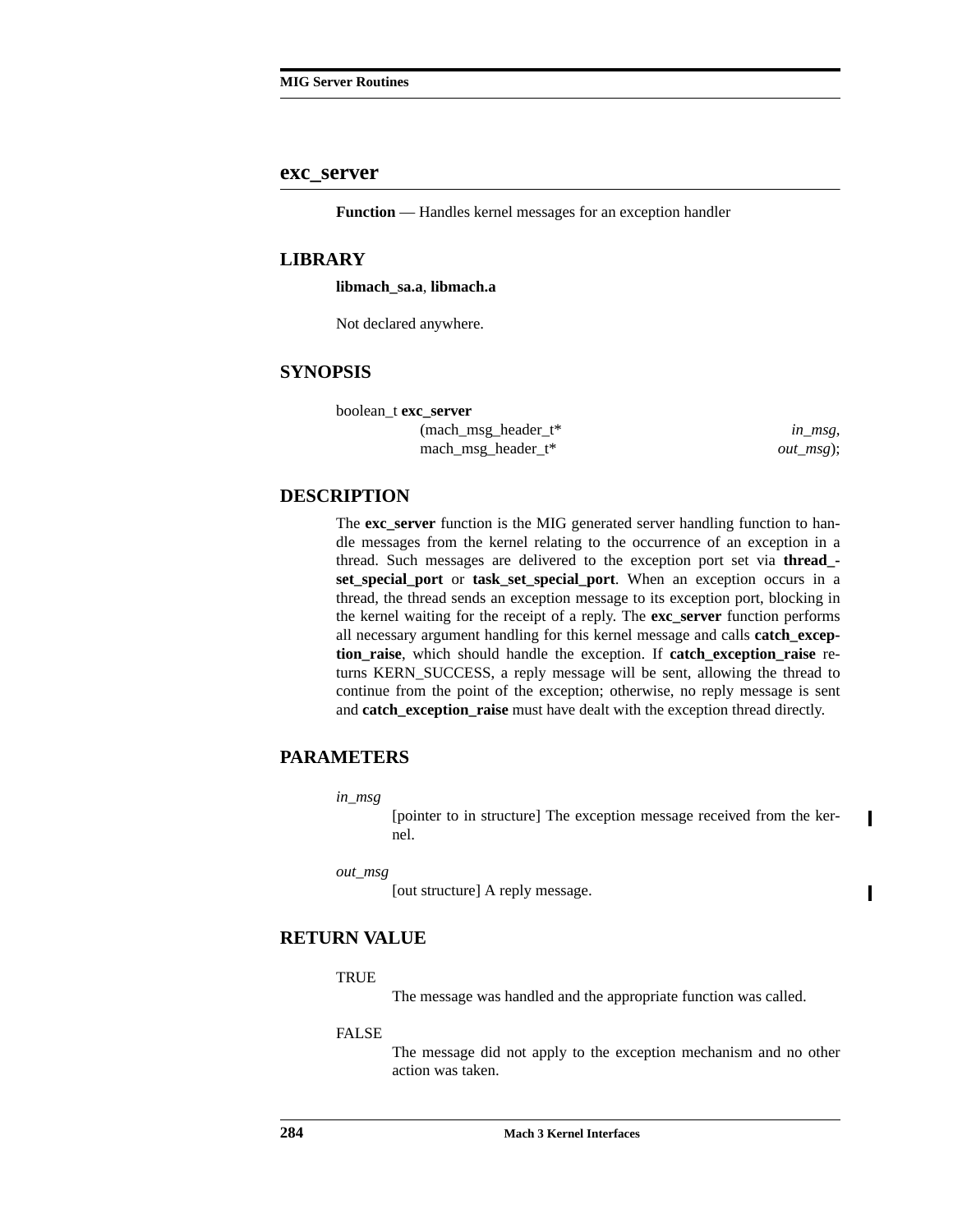## exc_server

**Function** — Handles kernel messages for an exception handler

### LIBRARY

**libmach_sa.a**, **libmach.a**

Not declared anywhere.

### SYNOPSIS

```
boolean_t exc_server
        (mach_msg_header_t*        in_msg,
         mach_msg_header_t*        out_msg);
```

### DESCRIPTION

The **exc_server** function is the MIG generated server handling function to handle messages from the kernel relating to the occurrence of an exception in a thread. Such messages are delivered to the exception port set via **thread_set_special_port** or **task_set_special_port**. When an exception occurs in a thread, the thread sends an exception message to its exception port, blocking in the kernel waiting for the receipt of a reply. The **exc_server** function performs all necessary argument handling for this kernel message and calls **catch_exception_raise**, which should handle the exception. If **catch_exception_raise** returns KERN_SUCCESS, a reply message will be sent, allowing the thread to continue from the point of the exception; otherwise, no reply message is sent and **catch_exception_raise** must have dealt with the exception thread directly.

### PARAMETERS

*in_msg*
: [pointer to in structure] The exception message received from the kernel.

*out_msg*
: [out structure] A reply message.

### RETURN VALUE

TRUE
: The message was handled and the appropriate function was called.

FALSE
: The message did not apply to the exception mechanism and no other action was taken.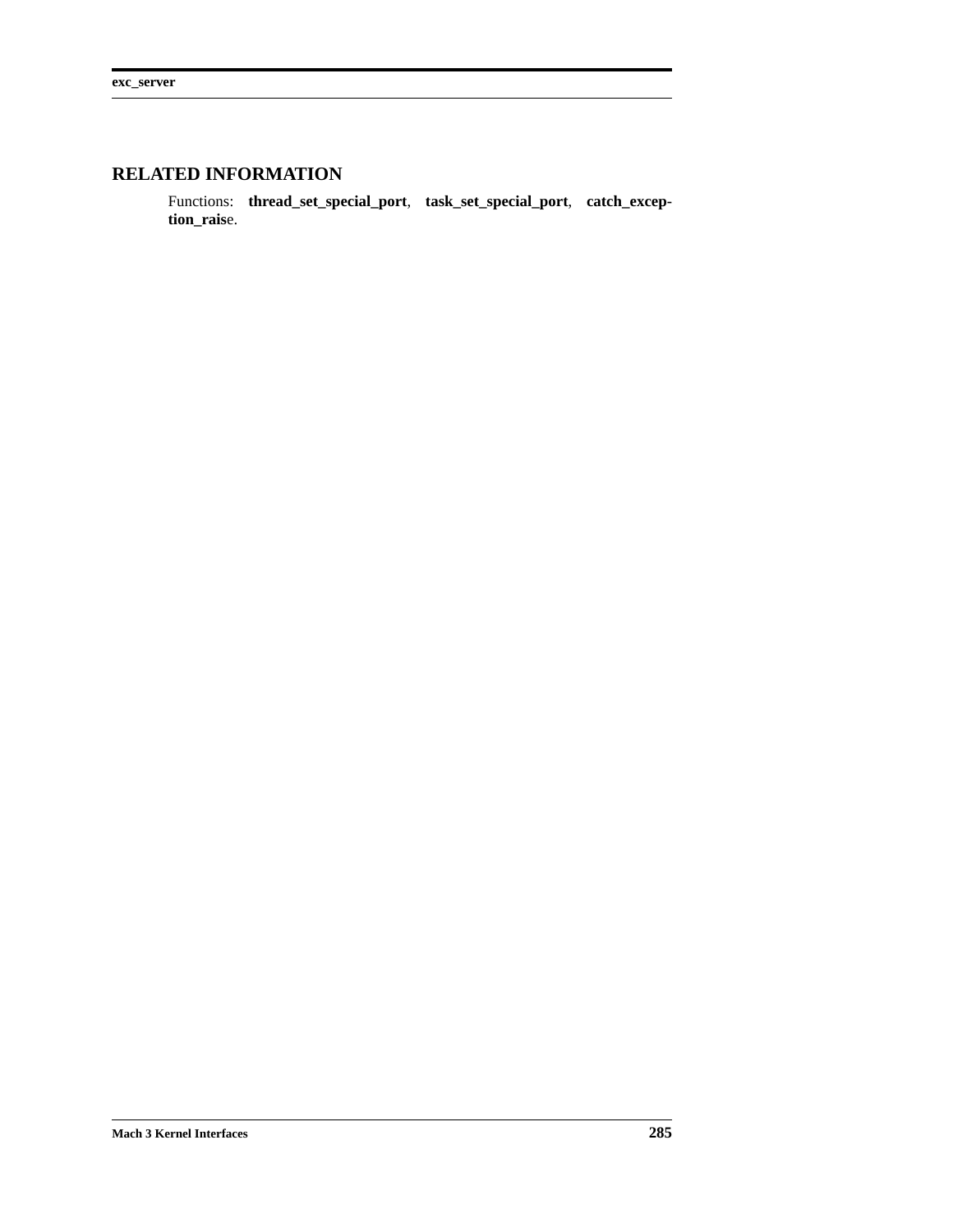## RELATED INFORMATION

Functions: **thread_set_special_port**, **task_set_special_port**, **catch_exception_raise**.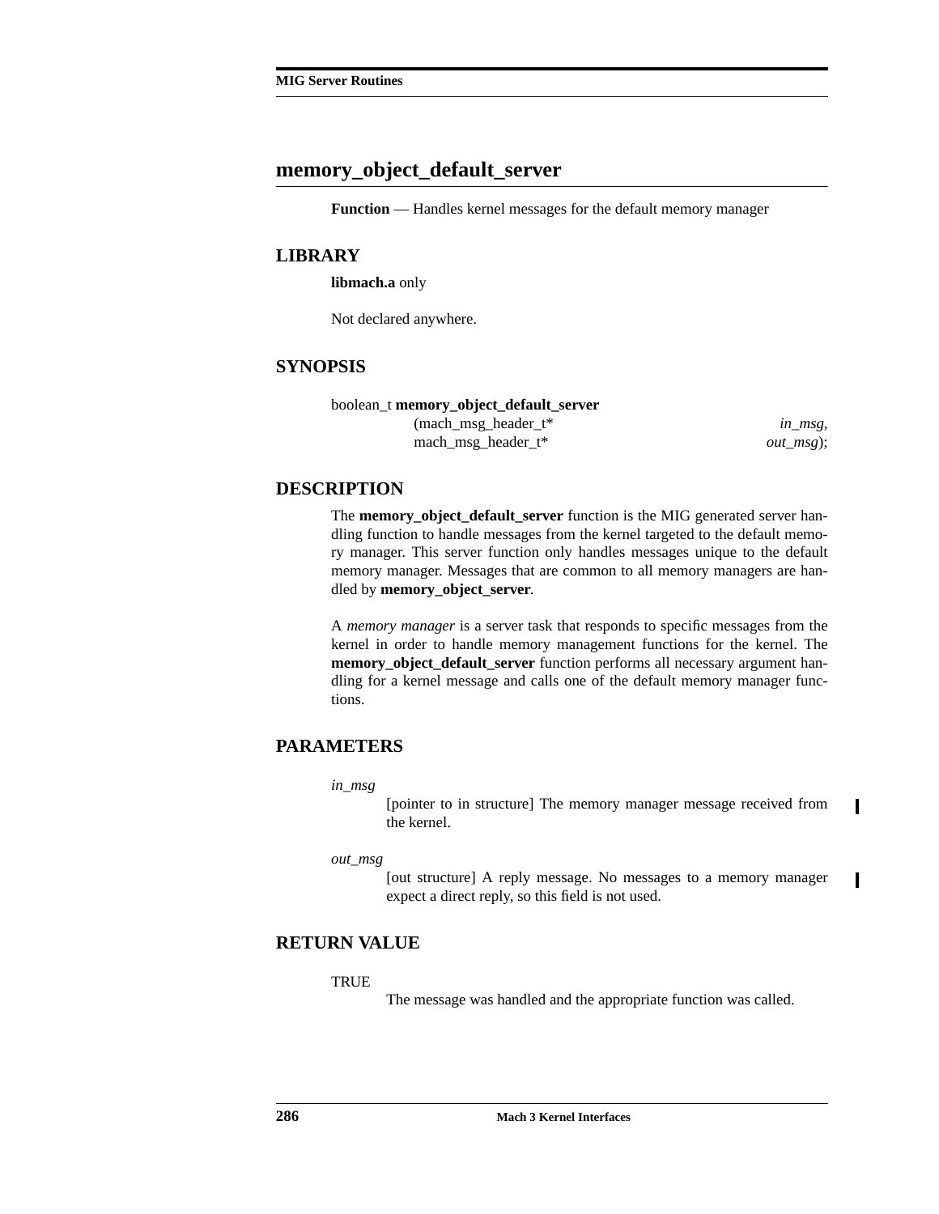## memory_object_default_server

**Function** — Handles kernel messages for the default memory manager

### LIBRARY

**libmach.a** only

Not declared anywhere.

### SYNOPSIS

```
boolean_t memory_object_default_server
        (mach_msg_header_t*                in_msg,
         mach_msg_header_t*                out_msg);
```

### DESCRIPTION

The **memory_object_default_server** function is the MIG generated server handling function to handle messages from the kernel targeted to the default memory manager. This server function only handles messages unique to the default memory manager. Messages that are common to all memory managers are handled by **memory_object_server**.

A *memory manager* is a server task that responds to specific messages from the kernel in order to handle memory management functions for the kernel. The **memory_object_default_server** function performs all necessary argument handling for a kernel message and calls one of the default memory manager functions.

### PARAMETERS

*in_msg*
: [pointer to in structure] The memory manager message received from the kernel.

*out_msg*
: [out structure] A reply message. No messages to a memory manager expect a direct reply, so this field is not used.

### RETURN VALUE

TRUE
: The message was handled and the appropriate function was called.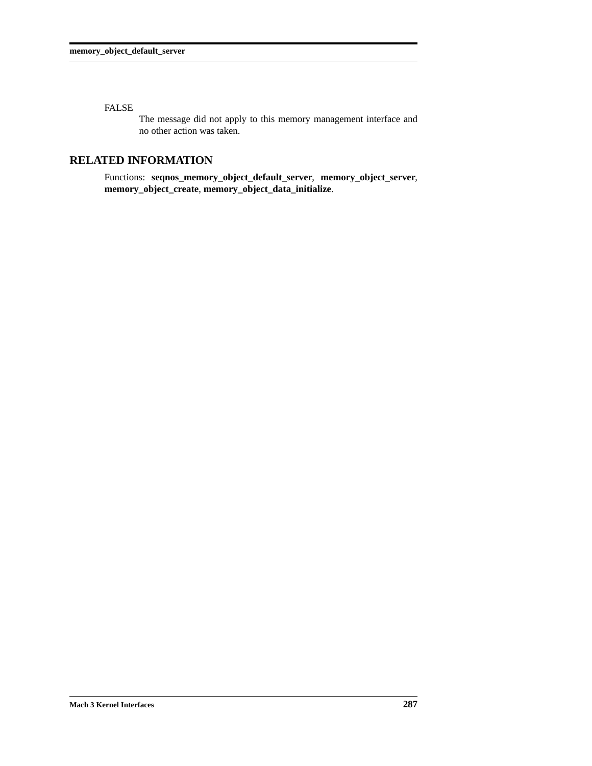FALSE

The message did not apply to this memory management interface and no other action was taken.

## RELATED INFORMATION

Functions: **seqnos_memory_object_default_server**, **memory_object_server**, **memory_object_create**, **memory_object_data_initialize**.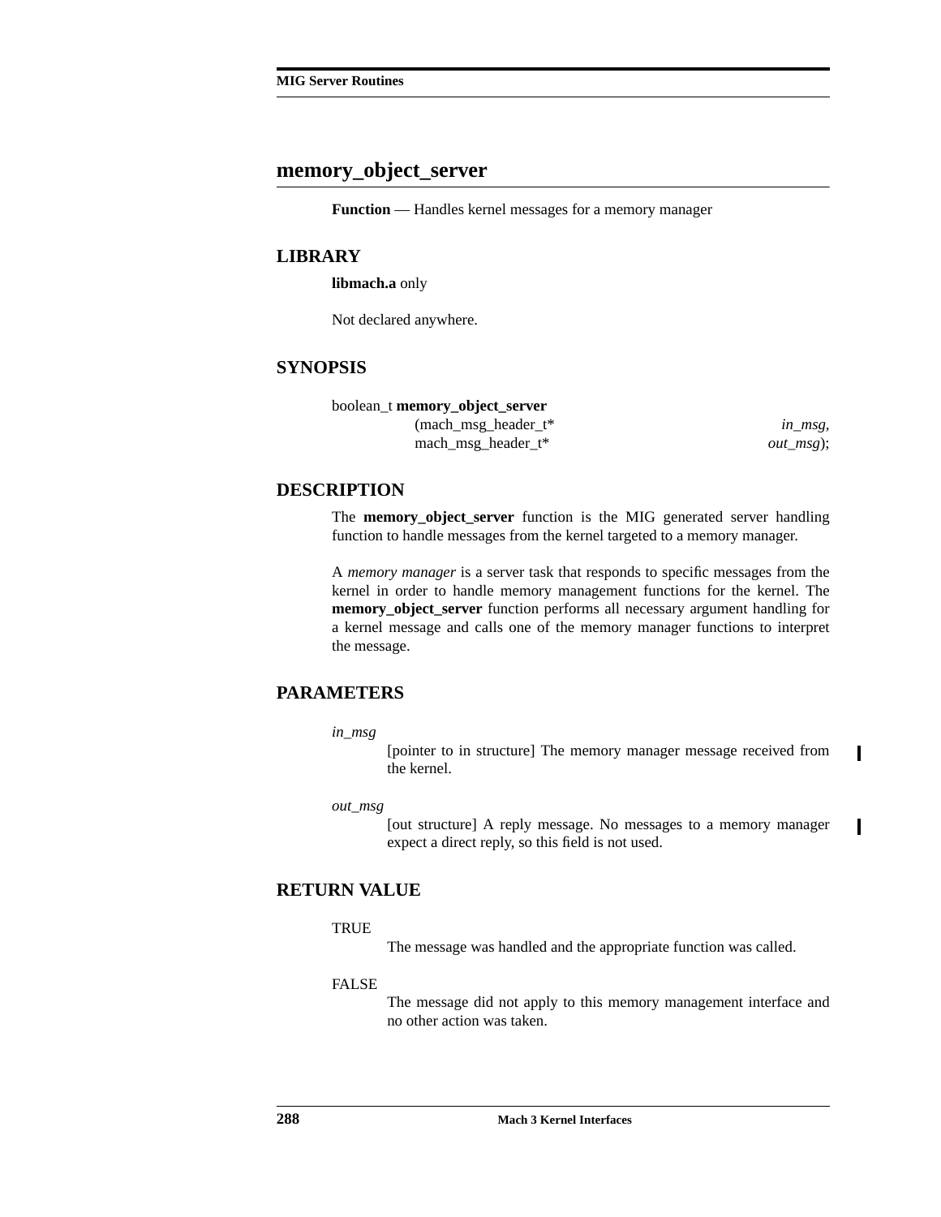## memory_object_server

**Function** — Handles kernel messages for a memory manager

### LIBRARY

**libmach.a** only

Not declared anywhere.

### SYNOPSIS

```
boolean_t memory_object_server
        (mach_msg_header_t*                    in_msg,
         mach_msg_header_t*                    out_msg);
```

### DESCRIPTION

The **memory_object_server** function is the MIG generated server handling function to handle messages from the kernel targeted to a memory manager.

A *memory manager* is a server task that responds to specific messages from the kernel in order to handle memory management functions for the kernel. The **memory_object_server** function performs all necessary argument handling for a kernel message and calls one of the memory manager functions to interpret the message.

### PARAMETERS

*in_msg*
: [pointer to in structure] The memory manager message received from the kernel.

*out_msg*
: [out structure] A reply message. No messages to a memory manager expect a direct reply, so this field is not used.

### RETURN VALUE

TRUE
: The message was handled and the appropriate function was called.

FALSE
: The message did not apply to this memory management interface and no other action was taken.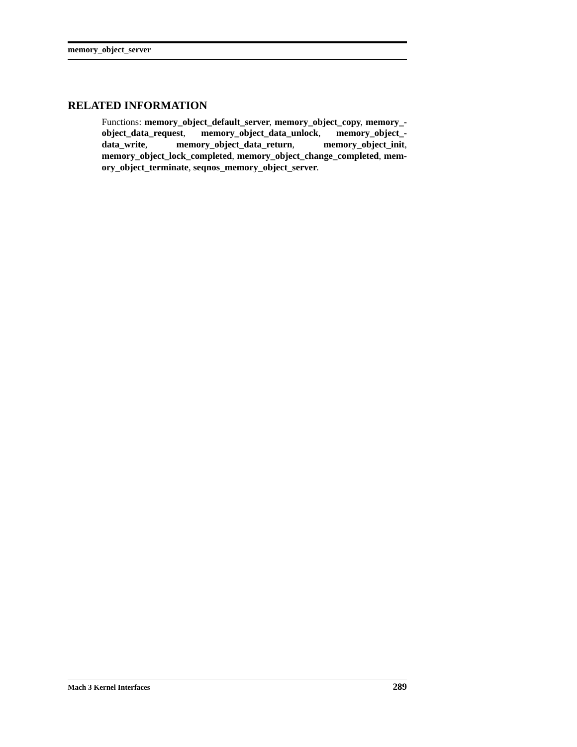## RELATED INFORMATION

Functions: **memory_object_default_server**, **memory_object_copy**, **memory_object_data_request**, **memory_object_data_unlock**, **memory_object_data_write**, **memory_object_data_return**, **memory_object_init**, **memory_object_lock_completed**, **memory_object_change_completed**, **memory_object_terminate**, **seqnos_memory_object_server**.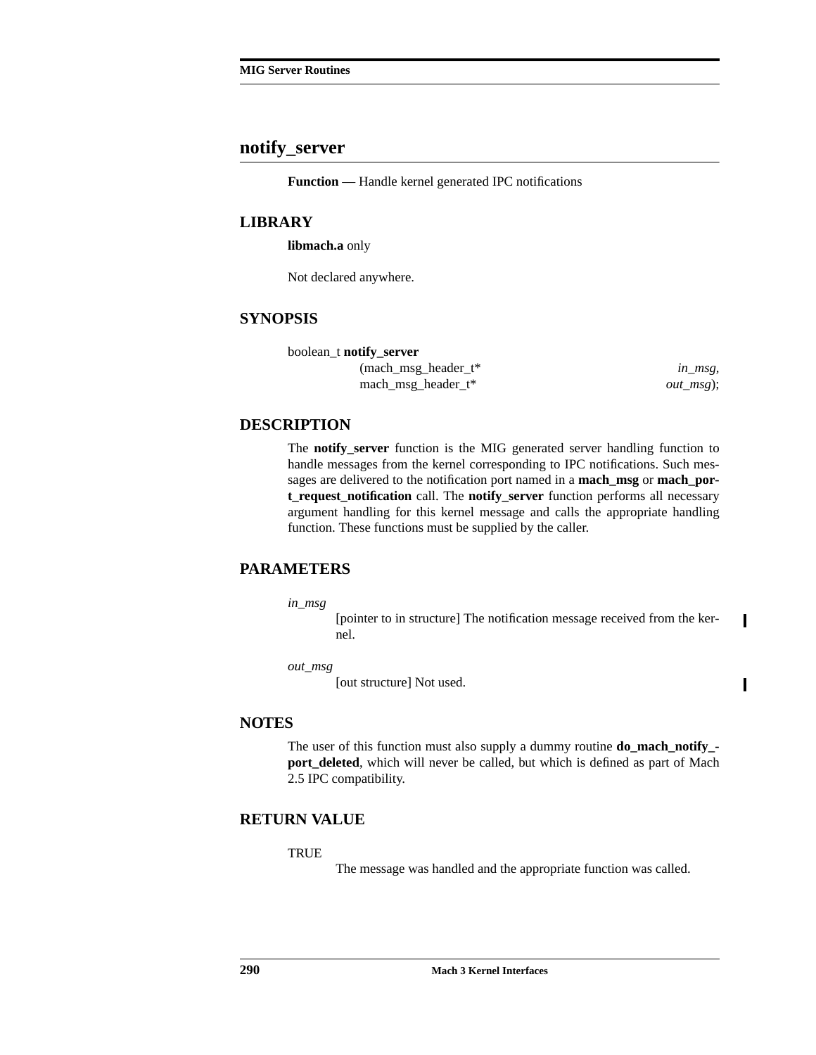## notify_server

**Function** — Handle kernel generated IPC notifications

### LIBRARY

**libmach.a** only

Not declared anywhere.

### SYNOPSIS

```
boolean_t notify_server
        (mach_msg_header_t*        in_msg,
         mach_msg_header_t*        out_msg);
```

### DESCRIPTION

The **notify_server** function is the MIG generated server handling function to handle messages from the kernel corresponding to IPC notifications. Such messages are delivered to the notification port named in a **mach_msg** or **mach_port_request_notification** call. The **notify_server** function performs all necessary argument handling for this kernel message and calls the appropriate handling function. These functions must be supplied by the caller.

### PARAMETERS

*in_msg*
: [pointer to in structure] The notification message received from the kernel.

*out_msg*
: [out structure] Not used.

### NOTES

The user of this function must also supply a dummy routine **do_mach_notify_port_deleted**, which will never be called, but which is defined as part of Mach 2.5 IPC compatibility.

### RETURN VALUE

TRUE
: The message was handled and the appropriate function was called.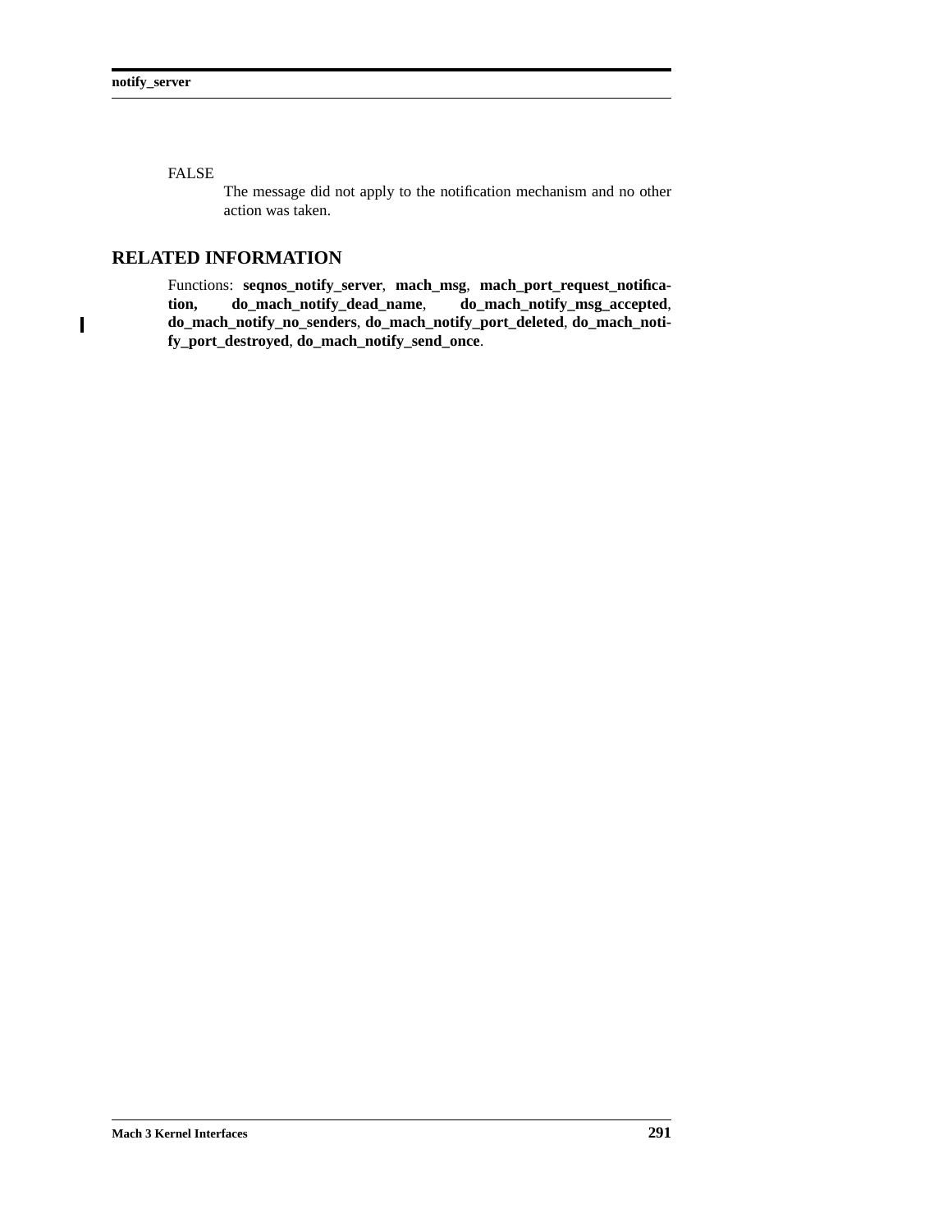FALSE

The message did not apply to the notification mechanism and no other action was taken.

## RELATED INFORMATION

Functions: **seqnos_notify_server**, **mach_msg**, **mach_port_request_notification, do_mach_notify_dead_name**, **do_mach_notify_msg_accepted**, **do_mach_notify_no_senders**, **do_mach_notify_port_deleted**, **do_mach_notify_port_destroyed**, **do_mach_notify_send_once**.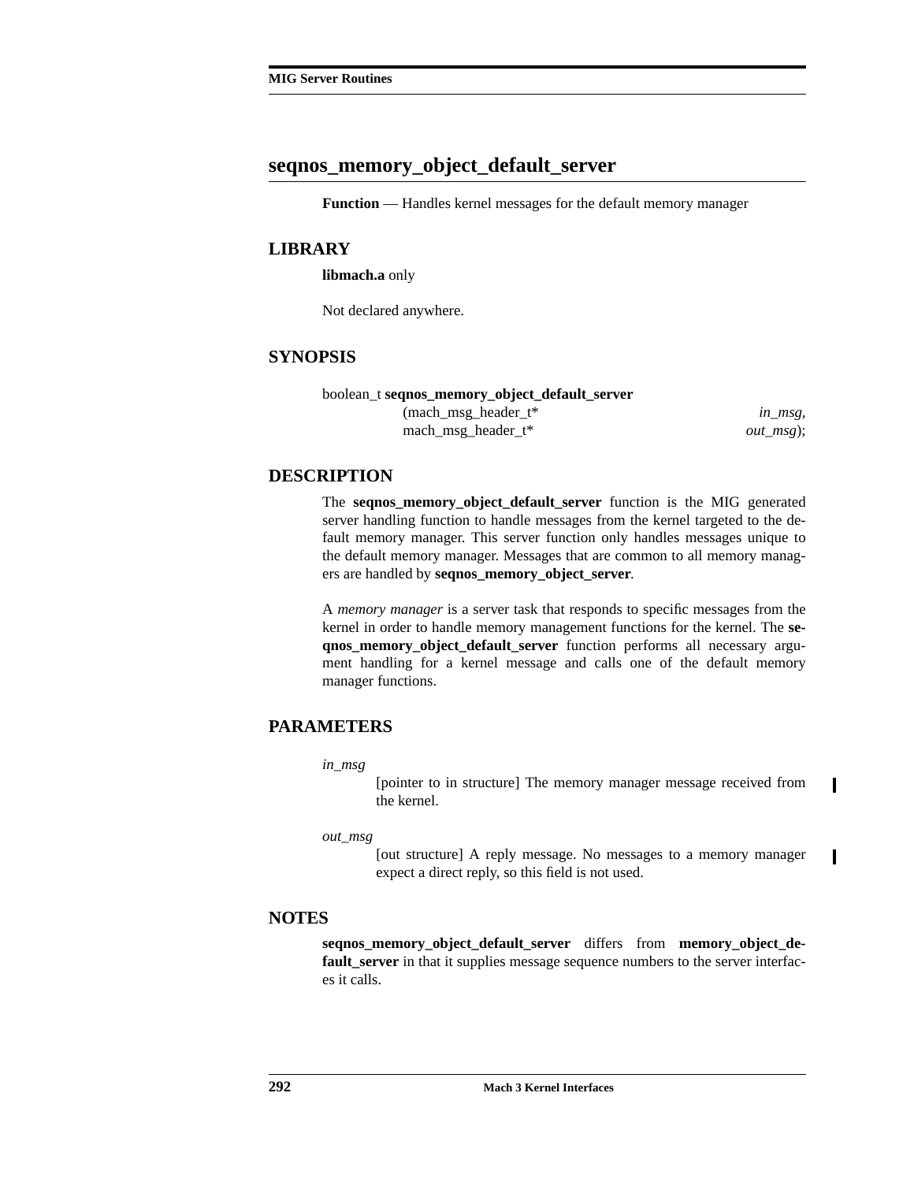## seqnos_memory_object_default_server

**Function** — Handles kernel messages for the default memory manager

### LIBRARY

**libmach.a** only

Not declared anywhere.

### SYNOPSIS

```
boolean_t seqnos_memory_object_default_server
        (mach_msg_header_t*          in_msg,
         mach_msg_header_t*          out_msg);
```

### DESCRIPTION

The **seqnos_memory_object_default_server** function is the MIG generated server handling function to handle messages from the kernel targeted to the default memory manager. This server function only handles messages unique to the default memory manager. Messages that are common to all memory managers are handled by **seqnos_memory_object_server**.

A *memory manager* is a server task that responds to specific messages from the kernel in order to handle memory management functions for the kernel. The **seqnos_memory_object_default_server** function performs all necessary argument handling for a kernel message and calls one of the default memory manager functions.

### PARAMETERS

*in_msg*
: [pointer to in structure] The memory manager message received from the kernel.

*out_msg*
: [out structure] A reply message. No messages to a memory manager expect a direct reply, so this field is not used.

### NOTES

**seqnos_memory_object_default_server** differs from **memory_object_default_server** in that it supplies message sequence numbers to the server interfaces it calls.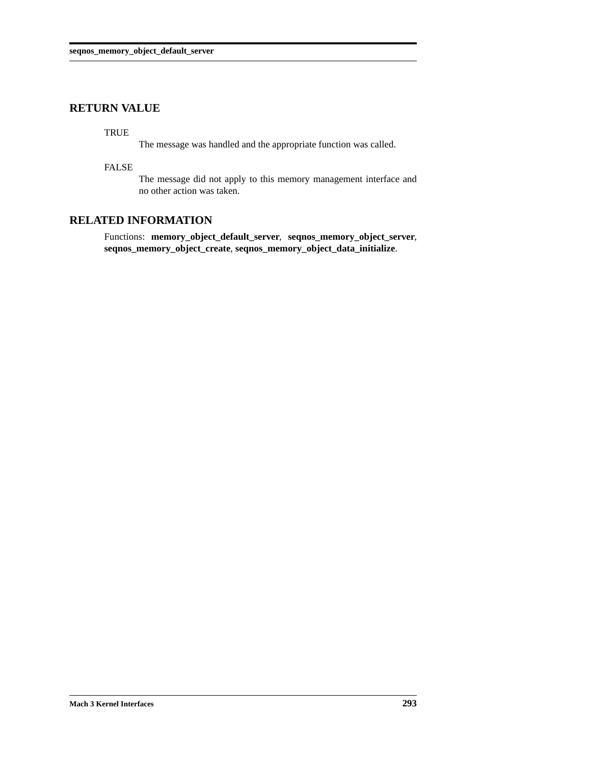## RETURN VALUE

TRUE
: The message was handled and the appropriate function was called.

FALSE
: The message did not apply to this memory management interface and no other action was taken.

## RELATED INFORMATION

Functions: **memory_object_default_server**, **seqnos_memory_object_server**, **seqnos_memory_object_create**, **seqnos_memory_object_data_initialize**.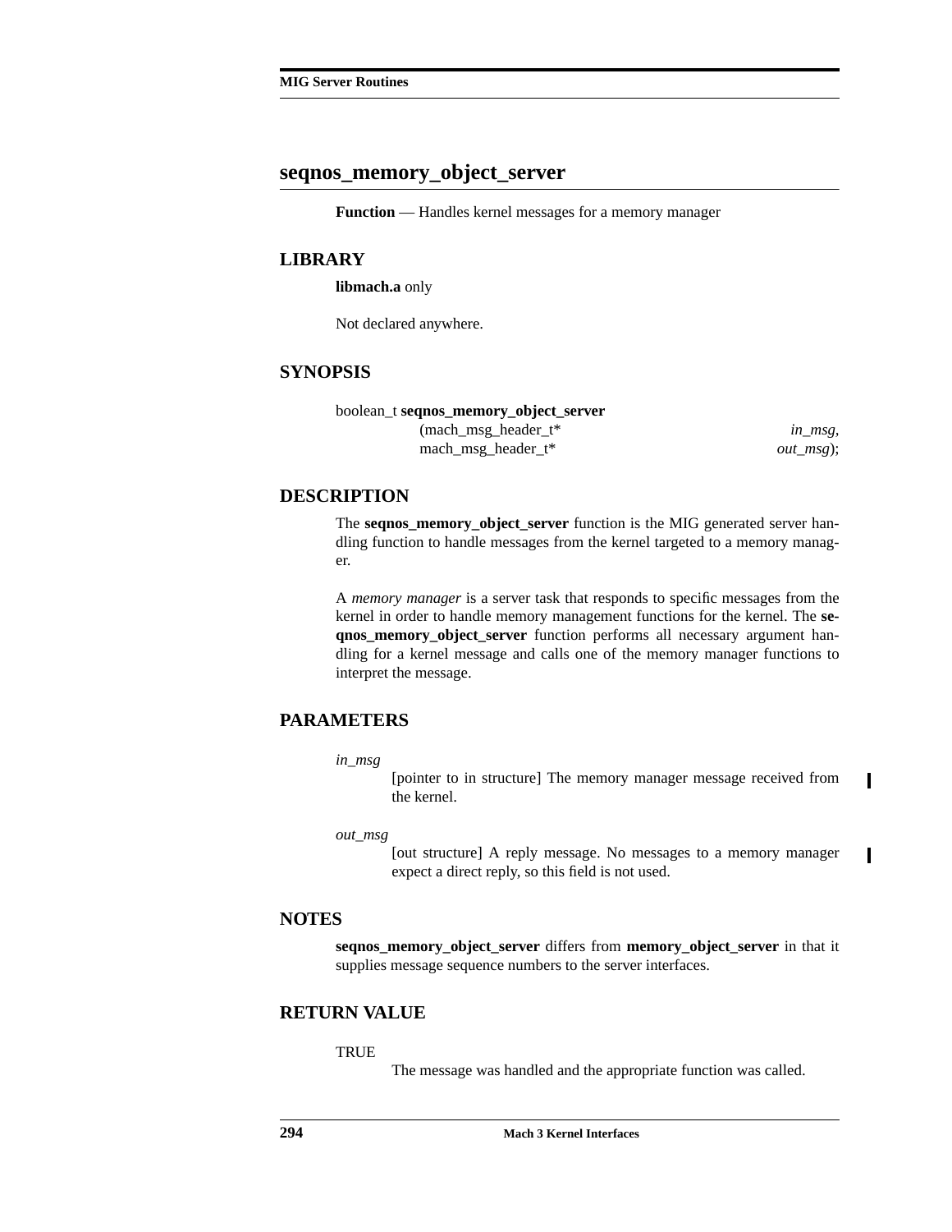## seqnos_memory_object_server

**Function** — Handles kernel messages for a memory manager

### LIBRARY

**libmach.a** only

Not declared anywhere.

### SYNOPSIS

```
boolean_t seqnos_memory_object_server
                (mach_msg_header_t*                    in_msg,
                 mach_msg_header_t*                    out_msg);
```

### DESCRIPTION

The **seqnos_memory_object_server** function is the MIG generated server handling function to handle messages from the kernel targeted to a memory manager.

A *memory manager* is a server task that responds to specific messages from the kernel in order to handle memory management functions for the kernel. The **seqnos_memory_object_server** function performs all necessary argument handling for a kernel message and calls one of the memory manager functions to interpret the message.

### PARAMETERS

*in_msg*
: [pointer to in structure] The memory manager message received from the kernel.

*out_msg*
: [out structure] A reply message. No messages to a memory manager expect a direct reply, so this field is not used.

### NOTES

**seqnos_memory_object_server** differs from **memory_object_server** in that it supplies message sequence numbers to the server interfaces.

### RETURN VALUE

TRUE
: The message was handled and the appropriate function was called.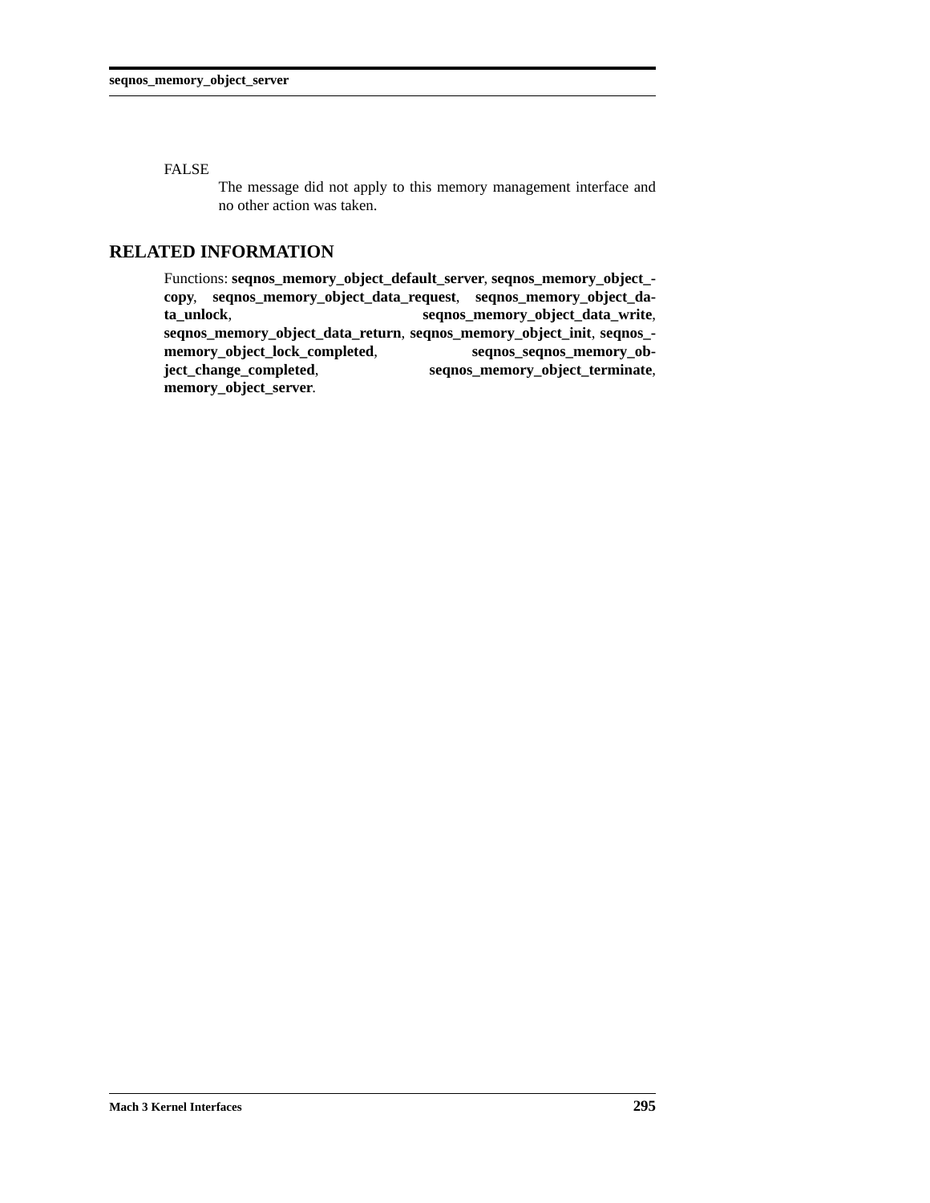FALSE

The message did not apply to this memory management interface and no other action was taken.

## RELATED INFORMATION

Functions: **seqnos_memory_object_default_server**, **seqnos_memory_object_copy**, **seqnos_memory_object_data_request**, **seqnos_memory_object_data_unlock**, **seqnos_memory_object_data_write**, **seqnos_memory_object_data_return**, **seqnos_memory_object_init**, **seqnos_memory_object_lock_completed**, **seqnos_seqnos_memory_object_change_completed**, **seqnos_memory_object_terminate**, **memory_object_server**.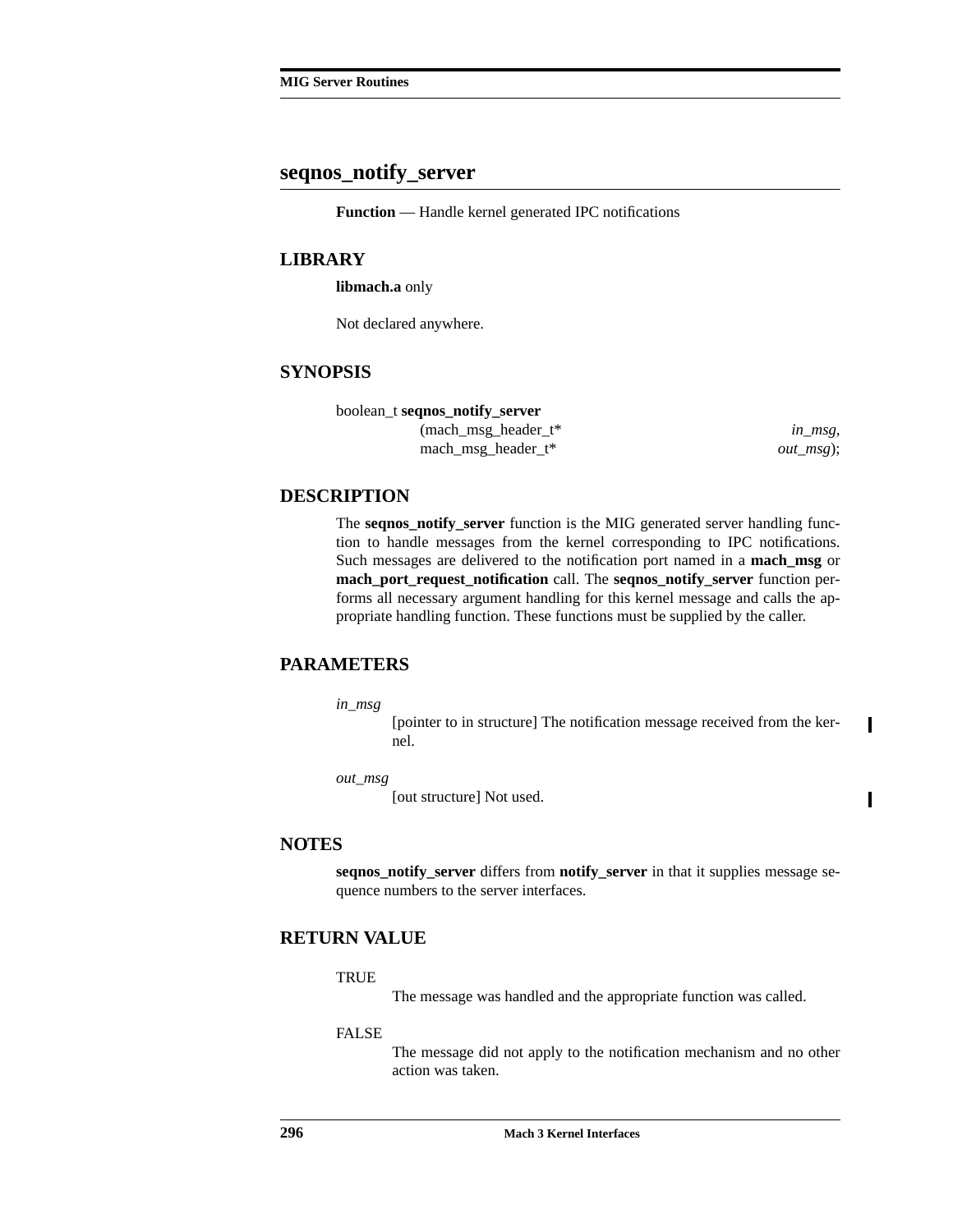## seqnos_notify_server

**Function** — Handle kernel generated IPC notifications

### LIBRARY

**libmach.a** only

Not declared anywhere.

### SYNOPSIS

```
boolean_t seqnos_notify_server
        (mach_msg_header_t*                    in_msg,
         mach_msg_header_t*                    out_msg);
```

### DESCRIPTION

The **seqnos_notify_server** function is the MIG generated server handling function to handle messages from the kernel corresponding to IPC notifications. Such messages are delivered to the notification port named in a **mach_msg** or **mach_port_request_notification** call. The **seqnos_notify_server** function performs all necessary argument handling for this kernel message and calls the appropriate handling function. These functions must be supplied by the caller.

### PARAMETERS

*in_msg*
: [pointer to in structure] The notification message received from the kernel.

*out_msg*
: [out structure] Not used.

### NOTES

**seqnos_notify_server** differs from **notify_server** in that it supplies message sequence numbers to the server interfaces.

### RETURN VALUE

TRUE
: The message was handled and the appropriate function was called.

FALSE
: The message did not apply to the notification mechanism and no other action was taken.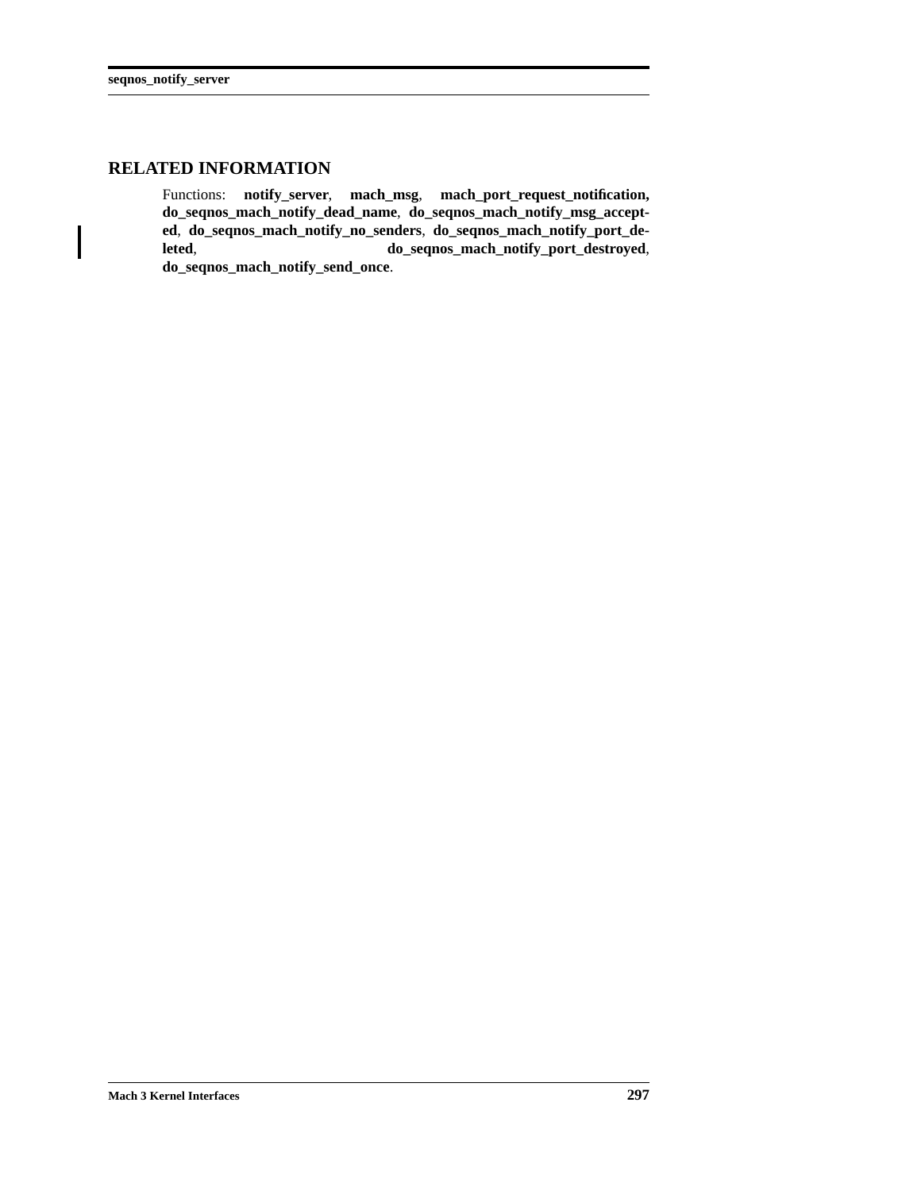## RELATED INFORMATION

Functions: **notify_server**, **mach_msg**, **mach_port_request_notification, do_seqnos_mach_notify_dead_name**, **do_seqnos_mach_notify_msg_accepted**, **do_seqnos_mach_notify_no_senders**, **do_seqnos_mach_notify_port_deleted**, **do_seqnos_mach_notify_port_destroyed**, **do_seqnos_mach_notify_send_once**.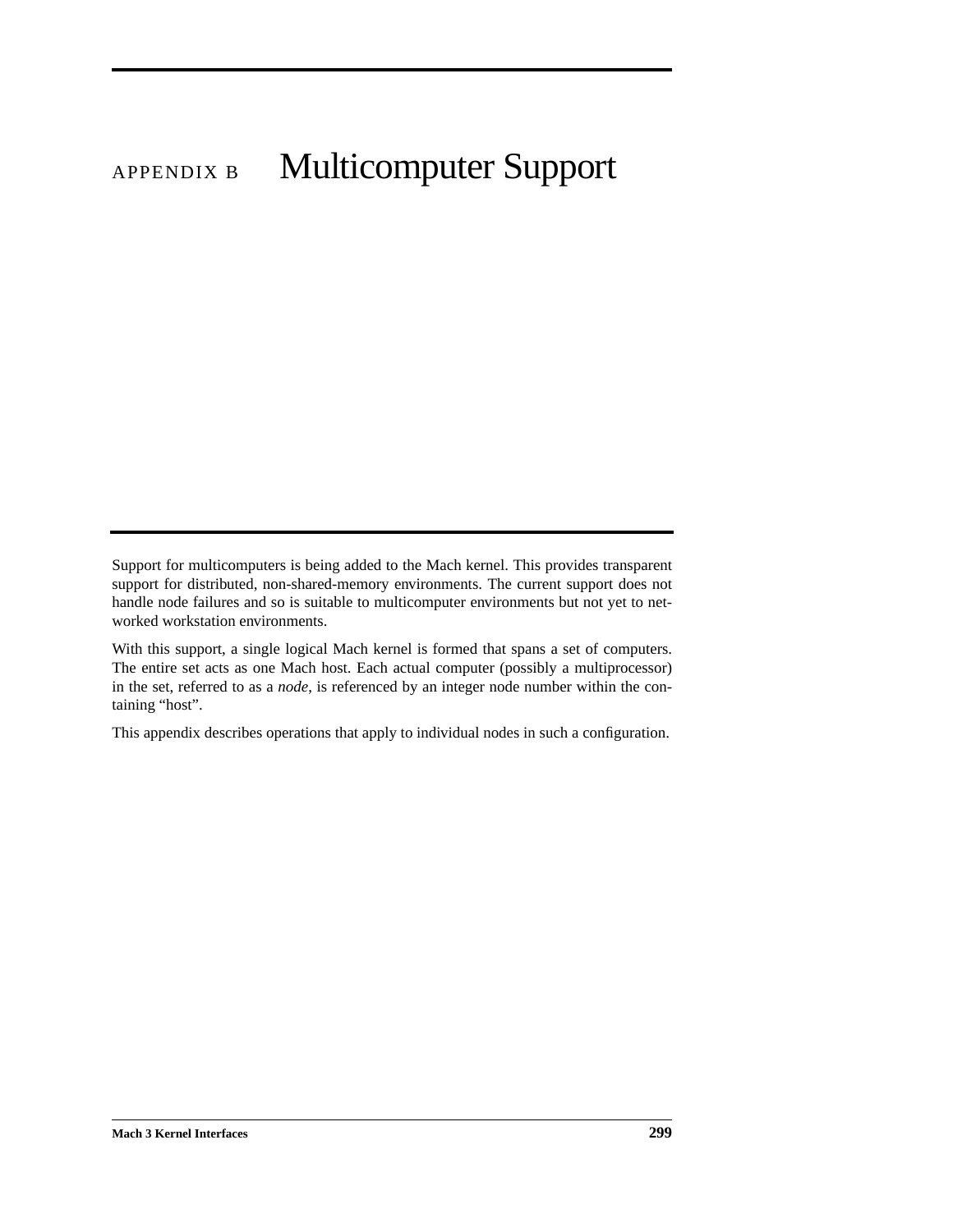# APPENDIX B Multicomputer Support

Support for multicomputers is being added to the Mach kernel. This provides transparent support for distributed, non-shared-memory environments. The current support does not handle node failures and so is suitable to multicomputer environments but not yet to networked workstation environments.

With this support, a single logical Mach kernel is formed that spans a set of computers. The entire set acts as one Mach host. Each actual computer (possibly a multiprocessor) in the set, referred to as a *node*, is referenced by an integer node number within the containing “host”.

This appendix describes operations that apply to individual nodes in such a configuration.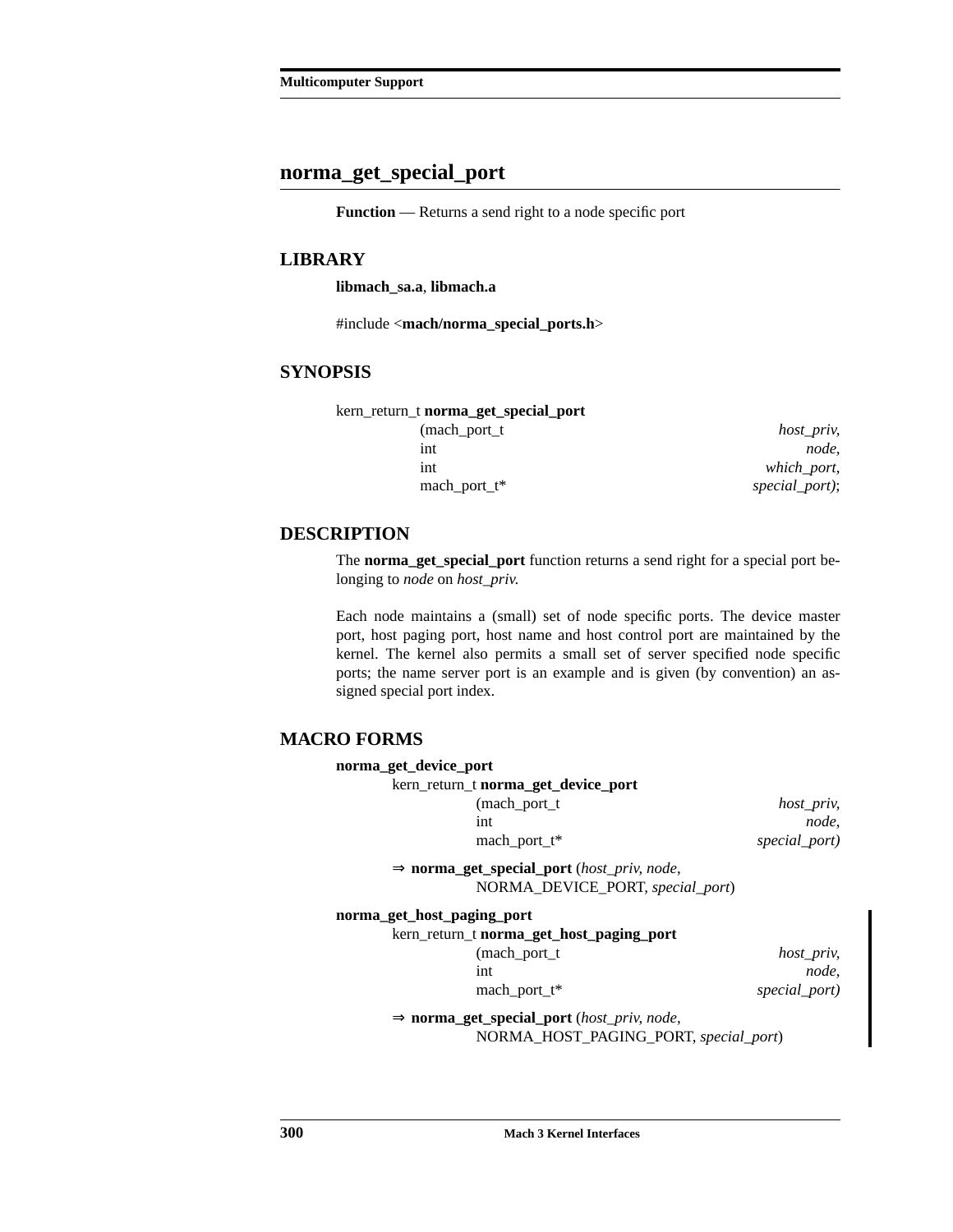## norma_get_special_port

**Function** — Returns a send right to a node specific port

### LIBRARY

**libmach_sa.a**, **libmach.a**

#include <**mach/norma_special_ports.h**>

### SYNOPSIS

```
kern_return_t norma_get_special_port
                (mach_port_t                    host_priv,
                 int                            node,
                 int                            which_port,
                 mach_port_t*                   special_port);
```

### DESCRIPTION

The **norma_get_special_port** function returns a send right for a special port belonging to *node* on *host_priv.*

Each node maintains a (small) set of node specific ports. The device master port, host paging port, host name and host control port are maintained by the kernel. The kernel also permits a small set of server specified node specific ports; the name server port is an example and is given (by convention) an assigned special port index.

### MACRO FORMS

**norma_get_device_port**

```
kern_return_t norma_get_device_port
                (mach_port_t                    host_priv,
                 int                            node,
                 mach_port_t*                   special_port)
```

⇒ **norma_get_special_port** (*host_priv, node*, NORMA_DEVICE_PORT, *special_port*)

**norma_get_host_paging_port**

```
kern_return_t norma_get_host_paging_port
                (mach_port_t                    host_priv,
                 int                            node,
                 mach_port_t*                   special_port)
```

⇒ **norma_get_special_port** (*host_priv, node*, NORMA_HOST_PAGING_PORT, *special_port*)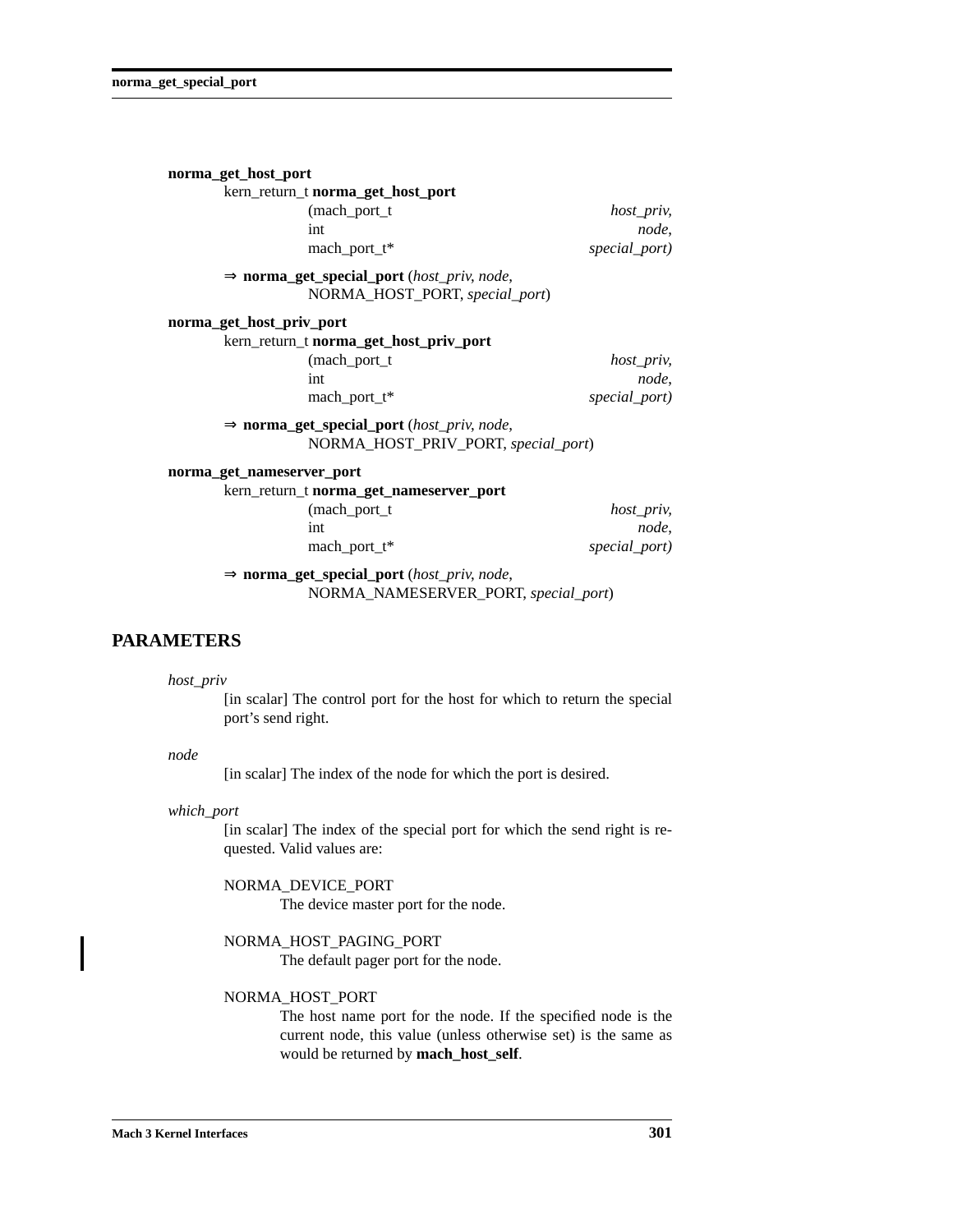**norma_get_host_port**

```
kern_return_t norma_get_host_port
                (mach_port_t                    host_priv,
                 int                            node,
                 mach_port_t*                   special_port)
```

⇒ **norma_get_special_port** (*host_priv, node*,
NORMA_HOST_PORT, *special_port*)

**norma_get_host_priv_port**

```
kern_return_t norma_get_host_priv_port
                (mach_port_t                    host_priv,
                 int                            node,
                 mach_port_t*                   special_port)
```

⇒ **norma_get_special_port** (*host_priv, node*,
NORMA_HOST_PRIV_PORT, *special_port*)

**norma_get_nameserver_port**

```
kern_return_t norma_get_nameserver_port
                (mach_port_t                    host_priv,
                 int                            node,
                 mach_port_t*                   special_port)
```

⇒ **norma_get_special_port** (*host_priv, node*,
NORMA_NAMESERVER_PORT, *special_port*)

## PARAMETERS

*host_priv*
[in scalar] The control port for the host for which to return the special port's send right.

*node*
[in scalar] The index of the node for which the port is desired.

*which_port*
[in scalar] The index of the special port for which the send right is requested. Valid values are:

NORMA_DEVICE_PORT
The device master port for the node.

NORMA_HOST_PAGING_PORT
The default pager port for the node.

NORMA_HOST_PORT
The host name port for the node. If the specified node is the current node, this value (unless otherwise set) is the same as would be returned by **mach_host_self**.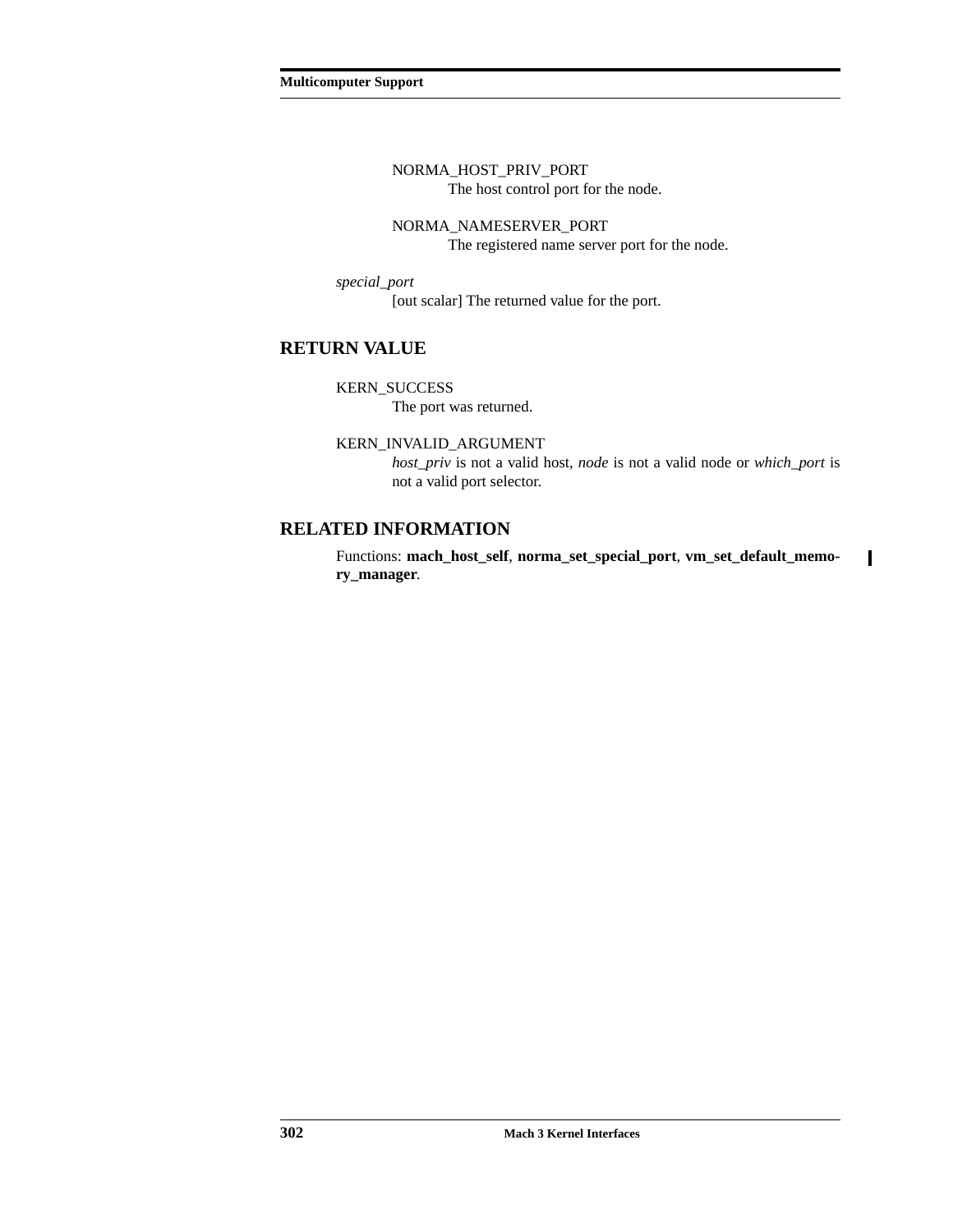NORMA_HOST_PRIV_PORT
: The host control port for the node.

NORMA_NAMESERVER_PORT
: The registered name server port for the node.

*special_port*
: [out scalar] The returned value for the port.

## RETURN VALUE

KERN_SUCCESS
: The port was returned.

KERN_INVALID_ARGUMENT
: *host_priv* is not a valid host, *node* is not a valid node or *which_port* is not a valid port selector.

## RELATED INFORMATION

Functions: **mach_host_self**, **norma_set_special_port**, **vm_set_default_memory_manager**.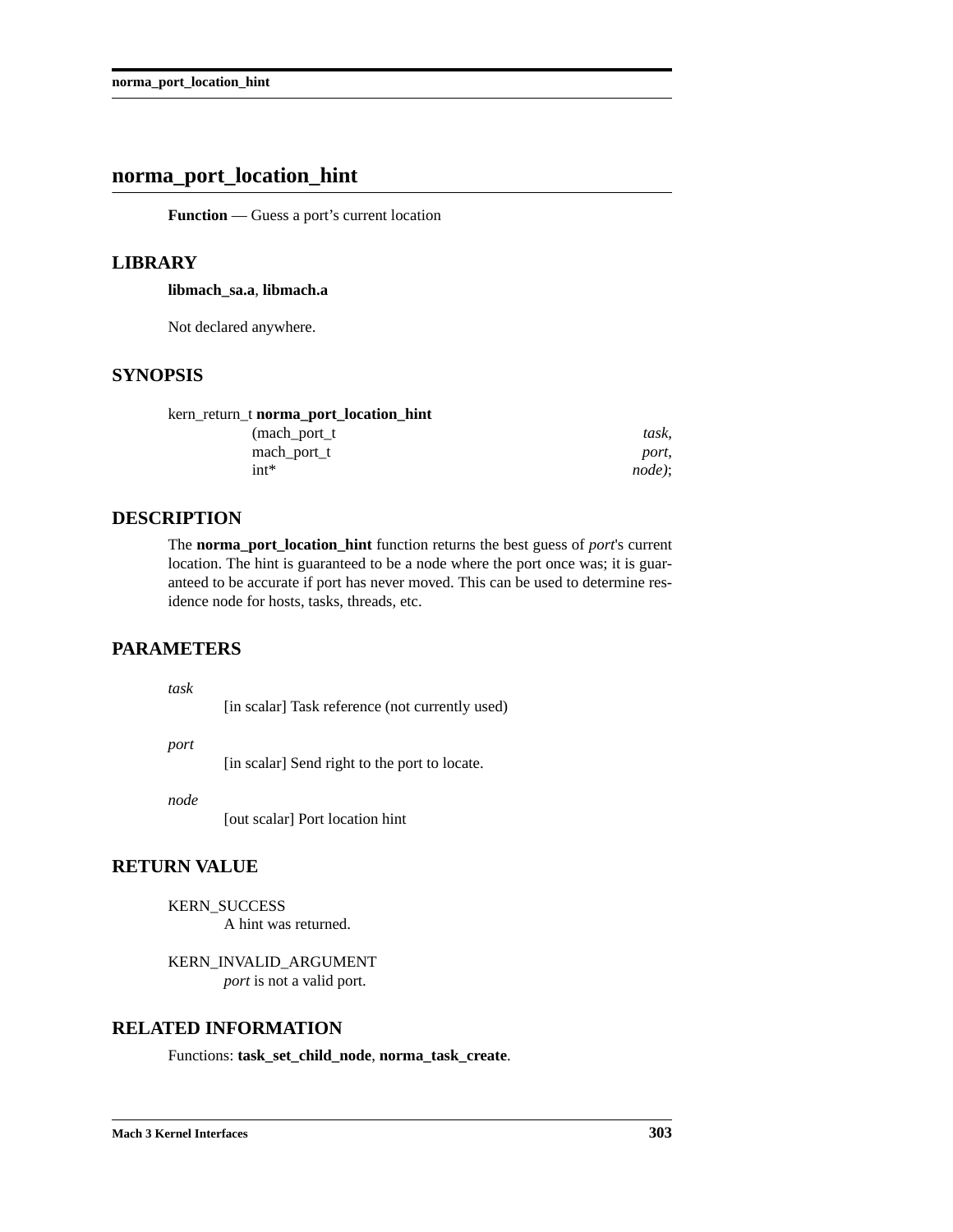# norma_port_location_hint

**Function** — Guess a port's current location

## LIBRARY

**libmach_sa.a**, **libmach.a**

Not declared anywhere.

## SYNOPSIS

```
kern_return_t norma_port_location_hint
                (mach_port_t                    task,
                 mach_port_t                    port,
                 int*                           node);
```

## DESCRIPTION

The **norma_port_location_hint** function returns the best guess of *port*'s current location. The hint is guaranteed to be a node where the port once was; it is guaranteed to be accurate if port has never moved. This can be used to determine residence node for hosts, tasks, threads, etc.

## PARAMETERS

*task*
: [in scalar] Task reference (not currently used)

*port*
: [in scalar] Send right to the port to locate.

*node*
: [out scalar] Port location hint

## RETURN VALUE

KERN_SUCCESS
: A hint was returned.

KERN_INVALID_ARGUMENT
: *port* is not a valid port.

## RELATED INFORMATION

Functions: **task_set_child_node**, **norma_task_create**.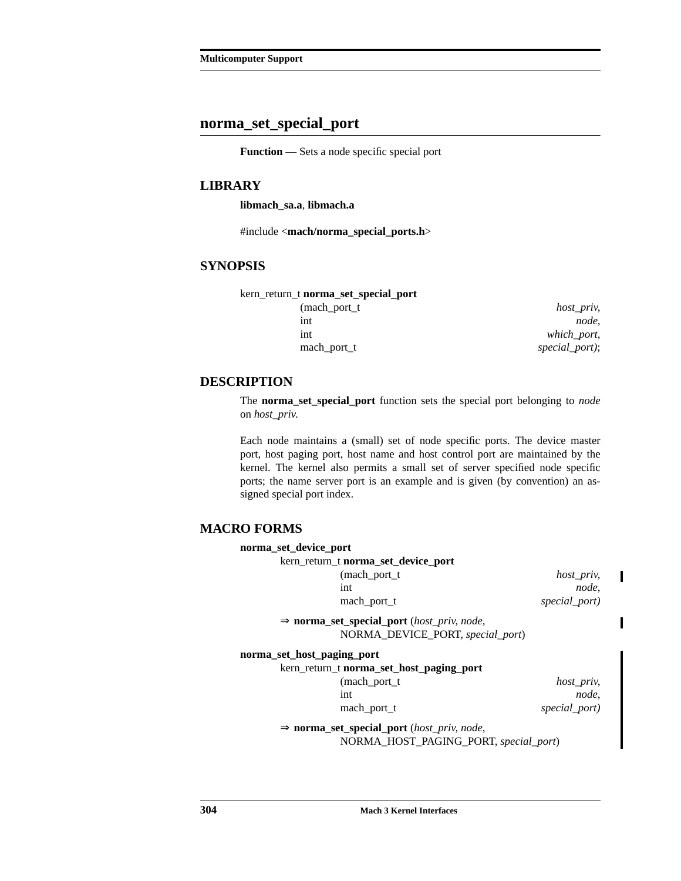## norma_set_special_port

**Function** — Sets a node specific special port

### LIBRARY

**libmach_sa.a**, **libmach.a**

#include <**mach/norma_special_ports.h**>

### SYNOPSIS

```
kern_return_t norma_set_special_port
        (mach_port_t                          host_priv,
         int                                  node,
         int                                  which_port,
         mach_port_t                          special_port);
```

### DESCRIPTION

The **norma_set_special_port** function sets the special port belonging to *node* on *host_priv.*

Each node maintains a (small) set of node specific ports. The device master port, host paging port, host name and host control port are maintained by the kernel. The kernel also permits a small set of server specified node specific ports; the name server port is an example and is given (by convention) an assigned special port index.

### MACRO FORMS

**norma_set_device_port**

```
kern_return_t norma_set_device_port
        (mach_port_t                          host_priv,
         int                                  node,
         mach_port_t                          special_port)
```

⇒ **norma_set_special_port** (*host_priv, node,* NORMA_DEVICE_PORT, *special_port*)

**norma_set_host_paging_port**

```
kern_return_t norma_set_host_paging_port
        (mach_port_t                          host_priv,
         int                                  node,
         mach_port_t                          special_port)
```

⇒ **norma_set_special_port** (*host_priv, node,* NORMA_HOST_PAGING_PORT, *special_port*)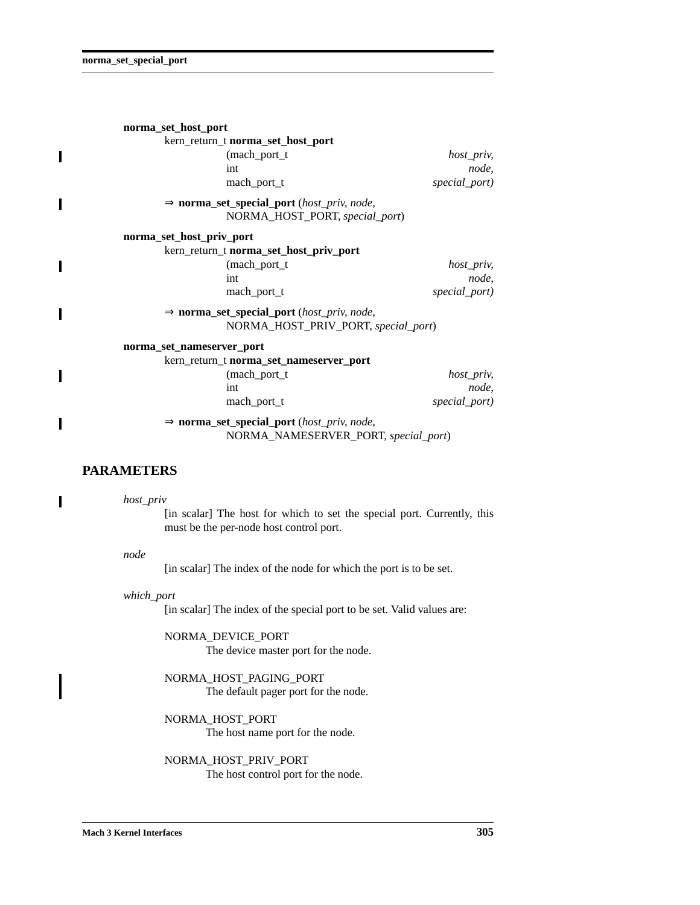**norma_set_host_port**

```
kern_return_t norma_set_host_port
                (mach_port_t                     host_priv,
                 int                             node,
                 mach_port_t                     special_port)
```

⇒ **norma_set_special_port** (*host_priv, node*,
NORMA_HOST_PORT, *special_port*)

**norma_set_host_priv_port**

```
kern_return_t norma_set_host_priv_port
                (mach_port_t                     host_priv,
                 int                             node,
                 mach_port_t                     special_port)
```

⇒ **norma_set_special_port** (*host_priv, node*,
NORMA_HOST_PRIV_PORT, *special_port*)

**norma_set_nameserver_port**

```
kern_return_t norma_set_nameserver_port
                (mach_port_t                     host_priv,
                 int                             node,
                 mach_port_t                     special_port)
```

⇒ **norma_set_special_port** (*host_priv, node*,
NORMA_NAMESERVER_PORT, *special_port*)

## PARAMETERS

*host_priv*
[in scalar] The host for which to set the special port. Currently, this must be the per-node host control port.

*node*
[in scalar] The index of the node for which the port is to be set.

*which_port*
[in scalar] The index of the special port to be set. Valid values are:

NORMA_DEVICE_PORT
The device master port for the node.

NORMA_HOST_PAGING_PORT
The default pager port for the node.

NORMA_HOST_PORT
The host name port for the node.

NORMA_HOST_PRIV_PORT
The host control port for the node.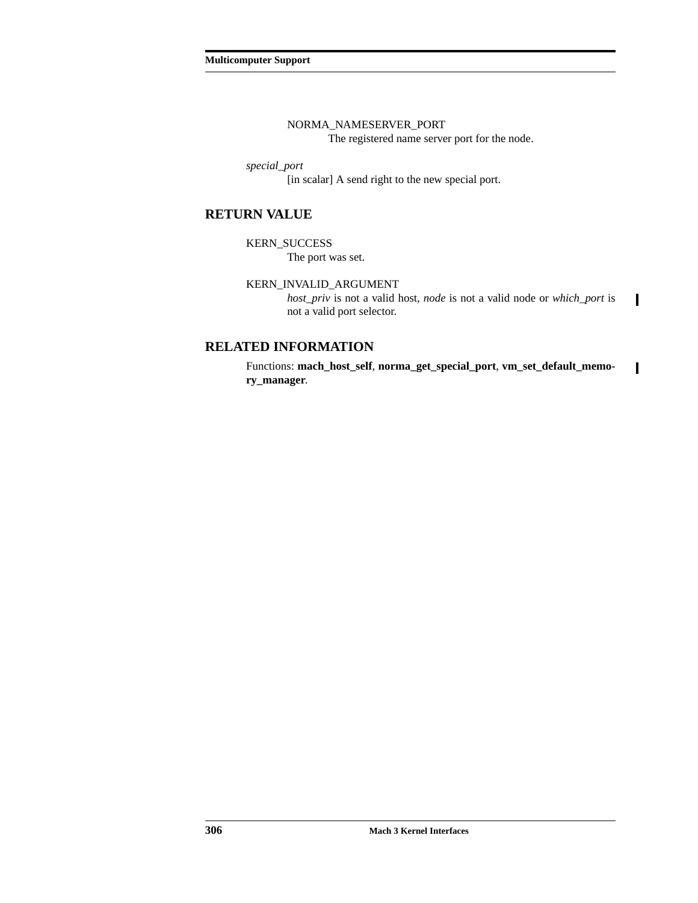NORMA_NAMESERVER_PORT
The registered name server port for the node.

*special_port*
[in scalar] A send right to the new special port.

## RETURN VALUE

KERN_SUCCESS
The port was set.

KERN_INVALID_ARGUMENT
*host_priv* is not a valid host, *node* is not a valid node or *which_port* is not a valid port selector.

## RELATED INFORMATION

Functions: **mach_host_self**, **norma_get_special_port**, **vm_set_default_memory_manager**.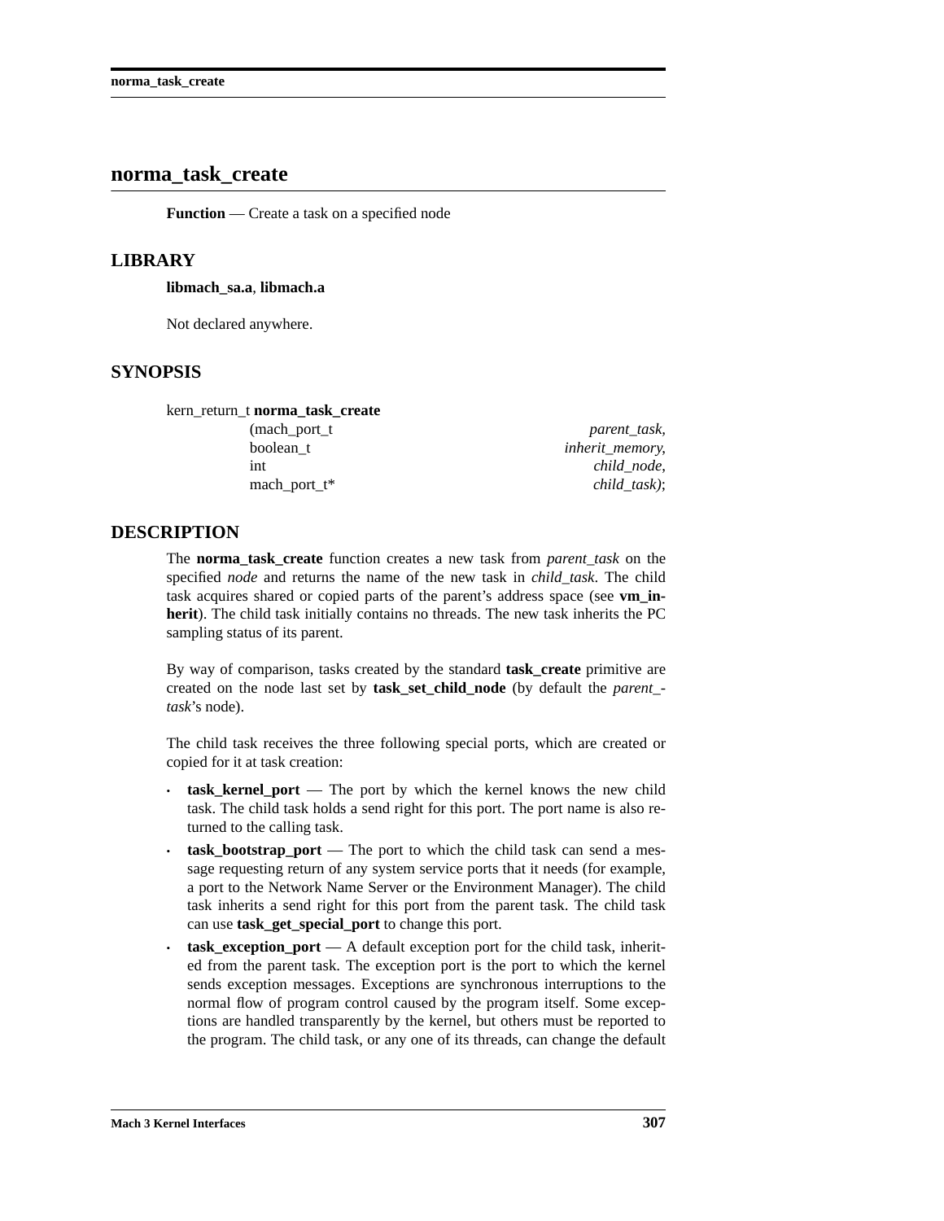# norma_task_create

**Function** — Create a task on a specified node

## LIBRARY

**libmach_sa.a**, **libmach.a**

Not declared anywhere.

## SYNOPSIS

```
kern_return_t norma_task_create
                (mach_port_t                parent_task,
                 boolean_t                  inherit_memory,
                 int                        child_node,
                 mach_port_t*               child_task);
```

## DESCRIPTION

The **norma_task_create** function creates a new task from *parent_task* on the specified *node* and returns the name of the new task in *child_task*. The child task acquires shared or copied parts of the parent's address space (see **vm_inherit**). The child task initially contains no threads. The new task inherits the PC sampling status of its parent.

By way of comparison, tasks created by the standard **task_create** primitive are created on the node last set by **task_set_child_node** (by default the *parent_task*'s node).

The child task receives the three following special ports, which are created or copied for it at task creation:

- **task_kernel_port** — The port by which the kernel knows the new child task. The child task holds a send right for this port. The port name is also returned to the calling task.
- **task_bootstrap_port** — The port to which the child task can send a message requesting return of any system service ports that it needs (for example, a port to the Network Name Server or the Environment Manager). The child task inherits a send right for this port from the parent task. The child task can use **task_get_special_port** to change this port.
- **task_exception_port** — A default exception port for the child task, inherited from the parent task. The exception port is the port to which the kernel sends exception messages. Exceptions are synchronous interruptions to the normal flow of program control caused by the program itself. Some exceptions are handled transparently by the kernel, but others must be reported to the program. The child task, or any one of its threads, can change the default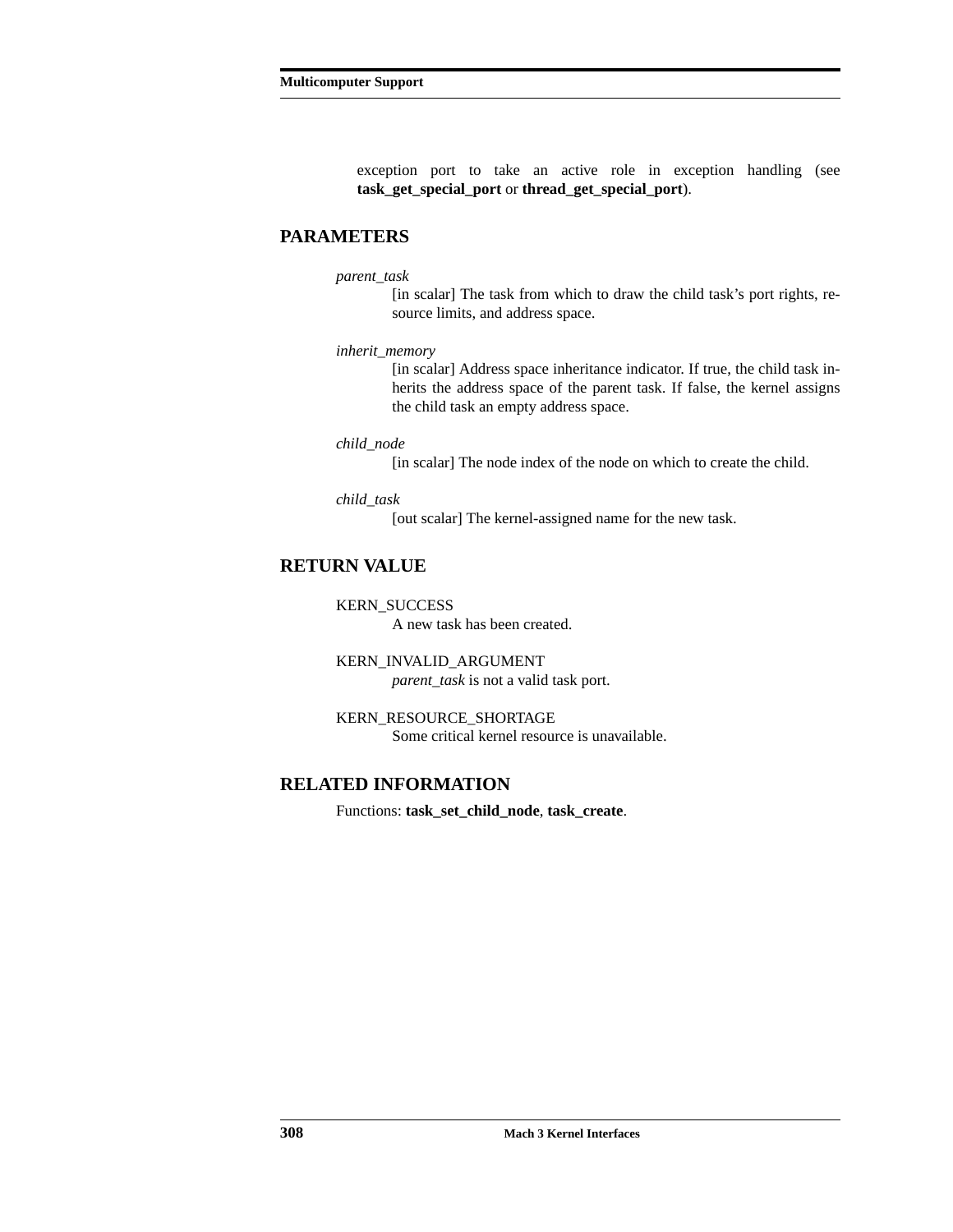exception port to take an active role in exception handling (see **task_get_special_port** or **thread_get_special_port**).

## PARAMETERS

*parent_task*
: [in scalar] The task from which to draw the child task's port rights, resource limits, and address space.

*inherit_memory*
: [in scalar] Address space inheritance indicator. If true, the child task inherits the address space of the parent task. If false, the kernel assigns the child task an empty address space.

*child_node*
: [in scalar] The node index of the node on which to create the child.

*child_task*
: [out scalar] The kernel-assigned name for the new task.

## RETURN VALUE

KERN_SUCCESS
: A new task has been created.

KERN_INVALID_ARGUMENT
: *parent_task* is not a valid task port.

KERN_RESOURCE_SHORTAGE
: Some critical kernel resource is unavailable.

## RELATED INFORMATION

Functions: **task_set_child_node**, **task_create**.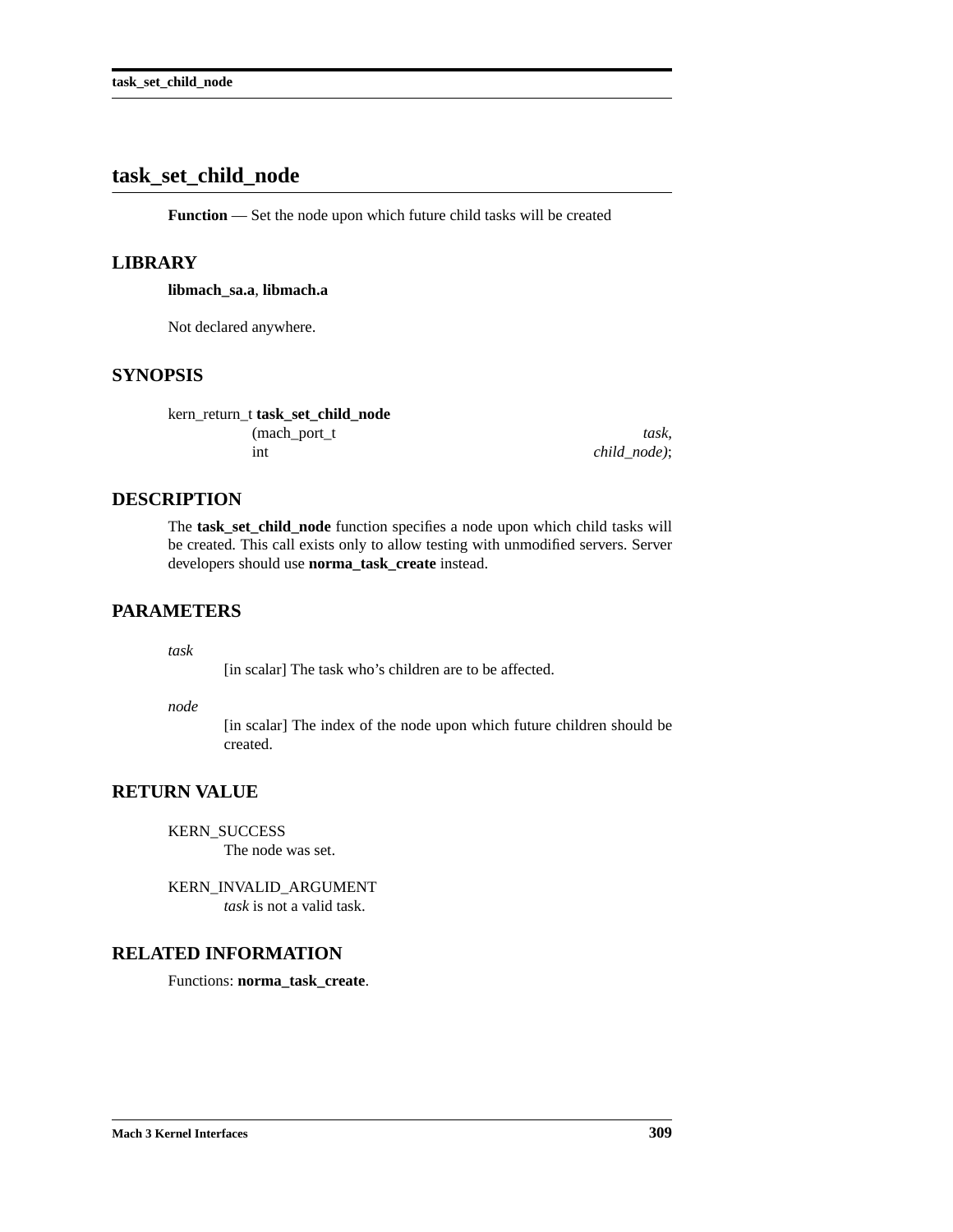# task_set_child_node

**Function** — Set the node upon which future child tasks will be created

## LIBRARY

**libmach_sa.a**, **libmach.a**

Not declared anywhere.

## SYNOPSIS

```
kern_return_t task_set_child_node
                (mach_port_t                    task,
                 int                            child_node);
```

## DESCRIPTION

The **task_set_child_node** function specifies a node upon which child tasks will be created. This call exists only to allow testing with unmodified servers. Server developers should use **norma_task_create** instead.

## PARAMETERS

*task*
: [in scalar] The task who's children are to be affected.

*node*
: [in scalar] The index of the node upon which future children should be created.

## RETURN VALUE

KERN_SUCCESS
: The node was set.

KERN_INVALID_ARGUMENT
: *task* is not a valid task.

## RELATED INFORMATION

Functions: **norma_task_create**.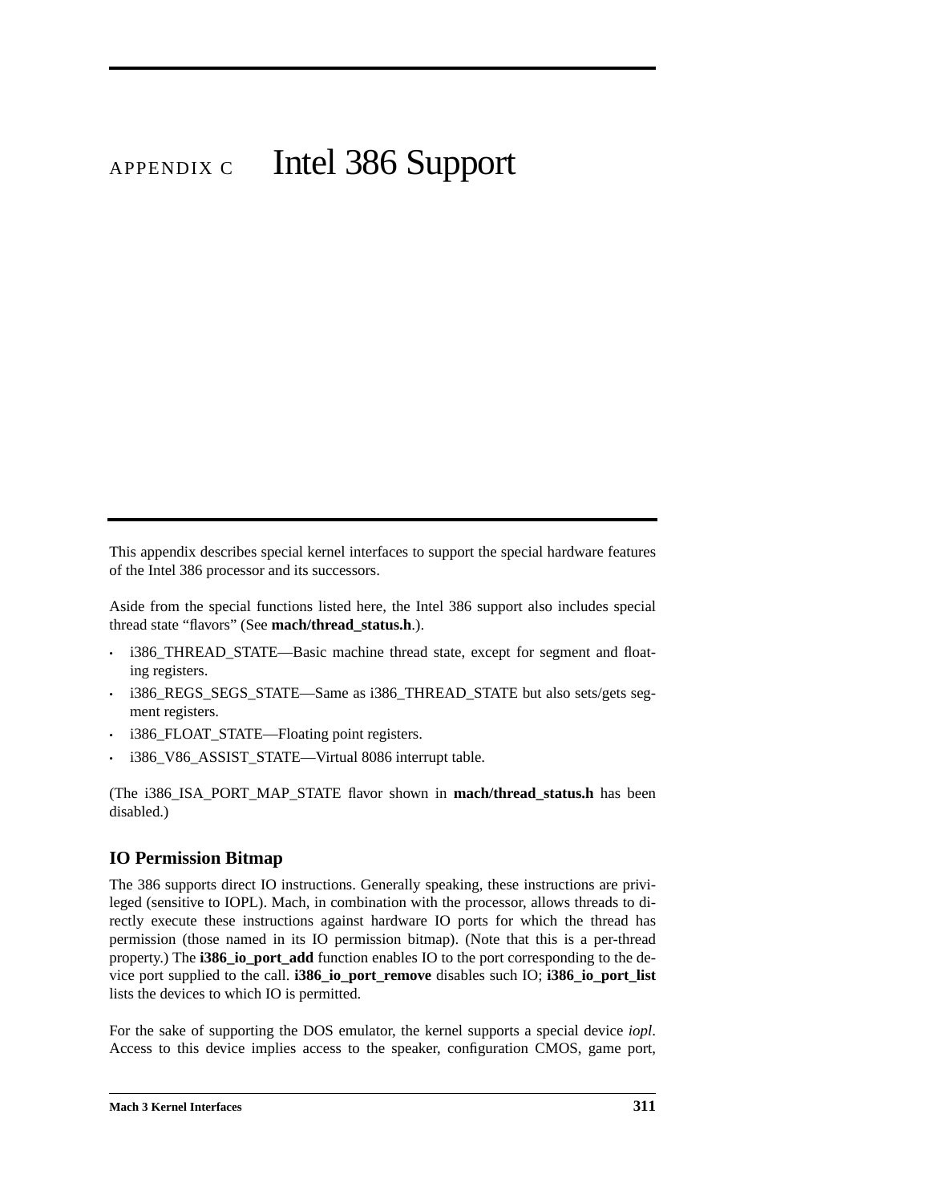# APPENDIX C Intel 386 Support

This appendix describes special kernel interfaces to support the special hardware features of the Intel 386 processor and its successors.

Aside from the special functions listed here, the Intel 386 support also includes special thread state “flavors” (See **mach/thread_status.h**.).

- i386_THREAD_STATE—Basic machine thread state, except for segment and floating registers.
- i386_REGS_SEGS_STATE—Same as i386_THREAD_STATE but also sets/gets segment registers.
- i386_FLOAT_STATE—Floating point registers.
- i386_V86_ASSIST_STATE—Virtual 8086 interrupt table.

(The i386_ISA_PORT_MAP_STATE flavor shown in **mach/thread_status.h** has been disabled.)

## IO Permission Bitmap

The 386 supports direct IO instructions. Generally speaking, these instructions are privileged (sensitive to IOPL). Mach, in combination with the processor, allows threads to directly execute these instructions against hardware IO ports for which the thread has permission (those named in its IO permission bitmap). (Note that this is a per-thread property.) The **i386_io_port_add** function enables IO to the port corresponding to the device port supplied to the call. **i386_io_port_remove** disables such IO; **i386_io_port_list** lists the devices to which IO is permitted.

For the sake of supporting the DOS emulator, the kernel supports a special device *iopl*. Access to this device implies access to the speaker, configuration CMOS, game port,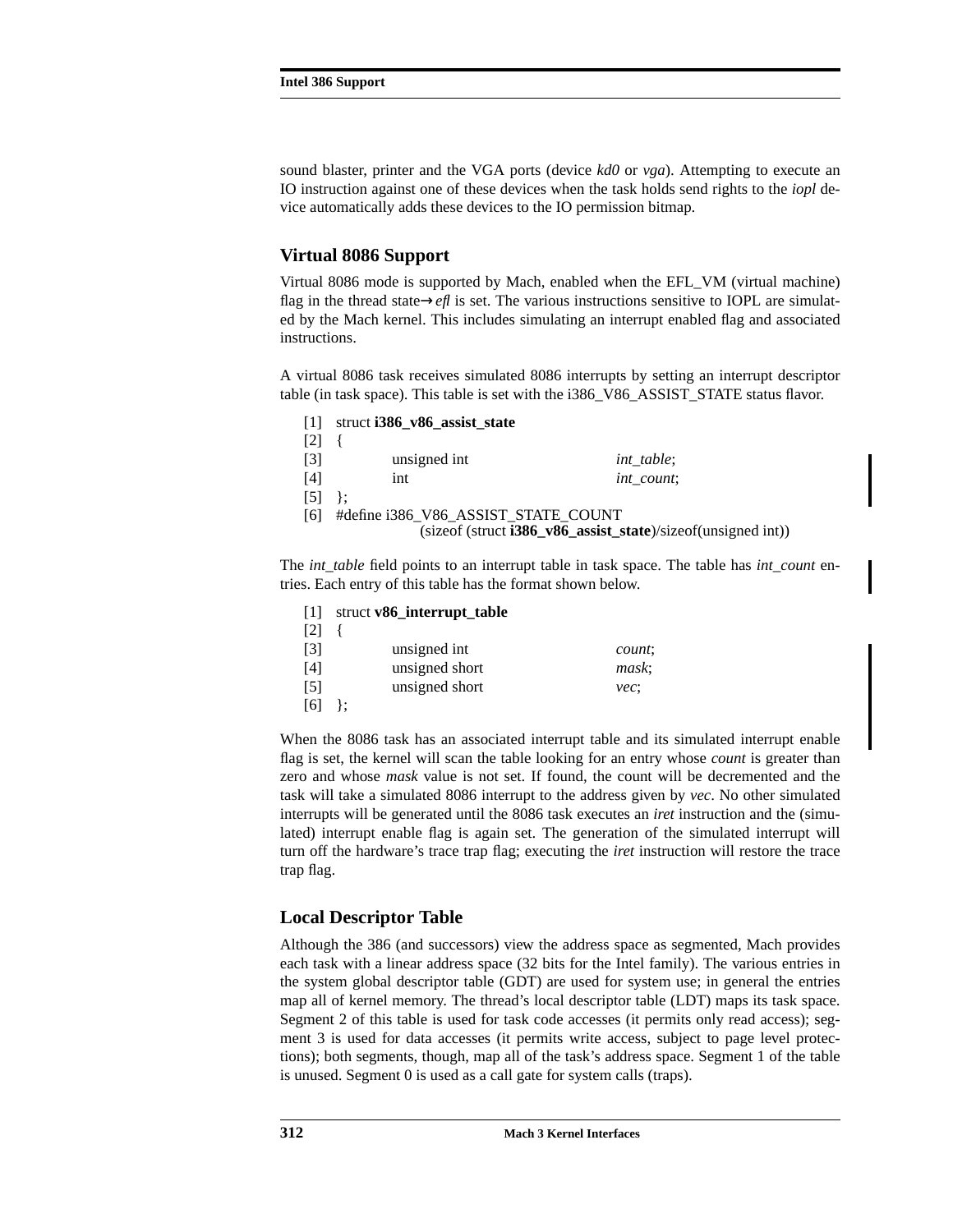sound blaster, printer and the VGA ports (device *kd0* or *vga*). Attempting to execute an IO instruction against one of these devices when the task holds send rights to the *iopl* device automatically adds these devices to the IO permission bitmap.

## Virtual 8086 Support

Virtual 8086 mode is supported by Mach, enabled when the EFL_VM (virtual machine) flag in the thread state→*efl* is set. The various instructions sensitive to IOPL are simulated by the Mach kernel. This includes simulating an interrupt enabled flag and associated instructions.

A virtual 8086 task receives simulated 8086 interrupts by setting an interrupt descriptor table (in task space). This table is set with the i386_V86_ASSIST_STATE status flavor.

```
[1]  struct i386_v86_assist_state
[2]  {
[3]          unsigned int                    int_table;
[4]          int                             int_count;
[5]  };
[6]  #define i386_V86_ASSIST_STATE_COUNT
                 (sizeof (struct i386_v86_assist_state)/sizeof(unsigned int))
```

The *int_table* field points to an interrupt table in task space. The table has *int_count* entries. Each entry of this table has the format shown below.

```
[1]  struct v86_interrupt_table
[2]  {
[3]          unsigned int                    count;
[4]          unsigned short                  mask;
[5]          unsigned short                  vec;
[6]  };
```

When the 8086 task has an associated interrupt table and its simulated interrupt enable flag is set, the kernel will scan the table looking for an entry whose *count* is greater than zero and whose *mask* value is not set. If found, the count will be decremented and the task will take a simulated 8086 interrupt to the address given by *vec*. No other simulated interrupts will be generated until the 8086 task executes an *iret* instruction and the (simulated) interrupt enable flag is again set. The generation of the simulated interrupt will turn off the hardware's trace trap flag; executing the *iret* instruction will restore the trace trap flag.

## Local Descriptor Table

Although the 386 (and successors) view the address space as segmented, Mach provides each task with a linear address space (32 bits for the Intel family). The various entries in the system global descriptor table (GDT) are used for system use; in general the entries map all of kernel memory. The thread's local descriptor table (LDT) maps its task space. Segment 2 of this table is used for task code accesses (it permits only read access); segment 3 is used for data accesses (it permits write access, subject to page level protections); both segments, though, map all of the task's address space. Segment 1 of the table is unused. Segment 0 is used as a call gate for system calls (traps).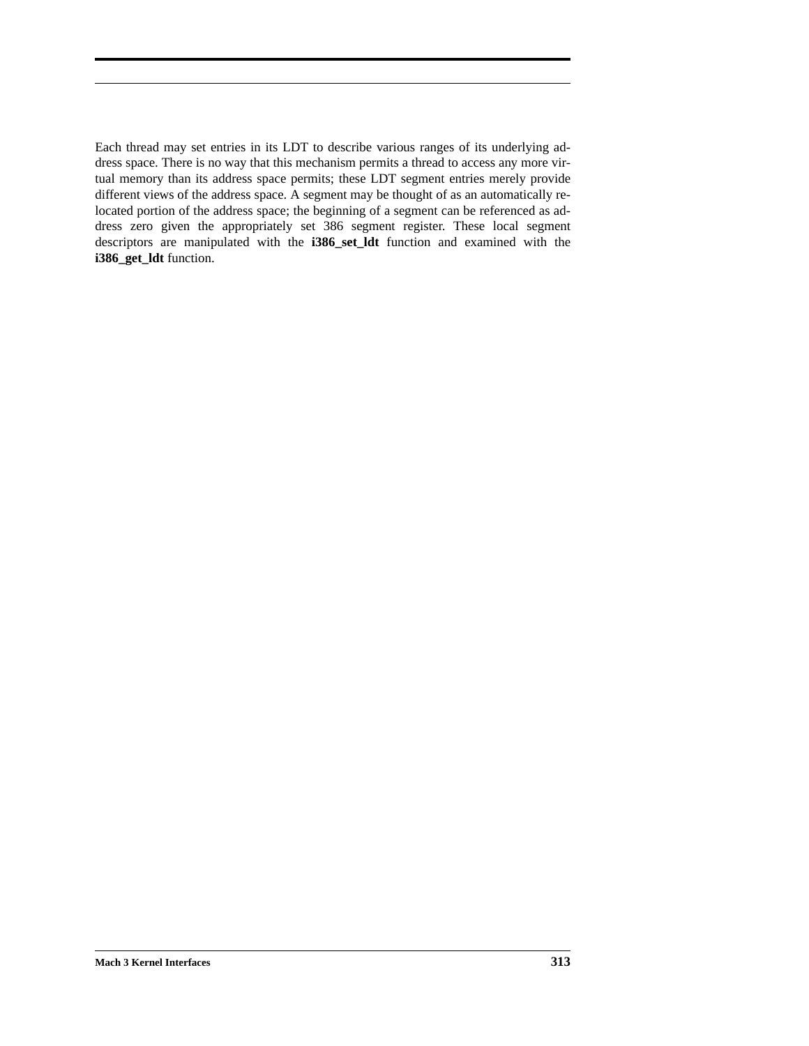Each thread may set entries in its LDT to describe various ranges of its underlying address space. There is no way that this mechanism permits a thread to access any more virtual memory than its address space permits; these LDT segment entries merely provide different views of the address space. A segment may be thought of as an automatically relocated portion of the address space; the beginning of a segment can be referenced as address zero given the appropriately set 386 segment register. These local segment descriptors are manipulated with the **i386_set_ldt** function and examined with the **i386_get_ldt** function.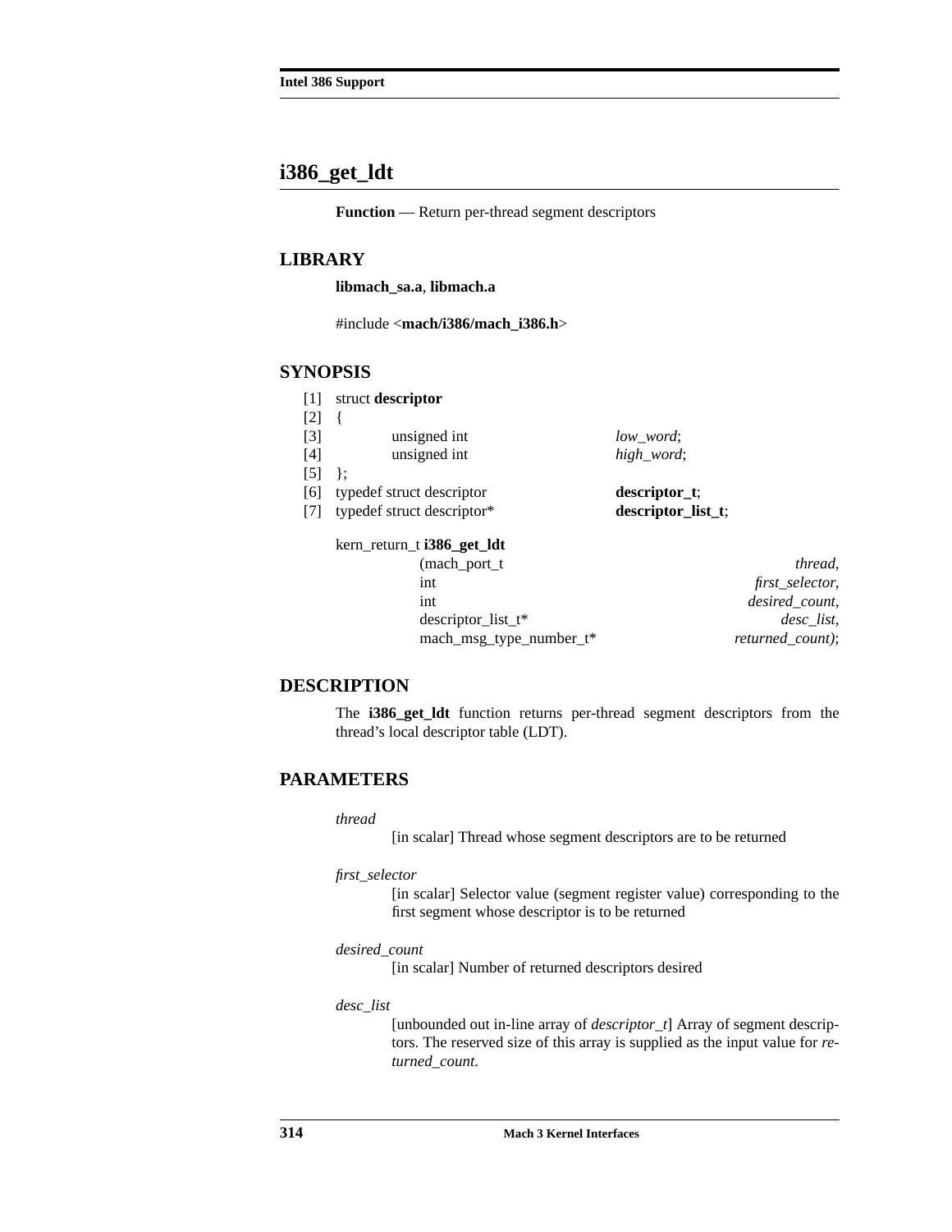# i386_get_ldt

**Function** — Return per-thread segment descriptors

## LIBRARY

**libmach_sa.a**, **libmach.a**

#include <**mach/i386/mach_i386.h**>

## SYNOPSIS

```
[1]  struct descriptor
[2]  {
[3]          unsigned int                    low_word;
[4]          unsigned int                    high_word;
[5]  };
[6]  typedef struct descriptor              descriptor_t;
[7]  typedef struct descriptor*             descriptor_list_t;
```

```
kern_return_t i386_get_ldt
                (mach_port_t                                thread,
                int                                  first_selector,
                int                                   desired_count,
                descriptor_list_t*                        desc_list,
                mach_msg_type_number_t*              returned_count);
```

## DESCRIPTION

The **i386_get_ldt** function returns per-thread segment descriptors from the thread's local descriptor table (LDT).

## PARAMETERS

*thread*
: [in scalar] Thread whose segment descriptors are to be returned

*first_selector*
: [in scalar] Selector value (segment register value) corresponding to the first segment whose descriptor is to be returned

*desired_count*
: [in scalar] Number of returned descriptors desired

*desc_list*
: [unbounded out in-line array of *descriptor_t*] Array of segment descriptors. The reserved size of this array is supplied as the input value for *returned_count*.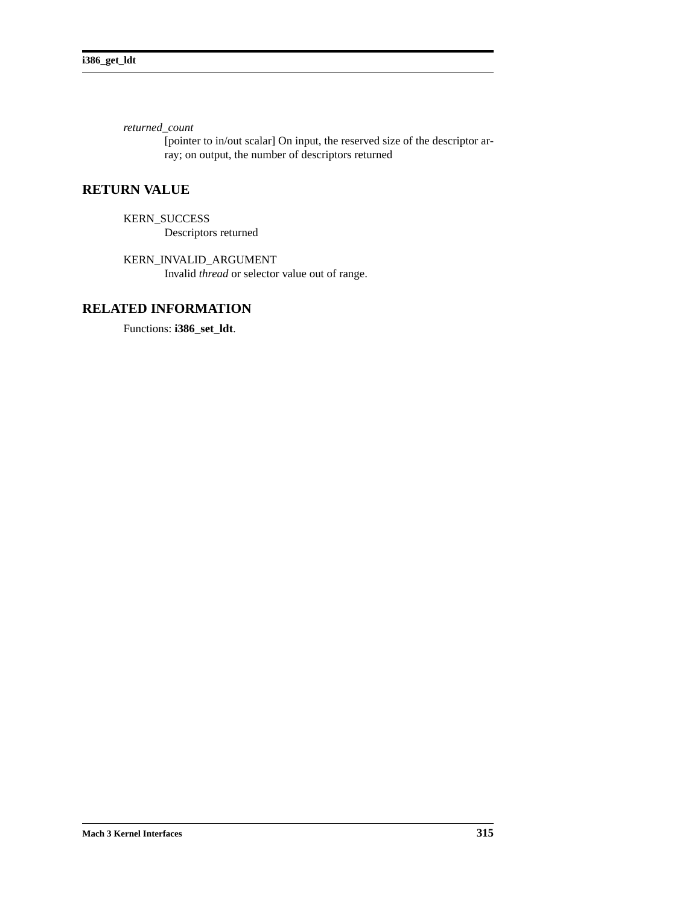*returned_count*

[pointer to in/out scalar] On input, the reserved size of the descriptor array; on output, the number of descriptors returned

## RETURN VALUE

KERN_SUCCESS
Descriptors returned

KERN_INVALID_ARGUMENT
Invalid *thread* or selector value out of range.

## RELATED INFORMATION

Functions: **i386_set_ldt**.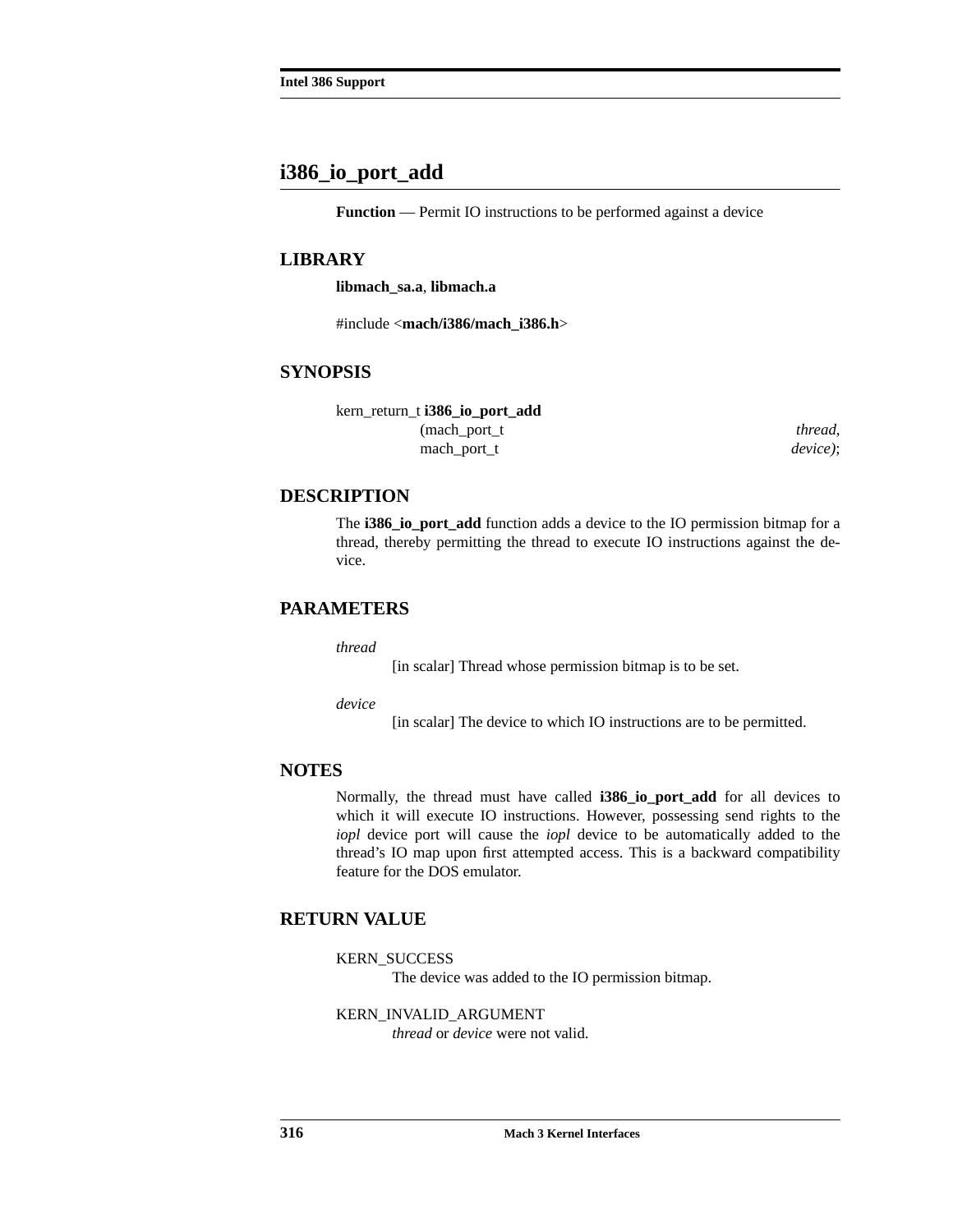## i386_io_port_add

**Function** — Permit IO instructions to be performed against a device

### LIBRARY

**libmach_sa.a**, **libmach.a**

#include <**mach/i386/mach_i386.h**>

### SYNOPSIS

```
kern_return_t i386_io_port_add
                (mach_port_t          thread,
                 mach_port_t          device);
```

### DESCRIPTION

The **i386_io_port_add** function adds a device to the IO permission bitmap for a thread, thereby permitting the thread to execute IO instructions against the device.

### PARAMETERS

*thread*
: [in scalar] Thread whose permission bitmap is to be set.

*device*
: [in scalar] The device to which IO instructions are to be permitted.

### NOTES

Normally, the thread must have called **i386_io_port_add** for all devices to which it will execute IO instructions. However, possessing send rights to the *iopl* device port will cause the *iopl* device to be automatically added to the thread's IO map upon first attempted access. This is a backward compatibility feature for the DOS emulator.

### RETURN VALUE

KERN_SUCCESS
: The device was added to the IO permission bitmap.

KERN_INVALID_ARGUMENT
: *thread* or *device* were not valid.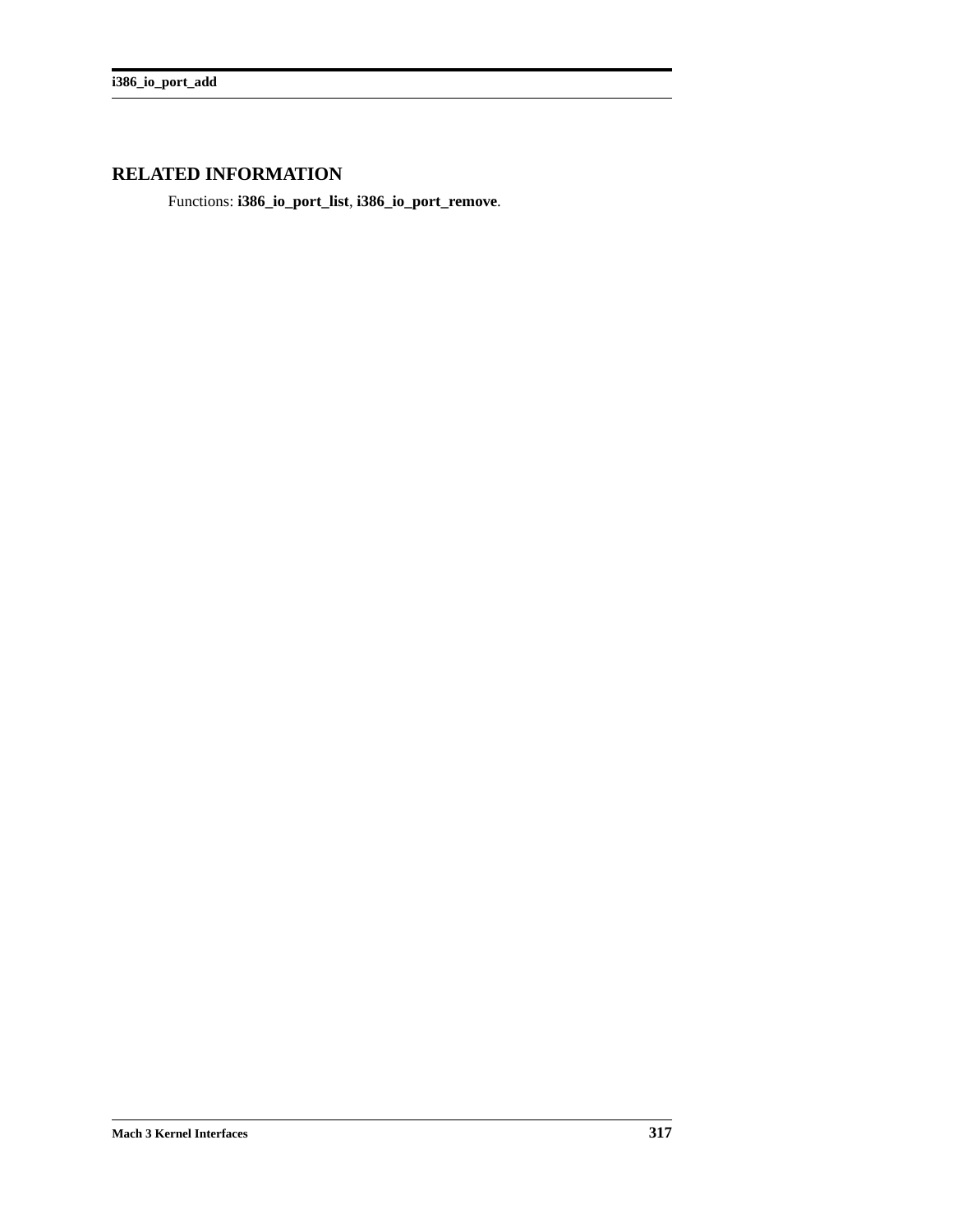## RELATED INFORMATION

Functions: **i386_io_port_list**, **i386_io_port_remove**.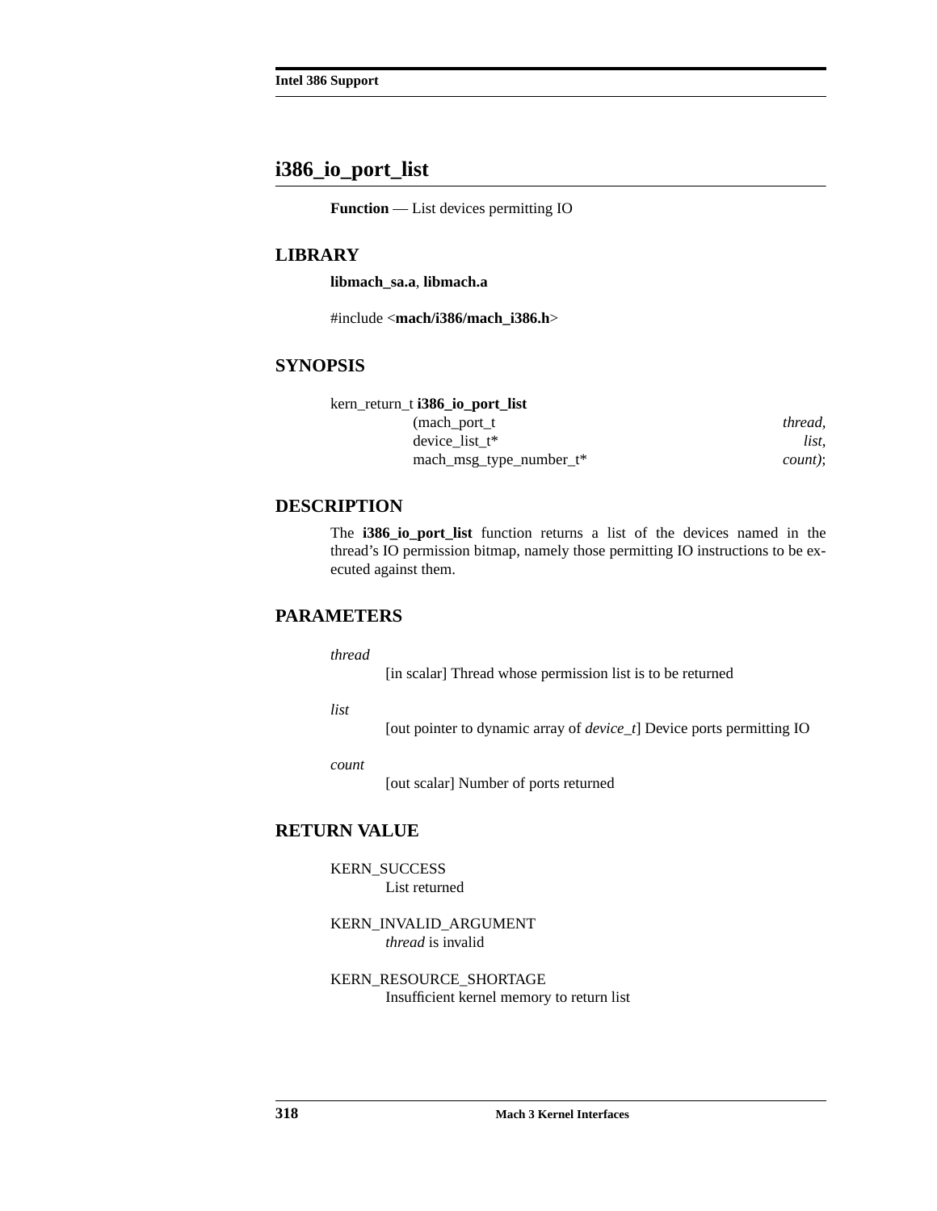## i386_io_port_list

**Function** — List devices permitting IO

### LIBRARY

**libmach_sa.a**, **libmach.a**

#include <**mach/i386/mach_i386.h**>

### SYNOPSIS

```
kern_return_t i386_io_port_list
              (mach_port_t                    thread,
               device_list_t*                   list,
               mach_msg_type_number_t*         count);
```

### DESCRIPTION

The **i386_io_port_list** function returns a list of the devices named in the thread's IO permission bitmap, namely those permitting IO instructions to be executed against them.

### PARAMETERS

*thread*
: [in scalar] Thread whose permission list is to be returned

*list*
: [out pointer to dynamic array of *device_t*] Device ports permitting IO

*count*
: [out scalar] Number of ports returned

### RETURN VALUE

KERN_SUCCESS
: List returned

KERN_INVALID_ARGUMENT
: *thread* is invalid

KERN_RESOURCE_SHORTAGE
: Insufficient kernel memory to return list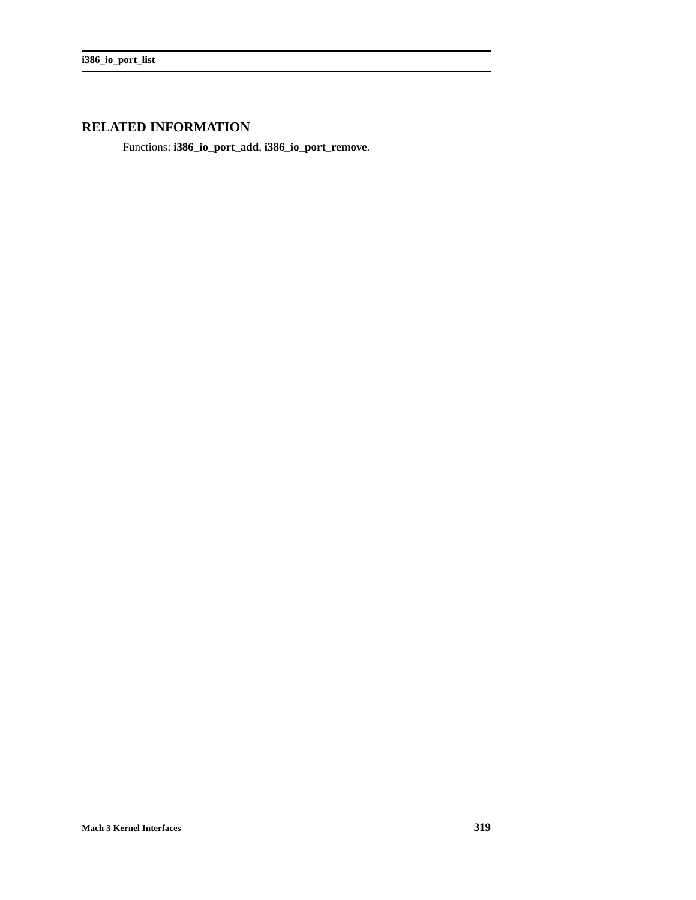## RELATED INFORMATION

Functions: **i386_io_port_add**, **i386_io_port_remove**.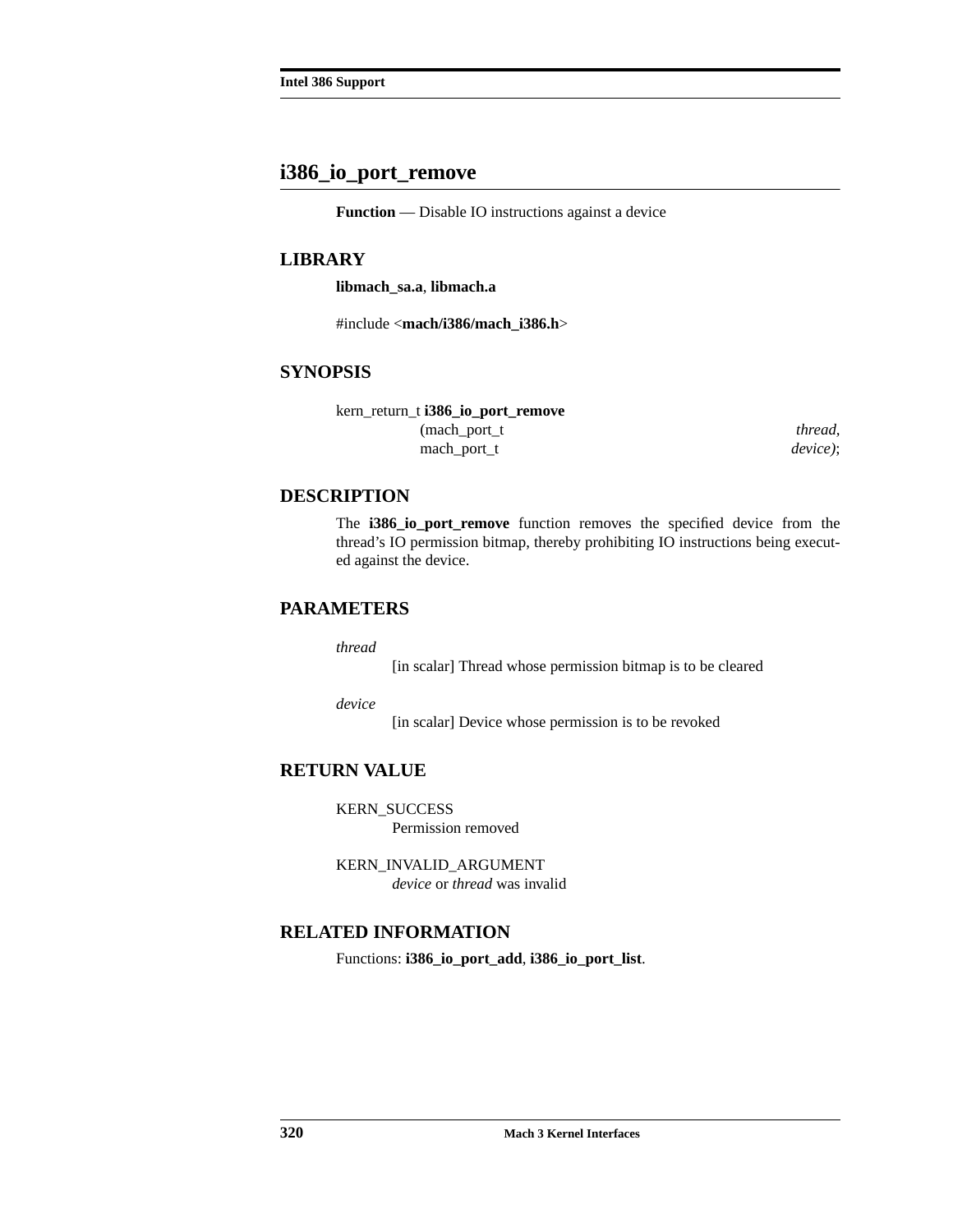## i386_io_port_remove

**Function** — Disable IO instructions against a device

### LIBRARY

**libmach_sa.a**, **libmach.a**

#include <**mach/i386/mach_i386.h**>

### SYNOPSIS

```
kern_return_t i386_io_port_remove
                (mach_port_t                    thread,
                 mach_port_t                    device);
```

### DESCRIPTION

The **i386_io_port_remove** function removes the specified device from the thread's IO permission bitmap, thereby prohibiting IO instructions being executed against the device.

### PARAMETERS

*thread*
: [in scalar] Thread whose permission bitmap is to be cleared

*device*
: [in scalar] Device whose permission is to be revoked

### RETURN VALUE

KERN_SUCCESS
: Permission removed

KERN_INVALID_ARGUMENT
: *device* or *thread* was invalid

### RELATED INFORMATION

Functions: **i386_io_port_add**, **i386_io_port_list**.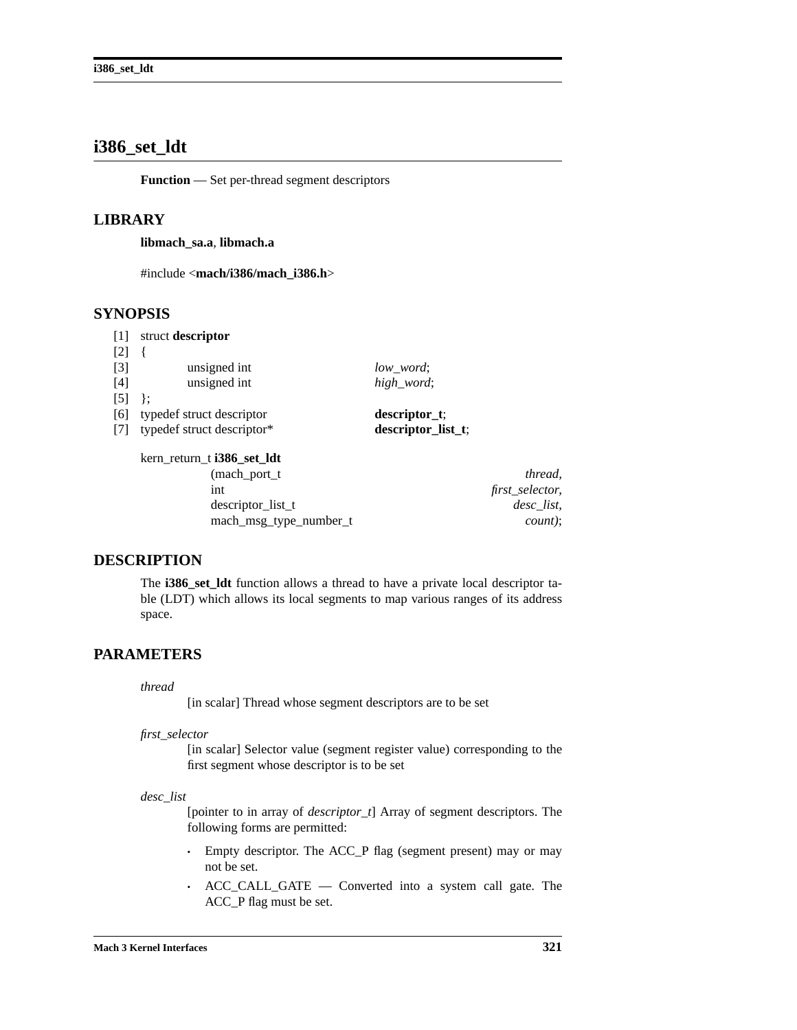# i386_set_ldt

**Function** — Set per-thread segment descriptors

## LIBRARY

**libmach_sa.a**, **libmach.a**

#include <**mach/i386/mach_i386.h**>

## SYNOPSIS

```
[1]  struct descriptor
[2]  {
[3]          unsigned int                    low_word;
[4]          unsigned int                    high_word;
[5]  };
[6]  typedef struct descriptor               descriptor_t;
[7]  typedef struct descriptor*              descriptor_list_t;
```

```
kern_return_t i386_set_ldt
                (mach_port_t                          thread,
                 int                                  first_selector,
                 descriptor_list_t                    desc_list,
                 mach_msg_type_number_t               count);
```

## DESCRIPTION

The **i386_set_ldt** function allows a thread to have a private local descriptor table (LDT) which allows its local segments to map various ranges of its address space.

## PARAMETERS

*thread*

[in scalar] Thread whose segment descriptors are to be set

*first_selector*

[in scalar] Selector value (segment register value) corresponding to the first segment whose descriptor is to be set

*desc_list*

[pointer to in array of *descriptor_t*] Array of segment descriptors. The following forms are permitted:

- Empty descriptor. The ACC_P flag (segment present) may or may not be set.
- ACC_CALL_GATE — Converted into a system call gate. The ACC_P flag must be set.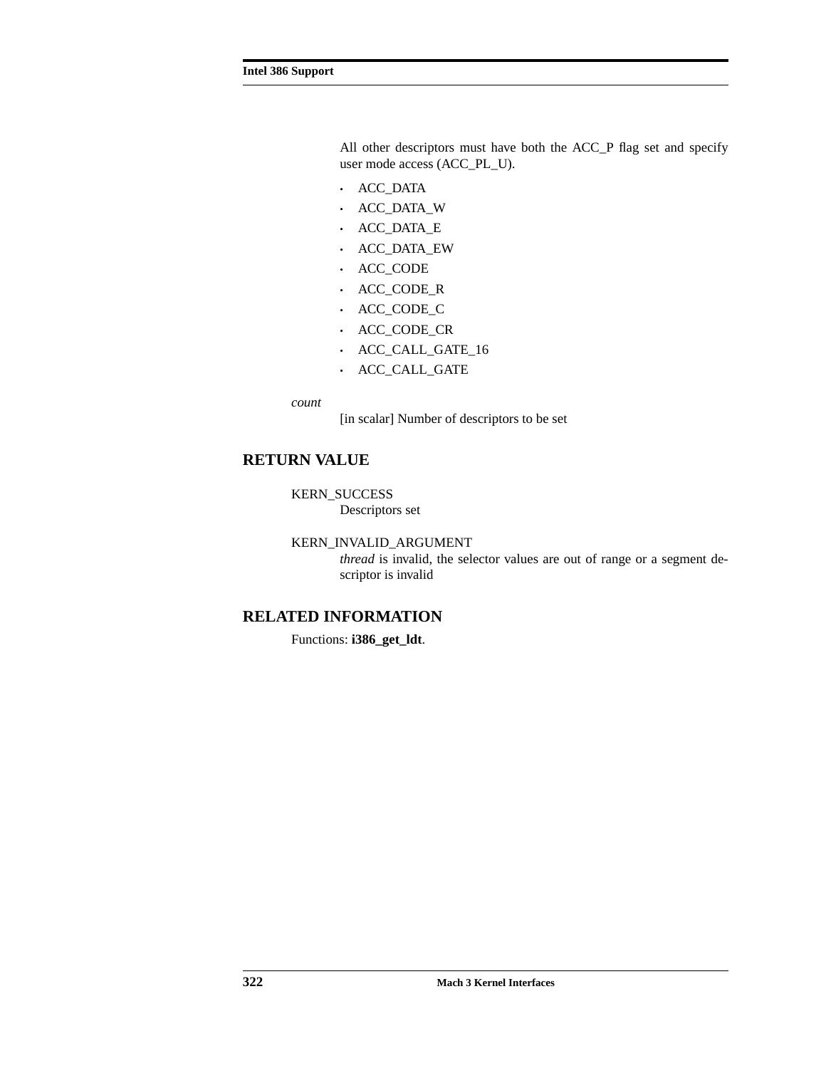All other descriptors must have both the ACC_P flag set and specify user mode access (ACC_PL_U).

- ACC_DATA
- ACC_DATA_W
- ACC_DATA_E
- ACC_DATA_EW
- ACC_CODE
- ACC_CODE_R
- ACC_CODE_C
- ACC_CODE_CR
- ACC_CALL_GATE_16
- ACC_CALL_GATE

*count*
: [in scalar] Number of descriptors to be set

## RETURN VALUE

KERN_SUCCESS
: Descriptors set

KERN_INVALID_ARGUMENT
: *thread* is invalid, the selector values are out of range or a segment descriptor is invalid

## RELATED INFORMATION

Functions: **i386_get_ldt**.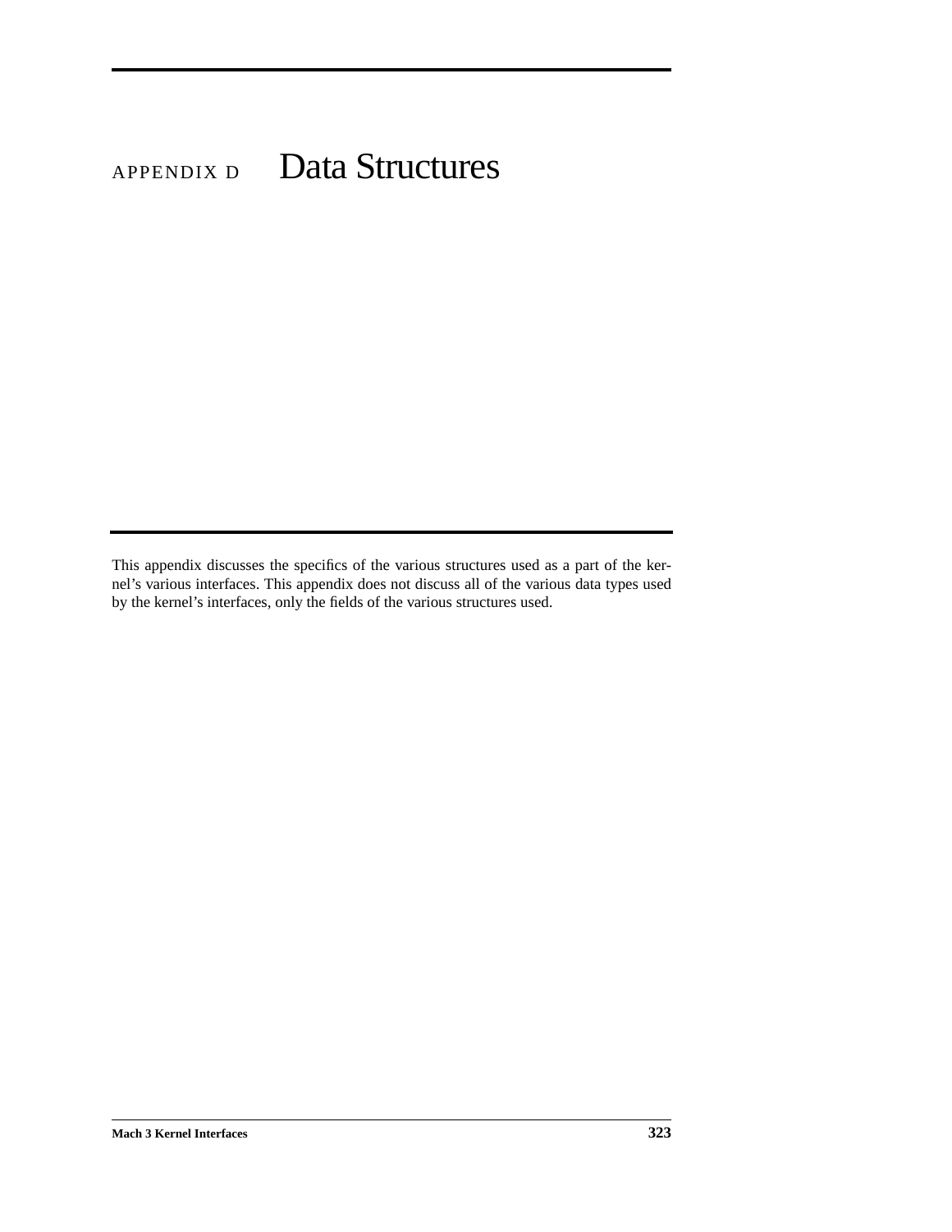# APPENDIX D Data Structures

This appendix discusses the specifics of the various structures used as a part of the kernel's various interfaces. This appendix does not discuss all of the various data types used by the kernel's interfaces, only the fields of the various structures used.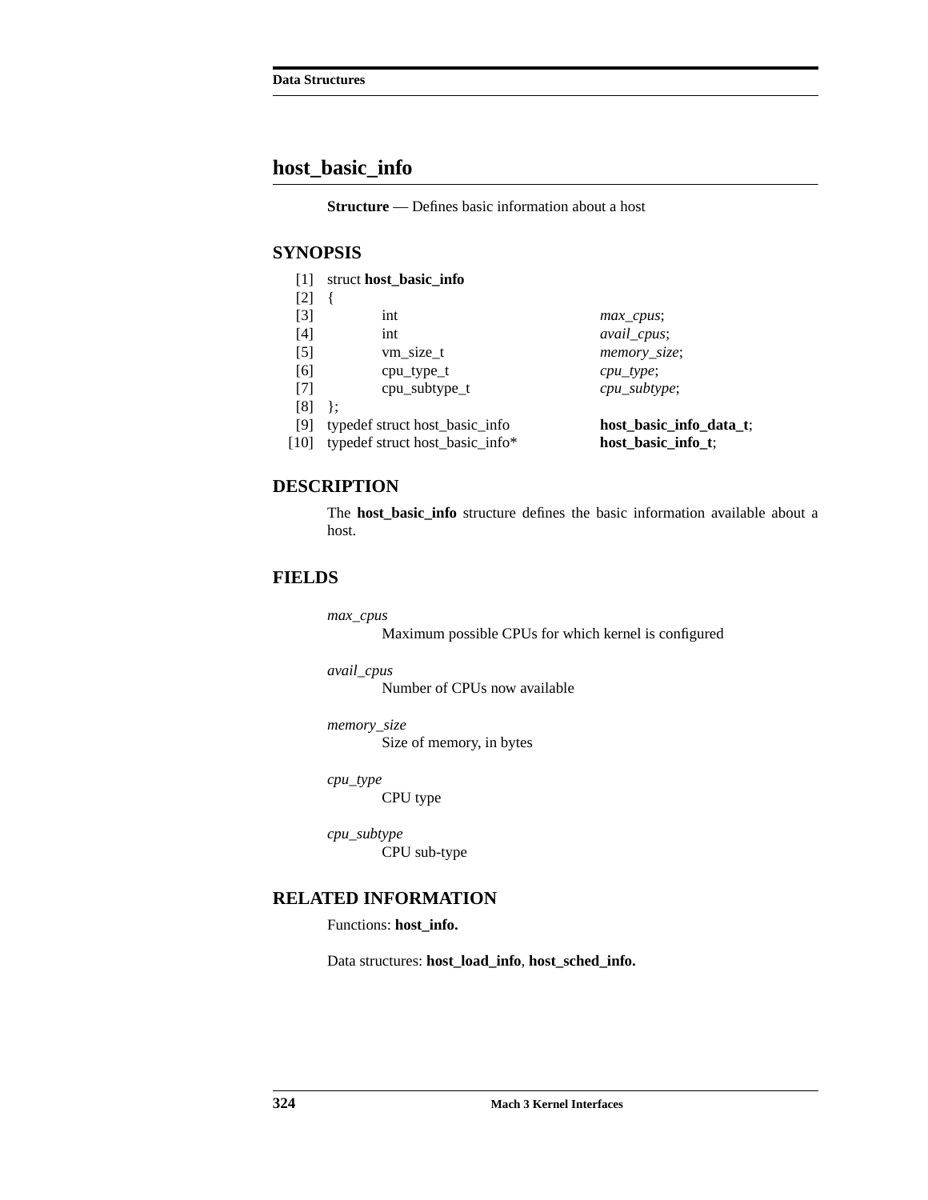## host_basic_info

**Structure** — Defines basic information about a host

### SYNOPSIS

```
[1]  struct host_basic_info
[2]  {
[3]          int                              max_cpus;
[4]          int                              avail_cpus;
[5]          vm_size_t                        memory_size;
[6]          cpu_type_t                       cpu_type;
[7]          cpu_subtype_t                    cpu_subtype;
[8]  };
[9]  typedef struct host_basic_info          host_basic_info_data_t;
[10] typedef struct host_basic_info*         host_basic_info_t;
```

### DESCRIPTION

The **host_basic_info** structure defines the basic information available about a host.

### FIELDS

*max_cpus*
Maximum possible CPUs for which kernel is configured

*avail_cpus*
Number of CPUs now available

*memory_size*
Size of memory, in bytes

*cpu_type*
CPU type

*cpu_subtype*
CPU sub-type

### RELATED INFORMATION

Functions: **host_info.**

Data structures: **host_load_info**, **host_sched_info.**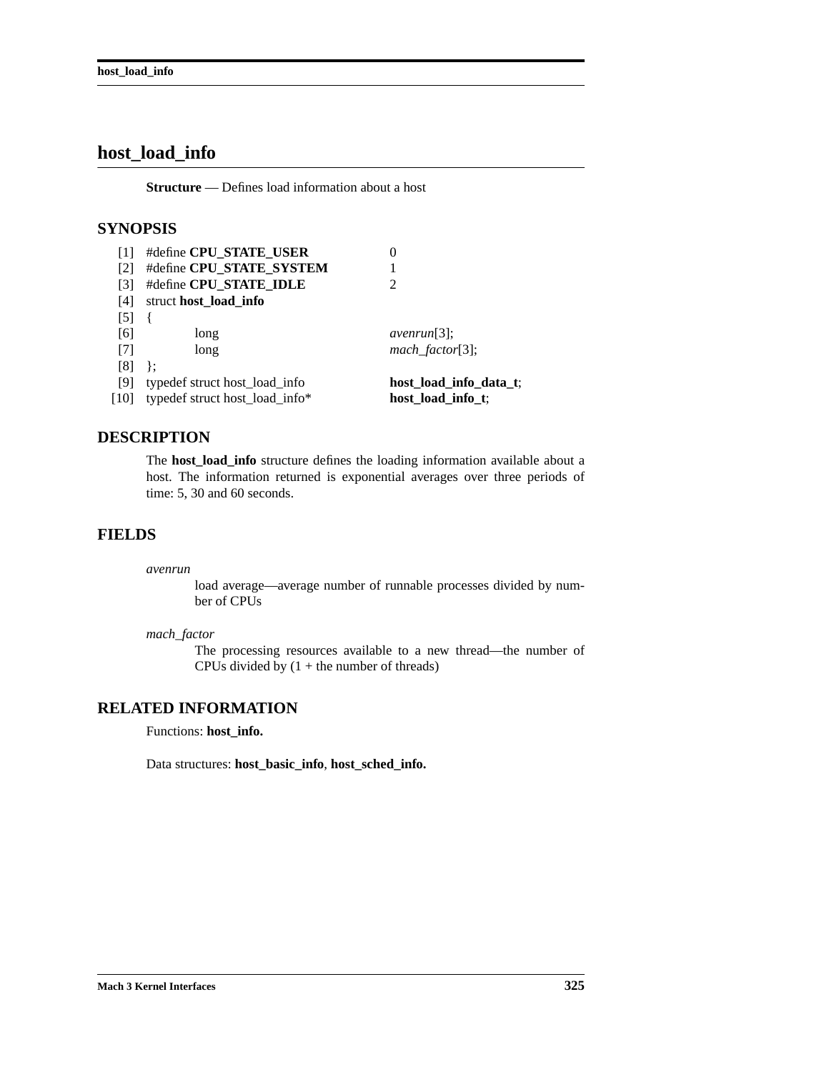# host_load_info

**Structure** — Defines load information about a host

## SYNOPSIS

```
[1]  #define CPU_STATE_USER                    0
[2]  #define CPU_STATE_SYSTEM                  1
[3]  #define CPU_STATE_IDLE                    2
[4]  struct host_load_info
[5]  {
[6]          long                              avenrun[3];
[7]          long                              mach_factor[3];
[8]  };
[9]  typedef struct host_load_info             host_load_info_data_t;
[10] typedef struct host_load_info*            host_load_info_t;
```

## DESCRIPTION

The **host_load_info** structure defines the loading information available about a host. The information returned is exponential averages over three periods of time: 5, 30 and 60 seconds.

## FIELDS

*avenrun*
: load average—average number of runnable processes divided by number of CPUs

*mach_factor*
: The processing resources available to a new thread—the number of CPUs divided by (1 + the number of threads)

## RELATED INFORMATION

Functions: **host_info.**

Data structures: **host_basic_info**, **host_sched_info.**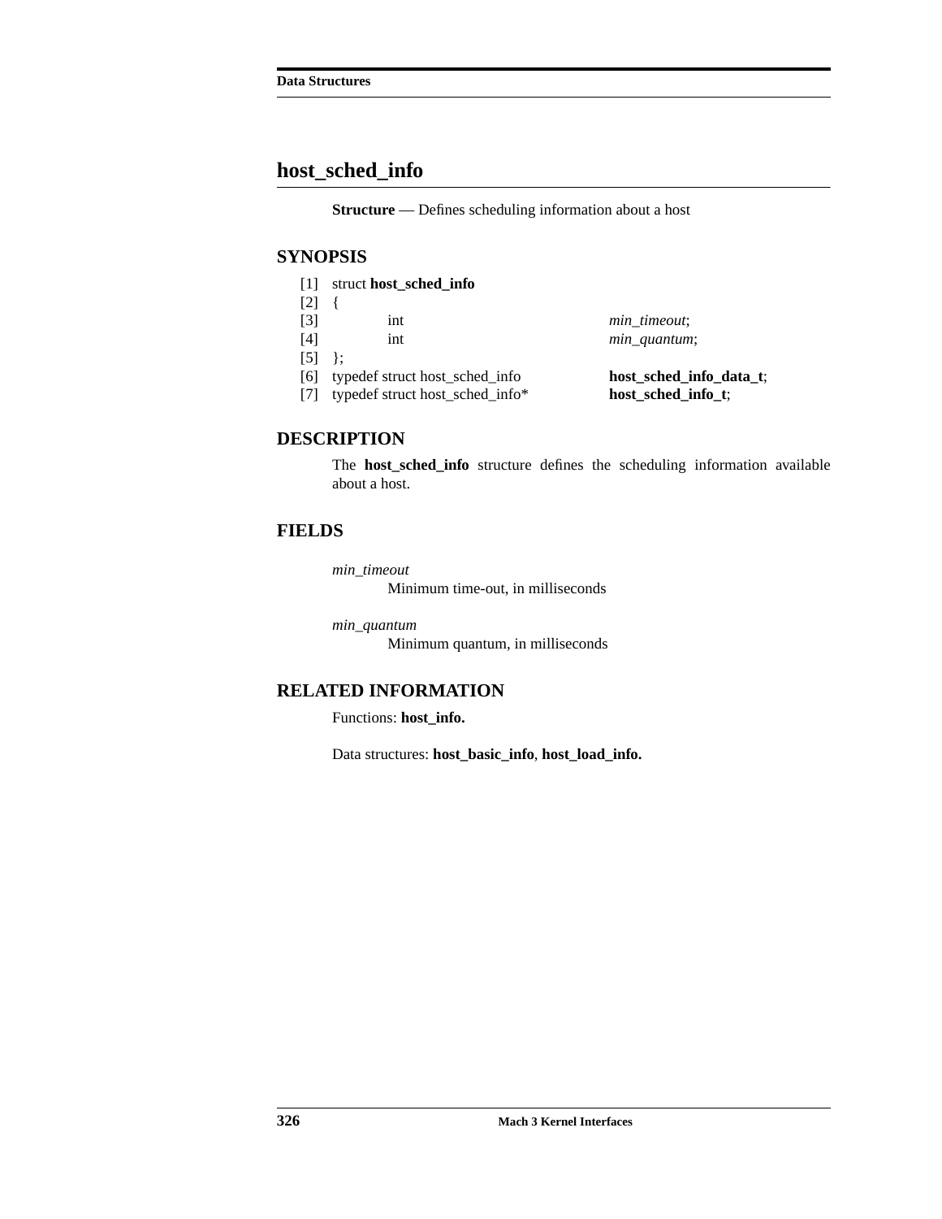## host_sched_info

**Structure** — Defines scheduling information about a host

### SYNOPSIS

```
[1]  struct host_sched_info
[2]  {
[3]          int                          min_timeout;
[4]          int                          min_quantum;
[5]  };
[6]  typedef struct host_sched_info       host_sched_info_data_t;
[7]  typedef struct host_sched_info*      host_sched_info_t;
```

### DESCRIPTION

The **host_sched_info** structure defines the scheduling information available about a host.

### FIELDS

*min_timeout*
: Minimum time-out, in milliseconds

*min_quantum*
: Minimum quantum, in milliseconds

### RELATED INFORMATION

Functions: **host_info.**

Data structures: **host_basic_info**, **host_load_info.**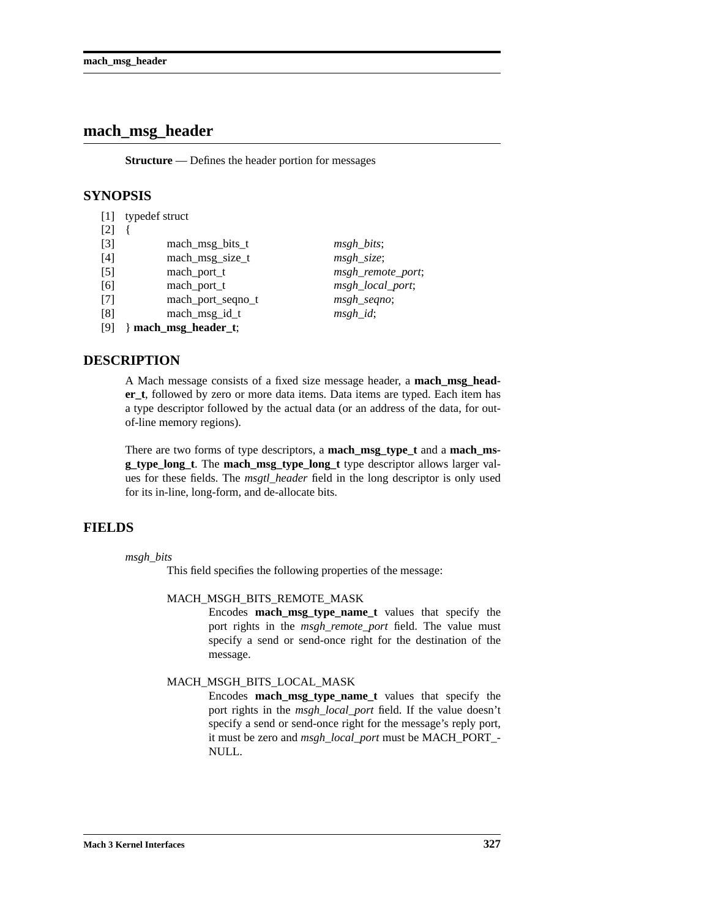# mach_msg_header

**Structure** — Defines the header portion for messages

## SYNOPSIS

```
[1]  typedef struct
[2]  {
[3]          mach_msg_bits_t          msgh_bits;
[4]          mach_msg_size_t          msgh_size;
[5]          mach_port_t              msgh_remote_port;
[6]          mach_port_t              msgh_local_port;
[7]          mach_port_seqno_t        msgh_seqno;
[8]          mach_msg_id_t            msgh_id;
[9]  } mach_msg_header_t;
```

## DESCRIPTION

A Mach message consists of a fixed size message header, a **mach_msg_header_t**, followed by zero or more data items. Data items are typed. Each item has a type descriptor followed by the actual data (or an address of the data, for out-of-line memory regions).

There are two forms of type descriptors, a **mach_msg_type_t** and a **mach_msg_type_long_t**. The **mach_msg_type_long_t** type descriptor allows larger values for these fields. The *msgtl_header* field in the long descriptor is only used for its in-line, long-form, and de-allocate bits.

## FIELDS

*msgh_bits*

This field specifies the following properties of the message:

MACH_MSGH_BITS_REMOTE_MASK

Encodes **mach_msg_type_name_t** values that specify the port rights in the *msgh_remote_port* field. The value must specify a send or send-once right for the destination of the message.

MACH_MSGH_BITS_LOCAL_MASK

Encodes **mach_msg_type_name_t** values that specify the port rights in the *msgh_local_port* field. If the value doesn't specify a send or send-once right for the message's reply port, it must be zero and *msgh_local_port* must be MACH_PORT_NULL.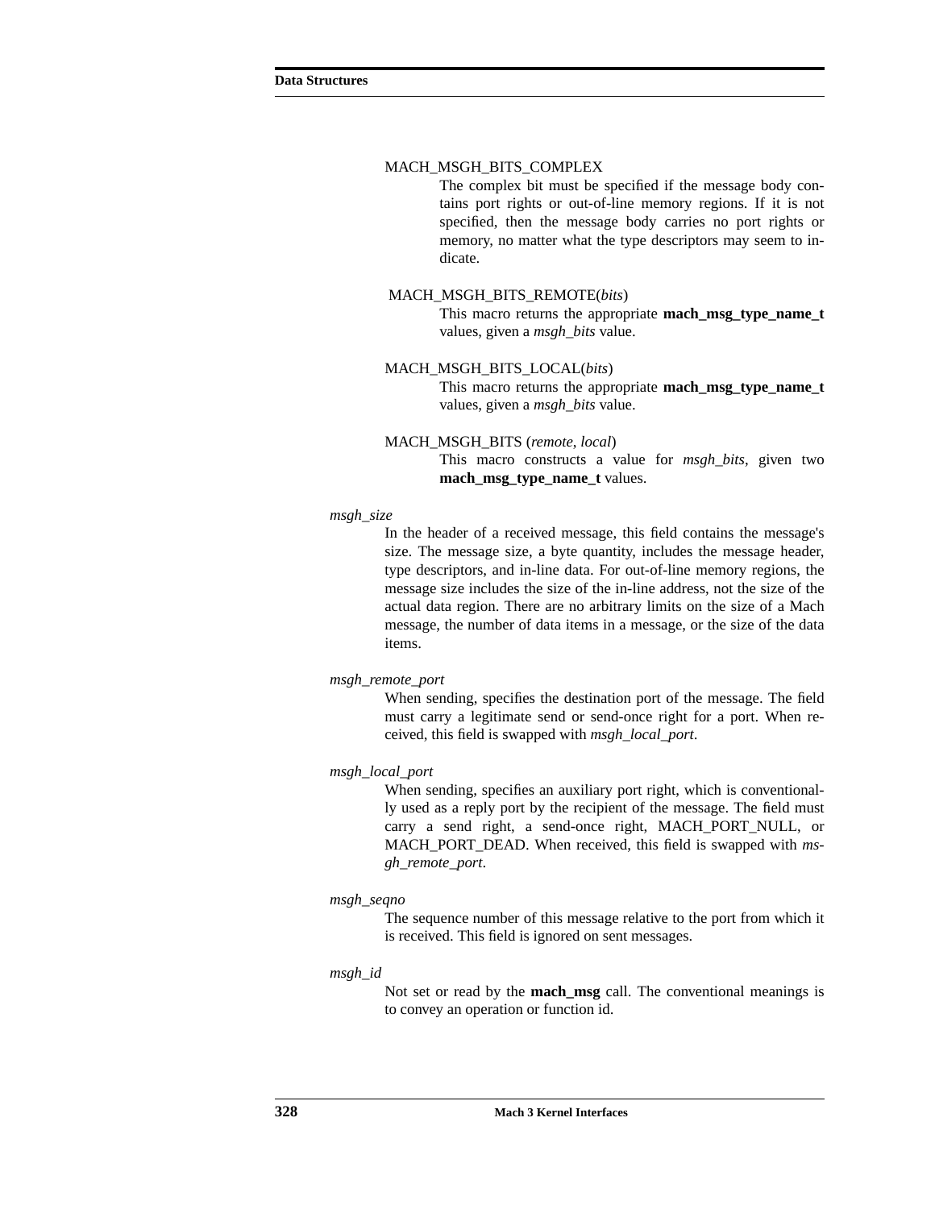MACH_MSGH_BITS_COMPLEX

The complex bit must be specified if the message body contains port rights or out-of-line memory regions. If it is not specified, then the message body carries no port rights or memory, no matter what the type descriptors may seem to indicate.

MACH_MSGH_BITS_REMOTE(*bits*)

This macro returns the appropriate **mach_msg_type_name_t** values, given a *msgh_bits* value.

MACH_MSGH_BITS_LOCAL(*bits*)

This macro returns the appropriate **mach_msg_type_name_t** values, given a *msgh_bits* value.

MACH_MSGH_BITS (*remote*, *local*)

This macro constructs a value for *msgh_bits*, given two **mach_msg_type_name_t** values.

*msgh_size*

In the header of a received message, this field contains the message's size. The message size, a byte quantity, includes the message header, type descriptors, and in-line data. For out-of-line memory regions, the message size includes the size of the in-line address, not the size of the actual data region. There are no arbitrary limits on the size of a Mach message, the number of data items in a message, or the size of the data items.

*msgh_remote_port*

When sending, specifies the destination port of the message. The field must carry a legitimate send or send-once right for a port. When received, this field is swapped with *msgh_local_port*.

*msgh_local_port*

When sending, specifies an auxiliary port right, which is conventionally used as a reply port by the recipient of the message. The field must carry a send right, a send-once right, MACH_PORT_NULL, or MACH_PORT_DEAD. When received, this field is swapped with *msgh_remote_port*.

*msgh_seqno*

The sequence number of this message relative to the port from which it is received. This field is ignored on sent messages.

*msgh_id*

Not set or read by the **mach_msg** call. The conventional meanings is to convey an operation or function id.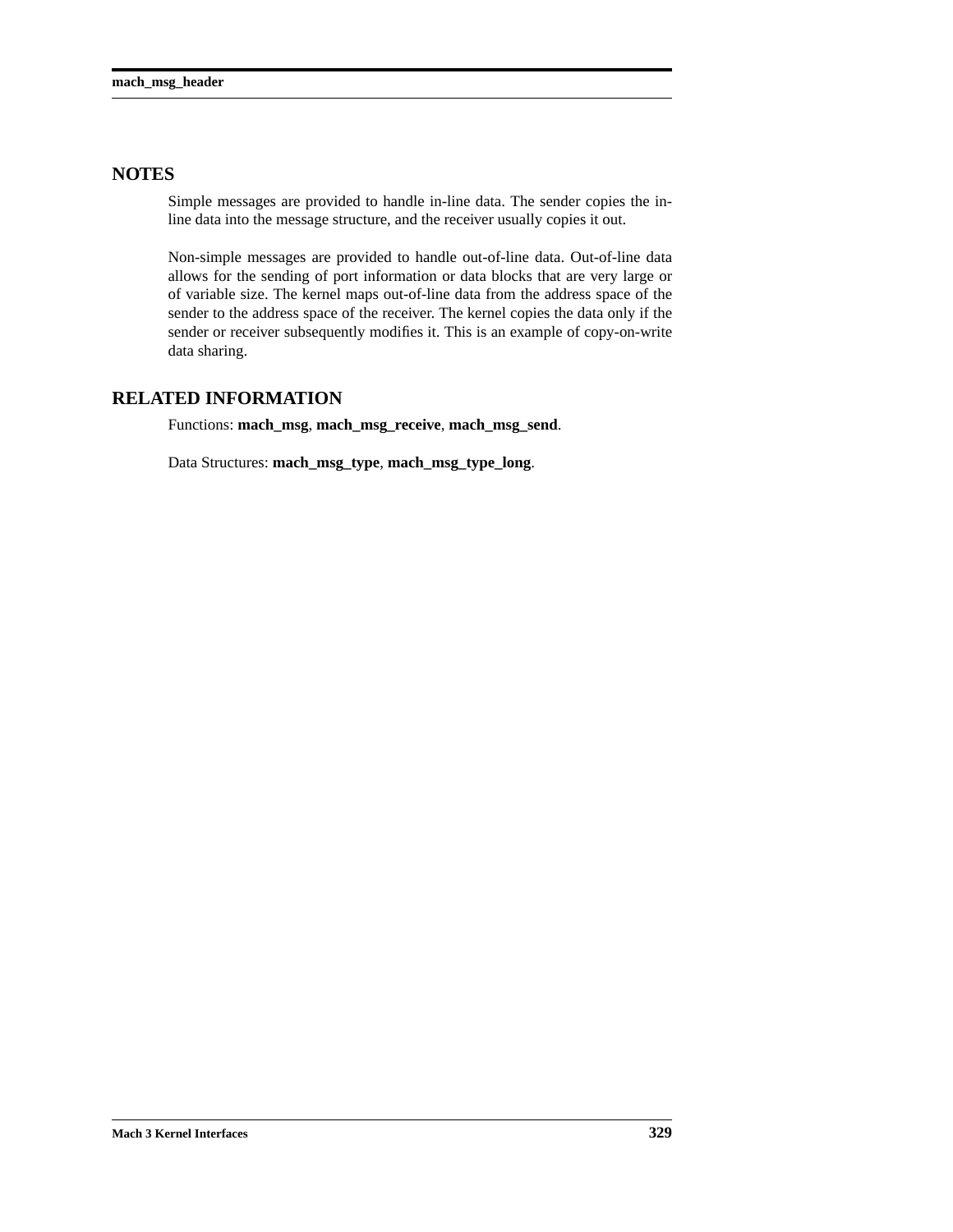## NOTES

Simple messages are provided to handle in-line data. The sender copies the in-line data into the message structure, and the receiver usually copies it out.

Non-simple messages are provided to handle out-of-line data. Out-of-line data allows for the sending of port information or data blocks that are very large or of variable size. The kernel maps out-of-line data from the address space of the sender to the address space of the receiver. The kernel copies the data only if the sender or receiver subsequently modifies it. This is an example of copy-on-write data sharing.

## RELATED INFORMATION

Functions: **mach_msg**, **mach_msg_receive**, **mach_msg_send**.

Data Structures: **mach_msg_type**, **mach_msg_type_long**.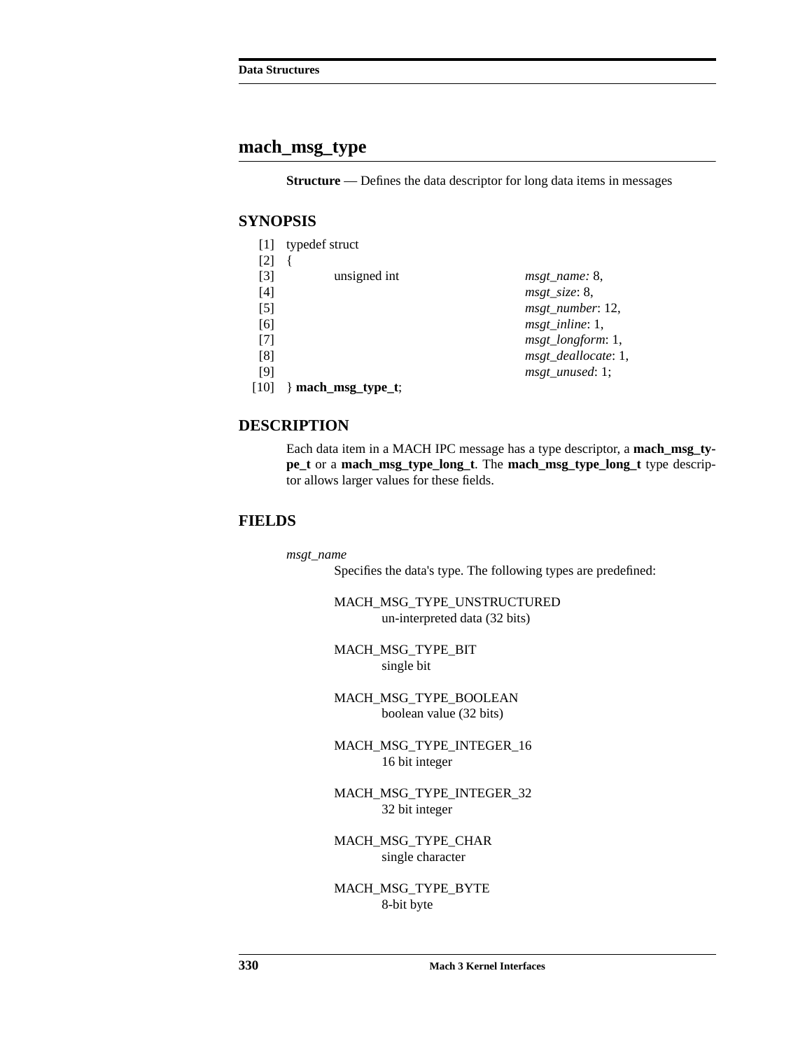## mach_msg_type

**Structure** — Defines the data descriptor for long data items in messages

### SYNOPSIS

```
[1]  typedef struct
[2]  {
[3]          unsigned int                    msgt_name: 8,
[4]                                          msgt_size: 8,
[5]                                          msgt_number: 12,
[6]                                          msgt_inline: 1,
[7]                                          msgt_longform: 1,
[8]                                          msgt_deallocate: 1,
[9]                                          msgt_unused: 1;
[10] } mach_msg_type_t;
```

### DESCRIPTION

Each data item in a MACH IPC message has a type descriptor, a **mach_msg_type_t** or a **mach_msg_type_long_t**. The **mach_msg_type_long_t** type descriptor allows larger values for these fields.

### FIELDS

*msgt_name*
Specifies the data's type. The following types are predefined:

MACH_MSG_TYPE_UNSTRUCTURED
un-interpreted data (32 bits)

MACH_MSG_TYPE_BIT
single bit

MACH_MSG_TYPE_BOOLEAN
boolean value (32 bits)

MACH_MSG_TYPE_INTEGER_16
16 bit integer

MACH_MSG_TYPE_INTEGER_32
32 bit integer

MACH_MSG_TYPE_CHAR
single character

MACH_MSG_TYPE_BYTE
8-bit byte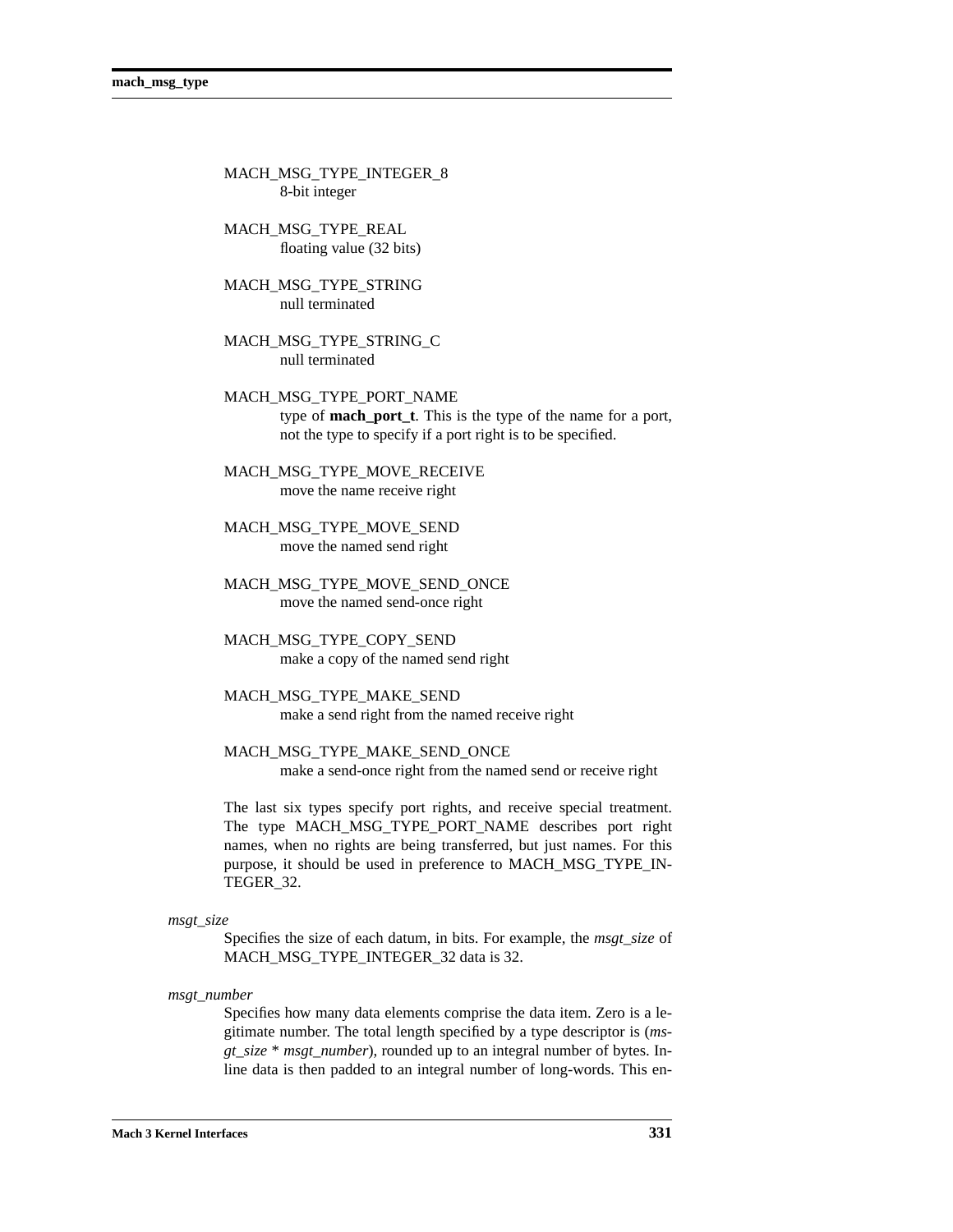MACH_MSG_TYPE_INTEGER_8
: 8-bit integer

MACH_MSG_TYPE_REAL
: floating value (32 bits)

MACH_MSG_TYPE_STRING
: null terminated

MACH_MSG_TYPE_STRING_C
: null terminated

MACH_MSG_TYPE_PORT_NAME
: type of **mach_port_t**. This is the type of the name for a port, not the type to specify if a port right is to be specified.

MACH_MSG_TYPE_MOVE_RECEIVE
: move the name receive right

MACH_MSG_TYPE_MOVE_SEND
: move the named send right

MACH_MSG_TYPE_MOVE_SEND_ONCE
: move the named send-once right

MACH_MSG_TYPE_COPY_SEND
: make a copy of the named send right

MACH_MSG_TYPE_MAKE_SEND
: make a send right from the named receive right

MACH_MSG_TYPE_MAKE_SEND_ONCE
: make a send-once right from the named send or receive right

The last six types specify port rights, and receive special treatment. The type MACH_MSG_TYPE_PORT_NAME describes port right names, when no rights are being transferred, but just names. For this purpose, it should be used in preference to MACH_MSG_TYPE_INTEGER_32.

*msgt_size*
: Specifies the size of each datum, in bits. For example, the *msgt_size* of MACH_MSG_TYPE_INTEGER_32 data is 32.

*msgt_number*
: Specifies how many data elements comprise the data item. Zero is a legitimate number. The total length specified by a type descriptor is (*msgt_size* * *msgt_number*), rounded up to an integral number of bytes. Inline data is then padded to an integral number of long-words. This en-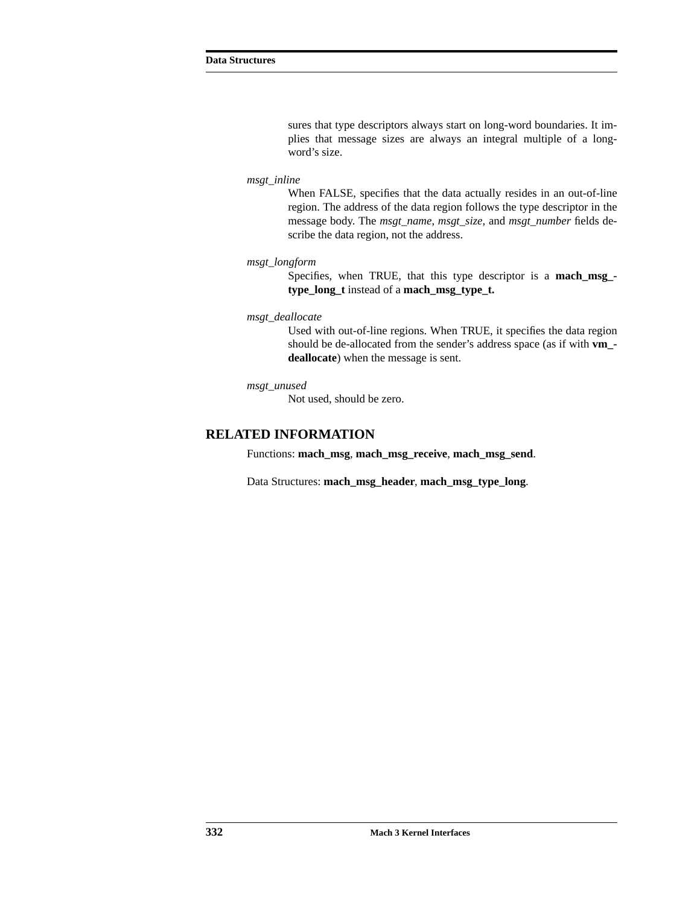sures that type descriptors always start on long-word boundaries. It implies that message sizes are always an integral multiple of a long-word's size.

*msgt_inline*

When FALSE, specifies that the data actually resides in an out-of-line region. The address of the data region follows the type descriptor in the message body. The *msgt_name*, *msgt_size*, and *msgt_number* fields describe the data region, not the address.

*msgt_longform*

Specifies, when TRUE, that this type descriptor is a **mach_msg_type_long_t** instead of a **mach_msg_type_t.**

*msgt_deallocate*

Used with out-of-line regions. When TRUE, it specifies the data region should be de-allocated from the sender's address space (as if with **vm_deallocate**) when the message is sent.

*msgt_unused*

Not used, should be zero.

## RELATED INFORMATION

Functions: **mach_msg**, **mach_msg_receive**, **mach_msg_send**.

Data Structures: **mach_msg_header**, **mach_msg_type_long**.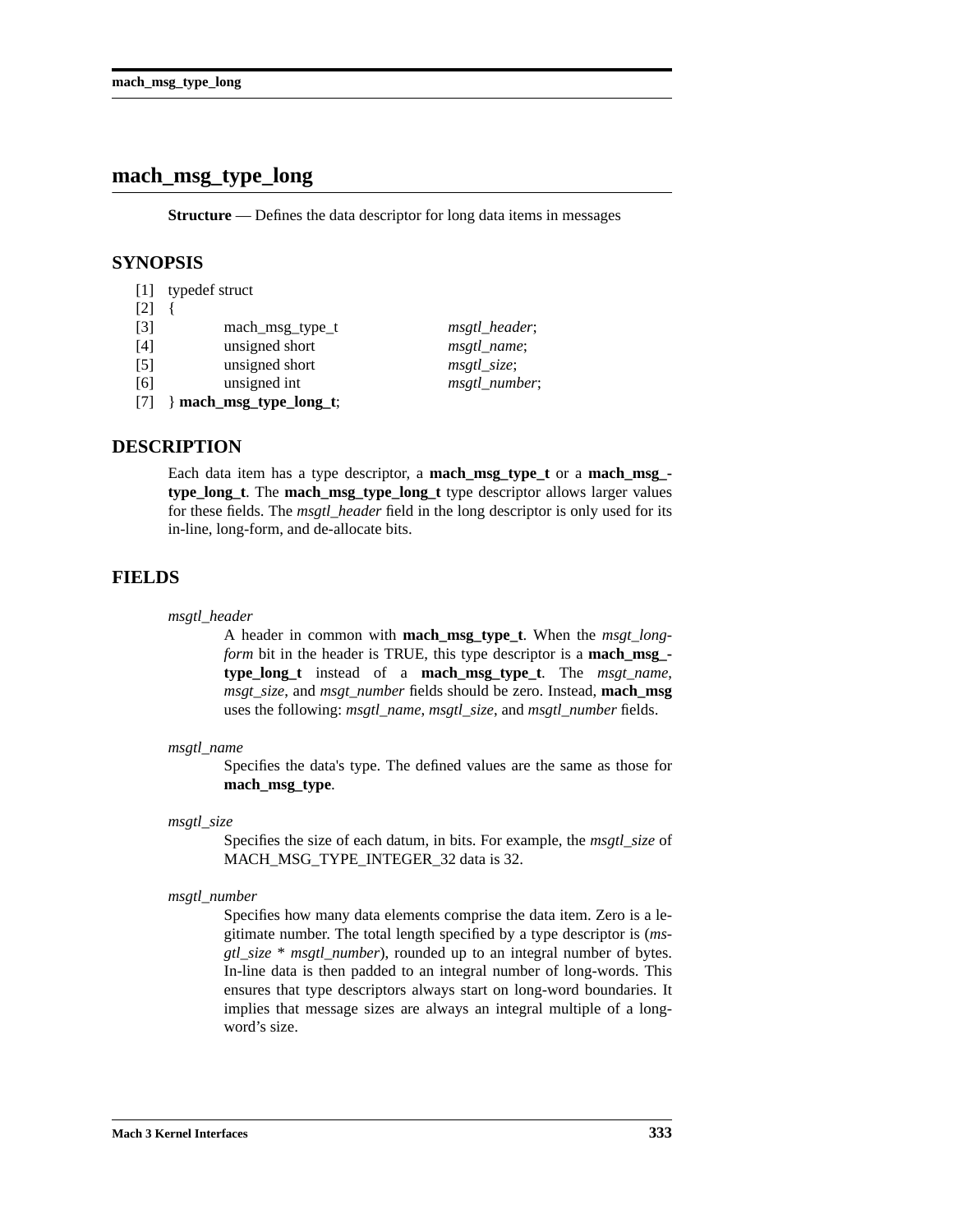# mach_msg_type_long

**Structure** — Defines the data descriptor for long data items in messages

## SYNOPSIS

```
[1]  typedef struct
[2]  {
[3]          mach_msg_type_t              msgtl_header;
[4]          unsigned short               msgtl_name;
[5]          unsigned short               msgtl_size;
[6]          unsigned int                 msgtl_number;
[7]  } mach_msg_type_long_t;
```

## DESCRIPTION

Each data item has a type descriptor, a **mach_msg_type_t** or a **mach_msg_type_long_t**. The **mach_msg_type_long_t** type descriptor allows larger values for these fields. The *msgtl_header* field in the long descriptor is only used for its in-line, long-form, and de-allocate bits.

## FIELDS

*msgtl_header*
: A header in common with **mach_msg_type_t**. When the *msgt_longform* bit in the header is TRUE, this type descriptor is a **mach_msg_type_long_t** instead of a **mach_msg_type_t**. The *msgt_name*, *msgt_size*, and *msgt_number* fields should be zero. Instead, **mach_msg** uses the following: *msgtl_name*, *msgtl_size*, and *msgtl_number* fields.

*msgtl_name*
: Specifies the data's type. The defined values are the same as those for **mach_msg_type**.

*msgtl_size*
: Specifies the size of each datum, in bits. For example, the *msgtl_size* of MACH_MSG_TYPE_INTEGER_32 data is 32.

*msgtl_number*
: Specifies how many data elements comprise the data item. Zero is a legitimate number. The total length specified by a type descriptor is (*msgtl_size* * *msgtl_number*), rounded up to an integral number of bytes. In-line data is then padded to an integral number of long-words. This ensures that type descriptors always start on long-word boundaries. It implies that message sizes are always an integral multiple of a long-word's size.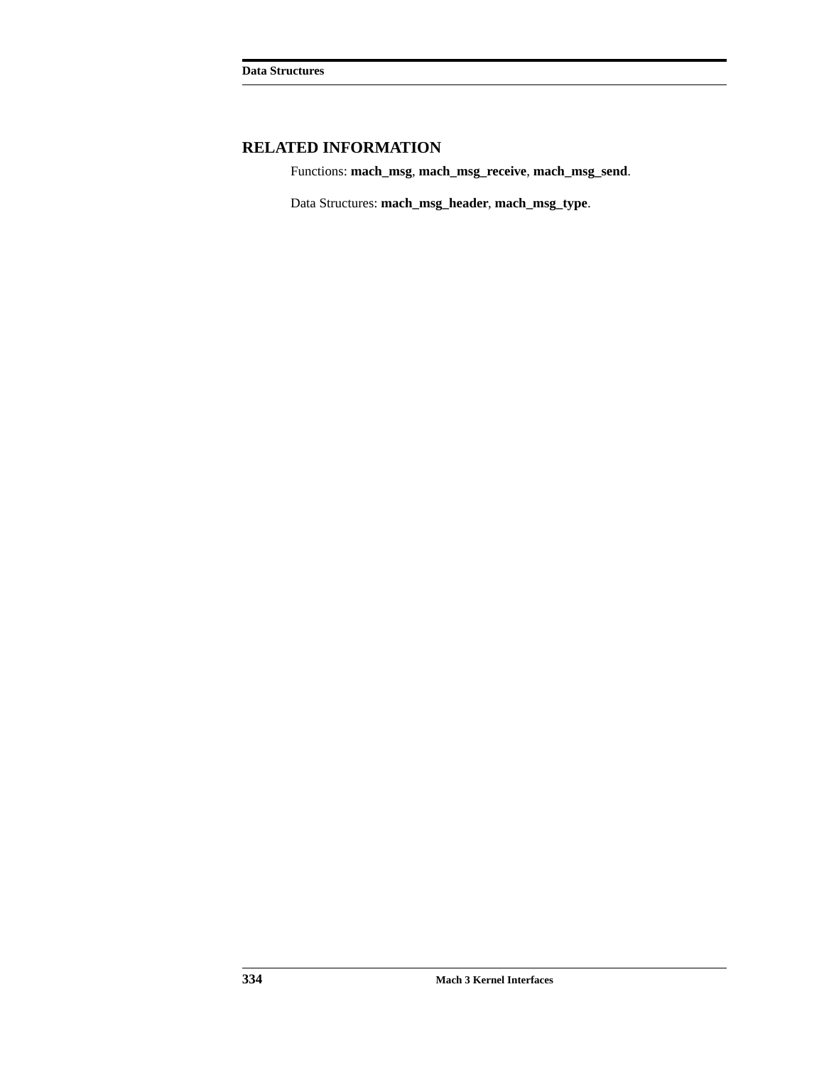## RELATED INFORMATION

Functions: **mach_msg**, **mach_msg_receive**, **mach_msg_send**.

Data Structures: **mach_msg_header**, **mach_msg_type**.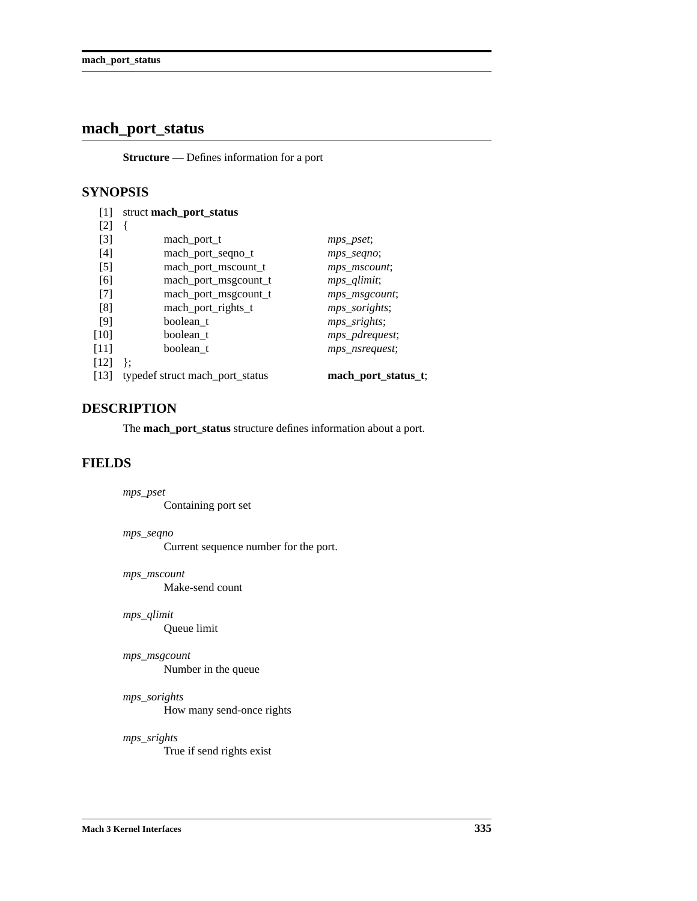# mach_port_status

**Structure** — Defines information for a port

## SYNOPSIS

```
[1]  struct mach_port_status
[2]  {
[3]          mach_port_t              mps_pset;
[4]          mach_port_seqno_t        mps_seqno;
[5]          mach_port_mscount_t      mps_mscount;
[6]          mach_port_msgcount_t     mps_qlimit;
[7]          mach_port_msgcount_t     mps_msgcount;
[8]          mach_port_rights_t       mps_sorights;
[9]          boolean_t                mps_srights;
[10]         boolean_t                mps_pdrequest;
[11]         boolean_t                mps_nsrequest;
[12] };
[13] typedef struct mach_port_status  mach_port_status_t;
```

## DESCRIPTION

The **mach_port_status** structure defines information about a port.

## FIELDS

*mps_pset*
: Containing port set

*mps_seqno*
: Current sequence number for the port.

*mps_mscount*
: Make-send count

*mps_qlimit*
: Queue limit

*mps_msgcount*
: Number in the queue

*mps_sorights*
: How many send-once rights

*mps_srights*
: True if send rights exist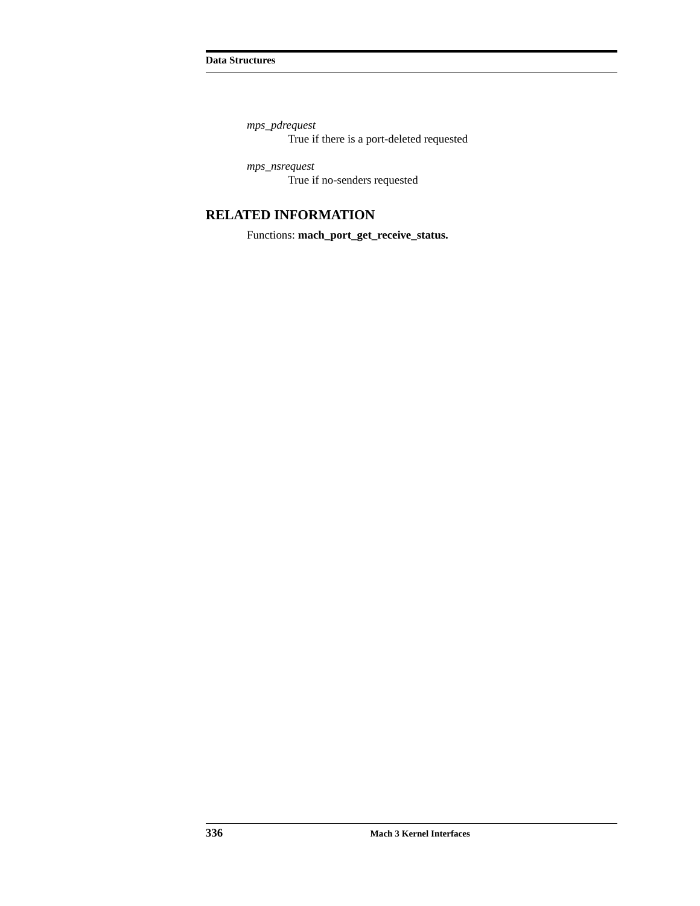*mps_pdrequest*
True if there is a port-deleted requested

*mps_nsrequest*
True if no-senders requested

## RELATED INFORMATION

Functions: **mach_port_get_receive_status.**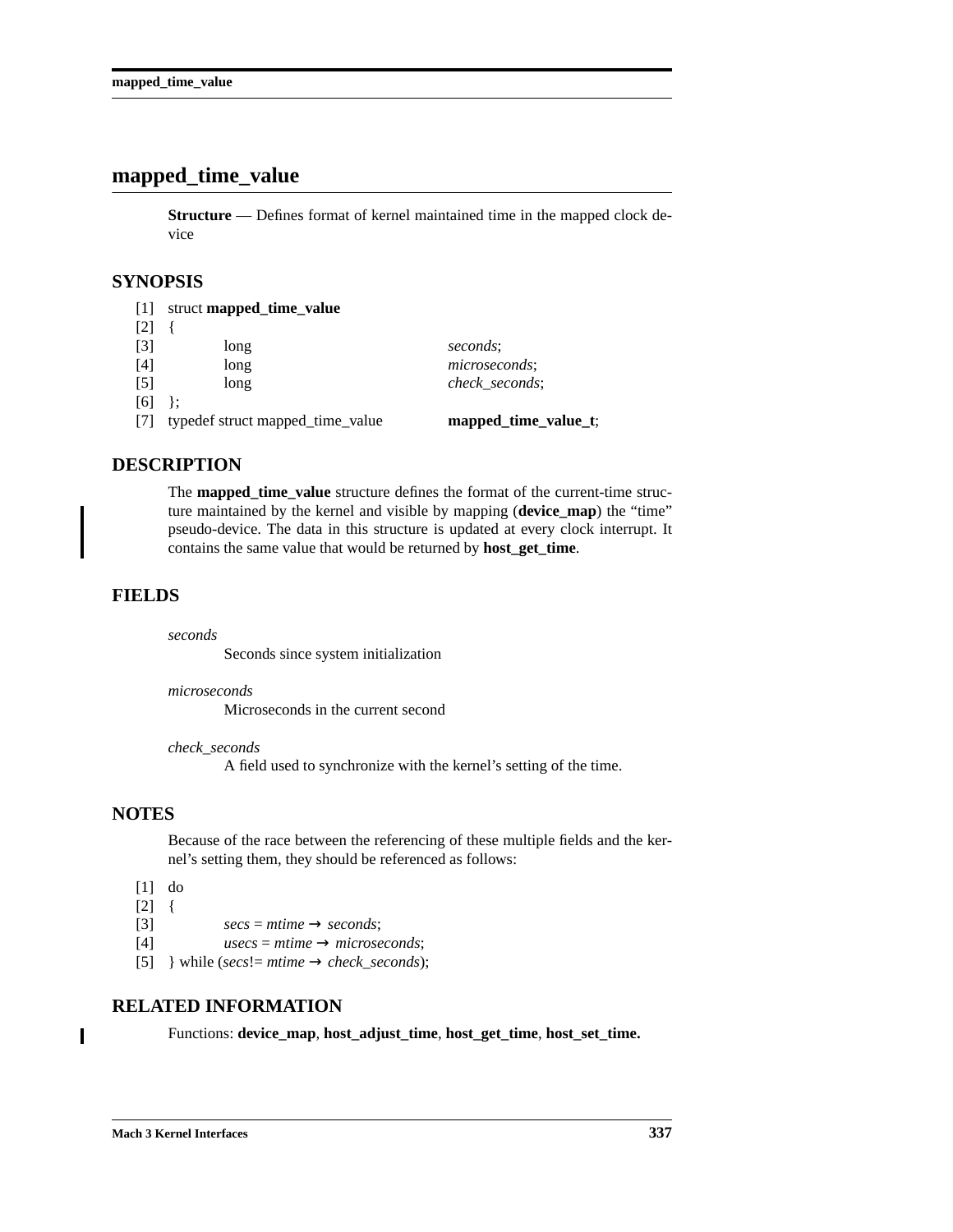# mapped_time_value

**Structure** — Defines format of kernel maintained time in the mapped clock device

## SYNOPSIS

```
[1] struct mapped_time_value
[2] {
[3]         long                            seconds;
[4]         long                            microseconds;
[5]         long                            check_seconds;
[6] };
[7] typedef struct mapped_time_value       mapped_time_value_t;
```

## DESCRIPTION

The **mapped_time_value** structure defines the format of the current-time structure maintained by the kernel and visible by mapping (**device_map**) the "time" pseudo-device. The data in this structure is updated at every clock interrupt. It contains the same value that would be returned by **host_get_time**.

## FIELDS

*seconds*
Seconds since system initialization

*microseconds*
Microseconds in the current second

*check_seconds*
A field used to synchronize with the kernel's setting of the time.

## NOTES

Because of the race between the referencing of these multiple fields and the kernel's setting them, they should be referenced as follows:

```
[1] do
[2] {
[3]         secs = mtime → seconds;
[4]         usecs = mtime → microseconds;
[5] } while (secs!= mtime → check_seconds);
```

## RELATED INFORMATION

Functions: **device_map**, **host_adjust_time**, **host_get_time**, **host_set_time.**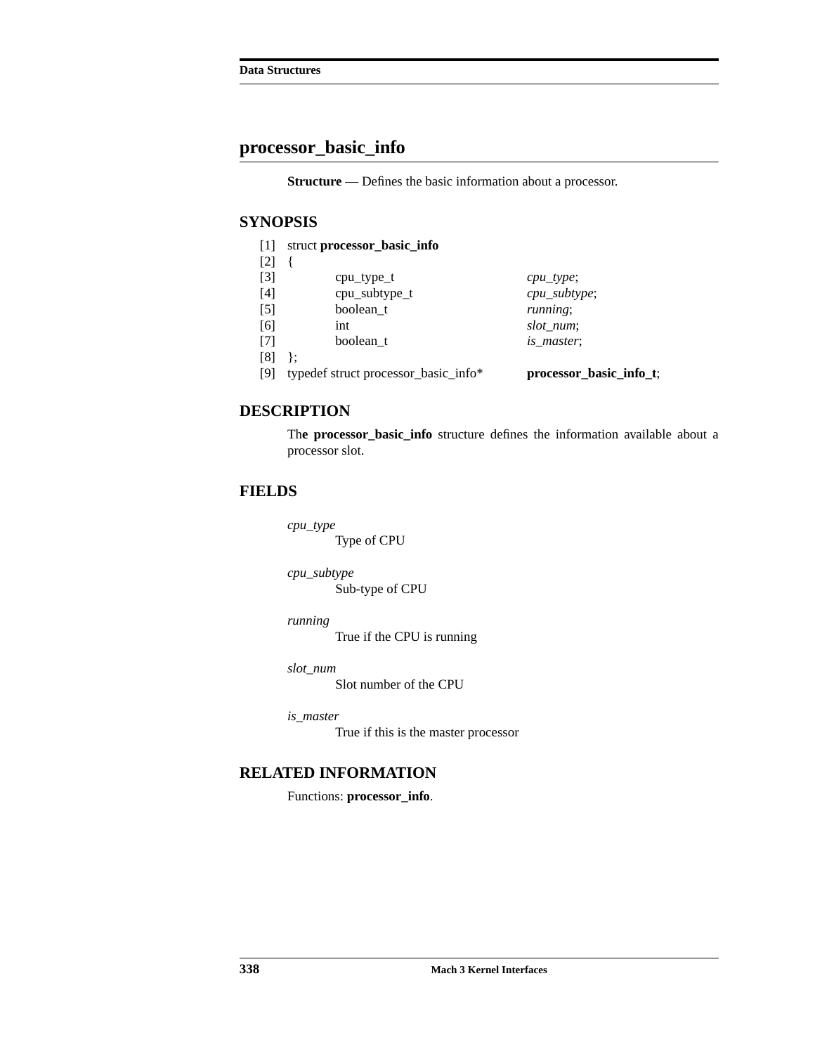## processor_basic_info

**Structure** — Defines the basic information about a processor.

### SYNOPSIS

```
[1]  struct processor_basic_info
[2]  {
[3]          cpu_type_t                      cpu_type;
[4]          cpu_subtype_t                   cpu_subtype;
[5]          boolean_t                       running;
[6]          int                             slot_num;
[7]          boolean_t                       is_master;
[8]  };
[9]  typedef struct processor_basic_info*    processor_basic_info_t;
```

### DESCRIPTION

The **processor_basic_info** structure defines the information available about a processor slot.

### FIELDS

*cpu_type*
Type of CPU

*cpu_subtype*
Sub-type of CPU

*running*
True if the CPU is running

*slot_num*
Slot number of the CPU

*is_master*
True if this is the master processor

### RELATED INFORMATION

Functions: **processor_info**.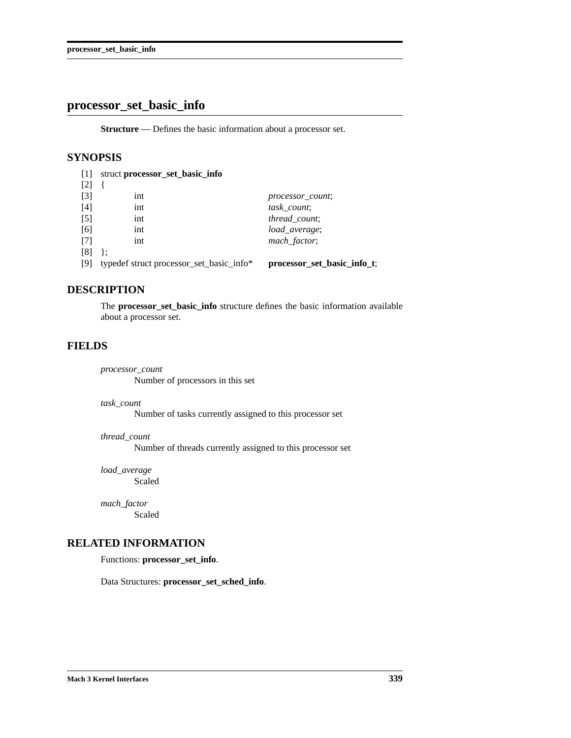# processor_set_basic_info

**Structure** — Defines the basic information about a processor set.

## SYNOPSIS

```
[1]  struct processor_set_basic_info
[2]  {
[3]          int                                   processor_count;
[4]          int                                   task_count;
[5]          int                                   thread_count;
[6]          int                                   load_average;
[7]          int                                   mach_factor;
[8]  };
[9]  typedef struct processor_set_basic_info*      processor_set_basic_info_t;
```

## DESCRIPTION

The **processor_set_basic_info** structure defines the basic information available about a processor set.

## FIELDS

*processor_count*
: Number of processors in this set

*task_count*
: Number of tasks currently assigned to this processor set

*thread_count*
: Number of threads currently assigned to this processor set

*load_average*
: Scaled

*mach_factor*
: Scaled

## RELATED INFORMATION

Functions: **processor_set_info**.

Data Structures: **processor_set_sched_info**.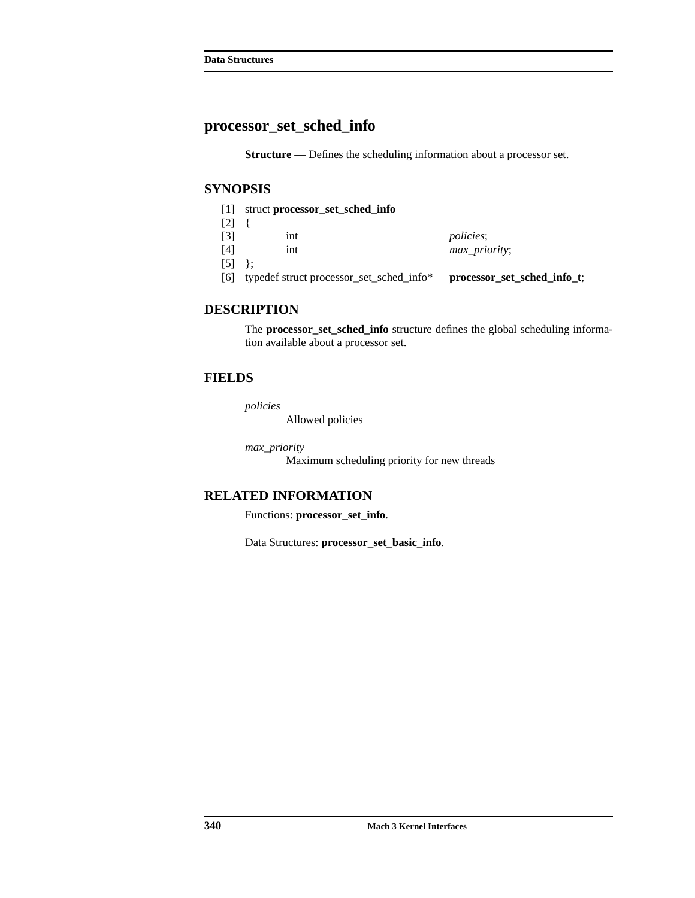## processor_set_sched_info

**Structure** — Defines the scheduling information about a processor set.

### SYNOPSIS

```
[1]  struct processor_set_sched_info
[2]  {
[3]          int                                   policies;
[4]          int                                   max_priority;
[5]  };
[6]  typedef struct processor_set_sched_info*     processor_set_sched_info_t;
```

### DESCRIPTION

The **processor_set_sched_info** structure defines the global scheduling information available about a processor set.

### FIELDS

*policies*
Allowed policies

*max_priority*
Maximum scheduling priority for new threads

### RELATED INFORMATION

Functions: **processor_set_info**.

Data Structures: **processor_set_basic_info**.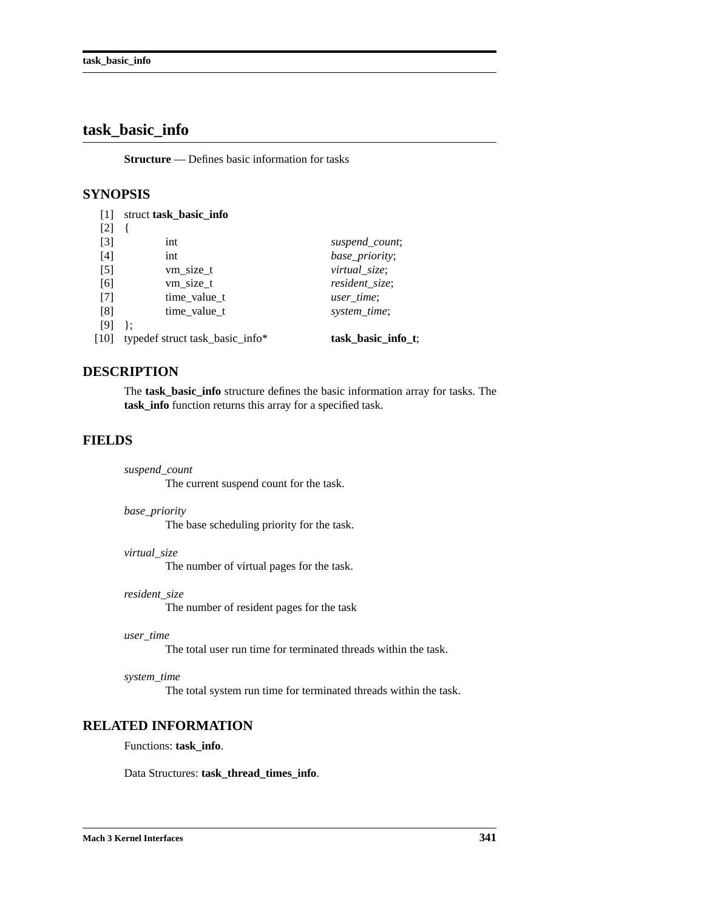# task_basic_info

**Structure** — Defines basic information for tasks

## SYNOPSIS

```
[1]  struct task_basic_info
[2]  {
[3]          int                     suspend_count;
[4]          int                     base_priority;
[5]          vm_size_t               virtual_size;
[6]          vm_size_t               resident_size;
[7]          time_value_t            user_time;
[8]          time_value_t            system_time;
[9]  };
[10] typedef struct task_basic_info*    task_basic_info_t;
```

## DESCRIPTION

The **task_basic_info** structure defines the basic information array for tasks. The **task_info** function returns this array for a specified task.

## FIELDS

*suspend_count*
: The current suspend count for the task.

*base_priority*
: The base scheduling priority for the task.

*virtual_size*
: The number of virtual pages for the task.

*resident_size*
: The number of resident pages for the task

*user_time*
: The total user run time for terminated threads within the task.

*system_time*
: The total system run time for terminated threads within the task.

## RELATED INFORMATION

Functions: **task_info**.

Data Structures: **task_thread_times_info**.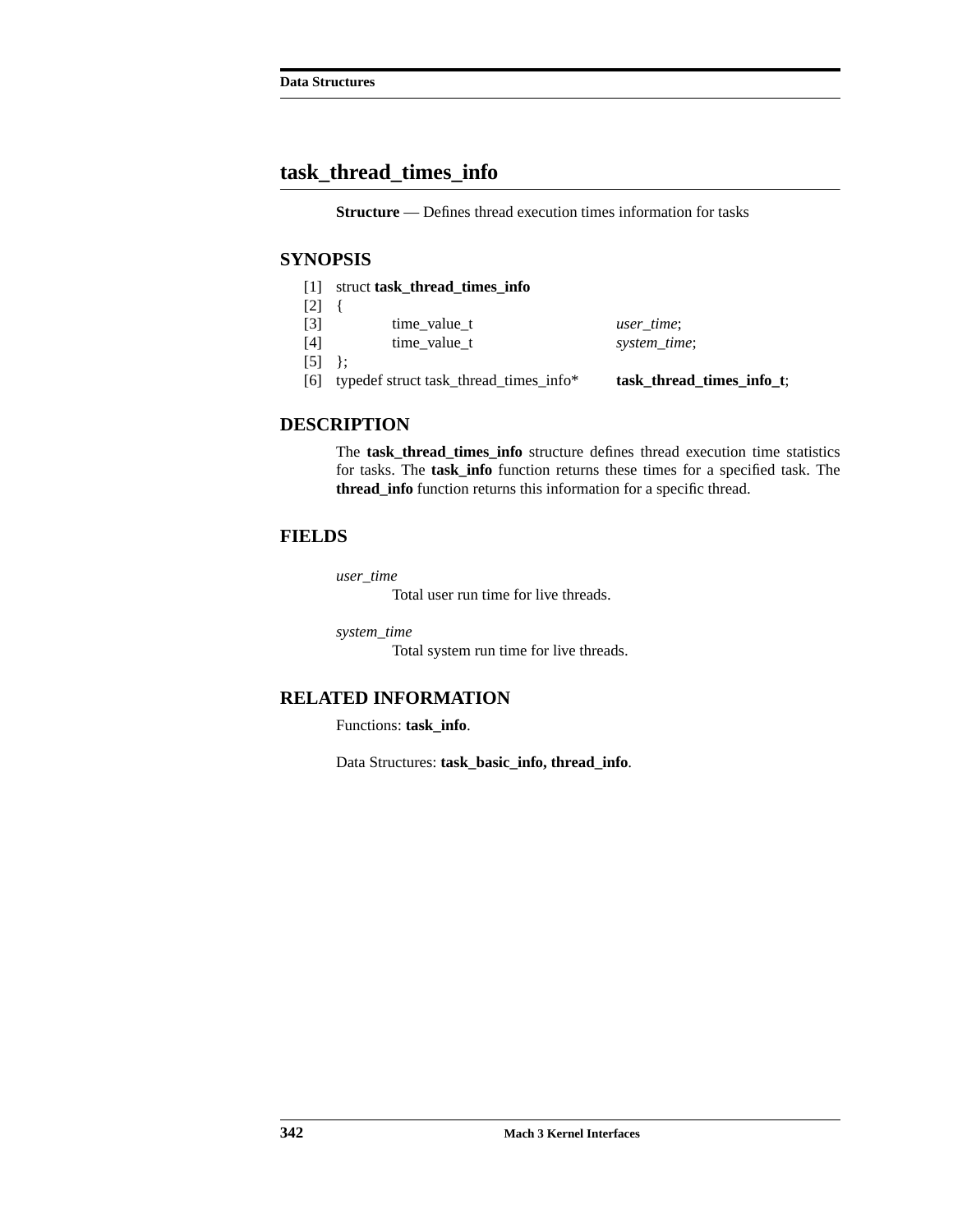# task_thread_times_info

**Structure** — Defines thread execution times information for tasks

## SYNOPSIS

```
[1]  struct task_thread_times_info
[2]  {
[3]          time_value_t                      user_time;
[4]          time_value_t                      system_time;
[5]  };
[6]  typedef struct task_thread_times_info*    task_thread_times_info_t;
```

## DESCRIPTION

The **task_thread_times_info** structure defines thread execution time statistics for tasks. The **task_info** function returns these times for a specified task. The **thread_info** function returns this information for a specific thread.

## FIELDS

*user_time*
: Total user run time for live threads.

*system_time*
: Total system run time for live threads.

## RELATED INFORMATION

Functions: **task_info**.

Data Structures: **task_basic_info, thread_info**.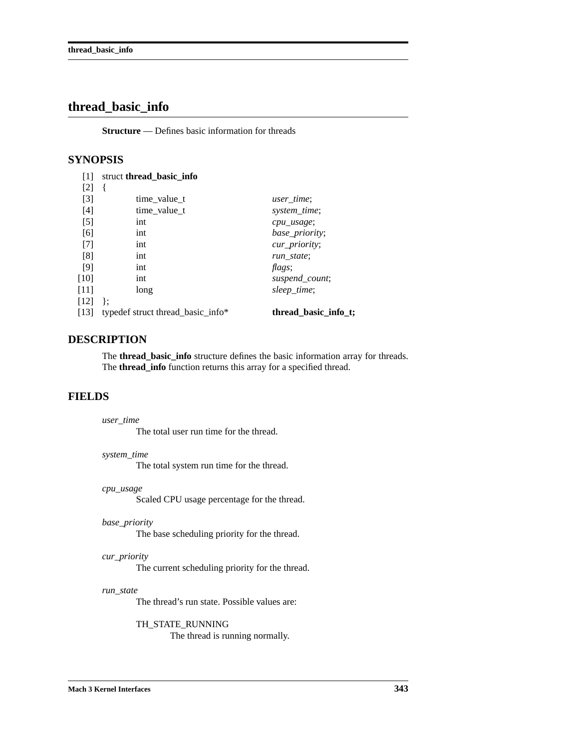# thread_basic_info

**Structure** — Defines basic information for threads

## SYNOPSIS

```
[1]  struct thread_basic_info
[2]  {
[3]          time_value_t                user_time;
[4]          time_value_t                system_time;
[5]          int                         cpu_usage;
[6]          int                         base_priority;
[7]          int                         cur_priority;
[8]          int                         run_state;
[9]          int                         flags;
[10]         int                         suspend_count;
[11]         long                        sleep_time;
[12] };
[13] typedef struct thread_basic_info*   thread_basic_info_t;
```

## DESCRIPTION

The **thread_basic_info** structure defines the basic information array for threads. The **thread_info** function returns this array for a specified thread.

## FIELDS

*user_time*
: The total user run time for the thread.

*system_time*
: The total system run time for the thread.

*cpu_usage*
: Scaled CPU usage percentage for the thread.

*base_priority*
: The base scheduling priority for the thread.

*cur_priority*
: The current scheduling priority for the thread.

*run_state*
: The thread's run state. Possible values are:

  TH_STATE_RUNNING
  : The thread is running normally.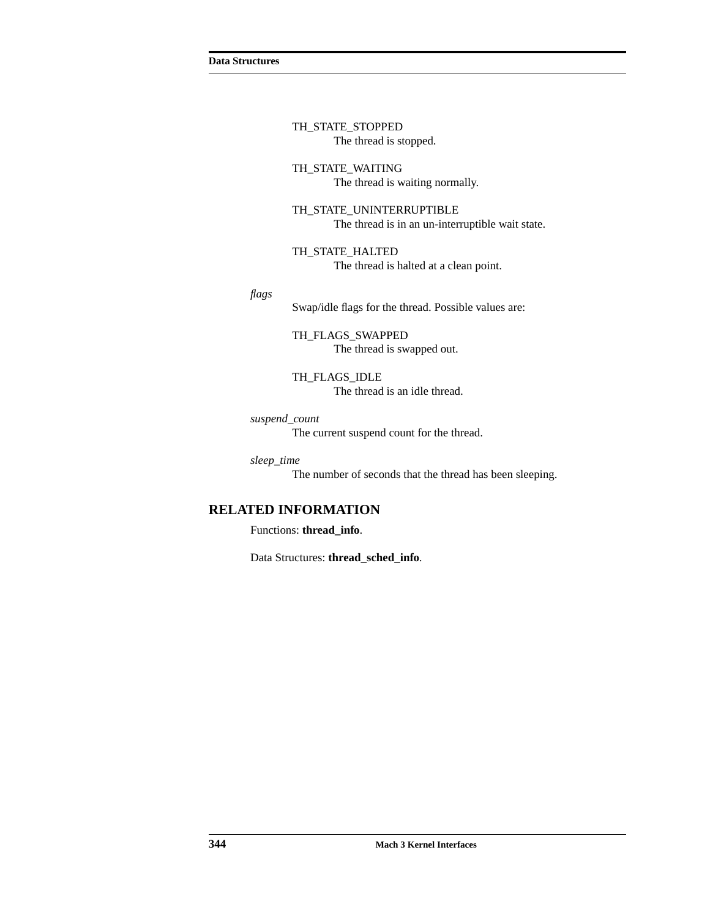TH_STATE_STOPPED
: The thread is stopped.

TH_STATE_WAITING
: The thread is waiting normally.

TH_STATE_UNINTERRUPTIBLE
: The thread is in an un-interruptible wait state.

TH_STATE_HALTED
: The thread is halted at a clean point.

*flags*
: Swap/idle flags for the thread. Possible values are:

TH_FLAGS_SWAPPED
: The thread is swapped out.

TH_FLAGS_IDLE
: The thread is an idle thread.

*suspend_count*
: The current suspend count for the thread.

*sleep_time*
: The number of seconds that the thread has been sleeping.

## RELATED INFORMATION

Functions: **thread_info**.

Data Structures: **thread_sched_info**.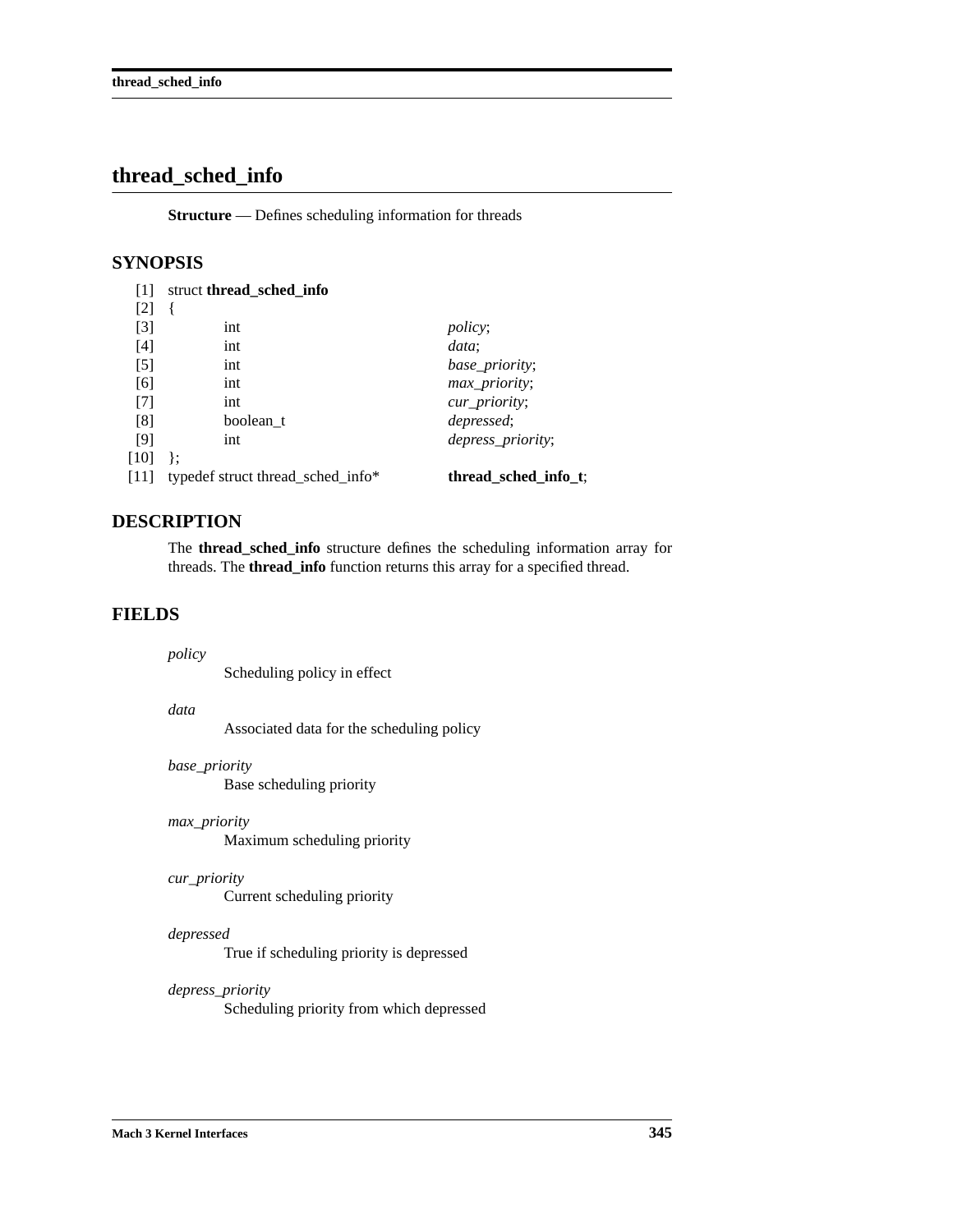# thread_sched_info

**Structure** — Defines scheduling information for threads

## SYNOPSIS

```
[1]  struct thread_sched_info
[2]  {
[3]          int                          policy;
[4]          int                          data;
[5]          int                          base_priority;
[6]          int                          max_priority;
[7]          int                          cur_priority;
[8]          boolean_t                    depressed;
[9]          int                          depress_priority;
[10] };
[11] typedef struct thread_sched_info*    thread_sched_info_t;
```

## DESCRIPTION

The **thread_sched_info** structure defines the scheduling information array for threads. The **thread_info** function returns this array for a specified thread.

## FIELDS

*policy*
Scheduling policy in effect

*data*
Associated data for the scheduling policy

*base_priority*
Base scheduling priority

*max_priority*
Maximum scheduling priority

*cur_priority*
Current scheduling priority

*depressed*
True if scheduling priority is depressed

*depress_priority*
Scheduling priority from which depressed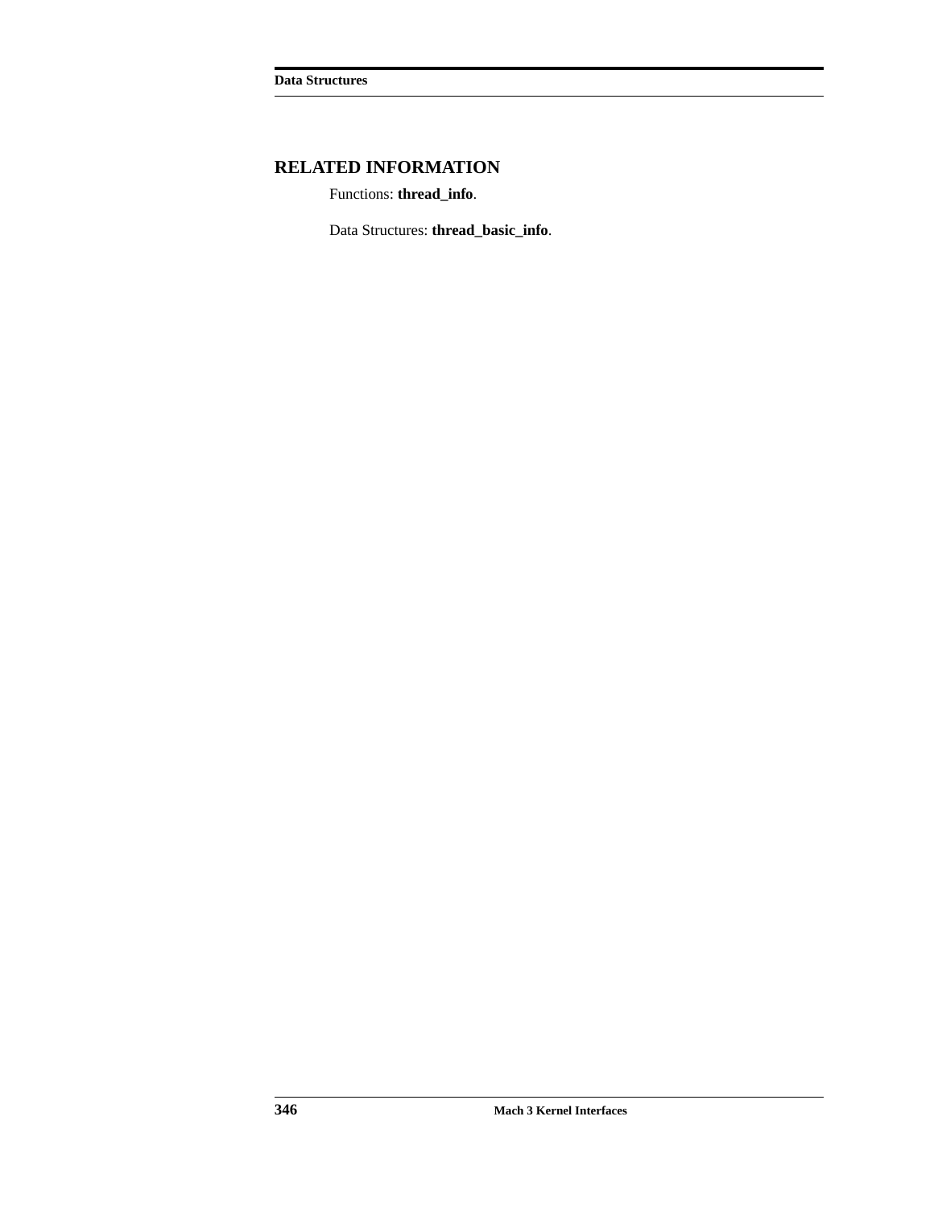## RELATED INFORMATION

Functions: **thread_info**.

Data Structures: **thread_basic_info**.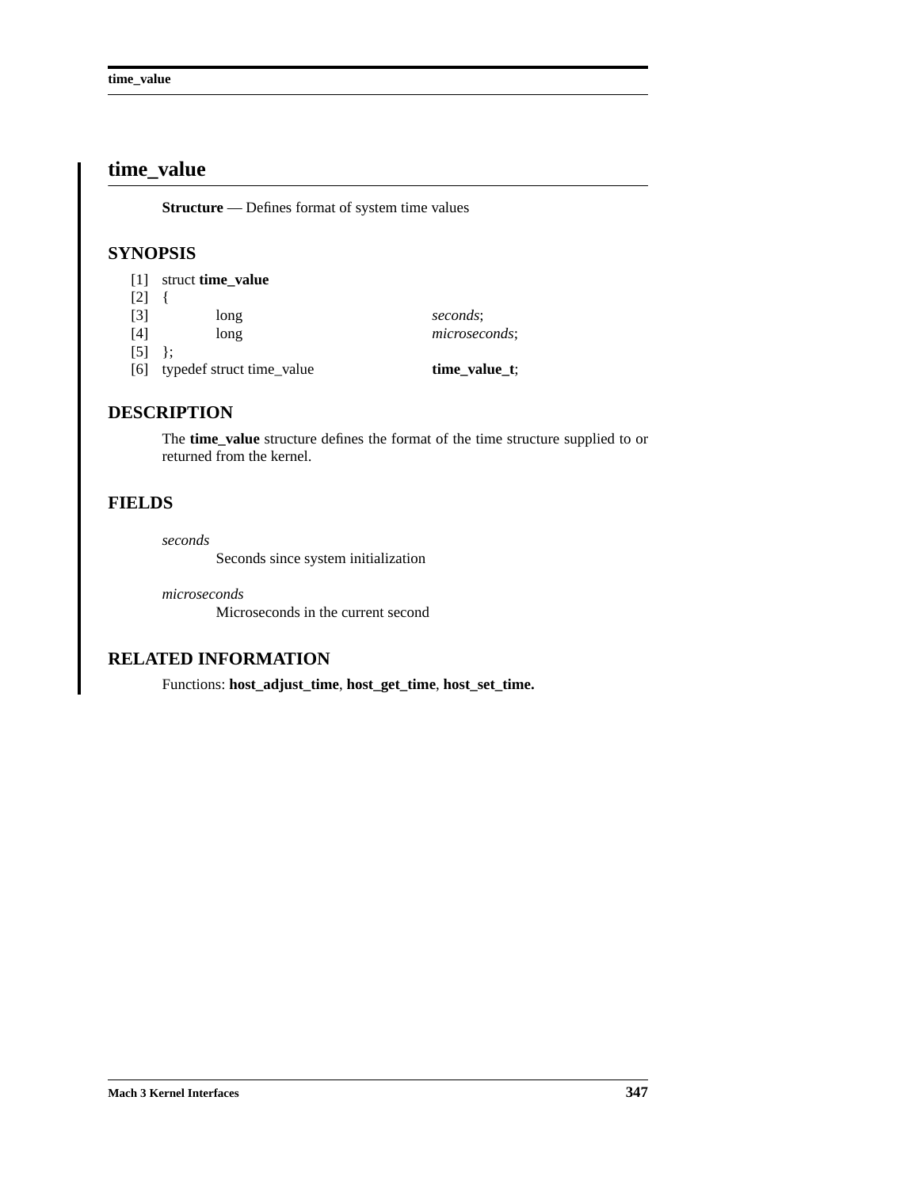# time_value

**Structure** — Defines format of system time values

## SYNOPSIS

```
[1]  struct time_value
[2]  {
[3]          long                        seconds;
[4]          long                        microseconds;
[5]  };
[6]  typedef struct time_value           time_value_t;
```

## DESCRIPTION

The **time_value** structure defines the format of the time structure supplied to or returned from the kernel.

## FIELDS

*seconds*
Seconds since system initialization

*microseconds*
Microseconds in the current second

## RELATED INFORMATION

Functions: **host_adjust_time**, **host_get_time**, **host_set_time.**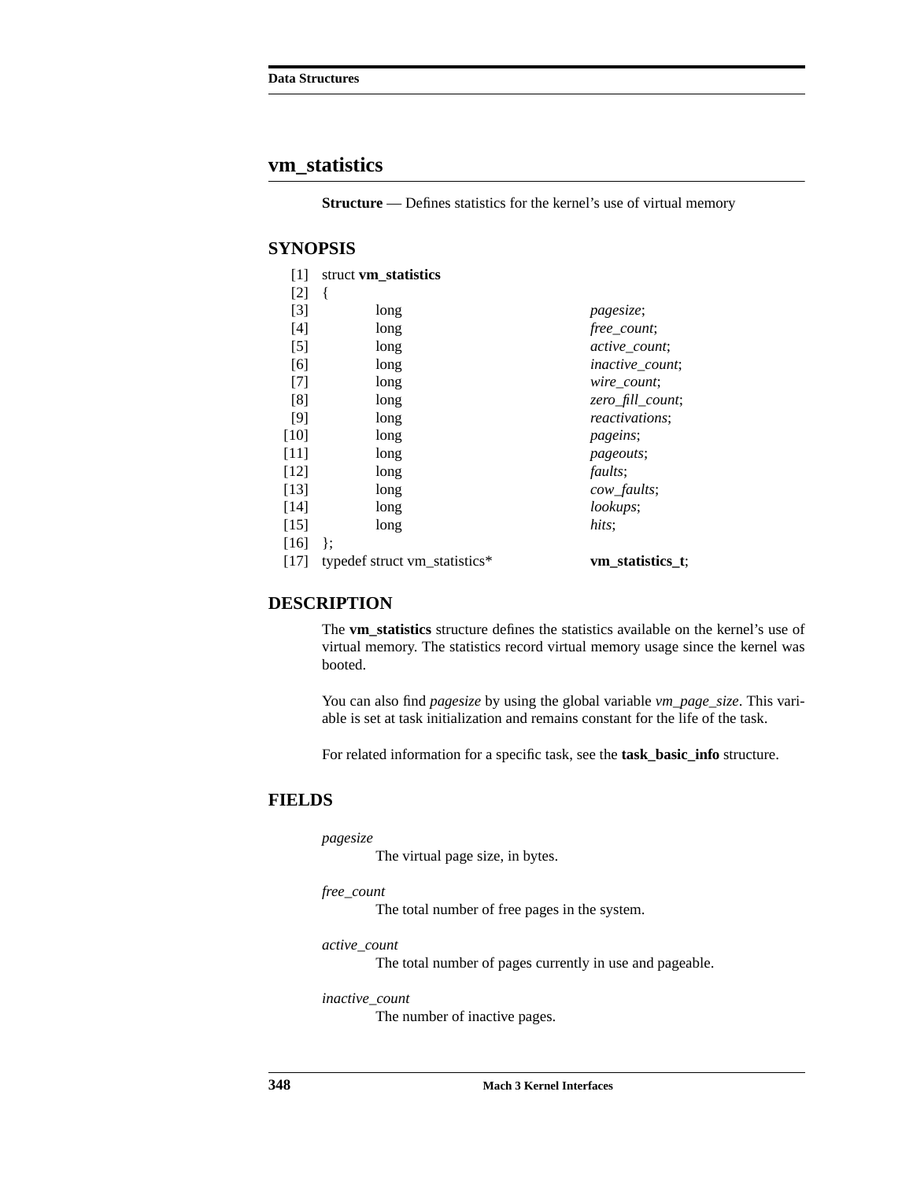## vm_statistics

**Structure** — Defines statistics for the kernel's use of virtual memory

### SYNOPSIS

```
[1]  struct vm_statistics
[2]  {
[3]          long                          pagesize;
[4]          long                          free_count;
[5]          long                          active_count;
[6]          long                          inactive_count;
[7]          long                          wire_count;
[8]          long                          zero_fill_count;
[9]          long                          reactivations;
[10]         long                          pageins;
[11]         long                          pageouts;
[12]         long                          faults;
[13]         long                          cow_faults;
[14]         long                          lookups;
[15]         long                          hits;
[16] };
[17] typedef struct vm_statistics*         vm_statistics_t;
```

### DESCRIPTION

The **vm_statistics** structure defines the statistics available on the kernel's use of virtual memory. The statistics record virtual memory usage since the kernel was booted.

You can also find *pagesize* by using the global variable *vm_page_size*. This variable is set at task initialization and remains constant for the life of the task.

For related information for a specific task, see the **task_basic_info** structure.

### FIELDS

*pagesize*
: The virtual page size, in bytes.

*free_count*
: The total number of free pages in the system.

*active_count*
: The total number of pages currently in use and pageable.

*inactive_count*
: The number of inactive pages.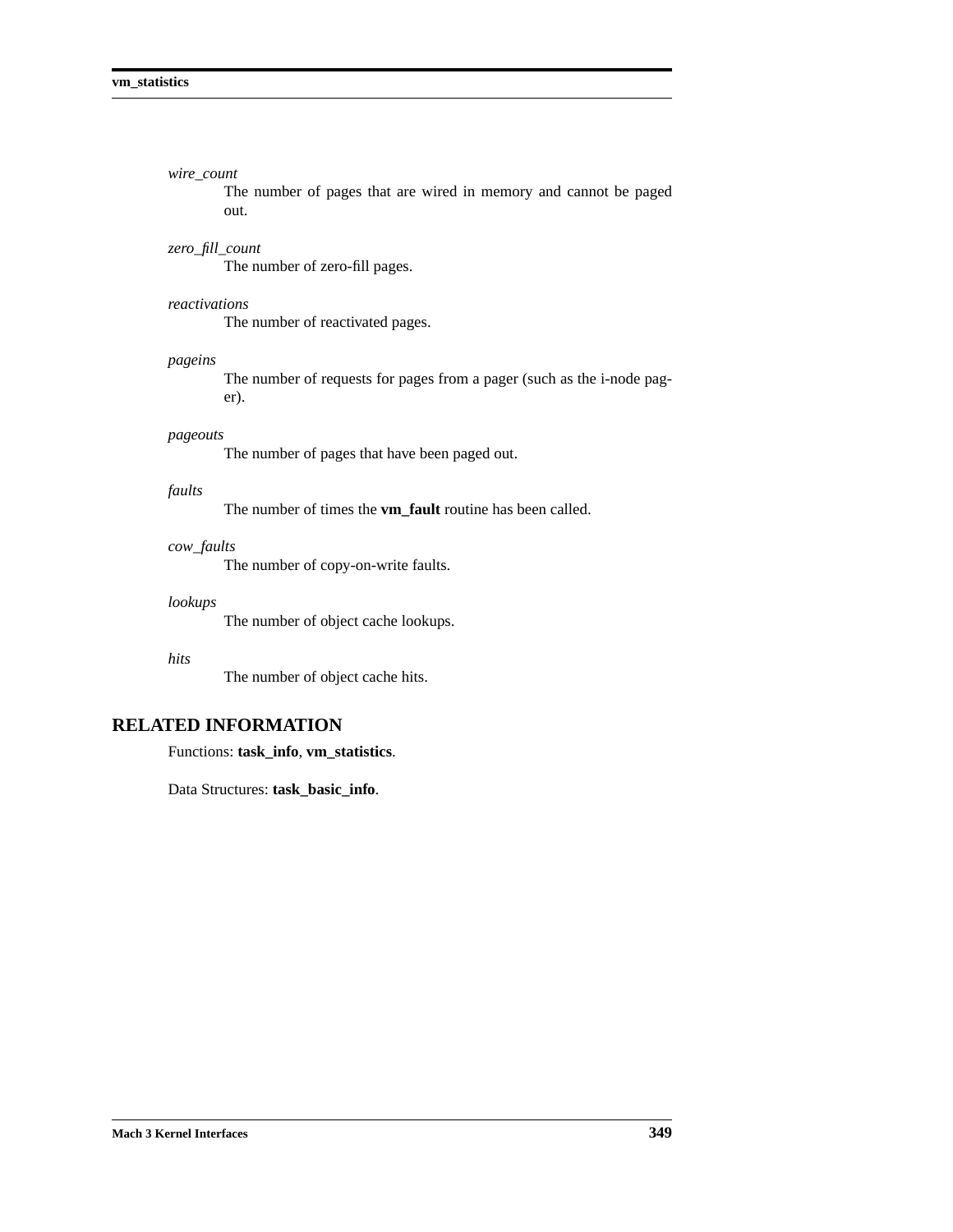*wire_count*
: The number of pages that are wired in memory and cannot be paged out.

*zero_fill_count*
: The number of zero-fill pages.

*reactivations*
: The number of reactivated pages.

*pageins*
: The number of requests for pages from a pager (such as the i-node pager).

*pageouts*
: The number of pages that have been paged out.

*faults*
: The number of times the **vm_fault** routine has been called.

*cow_faults*
: The number of copy-on-write faults.

*lookups*
: The number of object cache lookups.

*hits*
: The number of object cache hits.

## RELATED INFORMATION

Functions: **task_info**, **vm_statistics**.

Data Structures: **task_basic_info**.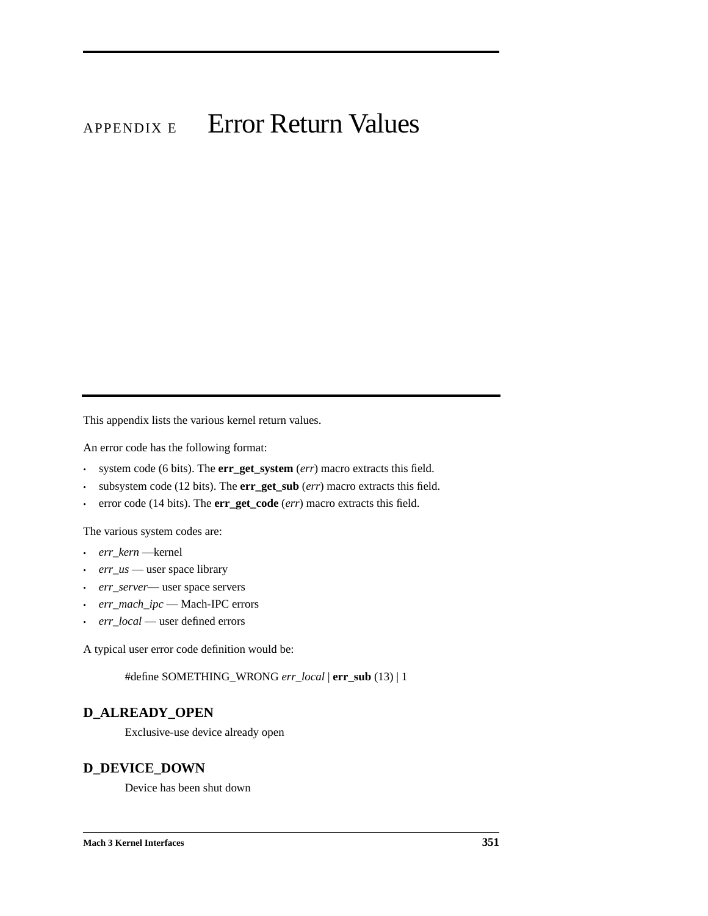# APPENDIX E Error Return Values

This appendix lists the various kernel return values.

An error code has the following format:

- system code (6 bits). The **err_get_system** (*err*) macro extracts this field.
- subsystem code (12 bits). The **err_get_sub** (*err*) macro extracts this field.
- error code (14 bits). The **err_get_code** (*err*) macro extracts this field.

The various system codes are:

- *err_kern* —kernel
- *err_us* — user space library
- *err_server*— user space servers
- *err_mach_ipc* — Mach-IPC errors
- *err_local* — user defined errors

A typical user error code definition would be:

> #define SOMETHING_WRONG *err_local* | **err_sub** (13) | 1

### D_ALREADY_OPEN

> Exclusive-use device already open

### D_DEVICE_DOWN

> Device has been shut down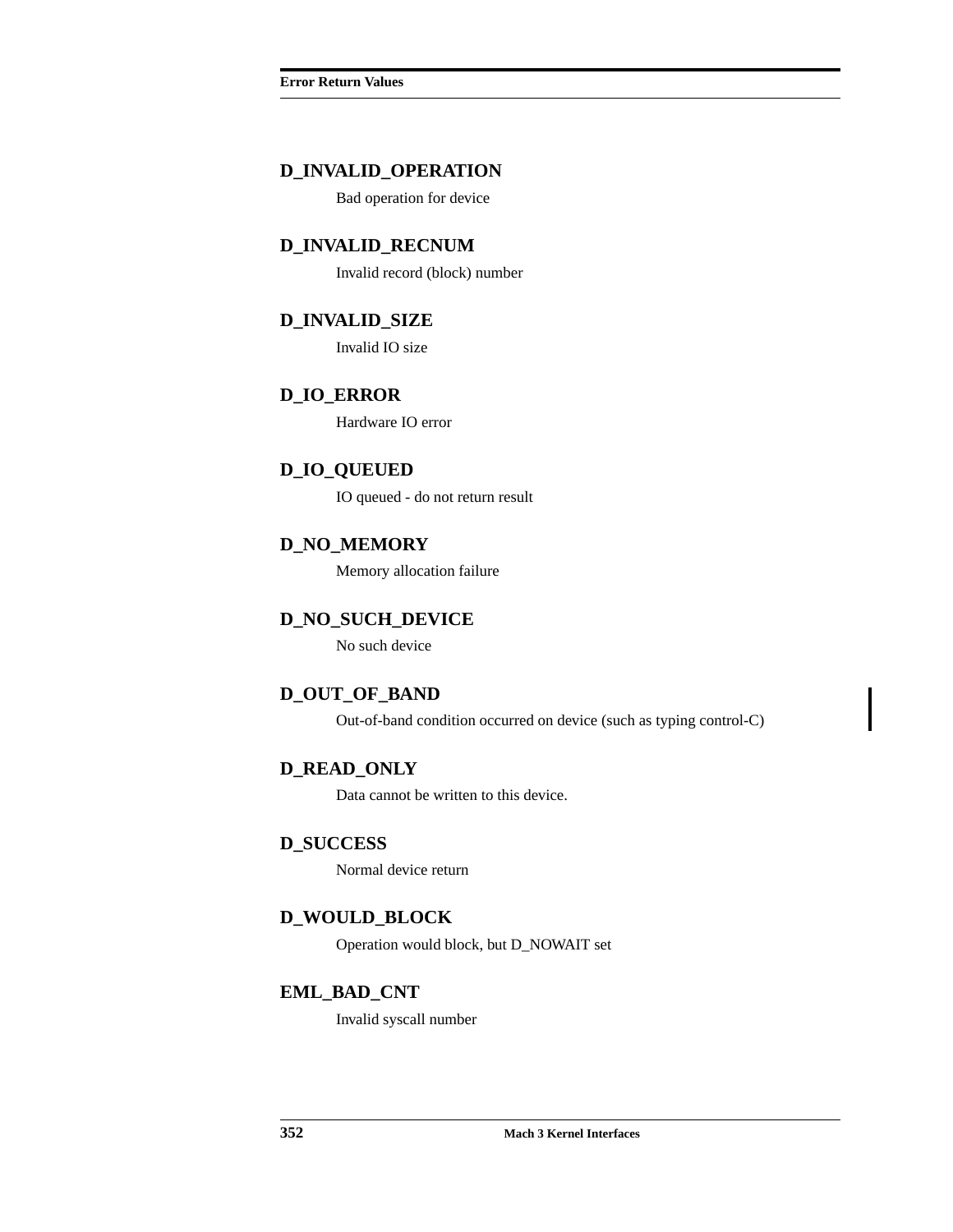### D_INVALID_OPERATION

Bad operation for device

### D_INVALID_RECNUM

Invalid record (block) number

### D_INVALID_SIZE

Invalid IO size

### D_IO_ERROR

Hardware IO error

### D_IO_QUEUED

IO queued - do not return result

### D_NO_MEMORY

Memory allocation failure

### D_NO_SUCH_DEVICE

No such device

### D_OUT_OF_BAND

Out-of-band condition occurred on device (such as typing control-C)

### D_READ_ONLY

Data cannot be written to this device.

### D_SUCCESS

Normal device return

### D_WOULD_BLOCK

Operation would block, but D_NOWAIT set

### EML_BAD_CNT

Invalid syscall number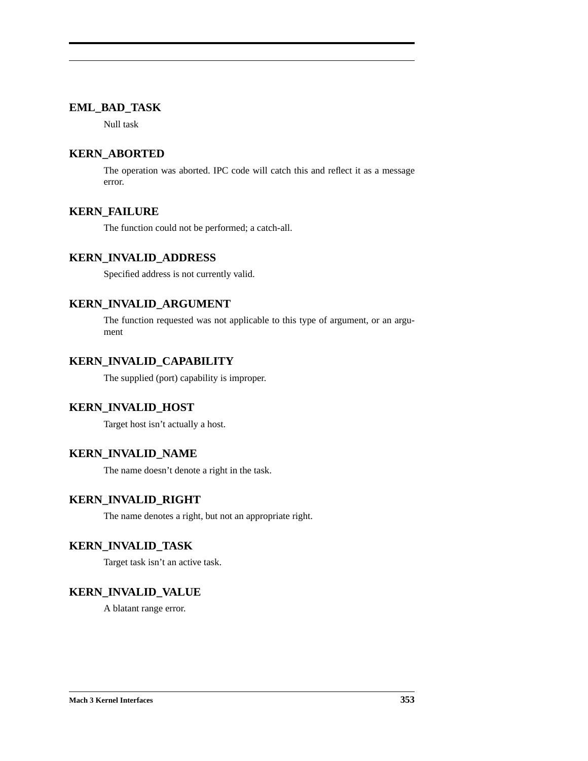### EML_BAD_TASK

Null task

### KERN_ABORTED

The operation was aborted. IPC code will catch this and reflect it as a message error.

### KERN_FAILURE

The function could not be performed; a catch-all.

### KERN_INVALID_ADDRESS

Specified address is not currently valid.

### KERN_INVALID_ARGUMENT

The function requested was not applicable to this type of argument, or an argument

### KERN_INVALID_CAPABILITY

The supplied (port) capability is improper.

### KERN_INVALID_HOST

Target host isn't actually a host.

### KERN_INVALID_NAME

The name doesn't denote a right in the task.

### KERN_INVALID_RIGHT

The name denotes a right, but not an appropriate right.

### KERN_INVALID_TASK

Target task isn't an active task.

### KERN_INVALID_VALUE

A blatant range error.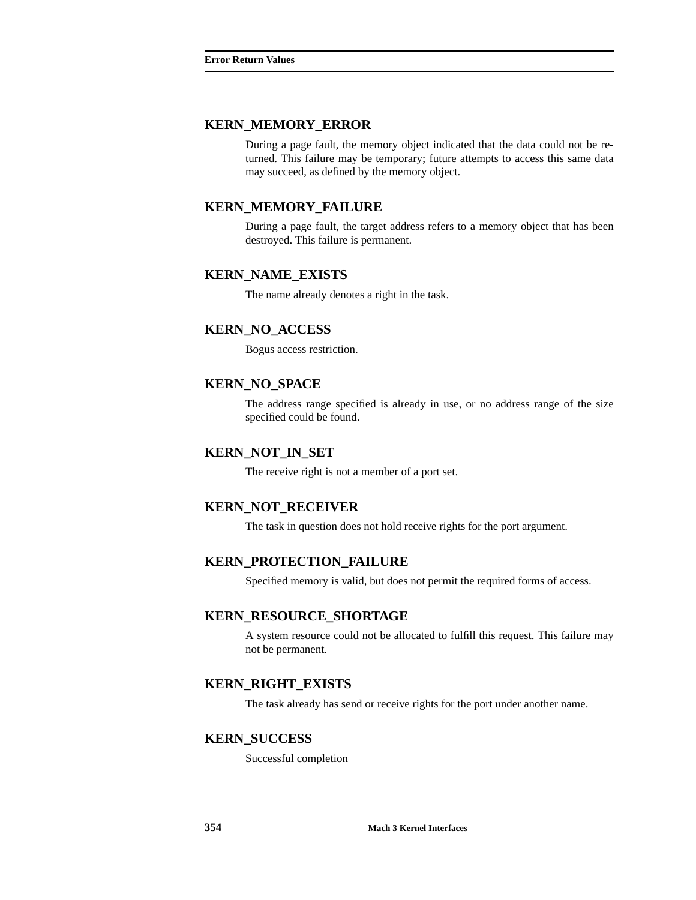### KERN_MEMORY_ERROR

During a page fault, the memory object indicated that the data could not be returned. This failure may be temporary; future attempts to access this same data may succeed, as defined by the memory object.

### KERN_MEMORY_FAILURE

During a page fault, the target address refers to a memory object that has been destroyed. This failure is permanent.

### KERN_NAME_EXISTS

The name already denotes a right in the task.

### KERN_NO_ACCESS

Bogus access restriction.

### KERN_NO_SPACE

The address range specified is already in use, or no address range of the size specified could be found.

### KERN_NOT_IN_SET

The receive right is not a member of a port set.

### KERN_NOT_RECEIVER

The task in question does not hold receive rights for the port argument.

### KERN_PROTECTION_FAILURE

Specified memory is valid, but does not permit the required forms of access.

### KERN_RESOURCE_SHORTAGE

A system resource could not be allocated to fulfill this request. This failure may not be permanent.

### KERN_RIGHT_EXISTS

The task already has send or receive rights for the port under another name.

### KERN_SUCCESS

Successful completion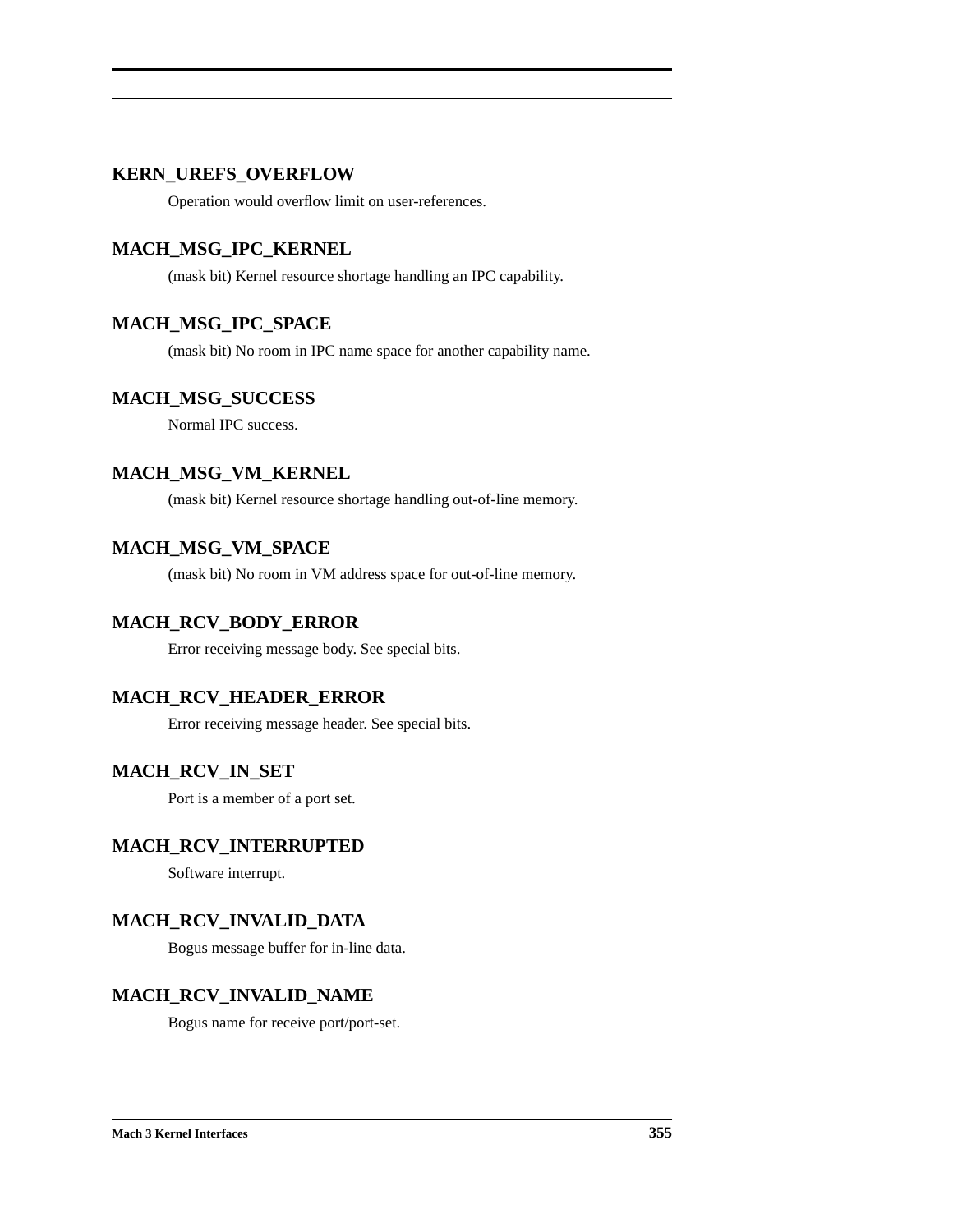**KERN_UREFS_OVERFLOW**

Operation would overflow limit on user-references.

**MACH_MSG_IPC_KERNEL**

(mask bit) Kernel resource shortage handling an IPC capability.

**MACH_MSG_IPC_SPACE**

(mask bit) No room in IPC name space for another capability name.

**MACH_MSG_SUCCESS**

Normal IPC success.

**MACH_MSG_VM_KERNEL**

(mask bit) Kernel resource shortage handling out-of-line memory.

**MACH_MSG_VM_SPACE**

(mask bit) No room in VM address space for out-of-line memory.

**MACH_RCV_BODY_ERROR**

Error receiving message body. See special bits.

**MACH_RCV_HEADER_ERROR**

Error receiving message header. See special bits.

**MACH_RCV_IN_SET**

Port is a member of a port set.

**MACH_RCV_INTERRUPTED**

Software interrupt.

**MACH_RCV_INVALID_DATA**

Bogus message buffer for in-line data.

**MACH_RCV_INVALID_NAME**

Bogus name for receive port/port-set.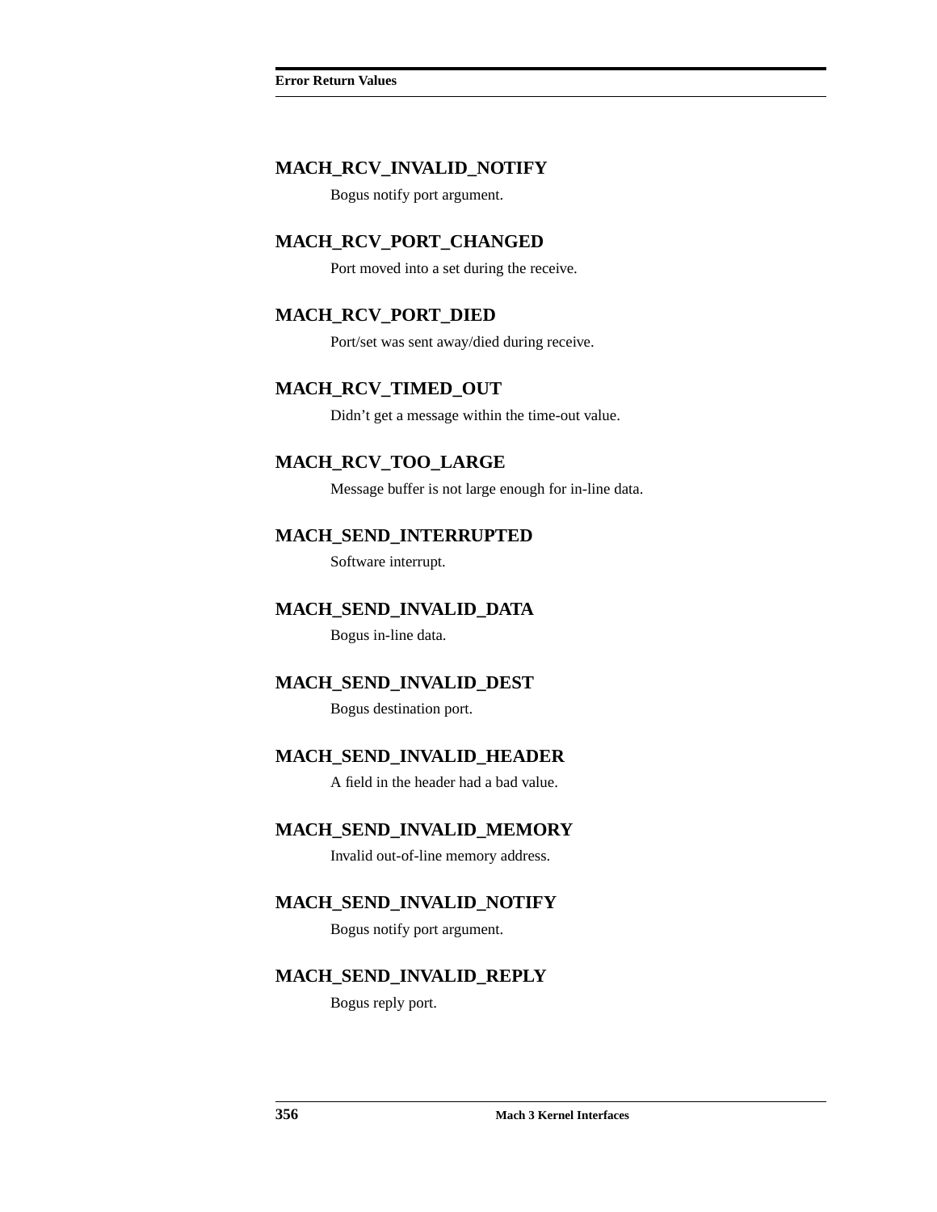### MACH_RCV_INVALID_NOTIFY

Bogus notify port argument.

### MACH_RCV_PORT_CHANGED

Port moved into a set during the receive.

### MACH_RCV_PORT_DIED

Port/set was sent away/died during receive.

### MACH_RCV_TIMED_OUT

Didn’t get a message within the time-out value.

### MACH_RCV_TOO_LARGE

Message buffer is not large enough for in-line data.

### MACH_SEND_INTERRUPTED

Software interrupt.

### MACH_SEND_INVALID_DATA

Bogus in-line data.

### MACH_SEND_INVALID_DEST

Bogus destination port.

### MACH_SEND_INVALID_HEADER

A field in the header had a bad value.

### MACH_SEND_INVALID_MEMORY

Invalid out-of-line memory address.

### MACH_SEND_INVALID_NOTIFY

Bogus notify port argument.

### MACH_SEND_INVALID_REPLY

Bogus reply port.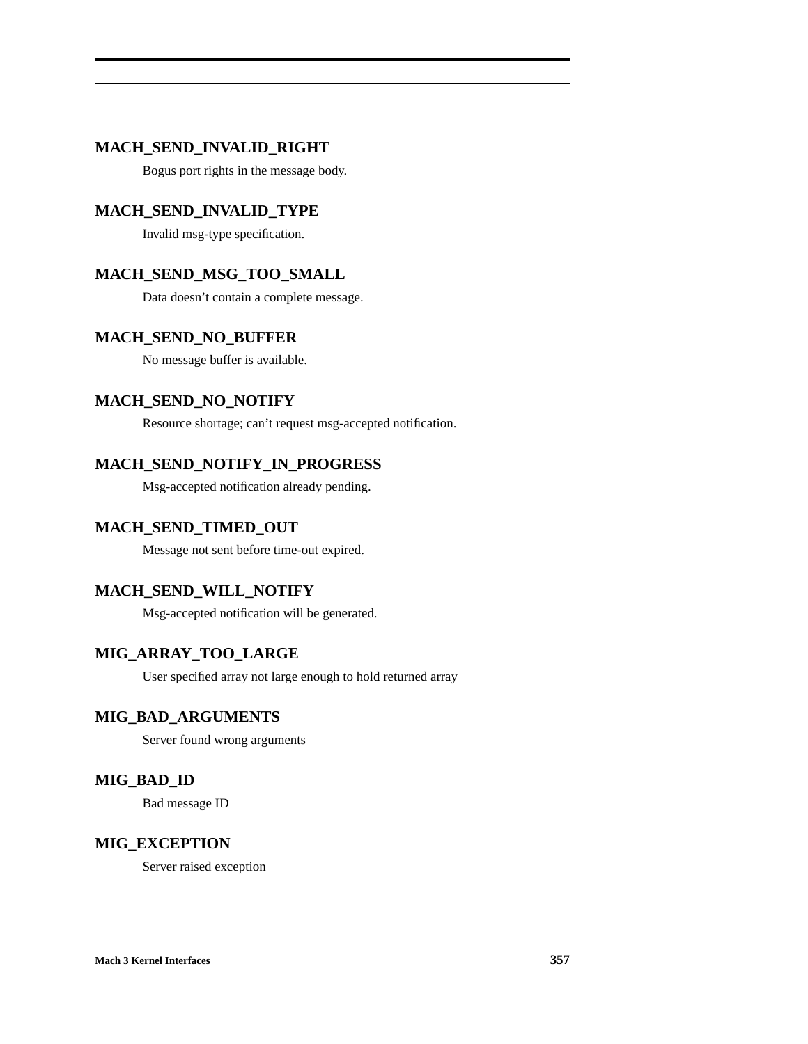### MACH_SEND_INVALID_RIGHT

Bogus port rights in the message body.

### MACH_SEND_INVALID_TYPE

Invalid msg-type specification.

### MACH_SEND_MSG_TOO_SMALL

Data doesn't contain a complete message.

### MACH_SEND_NO_BUFFER

No message buffer is available.

### MACH_SEND_NO_NOTIFY

Resource shortage; can't request msg-accepted notification.

### MACH_SEND_NOTIFY_IN_PROGRESS

Msg-accepted notification already pending.

### MACH_SEND_TIMED_OUT

Message not sent before time-out expired.

### MACH_SEND_WILL_NOTIFY

Msg-accepted notification will be generated.

### MIG_ARRAY_TOO_LARGE

User specified array not large enough to hold returned array

### MIG_BAD_ARGUMENTS

Server found wrong arguments

### MIG_BAD_ID

Bad message ID

### MIG_EXCEPTION

Server raised exception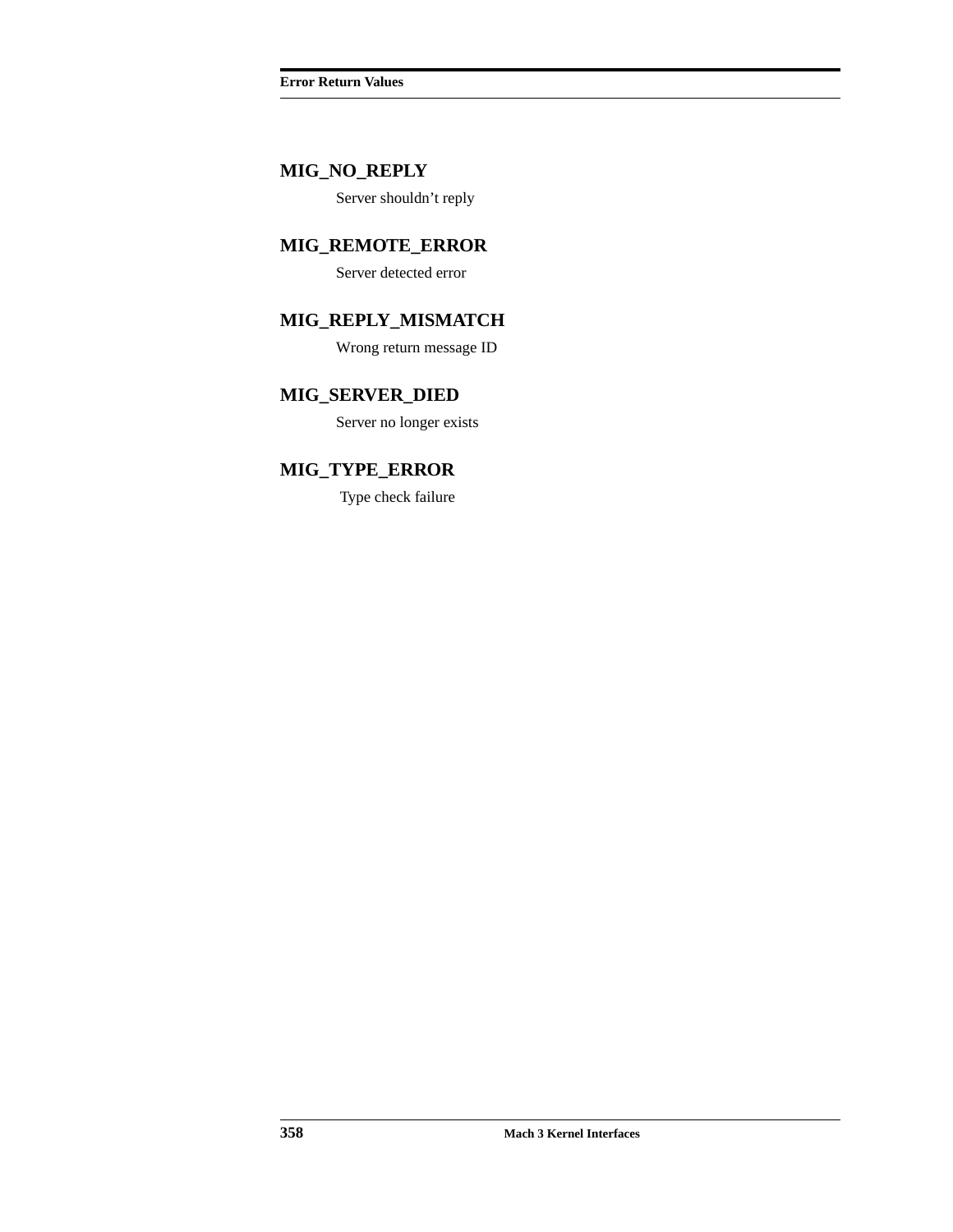**MIG_NO_REPLY**

Server shouldn't reply

**MIG_REMOTE_ERROR**

Server detected error

**MIG_REPLY_MISMATCH**

Wrong return message ID

**MIG_SERVER_DIED**

Server no longer exists

**MIG_TYPE_ERROR**

Type check failure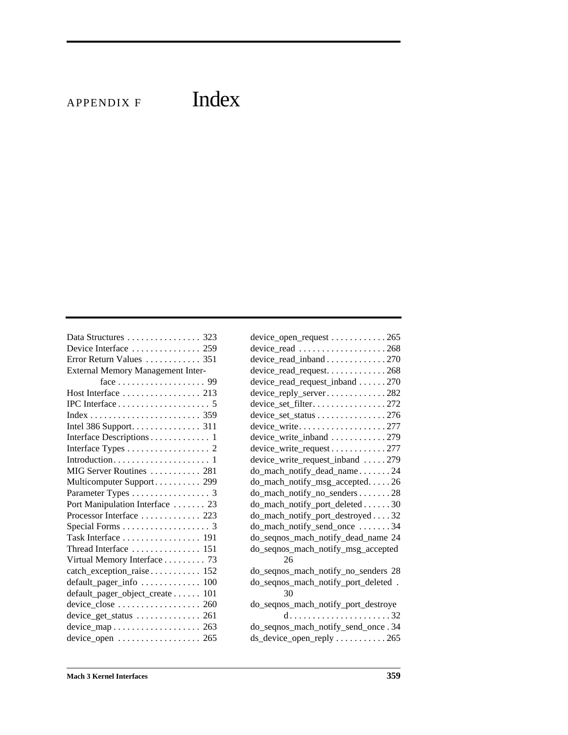# APPENDIX F Index

Data Structures . . . . . . . . . . . . . . . . 323
Device Interface . . . . . . . . . . . . . . . 259
Error Return Values . . . . . . . . . . . . 351
External Memory Management Interface . . . . . . . . . . . . . . . . . . . 99
Host Interface . . . . . . . . . . . . . . . . . 213
IPC Interface . . . . . . . . . . . . . . . . . . . . 5
Index . . . . . . . . . . . . . . . . . . . . . . . . 359
Intel 386 Support. . . . . . . . . . . . . . . 311
Interface Descriptions . . . . . . . . . . . . . 1
Interface Types . . . . . . . . . . . . . . . . . . 2
Introduction. . . . . . . . . . . . . . . . . . . . . 1
MIG Server Routines . . . . . . . . . . . 281
Multicomputer Support . . . . . . . . . . 299
Parameter Types . . . . . . . . . . . . . . . . . 3
Port Manipulation Interface . . . . . . . 23
Processor Interface . . . . . . . . . . . . . 223
Special Forms . . . . . . . . . . . . . . . . . . . 3
Task Interface . . . . . . . . . . . . . . . . . 191
Thread Interface . . . . . . . . . . . . . . . 151
Virtual Memory Interface . . . . . . . . . 73
catch_exception_raise . . . . . . . . . . . 152
default_pager_info . . . . . . . . . . . . . 100
default_pager_object_create . . . . . . 101
device_close . . . . . . . . . . . . . . . . . . 260
device_get_status . . . . . . . . . . . . . . 261
device_map . . . . . . . . . . . . . . . . . . . 263
device_open . . . . . . . . . . . . . . . . . . 265
device_open_request . . . . . . . . . . . . 265
device_read . . . . . . . . . . . . . . . . . . . 268
device_read_inband . . . . . . . . . . . . . 270
device_read_request. . . . . . . . . . . . . 268
device_read_request_inband . . . . . . 270
device_reply_server . . . . . . . . . . . . . 282
device_set_filter. . . . . . . . . . . . . . . . 272
device_set_status . . . . . . . . . . . . . . . 276
device_write. . . . . . . . . . . . . . . . . . . 277
device_write_inband . . . . . . . . . . . . 279
device_write_request . . . . . . . . . . . . 277
device_write_request_inband . . . . . 279
do_mach_notify_dead_name . . . . . . . 24
do_mach_notify_msg_accepted. . . . . 26
do_mach_notify_no_senders . . . . . . . 28
do_mach_notify_port_deleted . . . . . . 30
do_mach_notify_port_destroyed . . . . 32
do_mach_notify_send_once . . . . . . . 34
do_seqnos_mach_notify_dead_name 24
do_seqnos_mach_notify_msg_accepted 26
do_seqnos_mach_notify_no_senders 28
do_seqnos_mach_notify_port_deleted . 30
do_seqnos_mach_notify_port_destroyed . . . . . . . . . . . . . . . . . . . . . . 32
do_seqnos_mach_notify_send_once . 34
ds_device_open_reply . . . . . . . . . . . 265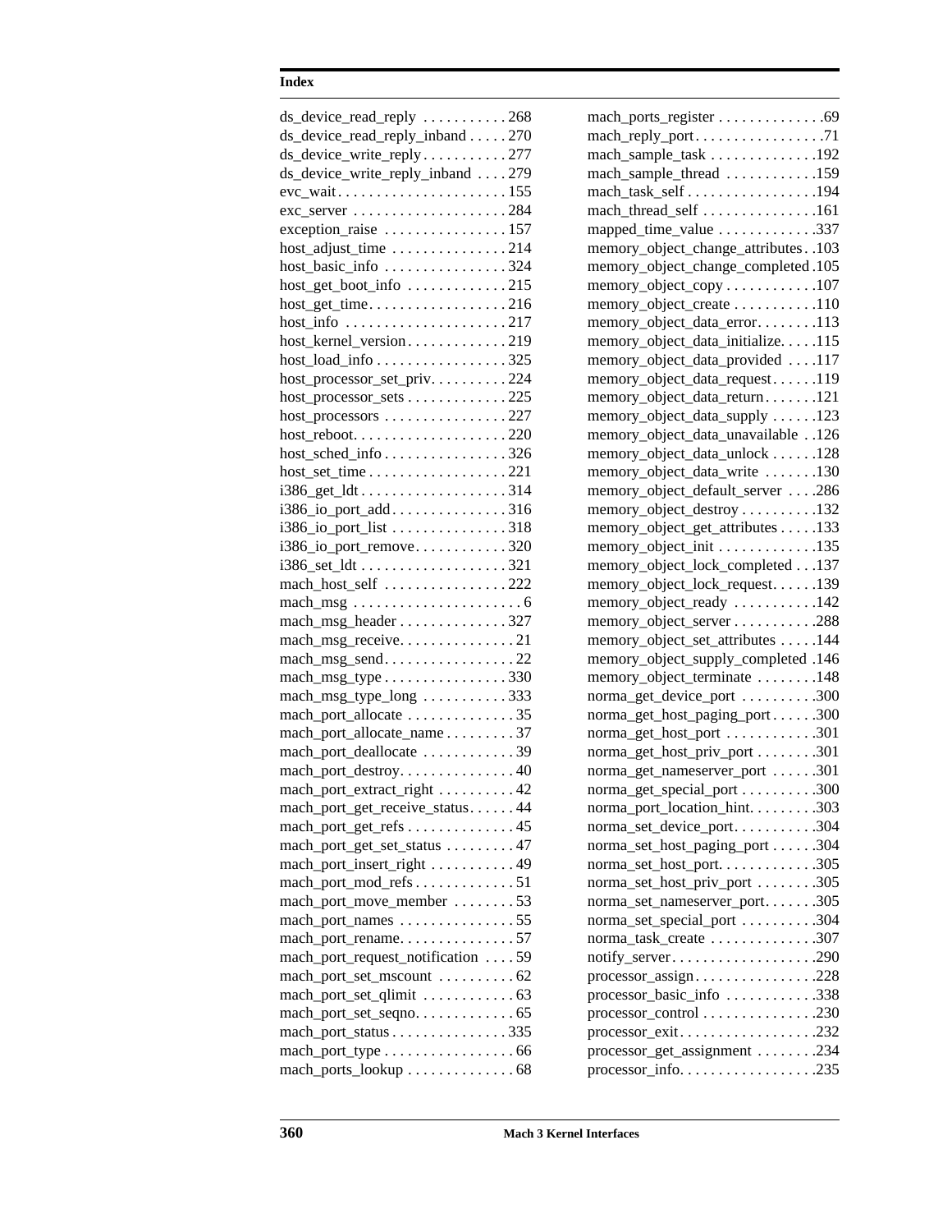## Index

ds_device_read_reply . . . . . . . . . . . 268
ds_device_read_reply_inband . . . . . 270
ds_device_write_reply . . . . . . . . . . . 277
ds_device_write_reply_inband . . . . 279
evc_wait . . . . . . . . . . . . . . . . . . . . . . 155
exc_server . . . . . . . . . . . . . . . . . . . . 284
exception_raise . . . . . . . . . . . . . . . . 157
host_adjust_time . . . . . . . . . . . . . . . 214
host_basic_info . . . . . . . . . . . . . . . . 324
host_get_boot_info . . . . . . . . . . . . . 215
host_get_time. . . . . . . . . . . . . . . . . . 216
host_info . . . . . . . . . . . . . . . . . . . . . 217
host_kernel_version. . . . . . . . . . . . . 219
host_load_info . . . . . . . . . . . . . . . . . 325
host_processor_set_priv. . . . . . . . . . 224
host_processor_sets . . . . . . . . . . . . . 225
host_processors . . . . . . . . . . . . . . . 227
host_reboot. . . . . . . . . . . . . . . . . . . . 220
host_sched_info . . . . . . . . . . . . . . . . 326
host_set_time . . . . . . . . . . . . . . . . . . 221
i386_get_ldt . . . . . . . . . . . . . . . . . . . 314
i386_io_port_add. . . . . . . . . . . . . . . 316
i386_io_port_list . . . . . . . . . . . . . . . 318
i386_io_port_remove. . . . . . . . . . . . 320
i386_set_ldt . . . . . . . . . . . . . . . . . . . 321
mach_host_self . . . . . . . . . . . . . . . . 222
mach_msg . . . . . . . . . . . . . . . . . . . . . . 6
mach_msg_header . . . . . . . . . . . . . . 327
mach_msg_receive. . . . . . . . . . . . . . . 21
mach_msg_send. . . . . . . . . . . . . . . . . 22
mach_msg_type . . . . . . . . . . . . . . . . 330
mach_msg_type_long . . . . . . . . . . . 333
mach_port_allocate . . . . . . . . . . . . . . 35
mach_port_allocate_name . . . . . . . . . 37
mach_port_deallocate . . . . . . . . . . . . 39
mach_port_destroy. . . . . . . . . . . . . . . 40
mach_port_extract_right . . . . . . . . . . 42
mach_port_get_receive_status. . . . . . 44
mach_port_get_refs . . . . . . . . . . . . . . 45
mach_port_get_set_status . . . . . . . . . 47
mach_port_insert_right . . . . . . . . . . . 49
mach_port_mod_refs . . . . . . . . . . . . . 51
mach_port_move_member . . . . . . . . 53
mach_port_names . . . . . . . . . . . . . . . 55
mach_port_rename. . . . . . . . . . . . . . . 57
mach_port_request_notification . . . . 59
mach_port_set_mscount . . . . . . . . . . 62
mach_port_set_qlimit . . . . . . . . . . . . 63
mach_port_set_seqno. . . . . . . . . . . . . 65
mach_port_status . . . . . . . . . . . . . . . 335
mach_port_type . . . . . . . . . . . . . . . . . 66
mach_ports_lookup . . . . . . . . . . . . . . 68
mach_ports_register . . . . . . . . . . . . . .69
mach_reply_port. . . . . . . . . . . . . . . . .71
mach_sample_task . . . . . . . . . . . . . .192
mach_sample_thread . . . . . . . . . . . .159
mach_task_self . . . . . . . . . . . . . . . . .194
mach_thread_self . . . . . . . . . . . . . . .161
mapped_time_value . . . . . . . . . . . . .337
memory_object_change_attributes . .103
memory_object_change_completed .105
memory_object_copy . . . . . . . . . . . .107
memory_object_create . . . . . . . . . . .110
memory_object_data_error. . . . . . . .113
memory_object_data_initialize. . . . .115
memory_object_data_provided . . . .117
memory_object_data_request. . . . . .119
memory_object_data_return . . . . . . .121
memory_object_data_supply . . . . . .123
memory_object_data_unavailable . .126
memory_object_data_unlock . . . . . .128
memory_object_data_write . . . . . . .130
memory_object_default_server . . . .286
memory_object_destroy . . . . . . . . . .132
memory_object_get_attributes . . . . .133
memory_object_init . . . . . . . . . . . . .135
memory_object_lock_completed . . .137
memory_object_lock_request. . . . . .139
memory_object_ready . . . . . . . . . . .142
memory_object_server . . . . . . . . . . .288
memory_object_set_attributes . . . . .144
memory_object_supply_completed .146
memory_object_terminate . . . . . . . .148
norma_get_device_port . . . . . . . . . .300
norma_get_host_paging_port . . . . . .300
norma_get_host_port . . . . . . . . . . . .301
norma_get_host_priv_port . . . . . . . .301
norma_get_nameserver_port . . . . . .301
norma_get_special_port . . . . . . . . . .300
norma_port_location_hint. . . . . . . . .303
norma_set_device_port. . . . . . . . . . .304
norma_set_host_paging_port . . . . . .304
norma_set_host_port. . . . . . . . . . . . .305
norma_set_host_priv_port . . . . . . . .305
norma_set_nameserver_port. . . . . . .305
norma_set_special_port . . . . . . . . . .304
norma_task_create . . . . . . . . . . . . . .307
notify_server. . . . . . . . . . . . . . . . . . .290
processor_assign. . . . . . . . . . . . . . . .228
processor_basic_info . . . . . . . . . . . .338
processor_control . . . . . . . . . . . . . . .230
processor_exit. . . . . . . . . . . . . . . . . .232
processor_get_assignment . . . . . . . .234
processor_info. . . . . . . . . . . . . . . . . .235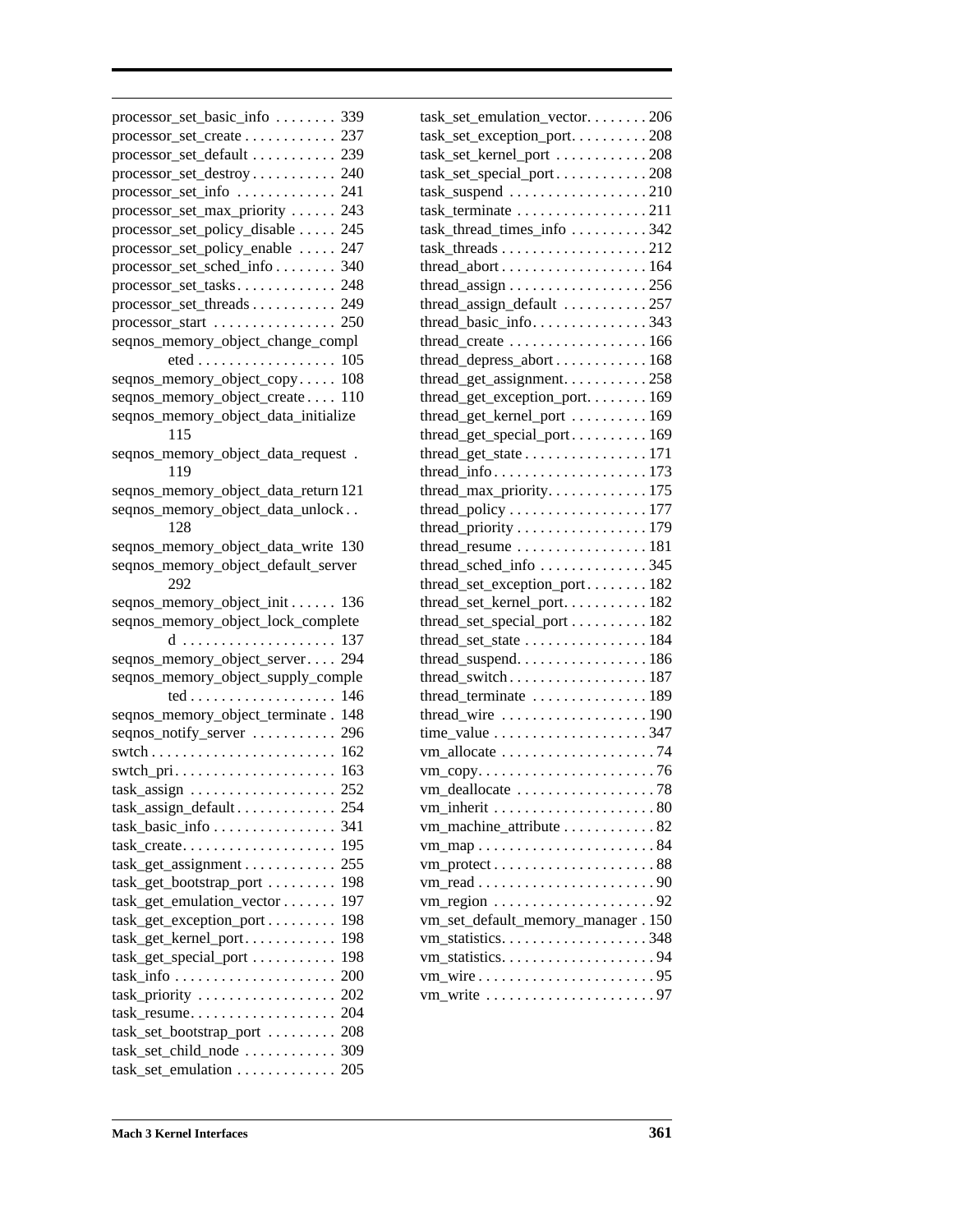processor_set_basic_info . . . . . . . . 339
processor_set_create . . . . . . . . . . . . 237
processor_set_default . . . . . . . . . . . 239
processor_set_destroy . . . . . . . . . . . 240
processor_set_info . . . . . . . . . . . . . 241
processor_set_max_priority . . . . . . 243
processor_set_policy_disable . . . . . 245
processor_set_policy_enable . . . . . 247
processor_set_sched_info . . . . . . . . 340
processor_set_tasks . . . . . . . . . . . . . 248
processor_set_threads . . . . . . . . . . . 249
processor_start . . . . . . . . . . . . . . . . 250
seqnos_memory_object_change_compl
eted . . . . . . . . . . . . . . . . . . 105
seqnos_memory_object_copy . . . . . 108
seqnos_memory_object_create . . . . 110
seqnos_memory_object_data_initialize
115
seqnos_memory_object_data_request .
119
seqnos_memory_object_data_return 121
seqnos_memory_object_data_unlock . .
128
seqnos_memory_object_data_write 130
seqnos_memory_object_default_server
292
seqnos_memory_object_init . . . . . . 136
seqnos_memory_object_lock_complete
d . . . . . . . . . . . . . . . . . . . . 137
seqnos_memory_object_server . . . . 294
seqnos_memory_object_supply_comple
ted . . . . . . . . . . . . . . . . . . . 146
seqnos_memory_object_terminate . 148
seqnos_notify_server . . . . . . . . . . . 296
swtch . . . . . . . . . . . . . . . . . . . . . . . . 162
swtch_pri . . . . . . . . . . . . . . . . . . . . . 163
task_assign . . . . . . . . . . . . . . . . . . . 252
task_assign_default . . . . . . . . . . . . . 254
task_basic_info . . . . . . . . . . . . . . . . 341
task_create . . . . . . . . . . . . . . . . . . . . 195
task_get_assignment . . . . . . . . . . . . 255
task_get_bootstrap_port . . . . . . . . . 198
task_get_emulation_vector . . . . . . . 197
task_get_exception_port . . . . . . . . . 198
task_get_kernel_port . . . . . . . . . . . . 198
task_get_special_port . . . . . . . . . . . 198
task_info . . . . . . . . . . . . . . . . . . . . . 200
task_priority . . . . . . . . . . . . . . . . . . 202
task_resume . . . . . . . . . . . . . . . . . . . 204
task_set_bootstrap_port . . . . . . . . . 208
task_set_child_node . . . . . . . . . . . . 309
task_set_emulation . . . . . . . . . . . . . 205
task_set_emulation_vector . . . . . . . . 206
task_set_exception_port . . . . . . . . . . 208
task_set_kernel_port . . . . . . . . . . . . 208
task_set_special_port . . . . . . . . . . . . 208
task_suspend . . . . . . . . . . . . . . . . . . 210
task_terminate . . . . . . . . . . . . . . . . . 211
task_thread_times_info . . . . . . . . . . 342
task_threads . . . . . . . . . . . . . . . . . . . 212
thread_abort . . . . . . . . . . . . . . . . . . . 164
thread_assign . . . . . . . . . . . . . . . . . . 256
thread_assign_default . . . . . . . . . . . 257
thread_basic_info . . . . . . . . . . . . . . . 343
thread_create . . . . . . . . . . . . . . . . . . 166
thread_depress_abort . . . . . . . . . . . . 168
thread_get_assignment . . . . . . . . . . . 258
thread_get_exception_port . . . . . . . . 169
thread_get_kernel_port . . . . . . . . . . 169
thread_get_special_port . . . . . . . . . . 169
thread_get_state . . . . . . . . . . . . . . . . 171
thread_info . . . . . . . . . . . . . . . . . . . . 173
thread_max_priority . . . . . . . . . . . . . 175
thread_policy . . . . . . . . . . . . . . . . . . 177
thread_priority . . . . . . . . . . . . . . . . . 179
thread_resume . . . . . . . . . . . . . . . . . 181
thread_sched_info . . . . . . . . . . . . . . 345
thread_set_exception_port . . . . . . . . 182
thread_set_kernel_port . . . . . . . . . . . 182
thread_set_special_port . . . . . . . . . . 182
thread_set_state . . . . . . . . . . . . . . . . 184
thread_suspend . . . . . . . . . . . . . . . . . 186
thread_switch . . . . . . . . . . . . . . . . . . 187
thread_terminate . . . . . . . . . . . . . . . 189
thread_wire . . . . . . . . . . . . . . . . . . . 190
time_value . . . . . . . . . . . . . . . . . . . . 347
vm_allocate . . . . . . . . . . . . . . . . . . . . 74
vm_copy . . . . . . . . . . . . . . . . . . . . . . . 76
vm_deallocate . . . . . . . . . . . . . . . . . . 78
vm_inherit . . . . . . . . . . . . . . . . . . . . . 80
vm_machine_attribute . . . . . . . . . . . . 82
vm_map . . . . . . . . . . . . . . . . . . . . . . . 84
vm_protect . . . . . . . . . . . . . . . . . . . . . 88
vm_read . . . . . . . . . . . . . . . . . . . . . . . 90
vm_region . . . . . . . . . . . . . . . . . . . . . 92
vm_set_default_memory_manager . 150
vm_statistics . . . . . . . . . . . . . . . . . . . 348
vm_statistics . . . . . . . . . . . . . . . . . . . . 94
vm_wire . . . . . . . . . . . . . . . . . . . . . . . 95
vm_write . . . . . . . . . . . . . . . . . . . . . . 97